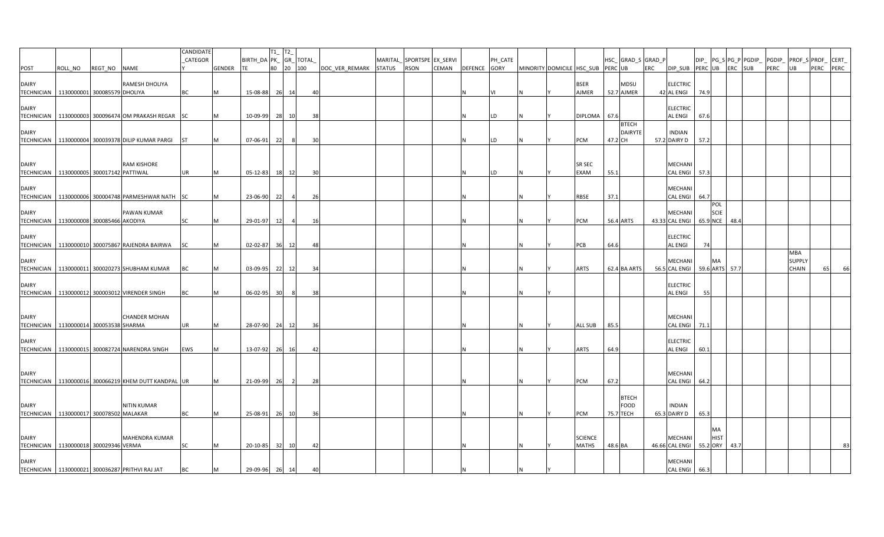| POST | ROLL_NO | REGT_NO | NAME | CANDIDATE_CATEGORY | GENDER | BIRTH_DATE | T1_PK_80 | T2_GR_20 | TOTAL_100 | DOC_VER_REMARK | MARITAL_STATUS | SPORTSPERSON | EX_SERVICEMAN | DEFENCE | PH_CATEGORY | MINORITY | DOMICILE | HSC_SUB | HSC_PERC | GRAD_SUB | GRAD_PERC | DIP_SUB | DIP_PERC | PG_SUB | PG_PERC | PGDIP_SUB | PGDIP_PERC | PROF_SUB | PROF_PERC | CERT_PERC |
|---|---|---|---|---|---|---|---|---|---|---|---|---|---|---|---|---|---|---|---|---|---|---|---|---|---|---|---|---|---|---|
| DAIRY TECHNICIAN | 1130000001 | 300085579 | RAMESH DHOLIYA | BC | M | 15-08-88 | 26 | 14 | 40 | | | | | N | VI | N | Y | BSER AJMER | 52.7 | MDSU AJMER | 42 | ELECTRICAL ENGI | 74.9 | | | | | | | |
| DAIRY TECHNICIAN | 1130000003 | 300096474 | OM PRAKASH REGAR | SC | M | 10-09-99 | 28 | 10 | 38 | | | | | N | LD | N | Y | DIPLOMA | 67.6 | | | ELECTRICAL ENGI | 67.6 | | | | | | | |
| DAIRY TECHNICIAN | 1130000004 | 300039378 | DILIP KUMAR PARGI | ST | M | 07-06-91 | 22 | 8 | 30 | | | | | N | LD | N | Y | PCM | 47.2 | BTECH DAIRYTECH | 57.2 | INDIAN DAIRY D | 57.2 | | | | | | | |
| DAIRY TECHNICIAN | 1130000005 | 300017142 | RAM KISHORE PATTIWAL | UR | M | 05-12-83 | 18 | 12 | 30 | | | | | N | LD | N | Y | SR SEC EXAM | 55.1 | | | MECHANICAL ENGI | 57.3 | | | | | | | |
| DAIRY TECHNICIAN | 1130000006 | 300004748 | PARMESHWAR NATH | SC | M | 23-06-90 | 22 | 4 | 26 | | | | | N | | N | Y | RBSE | 37.1 | | | MECHANICAL ENGI | 64.7 | | | | | | | |
| DAIRY TECHNICIAN | 1130000008 | 300085466 | PAWAN KUMAR AKODIYA | SC | M | 29-01-97 | 12 | 4 | 16 | | | | | N | | N | Y | PCM | 56.4 | ARTS | 43.33 | MECHANICAL ENGI | 65.9 | POL SCIENCE | 48.4 | | | | | |
| DAIRY TECHNICIAN | 1130000010 | 300075867 | RAJENDRA BAIRWA | SC | M | 02-02-87 | 36 | 12 | 48 | | | | | N | | N | Y | PCB | 64.6 | | | ELECTRICAL ENGI | 74 | | | | | | | |
| DAIRY TECHNICIAN | 1130000011 | 300020273 | SHUBHAM KUMAR | BC | M | 03-09-95 | 22 | 12 | 34 | | | | | N | | N | Y | ARTS | 62.4 | BA ARTS | 56.5 | MECHANICAL ENGI | 59.6 | MA ARTS | 57.7 | | | MBA SUPPLY CHAIN | 65 | 66 |
| DAIRY TECHNICIAN | 1130000012 | 300003012 | VIRENDER SINGH | BC | M | 06-02-95 | 30 | 8 | 38 | | | | | N | | N | Y | | | | | ELECTRICAL ENGI | 55 | | | | | | | |
| DAIRY TECHNICIAN | 1130000014 | 300053538 | CHANDER MOHAN SHARMA | UR | M | 28-07-90 | 24 | 12 | 36 | | | | | N | | N | Y | ALL SUB | 85.5 | | | MECHANICAL ENGI | 71.1 | | | | | | | |
| DAIRY TECHNICIAN | 1130000015 | 300082724 | NARENDRA SINGH | EWS | M | 13-07-92 | 26 | 16 | 42 | | | | | N | | N | Y | ARTS | 64.9 | | | ELECTRICAL ENGI | 60.1 | | | | | | | |
| DAIRY TECHNICIAN | 1130000016 | 300066219 | KHEM DUTT KANDPAL | UR | M | 21-09-99 | 26 | 2 | 28 | | | | | N | | N | Y | PCM | 67.2 | | | MECHANICAL ENGI | 64.2 | | | | | | | |
| DAIRY TECHNICIAN | 1130000017 | 300078502 | NITIN KUMAR MALAKAR | BC | M | 25-08-91 | 26 | 10 | 36 | | | | | N | | N | Y | PCM | 75.7 | BTECH FOOD TECH | 65.3 | INDIAN DAIRY D | 65.3 | | | | | | | |
| DAIRY TECHNICIAN | 1130000018 | 300029346 | MAHENDRA KUMAR VERMA | SC | M | 20-10-85 | 32 | 10 | 42 | | | | | N | | N | Y | SCIENCE MATHS | 48.6 | BA | 46.66 | MECHANICAL ENGI | 55.2 | MA HISTORY | 43.7 | | | | | 83 |
| DAIRY TECHNICIAN | 1130000021 | 300036287 | PRITHVI RAJ JAT | BC | M | 29-09-96 | 26 | 14 | 40 | | | | | N | | N | Y | | | | | MECHANICAL ENGI | 66.3 | | | | | | | |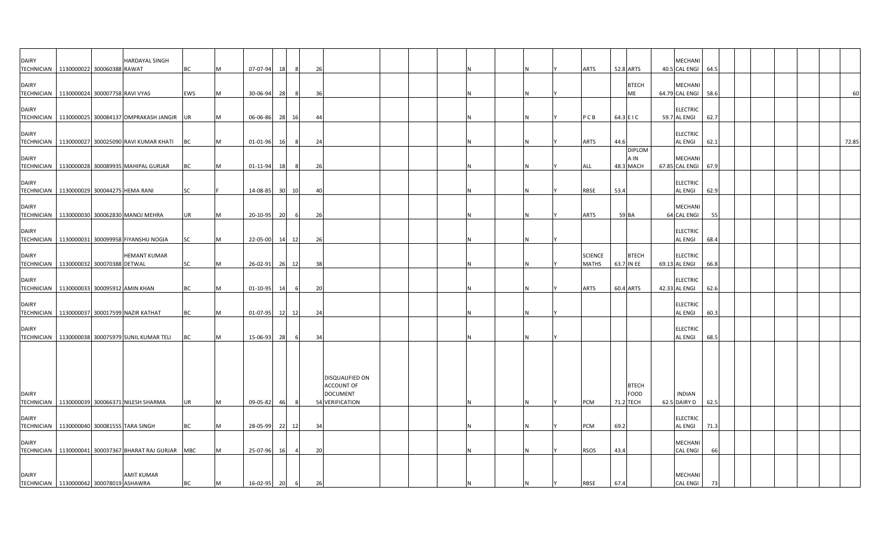| | | | | | | | | | | | | | | | | | | | | | | | | | | | | | |
|---|---|---|---|---|---|---|---|---|---|---|---|---|---|---|---|---|---|---|---|---|---|---|---|---|---|---|---|---|---|
| DAIRY TECHNICIAN | 1130000022 | 300060388 | HARDAYAL SINGH RAWAT | BC | M | 07-07-94 | 18 | 8 | 26 | | | | N | | N | Y | ARTS | 52.8 | ARTS | 40.5 | MECHANICAL ENGI | 64.5 | | | | | | | |
| DAIRY TECHNICIAN | 1130000024 | 300007758 | RAVI VYAS | EWS | M | 30-06-94 | 28 | 8 | 36 | | | | N | | N | Y | | | BTECH ME | 64.79 | MECHANICAL ENGI | 58.6 | | | | | | | 60 |
| DAIRY TECHNICIAN | 1130000025 | 300084137 | OMPRAKASH JANGIR | UR | M | 06-06-86 | 28 | 16 | 44 | | | | N | | N | Y | P C B | 64.3 | E I C | 59.7 | ELECTRICAL ENGI | 62.7 | | | | | | | |
| DAIRY TECHNICIAN | 1130000027 | 300025090 | RAVI KUMAR KHATI | BC | M | 01-01-96 | 16 | 8 | 24 | | | | N | | N | Y | ARTS | 44.6 | | | ELECTRICAL ENGI | 62.1 | | | | | | | 72.85 |
| DAIRY TECHNICIAN | 1130000028 | 300089935 | MAHIPAL GURJAR | BC | M | 01-11-94 | 18 | 8 | 26 | | | | N | | N | Y | ALL | 48.3 | DIPLOMA IN MACH | 67.85 | MECHANICAL ENGI | 67.9 | | | | | | | |
| DAIRY TECHNICIAN | 1130000029 | 300044275 | HEMA RANI | SC | F | 14-08-85 | 30 | 10 | 40 | | | | N | | N | Y | RBSE | 53.4 | | | ELECTRICAL ENGI | 62.9 | | | | | | | |
| DAIRY TECHNICIAN | 1130000030 | 300062830 | MANOJ MEHRA | UR | M | 20-10-95 | 20 | 6 | 26 | | | | N | | N | Y | ARTS | 59 | BA | 64 | MECHANICAL ENGI | 55 | | | | | | | |
| DAIRY TECHNICIAN | 1130000031 | 300099958 | FIYANSHU NOGIA | SC | M | 22-05-00 | 14 | 12 | 26 | | | | N | | N | | | | | | ELECTRICAL ENGI | 68.4 | | | | | | | |
| DAIRY TECHNICIAN | 1130000032 | 300070388 | HEMANT KUMAR DETWAL | SC | M | 26-02-91 | 26 | 12 | 38 | | | | N | | N | Y | SCIENCE MATHS | 63.7 | BTECH IN EE | 69.13 | ELECTRICAL ENGI | 66.8 | | | | | | | |
| DAIRY TECHNICIAN | 1130000033 | 300095912 | AMIN KHAN | BC | M | 01-10-95 | 14 | 6 | 20 | | | | N | | N | Y | ARTS | 60.4 | ARTS | 42.33 | ELECTRICAL ENGI | 62.6 | | | | | | | |
| DAIRY TECHNICIAN | 1130000037 | 300017599 | NAZIR KATHAT | BC | M | 01-07-95 | 12 | 12 | 24 | | | | N | | N | Y | | | | | ELECTRICAL ENGI | 60.3 | | | | | | | |
| DAIRY TECHNICIAN | 1130000038 | 300075979 | SUNIL KUMAR TELI | BC | M | 15-06-93 | 28 | 6 | 34 | | | | N | | N | Y | | | | | ELECTRICAL ENGI | 68.5 | | | | | | | |
| DAIRY TECHNICIAN | 1130000039 | 300066371 | NILESH SHARMA | UR | M | 09-05-82 | 46 | 8 | 54 | DISQUALIFIED ON ACCOUNT OF DOCUMENT VERIFICATION | | | N | | N | Y | PCM | 71.2 | BTECH FOOD TECH | 62.5 | INDIAN DAIRY D | 62.5 | | | | | | | |
| DAIRY TECHNICIAN | 1130000040 | 300081555 | TARA SINGH | BC | M | 28-05-99 | 22 | 12 | 34 | | | | N | | N | Y | PCM | 69.2 | | | ELECTRICAL ENGI | 71.3 | | | | | | | |
| DAIRY TECHNICIAN | 1130000041 | 300037367 | BHARAT RAJ GURJAR | MBC | M | 25-07-96 | 16 | 4 | 20 | | | | N | | N | Y | RSOS | 43.4 | | | MECHANICAL ENGI | 66 | | | | | | | |
| DAIRY TECHNICIAN | 1130000042 | 300078019 | AMIT KUMAR ASHAWRA | BC | M | 16-02-95 | 20 | 6 | 26 | | | | N | | N | Y | RBSE | 67.4 | | | MECHANICAL ENGI | 73 | | | | | | | |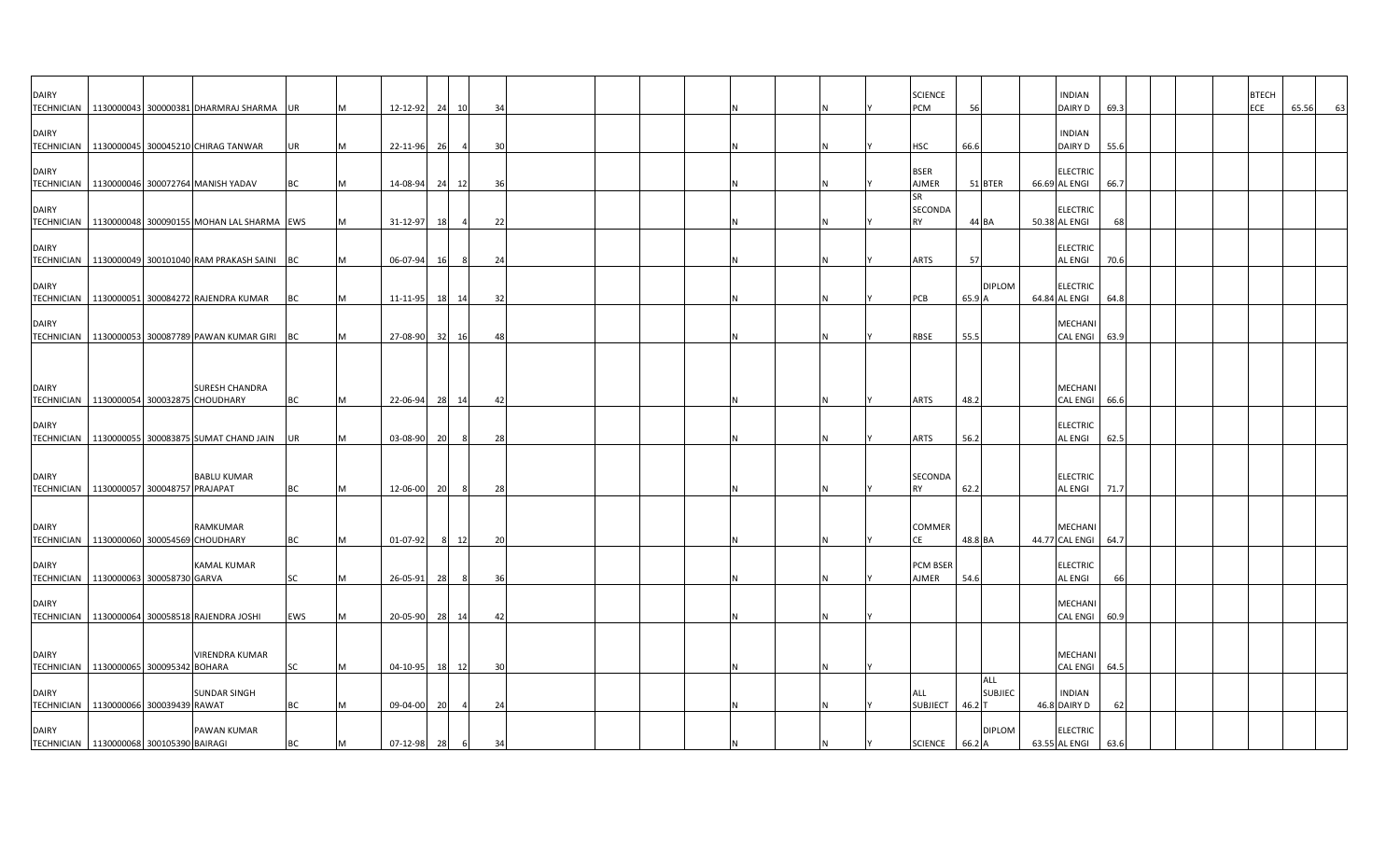| | | | | | | | | | | | | | | | | | | | | | | | | | | | | | | |
|---|---|---|---|---|---|---|---|---|---|---|---|---|---|---|---|---|---|---|---|---|---|---|---|---|---|---|---|---|---|---|
| DAIRY TECHNICIAN | 1130000043 | 300000381 | DHARMRAJ SHARMA | UR | M | 12-12-92 | 24 | 10 | 34 | | | | | N | | N | Y | SCIENCE PCM | 56 | | | INDIAN DAIRY D | 69.3 | | | | | BTECH ECE | 65.56 | 63 |
| DAIRY TECHNICIAN | 1130000045 | 300045210 | CHIRAG TANWAR | UR | M | 22-11-96 | 26 | 4 | 30 | | | | | N | | N | Y | HSC | 66.6 | | | INDIAN DAIRY D | 55.6 | | | | | | | |
| DAIRY TECHNICIAN | 1130000046 | 300072764 | MANISH YADAV | BC | M | 14-08-94 | 24 | 12 | 36 | | | | | N | | N | Y | BSER AJMER | 51 | BTER | 66.69 | ELECTRICAL ENGI | 66.7 | | | | | | | |
| DAIRY TECHNICIAN | 1130000048 | 300090155 | MOHAN LAL SHARMA | EWS | M | 31-12-97 | 18 | 4 | 22 | | | | | N | | N | Y | SR SECONDARY | 44 | BA | 50.38 | ELECTRICAL ENGI | 68 | | | | | | | |
| DAIRY TECHNICIAN | 1130000049 | 300101040 | RAM PRAKASH SAINI | BC | M | 06-07-94 | 16 | 8 | 24 | | | | | N | | N | Y | ARTS | 57 | | | ELECTRICAL ENGI | 70.6 | | | | | | | |
| DAIRY TECHNICIAN | 1130000051 | 300084272 | RAJENDRA KUMAR | BC | M | 11-11-95 | 18 | 14 | 32 | | | | | N | | N | Y | PCB | 65.9 | DIPLOMA | 64.84 | ELECTRICAL ENGI | 64.8 | | | | | | | |
| DAIRY TECHNICIAN | 1130000053 | 300087789 | PAWAN KUMAR GIRI | BC | M | 27-08-90 | 32 | 16 | 48 | | | | | N | | N | Y | RBSE | 55.5 | | | MECHANICAL ENGI | 63.9 | | | | | | | |
| DAIRY TECHNICIAN | 1130000054 | 300032875 | SURESH CHANDRA CHOUDHARY | BC | M | 22-06-94 | 28 | 14 | 42 | | | | | N | | N | Y | ARTS | 48.2 | | | MECHANICAL ENGI | 66.6 | | | | | | | |
| DAIRY TECHNICIAN | 1130000055 | 300083875 | SUMAT CHAND JAIN | UR | M | 03-08-90 | 20 | 8 | 28 | | | | | N | | N | Y | ARTS | 56.2 | | | ELECTRICAL ENGI | 62.5 | | | | | | | |
| DAIRY TECHNICIAN | 1130000057 | 300048757 | BABLU KUMAR PRAJAPAT | BC | M | 12-06-00 | 20 | 8 | 28 | | | | | N | | N | Y | SECONDARY | 62.2 | | | ELECTRICAL ENGI | 71.7 | | | | | | | |
| DAIRY TECHNICIAN | 1130000060 | 300054569 | RAMKUMAR CHOUDHARY | BC | M | 01-07-92 | 8 | 12 | 20 | | | | | N | | N | Y | COMMERCE | 48.8 | BA | 44.77 | MECHANICAL ENGI | 64.7 | | | | | | | |
| DAIRY TECHNICIAN | 1130000063 | 300058730 | KAMAL KUMAR GARVA | SC | M | 26-05-91 | 28 | 8 | 36 | | | | | N | | N | Y | PCM BSER AJMER | 54.6 | | | ELECTRICAL ENGI | 66 | | | | | | | |
| DAIRY TECHNICIAN | 1130000064 | 300058518 | RAJENDRA JOSHI | EWS | M | 20-05-90 | 28 | 14 | 42 | | | | | N | | N | Y | | | | | MECHANICAL ENGI | 60.9 | | | | | | | |
| DAIRY TECHNICIAN | 1130000065 | 300095342 | VIRENDRA KUMAR BOHARA | SC | M | 04-10-95 | 18 | 12 | 30 | | | | | N | | N | Y | | | | | MECHANICAL ENGI | 64.5 | | | | | | | |
| DAIRY TECHNICIAN | 1130000066 | 300039439 | SUNDAR SINGH RAWAT | BC | M | 09-04-00 | 20 | 4 | 24 | | | | | N | | N | Y | ALL SUBJIECT | 46.2 | ALL SUBJIECT | 46.8 | INDIAN DAIRY D | 62 | | | | | | | |
| DAIRY TECHNICIAN | 1130000068 | 300105390 | PAWAN KUMAR BAIRAGI | BC | M | 07-12-98 | 28 | 6 | 34 | | | | | N | | N | Y | SCIENCE | 66.2 | DIPLOMA | 63.55 | ELECTRICAL ENGI | 63.6 | | | | | | | |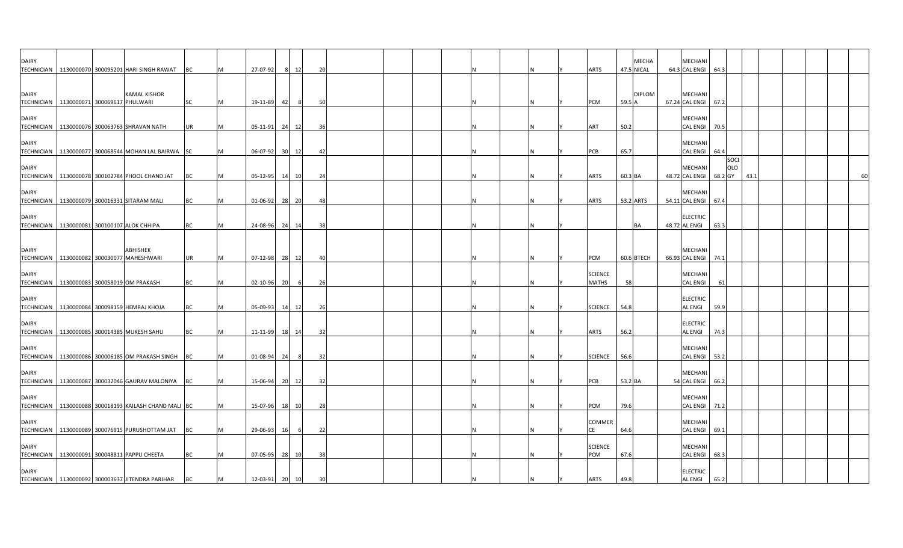| | | | | | | | | | | | | | | | | | | | | | | | | | | | | | | | |
|---|---|---|---|---|---|---|---|---|---|---|---|---|---|---|---|---|---|---|---|---|---|---|---|---|---|---|---|---|---|---|---|
| DAIRY TECHNICIAN | 1130000070 | 300095201 | HARI SINGH RAWAT | BC | M | 27-07-92 | 8 | 12 | 20 | | | | | | N | | N | Y | ARTS | 47.5 | MECHANICAL | 64.3 | MECHANICAL ENGI | 64.3 | | | | | | | |
| DAIRY TECHNICIAN | 1130000071 | 300069617 | KAMAL KISHOR PHULWARI | SC | M | 19-11-89 | 42 | 8 | 50 | | | | | | N | | N | Y | PCM | 59.5 | DIPLOMA | 67.24 | MECHANICAL ENGI | 67.2 | | | | | | | |
| DAIRY TECHNICIAN | 1130000076 | 300063763 | SHRAVAN NATH | UR | M | 05-11-91 | 24 | 12 | 36 | | | | | | N | | N | Y | ART | 50.2 | | | MECHANICAL ENGI | 70.5 | | | | | | | |
| DAIRY TECHNICIAN | 1130000077 | 300068544 | MOHAN LAL BAIRWA | SC | M | 06-07-92 | 30 | 12 | 42 | | | | | | N | | N | Y | PCB | 65.7 | | | MECHANICAL ENGI | 64.4 | | | | | | | |
| DAIRY TECHNICIAN | 1130000078 | 300102784 | PHOOL CHAND JAT | BC | M | 05-12-95 | 14 | 10 | 24 | | | | | | N | | N | Y | ARTS | 60.3 | BA | 48.72 | MECHANICAL ENGI | 68.2 | SOCIOLOGY | 43.1 | | | | | 60 |
| DAIRY TECHNICIAN | 1130000079 | 300016331 | SITARAM MALI | BC | M | 01-06-92 | 28 | 20 | 48 | | | | | | N | | N | Y | ARTS | 53.2 | ARTS | 54.11 | MECHANICAL ENGI | 67.4 | | | | | | | |
| DAIRY TECHNICIAN | 1130000081 | 300100107 | ALOK CHHIPA | BC | M | 24-08-96 | 24 | 14 | 38 | | | | | | N | | N | Y | | | BA | 48.72 | ELECTRICAL ENGI | 63.3 | | | | | | | |
| DAIRY TECHNICIAN | 1130000082 | 300030077 | ABHISHEK MAHESHWARI | UR | M | 07-12-98 | 28 | 12 | 40 | | | | | | N | | N | Y | PCM | 60.6 | BTECH | 66.93 | MECHANICAL ENGI | 74.1 | | | | | | | |
| DAIRY TECHNICIAN | 1130000083 | 300058019 | OM PRAKASH | BC | M | 02-10-96 | 20 | 6 | 26 | | | | | | N | | N | Y | SCIENCE MATHS | 58 | | | MECHANICAL ENGI | 61 | | | | | | | |
| DAIRY TECHNICIAN | 1130000084 | 300098159 | HEMRAJ KHOJA | BC | M | 05-09-93 | 14 | 12 | 26 | | | | | | N | | N | Y | SCIENCE | 54.8 | | | ELECTRICAL ENGI | 59.9 | | | | | | | |
| DAIRY TECHNICIAN | 1130000085 | 300014385 | MUKESH SAHU | BC | M | 11-11-99 | 18 | 14 | 32 | | | | | | N | | N | Y | ARTS | 56.2 | | | ELECTRICAL ENGI | 74.3 | | | | | | | |
| DAIRY TECHNICIAN | 1130000086 | 300006185 | OM PRAKASH SINGH | BC | M | 01-08-94 | 24 | 8 | 32 | | | | | | N | | N | Y | SCIENCE | 56.6 | | | MECHANICAL ENGI | 53.2 | | | | | | | |
| DAIRY TECHNICIAN | 1130000087 | 300032046 | GAURAV MALONIYA | BC | M | 15-06-94 | 20 | 12 | 32 | | | | | | N | | N | Y | PCB | 53.2 | BA | 54 | MECHANICAL ENGI | 66.2 | | | | | | | |
| DAIRY TECHNICIAN | 1130000088 | 300018193 | KAILASH CHAND MALI | BC | M | 15-07-96 | 18 | 10 | 28 | | | | | | N | | N | Y | PCM | 79.6 | | | MECHANICAL ENGI | 71.2 | | | | | | | |
| DAIRY TECHNICIAN | 1130000089 | 300076915 | PURUSHOTTAM JAT | BC | M | 29-06-93 | 16 | 6 | 22 | | | | | | N | | N | Y | COMMERCE | 64.6 | | | MECHANICAL ENGI | 69.1 | | | | | | | |
| DAIRY TECHNICIAN | 1130000091 | 300048811 | PAPPU CHEETA | BC | M | 07-05-95 | 28 | 10 | 38 | | | | | | N | | N | Y | SCIENCE PCM | 67.6 | | | MECHANICAL ENGI | 68.3 | | | | | | | |
| DAIRY TECHNICIAN | 1130000092 | 300003637 | JITENDRA PARIHAR | BC | M | 12-03-91 | 20 | 10 | 30 | | | | | | N | | N | Y | ARTS | 49.8 | | | ELECTRICAL ENGI | 65.2 | | | | | | | |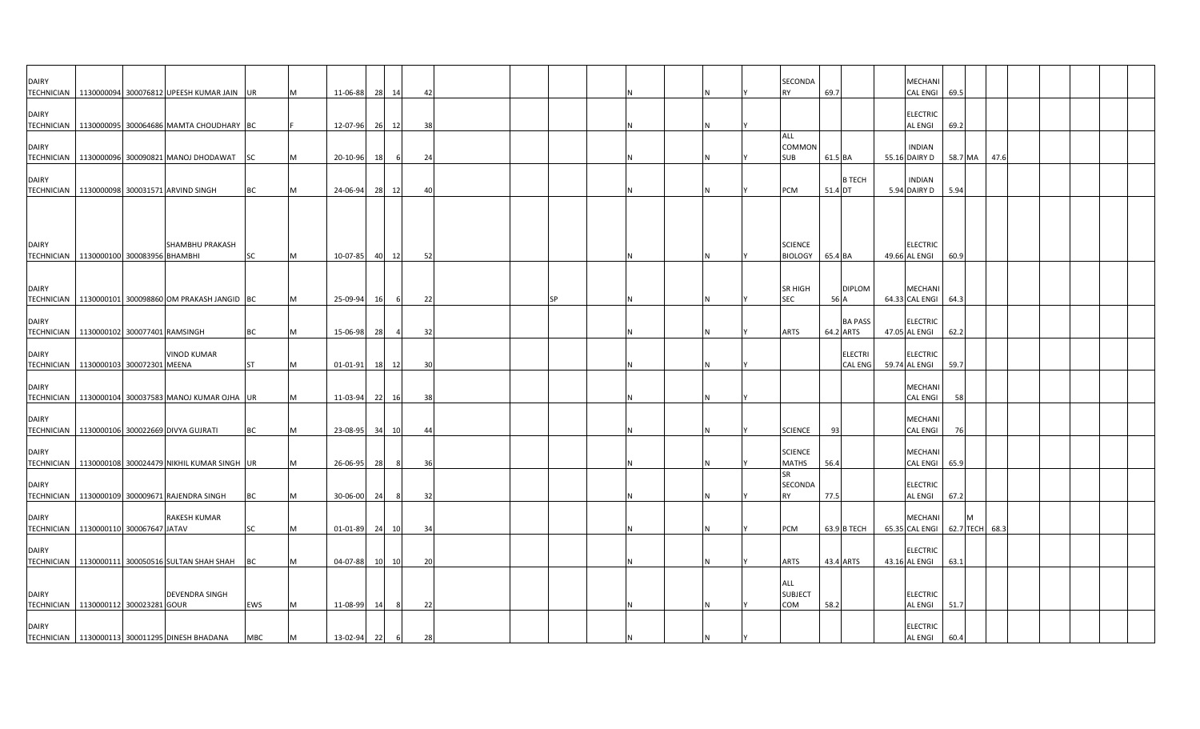| | | | | | | | | | | | | | | | | | | | | | | | | | | | | | | |
|---|---|---|---|---|---|---|---|---|---|---|---|---|---|---|---|---|---|---|---|---|---|---|---|---|---|---|---|---|---|---|
| DAIRY TECHNICIAN | 1130000094 | 300076812 | UPEESH KUMAR JAIN | UR | M | 11-06-88 | 28 | 14 | 42 | | | | | N | | N | Y | SECONDARY | 69.7 | | | MECHANICAL ENGI | 69.5 | | | | | | | |
| DAIRY TECHNICIAN | 1130000095 | 300064686 | MAMTA CHOUDHARY | BC | F | 12-07-96 | 26 | 12 | 38 | | | | | N | | N | Y | | | | | ELECTRICAL ENGI | 69.2 | | | | | | | |
| DAIRY TECHNICIAN | 1130000096 | 300090821 | MANOJ DHODAWAT | SC | M | 20-10-96 | 18 | 6 | 24 | | | | | N | | N | Y | ALL COMMON SUB | 61.5 | BA | 55.16 | INDIAN DAIRY D | 58.7 | MA | 47.6 | | | | | |
| DAIRY TECHNICIAN | 1130000098 | 300031571 | ARVIND SINGH | BC | M | 24-06-94 | 28 | 12 | 40 | | | | | N | | N | Y | PCM | 51.4 | B TECH DT | 5.94 | INDIAN DAIRY D | 5.94 | | | | | | | |
| DAIRY TECHNICIAN | 1130000100 | 300083956 | SHAMBHU PRAKASH BHAMBHI | SC | M | 10-07-85 | 40 | 12 | 52 | | | | | N | | N | Y | SCIENCE BIOLOGY | 65.4 | BA | 49.66 | ELECTRICAL ENGI | 60.9 | | | | | | | |
| DAIRY TECHNICIAN | 1130000101 | 300098860 | OM PRAKASH JANGID | BC | M | 25-09-94 | 16 | 6 | 22 | | | SP | | N | | N | Y | SR HIGH SEC | 56 | DIPLOMA | 64.33 | MECHANICAL ENGI | 64.3 | | | | | | | |
| DAIRY TECHNICIAN | 1130000102 | 300077401 | RAMSINGH | BC | M | 15-06-98 | 28 | 4 | 32 | | | | | N | | N | Y | ARTS | 64.2 | BA PASS ARTS | 47.05 | ELECTRICAL ENGI | 62.2 | | | | | | | |
| DAIRY TECHNICIAN | 1130000103 | 300072301 | VINOD KUMAR MEENA | ST | M | 01-01-91 | 18 | 12 | 30 | | | | | N | | N | Y | | | ELECTRICAL ENG | 59.74 | ELECTRICAL ENGI | 59.7 | | | | | | | |
| DAIRY TECHNICIAN | 1130000104 | 300037583 | MANOJ KUMAR OJHA | UR | M | 11-03-94 | 22 | 16 | 38 | | | | | N | | N | Y | | | | | MECHANICAL ENGI | 58 | | | | | | | |
| DAIRY TECHNICIAN | 1130000106 | 300022669 | DIVYA GUJRATI | BC | M | 23-08-95 | 34 | 10 | 44 | | | | | N | | N | Y | SCIENCE | 93 | | | MECHANICAL ENGI | 76 | | | | | | | |
| DAIRY TECHNICIAN | 1130000108 | 300024479 | NIKHIL KUMAR SINGH | UR | M | 26-06-95 | 28 | 8 | 36 | | | | | N | | N | Y | SCIENCE MATHS | 56.4 | | | MECHANICAL ENGI | 65.9 | | | | | | | |
| DAIRY TECHNICIAN | 1130000109 | 300009671 | RAJENDRA SINGH | BC | M | 30-06-00 | 24 | 8 | 32 | | | | | N | | N | Y | SR SECONDARY | 77.5 | | | ELECTRICAL ENGI | 67.2 | | | | | | | |
| DAIRY TECHNICIAN | 1130000110 | 300067647 | RAKESH KUMAR JATAV | SC | M | 01-01-89 | 24 | 10 | 34 | | | | | N | | N | Y | PCM | 63.9 | B TECH | 65.35 | MECHANICAL ENGI | 62.7 | M TECH | 68.3 | | | | | |
| DAIRY TECHNICIAN | 1130000111 | 300050516 | SULTAN SHAH SHAH | BC | M | 04-07-88 | 10 | 10 | 20 | | | | | N | | N | Y | ARTS | 43.4 | ARTS | 43.16 | ELECTRICAL ENGI | 63.1 | | | | | | | |
| DAIRY TECHNICIAN | 1130000112 | 300023281 | DEVENDRA SINGH GOUR | EWS | M | 11-08-99 | 14 | 8 | 22 | | | | | N | | N | Y | ALL SUBJECT COM | 58.2 | | | ELECTRICAL ENGI | 51.7 | | | | | | | |
| DAIRY TECHNICIAN | 1130000113 | 300011295 | DINESH BHADANA | MBC | M | 13-02-94 | 22 | 6 | 28 | | | | | N | | N | Y | | | | | ELECTRICAL ENGI | 60.4 | | | | | | | |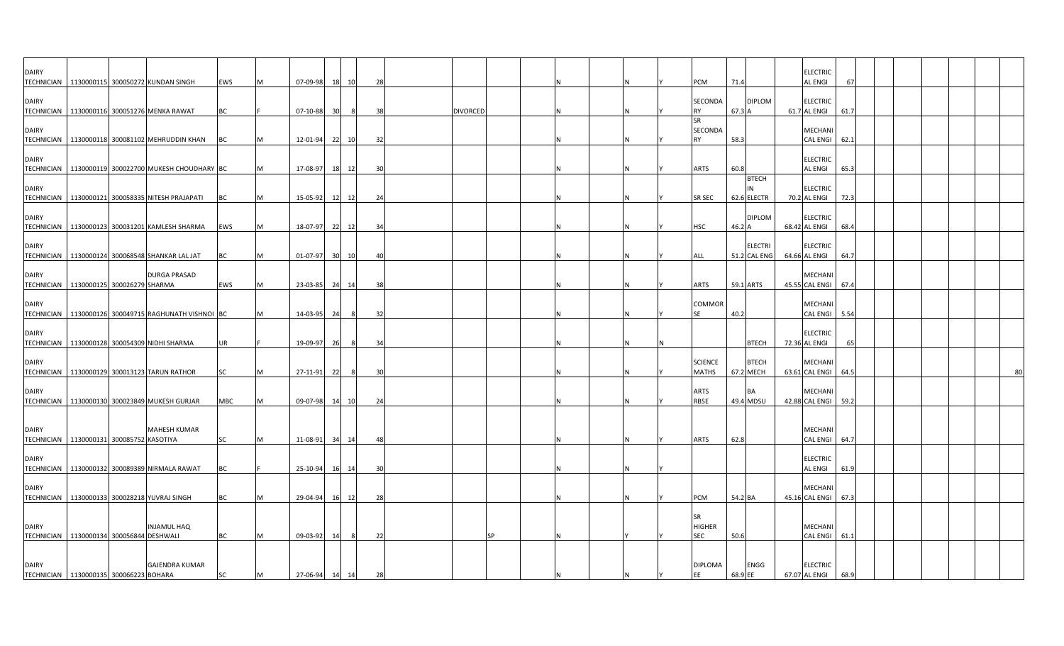| | | | | | | | | | | | | | | | | | | | | | | | | | | | | | |
|---|---|---|---|---|---|---|---|---|---|---|---|---|---|---|---|---|---|---|---|---|---|---|---|---|---|---|---|---|---|
| DAIRY TECHNICIAN | 1130000115 | 300050272 | KUNDAN SINGH | EWS | M | 07-09-98 | 18 | 10 | 28 | | | | | N | | N | Y | PCM | 71.4 | | | ELECTRICAL ENGI | 67 | | | | | | |
| DAIRY TECHNICIAN | 1130000116 | 300051276 | MENKA RAWAT | BC | F | 07-10-88 | 30 | 8 | 38 | | DIVORCED | | | N | | N | Y | SECONDARY | 67.3 | DIPLOMA | 61.7 | ELECTRICAL ENGI | 61.7 | | | | | | |
| DAIRY TECHNICIAN | 1130000118 | 300081102 | MEHRUDDIN KHAN | BC | M | 12-01-94 | 22 | 10 | 32 | | | | | N | | N | Y | SR SECONDARY | 58.3 | | | MECHANICAL ENGI | 62.1 | | | | | | |
| DAIRY TECHNICIAN | 1130000119 | 300022700 | MUKESH CHOUDHARY | BC | M | 17-08-97 | 18 | 12 | 30 | | | | | N | | N | Y | ARTS | 60.8 | | | ELECTRICAL ENGI | 65.3 | | | | | | |
| DAIRY TECHNICIAN | 1130000121 | 300058335 | NITESH PRAJAPATI | BC | M | 15-05-92 | 12 | 12 | 24 | | | | | N | | N | Y | SR SEC | 62.6 | BTECH IN ELECTR | 70.2 | ELECTRICAL ENGI | 72.3 | | | | | | |
| DAIRY TECHNICIAN | 1130000123 | 300031201 | KAMLESH SHARMA | EWS | M | 18-07-97 | 22 | 12 | 34 | | | | | N | | N | Y | HSC | 46.2 | DIPLOMA | 68.42 | ELECTRICAL ENGI | 68.4 | | | | | | |
| DAIRY TECHNICIAN | 1130000124 | 300068548 | SHANKAR LAL JAT | BC | M | 01-07-97 | 30 | 10 | 40 | | | | | N | | N | Y | ALL | 51.2 | ELECTRICAL ENG | 64.66 | ELECTRICAL ENGI | 64.7 | | | | | | |
| DAIRY TECHNICIAN | 1130000125 | 300026279 | DURGA PRASAD SHARMA | EWS | M | 23-03-85 | 24 | 14 | 38 | | | | | N | | N | Y | ARTS | 59.1 | ARTS | 45.55 | MECHANICAL ENGI | 67.4 | | | | | | |
| DAIRY TECHNICIAN | 1130000126 | 300049715 | RAGHUNATH VISHNOI | BC | M | 14-03-95 | 24 | 8 | 32 | | | | | N | | N | Y | COMMORSE | 40.2 | | | MECHANICAL ENGI | 5.54 | | | | | | |
| DAIRY TECHNICIAN | 1130000128 | 300054309 | NIDHI SHARMA | UR | F | 19-09-97 | 26 | 8 | 34 | | | | | N | | N | N | | | BTECH | 72.36 | ELECTRICAL ENGI | 65 | | | | | | |
| DAIRY TECHNICIAN | 1130000129 | 300013123 | TARUN RATHOR | SC | M | 27-11-91 | 22 | 8 | 30 | | | | | N | | N | Y | SCIENCE MATHS | 67.2 | BTECH MECH | 63.61 | MECHANICAL ENGI | 64.5 | | | | | | 80 |
| DAIRY TECHNICIAN | 1130000130 | 300023849 | MUKESH GURJAR | MBC | M | 09-07-98 | 14 | 10 | 24 | | | | | N | | N | Y | ARTS RBSE | 49.4 | BA MDSU | 42.88 | MECHANICAL ENGI | 59.2 | | | | | | |
| DAIRY TECHNICIAN | 1130000131 | 300085752 | MAHESH KUMAR KASOTIYA | SC | M | 11-08-91 | 34 | 14 | 48 | | | | | N | | N | Y | ARTS | 62.8 | | | MECHANICAL ENGI | 64.7 | | | | | | |
| DAIRY TECHNICIAN | 1130000132 | 300089389 | NIRMALA RAWAT | BC | F | 25-10-94 | 16 | 14 | 30 | | | | | N | | N | Y | | | | | ELECTRICAL ENGI | 61.9 | | | | | | |
| DAIRY TECHNICIAN | 1130000133 | 300028218 | YUVRAJ SINGH | BC | M | 29-04-94 | 16 | 12 | 28 | | | | | N | | N | Y | PCM | 54.2 | BA | 45.16 | MECHANICAL ENGI | 67.3 | | | | | | |
| DAIRY TECHNICIAN | 1130000134 | 300056844 | INJAMUL HAQ DESHWALI | BC | M | 09-03-92 | 14 | 8 | 22 | | | SP | | N | | Y | Y | SR HIGHER SEC | 50.6 | | | MECHANICAL ENGI | 61.1 | | | | | | |
| DAIRY TECHNICIAN | 1130000135 | 300066223 | GAJENDRA KUMAR BOHARA | SC | M | 27-06-94 | 14 | 14 | 28 | | | | | N | | N | Y | DIPLOMA EE | 68.9 | ENGG EE | 67.07 | ELECTRICAL ENGI | 68.9 | | | | | | |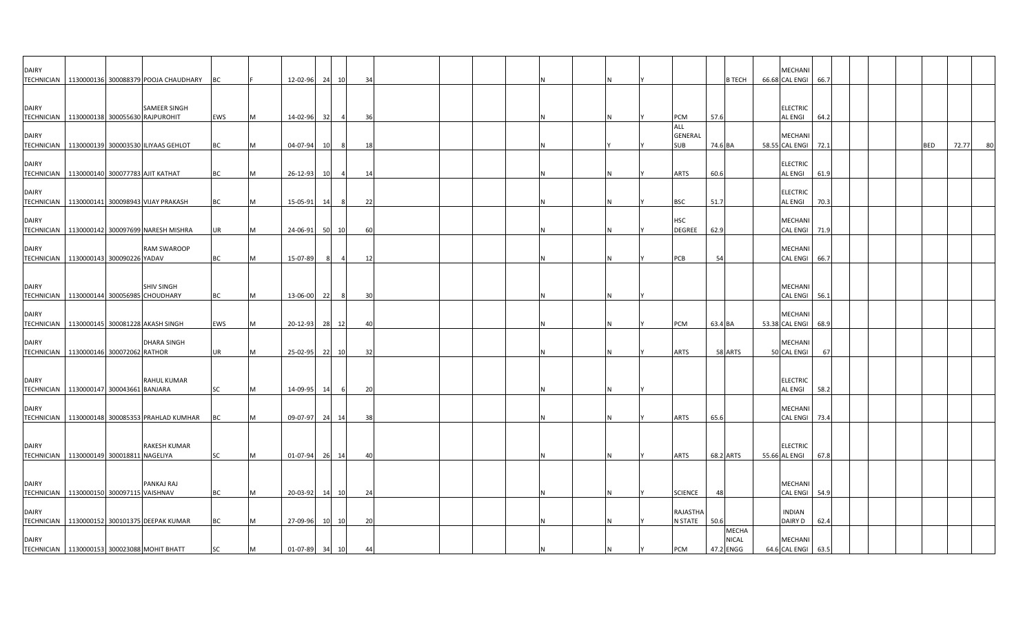| | | | | | | | | | | | | | | | | | | | | | | | | | | | | | | |
|---|---|---|---|---|---|---|---|---|---|---|---|---|---|---|---|---|---|---|---|---|---|---|---|---|---|---|---|---|---|---|
| DAIRY TECHNICIAN | 1130000136 | 300088379 | POOJA CHAUDHARY | BC | F | 12-02-96 | 24 | 10 | 34 | | | | | N | | N | Y | | | B TECH | 66.68 | MECHANICAL ENGI | 66.7 | | | | | | | |
| DAIRY TECHNICIAN | 1130000138 | 300055630 | SAMEER SINGH RAJPUROHIT | EWS | M | 14-02-96 | 32 | 4 | 36 | | | | | N | | N | Y | PCM | 57.6 | | | ELECTRICAL ENGI | 64.2 | | | | | | | |
| DAIRY TECHNICIAN | 1130000139 | 300003530 | ILIYAAS GEHLOT | BC | M | 04-07-94 | 10 | 8 | 18 | | | | | N | | Y | Y | ALL GENERAL SUB | 74.6 | BA | 58.55 | MECHANICAL ENGI | 72.1 | | | | | BED | 72.77 | 80 |
| DAIRY TECHNICIAN | 1130000140 | 300077783 | AJIT KATHAT | BC | M | 26-12-93 | 10 | 4 | 14 | | | | | N | | N | Y | ARTS | 60.6 | | | ELECTRICAL ENGI | 61.9 | | | | | | | |
| DAIRY TECHNICIAN | 1130000141 | 300098943 | VIJAY PRAKASH | BC | M | 15-05-91 | 14 | 8 | 22 | | | | | N | | N | Y | BSC | 51.7 | | | ELECTRICAL ENGI | 70.3 | | | | | | | |
| DAIRY TECHNICIAN | 1130000142 | 300097699 | NARESH MISHRA | UR | M | 24-06-91 | 50 | 10 | 60 | | | | | N | | N | Y | HSC DEGREE | 62.9 | | | MECHANICAL ENGI | 71.9 | | | | | | | |
| DAIRY TECHNICIAN | 1130000143 | 300090226 | RAM SWAROOP YADAV | BC | M | 15-07-89 | 8 | 4 | 12 | | | | | N | | N | Y | PCB | 54 | | | MECHANICAL ENGI | 66.7 | | | | | | | |
| DAIRY TECHNICIAN | 1130000144 | 300056985 | SHIV SINGH CHOUDHARY | BC | M | 13-06-00 | 22 | 8 | 30 | | | | | N | | N | Y | | | | | MECHANICAL ENGI | 56.1 | | | | | | | |
| DAIRY TECHNICIAN | 1130000145 | 300081228 | AKASH SINGH | EWS | M | 20-12-93 | 28 | 12 | 40 | | | | | N | | N | Y | PCM | 63.4 | BA | 53.38 | MECHANICAL ENGI | 68.9 | | | | | | | |
| DAIRY TECHNICIAN | 1130000146 | 300072062 | DHARA SINGH RATHOR | UR | M | 25-02-95 | 22 | 10 | 32 | | | | | N | | N | Y | ARTS | 58 | ARTS | 50 | MECHANICAL ENGI | 67 | | | | | | | |
| DAIRY TECHNICIAN | 1130000147 | 300043661 | RAHUL KUMAR BANJARA | SC | M | 14-09-95 | 14 | 6 | 20 | | | | | N | | N | Y | | | | | ELECTRICAL ENGI | 58.2 | | | | | | | |
| DAIRY TECHNICIAN | 1130000148 | 300085353 | PRAHLAD KUMHAR | BC | M | 09-07-97 | 24 | 14 | 38 | | | | | N | | N | Y | ARTS | 65.6 | | | MECHANICAL ENGI | 73.4 | | | | | | | |
| DAIRY TECHNICIAN | 1130000149 | 300018811 | RAKESH KUMAR NAGELIYA | SC | M | 01-07-94 | 26 | 14 | 40 | | | | | N | | N | Y | ARTS | 68.2 | ARTS | 55.66 | ELECTRICAL ENGI | 67.8 | | | | | | | |
| DAIRY TECHNICIAN | 1130000150 | 300097115 | PANKAJ RAJ VAISHNAV | BC | M | 20-03-92 | 14 | 10 | 24 | | | | | N | | N | Y | SCIENCE | 48 | | | MECHANICAL ENGI | 54.9 | | | | | | | |
| DAIRY TECHNICIAN | 1130000152 | 300101375 | DEEPAK KUMAR | BC | M | 27-09-96 | 10 | 10 | 20 | | | | | N | | N | Y | RAJASTHAN STATE | 50.6 | | | INDIAN DAIRY D | 62.4 | | | | | | | |
| DAIRY TECHNICIAN | 1130000153 | 300023088 | MOHIT BHATT | SC | M | 01-07-89 | 34 | 10 | 44 | | | | | N | | N | Y | PCM | 47.2 | MECHANICAL ENGG | 64.6 | MECHANICAL ENGI | 63.5 | | | | | | | |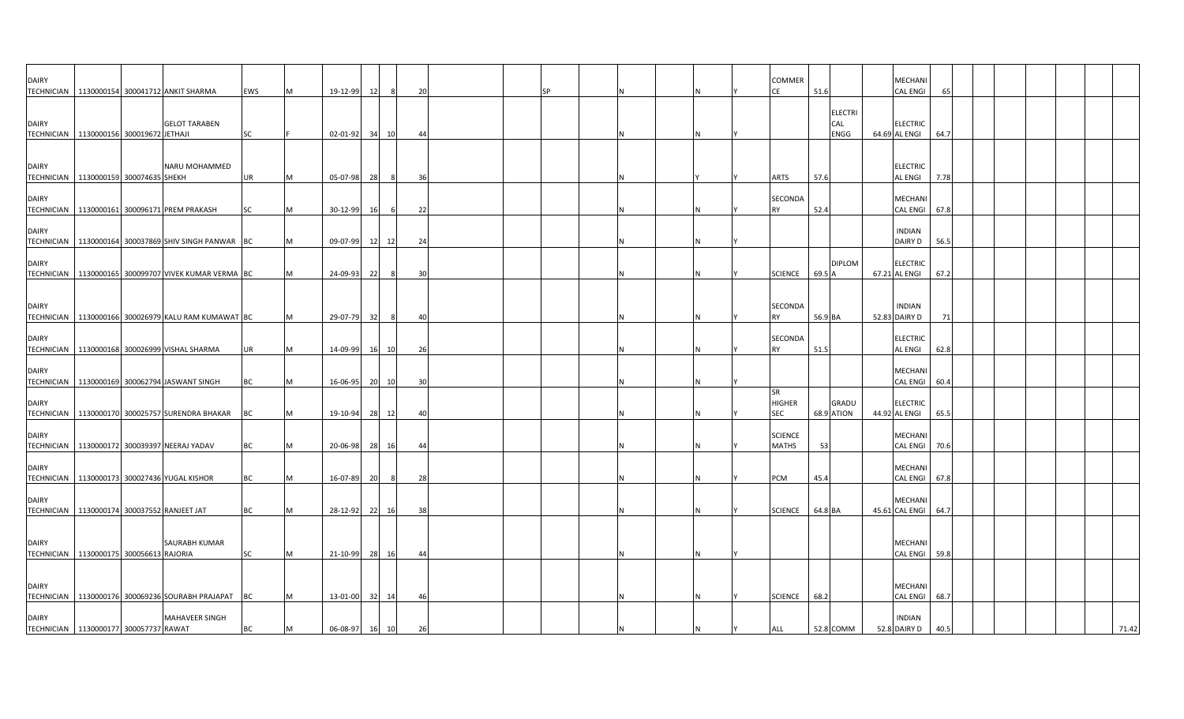| | | | | | | | | | | | | | | | | | | | | | | | | | | | | | | | |
|---|---|---|---|---|---|---|---|---|---|---|---|---|---|---|---|---|---|---|---|---|---|---|---|---|---|---|---|---|---|---|---|
| DAIRY TECHNICIAN | 1130000154 | 300041712 | ANKIT SHARMA | EWS | M | 19-12-99 | 12 | 8 | 20 | | | SP | | N | | N | Y | COMMERCE | 51.6 | | | MECHANICAL ENGI | 65 | | | | | | | | |
| DAIRY TECHNICIAN | 1130000156 | 300019672 | GELOT TARABEN JETHAJI | SC | F | 02-01-92 | 34 | 10 | 44 | | | | | N | | N | Y | | | ELECTRICAL ENGG | 64.69 | ELECTRICAL ENGI | 64.7 | | | | | | | | |
| DAIRY TECHNICIAN | 1130000159 | 300074635 | NARU MOHAMMED SHEKH | UR | M | 05-07-98 | 28 | 8 | 36 | | | | | N | | Y | Y | ARTS | 57.6 | | | ELECTRICAL ENGI | 7.78 | | | | | | | | |
| DAIRY TECHNICIAN | 1130000161 | 300096171 | PREM PRAKASH | SC | M | 30-12-99 | 16 | 6 | 22 | | | | | N | | N | Y | SECONDARY | 52.4 | | | MECHANICAL ENGI | 67.8 | | | | | | | | |
| DAIRY TECHNICIAN | 1130000164 | 300037869 | SHIV SINGH PANWAR | BC | M | 09-07-99 | 12 | 12 | 24 | | | | | N | | N | Y | | | | | INDIAN DAIRY D | 56.5 | | | | | | | | |
| DAIRY TECHNICIAN | 1130000165 | 300099707 | VIVEK KUMAR VERMA | BC | M | 24-09-93 | 22 | 8 | 30 | | | | | N | | N | Y | SCIENCE | 69.5 | DIPLOMA | 67.21 | ELECTRICAL ENGI | 67.2 | | | | | | | | |
| DAIRY TECHNICIAN | 1130000166 | 300026979 | KALU RAM KUMAWAT | BC | M | 29-07-79 | 32 | 8 | 40 | | | | | N | | N | Y | SECONDARY | 56.9 | BA | 52.83 | INDIAN DAIRY D | 71 | | | | | | | | |
| DAIRY TECHNICIAN | 1130000168 | 300026999 | VISHAL SHARMA | UR | M | 14-09-99 | 16 | 10 | 26 | | | | | N | | N | Y | SECONDARY | 51.5 | | | ELECTRICAL ENGI | 62.8 | | | | | | | | |
| DAIRY TECHNICIAN | 1130000169 | 300062794 | JASWANT SINGH | BC | M | 16-06-95 | 20 | 10 | 30 | | | | | N | | N | Y | | | | | MECHANICAL ENGI | 60.4 | | | | | | | | |
| DAIRY TECHNICIAN | 1130000170 | 300025757 | SURENDRA BHAKAR | BC | M | 19-10-94 | 28 | 12 | 40 | | | | | N | | N | Y | SR HIGHER SEC | 68.9 | GRADUATION | 44.92 | ELECTRICAL ENGI | 65.5 | | | | | | | | |
| DAIRY TECHNICIAN | 1130000172 | 300039397 | NEERAJ YADAV | BC | M | 20-06-98 | 28 | 16 | 44 | | | | | N | | N | Y | SCIENCE MATHS | 53 | | | MECHANICAL ENGI | 70.6 | | | | | | | | |
| DAIRY TECHNICIAN | 1130000173 | 300027436 | YUGAL KISHOR | BC | M | 16-07-89 | 20 | 8 | 28 | | | | | N | | N | Y | PCM | 45.4 | | | MECHANICAL ENGI | 67.8 | | | | | | | | |
| DAIRY TECHNICIAN | 1130000174 | 300037552 | RANJEET JAT | BC | M | 28-12-92 | 22 | 16 | 38 | | | | | N | | N | Y | SCIENCE | 64.8 | BA | 45.61 | MECHANICAL ENGI | 64.7 | | | | | | | | |
| DAIRY TECHNICIAN | 1130000175 | 300056613 | SAURABH KUMAR RAJORIA | SC | M | 21-10-99 | 28 | 16 | 44 | | | | | N | | N | Y | | | | | MECHANICAL ENGI | 59.8 | | | | | | | | |
| DAIRY TECHNICIAN | 1130000176 | 300069236 | SOURABH PRAJAPAT | BC | M | 13-01-00 | 32 | 14 | 46 | | | | | N | | N | Y | SCIENCE | 68.2 | | | MECHANICAL ENGI | 68.7 | | | | | | | | |
| DAIRY TECHNICIAN | 1130000177 | 300057737 | MAHAVEER SINGH RAWAT | BC | M | 06-08-97 | 16 | 10 | 26 | | | | | N | | N | Y | ALL | 52.8 | COMM | 52.8 | INDIAN DAIRY D | 40.5 | | | | | | | | 71.42 |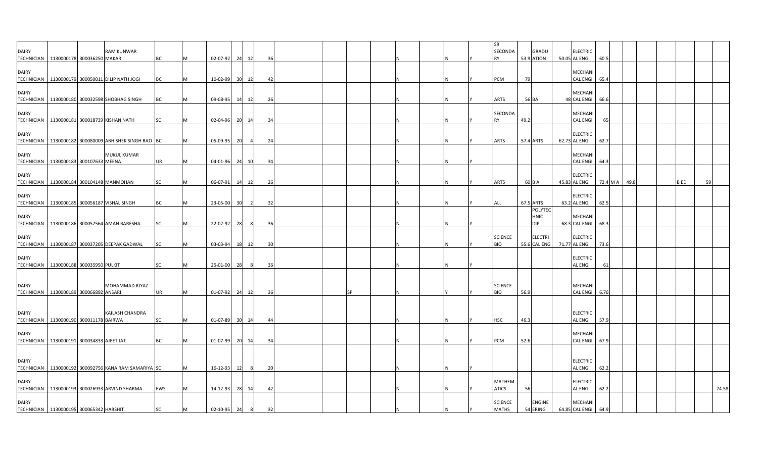| | | | | | | | | | | | | | | | | | | | | | | | | | | | | | | |
|---|---|---|---|---|---|---|---|---|---|---|---|---|---|---|---|---|---|---|---|---|---|---|---|---|---|---|---|---|---|---|
| DAIRY TECHNICIAN | 1130000178 | 300036250 | RAM KUNWAR MAKAR | BC | M | 02-07-92 | 24 | 12 | 36 | | | | | N | | N | Y | SR SECONDARY | 53.9 | GRADUATION | 50.05 | ELECTRICAL ENGI | 60.5 | | | | | | | |
| DAIRY TECHNICIAN | 1130000179 | 300050011 | DILIP NATH JOGI | BC | M | 10-02-99 | 30 | 12 | 42 | | | | | N | | N | Y | PCM | 79 | | | MECHANICAL ENGI | 65.4 | | | | | | | |
| DAIRY TECHNICIAN | 1130000180 | 300032598 | SHOBHAG SINGH | BC | M | 09-08-95 | 14 | 12 | 26 | | | | | N | | N | Y | ARTS | 56 | BA | 48 | MECHANICAL ENGI | 66.6 | | | | | | | |
| DAIRY TECHNICIAN | 1130000181 | 300018739 | KISHAN NATH | SC | M | 02-04-96 | 20 | 14 | 34 | | | | | N | | N | Y | SECONDARY | 49.2 | | | MECHANICAL ENGI | 65 | | | | | | | |
| DAIRY TECHNICIAN | 1130000182 | 300080009 | ABHISHEK SINGH RAO | BC | M | 05-09-95 | 20 | 4 | 24 | | | | | N | | N | Y | ARTS | 57.4 | ARTS | 62.73 | ELECTRICAL ENGI | 62.7 | | | | | | | |
| DAIRY TECHNICIAN | 1130000183 | 300107633 | MUKUL KUMAR MEENA | UR | M | 04-01-96 | 24 | 10 | 34 | | | | | N | | N | Y | | | | | MECHANICAL ENGI | 64.3 | | | | | | | |
| DAIRY TECHNICIAN | 1130000184 | 300104148 | MANMOHAN | SC | M | 06-07-91 | 14 | 12 | 26 | | | | | N | | N | Y | ARTS | 60 | B A | 45.83 | ELECTRICAL ENGI | 72.4 | M A | 49.8 | | B ED | 59 | | |
| DAIRY TECHNICIAN | 1130000185 | 300056187 | VISHAL SINGH | BC | M | 23-05-00 | 30 | 2 | 32 | | | | | N | | N | Y | ALL | 67.5 | ARTS | 63.2 | ELECTRICAL ENGI | 62.5 | | | | | | | |
| DAIRY TECHNICIAN | 1130000186 | 300057564 | AMAN BARESHA | SC | M | 22-02-92 | 28 | 8 | 36 | | | | | N | | N | Y | | | POLYTECHNIC DIP | 68.3 | MECHANICAL ENGI | 68.3 | | | | | | | |
| DAIRY TECHNICIAN | 1130000187 | 300037205 | DEEPAK GADWAL | SC | M | 03-03-94 | 18 | 12 | 30 | | | | | N | | N | Y | SCIENCE BIO | 55.6 | ELECTRICAL ENG | 71.77 | ELECTRICAL ENGI | 73.6 | | | | | | | |
| DAIRY TECHNICIAN | 1130000188 | 300035950 | PULKIT | SC | M | 25-01-00 | 28 | 8 | 36 | | | | | N | | N | Y | | | | | ELECTRICAL ENGI | 61 | | | | | | | |
| DAIRY TECHNICIAN | 1130000189 | 300066892 | MOHAMMAD RIYAZ ANSARI | UR | M | 01-07-92 | 24 | 12 | 36 | | | SP | | N | | Y | Y | SCIENCE BIO | 56.9 | | | MECHANICAL ENGI | 6.76 | | | | | | | |
| DAIRY TECHNICIAN | 1130000190 | 300011178 | KAILASH CHANDRA BAIRWA | SC | M | 01-07-89 | 30 | 14 | 44 | | | | | N | | N | Y | HSC | 46.3 | | | ELECTRICAL ENGI | 57.9 | | | | | | | |
| DAIRY TECHNICIAN | 1130000191 | 300034833 | AJEET JAT | BC | M | 01-07-99 | 20 | 14 | 34 | | | | | N | | N | Y | PCM | 52.6 | | | MECHANICAL ENGI | 67.9 | | | | | | | |
| DAIRY TECHNICIAN | 1130000192 | 300092756 | KANA RAM SAMARIYA | SC | M | 16-12-93 | 12 | 8 | 20 | | | | | N | | N | Y | | | | | ELECTRICAL ENGI | 62.2 | | | | | | | |
| DAIRY TECHNICIAN | 1130000193 | 300026933 | ARVIND SHARMA | EWS | M | 14-12-93 | 28 | 14 | 42 | | | | | N | | N | Y | MATHEMATICS | 56 | | | ELECTRICAL ENGI | 62.2 | | | | | | | 74.58 |
| DAIRY TECHNICIAN | 1130000195 | 300065342 | HARSHIT | SC | M | 02-10-95 | 24 | 8 | 32 | | | | | N | | N | Y | SCIENCE MATHS | 54 | ENGINEERING | 64.85 | MECHANICAL ENGI | 64.9 | | | | | | | |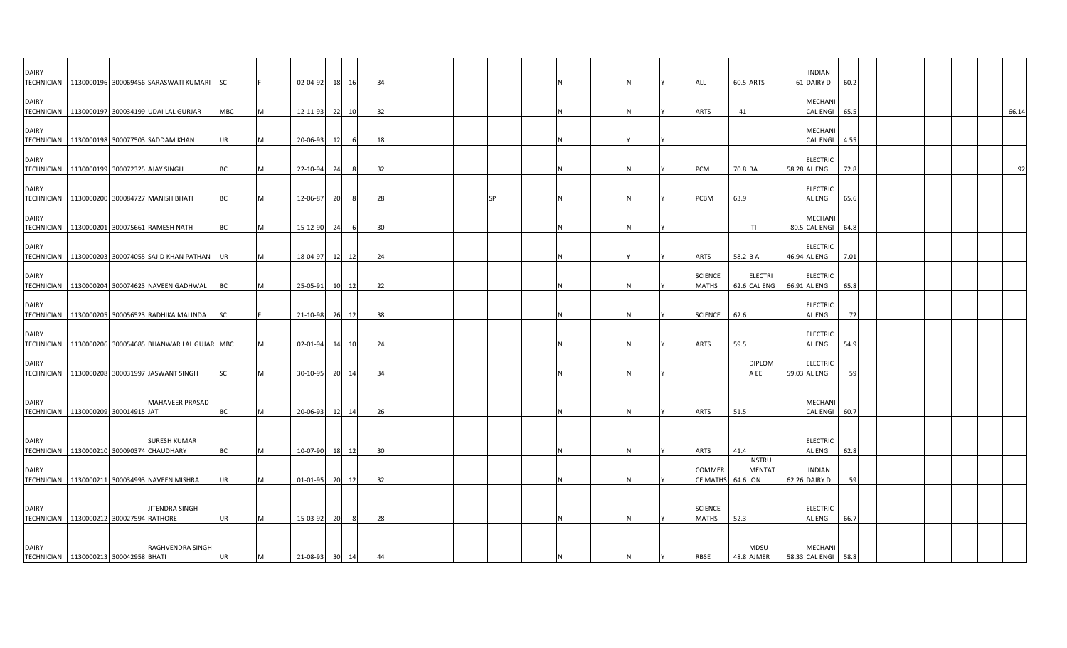| | | | | | | | | | | | | | | | | | | | | | | | | | | | | | | |
|---|---|---|---|---|---|---|---|---|---|---|---|---|---|---|---|---|---|---|---|---|---|---|---|---|---|---|---|---|---|---|
| DAIRY TECHNICIAN | 1130000196 | 300069456 | SARASWATI KUMARI | SC | F | 02-04-92 | 18 | 16 | 34 | | | | | N | | N | Y | ALL | 60.5 | ARTS | 61 | INDIAN DAIRY D | 60.2 | | | | | | | |
| DAIRY TECHNICIAN | 1130000197 | 300034199 | UDAI LAL GURJAR | MBC | M | 12-11-93 | 22 | 10 | 32 | | | | | N | | N | Y | ARTS | 41 | | | MECHANICAL ENGI | 65.5 | | | | | | | 66.14 |
| DAIRY TECHNICIAN | 1130000198 | 300077503 | SADDAM KHAN | UR | M | 20-06-93 | 12 | 6 | 18 | | | | | N | | Y | Y | | | | | MECHANICAL ENGI | 4.55 | | | | | | | |
| DAIRY TECHNICIAN | 1130000199 | 300072325 | AJAY SINGH | BC | M | 22-10-94 | 24 | 8 | 32 | | | | | N | | N | Y | PCM | 70.8 | BA | 58.28 | ELECTRICAL ENGI | 72.8 | | | | | | | 92 |
| DAIRY TECHNICIAN | 1130000200 | 300084727 | MANISH BHATI | BC | M | 12-06-87 | 20 | 8 | 28 | | | SP | | N | | N | Y | PCBM | 63.9 | | | ELECTRICAL ENGI | 65.6 | | | | | | | |
| DAIRY TECHNICIAN | 1130000201 | 300075661 | RAMESH NATH | BC | M | 15-12-90 | 24 | 6 | 30 | | | | | N | | N | Y | | | ITI | 80.5 | MECHANICAL ENGI | 64.8 | | | | | | | |
| DAIRY TECHNICIAN | 1130000203 | 300074055 | SAJID KHAN PATHAN | UR | M | 18-04-97 | 12 | 12 | 24 | | | | | N | | Y | Y | ARTS | 58.2 | B A | 46.94 | ELECTRICAL ENGI | 7.01 | | | | | | | |
| DAIRY TECHNICIAN | 1130000204 | 300074623 | NAVEEN GADHWAL | BC | M | 25-05-91 | 10 | 12 | 22 | | | | | N | | N | Y | SCIENCE MATHS | 62.6 | ELECTRICAL ENG | 66.91 | ELECTRICAL ENGI | 65.8 | | | | | | | |
| DAIRY TECHNICIAN | 1130000205 | 300056523 | RADHIKA MALINDA | SC | F | 21-10-98 | 26 | 12 | 38 | | | | | N | | N | Y | SCIENCE | 62.6 | | | ELECTRICAL ENGI | 72 | | | | | | | |
| DAIRY TECHNICIAN | 1130000206 | 300054685 | BHANWAR LAL GUJAR | MBC | M | 02-01-94 | 14 | 10 | 24 | | | | | N | | N | Y | ARTS | 59.5 | | | ELECTRICAL ENGI | 54.9 | | | | | | | |
| DAIRY TECHNICIAN | 1130000208 | 300031997 | JASWANT SINGH | SC | M | 30-10-95 | 20 | 14 | 34 | | | | | N | | N | Y | | | DIPLOMA EE | 59.03 | ELECTRICAL ENGI | 59 | | | | | | | |
| DAIRY TECHNICIAN | 1130000209 | 300014915 | MAHAVEER PRASAD JAT | BC | M | 20-06-93 | 12 | 14 | 26 | | | | | N | | N | Y | ARTS | 51.5 | | | MECHANICAL ENGI | 60.7 | | | | | | | |
| DAIRY TECHNICIAN | 1130000210 | 300090374 | SURESH KUMAR CHAUDHARY | BC | M | 10-07-90 | 18 | 12 | 30 | | | | | N | | N | Y | ARTS | 41.4 | | | ELECTRICAL ENGI | 62.8 | | | | | | | |
| DAIRY TECHNICIAN | 1130000211 | 300034993 | NAVEEN MISHRA | UR | M | 01-01-95 | 20 | 12 | 32 | | | | | N | | N | Y | COMMERCE MATHS | 64.6 | INSTRUMENTATION | 62.26 | INDIAN DAIRY D | 59 | | | | | | | |
| DAIRY TECHNICIAN | 1130000212 | 300027594 | JITENDRA SINGH RATHORE | UR | M | 15-03-92 | 20 | 8 | 28 | | | | | N | | N | Y | SCIENCE MATHS | 52.3 | | | ELECTRICAL ENGI | 66.7 | | | | | | | |
| DAIRY TECHNICIAN | 1130000213 | 300042958 | RAGHVENDRA SINGH BHATI | UR | M | 21-08-93 | 30 | 14 | 44 | | | | | N | | N | Y | RBSE | 48.8 | MDSU AJMER | 58.33 | MECHANICAL ENGI | 58.8 | | | | | | | |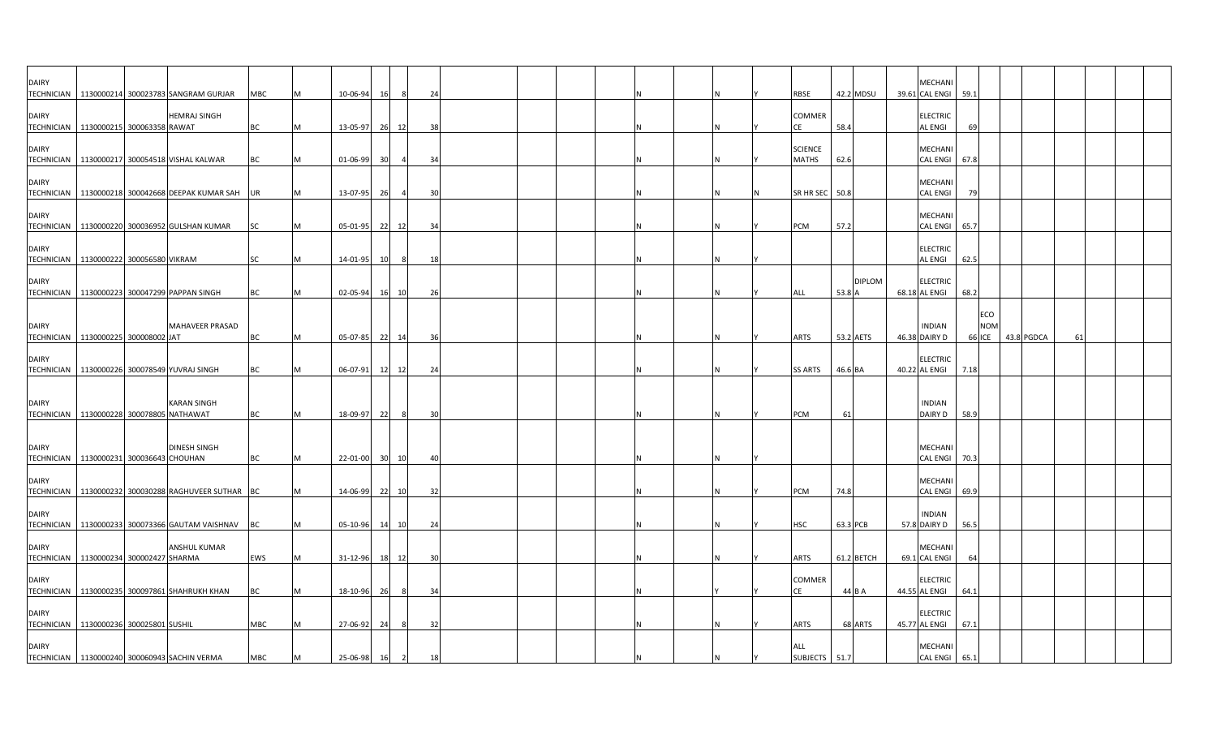| DAIRY TECHNICIAN | 1130000214 | 300023783 | SANGRAM GURJAR | MBC | M | 10-06-94 | 16 | 8 | 24 | | | | | N | | N | Y | RBSE | 42.2 | MDSU | 39.61 | MECHANICAL ENGI | 59.1 | | | | | | | |
|---|---|---|---|---|---|---|---|---|---|---|---|---|---|---|---|---|---|---|---|---|---|---|---|---|---|---|---|---|---|---|
| DAIRY TECHNICIAN | 1130000215 | 300063358 | HEMRAJ SINGH RAWAT | BC | M | 13-05-97 | 26 | 12 | 38 | | | | | N | | N | Y | COMMERCE | 58.4 | | | ELECTRICAL ENGI | 69 | | | | | | | |
| DAIRY TECHNICIAN | 1130000217 | 300054518 | VISHAL KALWAR | BC | M | 01-06-99 | 30 | 4 | 34 | | | | | N | | N | Y | SCIENCE MATHS | 62.6 | | | MECHANICAL ENGI | 67.8 | | | | | | | |
| DAIRY TECHNICIAN | 1130000218 | 300042668 | DEEPAK KUMAR SAH | UR | M | 13-07-95 | 26 | 4 | 30 | | | | | N | | N | N | SR HR SEC | 50.8 | | | MECHANICAL ENGI | 79 | | | | | | | |
| DAIRY TECHNICIAN | 1130000220 | 300036952 | GULSHAN KUMAR | SC | M | 05-01-95 | 22 | 12 | 34 | | | | | N | | N | Y | PCM | 57.2 | | | MECHANICAL ENGI | 65.7 | | | | | | | |
| DAIRY TECHNICIAN | 1130000222 | 300056580 | VIKRAM | SC | M | 14-01-95 | 10 | 8 | 18 | | | | | N | | N | Y | | | | | ELECTRICAL ENGI | 62.5 | | | | | | | |
| DAIRY TECHNICIAN | 1130000223 | 300047299 | PAPPAN SINGH | BC | M | 02-05-94 | 16 | 10 | 26 | | | | | N | | N | Y | ALL | 53.8 | DIPLOMA | 68.18 | ELECTRICAL ENGI | 68.2 | | | | | | | |
| DAIRY TECHNICIAN | 1130000225 | 300008002 | MAHAVEER PRASAD JAT | BC | M | 05-07-85 | 22 | 14 | 36 | | | | | N | | N | Y | ARTS | 53.2 | AETS | 46.38 | INDIAN DAIRY D | 66 | ECONOMICE | 43.8 | PGDCA | 61 | | | |
| DAIRY TECHNICIAN | 1130000226 | 300078549 | YUVRAJ SINGH | BC | M | 06-07-91 | 12 | 12 | 24 | | | | | N | | N | Y | SS ARTS | 46.6 | BA | 40.22 | ELECTRICAL ENGI | 7.18 | | | | | | | |
| DAIRY TECHNICIAN | 1130000228 | 300078805 | KARAN SINGH NATHAWAT | BC | M | 18-09-97 | 22 | 8 | 30 | | | | | N | | N | Y | PCM | 61 | | | INDIAN DAIRY D | 58.9 | | | | | | | |
| DAIRY TECHNICIAN | 1130000231 | 300036643 | DINESH SINGH CHOUHAN | BC | M | 22-01-00 | 30 | 10 | 40 | | | | | N | | N | Y | | | | | MECHANICAL ENGI | 70.3 | | | | | | | |
| DAIRY TECHNICIAN | 1130000232 | 300030288 | RAGHUVEER SUTHAR | BC | M | 14-06-99 | 22 | 10 | 32 | | | | | N | | N | Y | PCM | 74.8 | | | MECHANICAL ENGI | 69.9 | | | | | | | |
| DAIRY TECHNICIAN | 1130000233 | 300073366 | GAUTAM VAISHNAV | BC | M | 05-10-96 | 14 | 10 | 24 | | | | | N | | N | Y | HSC | 63.3 | PCB | 57.8 | INDIAN DAIRY D | 56.5 | | | | | | | |
| DAIRY TECHNICIAN | 1130000234 | 300002427 | ANSHUL KUMAR SHARMA | EWS | M | 31-12-96 | 18 | 12 | 30 | | | | | N | | N | Y | ARTS | 61.2 | BETCH | 69.1 | MECHANICAL ENGI | 64 | | | | | | | |
| DAIRY TECHNICIAN | 1130000235 | 300097861 | SHAHRUKH KHAN | BC | M | 18-10-96 | 26 | 8 | 34 | | | | | N | | Y | Y | COMMERCE | 44 | B A | 44.55 | ELECTRICAL ENGI | 64.1 | | | | | | | |
| DAIRY TECHNICIAN | 1130000236 | 300025801 | SUSHIL | MBC | M | 27-06-92 | 24 | 8 | 32 | | | | | N | | N | Y | ARTS | 68 | ARTS | 45.77 | ELECTRICAL ENGI | 67.1 | | | | | | | |
| DAIRY TECHNICIAN | 1130000240 | 300060943 | SACHIN VERMA | MBC | M | 25-06-98 | 16 | 2 | 18 | | | | | N | | N | Y | ALL SUBJECTS | 51.7 | | | MECHANICAL ENGI | 65.1 | | | | | | | |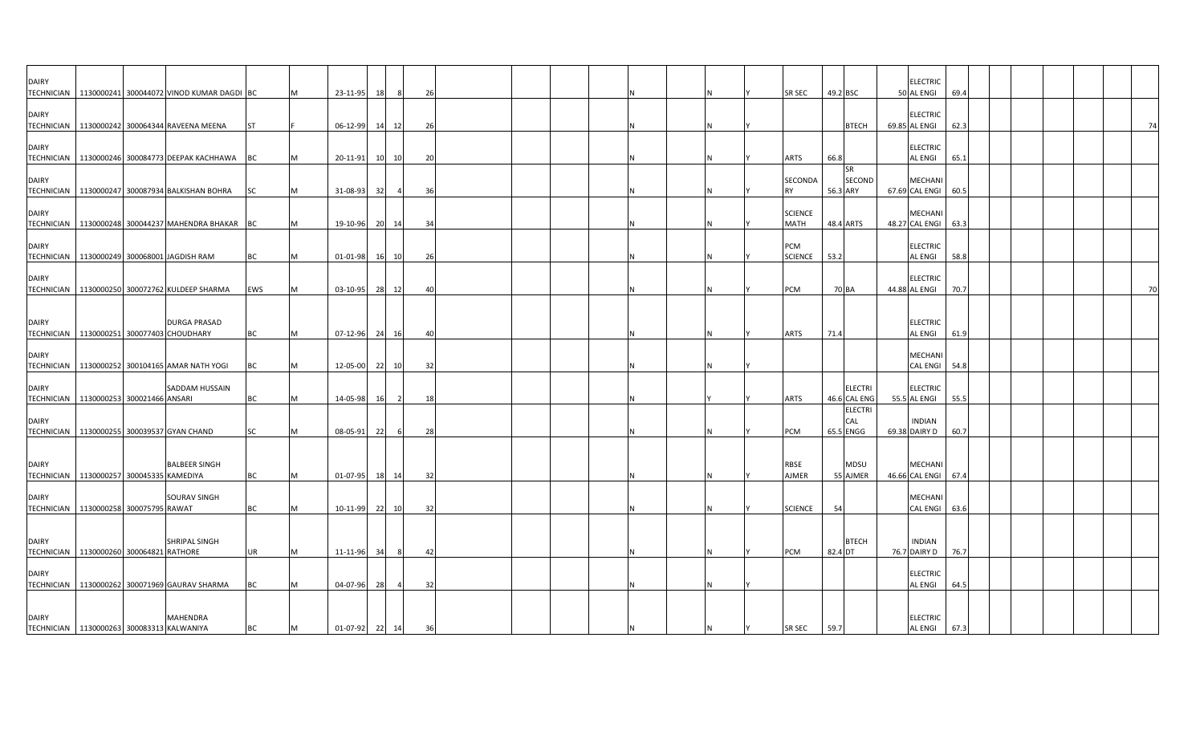| | | | | | | | | | | | | | | | | | | | | | | | | | | | | | | | |
|---|---|---|---|---|---|---|---|---|---|---|---|---|---|---|---|---|---|---|---|---|---|---|---|---|---|---|---|---|---|---|---|
| DAIRY TECHNICIAN | 1130000241 | 300044072 | VINOD KUMAR DAGDI | BC | | M | 23-11-95 | 18 | 8 | 26 | | | | | N | | N | Y | SR SEC | 49.2 | BSC | 50 | ELECTRICAL ENGI | 69.4 | | | | | | | |
| DAIRY TECHNICIAN | 1130000242 | 300064344 | RAVEENA MEENA | ST | | F | 06-12-99 | 14 | 12 | 26 | | | | | N | | N | Y | | | BTECH | 69.85 | ELECTRICAL ENGI | 62.3 | | | | | | | 74 |
| DAIRY TECHNICIAN | 1130000246 | 300084773 | DEEPAK KACHHAWA | BC | | M | 20-11-91 | 10 | 10 | 20 | | | | | N | | N | Y | ARTS | 66.8 | | | ELECTRICAL ENGI | 65.1 | | | | | | | |
| DAIRY TECHNICIAN | 1130000247 | 300087934 | BALKISHAN BOHRA | SC | | M | 31-08-93 | 32 | 4 | 36 | | | | | N | | N | Y | SECONDARY | 56.3 | SR SECONDARY | 67.69 | MECHANICAL ENGI | 60.5 | | | | | | | |
| DAIRY TECHNICIAN | 1130000248 | 300044237 | MAHENDRA BHAKAR | BC | | M | 19-10-96 | 20 | 14 | 34 | | | | | N | | N | Y | SCIENCE MATH | 48.4 | ARTS | 48.27 | MECHANICAL ENGI | 63.3 | | | | | | | |
| DAIRY TECHNICIAN | 1130000249 | 300068001 | JAGDISH RAM | BC | | M | 01-01-98 | 16 | 10 | 26 | | | | | N | | N | Y | PCM SCIENCE | 53.2 | | | ELECTRICAL ENGI | 58.8 | | | | | | | |
| DAIRY TECHNICIAN | 1130000250 | 300072762 | KULDEEP SHARMA | EWS | | M | 03-10-95 | 28 | 12 | 40 | | | | | N | | N | Y | PCM | 70 | BA | 44.88 | ELECTRICAL ENGI | 70.7 | | | | | | | 70 |
| DAIRY TECHNICIAN | 1130000251 | 300077403 | DURGA PRASAD CHOUDHARY | BC | | M | 07-12-96 | 24 | 16 | 40 | | | | | N | | N | Y | ARTS | 71.4 | | | ELECTRICAL ENGI | 61.9 | | | | | | | |
| DAIRY TECHNICIAN | 1130000252 | 300104165 | AMAR NATH YOGI | BC | | M | 12-05-00 | 22 | 10 | 32 | | | | | N | | N | | | | | | MECHANICAL ENGI | 54.8 | | | | | | | |
| DAIRY TECHNICIAN | 1130000253 | 300021466 | SADDAM HUSSAIN ANSARI | BC | | M | 14-05-98 | 16 | 2 | 18 | | | | | N | | Y | Y | ARTS | 46.6 | ELECTRICAL ENG | 55.5 | ELECTRICAL ENGI | 55.5 | | | | | | | |
| DAIRY TECHNICIAN | 1130000255 | 300039537 | GYAN CHAND | SC | | M | 08-05-91 | 22 | 6 | 28 | | | | | N | | N | Y | PCM | 65.5 | ELECTRICAL ENGG | 69.38 | INDIAN DAIRY D | 60.7 | | | | | | | |
| DAIRY TECHNICIAN | 1130000257 | 300045335 | BALBEER SINGH KAMEDIYA | BC | | M | 01-07-95 | 18 | 14 | 32 | | | | | N | | N | Y | RBSE AJMER | 55 | MDSU AJMER | 46.66 | MECHANICAL ENGI | 67.4 | | | | | | | |
| DAIRY TECHNICIAN | 1130000258 | 300075795 | SOURAV SINGH RAWAT | BC | | M | 10-11-99 | 22 | 10 | 32 | | | | | N | | N | Y | SCIENCE | 54 | | | MECHANICAL ENGI | 63.6 | | | | | | | |
| DAIRY TECHNICIAN | 1130000260 | 300064821 | SHRIPAL SINGH RATHORE | UR | | M | 11-11-96 | 34 | 8 | 42 | | | | | N | | N | Y | PCM | 82.4 | BTECH DT | 76.7 | INDIAN DAIRY D | 76.7 | | | | | | | |
| DAIRY TECHNICIAN | 1130000262 | 300071969 | GAURAV SHARMA | BC | | M | 04-07-96 | 28 | 4 | 32 | | | | | N | | N | | | | | | ELECTRICAL ENGI | 64.5 | | | | | | | |
| DAIRY TECHNICIAN | 1130000263 | 300083313 | MAHENDRA KALWANIYA | BC | | M | 01-07-92 | 22 | 14 | 36 | | | | | N | | N | Y | SR SEC | 59.7 | | | ELECTRICAL ENGI | 67.3 | | | | | | | |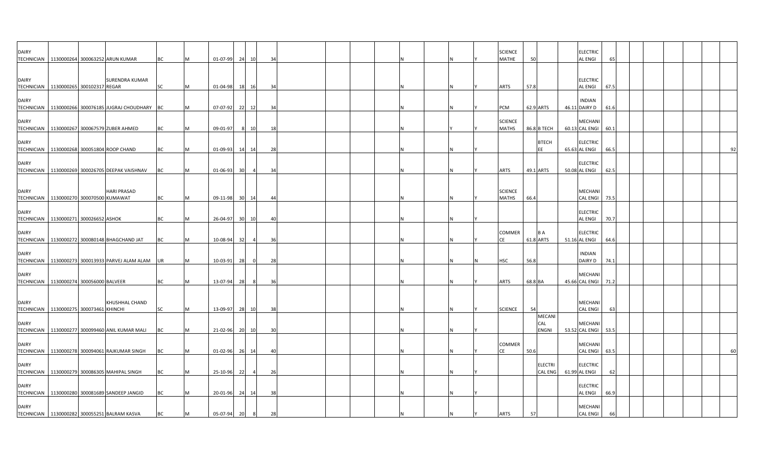| | | | | | | | | | | | | | | | | | | | | | | | | | | | | | |
|---|---|---|---|---|---|---|---|---|---|---|---|---|---|---|---|---|---|---|---|---|---|---|---|---|---|---|---|---|---|
| DAIRY TECHNICIAN | 1130000264 | 300063252 | ARUN KUMAR | BC | M | 01-07-99 | 24 | 10 | 34 | | | | | N | N | Y | SCIENCE MATHE | 50 | | | ELECTRICAL ENGI | 65 | | | | | | | |
| DAIRY TECHNICIAN | 1130000265 | 300102317 | SURENDRA KUMAR REGAR | SC | M | 01-04-98 | 18 | 16 | 34 | | | | | N | N | Y | ARTS | 57.8 | | | ELECTRICAL ENGI | 67.5 | | | | | | | |
| DAIRY TECHNICIAN | 1130000266 | 300076185 | JUGRAJ CHOUDHARY | BC | M | 07-07-92 | 22 | 12 | 34 | | | | | N | N | Y | PCM | 62.9 | ARTS | 46.11 | INDIAN DAIRY D | 61.6 | | | | | | | |
| DAIRY TECHNICIAN | 1130000267 | 300067579 | ZUBER AHMED | BC | M | 09-01-97 | 8 | 10 | 18 | | | | | N | Y | Y | SCIENCE MATHS | 86.8 | B TECH | 60.13 | MECHANICAL ENGI | 60.1 | | | | | | | |
| DAIRY TECHNICIAN | 1130000268 | 300051804 | ROOP CHAND | BC | M | 01-09-93 | 14 | 14 | 28 | | | | | N | N | Y | | | BTECH EE | 65.63 | ELECTRICAL ENGI | 66.5 | | | | | | | 92 |
| DAIRY TECHNICIAN | 1130000269 | 300026705 | DEEPAK VAISHNAV | BC | M | 01-06-93 | 30 | 4 | 34 | | | | | N | N | Y | ARTS | 49.1 | ARTS | 50.08 | ELECTRICAL ENGI | 62.5 | | | | | | | |
| DAIRY TECHNICIAN | 1130000270 | 300070500 | HARI PRASAD KUMAWAT | BC | M | 09-11-98 | 30 | 14 | 44 | | | | | N | N | Y | SCIENCE MATHS | 66.4 | | | MECHANICAL ENGI | 73.5 | | | | | | | |
| DAIRY TECHNICIAN | 1130000271 | 300026652 | ASHOK | BC | M | 26-04-97 | 30 | 10 | 40 | | | | | N | N | Y | | | | | ELECTRICAL ENGI | 70.7 | | | | | | | |
| DAIRY TECHNICIAN | 1130000272 | 300080148 | BHAGCHAND JAT | BC | M | 10-08-94 | 32 | 4 | 36 | | | | | N | N | Y | COMMERCE | 61.8 | B A ARTS | 51.16 | ELECTRICAL ENGI | 64.6 | | | | | | | |
| DAIRY TECHNICIAN | 1130000273 | 300013933 | PARVEJ ALAM ALAM | UR | M | 10-03-91 | 28 | 0 | 28 | | | | | N | N | N | HSC | 56.8 | | | INDIAN DAIRY D | 74.1 | | | | | | | |
| DAIRY TECHNICIAN | 1130000274 | 300056000 | BALVEER | BC | M | 13-07-94 | 28 | 8 | 36 | | | | | N | N | Y | ARTS | 68.8 | BA | 45.66 | MECHANICAL ENGI | 71.2 | | | | | | | |
| DAIRY TECHNICIAN | 1130000275 | 300073461 | KHUSHHAL CHAND KHINCHI | SC | M | 13-09-97 | 28 | 10 | 38 | | | | | N | N | Y | SCIENCE | 54 | | | MECHANICAL ENGI | 63 | | | | | | | |
| DAIRY TECHNICIAN | 1130000277 | 300099460 | ANIL KUMAR MALI | BC | M | 21-02-96 | 20 | 10 | 30 | | | | | N | N | Y | | | MECANICAL ENGNI | 53.52 | MECHANICAL ENGI | 53.5 | | | | | | | |
| DAIRY TECHNICIAN | 1130000278 | 300094061 | RAJKUMAR SINGH | BC | M | 01-02-96 | 26 | 14 | 40 | | | | | N | N | Y | COMMERCE | 50.6 | | | MECHANICAL ENGI | 63.5 | | | | | | | 60 |
| DAIRY TECHNICIAN | 1130000279 | 300086305 | MAHIPAL SINGH | BC | M | 25-10-96 | 22 | 4 | 26 | | | | | N | N | Y | | | ELECTRICAL ENG | 61.99 | ELECTRICAL ENGI | 62 | | | | | | | |
| DAIRY TECHNICIAN | 1130000280 | 300081689 | SANDEEP JANGID | BC | M | 20-01-96 | 24 | 14 | 38 | | | | | N | N | Y | | | | | ELECTRICAL ENGI | 66.9 | | | | | | | |
| DAIRY TECHNICIAN | 1130000282 | 300055251 | BALRAM KASVA | BC | M | 05-07-94 | 20 | 8 | 28 | | | | | N | N | Y | ARTS | 57 | | | MECHANICAL ENGI | 66 | | | | | | | |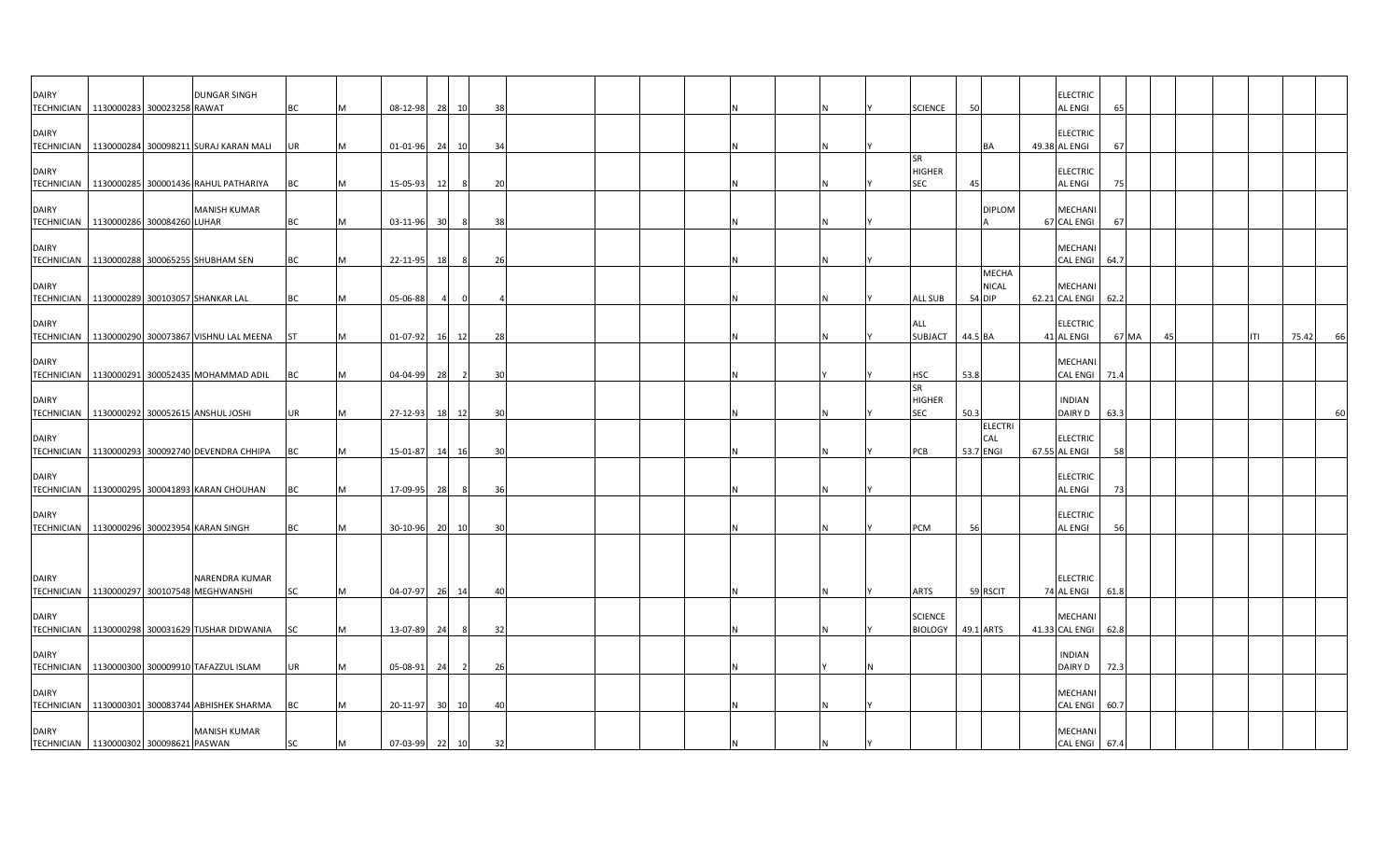| | | | | | | | | | | | | | | | | | | | | | | | | | | | | | | |
|---|---|---|---|---|---|---|---|---|---|---|---|---|---|---|---|---|---|---|---|---|---|---|---|---|---|---|---|---|---|---|
| DAIRY TECHNICIAN | 1130000283 | 300023258 | DUNGAR SINGH RAWAT | BC | M | 08-12-98 | 28 | 10 | 38 | | | | | N | | N | Y | SCIENCE | 50 | | | ELECTRICAL ENGI | 65 | | | | | | | |
| DAIRY TECHNICIAN | 1130000284 | 300098211 | SURAJ KARAN MALI | UR | M | 01-01-96 | 24 | 10 | 34 | | | | | N | | N | Y | | | BA | 49.38 | ELECTRICAL ENGI | 67 | | | | | | | |
| DAIRY TECHNICIAN | 1130000285 | 300001436 | RAHUL PATHARIYA | BC | M | 15-05-93 | 12 | 8 | 20 | | | | | N | | N | Y | SR HIGHER SEC | 45 | | | ELECTRICAL ENGI | 75 | | | | | | | |
| DAIRY TECHNICIAN | 1130000286 | 300084260 | MANISH KUMAR LUHAR | BC | M | 03-11-96 | 30 | 8 | 38 | | | | | N | | N | Y | | | DIPLOMA | 67 | MECHANICAL ENGI | 67 | | | | | | | |
| DAIRY TECHNICIAN | 1130000288 | 300065255 | SHUBHAM SEN | BC | M | 22-11-95 | 18 | 8 | 26 | | | | | N | | N | Y | | | | | MECHANICAL ENGI | 64.7 | | | | | | | |
| DAIRY TECHNICIAN | 1130000289 | 300103057 | SHANKAR LAL | BC | M | 05-06-88 | 4 | 0 | 4 | | | | | N | | N | Y | ALL SUB | 54 | MECHANICAL DIP | 62.21 | MECHANICAL ENGI | 62.2 | | | | | | | |
| DAIRY TECHNICIAN | 1130000290 | 300073867 | VISHNU LAL MEENA | ST | M | 01-07-92 | 16 | 12 | 28 | | | | | N | | N | Y | ALL SUBJACT | 44.5 | BA | 41 | ELECTRICAL ENGI | 67 | MA | 45 | | | ITI | 75.42 | 66 |
| DAIRY TECHNICIAN | 1130000291 | 300052435 | MOHAMMAD ADIL | BC | M | 04-04-99 | 28 | 2 | 30 | | | | | N | | Y | Y | HSC | 53.8 | | | MECHANICAL ENGI | 71.4 | | | | | | | |
| DAIRY TECHNICIAN | 1130000292 | 300052615 | ANSHUL JOSHI | UR | M | 27-12-93 | 18 | 12 | 30 | | | | | N | | N | Y | SR HIGHER SEC | 50.3 | | | INDIAN DAIRY D | 63.3 | | | | | | | 60 |
| DAIRY TECHNICIAN | 1130000293 | 300092740 | DEVENDRA CHHIPA | BC | M | 15-01-87 | 14 | 16 | 30 | | | | | N | | N | Y | PCB | 53.7 | ELECTRICAL ENGI | 67.55 | ELECTRICAL ENGI | 58 | | | | | | | |
| DAIRY TECHNICIAN | 1130000295 | 300041893 | KARAN CHOUHAN | BC | M | 17-09-95 | 28 | 8 | 36 | | | | | N | | N | Y | | | | | ELECTRICAL ENGI | 73 | | | | | | | |
| DAIRY TECHNICIAN | 1130000296 | 300023954 | KARAN SINGH | BC | M | 30-10-96 | 20 | 10 | 30 | | | | | N | | N | Y | PCM | 56 | | | ELECTRICAL ENGI | 56 | | | | | | | |
| DAIRY TECHNICIAN | 1130000297 | 300107548 | NARENDRA KUMAR MEGHWANSHI | SC | M | 04-07-97 | 26 | 14 | 40 | | | | | N | | N | Y | ARTS | 59 | RSCIT | 74 | ELECTRICAL ENGI | 61.8 | | | | | | | |
| DAIRY TECHNICIAN | 1130000298 | 300031629 | TUSHAR DIDWANIA | SC | M | 13-07-89 | 24 | 8 | 32 | | | | | N | | N | Y | SCIENCE BIOLOGY | 49.1 | ARTS | 41.33 | MECHANICAL ENGI | 62.8 | | | | | | | |
| DAIRY TECHNICIAN | 1130000300 | 300009910 | TAFAZZUL ISLAM | UR | M | 05-08-91 | 24 | 2 | 26 | | | | | N | | Y | N | | | | | INDIAN DAIRY D | 72.3 | | | | | | | |
| DAIRY TECHNICIAN | 1130000301 | 300083744 | ABHISHEK SHARMA | BC | M | 20-11-97 | 30 | 10 | 40 | | | | | N | | N | Y | | | | | MECHANICAL ENGI | 60.7 | | | | | | | |
| DAIRY TECHNICIAN | 1130000302 | 300098621 | MANISH KUMAR PASWAN | SC | M | 07-03-99 | 22 | 10 | 32 | | | | | N | | N | Y | | | | | MECHANICAL ENGI | 67.4 | | | | | | | |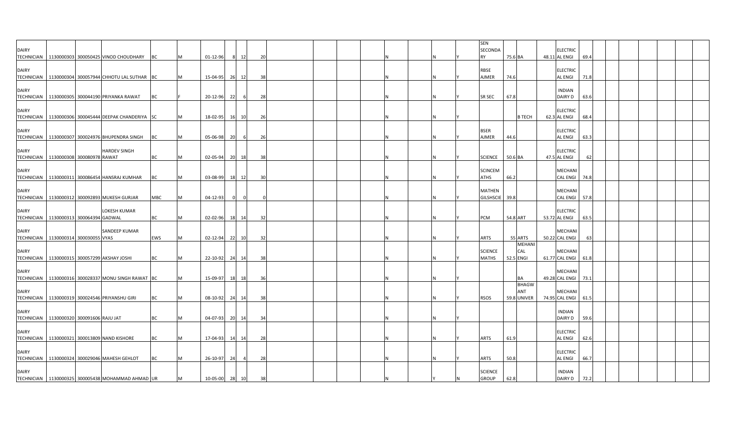| | | | | | | | | | | | | | | | | | | | | | | | |
|---|---|---|---|---|---|---|---|---|---|---|---|---|---|---|---|---|---|---|---|---|---|---|---|
| DAIRY TECHNICIAN | 1130000303 | 300050425 | VINOD CHOUDHARY | BC | M | 01-12-96 | 8 | 12 | 20 | | | | | N | | N | Y | SEN SECONDARY | 75.6 | BA | 48.11 | ELECTRICAL ENGI | 69.4 |
| DAIRY TECHNICIAN | 1130000304 | 300057944 | CHHOTU LAL SUTHAR | BC | M | 15-04-95 | 26 | 12 | 38 | | | | | N | | N | Y | RBSE AJMER | 74.6 | | | ELECTRICAL ENGI | 71.8 |
| DAIRY TECHNICIAN | 1130000305 | 300044190 | PRIYANKA RAWAT | BC | F | 20-12-96 | 22 | 6 | 28 | | | | | N | | N | Y | SR SEC | 67.8 | | | INDIAN DAIRY D | 63.6 |
| DAIRY TECHNICIAN | 1130000306 | 300045444 | DEEPAK CHANDERIYA | SC | M | 18-02-95 | 16 | 10 | 26 | | | | | N | | N | Y | | | B TECH | 62.3 | ELECTRICAL ENGI | 68.4 |
| DAIRY TECHNICIAN | 1130000307 | 300024976 | BHUPENDRA SINGH | BC | M | 05-06-98 | 20 | 6 | 26 | | | | | N | | N | Y | BSER AJMER | 44.6 | | | ELECTRICAL ENGI | 63.3 |
| DAIRY TECHNICIAN | 1130000308 | 300080978 | HARDEV SINGH RAWAT | BC | M | 02-05-94 | 20 | 18 | 38 | | | | | N | | N | Y | SCIENCE | 50.6 | BA | 47.5 | ELECTRICAL ENGI | 62 |
| DAIRY TECHNICIAN | 1130000311 | 300086454 | HANSRAJ KUMHAR | BC | M | 03-08-99 | 18 | 12 | 30 | | | | | N | | N | Y | SCINCEMATHS | 66.2 | | | MECHANICAL ENGI | 74.8 |
| DAIRY TECHNICIAN | 1130000312 | 300092893 | MUKESH GURJAR | MBC | M | 04-12-93 | 0 | 0 | 0 | | | | | N | | N | Y | MATHEN GILSHSCIE | 39.8 | | | MECHANICAL ENGI | 57.8 |
| DAIRY TECHNICIAN | 1130000313 | 300064394 | LOKESH KUMAR GADWAL | BC | M | 02-02-96 | 18 | 14 | 32 | | | | | N | | N | Y | PCM | 54.8 | ART | 53.72 | ELECTRICAL ENGI | 63.5 |
| DAIRY TECHNICIAN | 1130000314 | 300030055 | SANDEEP KUMAR VYAS | EWS | M | 02-12-94 | 22 | 10 | 32 | | | | | N | | N | Y | ARTS | 55 | ARTS | 50.22 | MECHANICAL ENGI | 63 |
| DAIRY TECHNICIAN | 1130000315 | 300057299 | AKSHAY JOSHI | BC | M | 22-10-92 | 24 | 14 | 38 | | | | | N | | N | Y | SCIENCE MATHS | 52.5 | MEHANICAL ENGI | 61.77 | MECHANICAL ENGI | 61.8 |
| DAIRY TECHNICIAN | 1130000316 | 300028337 | MONU SINGH RAWAT | BC | M | 15-09-97 | 18 | 18 | 36 | | | | | N | | N | Y | | | BA | 49.28 | MECHANICAL ENGI | 73.1 |
| DAIRY TECHNICIAN | 1130000319 | 300024546 | PRIYANSHU GIRI | BC | M | 08-10-92 | 24 | 14 | 38 | | | | | N | | N | Y | RSOS | 59.8 | BHAGWANT UNIVER | 74.95 | MECHANICAL ENGI | 61.5 |
| DAIRY TECHNICIAN | 1130000320 | 300091606 | RAJU JAT | BC | M | 04-07-93 | 20 | 14 | 34 | | | | | N | | N | Y | | | | | INDIAN DAIRY D | 59.6 |
| DAIRY TECHNICIAN | 1130000321 | 300013809 | NAND KISHORE | BC | M | 17-04-93 | 14 | 14 | 28 | | | | | N | | N | Y | ARTS | 61.9 | | | ELECTRICAL ENGI | 62.6 |
| DAIRY TECHNICIAN | 1130000324 | 300029046 | MAHESH GEHLOT | BC | M | 26-10-97 | 24 | 4 | 28 | | | | | N | | N | Y | ARTS | 50.8 | | | ELECTRICAL ENGI | 66.7 |
| DAIRY TECHNICIAN | 1130000325 | 300005438 | MOHAMMAD AHMAD | UR | M | 10-05-00 | 28 | 10 | 38 | | | | | N | | Y | N | SCIENCE GROUP | 62.8 | | | INDIAN DAIRY D | 72.2 |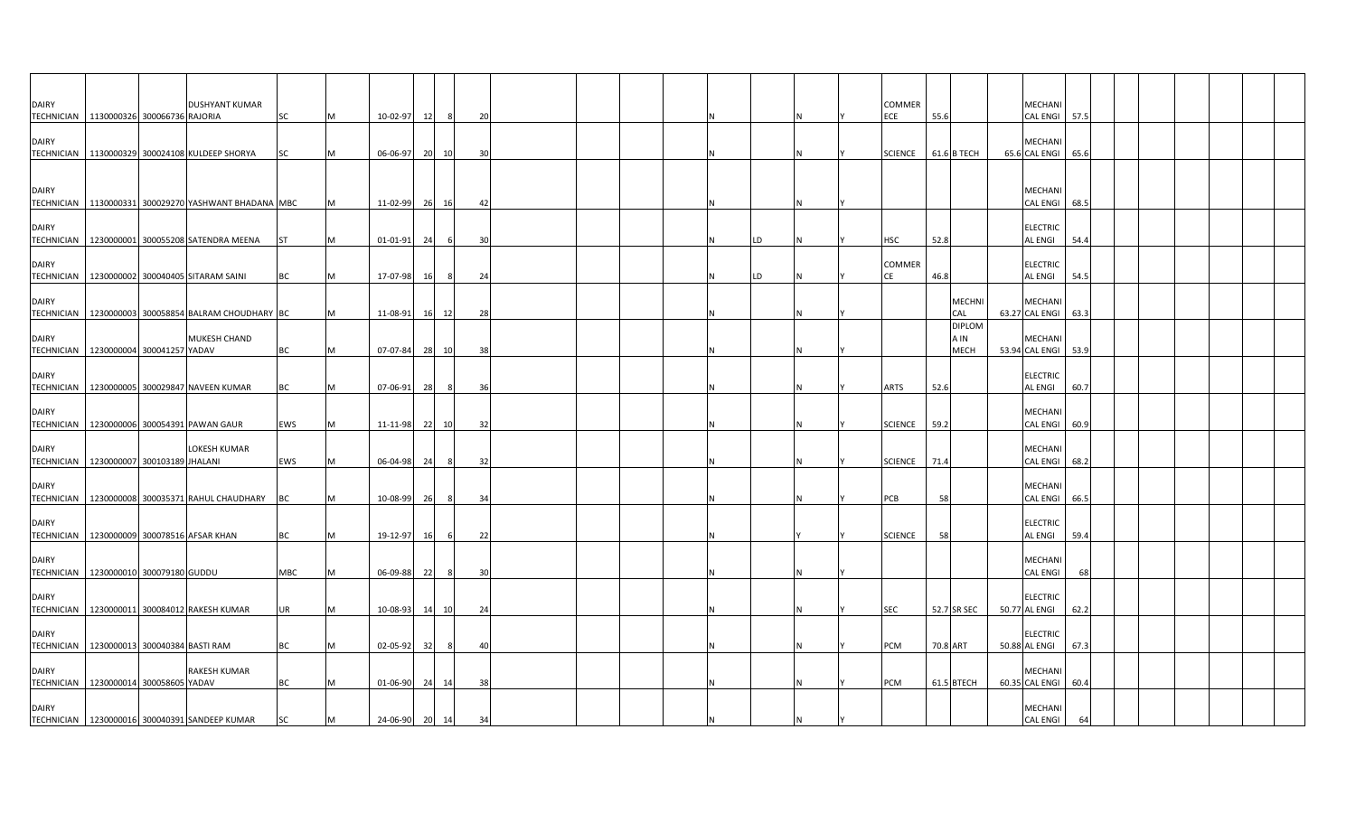| | | | | | | | | | | | | | | | | | | | | | | | | | | | | | | | |
|---|---|---|---|---|---|---|---|---|---|---|---|---|---|---|---|---|---|---|---|---|---|---|---|---|---|---|---|---|---|---|---|
| DAIRY TECHNICIAN | 1130000326 | 300066736 | DUSHYANT KUMAR RAJORIA | SC | M | 10-02-97 | 12 | 8 | 20 | | | | | N | | N | Y | COMMERCE | 55.6 | | | MECHANICAL ENGI | 57.5 | | | | | | | | |
| DAIRY TECHNICIAN | 1130000329 | 300024108 | KULDEEP SHORYA | SC | M | 06-06-97 | 20 | 10 | 30 | | | | | N | | N | Y | SCIENCE | 61.6 | B TECH | 65.6 | MECHANICAL ENGI | 65.6 | | | | | | | | |
| DAIRY TECHNICIAN | 1130000331 | 300029270 | YASHWANT BHADANA | MBC | M | 11-02-99 | 26 | 16 | 42 | | | | | N | | N | Y | | | | | MECHANICAL ENGI | 68.5 | | | | | | | | |
| DAIRY TECHNICIAN | 1230000001 | 300055208 | SATENDRA MEENA | ST | M | 01-01-91 | 24 | 6 | 30 | | | | | N | LD | N | Y | HSC | 52.8 | | | ELECTRICAL ENGI | 54.4 | | | | | | | | |
| DAIRY TECHNICIAN | 1230000002 | 300040405 | SITARAM SAINI | BC | M | 17-07-98 | 16 | 8 | 24 | | | | | N | LD | N | Y | COMMERCE | 46.8 | | | ELECTRICAL ENGI | 54.5 | | | | | | | | |
| DAIRY TECHNICIAN | 1230000003 | 300058854 | BALRAM CHOUDHARY | BC | M | 11-08-91 | 16 | 12 | 28 | | | | | N | | N | Y | | | MECHNICAL | 63.27 | MECHANICAL ENGI | 63.3 | | | | | | | | |
| DAIRY TECHNICIAN | 1230000004 | 300041257 | MUKESH CHAND YADAV | BC | M | 07-07-84 | 28 | 10 | 38 | | | | | N | | N | Y | | | DIPLOMA IN MECH | 53.94 | MECHANICAL ENGI | 53.9 | | | | | | | | |
| DAIRY TECHNICIAN | 1230000005 | 300029847 | NAVEEN KUMAR | BC | M | 07-06-91 | 28 | 8 | 36 | | | | | N | | N | Y | ARTS | 52.6 | | | ELECTRICAL ENGI | 60.7 | | | | | | | | |
| DAIRY TECHNICIAN | 1230000006 | 300054391 | PAWAN GAUR | EWS | M | 11-11-98 | 22 | 10 | 32 | | | | | N | | N | Y | SCIENCE | 59.2 | | | MECHANICAL ENGI | 60.9 | | | | | | | | |
| DAIRY TECHNICIAN | 1230000007 | 300103189 | LOKESH KUMAR JHALANI | EWS | M | 06-04-98 | 24 | 8 | 32 | | | | | N | | N | Y | SCIENCE | 71.4 | | | MECHANICAL ENGI | 68.2 | | | | | | | | |
| DAIRY TECHNICIAN | 1230000008 | 300035371 | RAHUL CHAUDHARY | BC | M | 10-08-99 | 26 | 8 | 34 | | | | | N | | N | Y | PCB | 58 | | | MECHANICAL ENGI | 66.5 | | | | | | | | |
| DAIRY TECHNICIAN | 1230000009 | 300078516 | AFSAR KHAN | BC | M | 19-12-97 | 16 | 6 | 22 | | | | | N | | Y | Y | SCIENCE | 58 | | | ELECTRICAL ENGI | 59.4 | | | | | | | | |
| DAIRY TECHNICIAN | 1230000010 | 300079180 | GUDDU | MBC | M | 06-09-88 | 22 | 8 | 30 | | | | | N | | N | Y | | | | | MECHANICAL ENGI | 68 | | | | | | | | |
| DAIRY TECHNICIAN | 1230000011 | 300084012 | RAKESH KUMAR | UR | M | 10-08-93 | 14 | 10 | 24 | | | | | N | | N | Y | SEC | 52.7 | SR SEC | 50.77 | ELECTRICAL ENGI | 62.2 | | | | | | | | |
| DAIRY TECHNICIAN | 1230000013 | 300040384 | BASTI RAM | BC | M | 02-05-92 | 32 | 8 | 40 | | | | | N | | N | Y | PCM | 70.8 | ART | 50.88 | ELECTRICAL ENGI | 67.3 | | | | | | | | |
| DAIRY TECHNICIAN | 1230000014 | 300058605 | RAKESH KUMAR YADAV | BC | M | 01-06-90 | 24 | 14 | 38 | | | | | N | | N | Y | PCM | 61.5 | BTECH | 60.35 | MECHANICAL ENGI | 60.4 | | | | | | | | |
| DAIRY TECHNICIAN | 1230000016 | 300040391 | SANDEEP KUMAR | SC | M | 24-06-90 | 20 | 14 | 34 | | | | | N | | N | Y | | | | | MECHANICAL ENGI | 64 | | | | | | | | |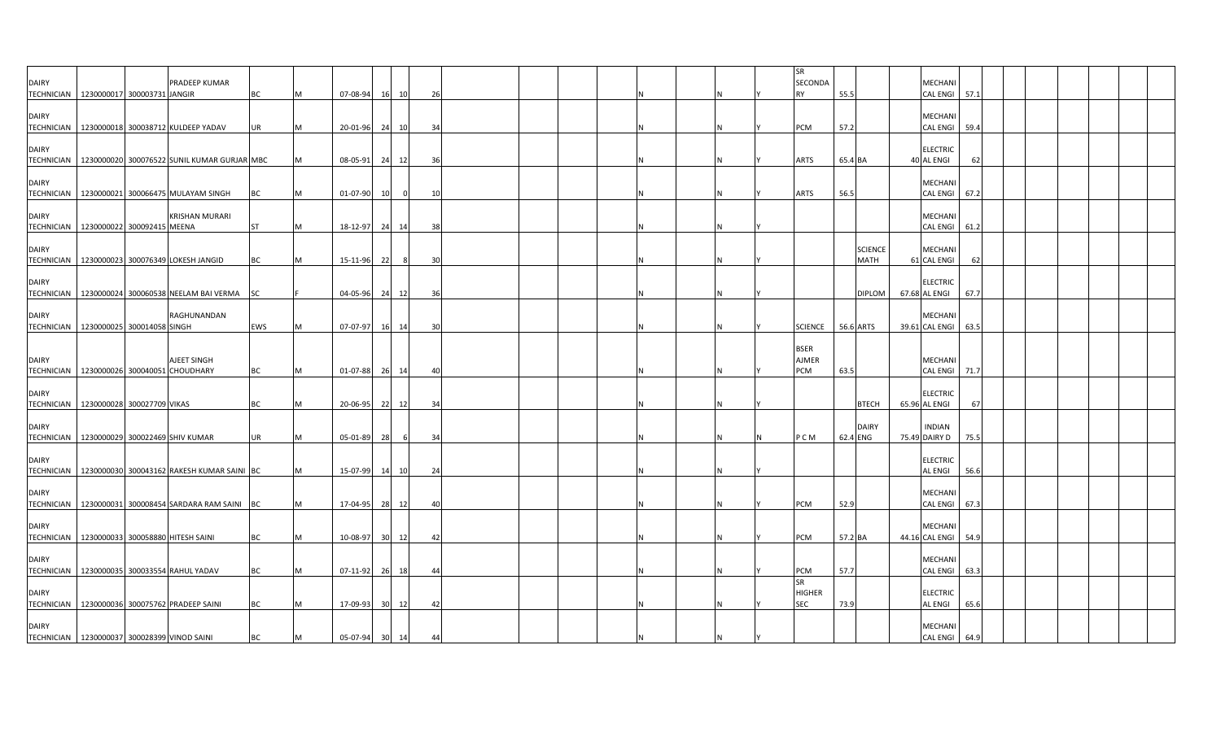| | | | | | | | | | | | | | | | | | | | | | | | | | | | | | | |
|---|---|---|---|---|---|---|---|---|---|---|---|---|---|---|---|---|---|---|---|---|---|---|---|---|---|---|---|---|---|---|
| DAIRY TECHNICIAN | 1230000017 | 300003731 | PRADEEP KUMAR JANGIR | BC | M | 07-08-94 | 16 | 10 | 26 | | | | | | N | N | Y | SR SECONDARY | 55.5 | | | MECHANICAL ENGI | 57.1 | | | | | | | |
| DAIRY TECHNICIAN | 1230000018 | 300038712 | KULDEEP YADAV | UR | M | 20-01-96 | 24 | 10 | 34 | | | | | | N | N | Y | PCM | 57.2 | | | MECHANICAL ENGI | 59.4 | | | | | | | |
| DAIRY TECHNICIAN | 1230000020 | 300076522 | SUNIL KUMAR GURJAR | MBC | M | 08-05-91 | 24 | 12 | 36 | | | | | | N | N | Y | ARTS | 65.4 | BA | 40 | ELECTRICAL ENGI | 62 | | | | | | | |
| DAIRY TECHNICIAN | 1230000021 | 300066475 | MULAYAM SINGH | BC | M | 01-07-90 | 10 | 0 | 10 | | | | | | N | N | Y | ARTS | 56.5 | | | MECHANICAL ENGI | 67.2 | | | | | | | |
| DAIRY TECHNICIAN | 1230000022 | 300092415 | KRISHAN MURARI MEENA | ST | M | 18-12-97 | 24 | 14 | 38 | | | | | | N | N | Y | | | | | MECHANICAL ENGI | 61.2 | | | | | | | |
| DAIRY TECHNICIAN | 1230000023 | 300076349 | LOKESH JANGID | BC | M | 15-11-96 | 22 | 8 | 30 | | | | | | N | N | Y | | | SCIENCE MATH | 61 | MECHANICAL ENGI | 62 | | | | | | | |
| DAIRY TECHNICIAN | 1230000024 | 300060538 | NEELAM BAI VERMA | SC | F | 04-05-96 | 24 | 12 | 36 | | | | | | N | N | Y | | | DIPLOM | 67.68 | ELECTRICAL ENGI | 67.7 | | | | | | | |
| DAIRY TECHNICIAN | 1230000025 | 300014058 | RAGHUNANDAN SINGH | EWS | M | 07-07-97 | 16 | 14 | 30 | | | | | | N | N | Y | SCIENCE | 56.6 | ARTS | 39.61 | MECHANICAL ENGI | 63.5 | | | | | | | |
| DAIRY TECHNICIAN | 1230000026 | 300040051 | AJEET SINGH CHOUDHARY | BC | M | 01-07-88 | 26 | 14 | 40 | | | | | | N | N | Y | BSER AJMER PCM | 63.5 | | | MECHANICAL ENGI | 71.7 | | | | | | | |
| DAIRY TECHNICIAN | 1230000028 | 300027709 | VIKAS | BC | M | 20-06-95 | 22 | 12 | 34 | | | | | | N | N | Y | | | BTECH | 65.96 | ELECTRICAL ENGI | 67 | | | | | | | |
| DAIRY TECHNICIAN | 1230000029 | 300022469 | SHIV KUMAR | UR | M | 05-01-89 | 28 | 6 | 34 | | | | | | N | N | N | P C M | 62.4 | DAIRY ENG | 75.49 | INDIAN DAIRY D | 75.5 | | | | | | | |
| DAIRY TECHNICIAN | 1230000030 | 300043162 | RAKESH KUMAR SAINI | BC | M | 15-07-99 | 14 | 10 | 24 | | | | | | N | N | Y | | | | | ELECTRICAL ENGI | 56.6 | | | | | | | |
| DAIRY TECHNICIAN | 1230000031 | 300008454 | SARDARA RAM SAINI | BC | M | 17-04-95 | 28 | 12 | 40 | | | | | | N | N | Y | PCM | 52.9 | | | MECHANICAL ENGI | 67.3 | | | | | | | |
| DAIRY TECHNICIAN | 1230000033 | 300058880 | HITESH SAINI | BC | M | 10-08-97 | 30 | 12 | 42 | | | | | | N | N | Y | PCM | 57.2 | BA | 44.16 | MECHANICAL ENGI | 54.9 | | | | | | | |
| DAIRY TECHNICIAN | 1230000035 | 300033554 | RAHUL YADAV | BC | M | 07-11-92 | 26 | 18 | 44 | | | | | | N | N | Y | PCM | 57.7 | | | MECHANICAL ENGI | 63.3 | | | | | | | |
| DAIRY TECHNICIAN | 1230000036 | 300075762 | PRADEEP SAINI | BC | M | 17-09-93 | 30 | 12 | 42 | | | | | | N | N | Y | SR HIGHER SEC | 73.9 | | | ELECTRICAL ENGI | 65.6 | | | | | | | |
| DAIRY TECHNICIAN | 1230000037 | 300028399 | VINOD SAINI | BC | M | 05-07-94 | 30 | 14 | 44 | | | | | | N | N | Y | | | | | MECHANICAL ENGI | 64.9 | | | | | | | |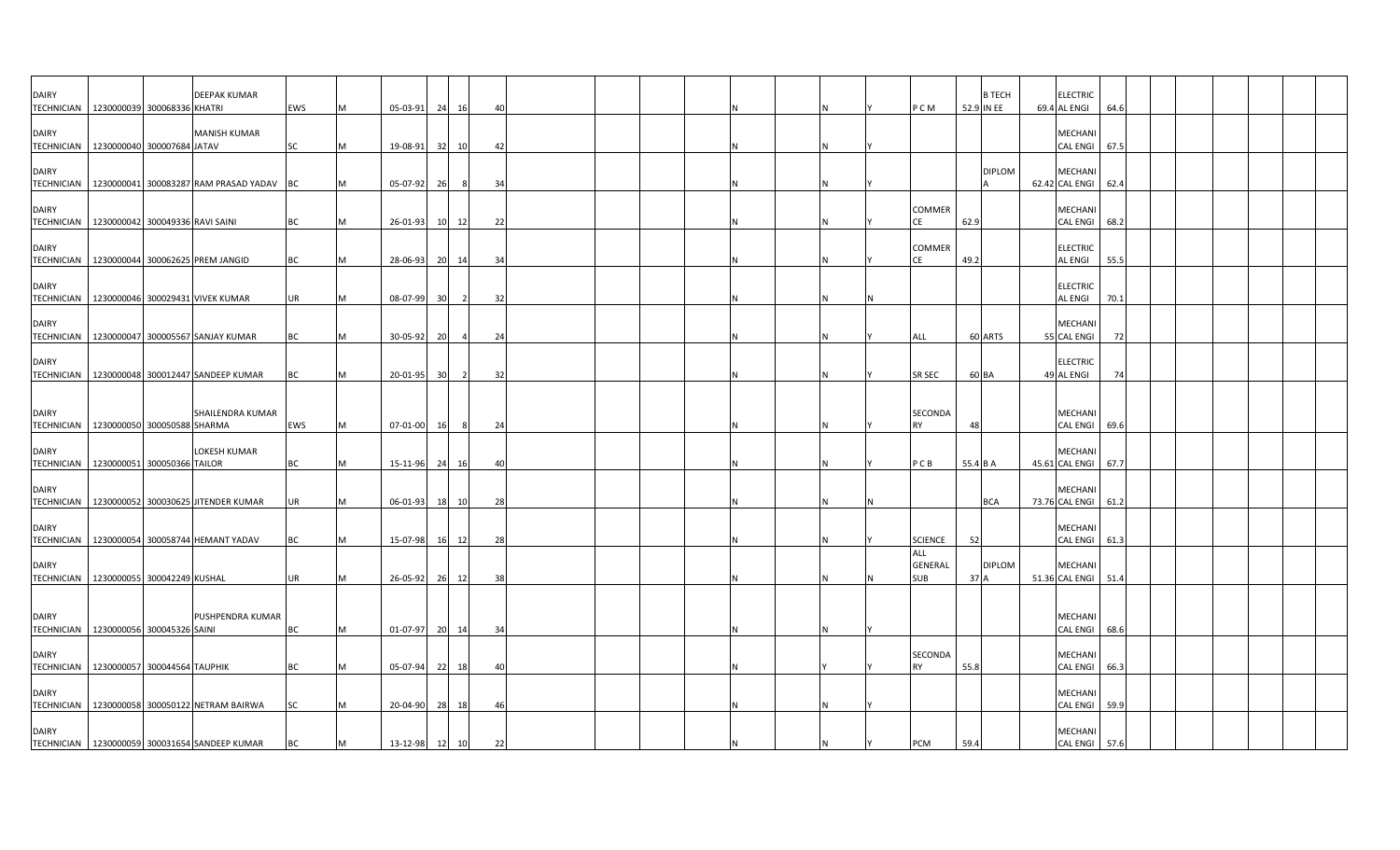| | | | | | | | | | | | | | | | | | | | | | | | | | | | | | | |
|---|---|---|---|---|---|---|---|---|---|---|---|---|---|---|---|---|---|---|---|---|---|---|---|---|---|---|---|---|---|---|
| DAIRY TECHNICIAN | 1230000039 | 300068336 | DEEPAK KUMAR KHATRI | EWS | M | 05-03-91 | 24 | 16 | 40 | | | | | N | | N | Y | P C M | 52.9 | B TECH IN EE | 69.4 | ELECTRICAL ENGI | 64.6 | | | | | | | |
| DAIRY TECHNICIAN | 1230000040 | 300007684 | MANISH KUMAR JATAV | SC | M | 19-08-91 | 32 | 10 | 42 | | | | | N | | N | Y | | | | | MECHANICAL ENGI | 67.5 | | | | | | | |
| DAIRY TECHNICIAN | 1230000041 | 300083287 | RAM PRASAD YADAV | BC | M | 05-07-92 | 26 | 8 | 34 | | | | | N | | N | Y | | | DIPLOMA | 62.42 | MECHANICAL ENGI | 62.4 | | | | | | | |
| DAIRY TECHNICIAN | 1230000042 | 300049336 | RAVI SAINI | BC | M | 26-01-93 | 10 | 12 | 22 | | | | | N | | N | Y | COMMERCE | 62.9 | | | MECHANICAL ENGI | 68.2 | | | | | | | |
| DAIRY TECHNICIAN | 1230000044 | 300062625 | PREM JANGID | BC | M | 28-06-93 | 20 | 14 | 34 | | | | | N | | N | Y | COMMERCE | 49.2 | | | ELECTRICAL ENGI | 55.5 | | | | | | | |
| DAIRY TECHNICIAN | 1230000046 | 300029431 | VIVEK KUMAR | UR | M | 08-07-99 | 30 | 2 | 32 | | | | | N | | N | N | | | | | ELECTRICAL ENGI | 70.1 | | | | | | | |
| DAIRY TECHNICIAN | 1230000047 | 300005567 | SANJAY KUMAR | BC | M | 30-05-92 | 20 | 4 | 24 | | | | | N | | N | Y | ALL | 60 | ARTS | 55 | MECHANICAL ENGI | 72 | | | | | | | |
| DAIRY TECHNICIAN | 1230000048 | 300012447 | SANDEEP KUMAR | BC | M | 20-01-95 | 30 | 2 | 32 | | | | | N | | N | Y | SR SEC | 60 | BA | 49 | ELECTRICAL ENGI | 74 | | | | | | | |
| DAIRY TECHNICIAN | 1230000050 | 300050588 | SHAILENDRA KUMAR SHARMA | EWS | M | 07-01-00 | 16 | 8 | 24 | | | | | N | | N | Y | SECONDARY | 48 | | | MECHANICAL ENGI | 69.6 | | | | | | | |
| DAIRY TECHNICIAN | 1230000051 | 300050366 | LOKESH KUMAR TAILOR | BC | M | 15-11-96 | 24 | 16 | 40 | | | | | N | | N | Y | P C B | 55.4 | B A | 45.61 | MECHANICAL ENGI | 67.7 | | | | | | | |
| DAIRY TECHNICIAN | 1230000052 | 300030625 | JITENDER KUMAR | UR | M | 06-01-93 | 18 | 10 | 28 | | | | | N | | N | N | | | BCA | 73.76 | MECHANICAL ENGI | 61.2 | | | | | | | |
| DAIRY TECHNICIAN | 1230000054 | 300058744 | HEMANT YADAV | BC | M | 15-07-98 | 16 | 12 | 28 | | | | | N | | N | Y | SCIENCE | 52 | | | MECHANICAL ENGI | 61.3 | | | | | | | |
| DAIRY TECHNICIAN | 1230000055 | 300042249 | KUSHAL | UR | M | 26-05-92 | 26 | 12 | 38 | | | | | N | | N | N | ALL GENERAL SUB | 37 | DIPLOMA | 51.36 | MECHANICAL ENGI | 51.4 | | | | | | | |
| DAIRY TECHNICIAN | 1230000056 | 300045326 | PUSHPENDRA KUMAR SAINI | BC | M | 01-07-97 | 20 | 14 | 34 | | | | | N | | N | Y | | | | | MECHANICAL ENGI | 68.6 | | | | | | | |
| DAIRY TECHNICIAN | 1230000057 | 300044564 | TAUPHIK | BC | M | 05-07-94 | 22 | 18 | 40 | | | | | N | | Y | Y | SECONDARY | 55.8 | | | MECHANICAL ENGI | 66.3 | | | | | | | |
| DAIRY TECHNICIAN | 1230000058 | 300050122 | NETRAM BAIRWA | SC | M | 20-04-90 | 28 | 18 | 46 | | | | | N | | N | Y | | | | | MECHANICAL ENGI | 59.9 | | | | | | | |
| DAIRY TECHNICIAN | 1230000059 | 300031654 | SANDEEP KUMAR | BC | M | 13-12-98 | 12 | 10 | 22 | | | | | N | | N | Y | PCM | 59.4 | | | MECHANICAL ENGI | 57.6 | | | | | | | |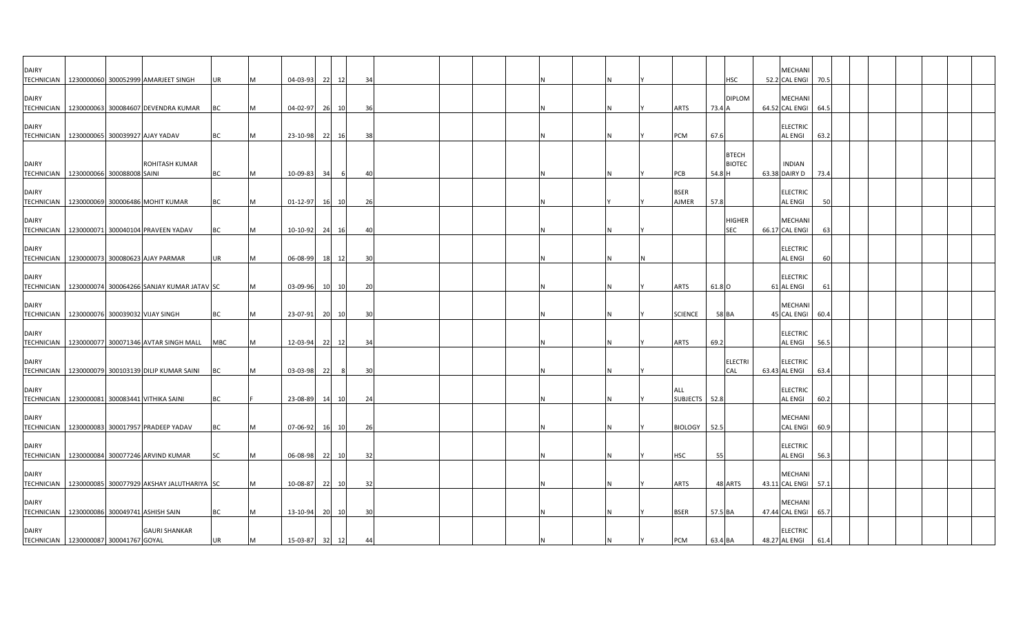| | | | | | | | | | | | | | | | | | | | | | | | | | | | | | | |
|---|---|---|---|---|---|---|---|---|---|---|---|---|---|---|---|---|---|---|---|---|---|---|---|---|---|---|---|---|---|---|
| DAIRY TECHNICIAN | 1230000060 | 300052999 | AMARJEET SINGH | UR | M | 04-03-93 | 22 | 12 | 34 | | | | | N | | N | Y | | | HSC | 52.2 | MECHANICAL ENGI | 70.5 | | | | | | | |
| DAIRY TECHNICIAN | 1230000063 | 300084607 | DEVENDRA KUMAR | BC | M | 04-02-97 | 26 | 10 | 36 | | | | | N | | N | Y | ARTS | 73.4 | DIPLOMA | 64.52 | MECHANICAL ENGI | 64.5 | | | | | | | |
| DAIRY TECHNICIAN | 1230000065 | 300039927 | AJAY YADAV | BC | M | 23-10-98 | 22 | 16 | 38 | | | | | N | | N | Y | PCM | 67.6 | | | ELECTRICAL ENGI | 63.2 | | | | | | | |
| DAIRY TECHNICIAN | 1230000066 | 300088008 | ROHITASH KUMAR SAINI | BC | M | 10-09-83 | 34 | 6 | 40 | | | | | N | | N | Y | PCB | 54.8 | BTECH BIOTECH | 63.38 | INDIAN DAIRY D | 73.4 | | | | | | | |
| DAIRY TECHNICIAN | 1230000069 | 300006486 | MOHIT KUMAR | BC | M | 01-12-97 | 16 | 10 | 26 | | | | | N | | Y | Y | BSER AJMER | 57.8 | | | ELECTRICAL ENGI | 50 | | | | | | | |
| DAIRY TECHNICIAN | 1230000071 | 300040104 | PRAVEEN YADAV | BC | M | 10-10-92 | 24 | 16 | 40 | | | | | N | | N | Y | | | HIGHER SEC | 66.17 | MECHANICAL ENGI | 63 | | | | | | | |
| DAIRY TECHNICIAN | 1230000073 | 300080623 | AJAY PARMAR | UR | M | 06-08-99 | 18 | 12 | 30 | | | | | N | | N | N | | | | | ELECTRICAL ENGI | 60 | | | | | | | |
| DAIRY TECHNICIAN | 1230000074 | 300064266 | SANJAY KUMAR JATAV | SC | M | 03-09-96 | 10 | 10 | 20 | | | | | N | | N | Y | ARTS | 61.8 | O | 61 | ELECTRICAL ENGI | 61 | | | | | | | |
| DAIRY TECHNICIAN | 1230000076 | 300039032 | VIJAY SINGH | BC | M | 23-07-91 | 20 | 10 | 30 | | | | | N | | N | Y | SCIENCE | 58 | BA | 45 | MECHANICAL ENGI | 60.4 | | | | | | | |
| DAIRY TECHNICIAN | 1230000077 | 300071346 | AVTAR SINGH MALL | MBC | M | 12-03-94 | 22 | 12 | 34 | | | | | N | | N | Y | ARTS | 69.2 | | | ELECTRICAL ENGI | 56.5 | | | | | | | |
| DAIRY TECHNICIAN | 1230000079 | 300103139 | DILIP KUMAR SAINI | BC | M | 03-03-98 | 22 | 8 | 30 | | | | | N | | N | Y | | | ELECTRICAL | 63.43 | ELECTRICAL ENGI | 63.4 | | | | | | | |
| DAIRY TECHNICIAN | 1230000081 | 300083441 | VITHIKA SAINI | BC | F | 23-08-89 | 14 | 10 | 24 | | | | | N | | N | Y | ALL SUBJECTS | 52.8 | | | ELECTRICAL ENGI | 60.2 | | | | | | | |
| DAIRY TECHNICIAN | 1230000083 | 300017957 | PRADEEP YADAV | BC | M | 07-06-92 | 16 | 10 | 26 | | | | | N | | N | Y | BIOLOGY | 52.5 | | | MECHANICAL ENGI | 60.9 | | | | | | | |
| DAIRY TECHNICIAN | 1230000084 | 300077246 | ARVIND KUMAR | SC | M | 06-08-98 | 22 | 10 | 32 | | | | | N | | N | Y | HSC | 55 | | | ELECTRICAL ENGI | 56.3 | | | | | | | |
| DAIRY TECHNICIAN | 1230000085 | 300077929 | AKSHAY JALUTHARIYA | SC | M | 10-08-87 | 22 | 10 | 32 | | | | | N | | N | Y | ARTS | 48 | ARTS | 43.11 | MECHANICAL ENGI | 57.1 | | | | | | | |
| DAIRY TECHNICIAN | 1230000086 | 300049741 | ASHISH SAIN | BC | M | 13-10-94 | 20 | 10 | 30 | | | | | N | | N | Y | BSER | 57.5 | BA | 47.44 | MECHANICAL ENGI | 65.7 | | | | | | | |
| DAIRY TECHNICIAN | 1230000087 | 300041767 | GAURI SHANKAR GOYAL | UR | M | 15-03-87 | 32 | 12 | 44 | | | | | N | | N | Y | PCM | 63.4 | BA | 48.27 | ELECTRICAL ENGI | 61.4 | | | | | | | |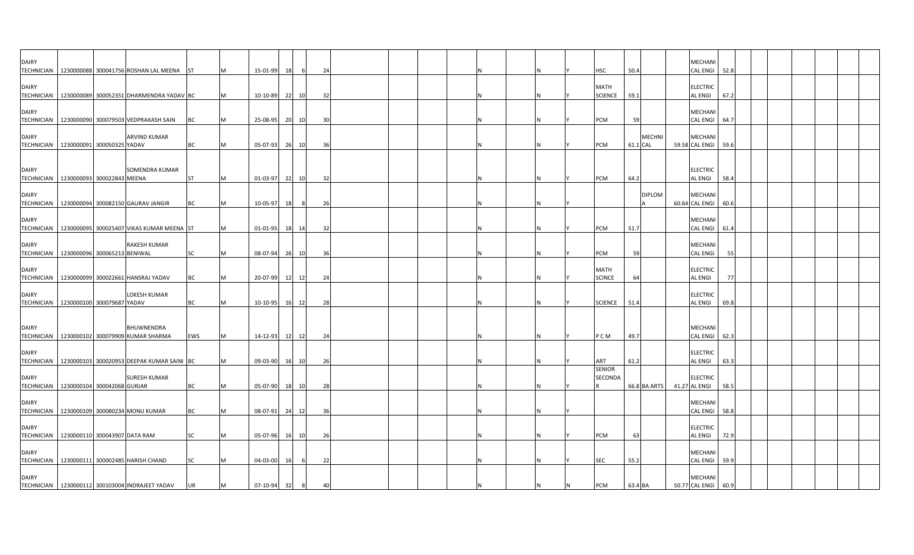| | | | | | | | | | | | | | | | | | | | | | | | | | | | | | | |
|---|---|---|---|---|---|---|---|---|---|---|---|---|---|---|---|---|---|---|---|---|---|---|---|---|---|---|---|---|---|---|
| DAIRY TECHNICIAN | 1230000088 | 300041756 | ROSHAN LAL MEENA | ST | M | 15-01-99 | 18 | 6 | 24 | | | | | N | | N | Y | HSC | 50.4 | | | MECHANICAL ENGI | 52.8 | | | | | | | |
| DAIRY TECHNICIAN | 1230000089 | 300052351 | DHARMENDRA YADAV | BC | M | 10-10-89 | 22 | 10 | 32 | | | | | N | | N | Y | MATH SCIENCE | 59.1 | | | ELECTRICAL ENGI | 67.2 | | | | | | | |
| DAIRY TECHNICIAN | 1230000090 | 300079503 | VEDPRAKASH SAIN | BC | M | 25-08-95 | 20 | 10 | 30 | | | | | N | | N | Y | PCM | 59 | | | MECHANICAL ENGI | 64.7 | | | | | | | |
| DAIRY TECHNICIAN | 1230000091 | 300050325 | ARVIND KUMAR YADAV | BC | M | 05-07-93 | 26 | 10 | 36 | | | | | N | | N | Y | PCM | 61.1 | MECHNICAL | 59.58 | MECHANICAL ENGI | 59.6 | | | | | | | |
| DAIRY TECHNICIAN | 1230000093 | 300022843 | SOMENDRA KUMAR MEENA | ST | M | 01-03-97 | 22 | 10 | 32 | | | | | N | | N | Y | PCM | 64.2 | | | ELECTRICAL ENGI | 58.4 | | | | | | | |
| DAIRY TECHNICIAN | 1230000094 | 300082150 | GAURAV JANGIR | BC | M | 10-05-97 | 18 | 8 | 26 | | | | | N | | N | Y | | | DIPLOMA | 60.64 | MECHANICAL ENGI | 60.6 | | | | | | | |
| DAIRY TECHNICIAN | 1230000095 | 300025407 | VIKAS KUMAR MEENA | ST | M | 01-01-95 | 18 | 14 | 32 | | | | | N | | N | Y | PCM | 51.7 | | | MECHANICAL ENGI | 61.4 | | | | | | | |
| DAIRY TECHNICIAN | 1230000096 | 300065213 | RAKESH KUMAR BENIWAL | SC | M | 08-07-94 | 26 | 10 | 36 | | | | | N | | N | Y | PCM | 59 | | | MECHANICAL ENGI | 55 | | | | | | | |
| DAIRY TECHNICIAN | 1230000099 | 300022661 | HANSRAJ YADAV | BC | M | 20-07-99 | 12 | 12 | 24 | | | | | N | | N | Y | MATH SCINCE | 64 | | | ELECTRICAL ENGI | 77 | | | | | | | |
| DAIRY TECHNICIAN | 1230000100 | 300079687 | LOKESH KUMAR YADAV | BC | M | 10-10-95 | 16 | 12 | 28 | | | | | N | | N | Y | SCIENCE | 51.4 | | | ELECTRICAL ENGI | 69.8 | | | | | | | |
| DAIRY TECHNICIAN | 1230000102 | 300079909 | BHUWNENDRA KUMAR SHARMA | EWS | M | 14-12-93 | 12 | 12 | 24 | | | | | N | | N | Y | P C M | 49.7 | | | MECHANICAL ENGI | 62.3 | | | | | | | |
| DAIRY TECHNICIAN | 1230000103 | 300020953 | DEEPAK KUMAR SAINI | BC | M | 09-03-90 | 16 | 10 | 26 | | | | | N | | N | Y | ART | 61.2 | | | ELECTRICAL ENGI | 63.3 | | | | | | | |
| DAIRY TECHNICIAN | 1230000104 | 300042068 | SURESH KUMAR GURJAR | BC | M | 05-07-90 | 18 | 10 | 28 | | | | | N | | N | Y | SENIOR SECONDAR | 66.8 | BA ARTS | 41.27 | ELECTRICAL ENGI | 58.5 | | | | | | | |
| DAIRY TECHNICIAN | 1230000109 | 300080234 | MONU KUMAR | BC | M | 08-07-91 | 24 | 12 | 36 | | | | | N | | N | Y | | | | | MECHANICAL ENGI | 58.8 | | | | | | | |
| DAIRY TECHNICIAN | 1230000110 | 300043907 | DATA RAM | SC | M | 05-07-96 | 16 | 10 | 26 | | | | | N | | N | Y | PCM | 63 | | | ELECTRICAL ENGI | 72.9 | | | | | | | |
| DAIRY TECHNICIAN | 1230000111 | 300002485 | HARISH CHAND | SC | M | 04-03-00 | 16 | 6 | 22 | | | | | N | | N | Y | SEC | 55.2 | | | MECHANICAL ENGI | 59.9 | | | | | | | |
| DAIRY TECHNICIAN | 1230000112 | 300103004 | INDRAJEET YADAV | UR | M | 07-10-94 | 32 | 8 | 40 | | | | | N | | N | N | PCM | 63.4 | BA | 50.77 | MECHANICAL ENGI | 60.9 | | | | | | | |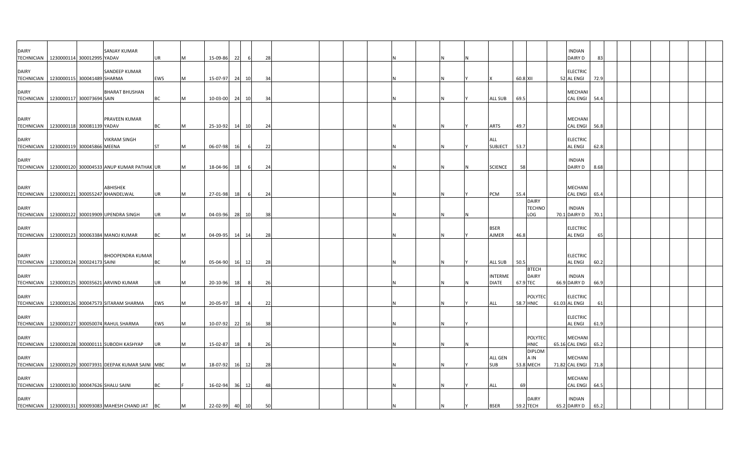| | | | | | | | | | | | | | | | | | | | | | | | | | | | | |
|---|---|---|---|---|---|---|---|---|---|---|---|---|---|---|---|---|---|---|---|---|---|---|---|---|---|---|---|---|
| DAIRY TECHNICIAN | 1230000114 | 300012995 | SANJAY KUMAR YADAV | UR | M | 15-09-86 | 22 | 6 | 28 | | | | N | N | N | | | | | INDIAN DAIRY D | 83 | | | | | | | |
| DAIRY TECHNICIAN | 1230000115 | 300041489 | SANDEEP KUMAR SHARMA | EWS | M | 15-07-97 | 24 | 10 | 34 | | | | N | N | Y | X | 60.8 | XII | 52 | ELECTRICAL ENGI | 72.9 | | | | | | | |
| DAIRY TECHNICIAN | 1230000117 | 300073694 | BHARAT BHUSHAN SAIN | BC | M | 10-03-00 | 24 | 10 | 34 | | | | N | N | Y | ALL SUB | 69.5 | | | MECHANICAL ENGI | 54.4 | | | | | | | |
| DAIRY TECHNICIAN | 1230000118 | 300081139 | PRAVEEN KUMAR YADAV | BC | M | 25-10-92 | 14 | 10 | 24 | | | | N | N | Y | ARTS | 49.7 | | | MECHANICAL ENGI | 56.8 | | | | | | | |
| DAIRY TECHNICIAN | 1230000119 | 300045866 | VIKRAM SINGH MEENA | ST | M | 06-07-98 | 16 | 6 | 22 | | | | N | N | Y | ALL SUBJECT | 53.7 | | | ELECTRICAL ENGI | 62.8 | | | | | | | |
| DAIRY TECHNICIAN | 1230000120 | 300004533 | ANUP KUMAR PATHAK | UR | M | 18-04-96 | 18 | 6 | 24 | | | | N | N | N | SCIENCE | 58 | | | INDIAN DAIRY D | 8.68 | | | | | | | |
| DAIRY TECHNICIAN | 1230000121 | 300055247 | ABHISHEK KHANDELWAL | UR | M | 27-01-98 | 18 | 6 | 24 | | | | N | N | Y | PCM | 55.4 | | | MECHANICAL ENGI | 65.4 | | | | | | | |
| DAIRY TECHNICIAN | 1230000122 | 300019909 | UPENDRA SINGH | UR | M | 04-03-96 | 28 | 10 | 38 | | | | N | N | N | | | DAIRY TECHNOLOG | 70.1 | INDIAN DAIRY D | 70.1 | | | | | | | |
| DAIRY TECHNICIAN | 1230000123 | 300063384 | MANOJ KUMAR | BC | M | 04-09-95 | 14 | 14 | 28 | | | | N | N | Y | BSER AJMER | 46.8 | | | ELECTRICAL ENGI | 65 | | | | | | | |
| DAIRY TECHNICIAN | 1230000124 | 300024173 | BHOOPENDRA KUMAR SAINI | BC | M | 05-04-90 | 16 | 12 | 28 | | | | N | N | Y | ALL SUB | 50.5 | | | ELECTRICAL ENGI | 60.2 | | | | | | | |
| DAIRY TECHNICIAN | 1230000125 | 300035621 | ARVIND KUMAR | UR | M | 20-10-96 | 18 | 8 | 26 | | | | N | N | N | INTERMEDIATE | 67.9 | BTECH DAIRY TEC | 66.9 | INDIAN DAIRY D | 66.9 | | | | | | | |
| DAIRY TECHNICIAN | 1230000126 | 300047573 | SITARAM SHARMA | EWS | M | 20-05-97 | 18 | 4 | 22 | | | | N | N | Y | ALL | 58.7 | POLYTECHNIC | 61.03 | ELECTRICAL ENGI | 61 | | | | | | | |
| DAIRY TECHNICIAN | 1230000127 | 300050074 | RAHUL SHARMA | EWS | M | 10-07-92 | 22 | 16 | 38 | | | | N | N | Y | | | | | ELECTRICAL ENGI | 61.9 | | | | | | | |
| DAIRY TECHNICIAN | 1230000128 | 300000111 | SUBODH KASHYAP | UR | M | 15-02-87 | 18 | 8 | 26 | | | | N | N | N | | | POLYTECHNIC | 65.16 | MECHANICAL ENGI | 65.2 | | | | | | | |
| DAIRY TECHNICIAN | 1230000129 | 300073931 | DEEPAK KUMAR SAINI | MBC | M | 18-07-92 | 16 | 12 | 28 | | | | N | N | Y | ALL GEN SUB | 53.8 | DIPLOMA IN MECH | 71.82 | MECHANICAL ENGI | 71.8 | | | | | | | |
| DAIRY TECHNICIAN | 1230000130 | 300047626 | SHALU SAINI | BC | F | 16-02-94 | 36 | 12 | 48 | | | | N | N | Y | ALL | 69 | | | MECHANICAL ENGI | 64.5 | | | | | | | |
| DAIRY TECHNICIAN | 1230000131 | 300093083 | MAHESH CHAND JAT | BC | M | 22-02-99 | 40 | 10 | 50 | | | | N | N | Y | BSER | 59.2 | DAIRY TECH | 65.2 | INDIAN DAIRY D | 65.2 | | | | | | | |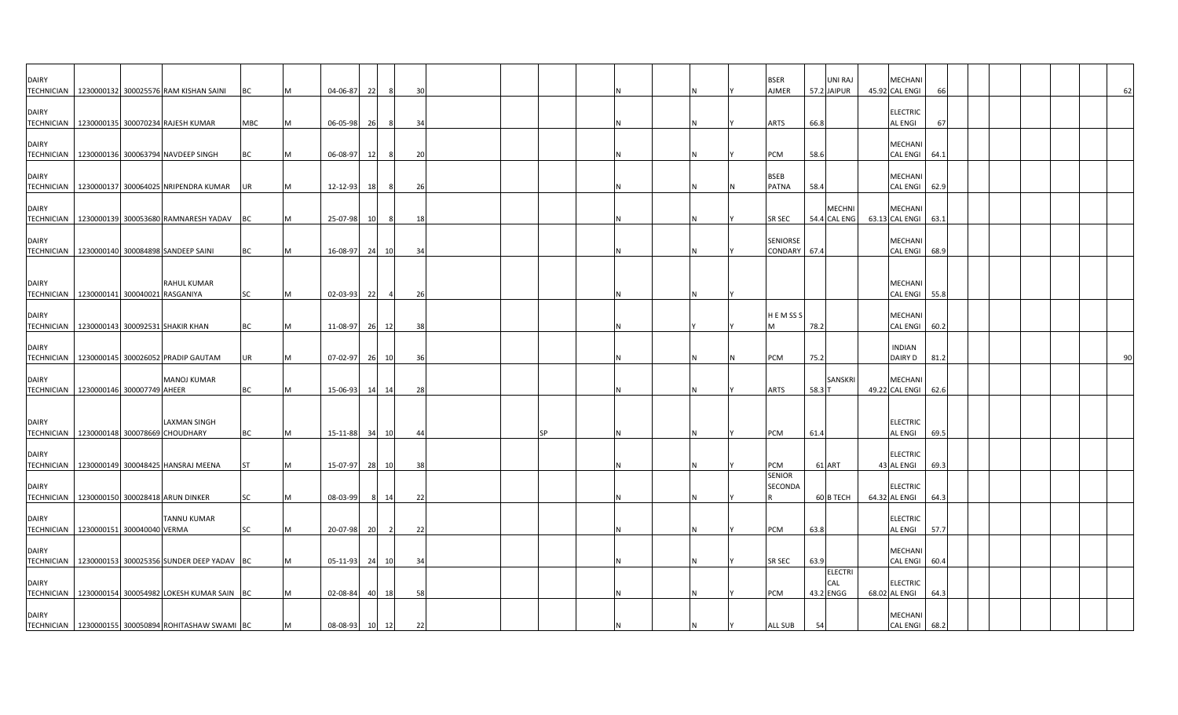| | | | | | | | | | | | | | | | | | | | | | | | | | | | | |
|---|---|---|---|---|---|---|---|---|---|---|---|---|---|---|---|---|---|---|---|---|---|---|---|---|---|---|---|---|
| DAIRY TECHNICIAN | 1230000132 | 300025576 | RAM KISHAN SAINI | BC | M | 04-06-87 | 22 | 8 | 30 | | | | | N | N | Y | BSER AJMER | 57.2 | UNI RAJ JAIPUR | 45.92 | MECHANICAL ENGI | 66 | | | | | | 62 |
| DAIRY TECHNICIAN | 1230000135 | 300070234 | RAJESH KUMAR | MBC | M | 06-05-98 | 26 | 8 | 34 | | | | | N | N | Y | ARTS | 66.8 | | | ELECTRIC AL ENGI | 67 | | | | | | |
| DAIRY TECHNICIAN | 1230000136 | 300063794 | NAVDEEP SINGH | BC | M | 06-08-97 | 12 | 8 | 20 | | | | | N | N | Y | PCM | 58.6 | | | MECHANICAL ENGI | 64.1 | | | | | | |
| DAIRY TECHNICIAN | 1230000137 | 300064025 | NRIPENDRA KUMAR | UR | M | 12-12-93 | 18 | 8 | 26 | | | | | N | N | N | BSEB PATNA | 58.4 | | | MECHANICAL ENGI | 62.9 | | | | | | |
| DAIRY TECHNICIAN | 1230000139 | 300053680 | RAMNARESH YADAV | BC | M | 25-07-98 | 10 | 8 | 18 | | | | | N | N | Y | SR SEC | 54.4 | MECHNICAL ENG | 63.13 | MECHANICAL ENGI | 63.1 | | | | | | |
| DAIRY TECHNICIAN | 1230000140 | 300084898 | SANDEEP SAINI | BC | M | 16-08-97 | 24 | 10 | 34 | | | | | N | N | Y | SENIORSECONDARY | 67.4 | | | MECHANICAL ENGI | 68.9 | | | | | | |
| DAIRY TECHNICIAN | 1230000141 | 300040021 | RAHUL KUMAR RASGANIYA | SC | M | 02-03-93 | 22 | 4 | 26 | | | | | N | N | Y | | | | | MECHANICAL ENGI | 55.8 | | | | | | |
| DAIRY TECHNICIAN | 1230000143 | 300092531 | SHAKIR KHAN | BC | M | 11-08-97 | 26 | 12 | 38 | | | | | N | Y | Y | H E M SS S M | 78.2 | | | MECHANICAL ENGI | 60.2 | | | | | | |
| DAIRY TECHNICIAN | 1230000145 | 300026052 | PRADIP GAUTAM | UR | M | 07-02-97 | 26 | 10 | 36 | | | | | N | N | N | PCM | 75.2 | | | INDIAN DAIRY D | 81.2 | | | | | | 90 |
| DAIRY TECHNICIAN | 1230000146 | 300007749 | MANOJ KUMAR AHEER | BC | M | 15-06-93 | 14 | 14 | 28 | | | | | N | N | Y | ARTS | 58.3 | SANSKRIT | 49.22 | MECHANICAL ENGI | 62.6 | | | | | | |
| DAIRY TECHNICIAN | 1230000148 | 300078669 | LAXMAN SINGH CHOUDHARY | BC | M | 15-11-88 | 34 | 10 | 44 | | | | SP | N | N | Y | PCM | 61.4 | | | ELECTRIC AL ENGI | 69.5 | | | | | | |
| DAIRY TECHNICIAN | 1230000149 | 300048425 | HANSRAJ MEENA | ST | M | 15-07-97 | 28 | 10 | 38 | | | | | N | N | Y | PCM | 61 | ART | 43 | ELECTRIC AL ENGI | 69.3 | | | | | | |
| DAIRY TECHNICIAN | 1230000150 | 300028418 | ARUN DINKER | SC | M | 08-03-99 | 8 | 14 | 22 | | | | | N | N | Y | SENIOR SECONDAR | 60 | B TECH | 64.32 | ELECTRIC AL ENGI | 64.3 | | | | | | |
| DAIRY TECHNICIAN | 1230000151 | 300040040 | TANNU KUMAR VERMA | SC | M | 20-07-98 | 20 | 2 | 22 | | | | | N | N | Y | PCM | 63.8 | | | ELECTRIC AL ENGI | 57.7 | | | | | | |
| DAIRY TECHNICIAN | 1230000153 | 300025356 | SUNDER DEEP YADAV | BC | M | 05-11-93 | 24 | 10 | 34 | | | | | N | N | Y | SR SEC | 63.9 | | | MECHANICAL ENGI | 60.4 | | | | | | |
| DAIRY TECHNICIAN | 1230000154 | 300054982 | LOKESH KUMAR SAIN | BC | M | 02-08-84 | 40 | 18 | 58 | | | | | N | N | Y | PCM | 43.2 | ELECTRICAL ENGG | 68.02 | ELECTRIC AL ENGI | 64.3 | | | | | | |
| DAIRY TECHNICIAN | 1230000155 | 300050894 | ROHITASHAW SWAMI | BC | M | 08-08-93 | 10 | 12 | 22 | | | | | N | N | Y | ALL SUB | 54 | | | MECHANICAL ENGI | 68.2 | | | | | | |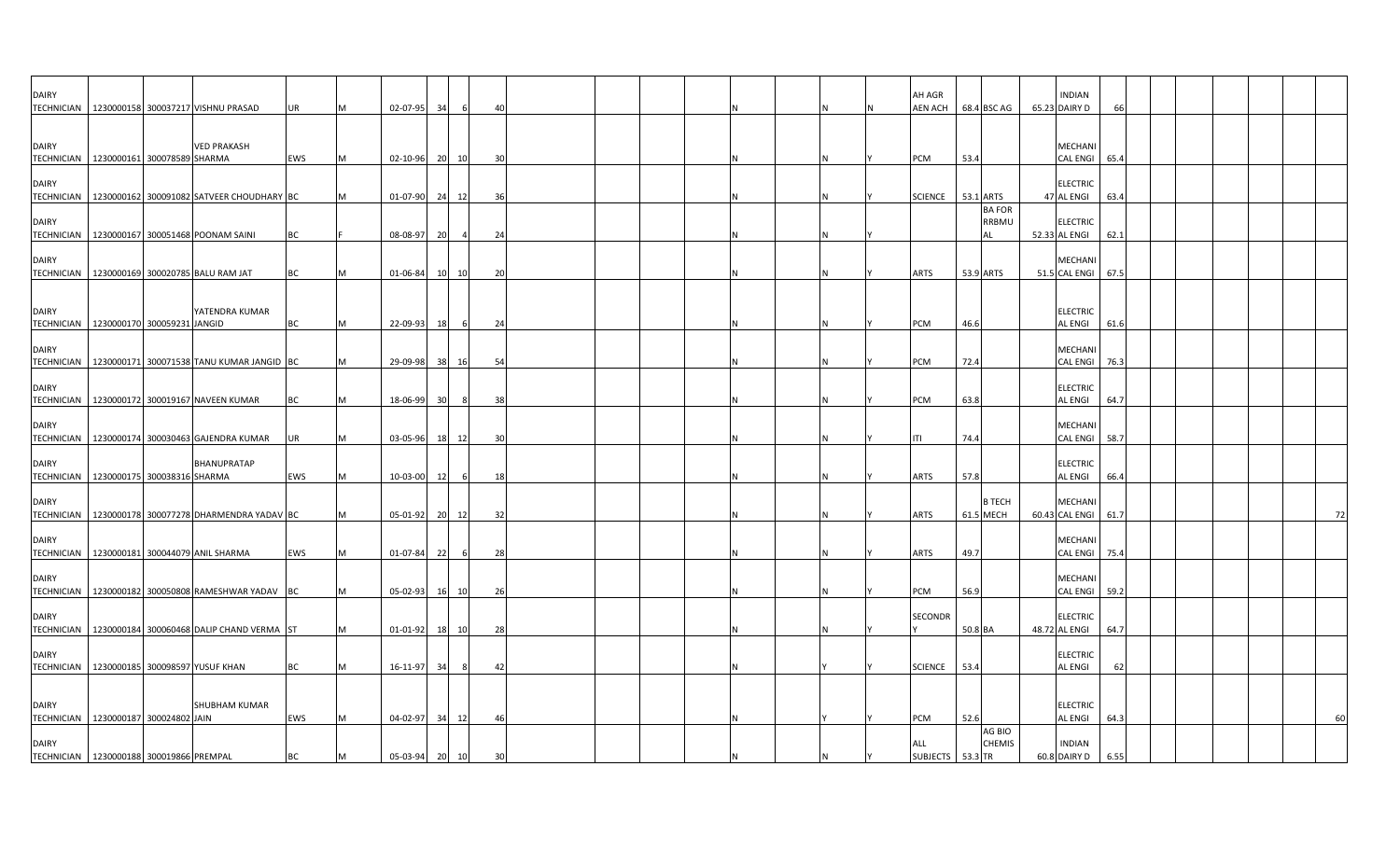| | | | | | | | | | | | | | | | | | | | | | | | | | | | | | |
|---|---|---|---|---|---|---|---|---|---|---|---|---|---|---|---|---|---|---|---|---|---|---|---|---|---|---|---|---|---|
| DAIRY TECHNICIAN | 1230000158 | 300037217 | VISHNU PRASAD | UR | M | 02-07-95 | 34 | 6 | 40 | | | | | N | | N | N | AH AGR AEN ACH | 68.4 | BSC AG | 65.23 | INDIAN DAIRY D | 66 | | | | | | |
| DAIRY TECHNICIAN | 1230000161 | 300078589 | VED PRAKASH SHARMA | EWS | M | 02-10-96 | 20 | 10 | 30 | | | | | N | | N | Y | PCM | 53.4 | | | MECHANICAL ENGI | 65.4 | | | | | | |
| DAIRY TECHNICIAN | 1230000162 | 300091082 | SATVEER CHOUDHARY | BC | M | 01-07-90 | 24 | 12 | 36 | | | | | N | | N | Y | SCIENCE | 53.1 | ARTS | 47 | ELECTRICAL ENGI | 63.4 | | | | | | |
| DAIRY TECHNICIAN | 1230000167 | 300051468 | POONAM SAINI | BC | F | 08-08-97 | 20 | 4 | 24 | | | | | N | | N | Y | | | BA FOR RRBMU AL | 52.33 | ELECTRICAL ENGI | 62.1 | | | | | | |
| DAIRY TECHNICIAN | 1230000169 | 300020785 | BALU RAM JAT | BC | M | 01-06-84 | 10 | 10 | 20 | | | | | N | | N | Y | ARTS | 53.9 | ARTS | 51.5 | MECHANICAL ENGI | 67.5 | | | | | | |
| DAIRY TECHNICIAN | 1230000170 | 300059231 | YATENDRA KUMAR JANGID | BC | M | 22-09-93 | 18 | 6 | 24 | | | | | N | | N | Y | PCM | 46.6 | | | ELECTRICAL ENGI | 61.6 | | | | | | |
| DAIRY TECHNICIAN | 1230000171 | 300071538 | TANU KUMAR JANGID | BC | M | 29-09-98 | 38 | 16 | 54 | | | | | N | | N | Y | PCM | 72.4 | | | MECHANICAL ENGI | 76.3 | | | | | | |
| DAIRY TECHNICIAN | 1230000172 | 300019167 | NAVEEN KUMAR | BC | M | 18-06-99 | 30 | 8 | 38 | | | | | N | | N | Y | PCM | 63.8 | | | ELECTRICAL ENGI | 64.7 | | | | | | |
| DAIRY TECHNICIAN | 1230000174 | 300030463 | GAJENDRA KUMAR | UR | M | 03-05-96 | 18 | 12 | 30 | | | | | N | | N | Y | ITI | 74.4 | | | MECHANICAL ENGI | 58.7 | | | | | | |
| DAIRY TECHNICIAN | 1230000175 | 300038316 | BHANUPRATAP SHARMA | EWS | M | 10-03-00 | 12 | 6 | 18 | | | | | N | | N | Y | ARTS | 57.8 | | | ELECTRICAL ENGI | 66.4 | | | | | | |
| DAIRY TECHNICIAN | 1230000178 | 300077278 | DHARMENDRA YADAV | BC | M | 05-01-92 | 20 | 12 | 32 | | | | | N | | N | Y | ARTS | 61.5 | B TECH MECH | 60.43 | MECHANICAL ENGI | 61.7 | | | | | | 72 |
| DAIRY TECHNICIAN | 1230000181 | 300044079 | ANIL SHARMA | EWS | M | 01-07-84 | 22 | 6 | 28 | | | | | N | | N | Y | ARTS | 49.7 | | | MECHANICAL ENGI | 75.4 | | | | | | |
| DAIRY TECHNICIAN | 1230000182 | 300050808 | RAMESHWAR YADAV | BC | M | 05-02-93 | 16 | 10 | 26 | | | | | N | | N | Y | PCM | 56.9 | | | MECHANICAL ENGI | 59.2 | | | | | | |
| DAIRY TECHNICIAN | 1230000184 | 300060468 | DALIP CHAND VERMA | ST | M | 01-01-92 | 18 | 10 | 28 | | | | | N | | N | Y | SECONDRY | 50.8 | BA | 48.72 | ELECTRICAL ENGI | 64.7 | | | | | | |
| DAIRY TECHNICIAN | 1230000185 | 300098597 | YUSUF KHAN | BC | M | 16-11-97 | 34 | 8 | 42 | | | | | N | | Y | Y | SCIENCE | 53.4 | | | ELECTRICAL ENGI | 62 | | | | | | |
| DAIRY TECHNICIAN | 1230000187 | 300024802 | SHUBHAM KUMAR JAIN | EWS | M | 04-02-97 | 34 | 12 | 46 | | | | | N | | Y | Y | PCM | 52.6 | | | ELECTRICAL ENGI | 64.3 | | | | | | 60 |
| DAIRY TECHNICIAN | 1230000188 | 300019866 | PREMPAL | BC | M | 05-03-94 | 20 | 10 | 30 | | | | | N | | N | Y | ALL SUBJECTS | 53.3 | AG BIO CHEMISTR | 60.8 | INDIAN DAIRY D | 6.55 | | | | | | |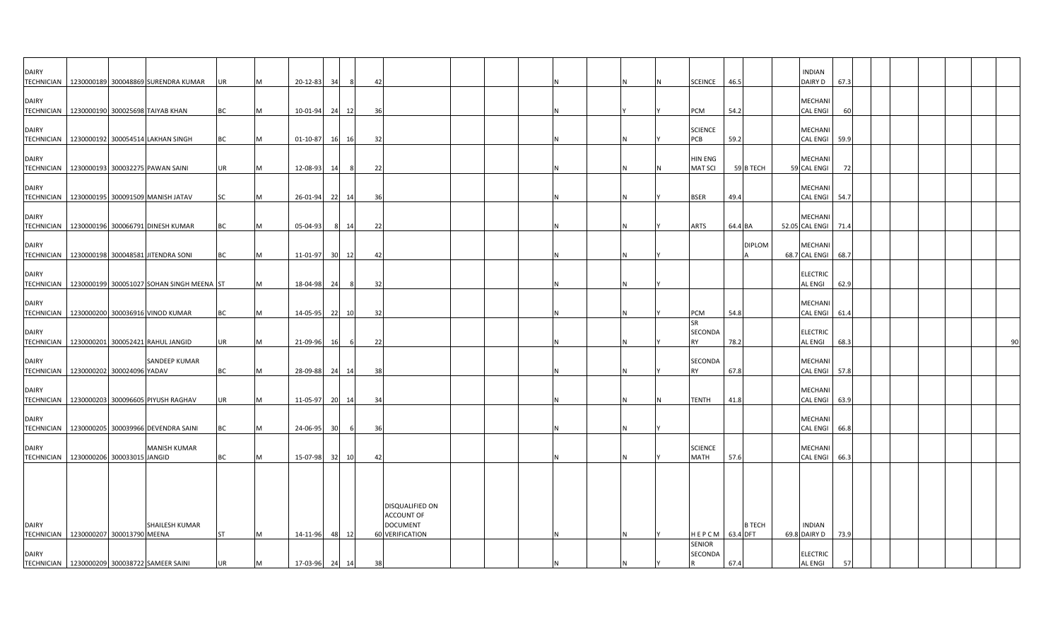| | | | | | | | | | | | | | | | | | | | | | | | | | | | | | | |
|---|---|---|---|---|---|---|---|---|---|---|---|---|---|---|---|---|---|---|---|---|---|---|---|---|---|---|---|---|---|---|
| DAIRY TECHNICIAN | 1230000189 | 300048869 | SURENDRA KUMAR | UR | M | 20-12-83 | 34 | 8 | 42 | | | | | N | | N | N | SCEINCE | 46.5 | | | INDIAN DAIRY D | 67.3 | | | | | | | |
| DAIRY TECHNICIAN | 1230000190 | 300025698 | TAIYAB KHAN | BC | M | 10-01-94 | 24 | 12 | 36 | | | | | N | | Y | Y | PCM | 54.2 | | | MECHANI CAL ENGI | 60 | | | | | | | |
| DAIRY TECHNICIAN | 1230000192 | 300054514 | LAKHAN SINGH | BC | M | 01-10-87 | 16 | 16 | 32 | | | | | N | | N | Y | SCIENCE PCB | 59.2 | | | MECHANI CAL ENGI | 59.9 | | | | | | | |
| DAIRY TECHNICIAN | 1230000193 | 300032275 | PAWAN SAINI | UR | M | 12-08-93 | 14 | 8 | 22 | | | | | N | | N | N | HIN ENG MAT SCI | 59 | B TECH | 59 | MECHANI CAL ENGI | 72 | | | | | | | |
| DAIRY TECHNICIAN | 1230000195 | 300091509 | MANISH JATAV | SC | M | 26-01-94 | 22 | 14 | 36 | | | | | N | | N | Y | BSER | 49.4 | | | MECHANI CAL ENGI | 54.7 | | | | | | | |
| DAIRY TECHNICIAN | 1230000196 | 300066791 | DINESH KUMAR | BC | M | 05-04-93 | 8 | 14 | 22 | | | | | N | | N | Y | ARTS | 64.4 | BA | 52.05 | MECHANI CAL ENGI | 71.4 | | | | | | | |
| DAIRY TECHNICIAN | 1230000198 | 300048581 | JITENDRA SONI | BC | M | 11-01-97 | 30 | 12 | 42 | | | | | N | | N | Y | | | DIPLOMA | 68.7 | MECHANI CAL ENGI | 68.7 | | | | | | | |
| DAIRY TECHNICIAN | 1230000199 | 300051027 | SOHAN SINGH MEENA | ST | M | 18-04-98 | 24 | 8 | 32 | | | | | N | | N | Y | | | | | ELECTRIC AL ENGI | 62.9 | | | | | | | |
| DAIRY TECHNICIAN | 1230000200 | 300036916 | VINOD KUMAR | BC | M | 14-05-95 | 22 | 10 | 32 | | | | | N | | N | Y | PCM | 54.8 | | | MECHANI CAL ENGI | 61.4 | | | | | | | |
| DAIRY TECHNICIAN | 1230000201 | 300052421 | RAHUL JANGID | UR | M | 21-09-96 | 16 | 6 | 22 | | | | | N | | N | Y | SR SECONDA RY | 78.2 | | | ELECTRIC AL ENGI | 68.3 | | | | | | | 90 |
| DAIRY TECHNICIAN | 1230000202 | 300024096 | SANDEEP KUMAR YADAV | BC | M | 28-09-88 | 24 | 14 | 38 | | | | | N | | N | Y | SECONDA RY | 67.8 | | | MECHANI CAL ENGI | 57.8 | | | | | | | |
| DAIRY TECHNICIAN | 1230000203 | 300096605 | PIYUSH RAGHAV | UR | M | 11-05-97 | 20 | 14 | 34 | | | | | N | | N | N | TENTH | 41.8 | | | MECHANI CAL ENGI | 63.9 | | | | | | | |
| DAIRY TECHNICIAN | 1230000205 | 300039966 | DEVENDRA SAINI | BC | M | 24-06-95 | 30 | 6 | 36 | | | | | N | | N | Y | | | | | MECHANI CAL ENGI | 66.8 | | | | | | | |
| DAIRY TECHNICIAN | 1230000206 | 300033015 | MANISH KUMAR JANGID | BC | M | 15-07-98 | 32 | 10 | 42 | | | | | N | | N | Y | SCIENCE MATH | 57.6 | | | MECHANI CAL ENGI | 66.3 | | | | | | | |
| DAIRY TECHNICIAN | 1230000207 | 300013790 | SHAILESH KUMAR MEENA | ST | M | 14-11-96 | 48 | 12 | 60 | DISQUALIFIED ON ACCOUNT OF DOCUMENT VERIFICATION | | | | N | | N | Y | H E P C M | 63.4 | B TECH DFT | 69.8 | INDIAN DAIRY D | 73.9 | | | | | | | |
| DAIRY TECHNICIAN | 1230000209 | 300038722 | SAMEER SAINI | UR | M | 17-03-96 | 24 | 14 | 38 | | | | | N | | N | Y | SENIOR SECONDA R | 67.4 | | | ELECTRIC AL ENGI | 57 | | | | | | | |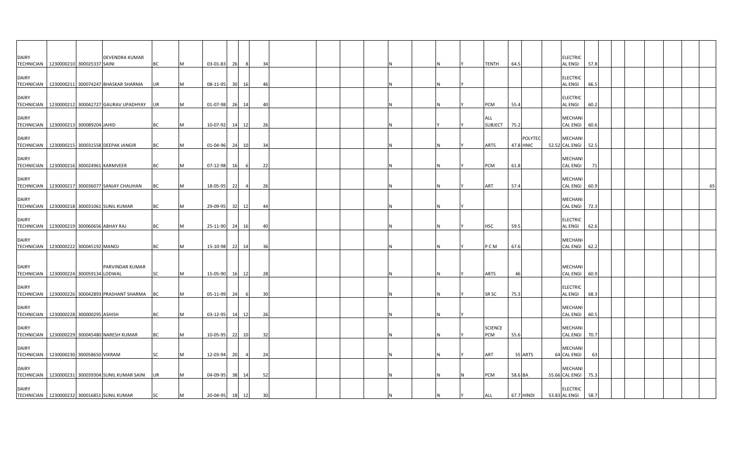| | | | | | | | | | | | | | | | | | | | | | | | | | | | | | | |
|---|---|---|---|---|---|---|---|---|---|---|---|---|---|---|---|---|---|---|---|---|---|---|---|---|---|---|---|---|---|---|
| DAIRY TECHNICIAN | 1230000210 | 300025337 | DEVENDRA KUMAR SAINI | BC | M | 03-01-83 | 26 | 8 | 34 | | | | | N | | N | Y | TENTH | 64.5 | | | ELECTRICAL ENGI | 57.8 | | | | | | | |
| DAIRY TECHNICIAN | 1230000211 | 300074247 | BHASKAR SHARMA | UR | M | 08-11-95 | 30 | 16 | 46 | | | | | N | | N | Y | | | | | ELECTRICAL ENGI | 66.5 | | | | | | | |
| DAIRY TECHNICIAN | 1230000212 | 300042727 | GAURAV UPADHYAY | UR | M | 01-07-98 | 26 | 14 | 40 | | | | | N | | N | Y | PCM | 55.4 | | | ELECTRICAL ENGI | 60.2 | | | | | | | |
| DAIRY TECHNICIAN | 1230000213 | 300089204 | JAHID | BC | M | 10-07-92 | 14 | 12 | 26 | | | | | N | | Y | Y | ALL SUBJECT | 75.2 | | | MECHANICAL ENGI | 60.6 | | | | | | | |
| DAIRY TECHNICIAN | 1230000215 | 300031558 | DEEPAK JANGIR | BC | M | 01-04-96 | 24 | 10 | 34 | | | | | N | | N | Y | ARTS | 47.8 | POLYTECHNIC | 52.52 | MECHANICAL ENGI | 52.5 | | | | | | | |
| DAIRY TECHNICIAN | 1230000216 | 300024961 | KARMVEER | BC | M | 07-12-98 | 16 | 6 | 22 | | | | | N | | N | Y | PCM | 61.8 | | | MECHANICAL ENGI | 71 | | | | | | | |
| DAIRY TECHNICIAN | 1230000217 | 300036077 | SANJAY CHAUHAN | BC | M | 18-05-95 | 22 | 4 | 26 | | | | | N | | N | Y | ART | 57.4 | | | MECHANICAL ENGI | 60.9 | | | | | | | 65 |
| DAIRY TECHNICIAN | 1230000218 | 300031061 | SUNIL KUMAR | BC | M | 29-09-95 | 32 | 12 | 44 | | | | | N | | N | Y | | | | | MECHANICAL ENGI | 72.3 | | | | | | | |
| DAIRY TECHNICIAN | 1230000219 | 300060656 | ABHAY RAJ | BC | M | 25-11-90 | 24 | 16 | 40 | | | | | N | | N | Y | HSC | 59.5 | | | ELECTRICAL ENGI | 62.6 | | | | | | | |
| DAIRY TECHNICIAN | 1230000222 | 300045192 | MANOJ | BC | M | 15-10-98 | 22 | 14 | 36 | | | | | N | | N | Y | P C M | 67.6 | | | MECHANICAL ENGI | 62.2 | | | | | | | |
| DAIRY TECHNICIAN | 1230000224 | 300059134 | PARVINDAR KUMAR LODWAL | SC | M | 15-05-90 | 16 | 12 | 28 | | | | | N | | N | Y | ARTS | 46 | | | MECHANICAL ENGI | 60.9 | | | | | | | |
| DAIRY TECHNICIAN | 1230000226 | 300042893 | PRASHANT SHARMA | BC | M | 05-11-99 | 24 | 6 | 30 | | | | | N | | N | Y | SR SC | 75.3 | | | ELECTRICAL ENGI | 68.3 | | | | | | | |
| DAIRY TECHNICIAN | 1230000228 | 300000295 | ASHISH | BC | M | 03-12-95 | 14 | 12 | 26 | | | | | N | | N | Y | | | | | MECHANICAL ENGI | 60.5 | | | | | | | |
| DAIRY TECHNICIAN | 1230000229 | 300045480 | NARESH KUMAR | BC | M | 10-05-95 | 22 | 10 | 32 | | | | | N | | N | Y | SCIENCE PCM | 55.6 | | | MECHANICAL ENGI | 70.7 | | | | | | | |
| DAIRY TECHNICIAN | 1230000230 | 300058650 | VIKRAM | SC | M | 12-03-94 | 20 | 4 | 24 | | | | | N | | N | Y | ART | 55 | ARTS | 64 | MECHANICAL ENGI | 63 | | | | | | | |
| DAIRY TECHNICIAN | 1230000231 | 300039304 | SUNIL KUMAR SAINI | UR | M | 04-09-95 | 38 | 14 | 52 | | | | | N | | N | N | PCM | 58.6 | BA | 55.66 | MECHANICAL ENGI | 75.3 | | | | | | | |
| DAIRY TECHNICIAN | 1230000232 | 300016851 | SUNIL KUMAR | SC | M | 20-04-95 | 18 | 12 | 30 | | | | | N | | N | Y | ALL | 67.7 | HINDI | 53.83 | ELECTRICAL ENGI | 58.7 | | | | | | | |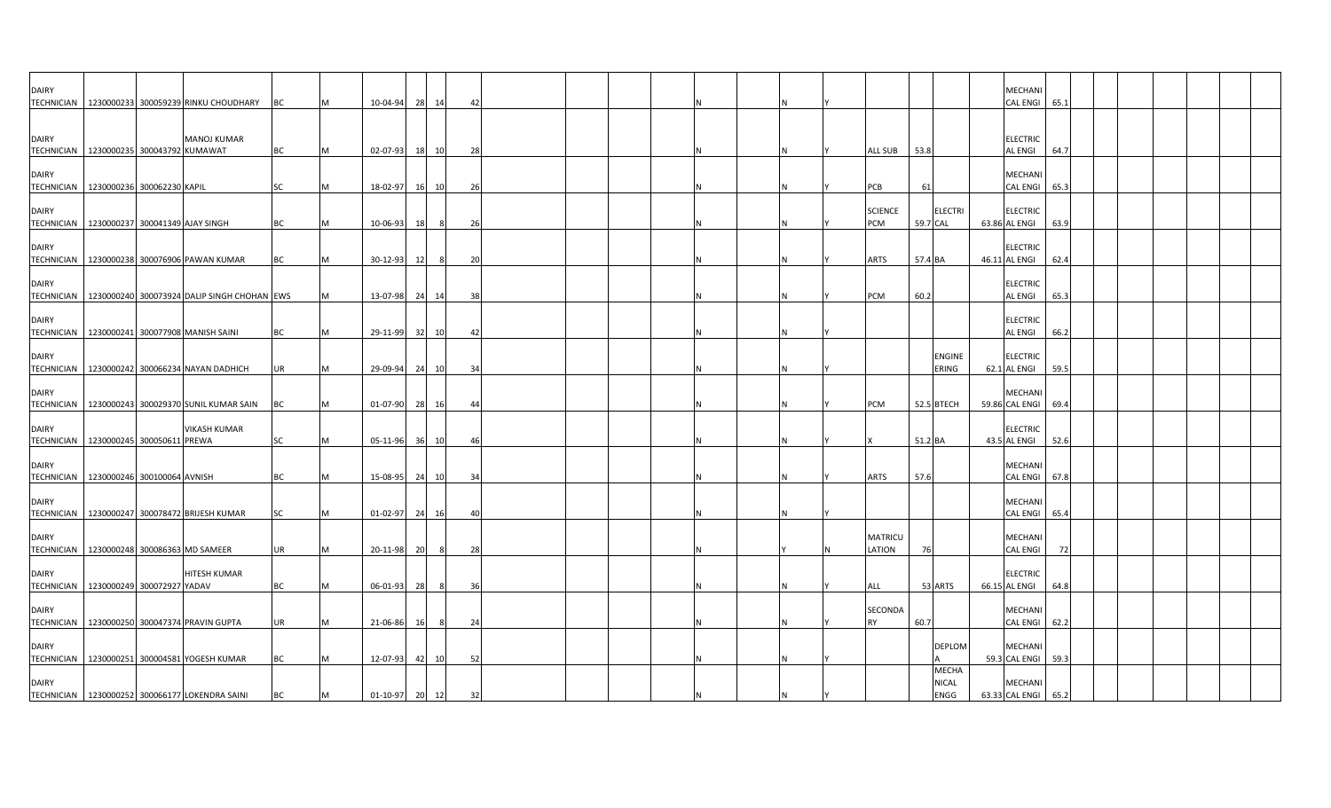| | | | | | | | | | | | | | | | | | | | | | | | | | | | | | | | | | |
|---|---|---|---|---|---|---|---|---|---|---|---|---|---|---|---|---|---|---|---|---|---|---|---|---|---|---|---|---|---|---|---|---|---|
| DAIRY TECHNICIAN | 1230000233 | 300059239 | RINKU CHOUDHARY | BC | M | 10-04-94 | 28 | 14 | 42 | | | | | | N | | N | Y | | | | | MECHANICAL ENGI | 65.1 | | | | | | | | | |
| DAIRY TECHNICIAN | 1230000235 | 300043792 | MANOJ KUMAR KUMAWAT | BC | M | 02-07-93 | 18 | 10 | 28 | | | | | | N | | N | Y | ALL SUB | 53.8 | | | ELECTRICAL ENGI | 64.7 | | | | | | | | | |
| DAIRY TECHNICIAN | 1230000236 | 300062230 | KAPIL | SC | M | 18-02-97 | 16 | 10 | 26 | | | | | | N | | N | Y | PCB | 61 | | | MECHANICAL ENGI | 65.3 | | | | | | | | | |
| DAIRY TECHNICIAN | 1230000237 | 300041349 | AJAY SINGH | BC | M | 10-06-93 | 18 | 8 | 26 | | | | | | N | | N | Y | SCIENCE PCM | 59.7 | ELECTRICAL | 63.86 | ELECTRICAL ENGI | 63.9 | | | | | | | | | |
| DAIRY TECHNICIAN | 1230000238 | 300076906 | PAWAN KUMAR | BC | M | 30-12-93 | 12 | 8 | 20 | | | | | | N | | N | Y | ARTS | 57.4 | BA | 46.11 | ELECTRICAL ENGI | 62.4 | | | | | | | | | |
| DAIRY TECHNICIAN | 1230000240 | 300073924 | DALIP SINGH CHOHAN | EWS | M | 13-07-98 | 24 | 14 | 38 | | | | | | N | | N | Y | PCM | 60.2 | | | ELECTRICAL ENGI | 65.3 | | | | | | | | | |
| DAIRY TECHNICIAN | 1230000241 | 300077908 | MANISH SAINI | BC | M | 29-11-99 | 32 | 10 | 42 | | | | | | N | | N | Y | | | | | ELECTRICAL ENGI | 66.2 | | | | | | | | | |
| DAIRY TECHNICIAN | 1230000242 | 300066234 | NAYAN DADHICH | UR | M | 29-09-94 | 24 | 10 | 34 | | | | | | N | | N | Y | | | ENGINEERING | 62.1 | ELECTRICAL ENGI | 59.5 | | | | | | | | | |
| DAIRY TECHNICIAN | 1230000243 | 300029370 | SUNIL KUMAR SAIN | BC | M | 01-07-90 | 28 | 16 | 44 | | | | | | N | | N | Y | PCM | 52.5 | BTECH | 59.86 | MECHANICAL ENGI | 69.4 | | | | | | | | | |
| DAIRY TECHNICIAN | 1230000245 | 300050611 | VIKASH KUMAR PREWA | SC | M | 05-11-96 | 36 | 10 | 46 | | | | | | N | | N | Y | X | 51.2 | BA | 43.5 | ELECTRICAL ENGI | 52.6 | | | | | | | | | |
| DAIRY TECHNICIAN | 1230000246 | 300100064 | AVNISH | BC | M | 15-08-95 | 24 | 10 | 34 | | | | | | N | | N | Y | ARTS | 57.6 | | | MECHANICAL ENGI | 67.8 | | | | | | | | | |
| DAIRY TECHNICIAN | 1230000247 | 300078472 | BRIJESH KUMAR | SC | M | 01-02-97 | 24 | 16 | 40 | | | | | | N | | N | Y | | | | | MECHANICAL ENGI | 65.4 | | | | | | | | | |
| DAIRY TECHNICIAN | 1230000248 | 300086363 | MD SAMEER | UR | M | 20-11-98 | 20 | 8 | 28 | | | | | | N | | Y | N | MATRICULATION | 76 | | | MECHANICAL ENGI | 72 | | | | | | | | | |
| DAIRY TECHNICIAN | 1230000249 | 300072927 | HITESH KUMAR YADAV | BC | M | 06-01-93 | 28 | 8 | 36 | | | | | | N | | N | Y | ALL | 53 | ARTS | 66.15 | ELECTRICAL ENGI | 64.8 | | | | | | | | | |
| DAIRY TECHNICIAN | 1230000250 | 300047374 | PRAVIN GUPTA | UR | M | 21-06-86 | 16 | 8 | 24 | | | | | | N | | N | Y | SECONDARY | 60.7 | | | MECHANICAL ENGI | 62.2 | | | | | | | | | |
| DAIRY TECHNICIAN | 1230000251 | 300004581 | YOGESH KUMAR | BC | M | 12-07-93 | 42 | 10 | 52 | | | | | | N | | N | Y | | | DEPLOMA | 59.3 | MECHANICAL ENGI | 59.3 | | | | | | | | | |
| DAIRY TECHNICIAN | 1230000252 | 300066177 | LOKENDRA SAINI | BC | M | 01-10-97 | 20 | 12 | 32 | | | | | | N | | N | Y | | | MECHANICAL ENGG | 63.33 | MECHANICAL ENGI | 65.2 | | | | | | | | | |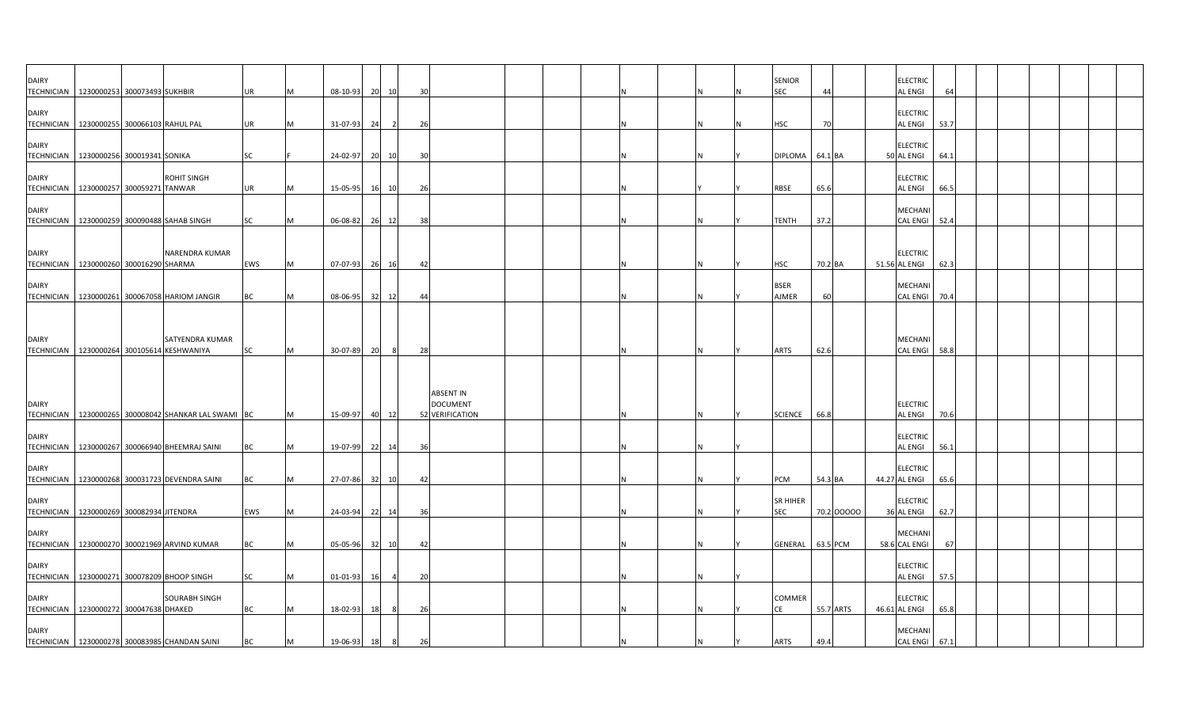| | | | | | | | | | | | | | | | | | | | | | | | | | | | | | | | | | | |
|---|---|---|---|---|---|---|---|---|---|---|---|---|---|---|---|---|---|---|---|---|---|---|---|---|---|---|---|---|---|---|---|---|---|---|
| DAIRY TECHNICIAN | 1230000253 | 300073493 | SUKHBIR | UR | M | 08-10-93 | 20 | 10 | 30 | | | | | N | | N | N | SENIOR SEC | 44 | | | ELECTRIC AL ENGI | 64 | | | | | | | | | | | |
| DAIRY TECHNICIAN | 1230000255 | 300066103 | RAHUL PAL | UR | M | 31-07-93 | 24 | 2 | 26 | | | | | N | | N | N | HSC | 70 | | | ELECTRIC AL ENGI | 53.7 | | | | | | | | | | | |
| DAIRY TECHNICIAN | 1230000256 | 300019341 | SONIKA | SC | F | 24-02-97 | 20 | 10 | 30 | | | | | N | | N | Y | DIPLOMA | 64.1 | BA | 50 | ELECTRIC AL ENGI | 64.1 | | | | | | | | | | | |
| DAIRY TECHNICIAN | 1230000257 | 300059271 | ROHIT SINGH TANWAR | UR | M | 15-05-95 | 16 | 10 | 26 | | | | | N | | Y | Y | RBSE | 65.6 | | | ELECTRIC AL ENGI | 66.5 | | | | | | | | | | | |
| DAIRY TECHNICIAN | 1230000259 | 300090488 | SAHAB SINGH | SC | M | 06-08-82 | 26 | 12 | 38 | | | | | N | | N | Y | TENTH | 37.2 | | | MECHANI CAL ENGI | 52.4 | | | | | | | | | | | |
| DAIRY TECHNICIAN | 1230000260 | 300016290 | NARENDRA KUMAR SHARMA | EWS | M | 07-07-93 | 26 | 16 | 42 | | | | | N | | N | Y | HSC | 70.2 | BA | 51.56 | ELECTRIC AL ENGI | 62.3 | | | | | | | | | | | |
| DAIRY TECHNICIAN | 1230000261 | 300067058 | HARIOM JANGIR | BC | M | 08-06-95 | 32 | 12 | 44 | | | | | N | | N | Y | BSER AJMER | 60 | | | MECHANI CAL ENGI | 70.4 | | | | | | | | | | | |
| DAIRY TECHNICIAN | 1230000264 | 300105614 | SATYENDRA KUMAR KESHWANIYA | SC | M | 30-07-89 | 20 | 8 | 28 | | | | | N | | N | Y | ARTS | 62.6 | | | MECHANI CAL ENGI | 58.8 | | | | | | | | | | | |
| DAIRY TECHNICIAN | 1230000265 | 300008042 | SHANKAR LAL SWAMI | BC | M | 15-09-97 | 40 | 12 | 52 | ABSENT IN DOCUMENT VERIFICATION | | | | N | | N | Y | SCIENCE | 66.8 | | | ELECTRIC AL ENGI | 70.6 | | | | | | | | | | | |
| DAIRY TECHNICIAN | 1230000267 | 300066940 | BHEEMRAJ SAINI | BC | M | 19-07-99 | 22 | 14 | 36 | | | | | N | | N | Y | | | | | ELECTRIC AL ENGI | 56.1 | | | | | | | | | | | |
| DAIRY TECHNICIAN | 1230000268 | 300031723 | DEVENDRA SAINI | BC | M | 27-07-86 | 32 | 10 | 42 | | | | | N | | N | Y | PCM | 54.3 | BA | 44.27 | ELECTRIC AL ENGI | 65.6 | | | | | | | | | | | |
| DAIRY TECHNICIAN | 1230000269 | 300082934 | JITENDRA | EWS | M | 24-03-94 | 22 | 14 | 36 | | | | | N | | N | Y | SR HIHER SEC | 70.2 | OOOOO | 36 | ELECTRIC AL ENGI | 62.7 | | | | | | | | | | | |
| DAIRY TECHNICIAN | 1230000270 | 300021969 | ARVIND KUMAR | BC | M | 05-05-96 | 32 | 10 | 42 | | | | | N | | N | Y | GENERAL | 63.5 | PCM | 58.6 | MECHANI CAL ENGI | 67 | | | | | | | | | | | |
| DAIRY TECHNICIAN | 1230000271 | 300078209 | BHOOP SINGH | SC | M | 01-01-93 | 16 | 4 | 20 | | | | | N | | N | Y | | | | | ELECTRIC AL ENGI | 57.5 | | | | | | | | | | | |
| DAIRY TECHNICIAN | 1230000272 | 300047638 | SOURABH SINGH DHAKED | BC | M | 18-02-93 | 18 | 8 | 26 | | | | | N | | N | Y | COMMER CE | 55.7 | ARTS | 46.61 | ELECTRIC AL ENGI | 65.8 | | | | | | | | | | | |
| DAIRY TECHNICIAN | 1230000278 | 300083985 | CHANDAN SAINI | BC | M | 19-06-93 | 18 | 8 | 26 | | | | | N | | N | Y | ARTS | 49.4 | | | MECHANI CAL ENGI | 67.1 | | | | | | | | | | | |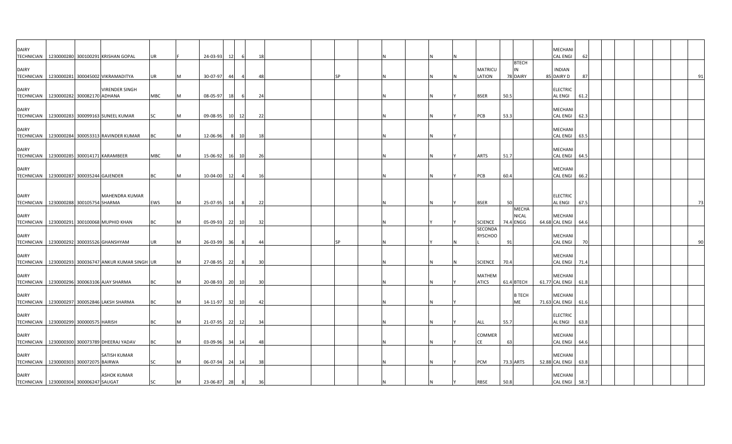| | | | | | | | | | | | | | | | | | | | | | | | | | | | | | | |
|---|---|---|---|---|---|---|---|---|---|---|---|---|---|---|---|---|---|---|---|---|---|---|---|---|---|---|---|---|---|---|
| DAIRY TECHNICIAN | 1230000280 | 300100291 | KRISHAN GOPAL | UR | F | 24-03-93 | 12 | 6 | 18 | | | | | N | | N | N | | | | | MECHANICAL ENGI | 62 | | | | | | | |
| DAIRY TECHNICIAN | 1230000281 | 300045002 | VIKRAMADITYA | UR | M | 30-07-97 | 44 | 4 | 48 | | | SP | | N | | N | N | MATRICULATION | 78 | BTECH IN DAIRY | 85 | INDIAN DAIRY D | 87 | | | | | | | 91 |
| DAIRY TECHNICIAN | 1230000282 | 300082170 | VIRENDER SINGH ADHANA | MBC | M | 08-05-97 | 18 | 6 | 24 | | | | | N | | N | Y | BSER | 50.5 | | | ELECTRICAL ENGI | 61.2 | | | | | | | |
| DAIRY TECHNICIAN | 1230000283 | 300099163 | SUNEEL KUMAR | SC | M | 09-08-95 | 10 | 12 | 22 | | | | | N | | N | Y | PCB | 53.3 | | | MECHANICAL ENGI | 62.3 | | | | | | | |
| DAIRY TECHNICIAN | 1230000284 | 300053313 | RAVINDER KUMAR | BC | M | 12-06-96 | 8 | 10 | 18 | | | | | N | | N | Y | | | | | MECHANICAL ENGI | 63.5 | | | | | | | |
| DAIRY TECHNICIAN | 1230000285 | 300014171 | KARAMBEER | MBC | M | 15-06-92 | 16 | 10 | 26 | | | | | N | | N | Y | ARTS | 51.7 | | | MECHANICAL ENGI | 64.5 | | | | | | | |
| DAIRY TECHNICIAN | 1230000287 | 300035244 | GAJENDER | BC | M | 10-04-00 | 12 | 4 | 16 | | | | | N | | N | Y | PCB | 60.4 | | | MECHANICAL ENGI | 66.2 | | | | | | | |
| DAIRY TECHNICIAN | 1230000288 | 300105754 | MAHENDRA KUMAR SHARMA | EWS | M | 25-07-95 | 14 | 8 | 22 | | | | | N | | N | Y | BSER | 50 | | | ELECTRICAL ENGI | 67.5 | | | | | | | 73 |
| DAIRY TECHNICIAN | 1230000291 | 300100068 | MUPHID KHAN | BC | M | 05-09-93 | 22 | 10 | 32 | | | | | N | | Y | Y | SCIENCE | 74.4 | MECHANICAL ENGG | 64.68 | MECHANICAL ENGI | 64.6 | | | | | | | |
| DAIRY TECHNICIAN | 1230000292 | 300035526 | GHANSHYAM | UR | M | 26-03-99 | 36 | 8 | 44 | | | SP | | N | | Y | N | SECONDARY SCHOOL | 91 | | | MECHANICAL ENGI | 70 | | | | | | | 90 |
| DAIRY TECHNICIAN | 1230000293 | 300036747 | ANKUR KUMAR SINGH | UR | M | 27-08-95 | 22 | 8 | 30 | | | | | N | | N | N | SCIENCE | 70.4 | | | MECHANICAL ENGI | 71.4 | | | | | | | |
| DAIRY TECHNICIAN | 1230000296 | 300063106 | AJAY SHARMA | BC | M | 20-08-93 | 20 | 10 | 30 | | | | | N | | N | Y | MATHEMATICS | 61.4 | BTECH | 61.77 | MECHANICAL ENGI | 61.8 | | | | | | | |
| DAIRY TECHNICIAN | 1230000297 | 300052846 | LAKSH SHARMA | BC | M | 14-11-97 | 32 | 10 | 42 | | | | | N | | N | Y | | | B TECH ME | 71.63 | MECHANICAL ENGI | 61.6 | | | | | | | |
| DAIRY TECHNICIAN | 1230000299 | 300000575 | HARISH | BC | M | 21-07-95 | 22 | 12 | 34 | | | | | N | | N | Y | ALL | 55.7 | | | ELECTRICAL ENGI | 63.8 | | | | | | | |
| DAIRY TECHNICIAN | 1230000300 | 300073789 | DHEERAJ YADAV | BC | M | 03-09-96 | 34 | 14 | 48 | | | | | N | | N | Y | COMMERCE | 63 | | | MECHANICAL ENGI | 64.6 | | | | | | | |
| DAIRY TECHNICIAN | 1230000303 | 300072075 | SATISH KUMAR BAIRWA | SC | M | 06-07-94 | 24 | 14 | 38 | | | | | N | | N | Y | PCM | 73.3 | ARTS | 52.88 | MECHANICAL ENGI | 63.8 | | | | | | | |
| DAIRY TECHNICIAN | 1230000304 | 300006247 | ASHOK KUMAR SAUGAT | SC | M | 23-06-87 | 28 | 8 | 36 | | | | | N | | N | Y | RBSE | 50.8 | | | MECHANICAL ENGI | 58.7 | | | | | | | |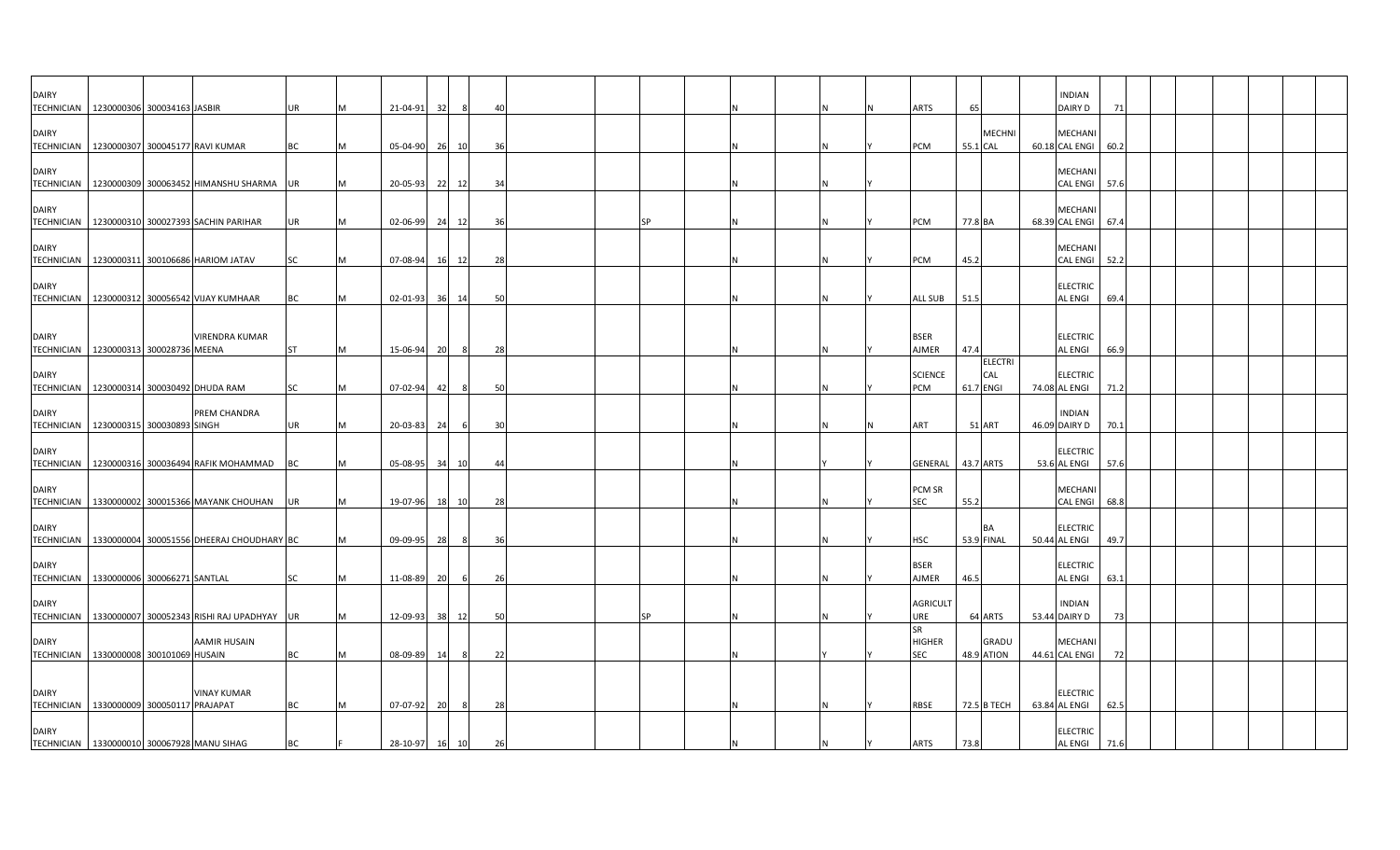| | | | | | | | | | | | | | | | | | | | | | | | | | | | | | | | |
|---|---|---|---|---|---|---|---|---|---|---|---|---|---|---|---|---|---|---|---|---|---|---|---|---|---|---|---|---|---|---|---|
| DAIRY TECHNICIAN | 1230000306 | 300034163 | JASBIR | UR | M | 21-04-91 | 32 | 8 | 40 | | | | | N | | N | N | ARTS | 65 | | | INDIAN DAIRY D | 71 | | | | | | | | |
| DAIRY TECHNICIAN | 1230000307 | 300045177 | RAVI KUMAR | BC | M | 05-04-90 | 26 | 10 | 36 | | | | | N | | N | Y | PCM | 55.1 | MECHNI CAL | 60.18 | MECHANI CAL ENGI | 60.2 | | | | | | | | |
| DAIRY TECHNICIAN | 1230000309 | 300063452 | HIMANSHU SHARMA | UR | M | 20-05-93 | 22 | 12 | 34 | | | | | N | | N | Y | | | | | MECHANI CAL ENGI | 57.6 | | | | | | | | |
| DAIRY TECHNICIAN | 1230000310 | 300027393 | SACHIN PARIHAR | UR | M | 02-06-99 | 24 | 12 | 36 | | | SP | | N | | N | Y | PCM | 77.8 | BA | 68.39 | MECHANI CAL ENGI | 67.4 | | | | | | | | |
| DAIRY TECHNICIAN | 1230000311 | 300106686 | HARIOM JATAV | SC | M | 07-08-94 | 16 | 12 | 28 | | | | | N | | N | Y | PCM | 45.2 | | | MECHANI CAL ENGI | 52.2 | | | | | | | | |
| DAIRY TECHNICIAN | 1230000312 | 300056542 | VIJAY KUMHAAR | BC | M | 02-01-93 | 36 | 14 | 50 | | | | | N | | N | Y | ALL SUB | 51.5 | | | ELECTRIC AL ENGI | 69.4 | | | | | | | | |
| DAIRY TECHNICIAN | 1230000313 | 300028736 | VIRENDRA KUMAR MEENA | ST | M | 15-06-94 | 20 | 8 | 28 | | | | | N | | N | Y | BSER AJMER | 47.4 | | | ELECTRIC AL ENGI | 66.9 | | | | | | | | |
| DAIRY TECHNICIAN | 1230000314 | 300030492 | DHUDA RAM | SC | M | 07-02-94 | 42 | 8 | 50 | | | | | N | | N | Y | SCIENCE PCM | 61.7 | ELECTRI CAL ENGI | 74.08 | ELECTRIC AL ENGI | 71.2 | | | | | | | | |
| DAIRY TECHNICIAN | 1230000315 | 300030893 | PREM CHANDRA SINGH | UR | M | 20-03-83 | 24 | 6 | 30 | | | | | N | | N | N | ART | 51 | ART | 46.09 | INDIAN DAIRY D | 70.1 | | | | | | | | |
| DAIRY TECHNICIAN | 1230000316 | 300036494 | RAFIK MOHAMMAD | BC | M | 05-08-95 | 34 | 10 | 44 | | | | | N | | Y | Y | GENERAL | 43.7 | ARTS | 53.6 | ELECTRIC AL ENGI | 57.6 | | | | | | | | |
| DAIRY TECHNICIAN | 1330000002 | 300015366 | MAYANK CHOUHAN | UR | M | 19-07-96 | 18 | 10 | 28 | | | | | N | | N | Y | PCM SR SEC | 55.2 | | | MECHANI CAL ENGI | 68.8 | | | | | | | | |
| DAIRY TECHNICIAN | 1330000004 | 300051556 | DHEERAJ CHOUDHARY | BC | M | 09-09-95 | 28 | 8 | 36 | | | | | N | | N | Y | HSC | 53.9 | BA FINAL | 50.44 | ELECTRIC AL ENGI | 49.7 | | | | | | | | |
| DAIRY TECHNICIAN | 1330000006 | 300066271 | SANTLAL | SC | M | 11-08-89 | 20 | 6 | 26 | | | | | N | | N | Y | BSER AJMER | 46.5 | | | ELECTRIC AL ENGI | 63.1 | | | | | | | | |
| DAIRY TECHNICIAN | 1330000007 | 300052343 | RISHI RAJ UPADHYAY | UR | M | 12-09-93 | 38 | 12 | 50 | | | SP | | N | | N | Y | AGRICULT URE | 64 | ARTS | 53.44 | INDIAN DAIRY D | 73 | | | | | | | | |
| DAIRY TECHNICIAN | 1330000008 | 300101069 | AAMIR HUSAIN HUSAIN | BC | M | 08-09-89 | 14 | 8 | 22 | | | | | N | | Y | Y | SR HIGHER SEC | 48.9 | GRADU ATION | 44.61 | MECHANI CAL ENGI | 72 | | | | | | | | |
| DAIRY TECHNICIAN | 1330000009 | 300050117 | VINAY KUMAR PRAJAPAT | BC | M | 07-07-92 | 20 | 8 | 28 | | | | | N | | N | Y | RBSE | 72.5 | B TECH | 63.84 | ELECTRIC AL ENGI | 62.5 | | | | | | | | |
| DAIRY TECHNICIAN | 1330000010 | 300067928 | MANU SIHAG | BC | F | 28-10-97 | 16 | 10 | 26 | | | | | N | | N | Y | ARTS | 73.8 | | | ELECTRIC AL ENGI | 71.6 | | | | | | | | |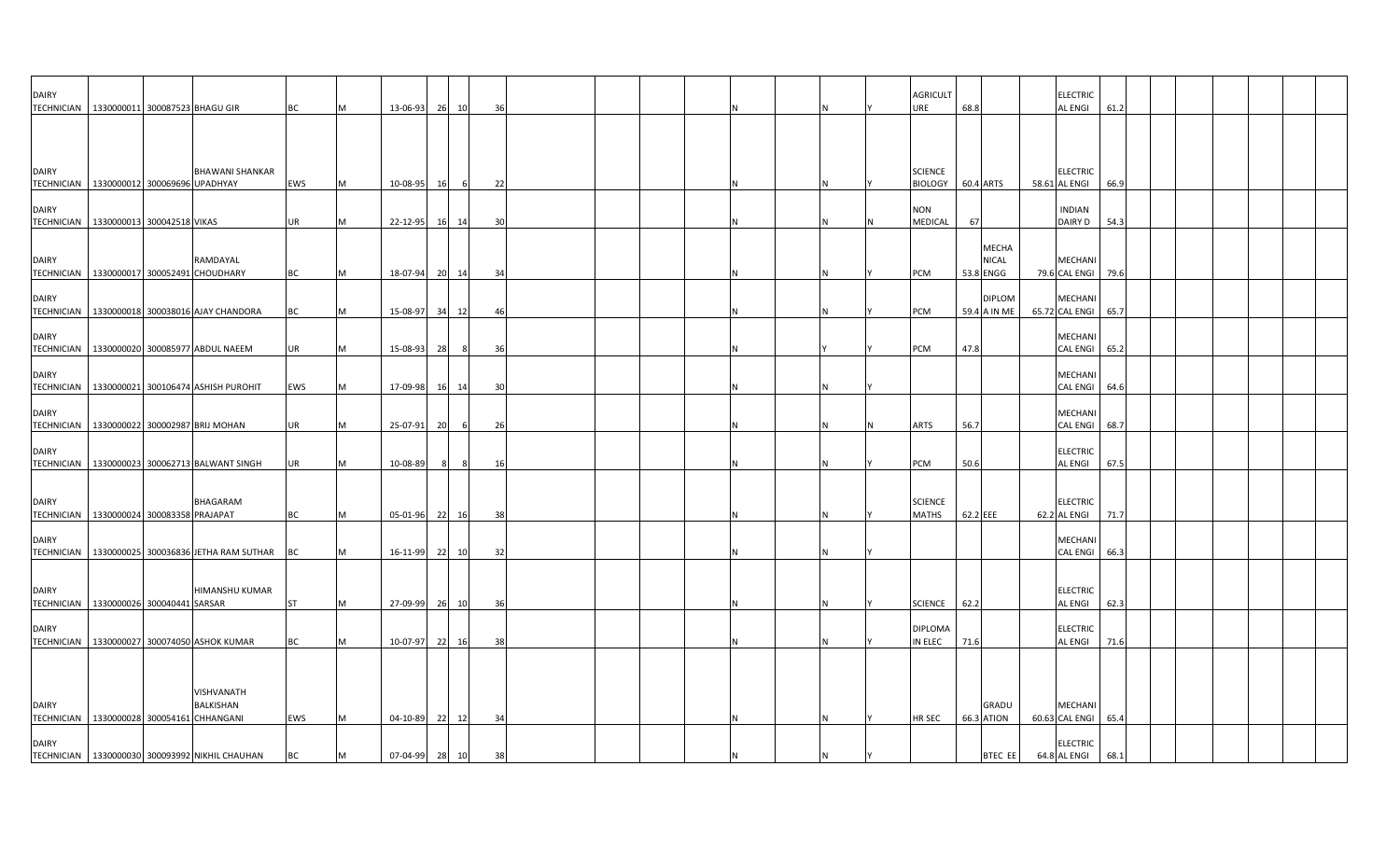| | | | | | | | | | | | | | | | | | | | | | | | | | | | | | | | | | | | | |
|---|---|---|---|---|---|---|---|---|---|---|---|---|---|---|---|---|---|---|---|---|---|---|---|---|---|---|---|---|---|---|---|---|---|---|---|---|
| DAIRY TECHNICIAN | 1330000011 | 300087523 | BHAGU GIR | BC | M | 13-06-93 | 26 | 10 | 36 | | | | | | N | | N | Y | AGRICULT URE | 68.8 | | | ELECTRIC AL ENGI | 61.2 | | | | | | | | | | | | |
| DAIRY TECHNICIAN | 1330000012 | 300069696 | BHAWANI SHANKAR UPADHYAY | EWS | M | 10-08-95 | 16 | 6 | 22 | | | | | | N | | N | Y | SCIENCE BIOLOGY | 60.4 | ARTS | 58.61 | ELECTRIC AL ENGI | 66.9 | | | | | | | | | | | | |
| DAIRY TECHNICIAN | 1330000013 | 300042518 | VIKAS | UR | M | 22-12-95 | 16 | 14 | 30 | | | | | | N | | N | N | NON MEDICAL | 67 | | | INDIAN DAIRY D | 54.3 | | | | | | | | | | | | |
| DAIRY TECHNICIAN | 1330000017 | 300052491 | RAMDAYAL CHOUDHARY | BC | M | 18-07-94 | 20 | 14 | 34 | | | | | | N | | N | Y | PCM | 53.8 | MECHA NICAL ENGG | 79.6 | MECHANI CAL ENGI | 79.6 | | | | | | | | | | | | |
| DAIRY TECHNICIAN | 1330000018 | 300038016 | AJAY CHANDORA | BC | M | 15-08-97 | 34 | 12 | 46 | | | | | | N | | N | Y | PCM | 59.4 | DIPLOM A IN ME | 65.72 | MECHANI CAL ENGI | 65.7 | | | | | | | | | | | | |
| DAIRY TECHNICIAN | 1330000020 | 300085977 | ABDUL NAEEM | UR | M | 15-08-93 | 28 | 8 | 36 | | | | | | N | | Y | Y | PCM | 47.8 | | | MECHANI CAL ENGI | 65.2 | | | | | | | | | | | | |
| DAIRY TECHNICIAN | 1330000021 | 300106474 | ASHISH PUROHIT | EWS | M | 17-09-98 | 16 | 14 | 30 | | | | | | N | | N | Y | | | | | MECHANI CAL ENGI | 64.6 | | | | | | | | | | | | |
| DAIRY TECHNICIAN | 1330000022 | 300002987 | BRIJ MOHAN | UR | M | 25-07-91 | 20 | 6 | 26 | | | | | | N | | N | N | ARTS | 56.7 | | | MECHANI CAL ENGI | 68.7 | | | | | | | | | | | | |
| DAIRY TECHNICIAN | 1330000023 | 300062713 | BALWANT SINGH | UR | M | 10-08-89 | 8 | 8 | 16 | | | | | | N | | N | Y | PCM | 50.6 | | | ELECTRIC AL ENGI | 67.5 | | | | | | | | | | | | |
| DAIRY TECHNICIAN | 1330000024 | 300083358 | BHAGARAM PRAJAPAT | BC | M | 05-01-96 | 22 | 16 | 38 | | | | | | N | | N | Y | SCIENCE MATHS | 62.2 | EEE | 62.2 | ELECTRIC AL ENGI | 71.7 | | | | | | | | | | | | |
| DAIRY TECHNICIAN | 1330000025 | 300036836 | JETHA RAM SUTHAR | BC | M | 16-11-99 | 22 | 10 | 32 | | | | | | N | | N | Y | | | | | MECHANI CAL ENGI | 66.3 | | | | | | | | | | | | |
| DAIRY TECHNICIAN | 1330000026 | 300040441 | HIMANSHU KUMAR SARSAR | ST | M | 27-09-99 | 26 | 10 | 36 | | | | | | N | | N | Y | SCIENCE | 62.2 | | | ELECTRIC AL ENGI | 62.3 | | | | | | | | | | | | |
| DAIRY TECHNICIAN | 1330000027 | 300074050 | ASHOK KUMAR | BC | M | 10-07-97 | 22 | 16 | 38 | | | | | | N | | N | Y | DIPLOMA IN ELEC | 71.6 | | | ELECTRIC AL ENGI | 71.6 | | | | | | | | | | | | |
| DAIRY TECHNICIAN | 1330000028 | 300054161 | VISHVANATH BALKISHAN CHHANGANI | EWS | M | 04-10-89 | 22 | 12 | 34 | | | | | | N | | N | Y | HR SEC | 66.3 | GRADU ATION | 60.63 | MECHANI CAL ENGI | 65.4 | | | | | | | | | | | | |
| DAIRY TECHNICIAN | 1330000030 | 300093992 | NIKHIL CHAUHAN | BC | M | 07-04-99 | 28 | 10 | 38 | | | | | | N | | N | Y | | | BTEC EE | 64.8 | ELECTRIC AL ENGI | 68.1 | | | | | | | | | | | | |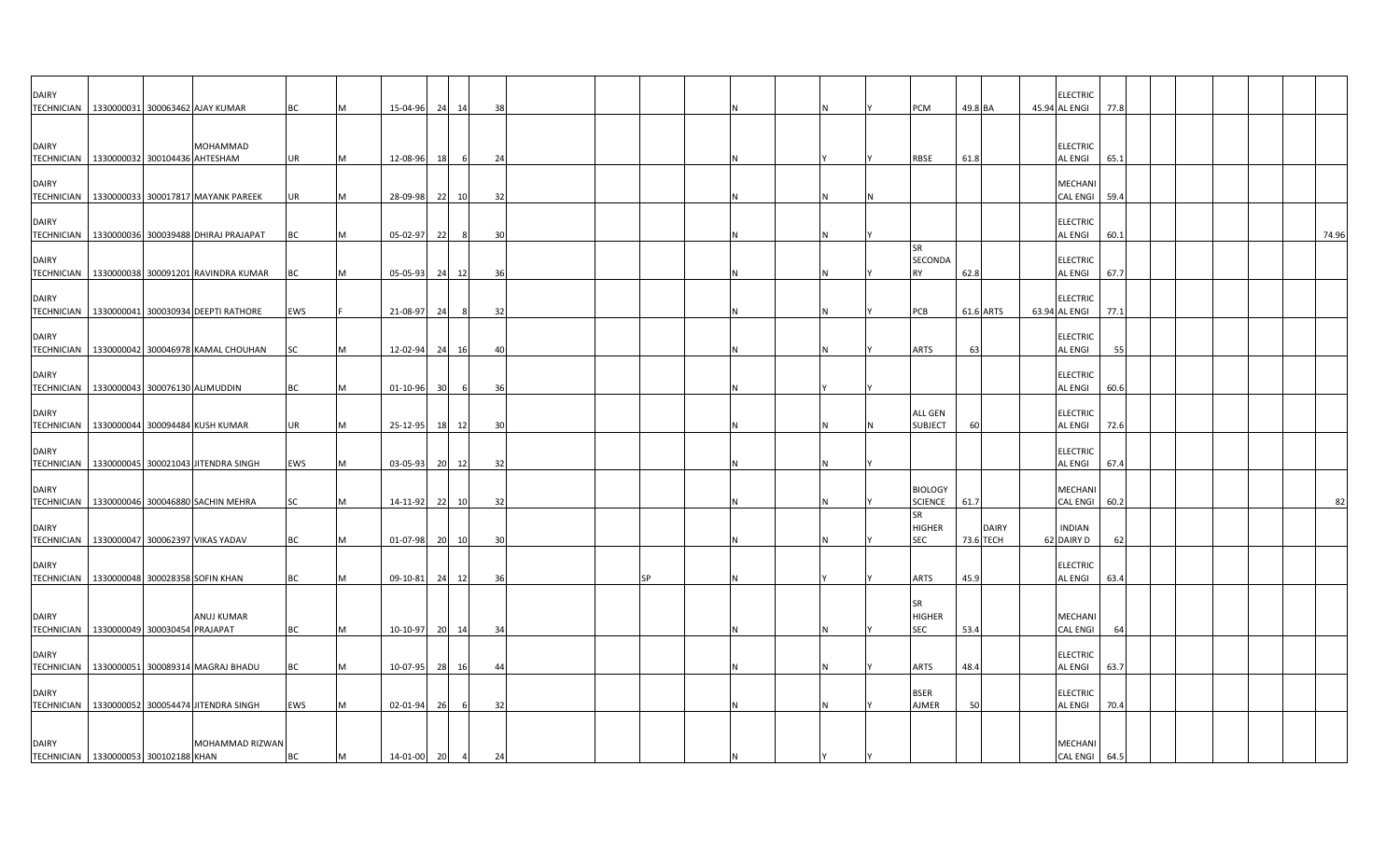| | | | | | | | | | | | | | | | | | | | | | | | | | | | | | | |
|---|---|---|---|---|---|---|---|---|---|---|---|---|---|---|---|---|---|---|---|---|---|---|---|---|---|---|---|---|---|---|
| DAIRY TECHNICIAN | 1330000031 | 300063462 | AJAY KUMAR | BC | M | 15-04-96 | 24 | 14 | 38 | | | | | N | | N | Y | PCM | 49.8 | BA | 45.94 | ELECTRICAL ENGI | 77.8 | | | | | | | |
| DAIRY TECHNICIAN | 1330000032 | 300104436 | MOHAMMAD AHTESHAM | UR | M | 12-08-96 | 18 | 6 | 24 | | | | | N | | Y | Y | RBSE | 61.8 | | | ELECTRICAL ENGI | 65.1 | | | | | | | |
| DAIRY TECHNICIAN | 1330000033 | 300017817 | MAYANK PAREEK | UR | M | 28-09-98 | 22 | 10 | 32 | | | | | N | | N | N | | | | | MECHANICAL ENGI | 59.4 | | | | | | | |
| DAIRY TECHNICIAN | 1330000036 | 300039488 | DHIRAJ PRAJAPAT | BC | M | 05-02-97 | 22 | 8 | 30 | | | | | N | | N | Y | | | | | ELECTRICAL ENGI | 60.1 | | | | | | | 74.96 |
| DAIRY TECHNICIAN | 1330000038 | 300091201 | RAVINDRA KUMAR | BC | M | 05-05-93 | 24 | 12 | 36 | | | | | N | | N | Y | SR SECONDARY | 62.8 | | | ELECTRICAL ENGI | 67.7 | | | | | | | |
| DAIRY TECHNICIAN | 1330000041 | 300030934 | DEEPTI RATHORE | EWS | F | 21-08-97 | 24 | 8 | 32 | | | | | N | | N | Y | PCB | 61.6 | ARTS | 63.94 | ELECTRICAL ENGI | 77.1 | | | | | | | |
| DAIRY TECHNICIAN | 1330000042 | 300046978 | KAMAL CHOUHAN | SC | M | 12-02-94 | 24 | 16 | 40 | | | | | N | | N | Y | ARTS | 63 | | | ELECTRICAL ENGI | 55 | | | | | | | |
| DAIRY TECHNICIAN | 1330000043 | 300076130 | ALIMUDDIN | BC | M | 01-10-96 | 30 | 6 | 36 | | | | | N | | Y | Y | | | | | ELECTRICAL ENGI | 60.6 | | | | | | | |
| DAIRY TECHNICIAN | 1330000044 | 300094484 | KUSH KUMAR | UR | M | 25-12-95 | 18 | 12 | 30 | | | | | N | | N | N | ALL GEN SUBJECT | 60 | | | ELECTRICAL ENGI | 72.6 | | | | | | | |
| DAIRY TECHNICIAN | 1330000045 | 300021043 | JITENDRA SINGH | EWS | M | 03-05-93 | 20 | 12 | 32 | | | | | N | | N | Y | | | | | ELECTRICAL ENGI | 67.4 | | | | | | | |
| DAIRY TECHNICIAN | 1330000046 | 300046880 | SACHIN MEHRA | SC | M | 14-11-92 | 22 | 10 | 32 | | | | | N | | N | Y | BIOLOGY SCIENCE | 61.7 | | | MECHANICAL ENGI | 60.2 | | | | | | | 82 |
| DAIRY TECHNICIAN | 1330000047 | 300062397 | VIKAS YADAV | BC | M | 01-07-98 | 20 | 10 | 30 | | | | | N | | N | Y | SR HIGHER SEC | 73.6 | DAIRY TECH | 62 | INDIAN DAIRY D | 62 | | | | | | | |
| DAIRY TECHNICIAN | 1330000048 | 300028358 | SOFIN KHAN | BC | M | 09-10-81 | 24 | 12 | 36 | | | SP | | N | | Y | Y | ARTS | 45.9 | | | ELECTRICAL ENGI | 63.4 | | | | | | | |
| DAIRY TECHNICIAN | 1330000049 | 300030454 | ANUJ KUMAR PRAJAPAT | BC | M | 10-10-97 | 20 | 14 | 34 | | | | | N | | N | Y | SR HIGHER SEC | 53.4 | | | MECHANICAL ENGI | 64 | | | | | | | |
| DAIRY TECHNICIAN | 1330000051 | 300089314 | MAGRAJ BHADU | BC | M | 10-07-95 | 28 | 16 | 44 | | | | | N | | N | Y | ARTS | 48.4 | | | ELECTRICAL ENGI | 63.7 | | | | | | | |
| DAIRY TECHNICIAN | 1330000052 | 300054474 | JITENDRA SINGH | EWS | M | 02-01-94 | 26 | 6 | 32 | | | | | N | | N | Y | BSER AJMER | 50 | | | ELECTRICAL ENGI | 70.4 | | | | | | | |
| DAIRY TECHNICIAN | 1330000053 | 300102188 | MOHAMMAD RIZWAN KHAN | BC | M | 14-01-00 | 20 | 4 | 24 | | | | | N | | Y | Y | | | | | MECHANICAL ENGI | 64.5 | | | | | | | |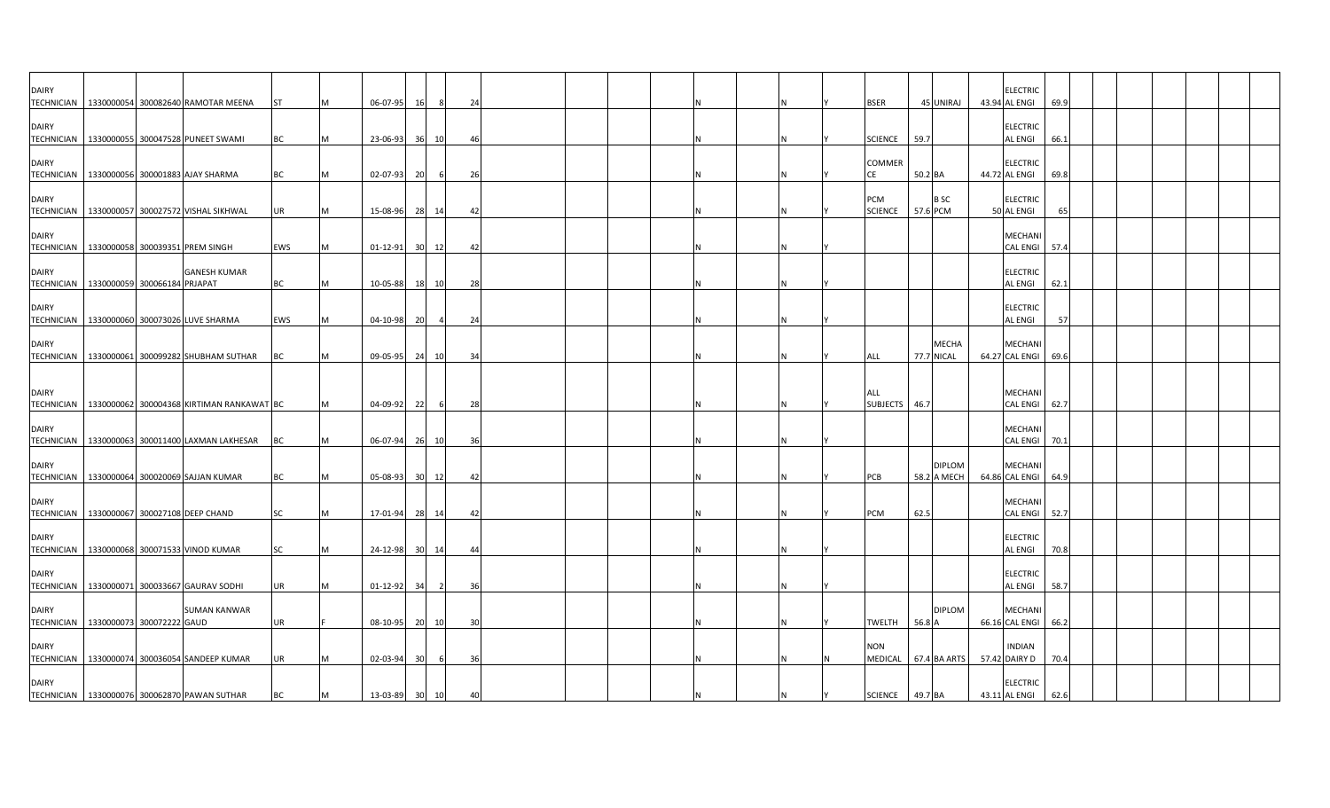| | | | | | | | | | | | | | | | | | | | | | | | | | | | | | | |
|---|---|---|---|---|---|---|---|---|---|---|---|---|---|---|---|---|---|---|---|---|---|---|---|---|---|---|---|---|---|---|
| DAIRY TECHNICIAN | 1330000054 | 300082640 | RAMOTAR MEENA | ST | M | 06-07-95 | 16 | 8 | 24 | | | | | N | | N | Y | BSER | 45 | UNIRAJ | 43.94 | ELECTRICAL ENGI | 69.9 | | | | | | | |
| DAIRY TECHNICIAN | 1330000055 | 300047528 | PUNEET SWAMI | BC | M | 23-06-93 | 36 | 10 | 46 | | | | | N | | N | Y | SCIENCE | 59.7 | | | ELECTRICAL ENGI | 66.1 | | | | | | | |
| DAIRY TECHNICIAN | 1330000056 | 300001883 | AJAY SHARMA | BC | M | 02-07-93 | 20 | 6 | 26 | | | | | N | | N | Y | COMMERCE | 50.2 | BA | 44.72 | ELECTRICAL ENGI | 69.8 | | | | | | | |
| DAIRY TECHNICIAN | 1330000057 | 300027572 | VISHAL SIKHWAL | UR | M | 15-08-96 | 28 | 14 | 42 | | | | | N | | N | Y | PCM SCIENCE | 57.6 | B SC PCM | 50 | ELECTRICAL ENGI | 65 | | | | | | | |
| DAIRY TECHNICIAN | 1330000058 | 300039351 | PREM SINGH | EWS | M | 01-12-91 | 30 | 12 | 42 | | | | | N | | N | Y | | | | | MECHANICAL ENGI | 57.4 | | | | | | | |
| DAIRY TECHNICIAN | 1330000059 | 300066184 | GANESH KUMAR PRJAPAT | BC | M | 10-05-88 | 18 | 10 | 28 | | | | | N | | N | Y | | | | | ELECTRICAL ENGI | 62.1 | | | | | | | |
| DAIRY TECHNICIAN | 1330000060 | 300073026 | LUVE SHARMA | EWS | M | 04-10-98 | 20 | 4 | 24 | | | | | N | | N | Y | | | | | ELECTRICAL ENGI | 57 | | | | | | | |
| DAIRY TECHNICIAN | 1330000061 | 300099282 | SHUBHAM SUTHAR | BC | M | 09-05-95 | 24 | 10 | 34 | | | | | N | | N | Y | ALL | 77.7 | MECHANICAL | 64.27 | MECHANICAL ENGI | 69.6 | | | | | | | |
| DAIRY TECHNICIAN | 1330000062 | 300004368 | KIRTIMAN RANKAWAT | BC | M | 04-09-92 | 22 | 6 | 28 | | | | | N | | N | Y | ALL SUBJECTS | 46.7 | | | MECHANICAL ENGI | 62.7 | | | | | | | |
| DAIRY TECHNICIAN | 1330000063 | 300011400 | LAXMAN LAKHESAR | BC | M | 06-07-94 | 26 | 10 | 36 | | | | | N | | N | Y | | | | | MECHANICAL ENGI | 70.1 | | | | | | | |
| DAIRY TECHNICIAN | 1330000064 | 300020069 | SAJJAN KUMAR | BC | M | 05-08-93 | 30 | 12 | 42 | | | | | N | | N | Y | PCB | 58.2 | DIPLOMA MECH | 64.86 | MECHANICAL ENGI | 64.9 | | | | | | | |
| DAIRY TECHNICIAN | 1330000067 | 300027108 | DEEP CHAND | SC | M | 17-01-94 | 28 | 14 | 42 | | | | | N | | N | Y | PCM | 62.5 | | | MECHANICAL ENGI | 52.7 | | | | | | | |
| DAIRY TECHNICIAN | 1330000068 | 300071533 | VINOD KUMAR | SC | M | 24-12-98 | 30 | 14 | 44 | | | | | N | | N | Y | | | | | ELECTRICAL ENGI | 70.8 | | | | | | | |
| DAIRY TECHNICIAN | 1330000071 | 300033667 | GAURAV SODHI | UR | M | 01-12-92 | 34 | 2 | 36 | | | | | N | | N | Y | | | | | ELECTRICAL ENGI | 58.7 | | | | | | | |
| DAIRY TECHNICIAN | 1330000073 | 300072222 | SUMAN KANWAR GAUD | UR | F | 08-10-95 | 20 | 10 | 30 | | | | | N | | N | Y | TWELTH | 56.8 | DIPLOMA | 66.16 | MECHANICAL ENGI | 66.2 | | | | | | | |
| DAIRY TECHNICIAN | 1330000074 | 300036054 | SANDEEP KUMAR | UR | M | 02-03-94 | 30 | 6 | 36 | | | | | N | | N | N | NON MEDICAL | 67.4 | BA ARTS | 57.42 | INDIAN DAIRY D | 70.4 | | | | | | | |
| DAIRY TECHNICIAN | 1330000076 | 300062870 | PAWAN SUTHAR | BC | M | 13-03-89 | 30 | 10 | 40 | | | | | N | | N | Y | SCIENCE | 49.7 | BA | 43.11 | ELECTRICAL ENGI | 62.6 | | | | | | | |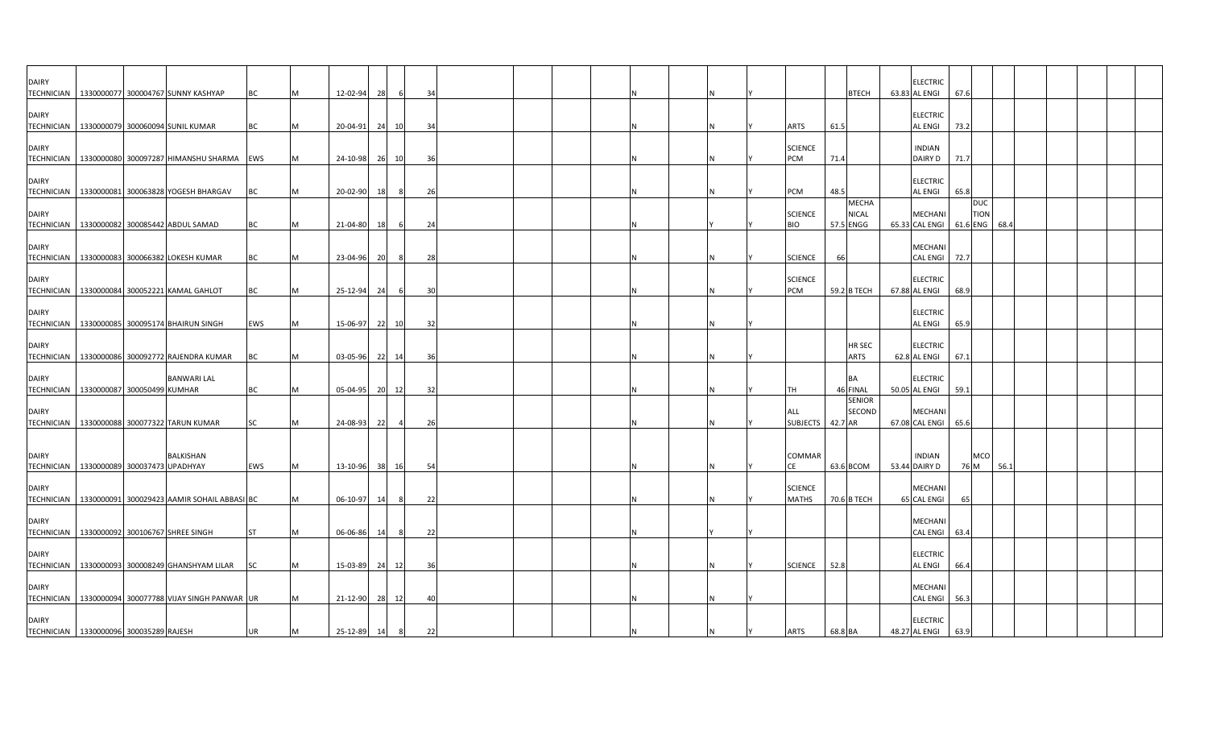| | | | | | | | | | | | | | | | | | | | | | | | | | | |
|---|---|---|---|---|---|---|---|---|---|---|---|---|---|---|---|---|---|---|---|---|---|---|---|---|---|---|
| DAIRY TECHNICIAN | 1330000077 | 300004767 | SUNNY KASHYAP | BC | M | 12-02-94 | 28 | 6 | 34 | | | | | | N | | N | Y | | | BTECH | 63.83 | ELECTRIC AL ENGI | 67.6 | | |
| DAIRY TECHNICIAN | 1330000079 | 300060094 | SUNIL KUMAR | BC | M | 20-04-91 | 24 | 10 | 34 | | | | | | N | | N | Y | ARTS | 61.5 | | | ELECTRIC AL ENGI | 73.2 | | |
| DAIRY TECHNICIAN | 1330000080 | 300097287 | HIMANSHU SHARMA | EWS | M | 24-10-98 | 26 | 10 | 36 | | | | | | N | | N | Y | SCIENCE PCM | 71.4 | | | INDIAN DAIRY D | 71.7 | | |
| DAIRY TECHNICIAN | 1330000081 | 300063828 | YOGESH BHARGAV | BC | M | 20-02-90 | 18 | 8 | 26 | | | | | | N | | N | Y | PCM | 48.5 | | | ELECTRIC AL ENGI | 65.8 | | |
| DAIRY TECHNICIAN | 1330000082 | 300085442 | ABDUL SAMAD | BC | M | 21-04-80 | 18 | 6 | 24 | | | | | | N | | Y | Y | SCIENCE BIO | 57.5 | MECHA NICAL ENGG | 65.33 | MECHANI CAL ENGI | 61.6 | DUC TION ENG | 68.4 |
| DAIRY TECHNICIAN | 1330000083 | 300066382 | LOKESH KUMAR | BC | M | 23-04-96 | 20 | 8 | 28 | | | | | | N | | N | Y | SCIENCE | 66 | | | MECHANI CAL ENGI | 72.7 | | |
| DAIRY TECHNICIAN | 1330000084 | 300052221 | KAMAL GAHLOT | BC | M | 25-12-94 | 24 | 6 | 30 | | | | | | N | | N | Y | SCIENCE PCM | 59.2 | B TECH | 67.88 | ELECTRIC AL ENGI | 68.9 | | |
| DAIRY TECHNICIAN | 1330000085 | 300095174 | BHAIRUN SINGH | EWS | M | 15-06-97 | 22 | 10 | 32 | | | | | | N | | N | Y | | | | | ELECTRIC AL ENGI | 65.9 | | |
| DAIRY TECHNICIAN | 1330000086 | 300092772 | RAJENDRA KUMAR | BC | M | 03-05-96 | 22 | 14 | 36 | | | | | | N | | N | Y | | | HR SEC ARTS | 62.8 | ELECTRIC AL ENGI | 67.1 | | |
| DAIRY TECHNICIAN | 1330000087 | 300050499 | BANWARI LAL KUMHAR | BC | M | 05-04-95 | 20 | 12 | 32 | | | | | | N | | N | Y | TH | 46 | BA FINAL | 50.05 | ELECTRIC AL ENGI | 59.1 | | |
| DAIRY TECHNICIAN | 1330000088 | 300077322 | TARUN KUMAR | SC | M | 24-08-93 | 22 | 4 | 26 | | | | | | N | | N | Y | ALL SUBJECTS | 42.7 | SENIOR SECOND AR | 67.08 | MECHANI CAL ENGI | 65.6 | | |
| DAIRY TECHNICIAN | 1330000089 | 300037473 | BALKISHAN UPADHYAY | EWS | M | 13-10-96 | 38 | 16 | 54 | | | | | | N | | N | Y | COMMAR CE | 63.6 | BCOM | 53.44 | INDIAN DAIRY D | 76 | MCO M | 56.1 |
| DAIRY TECHNICIAN | 1330000091 | 300029423 | AAMIR SOHAIL ABBASI | BC | M | 06-10-97 | 14 | 8 | 22 | | | | | | N | | N | Y | SCIENCE MATHS | 70.6 | B TECH | 65 | MECHANI CAL ENGI | 65 | | |
| DAIRY TECHNICIAN | 1330000092 | 300106767 | SHREE SINGH | ST | M | 06-06-86 | 14 | 8 | 22 | | | | | | N | | Y | Y | | | | | MECHANI CAL ENGI | 63.4 | | |
| DAIRY TECHNICIAN | 1330000093 | 300008249 | GHANSHYAM LILAR | SC | M | 15-03-89 | 24 | 12 | 36 | | | | | | N | | N | Y | SCIENCE | 52.8 | | | ELECTRIC AL ENGI | 66.4 | | |
| DAIRY TECHNICIAN | 1330000094 | 300077788 | VIJAY SINGH PANWAR | UR | M | 21-12-90 | 28 | 12 | 40 | | | | | | N | | N | Y | | | | | MECHANI CAL ENGI | 56.3 | | |
| DAIRY TECHNICIAN | 1330000096 | 300035289 | RAJESH | UR | M | 25-12-89 | 14 | 8 | 22 | | | | | | N | | N | Y | ARTS | 68.8 | BA | 48.27 | ELECTRIC AL ENGI | 63.9 | | |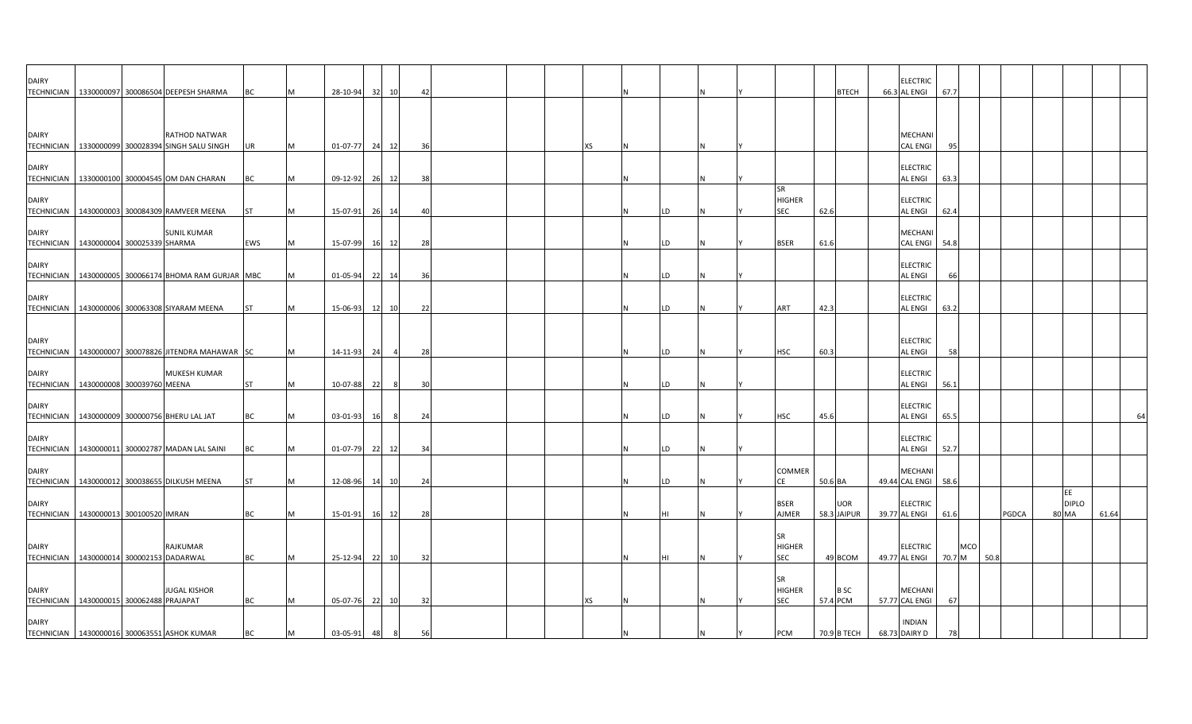| | | | | | | | | | | | | | | | | | | | | | | | | | | | | | | | |
|---|---|---|---|---|---|---|---|---|---|---|---|---|---|---|---|---|---|---|---|---|---|---|---|---|---|---|---|---|---|---|---|
| DAIRY TECHNICIAN | 1330000097 | 300086504 | DEEPESH SHARMA | BC | M | 28-10-94 | 32 | 10 | 42 | | | | | N | | N | Y | | | BTECH | 66.3 | ELECTRICAL ENGI | 67.7 | | | | | | | | |
| DAIRY TECHNICIAN | 1330000099 | 300028394 | RATHOD NATWAR SINGH SALU SINGH | UR | M | 01-07-77 | 24 | 12 | 36 | | | | XS | N | | N | Y | | | | | MECHANICAL ENGI | 95 | | | | | | | | |
| DAIRY TECHNICIAN | 1330000100 | 300004545 | OM DAN CHARAN | BC | M | 09-12-92 | 26 | 12 | 38 | | | | | N | | N | Y | | | | | ELECTRICAL ENGI | 63.3 | | | | | | | | |
| DAIRY TECHNICIAN | 1430000003 | 300084309 | RAMVEER MEENA | ST | M | 15-07-91 | 26 | 14 | 40 | | | | | N | LD | N | Y | SR HIGHER SEC | 62.6 | | | ELECTRICAL ENGI | 62.4 | | | | | | | | |
| DAIRY TECHNICIAN | 1430000004 | 300025339 | SUNIL KUMAR SHARMA | EWS | M | 15-07-99 | 16 | 12 | 28 | | | | | N | LD | N | Y | BSER | 61.6 | | | MECHANICAL ENGI | 54.8 | | | | | | | | |
| DAIRY TECHNICIAN | 1430000005 | 300066174 | BHOMA RAM GURJAR | MBC | M | 01-05-94 | 22 | 14 | 36 | | | | | N | LD | N | Y | | | | | ELECTRICAL ENGI | 66 | | | | | | | | |
| DAIRY TECHNICIAN | 1430000006 | 300063308 | SIYARAM MEENA | ST | M | 15-06-93 | 12 | 10 | 22 | | | | | N | LD | N | Y | ART | 42.3 | | | ELECTRICAL ENGI | 63.2 | | | | | | | | |
| DAIRY TECHNICIAN | 1430000007 | 300078826 | JITENDRA MAHAWAR | SC | M | 14-11-93 | 24 | 4 | 28 | | | | | N | LD | N | Y | HSC | 60.3 | | | ELECTRICAL ENGI | 58 | | | | | | | | |
| DAIRY TECHNICIAN | 1430000008 | 300039760 | MUKESH KUMAR MEENA | ST | M | 10-07-88 | 22 | 8 | 30 | | | | | N | LD | N | Y | | | | | ELECTRICAL ENGI | 56.1 | | | | | | | | |
| DAIRY TECHNICIAN | 1430000009 | 300000756 | BHERU LAL JAT | BC | M | 03-01-93 | 16 | 8 | 24 | | | | | N | LD | N | Y | HSC | 45.6 | | | ELECTRICAL ENGI | 65.5 | | | | | | | | 64 |
| DAIRY TECHNICIAN | 1430000011 | 300002787 | MADAN LAL SAINI | BC | M | 01-07-79 | 22 | 12 | 34 | | | | | N | LD | N | Y | | | | | ELECTRICAL ENGI | 52.7 | | | | | | | | |
| DAIRY TECHNICIAN | 1430000012 | 300038655 | DILKUSH MEENA | ST | M | 12-08-96 | 14 | 10 | 24 | | | | | N | LD | N | Y | COMMERCE | 50.6 | BA | 49.44 | MECHANICAL ENGI | 58.6 | | | | | | | | |
| DAIRY TECHNICIAN | 1430000013 | 300100520 | IMRAN | BC | M | 15-01-91 | 16 | 12 | 28 | | | | | N | HI | N | Y | BSER AJMER | 58.3 | UOR JAIPUR | 39.77 | ELECTRICAL ENGI | 61.6 | | | PGDCA | 80 | EE DIPLOMA | 61.64 | | |
| DAIRY TECHNICIAN | 1430000014 | 300002153 | RAJKUMAR DADARWAL | BC | M | 25-12-94 | 22 | 10 | 32 | | | | | N | HI | N | Y | SR HIGHER SEC | 49 | BCOM | 49.77 | ELECTRICAL ENGI | 70.7 | MCOM | 50.8 | | | | | | |
| DAIRY TECHNICIAN | 1430000015 | 300062488 | JUGAL KISHOR PRAJAPAT | BC | M | 05-07-76 | 22 | 10 | 32 | | | | XS | N | | N | Y | SR HIGHER SEC | 57.4 | B SC PCM | 57.77 | MECHANICAL ENGI | 67 | | | | | | | | |
| DAIRY TECHNICIAN | 1430000016 | 300063551 | ASHOK KUMAR | BC | M | 03-05-91 | 48 | 8 | 56 | | | | | N | | N | Y | PCM | 70.9 | B TECH | 68.73 | INDIAN DAIRY D | 78 | | | | | | | | |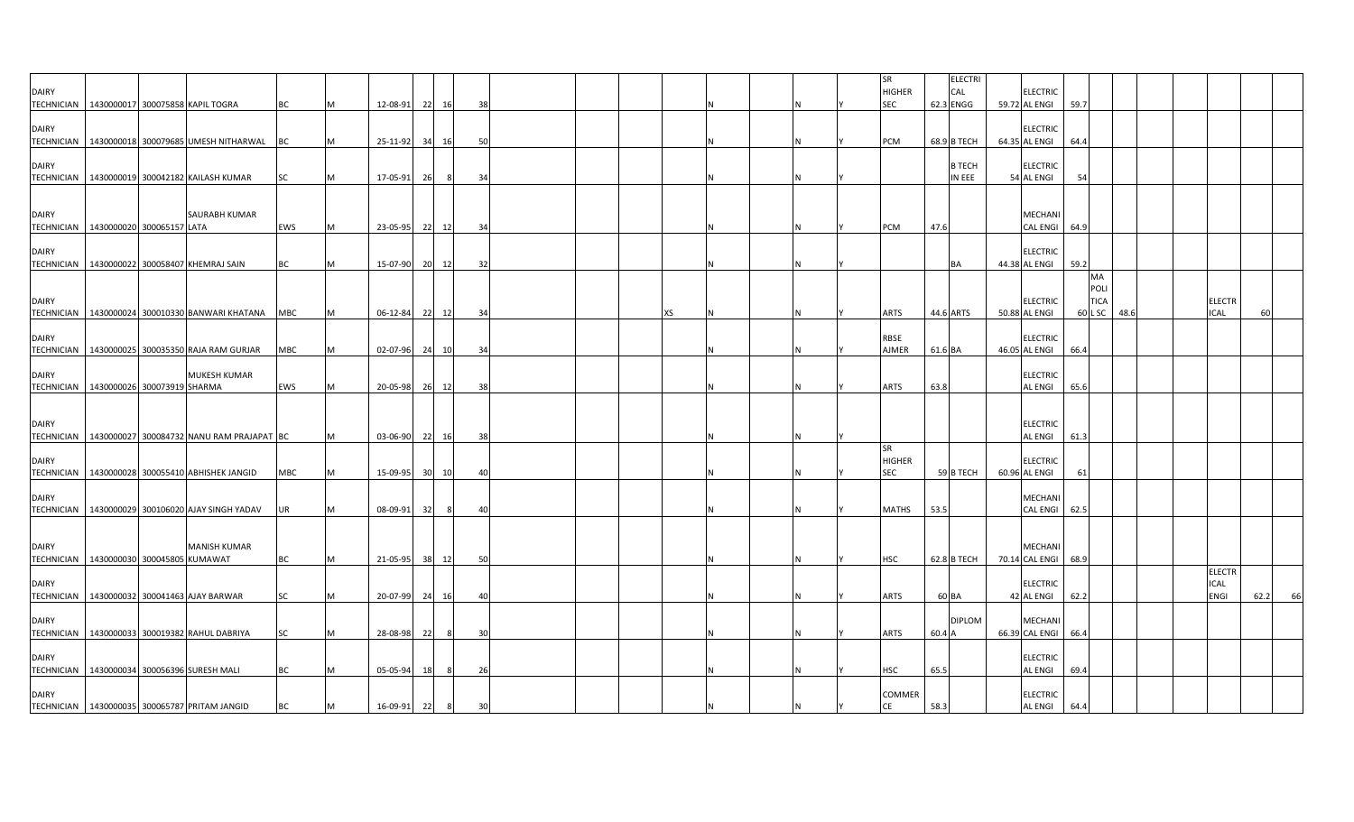| | | | | | | | | | | | | | | | | | | | | | | | | | | | | |
|---|---|---|---|---|---|---|---|---|---|---|---|---|---|---|---|---|---|---|---|---|---|---|---|---|---|---|---|---|
| DAIRY TECHNICIAN | 1430000017 | 300075858 | KAPIL TOGRA | BC | M | 12-08-91 | 22 | 16 | 38 | | | | | N | N | Y | SR HIGHER SEC | 62.3 | ELECTRICAL ENGG | 59.72 | ELECTRICAL ENGI | 59.7 | | | | | | |
| DAIRY TECHNICIAN | 1430000018 | 300079685 | UMESH NITHARWAL | BC | M | 25-11-92 | 34 | 16 | 50 | | | | | N | N | Y | PCM | 68.9 | B TECH | 64.35 | ELECTRICAL ENGI | 64.4 | | | | | | |
| DAIRY TECHNICIAN | 1430000019 | 300042182 | KAILASH KUMAR | SC | M | 17-05-91 | 26 | 8 | 34 | | | | | N | N | Y | | | B TECH IN EEE | 54 | ELECTRICAL ENGI | 54 | | | | | | |
| DAIRY TECHNICIAN | 1430000020 | 300065157 | SAURABH KUMAR LATA | EWS | M | 23-05-95 | 22 | 12 | 34 | | | | | N | N | Y | PCM | 47.6 | | | MECHANICAL ENGI | 64.9 | | | | | | |
| DAIRY TECHNICIAN | 1430000022 | 300058407 | KHEMRAJ SAIN | BC | M | 15-07-90 | 20 | 12 | 32 | | | | | N | N | Y | | | BA | 44.38 | ELECTRICAL ENGI | 59.2 | | | | | | |
| DAIRY TECHNICIAN | 1430000024 | 300010330 | BANWARI KHATANA | MBC | M | 06-12-84 | 22 | 12 | 34 | | | | XS | N | N | Y | ARTS | 44.6 | ARTS | 50.88 | ELECTRICAL ENGI | 60 | MA POLITICAL SC | 48.6 | | ELECTRICAL | 60 | |
| DAIRY TECHNICIAN | 1430000025 | 300035350 | RAJA RAM GURJAR | MBC | M | 02-07-96 | 24 | 10 | 34 | | | | | N | N | Y | RBSE AJMER | 61.6 | BA | 46.05 | ELECTRICAL ENGI | 66.4 | | | | | | |
| DAIRY TECHNICIAN | 1430000026 | 300073919 | MUKESH KUMAR SHARMA | EWS | M | 20-05-98 | 26 | 12 | 38 | | | | | N | N | Y | ARTS | 63.8 | | | ELECTRICAL ENGI | 65.6 | | | | | | |
| DAIRY TECHNICIAN | 1430000027 | 300084732 | NANU RAM PRAJAPAT | BC | M | 03-06-90 | 22 | 16 | 38 | | | | | N | N | Y | | | | | ELECTRICAL ENGI | 61.3 | | | | | | |
| DAIRY TECHNICIAN | 1430000028 | 300055410 | ABHISHEK JANGID | MBC | M | 15-09-95 | 30 | 10 | 40 | | | | | N | N | Y | SR HIGHER SEC | 59 | B TECH | 60.96 | ELECTRICAL ENGI | 61 | | | | | | |
| DAIRY TECHNICIAN | 1430000029 | 300106020 | AJAY SINGH YADAV | UR | M | 08-09-91 | 32 | 8 | 40 | | | | | N | N | Y | MATHS | 53.5 | | | MECHANICAL ENGI | 62.5 | | | | | | |
| DAIRY TECHNICIAN | 1430000030 | 300045805 | MANISH KUMAR KUMAWAT | BC | M | 21-05-95 | 38 | 12 | 50 | | | | | N | N | Y | HSC | 62.8 | B TECH | 70.14 | MECHANICAL ENGI | 68.9 | | | | | | |
| DAIRY TECHNICIAN | 1430000032 | 300041463 | AJAY BARWAR | SC | M | 20-07-99 | 24 | 16 | 40 | | | | | N | N | Y | ARTS | 60 | BA | 42 | ELECTRICAL ENGI | 62.2 | | | | ELECTRICAL ENGI | 62.2 | 66 |
| DAIRY TECHNICIAN | 1430000033 | 300019382 | RAHUL DABRIYA | SC | M | 28-08-98 | 22 | 8 | 30 | | | | | N | N | Y | ARTS | 60.4 | DIPLOMA | 66.39 | MECHANICAL ENGI | 66.4 | | | | | | |
| DAIRY TECHNICIAN | 1430000034 | 300056396 | SURESH MALI | BC | M | 05-05-94 | 18 | 8 | 26 | | | | | N | N | Y | HSC | 65.5 | | | ELECTRICAL ENGI | 69.4 | | | | | | |
| DAIRY TECHNICIAN | 1430000035 | 300065787 | PRITAM JANGID | BC | M | 16-09-91 | 22 | 8 | 30 | | | | | N | N | Y | COMMERCE | 58.3 | | | ELECTRICAL ENGI | 64.4 | | | | | | |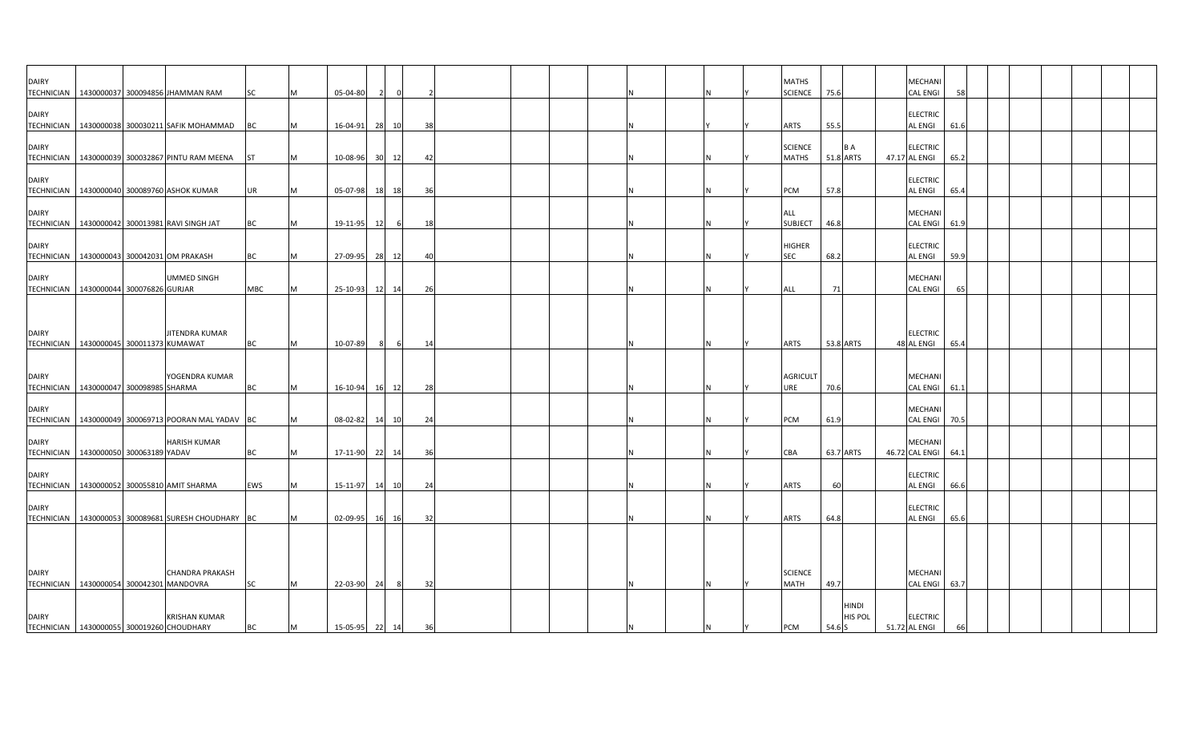| | | | | | | | | | | | | | | | | | | | | | | | | | | | | | |
|---|---|---|---|---|---|---|---|---|---|---|---|---|---|---|---|---|---|---|---|---|---|---|---|---|---|---|---|---|---|
| DAIRY TECHNICIAN | 1430000037 | 300094856 | JHAMMAN RAM | SC | M | 05-04-80 | 2 | 0 | 2 | | | | | N | | N | Y | MATHS SCIENCE | 75.6 | | | MECHANICAL ENGI | 58 | | | | | | |
| DAIRY TECHNICIAN | 1430000038 | 300030211 | SAFIK MOHAMMAD | BC | M | 16-04-91 | 28 | 10 | 38 | | | | | N | | Y | Y | ARTS | 55.5 | | | ELECTRICAL ENGI | 61.6 | | | | | | |
| DAIRY TECHNICIAN | 1430000039 | 300032867 | PINTU RAM MEENA | ST | M | 10-08-96 | 30 | 12 | 42 | | | | | N | | N | Y | SCIENCE MATHS | 51.8 | B A ARTS | 47.17 | ELECTRICAL ENGI | 65.2 | | | | | | |
| DAIRY TECHNICIAN | 1430000040 | 300089760 | ASHOK KUMAR | UR | M | 05-07-98 | 18 | 18 | 36 | | | | | N | | N | Y | PCM | 57.8 | | | ELECTRICAL ENGI | 65.4 | | | | | | |
| DAIRY TECHNICIAN | 1430000042 | 300013981 | RAVI SINGH JAT | BC | M | 19-11-95 | 12 | 6 | 18 | | | | | N | | N | Y | ALL SUBJECT | 46.8 | | | MECHANICAL ENGI | 61.9 | | | | | | |
| DAIRY TECHNICIAN | 1430000043 | 300042031 | OM PRAKASH | BC | M | 27-09-95 | 28 | 12 | 40 | | | | | N | | N | Y | HIGHER SEC | 68.2 | | | ELECTRICAL ENGI | 59.9 | | | | | | |
| DAIRY TECHNICIAN | 1430000044 | 300076826 | UMMED SINGH GURJAR | MBC | M | 25-10-93 | 12 | 14 | 26 | | | | | N | | N | Y | ALL | 71 | | | MECHANICAL ENGI | 65 | | | | | | |
| DAIRY TECHNICIAN | 1430000045 | 300011373 | JITENDRA KUMAR KUMAWAT | BC | M | 10-07-89 | 8 | 6 | 14 | | | | | N | | N | Y | ARTS | 53.8 | ARTS | 48 | ELECTRICAL ENGI | 65.4 | | | | | | |
| DAIRY TECHNICIAN | 1430000047 | 300098985 | YOGENDRA KUMAR SHARMA | BC | M | 16-10-94 | 16 | 12 | 28 | | | | | N | | N | Y | AGRICULTURE | 70.6 | | | MECHANICAL ENGI | 61.1 | | | | | | |
| DAIRY TECHNICIAN | 1430000049 | 300069713 | POORAN MAL YADAV | BC | M | 08-02-82 | 14 | 10 | 24 | | | | | N | | N | Y | PCM | 61.9 | | | MECHANICAL ENGI | 70.5 | | | | | | |
| DAIRY TECHNICIAN | 1430000050 | 300063189 | HARISH KUMAR YADAV | BC | M | 17-11-90 | 22 | 14 | 36 | | | | | N | | N | Y | CBA | 63.7 | ARTS | 46.72 | MECHANICAL ENGI | 64.1 | | | | | | |
| DAIRY TECHNICIAN | 1430000052 | 300055810 | AMIT SHARMA | EWS | M | 15-11-97 | 14 | 10 | 24 | | | | | N | | N | Y | ARTS | 60 | | | ELECTRICAL ENGI | 66.6 | | | | | | |
| DAIRY TECHNICIAN | 1430000053 | 300089681 | SURESH CHOUDHARY | BC | M | 02-09-95 | 16 | 16 | 32 | | | | | N | | N | Y | ARTS | 64.8 | | | ELECTRICAL ENGI | 65.6 | | | | | | |
| DAIRY TECHNICIAN | 1430000054 | 300042301 | CHANDRA PRAKASH MANDOVRA | SC | M | 22-03-90 | 24 | 8 | 32 | | | | | N | | N | Y | SCIENCE MATH | 49.7 | | | MECHANICAL ENGI | 63.7 | | | | | | |
| DAIRY TECHNICIAN | 1430000055 | 300019260 | KRISHAN KUMAR CHOUDHARY | BC | M | 15-05-95 | 22 | 14 | 36 | | | | | N | | N | Y | PCM | 54.6 | HINDI HIS POL S | 51.72 | ELECTRICAL ENGI | 66 | | | | | | |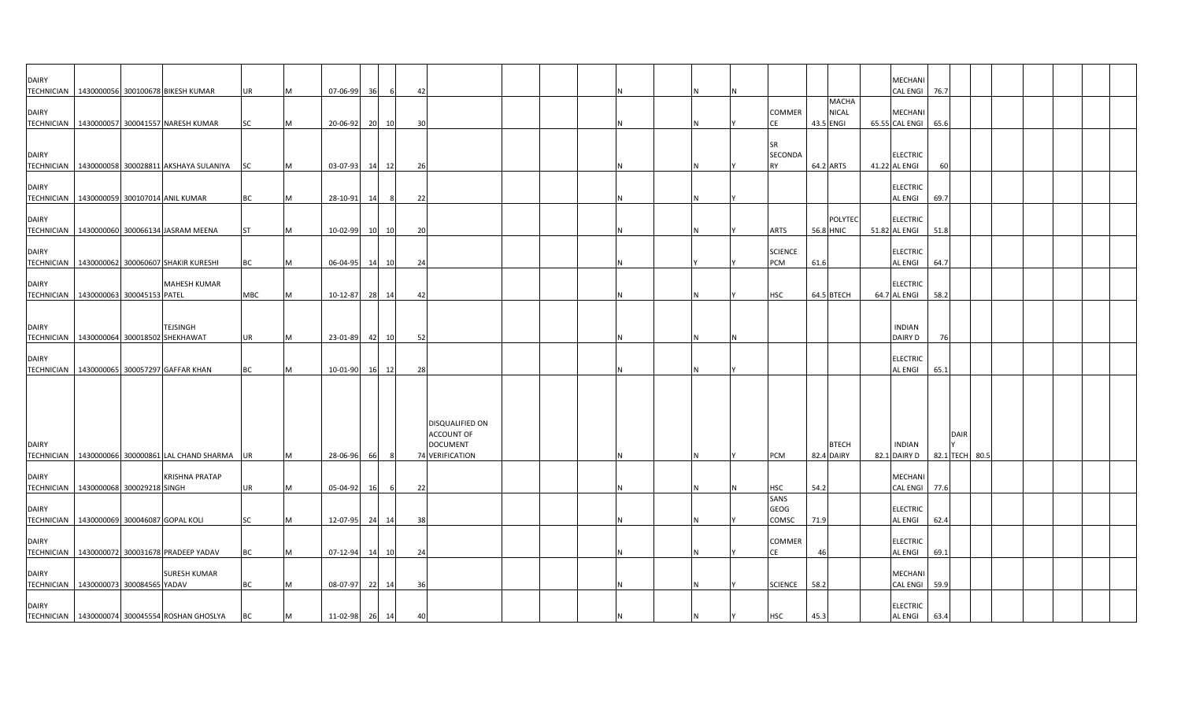| | | | | | | | | | | | | | | | | | | | | | | | | | | | | | | |
|---|---|---|---|---|---|---|---|---|---|---|---|---|---|---|---|---|---|---|---|---|---|---|---|---|---|---|---|---|---|---|
| DAIRY TECHNICIAN | 1430000056 | 300100678 | BIKESH KUMAR | UR | M | 07-06-99 | 36 | 6 | 42 | | | | | N | | N | N | | | | | MECHANICAL ENGI | 76.7 | | | | | | | |
| DAIRY TECHNICIAN | 1430000057 | 300041557 | NARESH KUMAR | SC | M | 20-06-92 | 20 | 10 | 30 | | | | | N | | N | Y | COMMERCE | 43.5 | MACHANICAL ENGI | 65.55 | MECHANICAL ENGI | 65.6 | | | | | | | |
| DAIRY TECHNICIAN | 1430000058 | 300028811 | AKSHAYA SULANIYA | SC | M | 03-07-93 | 14 | 12 | 26 | | | | | N | | N | Y | SR SECONDARY | 64.2 | ARTS | 41.22 | ELECTRICAL ENGI | 60 | | | | | | | |
| DAIRY TECHNICIAN | 1430000059 | 300107014 | ANIL KUMAR | BC | M | 28-10-91 | 14 | 8 | 22 | | | | | N | | N | Y | | | | | ELECTRICAL ENGI | 69.7 | | | | | | | |
| DAIRY TECHNICIAN | 1430000060 | 300066134 | JASRAM MEENA | ST | M | 10-02-99 | 10 | 10 | 20 | | | | | N | | N | Y | ARTS | 56.8 | POLYTECHNIC | 51.82 | ELECTRICAL ENGI | 51.8 | | | | | | | |
| DAIRY TECHNICIAN | 1430000062 | 300060607 | SHAKIR KURESHI | BC | M | 06-04-95 | 14 | 10 | 24 | | | | | N | | Y | Y | SCIENCE PCM | 61.6 | | | ELECTRICAL ENGI | 64.7 | | | | | | | |
| DAIRY TECHNICIAN | 1430000063 | 300045153 | MAHESH KUMAR PATEL | MBC | M | 10-12-87 | 28 | 14 | 42 | | | | | N | | N | Y | HSC | 64.5 | BTECH | 64.7 | ELECTRICAL ENGI | 58.2 | | | | | | | |
| DAIRY TECHNICIAN | 1430000064 | 300018502 | TEJSINGH SHEKHAWAT | UR | M | 23-01-89 | 42 | 10 | 52 | | | | | N | | N | N | | | | | INDIAN DAIRY D | 76 | | | | | | | |
| DAIRY TECHNICIAN | 1430000065 | 300057297 | GAFFAR KHAN | BC | M | 10-01-90 | 16 | 12 | 28 | | | | | N | | N | Y | | | | | ELECTRICAL ENGI | 65.1 | | | | | | | |
| DAIRY TECHNICIAN | 1430000066 | 300000861 | LAL CHAND SHARMA | UR | M | 28-06-96 | 66 | 8 | 74 | DISQUALIFIED ON ACCOUNT OF DOCUMENT VERIFICATION | | | | N | | N | Y | PCM | 82.4 | BTECH DAIRY | 82.1 | INDIAN DAIRY D | 82.1 | DAIRY TECH | 80.5 | | | | | |
| DAIRY TECHNICIAN | 1430000068 | 300029218 | KRISHNA PRATAP SINGH | UR | M | 05-04-92 | 16 | 6 | 22 | | | | | N | | N | N | HSC | 54.2 | | | MECHANICAL ENGI | 77.6 | | | | | | | |
| DAIRY TECHNICIAN | 1430000069 | 300046087 | GOPAL KOLI | SC | M | 12-07-95 | 24 | 14 | 38 | | | | | N | | N | Y | SANS GEOG COMSC | 71.9 | | | ELECTRICAL ENGI | 62.4 | | | | | | | |
| DAIRY TECHNICIAN | 1430000072 | 300031678 | PRADEEP YADAV | BC | M | 07-12-94 | 14 | 10 | 24 | | | | | N | | N | Y | COMMERCE | 46 | | | ELECTRICAL ENGI | 69.1 | | | | | | | |
| DAIRY TECHNICIAN | 1430000073 | 300084565 | SURESH KUMAR YADAV | BC | M | 08-07-97 | 22 | 14 | 36 | | | | | N | | N | Y | SCIENCE | 58.2 | | | MECHANICAL ENGI | 59.9 | | | | | | | |
| DAIRY TECHNICIAN | 1430000074 | 300045554 | ROSHAN GHOSLYA | BC | M | 11-02-98 | 26 | 14 | 40 | | | | | N | | N | Y | HSC | 45.3 | | | ELECTRICAL ENGI | 63.4 | | | | | | | |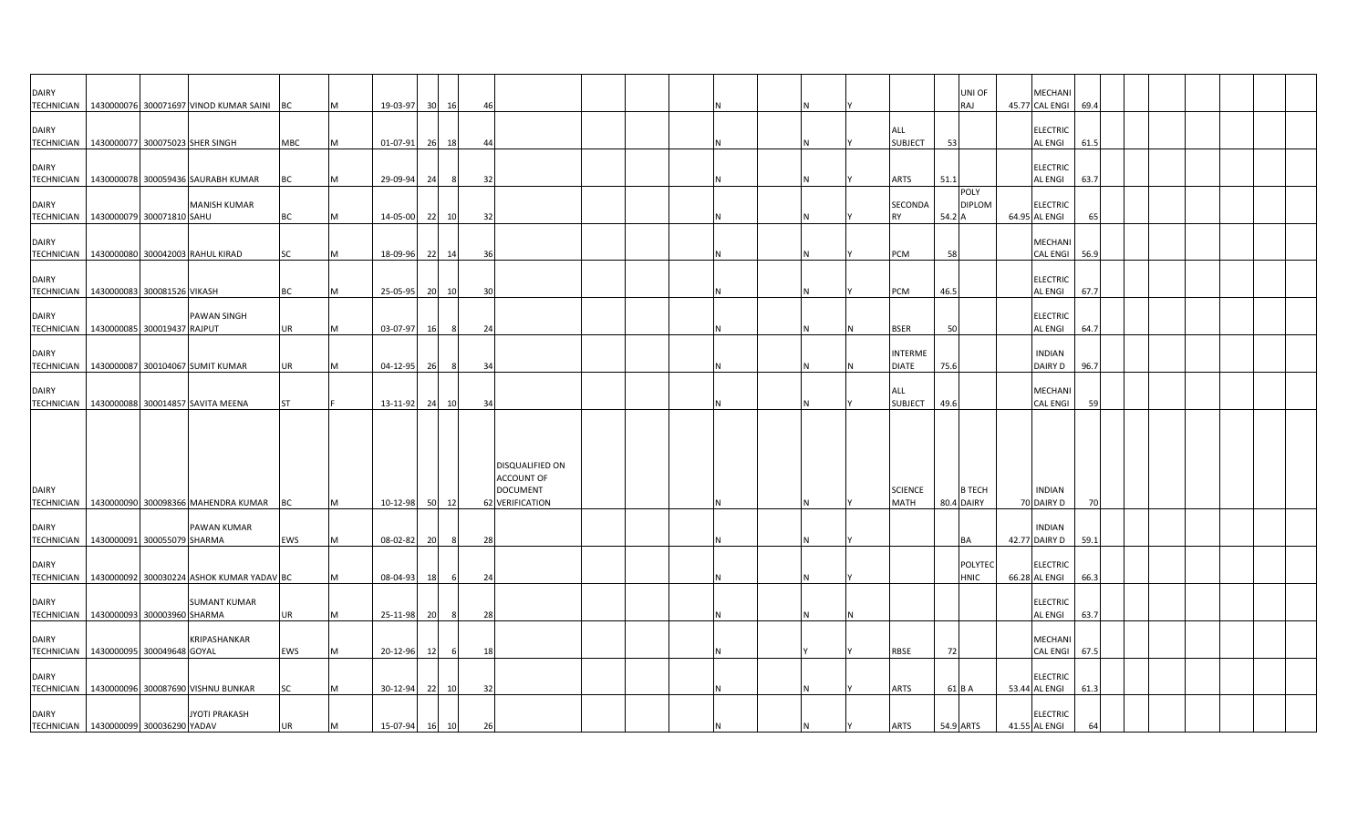| | | | | | | | | | | | | | | | | | | | | | | | | | | | | | | |
|---|---|---|---|---|---|---|---|---|---|---|---|---|---|---|---|---|---|---|---|---|---|---|---|---|---|---|---|---|---|---|
| DAIRY TECHNICIAN | 1430000076 | 300071697 | VINOD KUMAR SAINI | BC | M | 19-03-97 | 30 | 16 | 46 | | | | | N | | N | Y | | | UNI OF RAJ | 45.77 | MECHANICAL ENGI | 69.4 | | | | | | | |
| DAIRY TECHNICIAN | 1430000077 | 300075023 | SHER SINGH | MBC | M | 01-07-91 | 26 | 18 | 44 | | | | | N | | N | Y | ALL SUBJECT | 53 | | | ELECTRICAL ENGI | 61.5 | | | | | | | |
| DAIRY TECHNICIAN | 1430000078 | 300059436 | SAURABH KUMAR | BC | M | 29-09-94 | 24 | 8 | 32 | | | | | N | | N | Y | ARTS | 51.1 | | | ELECTRICAL ENGI | 63.7 | | | | | | | |
| DAIRY TECHNICIAN | 1430000079 | 300071810 | MANISH KUMAR SAHU | BC | M | 14-05-00 | 22 | 10 | 32 | | | | | N | | N | Y | SECONDARY | 54.2 | POLY DIPLOMA | 64.95 | ELECTRICAL ENGI | 65 | | | | | | | |
| DAIRY TECHNICIAN | 1430000080 | 300042003 | RAHUL KIRAD | SC | M | 18-09-96 | 22 | 14 | 36 | | | | | N | | N | Y | PCM | 58 | | | MECHANICAL ENGI | 56.9 | | | | | | | |
| DAIRY TECHNICIAN | 1430000083 | 300081526 | VIKASH | BC | M | 25-05-95 | 20 | 10 | 30 | | | | | N | | N | Y | PCM | 46.5 | | | ELECTRICAL ENGI | 67.7 | | | | | | | |
| DAIRY TECHNICIAN | 1430000085 | 300019437 | PAWAN SINGH RAJPUT | UR | M | 03-07-97 | 16 | 8 | 24 | | | | | N | | N | N | BSER | 50 | | | ELECTRICAL ENGI | 64.7 | | | | | | | |
| DAIRY TECHNICIAN | 1430000087 | 300104067 | SUMIT KUMAR | UR | M | 04-12-95 | 26 | 8 | 34 | | | | | N | | N | N | INTERMEDIATE | 75.6 | | | INDIAN DAIRY D | 96.7 | | | | | | | |
| DAIRY TECHNICIAN | 1430000088 | 300014857 | SAVITA MEENA | ST | F | 13-11-92 | 24 | 10 | 34 | | | | | N | | N | Y | ALL SUBJECT | 49.6 | | | MECHANICAL ENGI | 59 | | | | | | | |
| DAIRY TECHNICIAN | 1430000090 | 300098366 | MAHENDRA KUMAR | BC | M | 10-12-98 | 50 | 12 | 62 | DISQUALIFIED ON ACCOUNT OF DOCUMENT VERIFICATION | | | | N | | N | Y | SCIENCE MATH | 80.4 | B TECH DAIRY | 70 | INDIAN DAIRY D | 70 | | | | | | | |
| DAIRY TECHNICIAN | 1430000091 | 300055079 | PAWAN KUMAR SHARMA | EWS | M | 08-02-82 | 20 | 8 | 28 | | | | | N | | N | Y | | | BA | 42.77 | INDIAN DAIRY D | 59.1 | | | | | | | |
| DAIRY TECHNICIAN | 1430000092 | 300030224 | ASHOK KUMAR YADAV | BC | M | 08-04-93 | 18 | 6 | 24 | | | | | N | | N | Y | | | POLYTECHNIC | 66.28 | ELECTRICAL ENGI | 66.3 | | | | | | | |
| DAIRY TECHNICIAN | 1430000093 | 300003960 | SUMANT KUMAR SHARMA | UR | M | 25-11-98 | 20 | 8 | 28 | | | | | N | | N | N | | | | | ELECTRICAL ENGI | 63.7 | | | | | | | |
| DAIRY TECHNICIAN | 1430000095 | 300049648 | KRIPASHANKAR GOYAL | EWS | M | 20-12-96 | 12 | 6 | 18 | | | | | N | | Y | Y | RBSE | 72 | | | MECHANICAL ENGI | 67.5 | | | | | | | |
| DAIRY TECHNICIAN | 1430000096 | 300087690 | VISHNU BUNKAR | SC | M | 30-12-94 | 22 | 10 | 32 | | | | | N | | N | Y | ARTS | 61 | B A | 53.44 | ELECTRICAL ENGI | 61.3 | | | | | | | |
| DAIRY TECHNICIAN | 1430000099 | 300036290 | JYOTI PRAKASH YADAV | UR | M | 15-07-94 | 16 | 10 | 26 | | | | | N | | N | Y | ARTS | 54.9 | ARTS | 41.55 | ELECTRICAL ENGI | 64 | | | | | | | |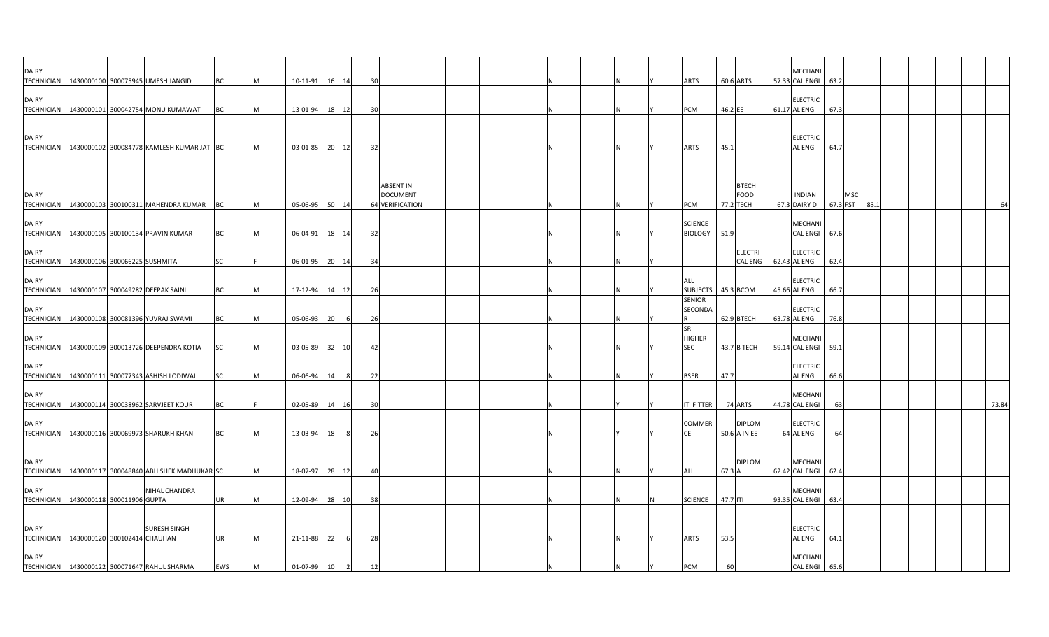| | | | | | | | | | | | | | | | | | | | | | | | | | | | | | |
|---|---|---|---|---|---|---|---|---|---|---|---|---|---|---|---|---|---|---|---|---|---|---|---|---|---|---|---|---|---|
| DAIRY TECHNICIAN | 1430000100 | 300075945 | UMESH JANGID | BC | M | 10-11-91 | 16 | 14 | 30 | | | | | N | | N | Y | ARTS | 60.6 | ARTS | 57.33 | MECHANICAL ENGI | 63.2 | | | | | | |
| DAIRY TECHNICIAN | 1430000101 | 300042754 | MONU KUMAWAT | BC | M | 13-01-94 | 18 | 12 | 30 | | | | | N | | N | Y | PCM | 46.2 | EE | 61.17 | ELECTRICAL ENGI | 67.3 | | | | | | |
| DAIRY TECHNICIAN | 1430000102 | 300084778 | KAMLESH KUMAR JAT | BC | M | 03-01-85 | 20 | 12 | 32 | | | | | N | | N | Y | ARTS | 45.1 | | | ELECTRICAL ENGI | 64.7 | | | | | | |
| DAIRY TECHNICIAN | 1430000103 | 300100311 | MAHENDRA KUMAR | BC | M | 05-06-95 | 50 | 14 | 64 | ABSENT IN DOCUMENT VERIFICATION | | | | N | | N | Y | PCM | 77.2 | BTECH FOOD TECH | 67.3 | INDIAN DAIRY D | 67.3 | MSC FST | 83.1 | | | | 64 |
| DAIRY TECHNICIAN | 1430000105 | 300100134 | PRAVIN KUMAR | BC | M | 06-04-91 | 18 | 14 | 32 | | | | | N | | N | Y | SCIENCE BIOLOGY | 51.9 | | | MECHANICAL ENGI | 67.6 | | | | | | |
| DAIRY TECHNICIAN | 1430000106 | 300066225 | SUSHMITA | SC | F | 06-01-95 | 20 | 14 | 34 | | | | | N | | N | Y | | | ELECTRICAL ENG | 62.43 | ELECTRICAL ENGI | 62.4 | | | | | | |
| DAIRY TECHNICIAN | 1430000107 | 300049282 | DEEPAK SAINI | BC | M | 17-12-94 | 14 | 12 | 26 | | | | | N | | N | Y | ALL SUBJECTS | 45.3 | BCOM | 45.66 | ELECTRICAL ENGI | 66.7 | | | | | | |
| DAIRY TECHNICIAN | 1430000108 | 300081396 | YUVRAJ SWAMI | BC | M | 05-06-93 | 20 | 6 | 26 | | | | | N | | N | Y | SENIOR SECONDAR | 62.9 | BTECH | 63.78 | ELECTRICAL ENGI | 76.8 | | | | | | |
| DAIRY TECHNICIAN | 1430000109 | 300013726 | DEEPENDRA KOTIA | SC | M | 03-05-89 | 32 | 10 | 42 | | | | | N | | N | Y | SR HIGHER SEC | 43.7 | B TECH | 59.14 | MECHANICAL ENGI | 59.1 | | | | | | |
| DAIRY TECHNICIAN | 1430000111 | 300077343 | ASHISH LODIWAL | SC | M | 06-06-94 | 14 | 8 | 22 | | | | | N | | N | Y | BSER | 47.7 | | | ELECTRICAL ENGI | 66.6 | | | | | | |
| DAIRY TECHNICIAN | 1430000114 | 300038962 | SARVJEET KOUR | BC | F | 02-05-89 | 14 | 16 | 30 | | | | | N | | Y | Y | ITI FITTER | 74 | ARTS | 44.78 | MECHANICAL ENGI | 63 | | | | | | 73.84 |
| DAIRY TECHNICIAN | 1430000116 | 300069973 | SHARUKH KHAN | BC | M | 13-03-94 | 18 | 8 | 26 | | | | | N | | Y | Y | COMMERCE | 50.6 | DIPLOMA IN EE | 64 | ELECTRICAL ENGI | 64 | | | | | | |
| DAIRY TECHNICIAN | 1430000117 | 300048840 | ABHISHEK MADHUKAR | SC | M | 18-07-97 | 28 | 12 | 40 | | | | | N | | N | Y | ALL | 67.3 | DIPLOMA A | 62.42 | MECHANICAL ENGI | 62.4 | | | | | | |
| DAIRY TECHNICIAN | 1430000118 | 300011906 | NIHAL CHANDRA GUPTA | UR | M | 12-09-94 | 28 | 10 | 38 | | | | | N | | N | N | SCIENCE | 47.7 | ITI | 93.35 | MECHANICAL ENGI | 63.4 | | | | | | |
| DAIRY TECHNICIAN | 1430000120 | 300102414 | SURESH SINGH CHAUHAN | UR | M | 21-11-88 | 22 | 6 | 28 | | | | | N | | N | Y | ARTS | 53.5 | | | ELECTRICAL ENGI | 64.1 | | | | | | |
| DAIRY TECHNICIAN | 1430000122 | 300071647 | RAHUL SHARMA | EWS | M | 01-07-99 | 10 | 2 | 12 | | | | | N | | N | Y | PCM | 60 | | | MECHANICAL ENGI | 65.6 | | | | | | |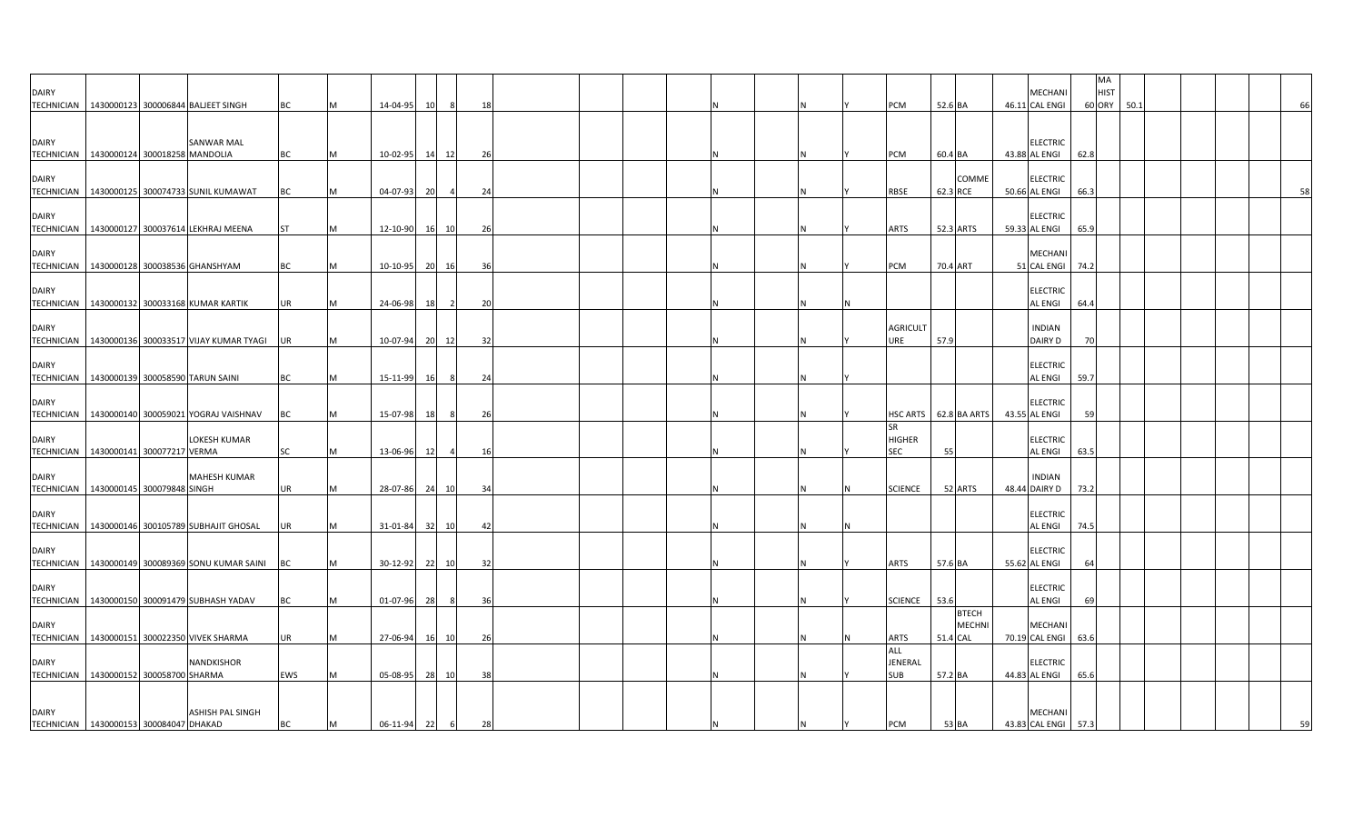| | | | | | | | | | | | | | | | | | | | | | | | | | | | | | | | | | | |
|---|---|---|---|---|---|---|---|---|---|---|---|---|---|---|---|---|---|---|---|---|---|---|---|---|---|---|---|---|---|---|---|---|---|---|
| DAIRY TECHNICIAN | 1430000123 | 300006844 | BALJEET SINGH | BC | M | 14-04-95 | 10 | 8 | 18 | | | | | | N | | N | Y | PCM | 52.6 | BA | 46.11 | MECHANICAL ENGI | | MA HISTORY | 60 | 50.1 | | | | | | | 66 |
| DAIRY TECHNICIAN | 1430000124 | 300018258 | SANWAR MAL MANDOLIA | BC | M | 10-02-95 | 14 | 12 | 26 | | | | | | N | | N | Y | PCM | 60.4 | BA | 43.88 | ELECTRICAL ENGI | 62.8 | | | | | | | | | | |
| DAIRY TECHNICIAN | 1430000125 | 300074733 | SUNIL KUMAWAT | BC | M | 04-07-93 | 20 | 4 | 24 | | | | | | N | | N | Y | RBSE | 62.3 | COMMERCE | 50.66 | ELECTRICAL ENGI | 66.3 | | | | | | | | | | 58 |
| DAIRY TECHNICIAN | 1430000127 | 300037614 | LEKHRAJ MEENA | ST | M | 12-10-90 | 16 | 10 | 26 | | | | | | N | | N | Y | ARTS | 52.3 | ARTS | 59.33 | ELECTRICAL ENGI | 65.9 | | | | | | | | | | |
| DAIRY TECHNICIAN | 1430000128 | 300038536 | GHANSHYAM | BC | M | 10-10-95 | 20 | 16 | 36 | | | | | | N | | N | Y | PCM | 70.4 | ART | 51 | MECHANICAL ENGI | 74.2 | | | | | | | | | | |
| DAIRY TECHNICIAN | 1430000132 | 300033168 | KUMAR KARTIK | UR | M | 24-06-98 | 18 | 2 | 20 | | | | | | N | | N | N | | | | | ELECTRICAL ENGI | 64.4 | | | | | | | | | | |
| DAIRY TECHNICIAN | 1430000136 | 300033517 | VIJAY KUMAR TYAGI | UR | M | 10-07-94 | 20 | 12 | 32 | | | | | | N | | N | Y | AGRICULTURE | 57.9 | | | INDIAN DAIRY D | 70 | | | | | | | | | | |
| DAIRY TECHNICIAN | 1430000139 | 300058590 | TARUN SAINI | BC | M | 15-11-99 | 16 | 8 | 24 | | | | | | N | | N | Y | | | | | ELECTRICAL ENGI | 59.7 | | | | | | | | | | |
| DAIRY TECHNICIAN | 1430000140 | 300059021 | YOGRAJ VAISHNAV | BC | M | 15-07-98 | 18 | 8 | 26 | | | | | | N | | N | Y | HSC ARTS | 62.8 | BA ARTS | 43.55 | ELECTRICAL ENGI | 59 | | | | | | | | | | |
| DAIRY TECHNICIAN | 1430000141 | 300077217 | LOKESH KUMAR VERMA | SC | M | 13-06-96 | 12 | 4 | 16 | | | | | | N | | N | Y | SR HIGHER SEC | 55 | | | ELECTRICAL ENGI | 63.5 | | | | | | | | | | |
| DAIRY TECHNICIAN | 1430000145 | 300079848 | MAHESH KUMAR SINGH | UR | M | 28-07-86 | 24 | 10 | 34 | | | | | | N | | N | N | SCIENCE | 52 | ARTS | 48.44 | INDIAN DAIRY D | 73.2 | | | | | | | | | | |
| DAIRY TECHNICIAN | 1430000146 | 300105789 | SUBHAJIT GHOSAL | UR | M | 31-01-84 | 32 | 10 | 42 | | | | | | N | | N | N | | | | | ELECTRICAL ENGI | 74.5 | | | | | | | | | | |
| DAIRY TECHNICIAN | 1430000149 | 300089369 | SONU KUMAR SAINI | BC | M | 30-12-92 | 22 | 10 | 32 | | | | | | N | | N | Y | ARTS | 57.6 | BA | 55.62 | ELECTRICAL ENGI | 64 | | | | | | | | | | |
| DAIRY TECHNICIAN | 1430000150 | 300091479 | SUBHASH YADAV | BC | M | 01-07-96 | 28 | 8 | 36 | | | | | | N | | N | Y | SCIENCE | 53.6 | | | ELECTRICAL ENGI | 69 | | | | | | | | | | |
| DAIRY TECHNICIAN | 1430000151 | 300022350 | VIVEK SHARMA | UR | M | 27-06-94 | 16 | 10 | 26 | | | | | | N | | N | N | ARTS | 51.4 | BTECH MECHNICAL | 70.19 | MECHANICAL ENGI | 63.6 | | | | | | | | | | |
| DAIRY TECHNICIAN | 1430000152 | 300058700 | NANDKISHOR SHARMA | EWS | M | 05-08-95 | 28 | 10 | 38 | | | | | | N | | N | Y | ALL JENERAL SUB | 57.2 | BA | 44.83 | ELECTRICAL ENGI | 65.6 | | | | | | | | | | |
| DAIRY TECHNICIAN | 1430000153 | 300084047 | ASHISH PAL SINGH DHAKAD | BC | M | 06-11-94 | 22 | 6 | 28 | | | | | | N | | N | Y | PCM | 53 | BA | 43.83 | MECHANICAL ENGI | 57.3 | | | | | | | | | | 59 |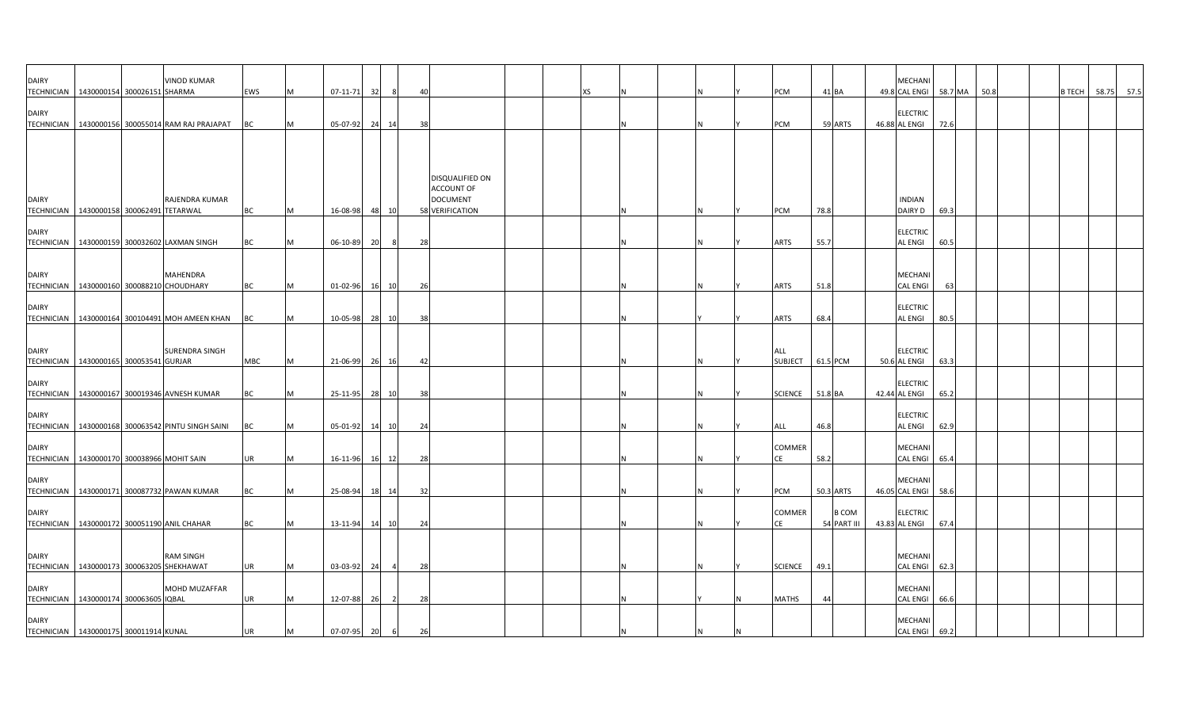| | | | | | | | | | | | | | | | | | | | | | | | | | | | | | | |
|---|---|---|---|---|---|---|---|---|---|---|---|---|---|---|---|---|---|---|---|---|---|---|---|---|---|---|---|---|---|---|
| DAIRY TECHNICIAN | 1430000154 | 300026151 | VINOD KUMAR SHARMA | EWS | M | 07-11-71 | 32 | 8 | 40 | | | | XS | N | | N | Y | PCM | 41 | BA | 49.8 | MECHANICAL ENGI | 58.7 | MA | 50.8 | | | B TECH | 58.75 | 57.5 |
| DAIRY TECHNICIAN | 1430000156 | 300055014 | RAM RAJ PRAJAPAT | BC | M | 05-07-92 | 24 | 14 | 38 | | | | | N | | N | Y | PCM | 59 | ARTS | 46.88 | ELECTRICAL ENGI | 72.6 | | | | | | | |
| DAIRY TECHNICIAN | 1430000158 | 300062491 | RAJENDRA KUMAR TETARWAL | BC | M | 16-08-98 | 48 | 10 | 58 | DISQUALIFIED ON ACCOUNT OF DOCUMENT VERIFICATION | | | | N | | N | Y | PCM | 78.8 | | | INDIAN DAIRY D | 69.3 | | | | | | | |
| DAIRY TECHNICIAN | 1430000159 | 300032602 | LAXMAN SINGH | BC | M | 06-10-89 | 20 | 8 | 28 | | | | | N | | N | Y | ARTS | 55.7 | | | ELECTRICAL ENGI | 60.5 | | | | | | | |
| DAIRY TECHNICIAN | 1430000160 | 300088210 | MAHENDRA CHOUDHARY | BC | M | 01-02-96 | 16 | 10 | 26 | | | | | N | | N | Y | ARTS | 51.8 | | | MECHANICAL ENGI | 63 | | | | | | | |
| DAIRY TECHNICIAN | 1430000164 | 300104491 | MOH AMEEN KHAN | BC | M | 10-05-98 | 28 | 10 | 38 | | | | | N | | Y | Y | ARTS | 68.4 | | | ELECTRICAL ENGI | 80.5 | | | | | | | |
| DAIRY TECHNICIAN | 1430000165 | 300053541 | SURENDRA SINGH GURJAR | MBC | M | 21-06-99 | 26 | 16 | 42 | | | | | N | | N | Y | ALL SUBJECT | 61.5 | PCM | 50.6 | ELECTRICAL ENGI | 63.3 | | | | | | | |
| DAIRY TECHNICIAN | 1430000167 | 300019346 | AVNESH KUMAR | BC | M | 25-11-95 | 28 | 10 | 38 | | | | | N | | N | Y | SCIENCE | 51.8 | BA | 42.44 | ELECTRICAL ENGI | 65.2 | | | | | | | |
| DAIRY TECHNICIAN | 1430000168 | 300063542 | PINTU SINGH SAINI | BC | M | 05-01-92 | 14 | 10 | 24 | | | | | N | | N | Y | ALL | 46.8 | | | ELECTRICAL ENGI | 62.9 | | | | | | | |
| DAIRY TECHNICIAN | 1430000170 | 300038966 | MOHIT SAIN | UR | M | 16-11-96 | 16 | 12 | 28 | | | | | N | | N | Y | COMMERCE | 58.2 | | | MECHANICAL ENGI | 65.4 | | | | | | | |
| DAIRY TECHNICIAN | 1430000171 | 300087732 | PAWAN KUMAR | BC | M | 25-08-94 | 18 | 14 | 32 | | | | | N | | N | Y | PCM | 50.3 | ARTS | 46.05 | MECHANICAL ENGI | 58.6 | | | | | | | |
| DAIRY TECHNICIAN | 1430000172 | 300051190 | ANIL CHAHAR | BC | M | 13-11-94 | 14 | 10 | 24 | | | | | N | | N | Y | COMMERCE | 54 | B COM PART III | 43.83 | ELECTRICAL ENGI | 67.4 | | | | | | | |
| DAIRY TECHNICIAN | 1430000173 | 300063205 | RAM SINGH SHEKHAWAT | UR | M | 03-03-92 | 24 | 4 | 28 | | | | | N | | N | Y | SCIENCE | 49.1 | | | MECHANICAL ENGI | 62.3 | | | | | | | |
| DAIRY TECHNICIAN | 1430000174 | 300063605 | MOHD MUZAFFAR IQBAL | UR | M | 12-07-88 | 26 | 2 | 28 | | | | | N | | Y | N | MATHS | 44 | | | MECHANICAL ENGI | 66.6 | | | | | | | |
| DAIRY TECHNICIAN | 1430000175 | 300011914 | KUNAL | UR | M | 07-07-95 | 20 | 6 | 26 | | | | | N | | N | N | | | | | MECHANICAL ENGI | 69.2 | | | | | | | |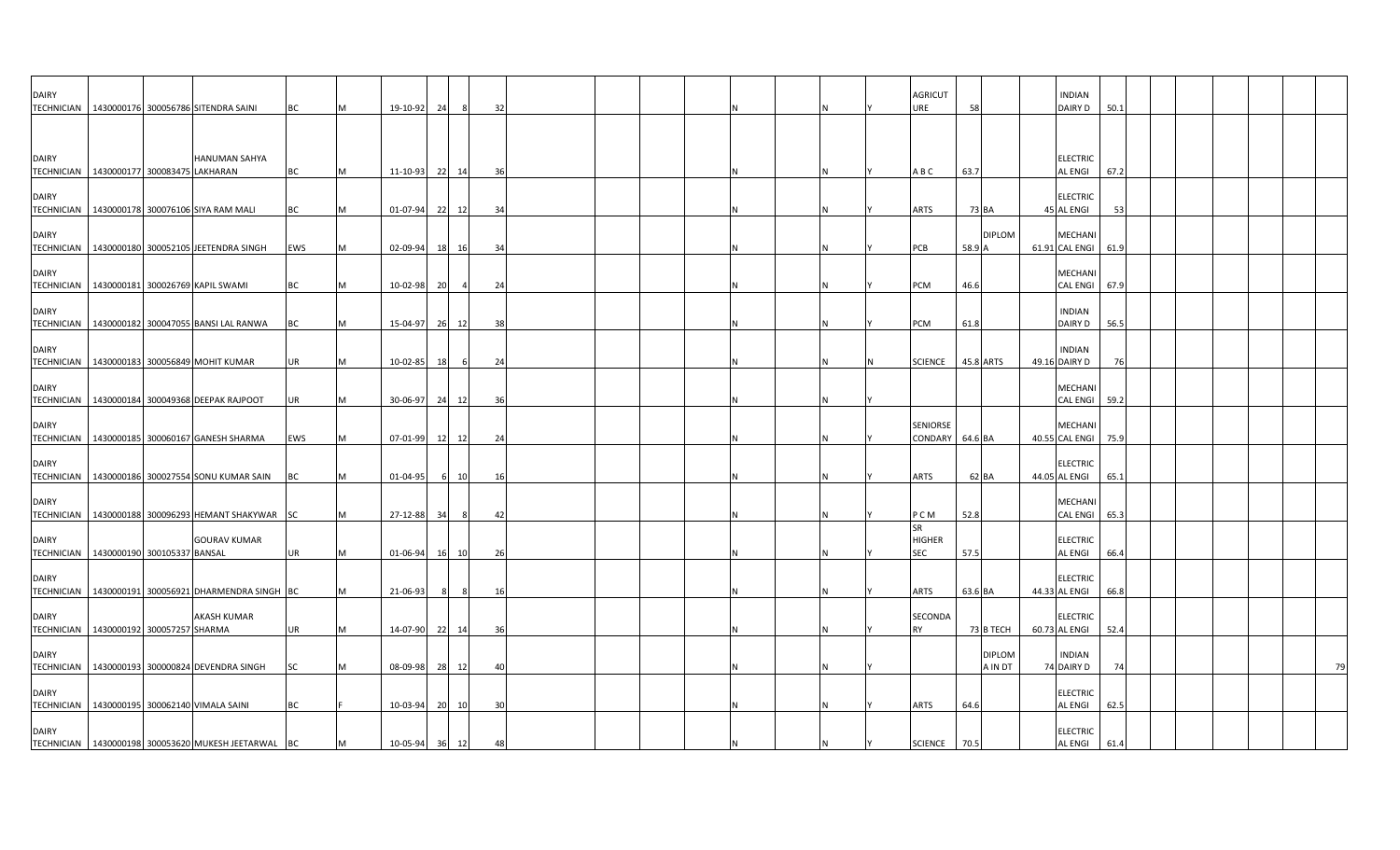| | | | | | | | | | | | | | | | | | | | | | | | | | | | | | | |
|---|---|---|---|---|---|---|---|---|---|---|---|---|---|---|---|---|---|---|---|---|---|---|---|---|---|---|---|---|---|---|
| DAIRY TECHNICIAN | 1430000176 | 300056786 | SITENDRA SAINI | BC | M | 19-10-92 | 24 | 8 | 32 | | | | | N | | N | Y | AGRICUTURE | 58 | | | INDIAN DAIRY D | 50.1 | | | | | | | |
| DAIRY TECHNICIAN | 1430000177 | 300083475 | HANUMAN SAHYA LAKHARAN | BC | M | 11-10-93 | 22 | 14 | 36 | | | | | N | | N | Y | A B C | 63.7 | | | ELECTRICAL ENGI | 67.2 | | | | | | | |
| DAIRY TECHNICIAN | 1430000178 | 300076106 | SIYA RAM MALI | BC | M | 01-07-94 | 22 | 12 | 34 | | | | | N | | N | Y | ARTS | 73 | BA | 45 | ELECTRICAL ENGI | 53 | | | | | | | |
| DAIRY TECHNICIAN | 1430000180 | 300052105 | JEETENDRA SINGH | EWS | M | 02-09-94 | 18 | 16 | 34 | | | | | N | | N | Y | PCB | 58.9 | DIPLOMA | 61.91 | MECHANICAL ENGI | 61.9 | | | | | | | |
| DAIRY TECHNICIAN | 1430000181 | 300026769 | KAPIL SWAMI | BC | M | 10-02-98 | 20 | 4 | 24 | | | | | N | | N | Y | PCM | 46.6 | | | MECHANICAL ENGI | 67.9 | | | | | | | |
| DAIRY TECHNICIAN | 1430000182 | 300047055 | BANSI LAL RANWA | BC | M | 15-04-97 | 26 | 12 | 38 | | | | | N | | N | Y | PCM | 61.8 | | | INDIAN DAIRY D | 56.5 | | | | | | | |
| DAIRY TECHNICIAN | 1430000183 | 300056849 | MOHIT KUMAR | UR | M | 10-02-85 | 18 | 6 | 24 | | | | | N | | N | N | SCIENCE | 45.8 | ARTS | 49.16 | INDIAN DAIRY D | 76 | | | | | | | |
| DAIRY TECHNICIAN | 1430000184 | 300049368 | DEEPAK RAJPOOT | UR | M | 30-06-97 | 24 | 12 | 36 | | | | | N | | N | Y | | | | | MECHANICAL ENGI | 59.2 | | | | | | | |
| DAIRY TECHNICIAN | 1430000185 | 300060167 | GANESH SHARMA | EWS | M | 07-01-99 | 12 | 12 | 24 | | | | | N | | N | Y | SENIORSECONDARY | 64.6 | BA | 40.55 | MECHANICAL ENGI | 75.9 | | | | | | | |
| DAIRY TECHNICIAN | 1430000186 | 300027554 | SONU KUMAR SAIN | BC | M | 01-04-95 | 6 | 10 | 16 | | | | | N | | N | Y | ARTS | 62 | BA | 44.05 | ELECTRICAL ENGI | 65.1 | | | | | | | |
| DAIRY TECHNICIAN | 1430000188 | 300096293 | HEMANT SHAKYWAR | SC | M | 27-12-88 | 34 | 8 | 42 | | | | | N | | N | Y | P C M | 52.8 | | | MECHANICAL ENGI | 65.3 | | | | | | | |
| DAIRY TECHNICIAN | 1430000190 | 300105337 | GOURAV KUMAR BANSAL | UR | M | 01-06-94 | 16 | 10 | 26 | | | | | N | | N | Y | SR HIGHER SEC | 57.5 | | | ELECTRICAL ENGI | 66.4 | | | | | | | |
| DAIRY TECHNICIAN | 1430000191 | 300056921 | DHARMENDRA SINGH | BC | M | 21-06-93 | 8 | 8 | 16 | | | | | N | | N | Y | ARTS | 63.6 | BA | 44.33 | ELECTRICAL ENGI | 66.8 | | | | | | | |
| DAIRY TECHNICIAN | 1430000192 | 300057257 | AKASH KUMAR SHARMA | UR | M | 14-07-90 | 22 | 14 | 36 | | | | | N | | N | Y | SECONDARY | 73 | B TECH | 60.73 | ELECTRICAL ENGI | 52.4 | | | | | | | |
| DAIRY TECHNICIAN | 1430000193 | 300000824 | DEVENDRA SINGH | SC | M | 08-09-98 | 28 | 12 | 40 | | | | | N | | N | Y | | | DIPLOMA IN DT | 74 | INDIAN DAIRY D | 74 | | | | | | | 79 |
| DAIRY TECHNICIAN | 1430000195 | 300062140 | VIMALA SAINI | BC | F | 10-03-94 | 20 | 10 | 30 | | | | | N | | N | Y | ARTS | 64.6 | | | ELECTRICAL ENGI | 62.5 | | | | | | | |
| DAIRY TECHNICIAN | 1430000198 | 300053620 | MUKESH JEETARWAL | BC | M | 10-05-94 | 36 | 12 | 48 | | | | | N | | N | Y | SCIENCE | 70.5 | | | ELECTRICAL ENGI | 61.4 | | | | | | | |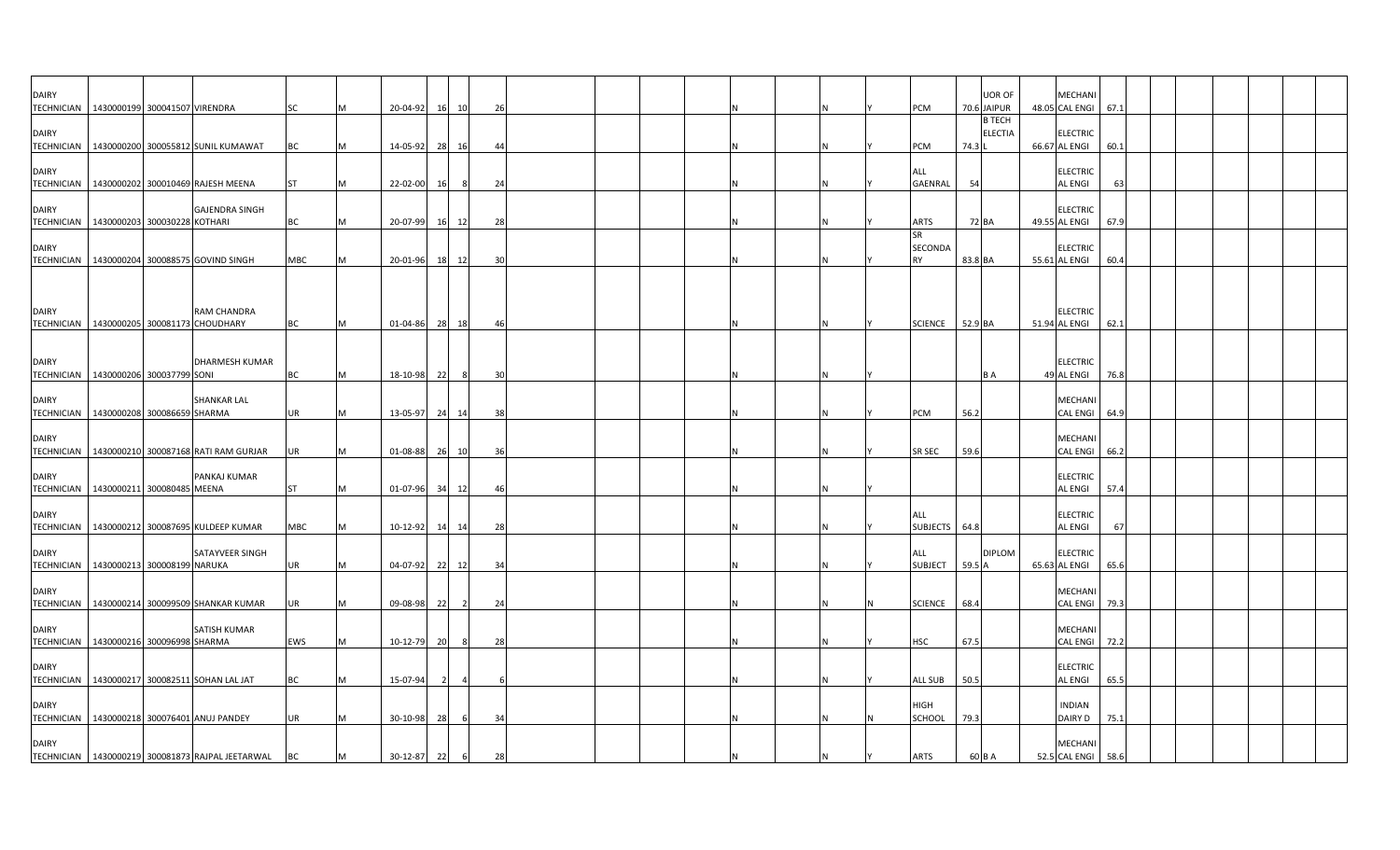| | | | | | | | | | | | | | | | | | | | | | | | | | | | | | | | | |
|---|---|---|---|---|---|---|---|---|---|---|---|---|---|---|---|---|---|---|---|---|---|---|---|---|---|---|---|---|---|---|---|---|
| DAIRY TECHNICIAN | 1430000199 | 300041507 | VIRENDRA | SC | M | 20-04-92 | 16 | 10 | 26 | | | | | N | | N | Y | PCM | 70.6 | UOR OF JAIPUR | 48.05 | MECHANI CAL ENGI | 67.1 | | | | | | | | | |
| DAIRY TECHNICIAN | 1430000200 | 300055812 | SUNIL KUMAWAT | BC | M | 14-05-92 | 28 | 16 | 44 | | | | | N | | N | Y | PCM | 74.3 | B TECH ELECTIA L | 66.67 | ELECTRIC AL ENGI | 60.1 | | | | | | | | | |
| DAIRY TECHNICIAN | 1430000202 | 300010469 | RAJESH MEENA | ST | M | 22-02-00 | 16 | 8 | 24 | | | | | N | | N | Y | ALL GAENRAL | 54 | | | ELECTRIC AL ENGI | 63 | | | | | | | | | |
| DAIRY TECHNICIAN | 1430000203 | 300030228 | GAJENDRA SINGH KOTHARI | BC | M | 20-07-99 | 16 | 12 | 28 | | | | | N | | N | Y | ARTS | 72 | BA | 49.55 | ELECTRIC AL ENGI | 67.9 | | | | | | | | | |
| DAIRY TECHNICIAN | 1430000204 | 300088575 | GOVIND SINGH | MBC | M | 20-01-96 | 18 | 12 | 30 | | | | | N | | N | Y | SR SECONDA RY | 83.8 | BA | 55.61 | ELECTRIC AL ENGI | 60.4 | | | | | | | | | |
| DAIRY TECHNICIAN | 1430000205 | 300081173 | RAM CHANDRA CHOUDHARY | BC | M | 01-04-86 | 28 | 18 | 46 | | | | | N | | N | Y | SCIENCE | 52.9 | BA | 51.94 | ELECTRIC AL ENGI | 62.1 | | | | | | | | | |
| DAIRY TECHNICIAN | 1430000206 | 300037799 | DHARMESH KUMAR SONI | BC | M | 18-10-98 | 22 | 8 | 30 | | | | | N | | N | Y | | | B A | 49 | ELECTRIC AL ENGI | 76.8 | | | | | | | | | |
| DAIRY TECHNICIAN | 1430000208 | 300086659 | SHANKAR LAL SHARMA | UR | M | 13-05-97 | 24 | 14 | 38 | | | | | N | | N | Y | PCM | 56.2 | | | MECHANI CAL ENGI | 64.9 | | | | | | | | | |
| DAIRY TECHNICIAN | 1430000210 | 300087168 | RATI RAM GURJAR | UR | M | 01-08-88 | 26 | 10 | 36 | | | | | N | | N | Y | SR SEC | 59.6 | | | MECHANI CAL ENGI | 66.2 | | | | | | | | | |
| DAIRY TECHNICIAN | 1430000211 | 300080485 | PANKAJ KUMAR MEENA | ST | M | 01-07-96 | 34 | 12 | 46 | | | | | N | | N | Y | | | | | ELECTRIC AL ENGI | 57.4 | | | | | | | | | |
| DAIRY TECHNICIAN | 1430000212 | 300087695 | KULDEEP KUMAR | MBC | M | 10-12-92 | 14 | 14 | 28 | | | | | N | | N | Y | ALL SUBJECTS | 64.8 | | | ELECTRIC AL ENGI | 67 | | | | | | | | | |
| DAIRY TECHNICIAN | 1430000213 | 300008199 | SATAYVEER SINGH NARUKA | UR | M | 04-07-92 | 22 | 12 | 34 | | | | | N | | N | Y | ALL SUBJECT | 59.5 | DIPLOM A | 65.63 | ELECTRIC AL ENGI | 65.6 | | | | | | | | | |
| DAIRY TECHNICIAN | 1430000214 | 300099509 | SHANKAR KUMAR | UR | M | 09-08-98 | 22 | 2 | 24 | | | | | N | | N | N | SCIENCE | 68.4 | | | MECHANI CAL ENGI | 79.3 | | | | | | | | | |
| DAIRY TECHNICIAN | 1430000216 | 300096998 | SATISH KUMAR SHARMA | EWS | M | 10-12-79 | 20 | 8 | 28 | | | | | N | | N | Y | HSC | 67.5 | | | MECHANI CAL ENGI | 72.2 | | | | | | | | | |
| DAIRY TECHNICIAN | 1430000217 | 300082511 | SOHAN LAL JAT | BC | M | 15-07-94 | 2 | 4 | 6 | | | | | N | | N | Y | ALL SUB | 50.5 | | | ELECTRIC AL ENGI | 65.5 | | | | | | | | | |
| DAIRY TECHNICIAN | 1430000218 | 300076401 | ANUJ PANDEY | UR | M | 30-10-98 | 28 | 6 | 34 | | | | | N | | N | N | HIGH SCHOOL | 79.3 | | | INDIAN DAIRY D | 75.1 | | | | | | | | | |
| DAIRY TECHNICIAN | 1430000219 | 300081873 | RAJPAL JEETARWAL | BC | M | 30-12-87 | 22 | 6 | 28 | | | | | N | | N | Y | ARTS | 60 | B A | 52.5 | MECHANI CAL ENGI | 58.6 | | | | | | | | | |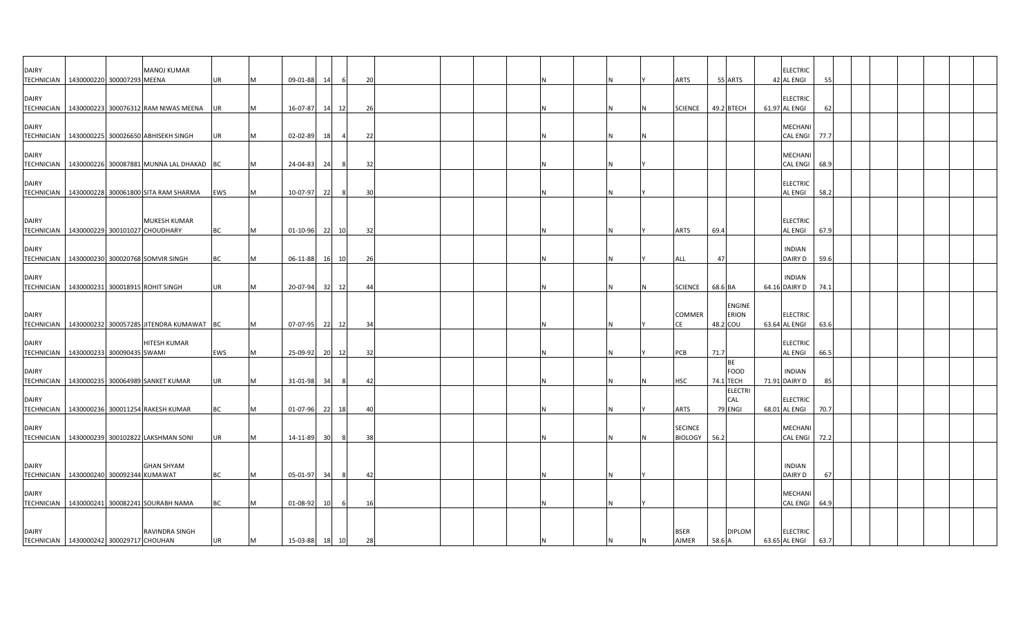| | | | | | | | | | | | | | | | | | | | | | | | | | | | | | | |
|---|---|---|---|---|---|---|---|---|---|---|---|---|---|---|---|---|---|---|---|---|---|---|---|---|---|---|---|---|---|---|
| DAIRY TECHNICIAN | 1430000220 | 300007293 | MANOJ KUMAR MEENA | UR | M | 09-01-88 | 14 | 6 | 20 | | | | | N | | N | Y | ARTS | 55 | ARTS | 42 | ELECTRICAL ENGI | 55 | | | | | | | |
| DAIRY TECHNICIAN | 1430000223 | 300076312 | RAM NIWAS MEENA | UR | M | 16-07-87 | 14 | 12 | 26 | | | | | N | | N | N | SCIENCE | 49.2 | BTECH | 61.97 | ELECTRICAL ENGI | 62 | | | | | | | |
| DAIRY TECHNICIAN | 1430000225 | 300026650 | ABHISEKH SINGH | UR | M | 02-02-89 | 18 | 4 | 22 | | | | | N | | N | N | | | | | MECHANICAL ENGI | 77.7 | | | | | | | |
| DAIRY TECHNICIAN | 1430000226 | 300087881 | MUNNA LAL DHAKAD | BC | M | 24-04-83 | 24 | 8 | 32 | | | | | N | | N | Y | | | | | MECHANICAL ENGI | 68.9 | | | | | | | |
| DAIRY TECHNICIAN | 1430000228 | 300061800 | SITA RAM SHARMA | EWS | M | 10-07-97 | 22 | 8 | 30 | | | | | N | | N | Y | | | | | ELECTRICAL ENGI | 58.2 | | | | | | | |
| DAIRY TECHNICIAN | 1430000229 | 300101027 | MUKESH KUMAR CHOUDHARY | BC | M | 01-10-96 | 22 | 10 | 32 | | | | | N | | N | Y | ARTS | 69.4 | | | ELECTRICAL ENGI | 67.9 | | | | | | | |
| DAIRY TECHNICIAN | 1430000230 | 300020768 | SOMVIR SINGH | BC | M | 06-11-88 | 16 | 10 | 26 | | | | | N | | N | Y | ALL | 47 | | | INDIAN DAIRY D | 59.6 | | | | | | | |
| DAIRY TECHNICIAN | 1430000231 | 300018915 | ROHIT SINGH | UR | M | 20-07-94 | 32 | 12 | 44 | | | | | N | | N | N | SCIENCE | 68.6 | BA | 64.16 | INDIAN DAIRY D | 74.1 | | | | | | | |
| DAIRY TECHNICIAN | 1430000232 | 300057285 | JITENDRA KUMAWAT | BC | M | 07-07-95 | 22 | 12 | 34 | | | | | N | | N | Y | COMMERCE | 48.2 | ENGINEERION COU | 63.64 | ELECTRICAL ENGI | 63.6 | | | | | | | |
| DAIRY TECHNICIAN | 1430000233 | 300090435 | HITESH KUMAR SWAMI | EWS | M | 25-09-92 | 20 | 12 | 32 | | | | | N | | N | Y | PCB | 71.7 | | | ELECTRICAL ENGI | 66.5 | | | | | | | |
| DAIRY TECHNICIAN | 1430000235 | 300064989 | SANKET KUMAR | UR | M | 31-01-98 | 34 | 8 | 42 | | | | | N | | N | N | HSC | 74.1 | BE FOOD TECH | 71.91 | INDIAN DAIRY D | 85 | | | | | | | |
| DAIRY TECHNICIAN | 1430000236 | 300011254 | RAKESH KUMAR | BC | M | 01-07-96 | 22 | 18 | 40 | | | | | N | | N | Y | ARTS | 79 | ELECTRICAL ENGI | 68.01 | ELECTRICAL ENGI | 70.7 | | | | | | | |
| DAIRY TECHNICIAN | 1430000239 | 300102822 | LAKSHMAN SONI | UR | M | 14-11-89 | 30 | 8 | 38 | | | | | N | | N | N | SECINCE BIOLOGY | 56.2 | | | MECHANICAL ENGI | 72.2 | | | | | | | |
| DAIRY TECHNICIAN | 1430000240 | 300092344 | GHAN SHYAM KUMAWAT | BC | M | 05-01-97 | 34 | 8 | 42 | | | | | N | | N | Y | | | | | INDIAN DAIRY D | 67 | | | | | | | |
| DAIRY TECHNICIAN | 1430000241 | 300082241 | SOURABH NAMA | BC | M | 01-08-92 | 10 | 6 | 16 | | | | | N | | N | Y | | | | | MECHANICAL ENGI | 64.9 | | | | | | | |
| DAIRY TECHNICIAN | 1430000242 | 300029717 | RAVINDRA SINGH CHOUHAN | UR | M | 15-03-88 | 18 | 10 | 28 | | | | | N | | N | N | BSER AJMER | 58.6 | DIPLOMA | 63.65 | ELECTRICAL ENGI | 63.7 | | | | | | | |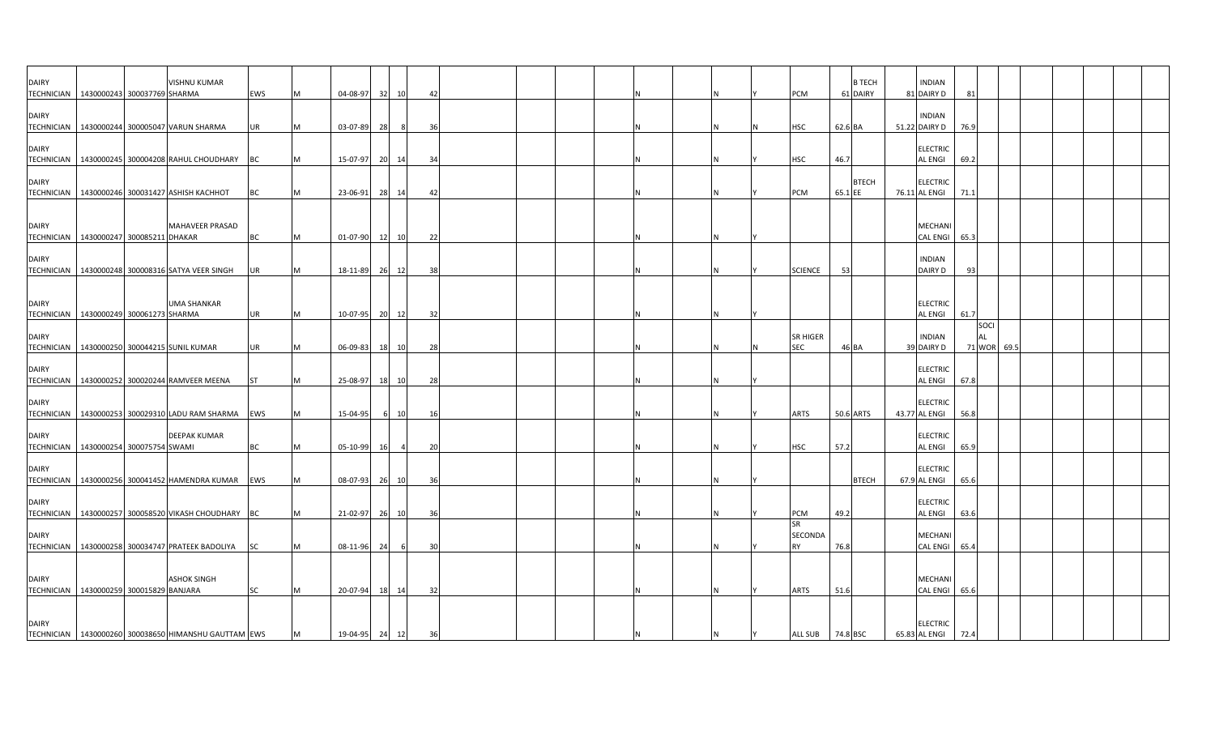| | | | | | | | | | | | | | | | | | | | | | | | | | | |
|---|---|---|---|---|---|---|---|---|---|---|---|---|---|---|---|---|---|---|---|---|---|---|---|---|---|---|
| DAIRY TECHNICIAN | 1430000243 | 300037769 | VISHNU KUMAR SHARMA | EWS | M | 04-08-97 | 32 | 10 | 42 | | | | | | N | | N | Y | PCM | 61 | B TECH DAIRY | 81 | INDIAN DAIRY D | 81 | | |
| DAIRY TECHNICIAN | 1430000244 | 300005047 | VARUN SHARMA | UR | M | 03-07-89 | 28 | 8 | 36 | | | | | | N | | N | N | HSC | 62.6 | BA | 51.22 | INDIAN DAIRY D | 76.9 | | |
| DAIRY TECHNICIAN | 1430000245 | 300004208 | RAHUL CHOUDHARY | BC | M | 15-07-97 | 20 | 14 | 34 | | | | | | N | | N | Y | HSC | 46.7 | | | ELECTRICAL ENGI | 69.2 | | |
| DAIRY TECHNICIAN | 1430000246 | 300031427 | ASHISH KACHHOT | BC | M | 23-06-91 | 28 | 14 | 42 | | | | | | N | | N | Y | PCM | 65.1 | BTECH EE | 76.11 | ELECTRICAL ENGI | 71.1 | | |
| DAIRY TECHNICIAN | 1430000247 | 300085211 | MAHAVEER PRASAD DHAKAR | BC | M | 01-07-90 | 12 | 10 | 22 | | | | | | N | | N | Y | | | | | MECHANICAL ENGI | 65.3 | | |
| DAIRY TECHNICIAN | 1430000248 | 300008316 | SATYA VEER SINGH | UR | M | 18-11-89 | 26 | 12 | 38 | | | | | | N | | N | Y | SCIENCE | 53 | | | INDIAN DAIRY D | 93 | | |
| DAIRY TECHNICIAN | 1430000249 | 300061273 | UMA SHANKAR SHARMA | UR | M | 10-07-95 | 20 | 12 | 32 | | | | | | N | | N | Y | | | | | ELECTRICAL ENGI | 61.7 | | |
| DAIRY TECHNICIAN | 1430000250 | 300044215 | SUNIL KUMAR | UR | M | 06-09-83 | 18 | 10 | 28 | | | | | | N | | N | N | SR HIGER SEC | 46 | BA | 39 | INDIAN DAIRY D | 71 | SOCIAL WOR | 69.5 |
| DAIRY TECHNICIAN | 1430000252 | 300020244 | RAMVEER MEENA | ST | M | 25-08-97 | 18 | 10 | 28 | | | | | | N | | N | Y | | | | | ELECTRICAL ENGI | 67.8 | | |
| DAIRY TECHNICIAN | 1430000253 | 300029310 | LADU RAM SHARMA | EWS | M | 15-04-95 | 6 | 10 | 16 | | | | | | N | | N | Y | ARTS | 50.6 | ARTS | 43.77 | ELECTRICAL ENGI | 56.8 | | |
| DAIRY TECHNICIAN | 1430000254 | 300075754 | DEEPAK KUMAR SWAMI | BC | M | 05-10-99 | 16 | 4 | 20 | | | | | | N | | N | Y | HSC | 57.2 | | | ELECTRICAL ENGI | 65.9 | | |
| DAIRY TECHNICIAN | 1430000256 | 300041452 | HAMENDRA KUMAR | EWS | M | 08-07-93 | 26 | 10 | 36 | | | | | | N | | N | Y | | | BTECH | 67.9 | ELECTRICAL ENGI | 65.6 | | |
| DAIRY TECHNICIAN | 1430000257 | 300058520 | VIKASH CHOUDHARY | BC | M | 21-02-97 | 26 | 10 | 36 | | | | | | N | | N | Y | PCM | 49.2 | | | ELECTRICAL ENGI | 63.6 | | |
| DAIRY TECHNICIAN | 1430000258 | 300034747 | PRATEEK BADOLIYA | SC | M | 08-11-96 | 24 | 6 | 30 | | | | | | N | | N | Y | SR SECONDARY | 76.8 | | | MECHANICAL ENGI | 65.4 | | |
| DAIRY TECHNICIAN | 1430000259 | 300015829 | ASHOK SINGH BANJARA | SC | M | 20-07-94 | 18 | 14 | 32 | | | | | | N | | N | Y | ARTS | 51.6 | | | MECHANICAL ENGI | 65.6 | | |
| DAIRY TECHNICIAN | 1430000260 | 300038650 | HIMANSHU GAUTTAM | EWS | M | 19-04-95 | 24 | 12 | 36 | | | | | | N | | N | Y | ALL SUB | 74.8 | BSC | 65.83 | ELECTRICAL ENGI | 72.4 | | |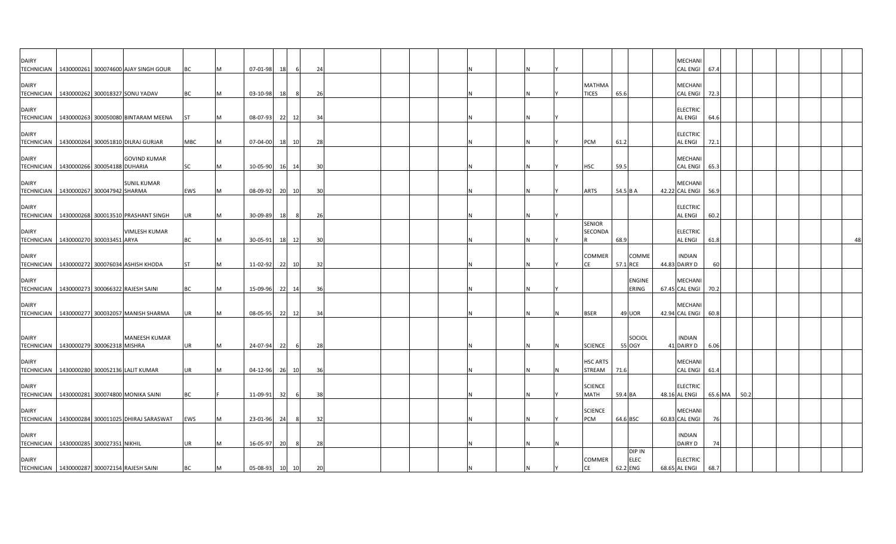| | | | | | | | | | | | | | | | | | | | | | | | | | | | | | | | |
|---|---|---|---|---|---|---|---|---|---|---|---|---|---|---|---|---|---|---|---|---|---|---|---|---|---|---|---|---|---|---|---|
| DAIRY TECHNICIAN | 1430000261 | 300074600 | AJAY SINGH GOUR | BC | M | 07-01-98 | 18 | 6 | 24 | | | | | | N | | N | Y | | | | | MECHANI CAL ENGI | 67.4 | | | | | | | |
| DAIRY TECHNICIAN | 1430000262 | 300018327 | SONU YADAV | BC | M | 03-10-98 | 18 | 8 | 26 | | | | | | N | | N | Y | MATHMA TICES | 65.6 | | | MECHANI CAL ENGI | 72.3 | | | | | | | |
| DAIRY TECHNICIAN | 1430000263 | 300050080 | BINTARAM MEENA | ST | M | 08-07-93 | 22 | 12 | 34 | | | | | | N | | N | Y | | | | | ELECTRIC AL ENGI | 64.6 | | | | | | | |
| DAIRY TECHNICIAN | 1430000264 | 300051810 | DILRAJ GURJAR | MBC | M | 07-04-00 | 18 | 10 | 28 | | | | | | N | | N | Y | PCM | 61.2 | | | ELECTRIC AL ENGI | 72.1 | | | | | | | |
| DAIRY TECHNICIAN | 1430000266 | 300054188 | GOVIND KUMAR DUHARIA | SC | M | 10-05-90 | 16 | 14 | 30 | | | | | | N | | N | Y | HSC | 59.5 | | | MECHANI CAL ENGI | 65.3 | | | | | | | |
| DAIRY TECHNICIAN | 1430000267 | 300047942 | SUNIL KUMAR SHARMA | EWS | M | 08-09-92 | 20 | 10 | 30 | | | | | | N | | N | Y | ARTS | 54.5 | B A | 42.22 | MECHANI CAL ENGI | 56.9 | | | | | | | |
| DAIRY TECHNICIAN | 1430000268 | 300013510 | PRASHANT SINGH | UR | M | 30-09-89 | 18 | 8 | 26 | | | | | | N | | N | Y | | | | | ELECTRIC AL ENGI | 60.2 | | | | | | | |
| DAIRY TECHNICIAN | 1430000270 | 300033451 | VIMLESH KUMAR ARYA | BC | M | 30-05-91 | 18 | 12 | 30 | | | | | | N | | N | Y | SENIOR SECONDA R | 68.9 | | | ELECTRIC AL ENGI | 61.8 | | | | | | | 48 |
| DAIRY TECHNICIAN | 1430000272 | 300076034 | ASHISH KHODA | ST | M | 11-02-92 | 22 | 10 | 32 | | | | | | N | | N | Y | COMMER CE | 57.1 | COMME RCE | 44.83 | INDIAN DAIRY D | 60 | | | | | | | |
| DAIRY TECHNICIAN | 1430000273 | 300066322 | RAJESH SAINI | BC | M | 15-09-96 | 22 | 14 | 36 | | | | | | N | | N | Y | | | ENGINE ERING | 67.45 | MECHANI CAL ENGI | 70.2 | | | | | | | |
| DAIRY TECHNICIAN | 1430000277 | 300032057 | MANISH SHARMA | UR | M | 08-05-95 | 22 | 12 | 34 | | | | | | N | | N | N | BSER | 49 | UOR | 42.94 | MECHANI CAL ENGI | 60.8 | | | | | | | |
| DAIRY TECHNICIAN | 1430000279 | 300062318 | MANEESH KUMAR MISHRA | UR | M | 24-07-94 | 22 | 6 | 28 | | | | | | N | | N | N | SCIENCE | 55 | SOCIOL OGY | 41 | INDIAN DAIRY D | 6.06 | | | | | | | |
| DAIRY TECHNICIAN | 1430000280 | 300052136 | LALIT KUMAR | UR | M | 04-12-96 | 26 | 10 | 36 | | | | | | N | | N | N | HSC ARTS STREAM | 71.6 | | | MECHANI CAL ENGI | 61.4 | | | | | | | |
| DAIRY TECHNICIAN | 1430000281 | 300074800 | MONIKA SAINI | BC | F | 11-09-91 | 32 | 6 | 38 | | | | | | N | | N | Y | SCIENCE MATH | 59.4 | BA | 48.16 | ELECTRIC AL ENGI | 65.6 | MA | 50.2 | | | | | |
| DAIRY TECHNICIAN | 1430000284 | 300011025 | DHIRAJ SARASWAT | EWS | M | 23-01-96 | 24 | 8 | 32 | | | | | | N | | N | Y | SCIENCE PCM | 64.6 | BSC | 60.83 | MECHANI CAL ENGI | 76 | | | | | | | |
| DAIRY TECHNICIAN | 1430000285 | 300027351 | NIKHIL | UR | M | 16-05-97 | 20 | 8 | 28 | | | | | | N | | N | N | | | | | INDIAN DAIRY D | 74 | | | | | | | |
| DAIRY TECHNICIAN | 1430000287 | 300072154 | RAJESH SAINI | BC | M | 05-08-93 | 10 | 10 | 20 | | | | | | N | | N | Y | COMMER CE | 62.2 | DIP IN ELEC ENG | 68.65 | ELECTRIC AL ENGI | 68.7 | | | | | | | |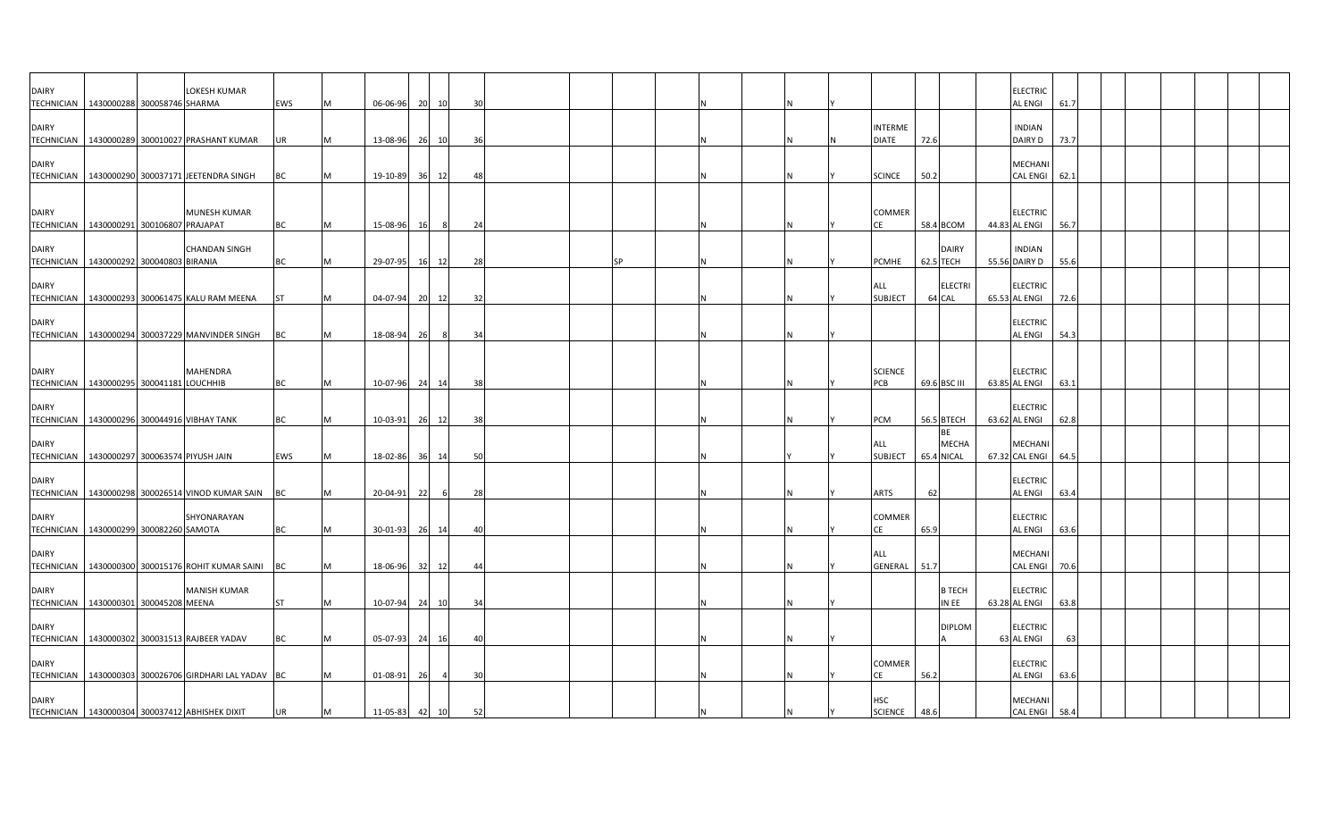| | | | | | | | | | | | | | | | | | | | | | | | | | | | | | | | |
|---|---|---|---|---|---|---|---|---|---|---|---|---|---|---|---|---|---|---|---|---|---|---|---|---|---|---|---|---|---|---|---|
| DAIRY TECHNICIAN | 1430000288 | 300058746 | LOKESH KUMAR SHARMA | EWS | M | 06-06-96 | 20 | 10 | 30 | | | | | N | | N | Y | | | | | ELECTRIC AL ENGI | 61.7 | | | | | | | | |
| DAIRY TECHNICIAN | 1430000289 | 300010027 | PRASHANT KUMAR | UR | M | 13-08-96 | 26 | 10 | 36 | | | | | N | | N | N | INTERME DIATE | 72.6 | | | INDIAN DAIRY D | 73.7 | | | | | | | | |
| DAIRY TECHNICIAN | 1430000290 | 300037171 | JEETENDRA SINGH | BC | M | 19-10-89 | 36 | 12 | 48 | | | | | N | | N | Y | SCINCE | 50.2 | | | MECHANI CAL ENGI | 62.1 | | | | | | | | |
| DAIRY TECHNICIAN | 1430000291 | 300106807 | MUNESH KUMAR PRAJAPAT | BC | M | 15-08-96 | 16 | 8 | 24 | | | | | N | | N | Y | COMMER CE | 58.4 | BCOM | 44.83 | ELECTRIC AL ENGI | 56.7 | | | | | | | | |
| DAIRY TECHNICIAN | 1430000292 | 300040803 | CHANDAN SINGH BIRANIA | BC | M | 29-07-95 | 16 | 12 | 28 | | | SP | | N | | N | Y | PCMHE | 62.5 | DAIRY TECH | 55.56 | INDIAN DAIRY D | 55.6 | | | | | | | | |
| DAIRY TECHNICIAN | 1430000293 | 300061475 | KALU RAM MEENA | ST | M | 04-07-94 | 20 | 12 | 32 | | | | | N | | N | Y | ALL SUBJECT | 64 | ELECTRI CAL | 65.53 | ELECTRIC AL ENGI | 72.6 | | | | | | | | |
| DAIRY TECHNICIAN | 1430000294 | 300037229 | MANVINDER SINGH | BC | M | 18-08-94 | 26 | 8 | 34 | | | | | N | | N | Y | | | | | ELECTRIC AL ENGI | 54.3 | | | | | | | | |
| DAIRY TECHNICIAN | 1430000295 | 300041181 | MAHENDRA LOUCHHIB | BC | M | 10-07-96 | 24 | 14 | 38 | | | | | N | | N | Y | SCIENCE PCB | 69.6 | BSC III | 63.85 | ELECTRIC AL ENGI | 63.1 | | | | | | | | |
| DAIRY TECHNICIAN | 1430000296 | 300044916 | VIBHAY TANK | BC | M | 10-03-91 | 26 | 12 | 38 | | | | | N | | N | Y | PCM | 56.5 | BTECH | 63.62 | ELECTRIC AL ENGI | 62.8 | | | | | | | | |
| DAIRY TECHNICIAN | 1430000297 | 300063574 | PIYUSH JAIN | EWS | M | 18-02-86 | 36 | 14 | 50 | | | | | N | | Y | Y | ALL SUBJECT | 65.4 | BE MECHA NICAL | 67.32 | MECHANI CAL ENGI | 64.5 | | | | | | | | |
| DAIRY TECHNICIAN | 1430000298 | 300026514 | VINOD KUMAR SAIN | BC | M | 20-04-91 | 22 | 6 | 28 | | | | | N | | N | Y | ARTS | 62 | | | ELECTRIC AL ENGI | 63.4 | | | | | | | | |
| DAIRY TECHNICIAN | 1430000299 | 300082260 | SHYONARAYAN SAMOTA | BC | M | 30-01-93 | 26 | 14 | 40 | | | | | N | | N | Y | COMMER CE | 65.9 | | | ELECTRIC AL ENGI | 63.6 | | | | | | | | |
| DAIRY TECHNICIAN | 1430000300 | 300015176 | ROHIT KUMAR SAINI | BC | M | 18-06-96 | 32 | 12 | 44 | | | | | N | | N | Y | ALL GENERAL | 51.7 | | | MECHANI CAL ENGI | 70.6 | | | | | | | | |
| DAIRY TECHNICIAN | 1430000301 | 300045208 | MANISH KUMAR MEENA | ST | M | 10-07-94 | 24 | 10 | 34 | | | | | N | | N | Y | | | B TECH IN EE | 63.28 | ELECTRIC AL ENGI | 63.8 | | | | | | | | |
| DAIRY TECHNICIAN | 1430000302 | 300031513 | RAJBEER YADAV | BC | M | 05-07-93 | 24 | 16 | 40 | | | | | N | | N | Y | | | DIPLOM A | 63 | ELECTRIC AL ENGI | 63 | | | | | | | | |
| DAIRY TECHNICIAN | 1430000303 | 300026706 | GIRDHARI LAL YADAV | BC | M | 01-08-91 | 26 | 4 | 30 | | | | | N | | N | Y | COMMER CE | 56.2 | | | ELECTRIC AL ENGI | 63.6 | | | | | | | | |
| DAIRY TECHNICIAN | 1430000304 | 300037412 | ABHISHEK DIXIT | UR | M | 11-05-83 | 42 | 10 | 52 | | | | | N | | N | Y | HSC SCIENCE | 48.6 | | | MECHANI CAL ENGI | 58.4 | | | | | | | | |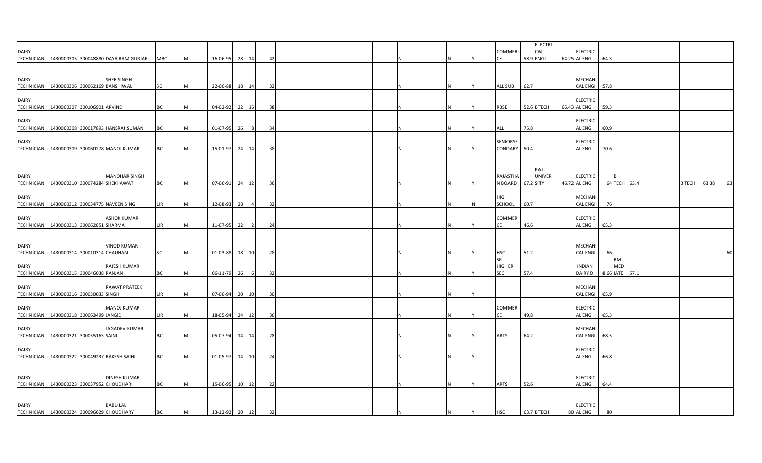| | | | | | | | | | | | | | | | | | | | | | | | | | | | | | | | |
|---|---|---|---|---|---|---|---|---|---|---|---|---|---|---|---|---|---|---|---|---|---|---|---|---|---|---|---|---|---|---|---|
| DAIRY TECHNICIAN | 1430000305 | 300048880 | DAYA RAM GURJAR | MBC | M | 16-06-95 | 28 | 14 | 42 | | | | | | N | | N | Y | COMMER CE | 58.9 | ELECTRICAL ENGI | 64.25 | ELECTRICAL ENGI | 64.3 | | | | | | | |
| DAIRY TECHNICIAN | 1430000306 | 300062169 | SHER SINGH BANSHIWAL | SC | M | 22-06-88 | 18 | 14 | 32 | | | | | | N | | N | Y | ALL SUB | 62.7 | | | MECHANICAL ENGI | 57.8 | | | | | | | |
| DAIRY TECHNICIAN | 1430000307 | 300106901 | ARVIND | BC | M | 04-02-92 | 22 | 16 | 38 | | | | | | N | | N | Y | RBSE | 52.6 | BTECH | 66.43 | ELECTRICAL ENGI | 59.3 | | | | | | | |
| DAIRY TECHNICIAN | 1430000308 | 300017893 | HANSRAJ SUMAN | BC | M | 01-07-95 | 26 | 8 | 34 | | | | | | N | | N | Y | ALL | 75.8 | | | ELECTRICAL ENGI | 60.9 | | | | | | | |
| DAIRY TECHNICIAN | 1430000309 | 300060278 | MANOJ KUMAR | BC | M | 15-01-97 | 24 | 14 | 38 | | | | | | N | | N | Y | SENIORSE CONDARY | 50.4 | | | ELECTRICAL ENGI | 70.6 | | | | | | | |
| DAIRY TECHNICIAN | 1430000310 | 300074284 | MANOHAR SINGH SHEKHAWAT | BC | M | 07-06-91 | 24 | 12 | 36 | | | | | | N | | N | Y | RAJASTHAN BOARD | 67.2 | RAJ UNIVERSITY | 46.72 | ELECTRICAL ENGI | 64 | B TECH | 63.4 | | | B TECH | 63.38 | 63 |
| DAIRY TECHNICIAN | 1430000312 | 300034775 | NAVEEN SINGH | UR | M | 12-08-93 | 28 | 4 | 32 | | | | | | N | | N | N | HIGH SCHOOL | 60.7 | | | MECHANICAL ENGI | 76 | | | | | | | |
| DAIRY TECHNICIAN | 1430000313 | 300062851 | ASHOK KUMAR SHARMA | UR | M | 11-07-95 | 22 | 2 | 24 | | | | | | N | | N | Y | COMMER CE | 46.6 | | | ELECTRICAL ENGI | 65.3 | | | | | | | |
| DAIRY TECHNICIAN | 1430000314 | 300010314 | VINOD KUMAR CHAUHAN | SC | M | 01-03-88 | 18 | 10 | 28 | | | | | | N | | N | Y | HSC | 51.2 | | | MECHANICAL ENGI | 66 | | | | | | | 60 |
| DAIRY TECHNICIAN | 1430000315 | 300046038 | RAJESH KUMAR RANJAN | BC | M | 06-11-79 | 26 | 6 | 32 | | | | | | N | | N | Y | SR HIGHER SEC | 57.4 | | | INDIAN DAIRY D | 8.66 | RM MED IATE | 57.1 | | | | | |
| DAIRY TECHNICIAN | 1430000316 | 300030033 | RAWAT PRATEEK SINGH | UR | M | 07-06-94 | 20 | 10 | 30 | | | | | | N | | N | Y | | | | | MECHANICAL ENGI | 65.9 | | | | | | | |
| DAIRY TECHNICIAN | 1430000318 | 300063499 | MANOJ KUMAR JANGID | UR | M | 18-05-94 | 24 | 12 | 36 | | | | | | N | | N | Y | COMMER CE | 49.8 | | | ELECTRICAL ENGI | 65.3 | | | | | | | |
| DAIRY TECHNICIAN | 1430000321 | 300055163 | JAGADEV KUMAR SAINI | BC | M | 05-07-94 | 14 | 14 | 28 | | | | | | N | | N | Y | ARTS | 64.2 | | | MECHANICAL ENGI | 68.5 | | | | | | | |
| DAIRY TECHNICIAN | 1430000322 | 300049237 | RAKESH SAINI | BC | M | 01-05-97 | 14 | 10 | 24 | | | | | | N | | N | Y | | | | | ELECTRICAL ENGI | 66.8 | | | | | | | |
| DAIRY TECHNICIAN | 1430000323 | 300037952 | DINESH KUMAR CHOUDHARI | BC | M | 15-06-95 | 10 | 12 | 22 | | | | | | N | | N | Y | ARTS | 52.6 | | | ELECTRICAL ENGI | 64.4 | | | | | | | |
| DAIRY TECHNICIAN | 1430000324 | 300096629 | BABU LAL CHOUDHARY | BC | M | 13-12-92 | 20 | 12 | 32 | | | | | | N | | N | Y | HSC | 63.7 | BTECH | 80 | ELECTRICAL ENGI | 80 | | | | | | | |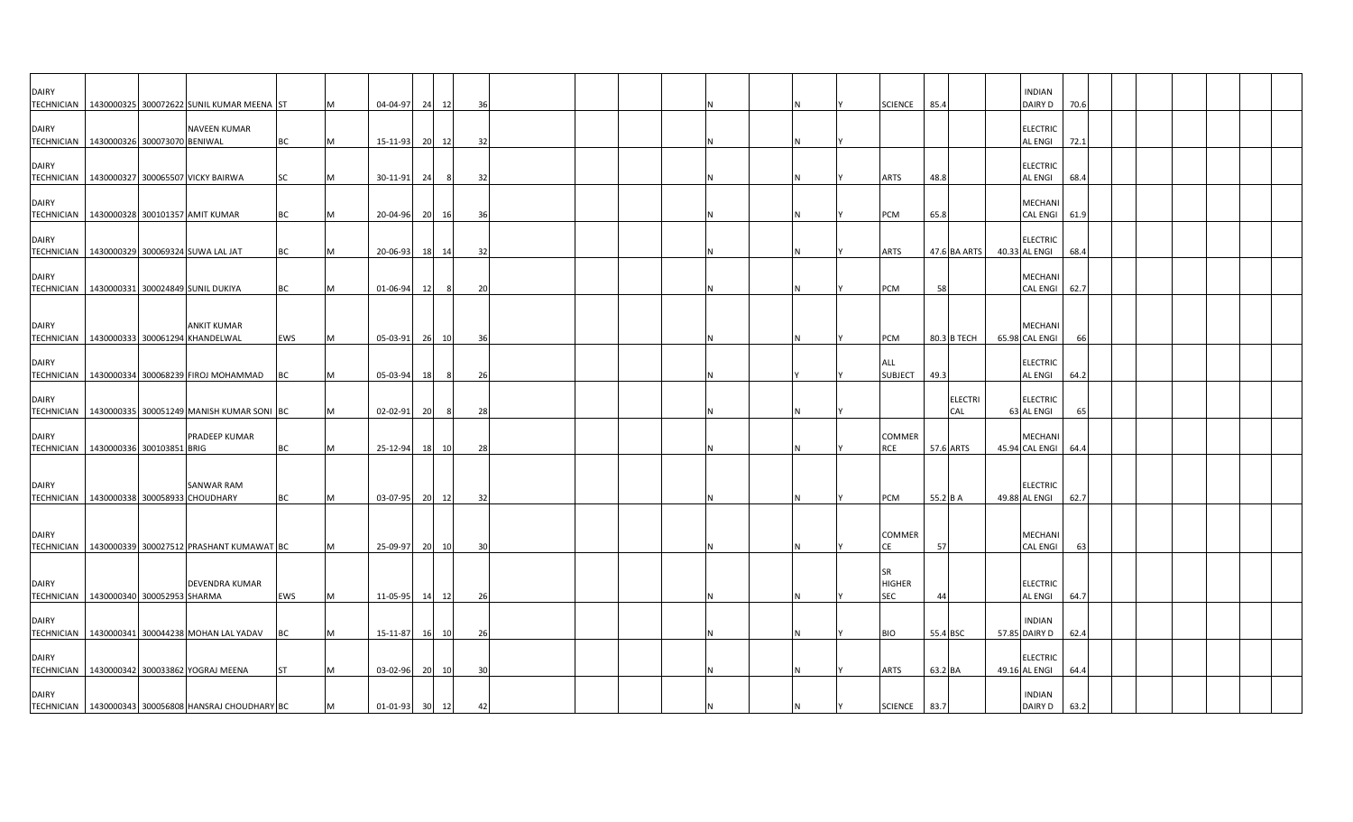| | | | | | | | | | | | | | | | | | | | | | | | | | | | | | | |
|---|---|---|---|---|---|---|---|---|---|---|---|---|---|---|---|---|---|---|---|---|---|---|---|---|---|---|---|---|---|---|
| DAIRY TECHNICIAN | 1430000325 | 300072622 | SUNIL KUMAR MEENA | ST | M | 04-04-97 | 24 | 12 | 36 | | | | | N | | N | Y | SCIENCE | 85.4 | | | INDIAN DAIRY D | 70.6 | | | | | | | |
| DAIRY TECHNICIAN | 1430000326 | 300073070 | NAVEEN KUMAR BENIWAL | BC | M | 15-11-93 | 20 | 12 | 32 | | | | | N | | N | Y | | | | | ELECTRICAL ENGI | 72.1 | | | | | | | |
| DAIRY TECHNICIAN | 1430000327 | 300065507 | VICKY BAIRWA | SC | M | 30-11-91 | 24 | 8 | 32 | | | | | N | | N | Y | ARTS | 48.8 | | | ELECTRICAL ENGI | 68.4 | | | | | | | |
| DAIRY TECHNICIAN | 1430000328 | 300101357 | AMIT KUMAR | BC | M | 20-04-96 | 20 | 16 | 36 | | | | | N | | N | Y | PCM | 65.8 | | | MECHANICAL ENGI | 61.9 | | | | | | | |
| DAIRY TECHNICIAN | 1430000329 | 300069324 | SUWA LAL JAT | BC | M | 20-06-93 | 18 | 14 | 32 | | | | | N | | N | Y | ARTS | 47.6 | BA ARTS | 40.33 | ELECTRICAL ENGI | 68.4 | | | | | | | |
| DAIRY TECHNICIAN | 1430000331 | 300024849 | SUNIL DUKIYA | BC | M | 01-06-94 | 12 | 8 | 20 | | | | | N | | N | Y | PCM | 58 | | | MECHANICAL ENGI | 62.7 | | | | | | | |
| DAIRY TECHNICIAN | 1430000333 | 300061294 | ANKIT KUMAR KHANDELWAL | EWS | M | 05-03-91 | 26 | 10 | 36 | | | | | N | | N | Y | PCM | 80.3 | B TECH | 65.98 | MECHANICAL ENGI | 66 | | | | | | | |
| DAIRY TECHNICIAN | 1430000334 | 300068239 | FIROJ MOHAMMAD | BC | M | 05-03-94 | 18 | 8 | 26 | | | | | N | | Y | Y | ALL SUBJECT | 49.3 | | | ELECTRICAL ENGI | 64.2 | | | | | | | |
| DAIRY TECHNICIAN | 1430000335 | 300051249 | MANISH KUMAR SONI | BC | M | 02-02-91 | 20 | 8 | 28 | | | | | N | | N | Y | | | ELECTRICAL | 63 | ELECTRICAL ENGI | 65 | | | | | | | |
| DAIRY TECHNICIAN | 1430000336 | 300103851 | PRADEEP KUMAR BRIG | BC | M | 25-12-94 | 18 | 10 | 28 | | | | | N | | N | Y | COMMERCE | 57.6 | ARTS | 45.94 | MECHANICAL ENGI | 64.4 | | | | | | | |
| DAIRY TECHNICIAN | 1430000338 | 300058933 | SANWAR RAM CHOUDHARY | BC | M | 03-07-95 | 20 | 12 | 32 | | | | | N | | N | Y | PCM | 55.2 | B A | 49.88 | ELECTRICAL ENGI | 62.7 | | | | | | | |
| DAIRY TECHNICIAN | 1430000339 | 300027512 | PRASHANT KUMAWAT | BC | M | 25-09-97 | 20 | 10 | 30 | | | | | N | | N | Y | COMMERCE | 57 | | | MECHANICAL ENGI | 63 | | | | | | | |
| DAIRY TECHNICIAN | 1430000340 | 300052953 | DEVENDRA KUMAR SHARMA | EWS | M | 11-05-95 | 14 | 12 | 26 | | | | | N | | N | Y | SR HIGHER SEC | 44 | | | ELECTRICAL ENGI | 64.7 | | | | | | | |
| DAIRY TECHNICIAN | 1430000341 | 300044238 | MOHAN LAL YADAV | BC | M | 15-11-87 | 16 | 10 | 26 | | | | | N | | N | Y | BIO | 55.4 | BSC | 57.85 | INDIAN DAIRY D | 62.4 | | | | | | | |
| DAIRY TECHNICIAN | 1430000342 | 300033862 | YOGRAJ MEENA | ST | M | 03-02-96 | 20 | 10 | 30 | | | | | N | | N | Y | ARTS | 63.2 | BA | 49.16 | ELECTRICAL ENGI | 64.4 | | | | | | | |
| DAIRY TECHNICIAN | 1430000343 | 300056808 | HANSRAJ CHOUDHARY | BC | M | 01-01-93 | 30 | 12 | 42 | | | | | N | | N | Y | SCIENCE | 83.7 | | | INDIAN DAIRY D | 63.2 | | | | | | | |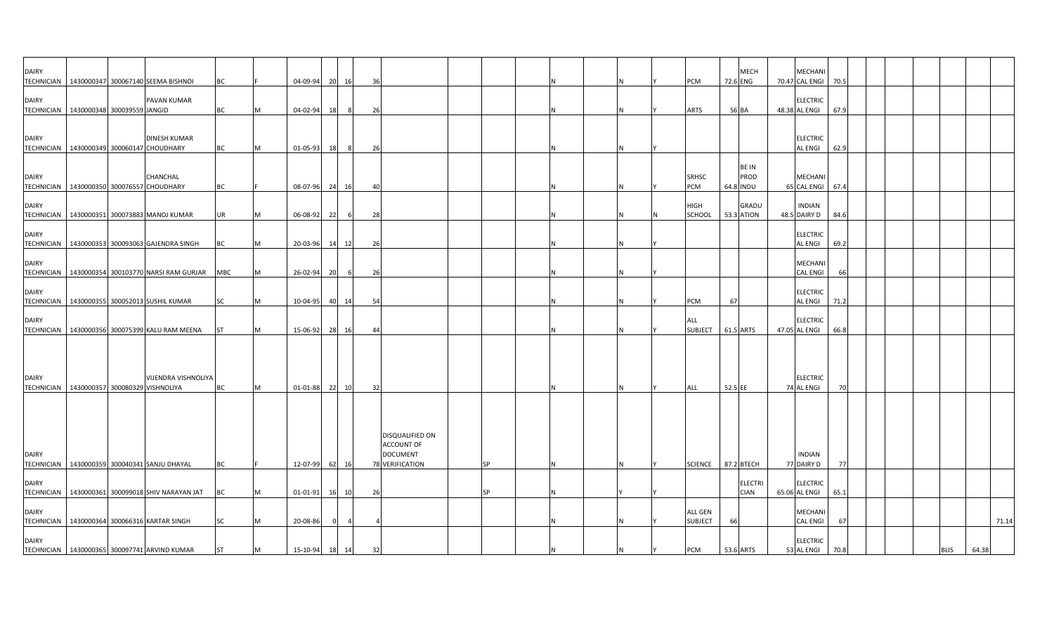| | | | | | | | | | | | | | | | | | | | | | | | | | | | | | | | | |
|---|---|---|---|---|---|---|---|---|---|---|---|---|---|---|---|---|---|---|---|---|---|---|---|---|---|---|---|---|---|---|---|---|
| DAIRY TECHNICIAN | 1430000347 | 300067140 | SEEMA BISHNOI | BC | F | 04-09-94 | 20 | 16 | 36 | | | | | N | | N | Y | PCM | 72.6 | MECH ENG | 70.47 | MECHANI CAL ENGI | 70.5 | | | | | | | | | |
| DAIRY TECHNICIAN | 1430000348 | 300039559 | PAVAN KUMAR JANGID | BC | M | 04-02-94 | 18 | 8 | 26 | | | | | N | | N | Y | ARTS | 56 | BA | 48.38 | ELECTRIC AL ENGI | 67.9 | | | | | | | | | |
| DAIRY TECHNICIAN | 1430000349 | 300060147 | DINESH KUMAR CHOUDHARY | BC | M | 01-05-93 | 18 | 8 | 26 | | | | | N | | N | Y | | | | | ELECTRIC AL ENGI | 62.9 | | | | | | | | | |
| DAIRY TECHNICIAN | 1430000350 | 300076557 | CHANCHAL CHOUDHARY | BC | F | 08-07-96 | 24 | 16 | 40 | | | | | N | | N | Y | SRHSC PCM | 64.8 | BE IN PROD INDU | 65 | MECHANI CAL ENGI | 67.4 | | | | | | | | | |
| DAIRY TECHNICIAN | 1430000351 | 300073883 | MANOJ KUMAR | UR | M | 06-08-92 | 22 | 6 | 28 | | | | | N | | N | N | HIGH SCHOOL | 53.3 | GRADU ATION | 48.5 | INDIAN DAIRY D | 84.6 | | | | | | | | | |
| DAIRY TECHNICIAN | 1430000353 | 300093063 | GAJENDRA SINGH | BC | M | 20-03-96 | 14 | 12 | 26 | | | | | N | | N | Y | | | | | ELECTRIC AL ENGI | 69.2 | | | | | | | | | |
| DAIRY TECHNICIAN | 1430000354 | 300103770 | NARSI RAM GURJAR | MBC | M | 26-02-94 | 20 | 6 | 26 | | | | | N | | N | Y | | | | | MECHANI CAL ENGI | 66 | | | | | | | | | |
| DAIRY TECHNICIAN | 1430000355 | 300052013 | SUSHIL KUMAR | SC | M | 10-04-95 | 40 | 14 | 54 | | | | | N | | N | Y | PCM | 67 | | | ELECTRIC AL ENGI | 71.2 | | | | | | | | | |
| DAIRY TECHNICIAN | 1430000356 | 300075399 | KALU RAM MEENA | ST | M | 15-06-92 | 28 | 16 | 44 | | | | | N | | N | Y | ALL SUBJECT | 61.5 | ARTS | 47.05 | ELECTRIC AL ENGI | 66.8 | | | | | | | | | |
| DAIRY TECHNICIAN | 1430000357 | 300080329 | VIJENDRA VISHNOLIYA VISHNOLIYA | BC | M | 01-01-88 | 22 | 10 | 32 | | | | | N | | N | Y | ALL | 52.5 | EE | 74 | ELECTRIC AL ENGI | 70 | | | | | | | | | |
| DAIRY TECHNICIAN | 1430000359 | 300040341 | SANJU DHAYAL | BC | F | 12-07-99 | 62 | 16 | 78 | DISQUALIFIED ON ACCOUNT OF DOCUMENT VERIFICATION | | SP | | N | | N | Y | SCIENCE | 87.2 | BTECH | 77 | INDIAN DAIRY D | 77 | | | | | | | | | |
| DAIRY TECHNICIAN | 1430000361 | 300099018 | SHIV NARAYAN JAT | BC | M | 01-01-91 | 16 | 10 | 26 | | | SP | | N | | Y | Y | | | ELECTRI CIAN | 65.06 | ELECTRIC AL ENGI | 65.1 | | | | | | | | | |
| DAIRY TECHNICIAN | 1430000364 | 300066316 | KARTAR SINGH | SC | M | 20-08-86 | 0 | 4 | 4 | | | | | N | | N | Y | ALL GEN SUBJECT | 66 | | | MECHANI CAL ENGI | 67 | | | | | | | | | 71.14 |
| DAIRY TECHNICIAN | 1430000365 | 300097741 | ARVIND KUMAR | ST | M | 15-10-94 | 18 | 14 | 32 | | | | | N | | N | Y | PCM | 53.6 | ARTS | 53 | ELECTRIC AL ENGI | 70.8 | | | | | | BLIS | 64.38 | | |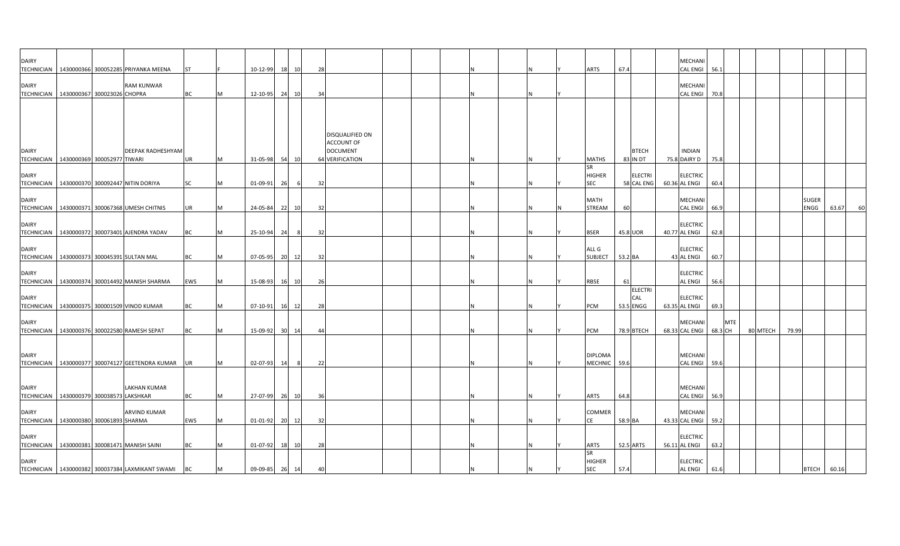| | | | | | | | | | | | | | | | | | | | | | | | | | | | | | | |
|---|---|---|---|---|---|---|---|---|---|---|---|---|---|---|---|---|---|---|---|---|---|---|---|---|---|---|---|---|---|---|
| DAIRY TECHNICIAN | 1430000366 | 300052285 | PRIYANKA MEENA | ST | F | 10-12-99 | 18 | 10 | 28 | | | | | N | | N | Y | ARTS | 67.4 | | | MECHANICAL ENGI | 56.1 | | | | | | | |
| DAIRY TECHNICIAN | 1430000367 | 300023026 | RAM KUNWAR CHOPRA | BC | M | 12-10-95 | 24 | 10 | 34 | | | | | N | | N | Y | | | | | MECHANICAL ENGI | 70.8 | | | | | | | |
| DAIRY TECHNICIAN | 1430000369 | 300052977 | DEEPAK RADHESHYAM TIWARI | UR | M | 31-05-98 | 54 | 10 | 64 | DISQUALIFIED ON ACCOUNT OF DOCUMENT VERIFICATION | | | | N | | N | Y | MATHS | 83 | BTECH IN DT | 75.8 | INDIAN DAIRY D | 75.8 | | | | | | | |
| DAIRY TECHNICIAN | 1430000370 | 300092447 | NITIN DORIYA | SC | M | 01-09-91 | 26 | 6 | 32 | | | | | N | | N | Y | SR HIGHER SEC | 58 | ELECTRICAL ENG | 60.36 | ELECTRICAL ENGI | 60.4 | | | | | | | |
| DAIRY TECHNICIAN | 1430000371 | 300067368 | UMESH CHITNIS | UR | M | 24-05-84 | 22 | 10 | 32 | | | | | N | | N | N | MATH STREAM | 60 | | | MECHANICAL ENGI | 66.9 | | | | | SUGER ENGG | 63.67 | 60 |
| DAIRY TECHNICIAN | 1430000372 | 300073401 | AJENDRA YADAV | BC | M | 25-10-94 | 24 | 8 | 32 | | | | | N | | N | Y | BSER | 45.8 | UOR | 40.77 | ELECTRICAL ENGI | 62.8 | | | | | | | |
| DAIRY TECHNICIAN | 1430000373 | 300045391 | SULTAN MAL | BC | M | 07-05-95 | 20 | 12 | 32 | | | | | N | | N | Y | ALL G SUBJECT | 53.2 | BA | 43 | ELECTRICAL ENGI | 60.7 | | | | | | | |
| DAIRY TECHNICIAN | 1430000374 | 300014492 | MANISH SHARMA | EWS | M | 15-08-93 | 16 | 10 | 26 | | | | | N | | N | Y | RBSE | 61 | | | ELECTRICAL ENGI | 56.6 | | | | | | | |
| DAIRY TECHNICIAN | 1430000375 | 300001509 | VINOD KUMAR | BC | M | 07-10-91 | 16 | 12 | 28 | | | | | N | | N | Y | PCM | 53.5 | ELECTRICAL ENGG | 63.35 | ELECTRICAL ENGI | 69.3 | | | | | | | |
| DAIRY TECHNICIAN | 1430000376 | 300022580 | RAMESH SEPAT | BC | M | 15-09-92 | 30 | 14 | 44 | | | | | N | | N | Y | PCM | 78.9 | BTECH | 68.33 | MECHANICAL ENGI | 68.3 | MTECH | 80 | MTECH | 79.99 | | | |
| DAIRY TECHNICIAN | 1430000377 | 300074127 | GEETENDRA KUMAR | UR | M | 02-07-93 | 14 | 8 | 22 | | | | | N | | N | Y | DIPLOMA MECHNIC | 59.6 | | | MECHANICAL ENGI | 59.6 | | | | | | | |
| DAIRY TECHNICIAN | 1430000379 | 300038573 | LAKHAN KUMAR LAKSHKAR | BC | M | 27-07-99 | 26 | 10 | 36 | | | | | N | | N | Y | ARTS | 64.8 | | | MECHANICAL ENGI | 56.9 | | | | | | | |
| DAIRY TECHNICIAN | 1430000380 | 300061893 | ARVIND KUMAR SHARMA | EWS | M | 01-01-92 | 20 | 12 | 32 | | | | | N | | N | Y | COMMERCE | 58.9 | BA | 43.33 | MECHANICAL ENGI | 59.2 | | | | | | | |
| DAIRY TECHNICIAN | 1430000381 | 300081471 | MANISH SAINI | BC | M | 01-07-92 | 18 | 10 | 28 | | | | | N | | N | Y | ARTS | 52.5 | ARTS | 56.11 | ELECTRICAL ENGI | 63.2 | | | | | | | |
| DAIRY TECHNICIAN | 1430000382 | 300037384 | LAXMIKANT SWAMI | BC | M | 09-09-85 | 26 | 14 | 40 | | | | | N | | N | Y | SR HIGHER SEC | 57.4 | | | ELECTRICAL ENGI | 61.6 | | | | | BTECH | 60.16 | |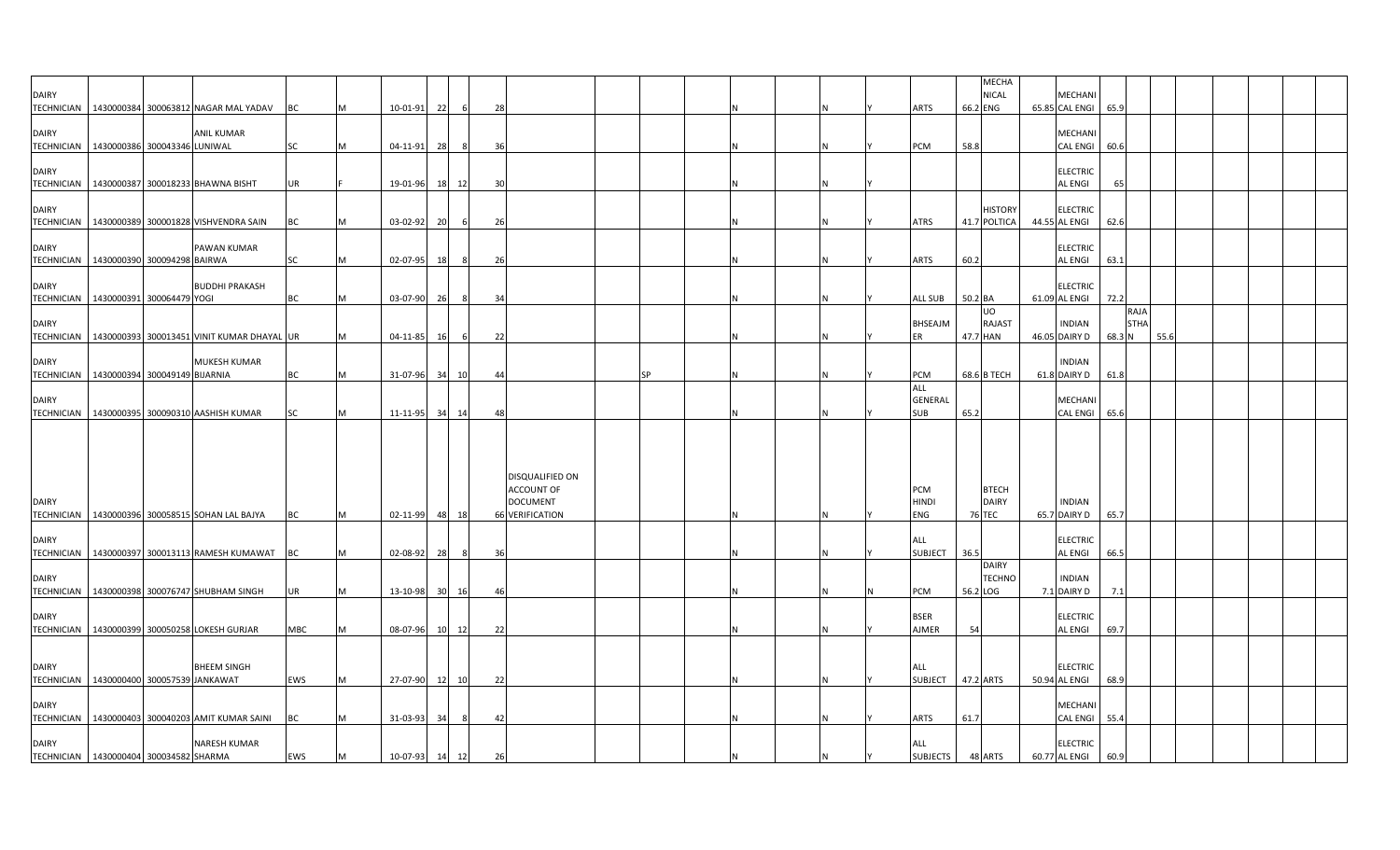| | | | | | | | | | | | | | | | | | | | | | | | | | | | | | |
|---|---|---|---|---|---|---|---|---|---|---|---|---|---|---|---|---|---|---|---|---|---|---|---|---|---|---|---|---|---|
| DAIRY TECHNICIAN | 1430000384 | 300063812 | NAGAR MAL YADAV | BC | M | 10-01-91 | 22 | 6 | 28 | | | | | N | | N | Y | ARTS | 66.2 | MECHANICAL ENG | 65.85 | MECHANICAL ENGI | 65.9 | | | | | | |
| DAIRY TECHNICIAN | 1430000386 | 300043346 | ANIL KUMAR LUNIWAL | SC | M | 04-11-91 | 28 | 8 | 36 | | | | | N | | N | Y | PCM | 58.8 | | | MECHANICAL ENGI | 60.6 | | | | | | |
| DAIRY TECHNICIAN | 1430000387 | 300018233 | BHAWNA BISHT | UR | F | 19-01-96 | 18 | 12 | 30 | | | | | N | | N | Y | | | | | ELECTRICAL ENGI | 65 | | | | | | |
| DAIRY TECHNICIAN | 1430000389 | 300001828 | VISHVENDRA SAIN | BC | M | 03-02-92 | 20 | 6 | 26 | | | | | N | | N | Y | ATRS | 41.7 | HISTORY POLTICA | 44.55 | ELECTRICAL ENGI | 62.6 | | | | | | |
| DAIRY TECHNICIAN | 1430000390 | 300094298 | PAWAN KUMAR BAIRWA | SC | M | 02-07-95 | 18 | 8 | 26 | | | | | N | | N | Y | ARTS | 60.2 | | | ELECTRICAL ENGI | 63.1 | | | | | | |
| DAIRY TECHNICIAN | 1430000391 | 300064479 | BUDDHI PRAKASH YOGI | BC | M | 03-07-90 | 26 | 8 | 34 | | | | | N | | N | Y | ALL SUB | 50.2 | BA | 61.09 | ELECTRICAL ENGI | 72.2 | | | | | | |
| DAIRY TECHNICIAN | 1430000393 | 300013451 | VINIT KUMAR DHAYAL | UR | M | 04-11-85 | 16 | 6 | 22 | | | | | N | | N | Y | BHSEAJMER | 47.7 | UO RAJASTHAN | 46.05 | INDIAN DAIRY D | 68.3 | RAJASTHAN | 55.6 | | | | |
| DAIRY TECHNICIAN | 1430000394 | 300049149 | MUKESH KUMAR BIJARNIA | BC | M | 31-07-96 | 34 | 10 | 44 | | | SP | | N | | N | Y | PCM | 68.6 | B TECH | 61.8 | INDIAN DAIRY D | 61.8 | | | | | | |
| DAIRY TECHNICIAN | 1430000395 | 300090310 | AASHISH KUMAR | SC | M | 11-11-95 | 34 | 14 | 48 | | | | | N | | N | Y | ALL GENERAL SUB | 65.2 | | | MECHANICAL ENGI | 65.6 | | | | | | |
| DAIRY TECHNICIAN | 1430000396 | 300058515 | SOHAN LAL BAJYA | BC | M | 02-11-99 | 48 | 18 | 66 | DISQUALIFIED ON ACCOUNT OF DOCUMENT VERIFICATION | | | | N | | N | Y | PCM HINDI ENG | 76 | BTECH DAIRY TEC | 65.7 | INDIAN DAIRY D | 65.7 | | | | | | |
| DAIRY TECHNICIAN | 1430000397 | 300013113 | RAMESH KUMAWAT | BC | M | 02-08-92 | 28 | 8 | 36 | | | | | N | | N | Y | ALL SUBJECT | 36.5 | | | ELECTRICAL ENGI | 66.5 | | | | | | |
| DAIRY TECHNICIAN | 1430000398 | 300076747 | SHUBHAM SINGH | UR | M | 13-10-98 | 30 | 16 | 46 | | | | | N | | N | N | PCM | 56.2 | DAIRY TECHNOLOG | 7.1 | INDIAN DAIRY D | 7.1 | | | | | | |
| DAIRY TECHNICIAN | 1430000399 | 300050258 | LOKESH GURJAR | MBC | M | 08-07-96 | 10 | 12 | 22 | | | | | N | | N | Y | BSER AJMER | 54 | | | ELECTRICAL ENGI | 69.7 | | | | | | |
| DAIRY TECHNICIAN | 1430000400 | 300057539 | BHEEM SINGH JANKAWAT | EWS | M | 27-07-90 | 12 | 10 | 22 | | | | | N | | N | Y | ALL SUBJECT | 47.2 | ARTS | 50.94 | ELECTRICAL ENGI | 68.9 | | | | | | |
| DAIRY TECHNICIAN | 1430000403 | 300040203 | AMIT KUMAR SAINI | BC | M | 31-03-93 | 34 | 8 | 42 | | | | | N | | N | Y | ARTS | 61.7 | | | MECHANICAL ENGI | 55.4 | | | | | | |
| DAIRY TECHNICIAN | 1430000404 | 300034582 | NARESH KUMAR SHARMA | EWS | M | 10-07-93 | 14 | 12 | 26 | | | | | N | | N | Y | ALL SUBJECTS | 48 | ARTS | 60.77 | ELECTRICAL ENGI | 60.9 | | | | | | |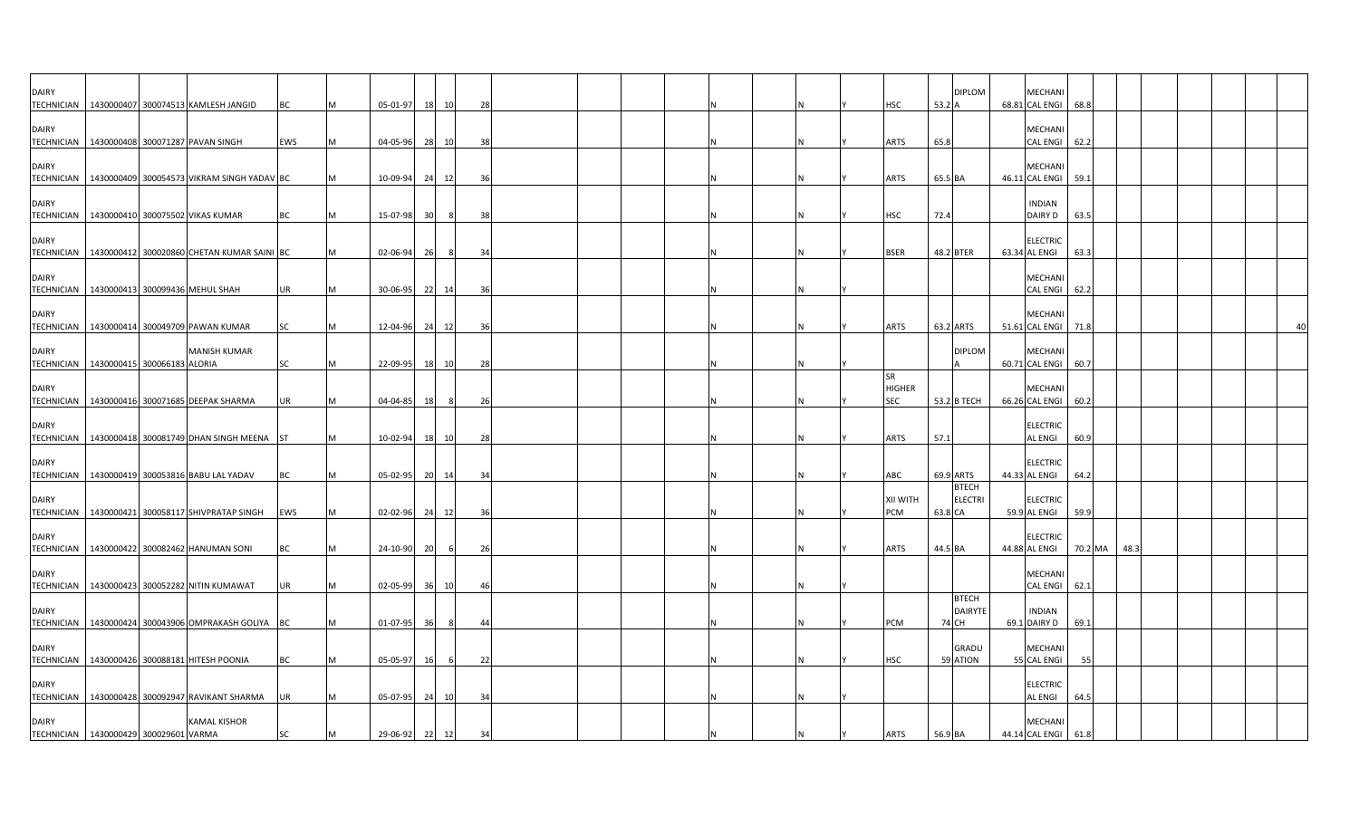| | | | | | | | | | | | | | | | | | | | | | | | | | | | | | | | |
|---|---|---|---|---|---|---|---|---|---|---|---|---|---|---|---|---|---|---|---|---|---|---|---|---|---|---|---|---|---|---|---|
| DAIRY TECHNICIAN | 1430000407 | 300074513 | KAMLESH JANGID | BC | M | 05-01-97 | 18 | 10 | 28 | | | | | N | | N | Y | HSC | 53.2 | DIPLOMA | 68.81 | MECHANICAL ENGI | 68.8 | | | | | | | | |
| DAIRY TECHNICIAN | 1430000408 | 300071287 | PAVAN SINGH | EWS | M | 04-05-96 | 28 | 10 | 38 | | | | | N | | N | Y | ARTS | 65.8 | | | MECHANICAL ENGI | 62.2 | | | | | | | | |
| DAIRY TECHNICIAN | 1430000409 | 300054573 | VIKRAM SINGH YADAV | BC | M | 10-09-94 | 24 | 12 | 36 | | | | | N | | N | Y | ARTS | 65.5 | BA | 46.11 | MECHANICAL ENGI | 59.1 | | | | | | | | |
| DAIRY TECHNICIAN | 1430000410 | 300075502 | VIKAS KUMAR | BC | M | 15-07-98 | 30 | 8 | 38 | | | | | N | | N | Y | HSC | 72.4 | | | INDIAN DAIRY D | 63.5 | | | | | | | | |
| DAIRY TECHNICIAN | 1430000412 | 300020860 | CHETAN KUMAR SAINI | BC | M | 02-06-94 | 26 | 8 | 34 | | | | | N | | N | Y | BSER | 48.2 | BTER | 63.34 | ELECTRICAL ENGI | 63.3 | | | | | | | | |
| DAIRY TECHNICIAN | 1430000413 | 300099436 | MEHUL SHAH | UR | M | 30-06-95 | 22 | 14 | 36 | | | | | N | | N | Y | | | | | MECHANICAL ENGI | 62.2 | | | | | | | | |
| DAIRY TECHNICIAN | 1430000414 | 300049709 | PAWAN KUMAR | SC | M | 12-04-96 | 24 | 12 | 36 | | | | | N | | N | Y | ARTS | 63.2 | ARTS | 51.61 | MECHANICAL ENGI | 71.8 | | | | | | | | 40 |
| DAIRY TECHNICIAN | 1430000415 | 300066183 | MANISH KUMAR ALORIA | SC | M | 22-09-95 | 18 | 10 | 28 | | | | | N | | N | Y | | | DIPLOMA | 60.71 | MECHANICAL ENGI | 60.7 | | | | | | | | |
| DAIRY TECHNICIAN | 1430000416 | 300071685 | DEEPAK SHARMA | UR | M | 04-04-85 | 18 | 8 | 26 | | | | | N | | N | Y | SR HIGHER SEC | 53.2 | B TECH | 66.26 | MECHANICAL ENGI | 60.2 | | | | | | | | |
| DAIRY TECHNICIAN | 1430000418 | 300081749 | DHAN SINGH MEENA | ST | M | 10-02-94 | 18 | 10 | 28 | | | | | N | | N | Y | ARTS | 57.1 | | | ELECTRICAL ENGI | 60.9 | | | | | | | | |
| DAIRY TECHNICIAN | 1430000419 | 300053816 | BABU LAL YADAV | BC | M | 05-02-95 | 20 | 14 | 34 | | | | | N | | N | Y | ABC | 69.9 | ARTS | 44.33 | ELECTRICAL ENGI | 64.2 | | | | | | | | |
| DAIRY TECHNICIAN | 1430000421 | 300058117 | SHIVPRATAP SINGH | EWS | M | 02-02-96 | 24 | 12 | 36 | | | | | N | | N | Y | XII WITH PCM | 63.8 | BTECH ELECTRICA | 59.9 | ELECTRICAL ENGI | 59.9 | | | | | | | | |
| DAIRY TECHNICIAN | 1430000422 | 300082462 | HANUMAN SONI | BC | M | 24-10-90 | 20 | 6 | 26 | | | | | N | | N | Y | ARTS | 44.5 | BA | 44.88 | ELECTRICAL ENGI | 70.2 | MA | 48.3 | | | | | | |
| DAIRY TECHNICIAN | 1430000423 | 300052282 | NITIN KUMAWAT | UR | M | 02-05-99 | 36 | 10 | 46 | | | | | N | | N | Y | | | | | MECHANICAL ENGI | 62.1 | | | | | | | | |
| DAIRY TECHNICIAN | 1430000424 | 300043906 | OMPRAKASH GOLIYA | BC | M | 01-07-95 | 36 | 8 | 44 | | | | | N | | N | Y | PCM | 74 | BTECH DAIRYTECH | 69.1 | INDIAN DAIRY D | 69.1 | | | | | | | | |
| DAIRY TECHNICIAN | 1430000426 | 300088181 | HITESH POONIA | BC | M | 05-05-97 | 16 | 6 | 22 | | | | | N | | N | Y | HSC | 59 | GRADUATION | 55 | MECHANICAL ENGI | 55 | | | | | | | | |
| DAIRY TECHNICIAN | 1430000428 | 300092947 | RAVIKANT SHARMA | UR | M | 05-07-95 | 24 | 10 | 34 | | | | | N | | N | Y | | | | | ELECTRICAL ENGI | 64.5 | | | | | | | | |
| DAIRY TECHNICIAN | 1430000429 | 300029601 | KAMAL KISHOR VARMA | SC | M | 29-06-92 | 22 | 12 | 34 | | | | | N | | N | Y | ARTS | 56.9 | BA | 44.14 | MECHANICAL ENGI | 61.8 | | | | | | | | |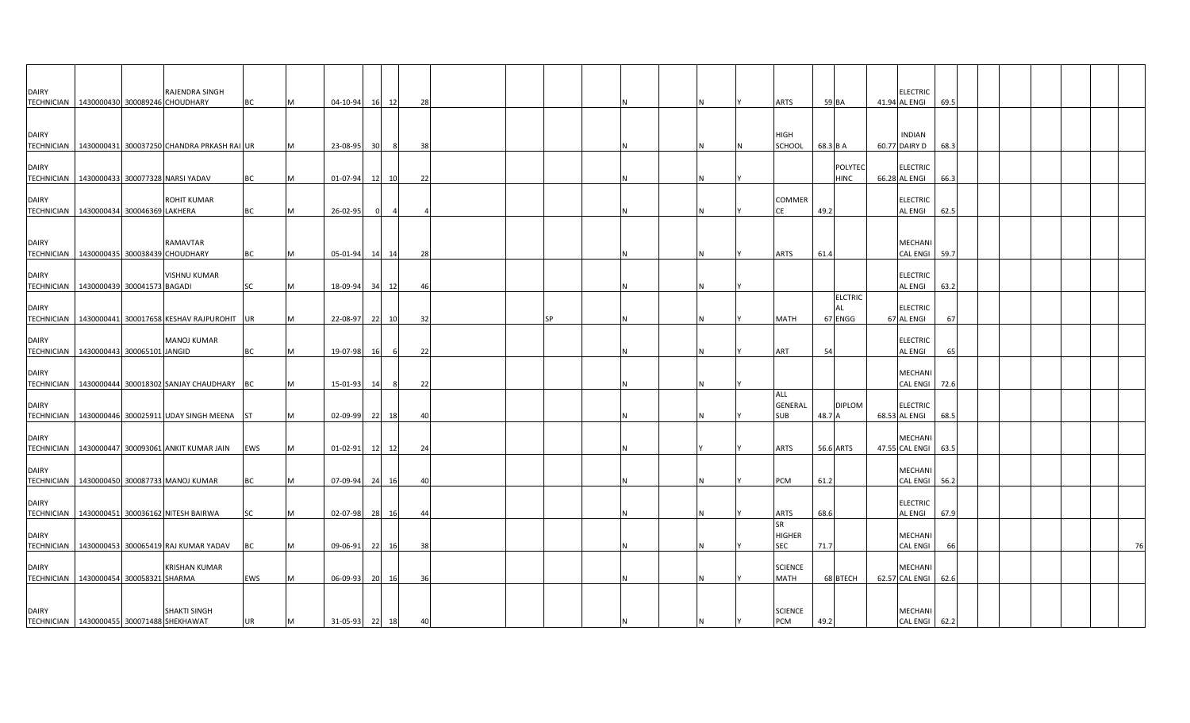| | | | | | | | | | | | | | | | | | | | | | | | | | | | | | | | | |
|---|---|---|---|---|---|---|---|---|---|---|---|---|---|---|---|---|---|---|---|---|---|---|---|---|---|---|---|---|---|---|---|---|
| DAIRY TECHNICIAN | 1430000430 | 300089246 | RAJENDRA SINGH CHOUDHARY | BC | M | 04-10-94 | 16 | 12 | 28 | | | | | | | N | | N | Y | ARTS | 59 | BA | 41.94 | ELECTRICAL ENGI | 69.5 | | | | | | | |
| DAIRY TECHNICIAN | 1430000431 | 300037250 | CHANDRA PRKASH RAI | UR | M | 23-08-95 | 30 | 8 | 38 | | | | | | | N | | N | N | HIGH SCHOOL | 68.3 | B A | 60.77 | INDIAN DAIRY D | 68.3 | | | | | | | |
| DAIRY TECHNICIAN | 1430000433 | 300077328 | NARSI YADAV | BC | M | 01-07-94 | 12 | 10 | 22 | | | | | | | N | | N | Y | | | POLYTECHNIC | 66.28 | ELECTRICAL ENGI | 66.3 | | | | | | | |
| DAIRY TECHNICIAN | 1430000434 | 300046369 | ROHIT KUMAR LAKHERA | BC | M | 26-02-95 | 0 | 4 | 4 | | | | | | | N | | N | Y | COMMERCE | 49.2 | | | ELECTRICAL ENGI | 62.5 | | | | | | | |
| DAIRY TECHNICIAN | 1430000435 | 300038439 | RAMAVTAR CHOUDHARY | BC | M | 05-01-94 | 14 | 14 | 28 | | | | | | | N | | N | Y | ARTS | 61.4 | | | MECHANICAL ENGI | 59.7 | | | | | | | |
| DAIRY TECHNICIAN | 1430000439 | 300041573 | VISHNU KUMAR BAGADI | SC | M | 18-09-94 | 34 | 12 | 46 | | | | | | | N | | N | Y | | | | | ELECTRICAL ENGI | 63.2 | | | | | | | |
| DAIRY TECHNICIAN | 1430000441 | 300017658 | KESHAV RAJPUROHIT | UR | M | 22-08-97 | 22 | 10 | 32 | | | SP | | | | N | | N | Y | MATH | 67 | ELCTRICAL ENGG | 67 | ELECTRICAL ENGI | 67 | | | | | | | |
| DAIRY TECHNICIAN | 1430000443 | 300065101 | MANOJ KUMAR JANGID | BC | M | 19-07-98 | 16 | 6 | 22 | | | | | | | N | | N | Y | ART | 54 | | | ELECTRICAL ENGI | 65 | | | | | | | |
| DAIRY TECHNICIAN | 1430000444 | 300018302 | SANJAY CHAUDHARY | BC | M | 15-01-93 | 14 | 8 | 22 | | | | | | | N | | N | Y | | | | | MECHANICAL ENGI | 72.6 | | | | | | | |
| DAIRY TECHNICIAN | 1430000446 | 300025911 | UDAY SINGH MEENA | ST | M | 02-09-99 | 22 | 18 | 40 | | | | | | | N | | N | Y | ALL GENERAL SUB | 48.7 | DIPLOMA | 68.53 | ELECTRICAL ENGI | 68.5 | | | | | | | |
| DAIRY TECHNICIAN | 1430000447 | 300093061 | ANKIT KUMAR JAIN | EWS | M | 01-02-91 | 12 | 12 | 24 | | | | | | | N | | Y | Y | ARTS | 56.6 | ARTS | 47.55 | MECHANICAL ENGI | 63.5 | | | | | | | |
| DAIRY TECHNICIAN | 1430000450 | 300087733 | MANOJ KUMAR | BC | M | 07-09-94 | 24 | 16 | 40 | | | | | | | N | | N | Y | PCM | 61.2 | | | MECHANICAL ENGI | 56.2 | | | | | | | |
| DAIRY TECHNICIAN | 1430000451 | 300036162 | NITESH BAIRWA | SC | M | 02-07-98 | 28 | 16 | 44 | | | | | | | N | | N | Y | ARTS | 68.6 | | | ELECTRICAL ENGI | 67.9 | | | | | | | |
| DAIRY TECHNICIAN | 1430000453 | 300065419 | RAJ KUMAR YADAV | BC | M | 09-06-91 | 22 | 16 | 38 | | | | | | | N | | N | Y | SR HIGHER SEC | 71.7 | | | MECHANICAL ENGI | 66 | | | | | | | 76 |
| DAIRY TECHNICIAN | 1430000454 | 300058321 | KRISHAN KUMAR SHARMA | EWS | M | 06-09-93 | 20 | 16 | 36 | | | | | | | N | | N | Y | SCIENCE MATH | 68 | BTECH | 62.57 | MECHANICAL ENGI | 62.6 | | | | | | | |
| DAIRY TECHNICIAN | 1430000455 | 300071488 | SHAKTI SINGH SHEKHAWAT | UR | M | 31-05-93 | 22 | 18 | 40 | | | | | | | N | | N | Y | SCIENCE PCM | 49.2 | | | MECHANICAL ENGI | 62.2 | | | | | | | |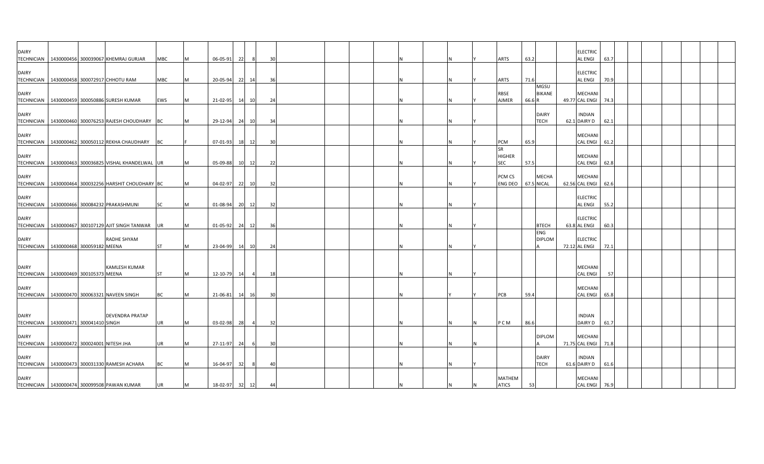| | | | | | | | | | | | | | | | | | | | | | | | | | | | | | | | |
|---|---|---|---|---|---|---|---|---|---|---|---|---|---|---|---|---|---|---|---|---|---|---|---|---|---|---|---|---|---|---|---|
| DAIRY TECHNICIAN | 1430000456 | 300039067 | KHEMRAJ GURJAR | MBC | M | 06-05-91 | 22 | 8 | 30 | | | | | | N | | N | Y | ARTS | 63.2 | | | ELECTRICAL ENGI | 63.7 | | | | | | | |
| DAIRY TECHNICIAN | 1430000458 | 300072917 | CHHOTU RAM | MBC | M | 20-05-94 | 22 | 14 | 36 | | | | | | N | | N | Y | ARTS | 71.6 | | | ELECTRICAL ENGI | 70.9 | | | | | | | |
| DAIRY TECHNICIAN | 1430000459 | 300050886 | SURESH KUMAR | EWS | M | 21-02-95 | 14 | 10 | 24 | | | | | | N | | N | Y | RBSE AJMER | 66.6 | MGSU BIKANER | 49.77 | MECHANICAL ENGI | 74.3 | | | | | | | |
| DAIRY TECHNICIAN | 1430000460 | 300076253 | RAJESH CHOUDHARY | BC | M | 29-12-94 | 24 | 10 | 34 | | | | | | N | | N | Y | | | DAIRY TECH | 62.1 | INDIAN DAIRY D | 62.1 | | | | | | | |
| DAIRY TECHNICIAN | 1430000462 | 300050112 | REKHA CHAUDHARY | BC | F | 07-01-93 | 18 | 12 | 30 | | | | | | N | | N | Y | PCM | 65.9 | | | MECHANICAL ENGI | 61.2 | | | | | | | |
| DAIRY TECHNICIAN | 1430000463 | 300036825 | VISHAL KHANDELWAL | UR | M | 05-09-88 | 10 | 12 | 22 | | | | | | N | | N | Y | SR HIGHER SEC | 57.5 | | | MECHANICAL ENGI | 62.8 | | | | | | | |
| DAIRY TECHNICIAN | 1430000464 | 300032256 | HARSHIT CHOUDHARY | BC | M | 04-02-97 | 22 | 10 | 32 | | | | | | N | | N | Y | PCM CS ENG DEO | 67.5 | MECHANICAL | 62.56 | MECHANICAL ENGI | 62.6 | | | | | | | |
| DAIRY TECHNICIAN | 1430000466 | 300084232 | PRAKASHMUNI | SC | M | 01-08-94 | 20 | 12 | 32 | | | | | | N | | N | Y | | | | | ELECTRICAL ENGI | 55.2 | | | | | | | |
| DAIRY TECHNICIAN | 1430000467 | 300107129 | AJIT SINGH TANWAR | UR | M | 01-05-92 | 24 | 12 | 36 | | | | | | N | | N | Y | | | BTECH | 63.8 | ELECTRICAL ENGI | 60.3 | | | | | | | |
| DAIRY TECHNICIAN | 1430000468 | 300059182 | RADHE SHYAM MEENA | ST | M | 23-04-99 | 14 | 10 | 24 | | | | | | N | | N | Y | | | ENG DIPLOMA | 72.12 | ELECTRICAL ENGI | 72.1 | | | | | | | |
| DAIRY TECHNICIAN | 1430000469 | 300105373 | KAMLESH KUMAR MEENA | ST | M | 12-10-79 | 14 | 4 | 18 | | | | | | N | | N | Y | | | | | MECHANICAL ENGI | 57 | | | | | | | |
| DAIRY TECHNICIAN | 1430000470 | 300063321 | NAVEEN SINGH | BC | M | 21-06-81 | 14 | 16 | 30 | | | | | | N | | Y | Y | PCB | 59.4 | | | MECHANICAL ENGI | 65.8 | | | | | | | |
| DAIRY TECHNICIAN | 1430000471 | 300041410 | DEVENDRA PRATAP SINGH | UR | M | 03-02-98 | 28 | 4 | 32 | | | | | | N | | N | N | P C M | 86.6 | | | INDIAN DAIRY D | 61.7 | | | | | | | |
| DAIRY TECHNICIAN | 1430000472 | 300024001 | NITESH JHA | UR | M | 27-11-97 | 24 | 6 | 30 | | | | | | N | | N | N | | | DIPLOMA | 71.75 | MECHANICAL ENGI | 71.8 | | | | | | | |
| DAIRY TECHNICIAN | 1430000473 | 300031330 | RAMESH ACHARA | BC | M | 16-04-97 | 32 | 8 | 40 | | | | | | N | | N | Y | | | DAIRY TECH | 61.6 | INDIAN DAIRY D | 61.6 | | | | | | | |
| DAIRY TECHNICIAN | 1430000474 | 300099508 | PAWAN KUMAR | UR | M | 18-02-97 | 32 | 12 | 44 | | | | | | N | | N | N | MATHEMATICS | 53 | | | MECHANICAL ENGI | 76.9 | | | | | | | |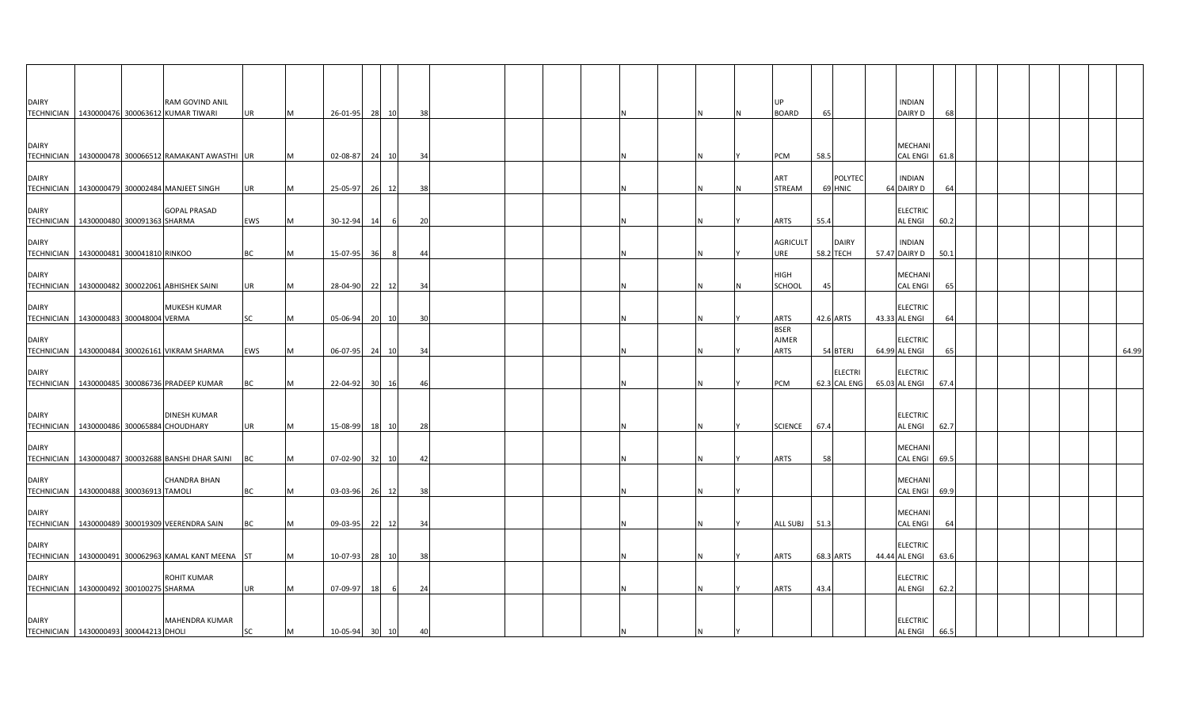| | | | | | | | | | | | | | | | | | | | | | | | | | | | | | |
|---|---|---|---|---|---|---|---|---|---|---|---|---|---|---|---|---|---|---|---|---|---|---|---|---|---|---|---|---|---|
| DAIRY TECHNICIAN | 1430000476 | 300063612 | RAM GOVIND ANIL KUMAR TIWARI | UR | M | 26-01-95 | 28 | 10 | 38 | | | | | N | | N | N | UP BOARD | 65 | | | INDIAN DAIRY D | 68 | | | | | | |
| DAIRY TECHNICIAN | 1430000478 | 300066512 | RAMAKANT AWASTHI | UR | M | 02-08-87 | 24 | 10 | 34 | | | | | N | | N | Y | PCM | 58.5 | | | MECHANICAL ENGI | 61.8 | | | | | | |
| DAIRY TECHNICIAN | 1430000479 | 300002484 | MANJEET SINGH | UR | M | 25-05-97 | 26 | 12 | 38 | | | | | N | | N | N | ART STREAM | 69 | POLYTECHNIC | 64 | INDIAN DAIRY D | 64 | | | | | | |
| DAIRY TECHNICIAN | 1430000480 | 300091363 | GOPAL PRASAD SHARMA | EWS | M | 30-12-94 | 14 | 6 | 20 | | | | | N | | N | Y | ARTS | 55.4 | | | ELECTRICAL ENGI | 60.2 | | | | | | |
| DAIRY TECHNICIAN | 1430000481 | 300041810 | RINKOO | BC | M | 15-07-95 | 36 | 8 | 44 | | | | | N | | N | Y | AGRICULTURE | 58.2 | DAIRY TECH | 57.47 | INDIAN DAIRY D | 50.1 | | | | | | |
| DAIRY TECHNICIAN | 1430000482 | 300022061 | ABHISHEK SAINI | UR | M | 28-04-90 | 22 | 12 | 34 | | | | | N | | N | N | HIGH SCHOOL | 45 | | | MECHANICAL ENGI | 65 | | | | | | |
| DAIRY TECHNICIAN | 1430000483 | 300048004 | MUKESH KUMAR VERMA | SC | M | 05-06-94 | 20 | 10 | 30 | | | | | N | | N | Y | ARTS | 42.6 | ARTS | 43.33 | ELECTRICAL ENGI | 64 | | | | | | |
| DAIRY TECHNICIAN | 1430000484 | 300026161 | VIKRAM SHARMA | EWS | M | 06-07-95 | 24 | 10 | 34 | | | | | N | | N | Y | BSER AJMER ARTS | 54 | BTERJ | 64.99 | ELECTRICAL ENGI | 65 | | | | | | 64.99 |
| DAIRY TECHNICIAN | 1430000485 | 300086736 | PRADEEP KUMAR | BC | M | 22-04-92 | 30 | 16 | 46 | | | | | N | | N | Y | PCM | 62.3 | ELECTRICAL ENG | 65.03 | ELECTRICAL ENGI | 67.4 | | | | | | |
| DAIRY TECHNICIAN | 1430000486 | 300065884 | DINESH KUMAR CHOUDHARY | UR | M | 15-08-99 | 18 | 10 | 28 | | | | | N | | N | Y | SCIENCE | 67.4 | | | ELECTRICAL ENGI | 62.7 | | | | | | |
| DAIRY TECHNICIAN | 1430000487 | 300032688 | BANSHI DHAR SAINI | BC | M | 07-02-90 | 32 | 10 | 42 | | | | | N | | N | Y | ARTS | 58 | | | MECHANICAL ENGI | 69.5 | | | | | | |
| DAIRY TECHNICIAN | 1430000488 | 300036913 | CHANDRA BHAN TAMOLI | BC | M | 03-03-96 | 26 | 12 | 38 | | | | | N | | N | Y | | | | | MECHANICAL ENGI | 69.9 | | | | | | |
| DAIRY TECHNICIAN | 1430000489 | 300019309 | VEERENDRA SAIN | BC | M | 09-03-95 | 22 | 12 | 34 | | | | | N | | N | Y | ALL SUBJ | 51.3 | | | MECHANICAL ENGI | 64 | | | | | | |
| DAIRY TECHNICIAN | 1430000491 | 300062963 | KAMAL KANT MEENA | ST | M | 10-07-93 | 28 | 10 | 38 | | | | | N | | N | Y | ARTS | 68.3 | ARTS | 44.44 | ELECTRICAL ENGI | 63.6 | | | | | | |
| DAIRY TECHNICIAN | 1430000492 | 300100275 | ROHIT KUMAR SHARMA | UR | M | 07-09-97 | 18 | 6 | 24 | | | | | N | | N | Y | ARTS | 43.4 | | | ELECTRICAL ENGI | 62.2 | | | | | | |
| DAIRY TECHNICIAN | 1430000493 | 300044213 | MAHENDRA KUMAR DHOLI | SC | M | 10-05-94 | 30 | 10 | 40 | | | | | N | | N | Y | | | | | ELECTRICAL ENGI | 66.5 | | | | | | |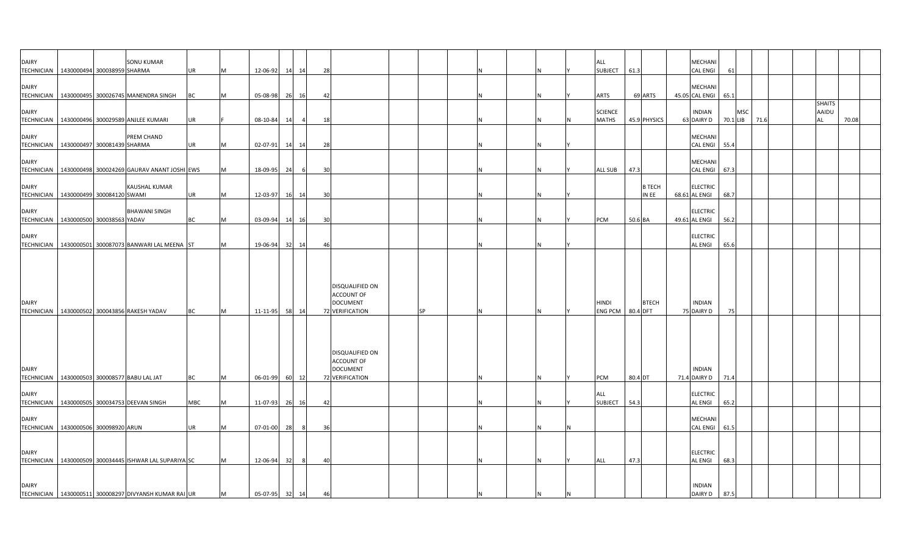| | | | | | | | | | | | | | | | | | | | | | | | | | | | | | |
|---|---|---|---|---|---|---|---|---|---|---|---|---|---|---|---|---|---|---|---|---|---|---|---|---|---|---|---|---|---|
| DAIRY TECHNICIAN | 1430000494 | 300038959 | SONU KUMAR SHARMA | UR | M | 12-06-92 | 14 | 14 | 28 | | | | | N | | N | Y | ALL SUBJECT | 61.3 | | | MECHANI CAL ENGI | 61 | | | | | | |
| DAIRY TECHNICIAN | 1430000495 | 300026745 | MANENDRA SINGH | BC | M | 05-08-98 | 26 | 16 | 42 | | | | | N | | N | Y | ARTS | 69 | ARTS | 45.05 | MECHANI CAL ENGI | 65.1 | | | | | | |
| DAIRY TECHNICIAN | 1430000496 | 300029589 | ANJLEE KUMARI | UR | F | 08-10-84 | 14 | 4 | 18 | | | | | N | | N | N | SCIENCE MATHS | 45.9 | PHYSICS | 63 | INDIAN DAIRY D | 70.1 | MSC LIB | 71.6 | | SHAITS AAIDU AL | 70.08 | |
| DAIRY TECHNICIAN | 1430000497 | 300081439 | PREM CHAND SHARMA | UR | M | 02-07-91 | 14 | 14 | 28 | | | | | N | | N | Y | | | | | MECHANI CAL ENGI | 55.4 | | | | | | |
| DAIRY TECHNICIAN | 1430000498 | 300024269 | GAURAV ANANT JOSHI | EWS | M | 18-09-95 | 24 | 6 | 30 | | | | | N | | N | Y | ALL SUB | 47.3 | | | MECHANI CAL ENGI | 67.3 | | | | | | |
| DAIRY TECHNICIAN | 1430000499 | 300084120 | KAUSHAL KUMAR SWAMI | UR | M | 12-03-97 | 16 | 14 | 30 | | | | | N | | N | Y | | | B TECH IN EE | 68.61 | ELECTRIC AL ENGI | 68.7 | | | | | | |
| DAIRY TECHNICIAN | 1430000500 | 300038563 | BHAWANI SINGH YADAV | BC | M | 03-09-94 | 14 | 16 | 30 | | | | | N | | N | Y | PCM | 50.6 | BA | 49.61 | ELECTRIC AL ENGI | 56.2 | | | | | | |
| DAIRY TECHNICIAN | 1430000501 | 300087073 | BANWARI LAL MEENA | ST | M | 19-06-94 | 32 | 14 | 46 | | | | | N | | N | Y | | | | | ELECTRIC AL ENGI | 65.6 | | | | | | |
| DAIRY TECHNICIAN | 1430000502 | 300043856 | RAKESH YADAV | BC | M | 11-11-95 | 58 | 14 | 72 | DISQUALIFIED ON ACCOUNT OF DOCUMENT VERIFICATION | | SP | | N | | N | Y | HINDI ENG PCM | 80.4 | BTECH DFT | 75 | INDIAN DAIRY D | 75 | | | | | | |
| DAIRY TECHNICIAN | 1430000503 | 300008577 | BABU LAL JAT | BC | M | 06-01-99 | 60 | 12 | 72 | DISQUALIFIED ON ACCOUNT OF DOCUMENT VERIFICATION | | | | N | | N | Y | PCM | 80.4 | DT | 71.4 | INDIAN DAIRY D | 71.4 | | | | | | |
| DAIRY TECHNICIAN | 1430000505 | 300034753 | DEEVAN SINGH | MBC | M | 11-07-93 | 26 | 16 | 42 | | | | | N | | N | Y | ALL SUBJECT | 54.3 | | | ELECTRIC AL ENGI | 65.2 | | | | | | |
| DAIRY TECHNICIAN | 1430000506 | 300098920 | ARUN | UR | M | 07-01-00 | 28 | 8 | 36 | | | | | N | | N | N | | | | | MECHANI CAL ENGI | 61.5 | | | | | | |
| DAIRY TECHNICIAN | 1430000509 | 300034445 | ISHWAR LAL SUPARIYA | SC | M | 12-06-94 | 32 | 8 | 40 | | | | | N | | N | Y | ALL | 47.3 | | | ELECTRIC AL ENGI | 68.3 | | | | | | |
| DAIRY TECHNICIAN | 1430000511 | 300008297 | DIVYANSH KUMAR RAI | UR | M | 05-07-95 | 32 | 14 | 46 | | | | | N | | N | N | | | | | INDIAN DAIRY D | 87.5 | | | | | | |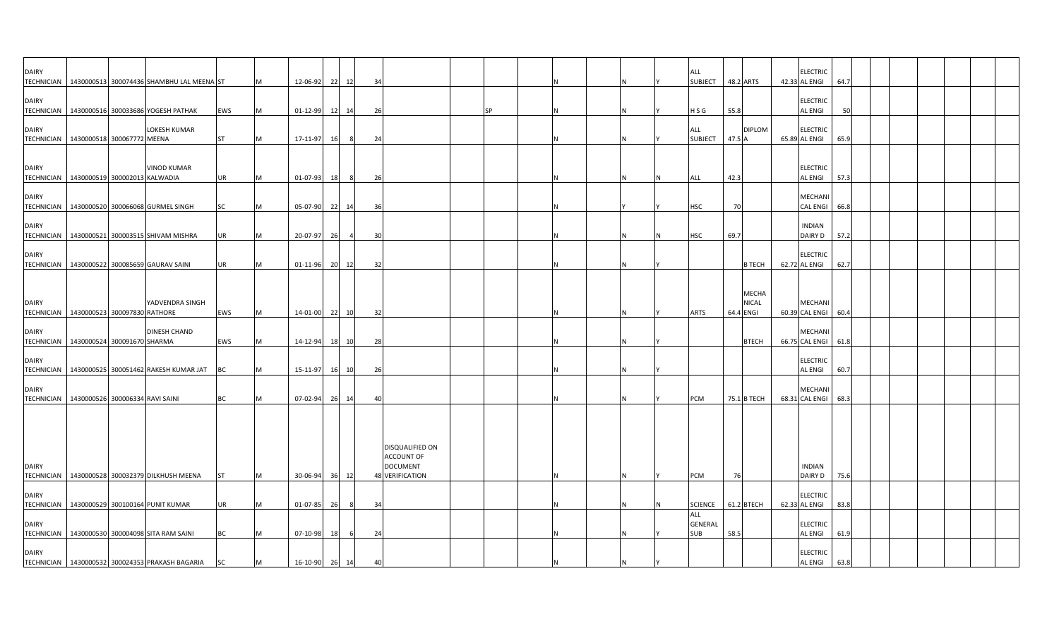| | | | | | | | | | | | | | | | | | | | | | | | |
|---|---|---|---|---|---|---|---|---|---|---|---|---|---|---|---|---|---|---|---|---|---|---|---|
| DAIRY TECHNICIAN | 1430000513 | 300074436 | SHAMBHU LAL MEENA | ST | M | 12-06-92 | 22 | 12 | 34 | | | | | N | | N | Y | ALL SUBJECT | 48.2 | ARTS | 42.33 | ELECTRIC AL ENGI | 64.7 |
| DAIRY TECHNICIAN | 1430000516 | 300033686 | YOGESH PATHAK | EWS | M | 01-12-99 | 12 | 14 | 26 | | | SP | | N | | N | Y | H S G | 55.8 | | | ELECTRIC AL ENGI | 50 |
| DAIRY TECHNICIAN | 1430000518 | 300067772 | LOKESH KUMAR MEENA | ST | M | 17-11-97 | 16 | 8 | 24 | | | | | N | | N | Y | ALL SUBJECT | 47.5 | DIPLOM A | 65.89 | ELECTRIC AL ENGI | 65.9 |
| DAIRY TECHNICIAN | 1430000519 | 300002013 | VINOD KUMAR KALWADIA | UR | M | 01-07-93 | 18 | 8 | 26 | | | | | N | | N | N | ALL | 42.3 | | | ELECTRIC AL ENGI | 57.3 |
| DAIRY TECHNICIAN | 1430000520 | 300066068 | GURMEL SINGH | SC | M | 05-07-90 | 22 | 14 | 36 | | | | | N | | Y | Y | HSC | 70 | | | MECHANI CAL ENGI | 66.8 |
| DAIRY TECHNICIAN | 1430000521 | 300003515 | SHIVAM MISHRA | UR | M | 20-07-97 | 26 | 4 | 30 | | | | | N | | N | N | HSC | 69.7 | | | INDIAN DAIRY D | 57.2 |
| DAIRY TECHNICIAN | 1430000522 | 300085659 | GAURAV SAINI | UR | M | 01-11-96 | 20 | 12 | 32 | | | | | N | | N | Y | | | B TECH | 62.72 | ELECTRIC AL ENGI | 62.7 |
| DAIRY TECHNICIAN | 1430000523 | 300097830 | YADVENDRA SINGH RATHORE | EWS | M | 14-01-00 | 22 | 10 | 32 | | | | | N | | N | Y | ARTS | 64.4 | MECHA NICAL ENGI | 60.39 | MECHANI CAL ENGI | 60.4 |
| DAIRY TECHNICIAN | 1430000524 | 300091670 | DINESH CHAND SHARMA | EWS | M | 14-12-94 | 18 | 10 | 28 | | | | | N | | N | Y | | | BTECH | 66.75 | MECHANI CAL ENGI | 61.8 |
| DAIRY TECHNICIAN | 1430000525 | 300051462 | RAKESH KUMAR JAT | BC | M | 15-11-97 | 16 | 10 | 26 | | | | | N | | N | Y | | | | | ELECTRIC AL ENGI | 60.7 |
| DAIRY TECHNICIAN | 1430000526 | 300006334 | RAVI SAINI | BC | M | 07-02-94 | 26 | 14 | 40 | | | | | N | | N | Y | PCM | 75.1 | B TECH | 68.31 | MECHANI CAL ENGI | 68.3 |
| DAIRY TECHNICIAN | 1430000528 | 300032379 | DILKHUSH MEENA | ST | M | 30-06-94 | 36 | 12 | 48 | DISQUALIFIED ON ACCOUNT OF DOCUMENT VERIFICATION | | | | N | | N | Y | PCM | 76 | | | INDIAN DAIRY D | 75.6 |
| DAIRY TECHNICIAN | 1430000529 | 300100164 | PUNIT KUMAR | UR | M | 01-07-85 | 26 | 8 | 34 | | | | | N | | N | N | SCIENCE | 61.2 | BTECH | 62.33 | ELECTRIC AL ENGI | 83.8 |
| DAIRY TECHNICIAN | 1430000530 | 300004098 | SITA RAM SAINI | BC | M | 07-10-98 | 18 | 6 | 24 | | | | | N | | N | Y | ALL GENERAL SUB | 58.5 | | | ELECTRIC AL ENGI | 61.9 |
| DAIRY TECHNICIAN | 1430000532 | 300024353 | PRAKASH BAGARIA | SC | M | 16-10-90 | 26 | 14 | 40 | | | | | N | | N | Y | | | | | ELECTRIC AL ENGI | 63.8 |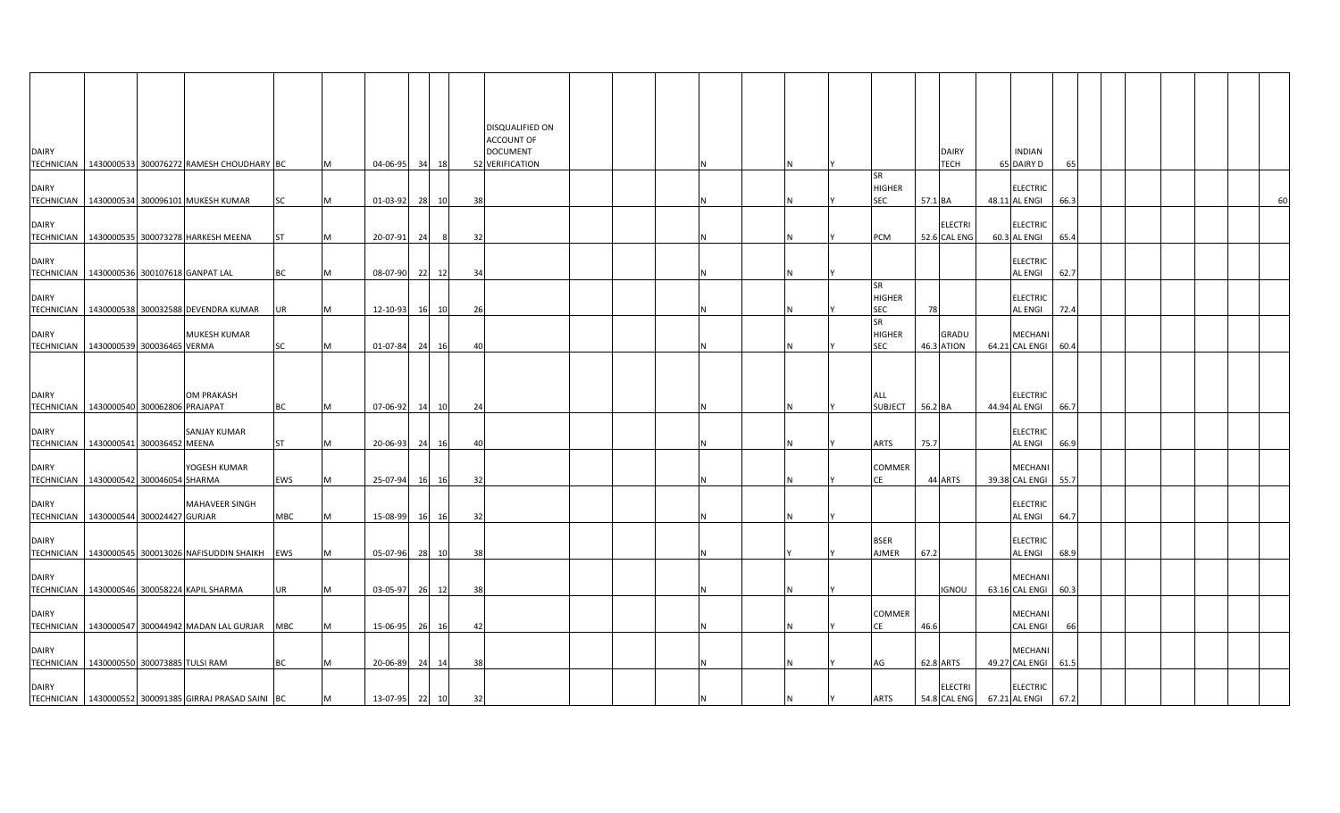| | | | | | | | | | | | | | | | | | | | | | | | | | | | | | | |
|---|---|---|---|---|---|---|---|---|---|---|---|---|---|---|---|---|---|---|---|---|---|---|---|---|---|---|---|---|---|---|
| DAIRY TECHNICIAN | 1430000533 | 300076272 | RAMESH CHOUDHARY | BC | M | 04-06-95 | 34 | 18 | 52 | DISQUALIFIED ON ACCOUNT OF DOCUMENT VERIFICATION | | | | N | | N | Y | | | DAIRY TECH | 65 | INDIAN DAIRY D | 65 | | | | | | | |
| DAIRY TECHNICIAN | 1430000534 | 300096101 | MUKESH KUMAR | SC | M | 01-03-92 | 28 | 10 | 38 | | | | | N | | N | Y | SR HIGHER SEC | 57.1 | BA | 48.11 | ELECTRICAL ENGI | 66.3 | | | | | | | 60 |
| DAIRY TECHNICIAN | 1430000535 | 300073278 | HARKESH MEENA | ST | M | 20-07-91 | 24 | 8 | 32 | | | | | N | | N | Y | PCM | 52.6 | ELECTRICAL ENG | 60.3 | ELECTRICAL ENGI | 65.4 | | | | | | | |
| DAIRY TECHNICIAN | 1430000536 | 300107618 | GANPAT LAL | BC | M | 08-07-90 | 22 | 12 | 34 | | | | | N | | N | Y | | | | | ELECTRICAL ENGI | 62.7 | | | | | | | |
| DAIRY TECHNICIAN | 1430000538 | 300032588 | DEVENDRA KUMAR | UR | M | 12-10-93 | 16 | 10 | 26 | | | | | N | | N | Y | SR HIGHER SEC | 78 | | | ELECTRICAL ENGI | 72.4 | | | | | | | |
| DAIRY TECHNICIAN | 1430000539 | 300036465 | MUKESH KUMAR VERMA | SC | M | 01-07-84 | 24 | 16 | 40 | | | | | N | | N | Y | SR HIGHER SEC | 46.3 | GRADUATION | 64.21 | MECHANICAL ENGI | 60.4 | | | | | | | |
| DAIRY TECHNICIAN | 1430000540 | 300062806 | OM PRAKASH PRAJAPAT | BC | M | 07-06-92 | 14 | 10 | 24 | | | | | N | | N | Y | ALL SUBJECT | 56.2 | BA | 44.94 | ELECTRICAL ENGI | 66.7 | | | | | | | |
| DAIRY TECHNICIAN | 1430000541 | 300036452 | SANJAY KUMAR MEENA | ST | M | 20-06-93 | 24 | 16 | 40 | | | | | N | | N | Y | ARTS | 75.7 | | | ELECTRICAL ENGI | 66.9 | | | | | | | |
| DAIRY TECHNICIAN | 1430000542 | 300046054 | YOGESH KUMAR SHARMA | EWS | M | 25-07-94 | 16 | 16 | 32 | | | | | N | | N | Y | COMMERCE | 44 | ARTS | 39.38 | MECHANICAL ENGI | 55.7 | | | | | | | |
| DAIRY TECHNICIAN | 1430000544 | 300024427 | MAHAVEER SINGH GURJAR | MBC | M | 15-08-99 | 16 | 16 | 32 | | | | | N | | N | Y | | | | | ELECTRICAL ENGI | 64.7 | | | | | | | |
| DAIRY TECHNICIAN | 1430000545 | 300013026 | NAFISUDDIN SHAIKH | EWS | M | 05-07-96 | 28 | 10 | 38 | | | | | N | | Y | Y | BSER AJMER | 67.2 | | | ELECTRICAL ENGI | 68.9 | | | | | | | |
| DAIRY TECHNICIAN | 1430000546 | 300058224 | KAPIL SHARMA | UR | M | 03-05-97 | 26 | 12 | 38 | | | | | N | | N | Y | | | IGNOU | 63.16 | MECHANICAL ENGI | 60.3 | | | | | | | |
| DAIRY TECHNICIAN | 1430000547 | 300044942 | MADAN LAL GURJAR | MBC | M | 15-06-95 | 26 | 16 | 42 | | | | | N | | N | Y | COMMERCE | 46.6 | | | MECHANICAL ENGI | 66 | | | | | | | |
| DAIRY TECHNICIAN | 1430000550 | 300073885 | TULSI RAM | BC | M | 20-06-89 | 24 | 14 | 38 | | | | | N | | N | Y | AG | 62.8 | ARTS | 49.27 | MECHANICAL ENGI | 61.5 | | | | | | | |
| DAIRY TECHNICIAN | 1430000552 | 300091385 | GIRRAJ PRASAD SAINI | BC | M | 13-07-95 | 22 | 10 | 32 | | | | | N | | N | Y | ARTS | 54.8 | ELECTRICAL ENG | 67.21 | ELECTRICAL ENGI | 67.2 | | | | | | | |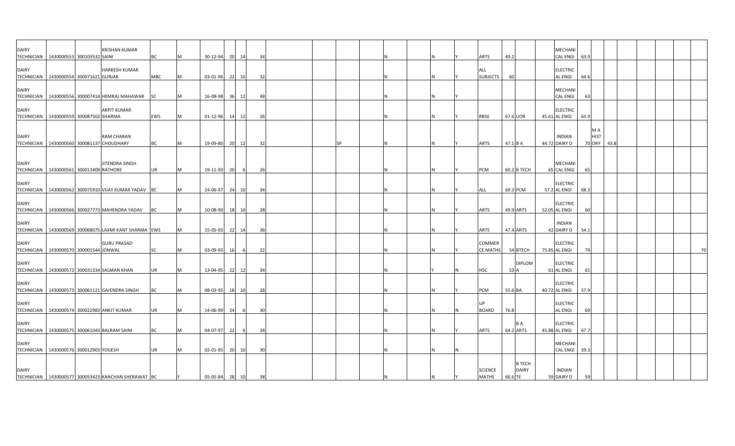| | | | | | | | | | | | | | | | | | | | | | | | | | | | | | |
|---|---|---|---|---|---|---|---|---|---|---|---|---|---|---|---|---|---|---|---|---|---|---|---|---|---|---|---|---|---|
| DAIRY TECHNICIAN | 1430000553 | 300103532 | KRISHAN KUMAR SAINI | BC | M | 30-12-94 | 20 | 14 | 34 | | | | | N | | N | Y | ARTS | 49.2 | | | MECHANICAL ENGI | 63.9 | | | | | | |
| DAIRY TECHNICIAN | 1430000554 | 300071621 | HARKESH KUMAR GURJAR | MBC | M | 03-01-96 | 22 | 10 | 32 | | | | | N | | N | Y | ALL SUBJECTS | 60 | | | ELECTRICAL ENGI | 64.6 | | | | | | |
| DAIRY TECHNICIAN | 1430000556 | 300007414 | HEMRAJ MAHAWAR | SC | M | 16-08-98 | 36 | 12 | 48 | | | | | N | | N | Y | | | | | MECHANICAL ENGI | 63 | | | | | | |
| DAIRY TECHNICIAN | 1430000559 | 300087502 | ARPIT KUMAR SHARMA | EWS | M | 01-12-96 | 14 | 12 | 26 | | | | | N | | N | Y | RBSE | 67.6 | UOR | 45.61 | ELECTRICAL ENGI | 63.9 | | | | | | |
| DAIRY TECHNICIAN | 1430000560 | 300081137 | RAM CHARAN CHOUDHARY | BC | M | 19-09-80 | 20 | 12 | 32 | | | SP | | N | | N | Y | ARTS | 47.1 | B A | 44.72 | INDIAN DAIRY D | 70 | M A HISTORY | 43.8 | | | | |
| DAIRY TECHNICIAN | 1430000561 | 300013409 | JITENDRA SINGH RATHORE | UR | M | 19-11-93 | 20 | 6 | 26 | | | | | N | | N | Y | PCM | 60.2 | B TECH | 65 | MECHANICAL ENGI | 65 | | | | | | |
| DAIRY TECHNICIAN | 1430000562 | 300075910 | VIJAY KUMAR YADAV | BC | M | 24-06-97 | 24 | 10 | 34 | | | | | N | | N | Y | ALL | 69.3 | PCM | 57.2 | ELECTRICAL ENGI | 68.3 | | | | | | |
| DAIRY TECHNICIAN | 1430000566 | 300027773 | MAHENDRA YADAV | BC | M | 10-08-90 | 18 | 10 | 28 | | | | | N | | N | Y | ARTS | 49.9 | ARTS | 52.05 | ELECTRICAL ENGI | 60 | | | | | | |
| DAIRY TECHNICIAN | 1430000569 | 300068075 | LAXMI KANT SHARMA | EWS | M | 15-05-93 | 22 | 14 | 36 | | | | | N | | N | Y | ARTS | 47.4 | ARTS | 42 | INDIAN DAIRY D | 54.1 | | | | | | |
| DAIRY TECHNICIAN | 1430000570 | 300001544 | GURU PRASAD JONWAL | SC | M | 03-09-93 | 16 | 6 | 22 | | | | | N | | N | Y | COMMERCE MATHS | 54 | BTECH | 75.85 | ELECTRICAL ENGI | 79 | | | | | | 70 |
| DAIRY TECHNICIAN | 1430000572 | 300031334 | SALMAN KHAN | UR | M | 13-04-95 | 22 | 12 | 34 | | | | | N | | Y | N | HSC | 53 | DIPLOMA A | 61 | ELECTRICAL ENGI | 61 | | | | | | |
| DAIRY TECHNICIAN | 1430000573 | 300061121 | GAJENDRA SINGH | BC | M | 08-03-95 | 18 | 10 | 28 | | | | | N | | N | Y | PCM | 55.6 | BA | 40.72 | ELECTRICAL ENGI | 57.9 | | | | | | |
| DAIRY TECHNICIAN | 1430000574 | 300022983 | ANKIT KUMAR | UR | M | 14-06-99 | 24 | 6 | 30 | | | | | N | | N | N | UP BOARD | 76.8 | | | ELECTRICAL ENGI | 69 | | | | | | |
| DAIRY TECHNICIAN | 1430000575 | 300061043 | BALRAM SAINI | BC | M | 04-07-97 | 22 | 6 | 28 | | | | | N | | N | Y | ARTS | 64.2 | B A ARTS | 45.88 | ELECTRICAL ENGI | 67.7 | | | | | | |
| DAIRY TECHNICIAN | 1430000576 | 300012903 | YOGESH | UR | M | 02-01-95 | 20 | 10 | 30 | | | | | N | | N | N | | | | | MECHANICAL ENGI | 59.3 | | | | | | |
| DAIRY TECHNICIAN | 1430000577 | 300053423 | KANCHAN SHERAWAT | BC | F | 05-05-84 | 28 | 10 | 38 | | | | | N | | N | Y | SCIENCE MATHS | 66.6 | B TECH DAIRY TE | 59 | INDIAN DAIRY D | 59 | | | | | | |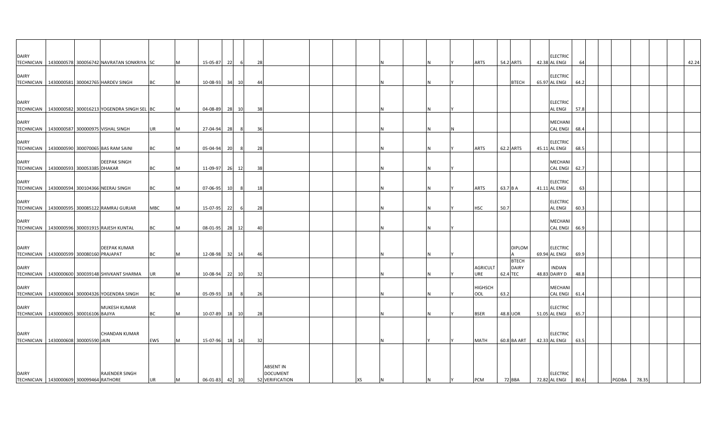| | | | | | | | | | | | | | | | | | | | | | | | | | | | | | |
|---|---|---|---|---|---|---|---|---|---|---|---|---|---|---|---|---|---|---|---|---|---|---|---|---|---|---|---|---|---|
| DAIRY TECHNICIAN | 1430000578 | 300056742 | NAVRATAN SONKRIYA | SC | M | 15-05-87 | 22 | 6 | 28 | | | | | N | | N | Y | ARTS | 54.2 | ARTS | 42.38 | ELECTRICAL ENGI | 64 | | | | | | 42.24 |
| DAIRY TECHNICIAN | 1430000581 | 300042765 | HARDEV SINGH | BC | M | 10-08-93 | 34 | 10 | 44 | | | | | N | | N | Y | | | BTECH | 65.97 | ELECTRICAL ENGI | 64.2 | | | | | | |
| DAIRY TECHNICIAN | 1430000582 | 300016213 | YOGENDRA SINGH SEL | BC | M | 04-08-89 | 28 | 10 | 38 | | | | | N | | N | Y | | | | | ELECTRICAL ENGI | 57.8 | | | | | | |
| DAIRY TECHNICIAN | 1430000587 | 300000975 | VISHAL SINGH | UR | M | 27-04-94 | 28 | 8 | 36 | | | | | N | | N | N | | | | | MECHANICAL ENGI | 68.4 | | | | | | |
| DAIRY TECHNICIAN | 1430000590 | 300070065 | BAS RAM SAINI | BC | M | 05-04-94 | 20 | 8 | 28 | | | | | N | | N | Y | ARTS | 62.2 | ARTS | 45.11 | ELECTRICAL ENGI | 68.5 | | | | | | |
| DAIRY TECHNICIAN | 1430000593 | 300053385 | DEEPAK SINGH DHAKAR | BC | M | 11-09-97 | 26 | 12 | 38 | | | | | N | | N | Y | | | | | MECHANICAL ENGI | 62.7 | | | | | | |
| DAIRY TECHNICIAN | 1430000594 | 300104366 | NEERAJ SINGH | BC | M | 07-06-95 | 10 | 8 | 18 | | | | | N | | N | Y | ARTS | 63.7 | B A | 41.11 | ELECTRICAL ENGI | 63 | | | | | | |
| DAIRY TECHNICIAN | 1430000595 | 300085122 | RAMRAJ GURJAR | MBC | M | 15-07-95 | 22 | 6 | 28 | | | | | N | | N | Y | HSC | 50.7 | | | ELECTRICAL ENGI | 60.3 | | | | | | |
| DAIRY TECHNICIAN | 1430000596 | 300031915 | RAJESH KUNTAL | BC | M | 08-01-95 | 28 | 12 | 40 | | | | | N | | N | Y | | | | | MECHANICAL ENGI | 66.9 | | | | | | |
| DAIRY TECHNICIAN | 1430000599 | 300080160 | DEEPAK KUMAR PRAJAPAT | BC | M | 12-08-98 | 32 | 14 | 46 | | | | | N | | N | Y | | | DIPLOMA | 69.94 | ELECTRICAL ENGI | 69.9 | | | | | | |
| DAIRY TECHNICIAN | 1430000600 | 300039148 | SHIVKANT SHARMA | UR | M | 10-08-94 | 22 | 10 | 32 | | | | | N | | N | Y | AGRICULTURE | 62.4 | BTECH DAIRY TEC | 48.83 | INDIAN DAIRY D | 48.8 | | | | | | |
| DAIRY TECHNICIAN | 1430000604 | 300004326 | YOGENDRA SINGH | BC | M | 05-09-93 | 18 | 8 | 26 | | | | | N | | N | Y | HIGHSCHOOL | 63.2 | | | MECHANICAL ENGI | 61.4 | | | | | | |
| DAIRY TECHNICIAN | 1430000605 | 300016106 | MUKESH KUMAR BAIJYA | BC | M | 10-07-89 | 18 | 10 | 28 | | | | | N | | N | Y | BSER | 48.8 | UOR | 51.05 | ELECTRICAL ENGI | 65.7 | | | | | | |
| DAIRY TECHNICIAN | 1430000608 | 300005590 | CHANDAN KUMAR JAIN | EWS | M | 15-07-96 | 18 | 14 | 32 | | | | | N | | Y | Y | MATH | 60.8 | BA ART | 42.33 | ELECTRICAL ENGI | 63.5 | | | | | | |
| DAIRY TECHNICIAN | 1430000609 | 300099464 | RAJENDER SINGH RATHORE | UR | M | 06-01-83 | 42 | 10 | 52 | ABSENT IN DOCUMENT VERIFICATION | | | XS | N | | N | Y | PCM | 72 | BBA | 72.82 | ELECTRICAL ENGI | 80.6 | | PGDBA | 78.35 | | | |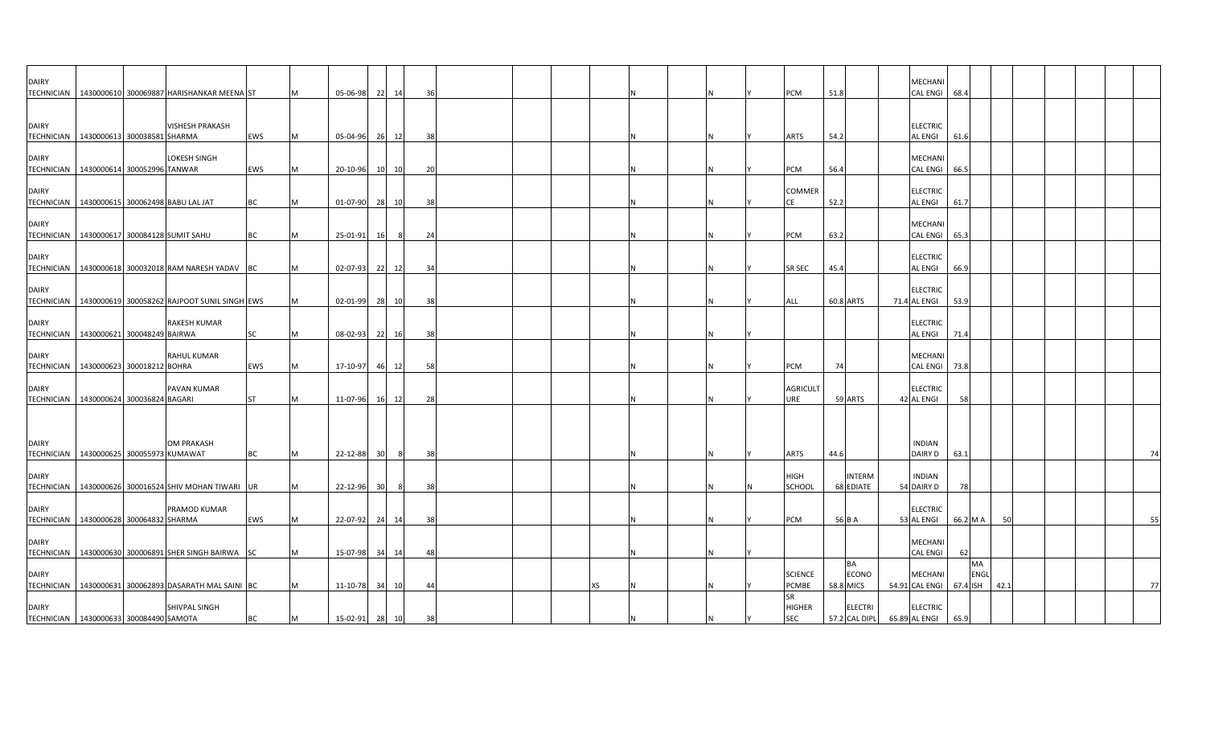| | | | | | | | | | | | | | | | | | | | | | | | | | | |
|---|---|---|---|---|---|---|---|---|---|---|---|---|---|---|---|---|---|---|---|---|---|---|---|---|---|---|
| DAIRY TECHNICIAN | 1430000610 | 300069887 | HARISHANKAR MEENA | ST | M | 05-06-98 | 22 | 14 | 36 | | | N | | N | Y | PCM | 51.8 | | | MECHANICAL ENGI | 68.4 | | | | | |
| DAIRY TECHNICIAN | 1430000613 | 300038581 | VISHESH PRAKASH SHARMA | EWS | M | 05-04-96 | 26 | 12 | 38 | | | N | | N | Y | ARTS | 54.2 | | | ELECTRICAL ENGI | 61.6 | | | | | |
| DAIRY TECHNICIAN | 1430000614 | 300052996 | LOKESH SINGH TANWAR | EWS | M | 20-10-96 | 10 | 10 | 20 | | | N | | N | Y | PCM | 56.4 | | | MECHANICAL ENGI | 66.5 | | | | | |
| DAIRY TECHNICIAN | 1430000615 | 300062498 | BABU LAL JAT | BC | M | 01-07-90 | 28 | 10 | 38 | | | N | | N | Y | COMMERCE | 52.2 | | | ELECTRICAL ENGI | 61.7 | | | | | |
| DAIRY TECHNICIAN | 1430000617 | 300084128 | SUMIT SAHU | BC | M | 25-01-91 | 16 | 8 | 24 | | | N | | N | Y | PCM | 63.2 | | | MECHANICAL ENGI | 65.3 | | | | | |
| DAIRY TECHNICIAN | 1430000618 | 300032018 | RAM NARESH YADAV | BC | M | 02-07-93 | 22 | 12 | 34 | | | N | | N | Y | SR SEC | 45.4 | | | ELECTRICAL ENGI | 66.9 | | | | | |
| DAIRY TECHNICIAN | 1430000619 | 300058262 | RAJPOOT SUNIL SINGH | EWS | M | 02-01-99 | 28 | 10 | 38 | | | N | | N | Y | ALL | 60.8 | ARTS | 71.4 | ELECTRICAL ENGI | 53.9 | | | | | |
| DAIRY TECHNICIAN | 1430000621 | 300048249 | RAKESH KUMAR BAIRWA | SC | M | 08-02-93 | 22 | 16 | 38 | | | N | | N | Y | | | | | ELECTRICAL ENGI | 71.4 | | | | | |
| DAIRY TECHNICIAN | 1430000623 | 300018212 | RAHUL KUMAR BOHRA | EWS | M | 17-10-97 | 46 | 12 | 58 | | | N | | N | Y | PCM | 74 | | | MECHANICAL ENGI | 73.8 | | | | | |
| DAIRY TECHNICIAN | 1430000624 | 300036824 | PAVAN KUMAR BAGARI | ST | M | 11-07-96 | 16 | 12 | 28 | | | N | | N | Y | AGRICULTURE | 59 | ARTS | 42 | ELECTRICAL ENGI | 58 | | | | | |
| DAIRY TECHNICIAN | 1430000625 | 300055973 | OM PRAKASH KUMAWAT | BC | M | 22-12-88 | 30 | 8 | 38 | | | N | | N | Y | ARTS | 44.6 | | | INDIAN DAIRY D | 63.1 | | | | | 74 |
| DAIRY TECHNICIAN | 1430000626 | 300016524 | SHIV MOHAN TIWARI | UR | M | 22-12-96 | 30 | 8 | 38 | | | N | | N | N | HIGH SCHOOL | 68 | INTERMEDIATE | 54 | INDIAN DAIRY D | 78 | | | | | |
| DAIRY TECHNICIAN | 1430000628 | 300064832 | PRAMOD KUMAR SHARMA | EWS | M | 22-07-92 | 24 | 14 | 38 | | | N | | N | Y | PCM | 56 | B A | 53 | ELECTRICAL ENGI | 66.2 | M A | 50 | | | 55 |
| DAIRY TECHNICIAN | 1430000630 | 300006891 | SHER SINGH BAIRWA | SC | M | 15-07-98 | 34 | 14 | 48 | | | N | | N | Y | | | | | MECHANICAL ENGI | 62 | | | | | |
| DAIRY TECHNICIAN | 1430000631 | 300062893 | DASARATH MAL SAINI | BC | M | 11-10-78 | 34 | 10 | 44 | | XS | N | | N | Y | SCIENCE PCMBE | 58.8 | BA ECONOMICS | 54.91 | MECHANICAL ENGI | 67.4 | MA ENGLISH | 42.1 | | | 77 |
| DAIRY TECHNICIAN | 1430000633 | 300084490 | SHIVPAL SINGH SAMOTA | BC | M | 15-02-91 | 28 | 10 | 38 | | | N | | N | Y | SR HIGHER SEC | 57.2 | ELECTRICAL DIPL | 65.89 | ELECTRICAL ENGI | 65.9 | | | | | |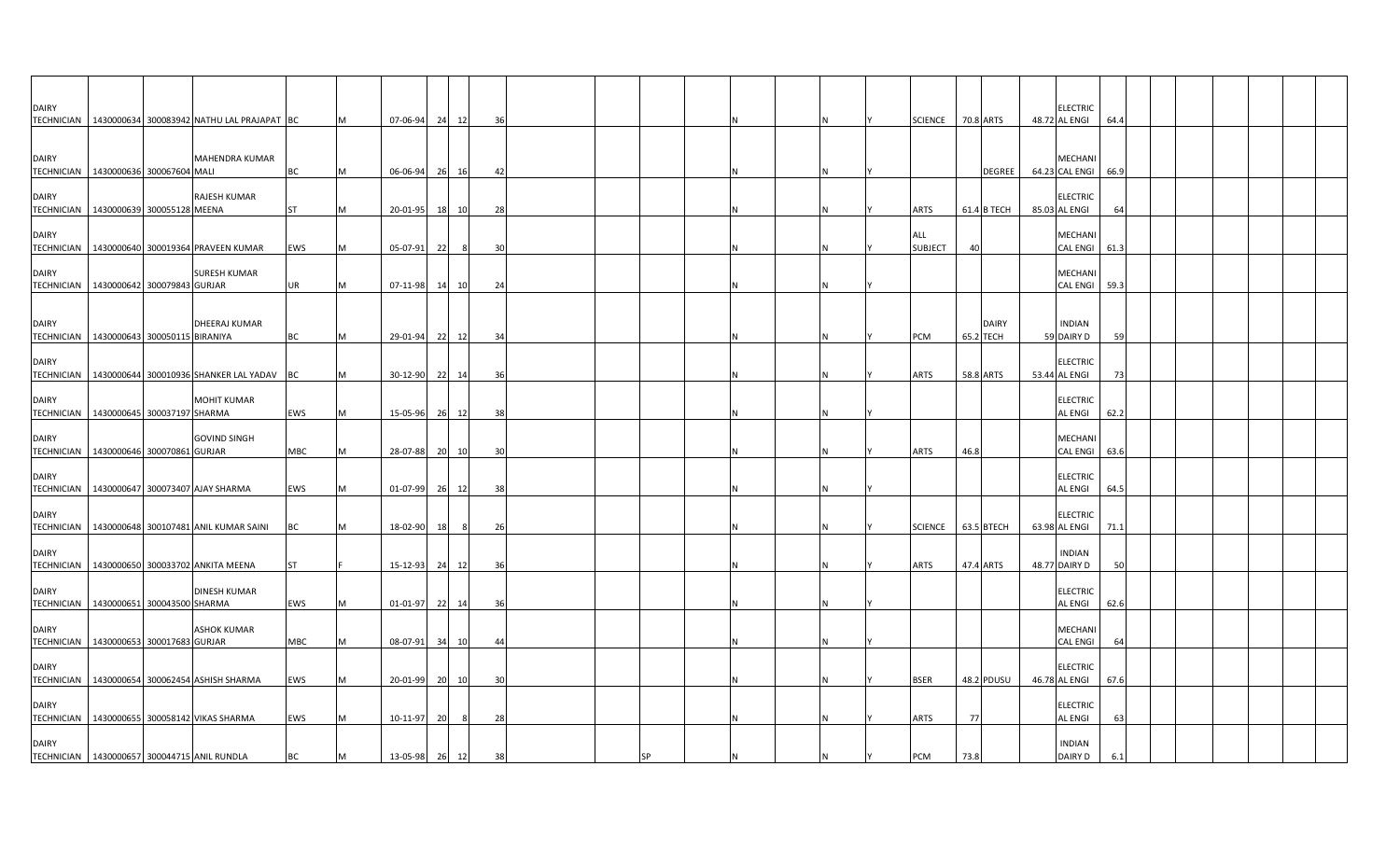| | | | | | | | | | | | | | | | | | | | | | | | |
|---|---|---|---|---|---|---|---|---|---|---|---|---|---|---|---|---|---|---|---|---|---|---|---|
| DAIRY TECHNICIAN | 1430000634 | 300083942 | NATHU LAL PRAJAPAT | BC | M | 07-06-94 | 24 | 12 | 36 | | | | | N | | N | Y | SCIENCE | 70.8 | ARTS | 48.72 | ELECTRICAL ENGI | 64.4 |
| DAIRY TECHNICIAN | 1430000636 | 300067604 | MAHENDRA KUMAR MALI | BC | M | 06-06-94 | 26 | 16 | 42 | | | | | N | | N | Y | | | DEGREE | 64.23 | MECHANICAL ENGI | 66.9 |
| DAIRY TECHNICIAN | 1430000639 | 300055128 | RAJESH KUMAR MEENA | ST | M | 20-01-95 | 18 | 10 | 28 | | | | | N | | N | Y | ARTS | 61.4 | B TECH | 85.03 | ELECTRICAL ENGI | 64 |
| DAIRY TECHNICIAN | 1430000640 | 300019364 | PRAVEEN KUMAR | EWS | M | 05-07-91 | 22 | 8 | 30 | | | | | N | | N | Y | ALL SUBJECT | 40 | | | MECHANICAL ENGI | 61.3 |
| DAIRY TECHNICIAN | 1430000642 | 300079843 | SURESH KUMAR GURJAR | UR | M | 07-11-98 | 14 | 10 | 24 | | | | | N | | N | Y | | | | | MECHANICAL ENGI | 59.3 |
| DAIRY TECHNICIAN | 1430000643 | 300050115 | DHEERAJ KUMAR BIRANIYA | BC | M | 29-01-94 | 22 | 12 | 34 | | | | | N | | N | Y | PCM | 65.2 | DAIRY TECH | 59 | INDIAN DAIRY D | 59 |
| DAIRY TECHNICIAN | 1430000644 | 300010936 | SHANKER LAL YADAV | BC | M | 30-12-90 | 22 | 14 | 36 | | | | | N | | N | Y | ARTS | 58.8 | ARTS | 53.44 | ELECTRICAL ENGI | 73 |
| DAIRY TECHNICIAN | 1430000645 | 300037197 | MOHIT KUMAR SHARMA | EWS | M | 15-05-96 | 26 | 12 | 38 | | | | | N | | N | Y | | | | | ELECTRICAL ENGI | 62.2 |
| DAIRY TECHNICIAN | 1430000646 | 300070861 | GOVIND SINGH GURJAR | MBC | M | 28-07-88 | 20 | 10 | 30 | | | | | N | | N | Y | ARTS | 46.8 | | | MECHANICAL ENGI | 63.6 |
| DAIRY TECHNICIAN | 1430000647 | 300073407 | AJAY SHARMA | EWS | M | 01-07-99 | 26 | 12 | 38 | | | | | N | | N | Y | | | | | ELECTRICAL ENGI | 64.5 |
| DAIRY TECHNICIAN | 1430000648 | 300107481 | ANIL KUMAR SAINI | BC | M | 18-02-90 | 18 | 8 | 26 | | | | | N | | N | Y | SCIENCE | 63.5 | BTECH | 63.98 | ELECTRICAL ENGI | 71.1 |
| DAIRY TECHNICIAN | 1430000650 | 300033702 | ANKITA MEENA | ST | F | 15-12-93 | 24 | 12 | 36 | | | | | N | | N | Y | ARTS | 47.4 | ARTS | 48.77 | INDIAN DAIRY D | 50 |
| DAIRY TECHNICIAN | 1430000651 | 300043500 | DINESH KUMAR SHARMA | EWS | M | 01-01-97 | 22 | 14 | 36 | | | | | N | | N | Y | | | | | ELECTRICAL ENGI | 62.6 |
| DAIRY TECHNICIAN | 1430000653 | 300017683 | ASHOK KUMAR GURJAR | MBC | M | 08-07-91 | 34 | 10 | 44 | | | | | N | | N | Y | | | | | MECHANICAL ENGI | 64 |
| DAIRY TECHNICIAN | 1430000654 | 300062454 | ASHISH SHARMA | EWS | M | 20-01-99 | 20 | 10 | 30 | | | | | N | | N | Y | BSER | 48.2 | PDUSU | 46.78 | ELECTRICAL ENGI | 67.6 |
| DAIRY TECHNICIAN | 1430000655 | 300058142 | VIKAS SHARMA | EWS | M | 10-11-97 | 20 | 8 | 28 | | | | | N | | N | Y | ARTS | 77 | | | ELECTRICAL ENGI | 63 |
| DAIRY TECHNICIAN | 1430000657 | 300044715 | ANIL RUNDLA | BC | M | 13-05-98 | 26 | 12 | 38 | | | SP | | N | | N | Y | PCM | 73.8 | | | INDIAN DAIRY D | 6.1 |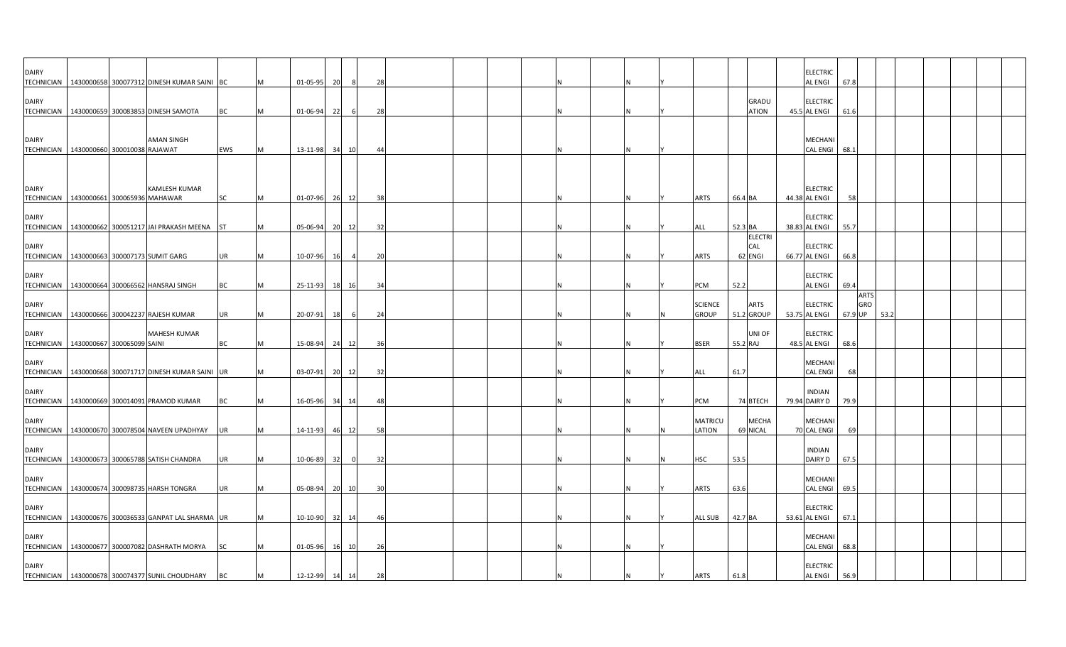| | | | | | | | | | | | | | | | | | | | | | | | | | |
|---|---|---|---|---|---|---|---|---|---|---|---|---|---|---|---|---|---|---|---|---|---|---|---|---|---|
| DAIRY TECHNICIAN | 1430000658 | 300077312 | DINESH KUMAR SAINI | BC | M | 01-05-95 | 20 | 8 | 28 | | | | | N | | N | Y | | | | | ELECTRICAL ENGI | 67.8 | | |
| DAIRY TECHNICIAN | 1430000659 | 300083853 | DINESH SAMOTA | BC | M | 01-06-94 | 22 | 6 | 28 | | | | | N | | N | Y | | | GRADUATION | 45.5 | ELECTRICAL ENGI | 61.6 | | |
| DAIRY TECHNICIAN | 1430000660 | 300010038 | AMAN SINGH RAJAWAT | EWS | M | 13-11-98 | 34 | 10 | 44 | | | | | N | | N | Y | | | | | MECHANICAL ENGI | 68.1 | | |
| DAIRY TECHNICIAN | 1430000661 | 300065936 | KAMLESH KUMAR MAHAWAR | SC | M | 01-07-96 | 26 | 12 | 38 | | | | | N | | N | Y | ARTS | 66.4 | BA | 44.38 | ELECTRICAL ENGI | 58 | | |
| DAIRY TECHNICIAN | 1430000662 | 300051217 | JAI PRAKASH MEENA | ST | M | 05-06-94 | 20 | 12 | 32 | | | | | N | | N | Y | ALL | 52.3 | BA | 38.83 | ELECTRICAL ENGI | 55.7 | | |
| DAIRY TECHNICIAN | 1430000663 | 300007173 | SUMIT GARG | UR | M | 10-07-96 | 16 | 4 | 20 | | | | | N | | N | Y | ARTS | 62 | ELECTRICAL ENGI | 66.77 | ELECTRICAL ENGI | 66.8 | | |
| DAIRY TECHNICIAN | 1430000664 | 300066562 | HANSRAJ SINGH | BC | M | 25-11-93 | 18 | 16 | 34 | | | | | N | | N | Y | PCM | 52.2 | | | ELECTRICAL ENGI | 69.4 | | |
| DAIRY TECHNICIAN | 1430000666 | 300042237 | RAJESH KUMAR | UR | M | 20-07-91 | 18 | 6 | 24 | | | | | N | | N | N | SCIENCE GROUP | 51.2 | ARTS GROUP | 53.75 | ELECTRICAL ENGI | 67.9 | ARTS GROUP | 53.2 |
| DAIRY TECHNICIAN | 1430000667 | 300065099 | MAHESH KUMAR SAINI | BC | M | 15-08-94 | 24 | 12 | 36 | | | | | N | | N | Y | BSER | 55.2 | UNI OF RAJ | 48.5 | ELECTRICAL ENGI | 68.6 | | |
| DAIRY TECHNICIAN | 1430000668 | 300071717 | DINESH KUMAR SAINI | UR | M | 03-07-91 | 20 | 12 | 32 | | | | | N | | N | Y | ALL | 61.7 | | | MECHANICAL ENGI | 68 | | |
| DAIRY TECHNICIAN | 1430000669 | 300014091 | PRAMOD KUMAR | BC | M | 16-05-96 | 34 | 14 | 48 | | | | | N | | N | Y | PCM | 74 | BTECH | 79.94 | INDIAN DAIRY D | 79.9 | | |
| DAIRY TECHNICIAN | 1430000670 | 300078504 | NAVEEN UPADHYAY | UR | M | 14-11-93 | 46 | 12 | 58 | | | | | N | | N | N | MATRICULATION | 69 | MECHANICAL | 70 | MECHANICAL ENGI | 69 | | |
| DAIRY TECHNICIAN | 1430000673 | 300065788 | SATISH CHANDRA | UR | M | 10-06-89 | 32 | 0 | 32 | | | | | N | | N | N | HSC | 53.5 | | | INDIAN DAIRY D | 67.5 | | |
| DAIRY TECHNICIAN | 1430000674 | 300098735 | HARSH TONGRA | UR | M | 05-08-94 | 20 | 10 | 30 | | | | | N | | N | Y | ARTS | 63.6 | | | MECHANICAL ENGI | 69.5 | | |
| DAIRY TECHNICIAN | 1430000676 | 300036533 | GANPAT LAL SHARMA | UR | M | 10-10-90 | 32 | 14 | 46 | | | | | N | | N | Y | ALL SUB | 42.7 | BA | 53.61 | ELECTRICAL ENGI | 67.1 | | |
| DAIRY TECHNICIAN | 1430000677 | 300007082 | DASHRATH MORYA | SC | M | 01-05-96 | 16 | 10 | 26 | | | | | N | | N | Y | | | | | MECHANICAL ENGI | 68.8 | | |
| DAIRY TECHNICIAN | 1430000678 | 300074377 | SUNIL CHOUDHARY | BC | M | 12-12-99 | 14 | 14 | 28 | | | | | N | | N | Y | ARTS | 61.8 | | | ELECTRICAL ENGI | 56.9 | | |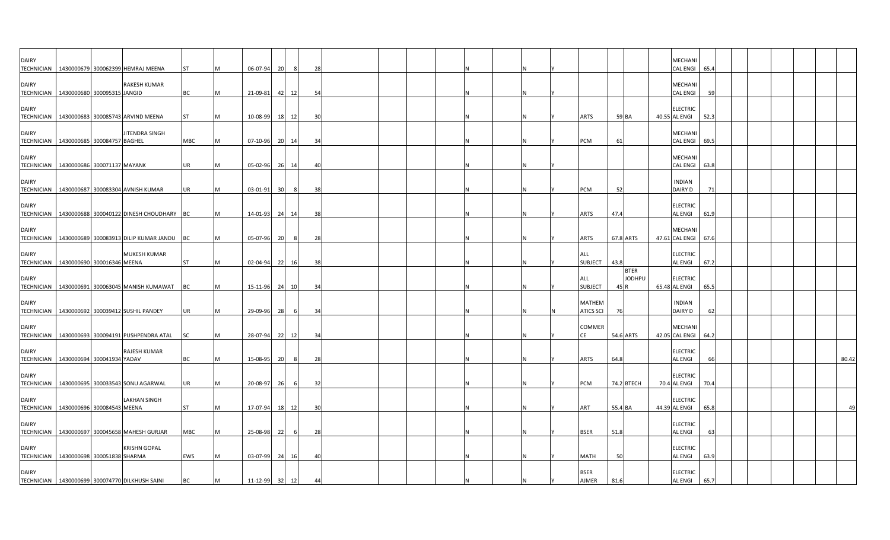| | | | | | | | | | | | | | | | | | | | | | | | | | | | | | | | | |
|---|---|---|---|---|---|---|---|---|---|---|---|---|---|---|---|---|---|---|---|---|---|---|---|---|---|---|---|---|---|---|---|---|
| DAIRY TECHNICIAN | 1430000679 | 300062399 | HEMRAJ MEENA | ST | M | 06-07-94 | 20 | 8 | 28 | | | | | N | | N | Y | | | | | MECHANI CAL ENGI | 65.4 | | | | | | | | | |
| DAIRY TECHNICIAN | 1430000680 | 300095315 | RAKESH KUMAR JANGID | BC | M | 21-09-81 | 42 | 12 | 54 | | | | | N | | N | Y | | | | | MECHANI CAL ENGI | 59 | | | | | | | | | |
| DAIRY TECHNICIAN | 1430000683 | 300085743 | ARVIND MEENA | ST | M | 10-08-99 | 18 | 12 | 30 | | | | | N | | N | Y | ARTS | 59 | BA | 40.55 | ELECTRIC AL ENGI | 52.3 | | | | | | | | | |
| DAIRY TECHNICIAN | 1430000685 | 300084757 | JITENDRA SINGH BAGHEL | MBC | M | 07-10-96 | 20 | 14 | 34 | | | | | N | | N | Y | PCM | 61 | | | MECHANI CAL ENGI | 69.5 | | | | | | | | | |
| DAIRY TECHNICIAN | 1430000686 | 300071137 | MAYANK | UR | M | 05-02-96 | 26 | 14 | 40 | | | | | N | | N | Y | | | | | MECHANI CAL ENGI | 63.8 | | | | | | | | | |
| DAIRY TECHNICIAN | 1430000687 | 300083304 | AVNISH KUMAR | UR | M | 03-01-91 | 30 | 8 | 38 | | | | | N | | N | Y | PCM | 52 | | | INDIAN DAIRY D | 71 | | | | | | | | | |
| DAIRY TECHNICIAN | 1430000688 | 300040122 | DINESH CHOUDHARY | BC | M | 14-01-93 | 24 | 14 | 38 | | | | | N | | N | Y | ARTS | 47.4 | | | ELECTRIC AL ENGI | 61.9 | | | | | | | | | |
| DAIRY TECHNICIAN | 1430000689 | 300083913 | DILIP KUMAR JANDU | BC | M | 05-07-96 | 20 | 8 | 28 | | | | | N | | N | Y | ARTS | 67.8 | ARTS | 47.61 | MECHANI CAL ENGI | 67.6 | | | | | | | | | |
| DAIRY TECHNICIAN | 1430000690 | 300016346 | MUKESH KUMAR MEENA | ST | M | 02-04-94 | 22 | 16 | 38 | | | | | N | | N | Y | ALL SUBJECT | 43.8 | | | ELECTRIC AL ENGI | 67.2 | | | | | | | | | |
| DAIRY TECHNICIAN | 1430000691 | 300063045 | MANISH KUMAWAT | BC | M | 15-11-96 | 24 | 10 | 34 | | | | | N | | N | Y | ALL SUBJECT | 45 | BTER JODHPUR | 65.48 | ELECTRIC AL ENGI | 65.5 | | | | | | | | | |
| DAIRY TECHNICIAN | 1430000692 | 300039412 | SUSHIL PANDEY | UR | M | 29-09-96 | 28 | 6 | 34 | | | | | N | | N | N | MATHEM ATICS SCI | 76 | | | INDIAN DAIRY D | 62 | | | | | | | | | |
| DAIRY TECHNICIAN | 1430000693 | 300094191 | PUSHPENDRA ATAL | SC | M | 28-07-94 | 22 | 12 | 34 | | | | | N | | N | Y | COMMER CE | 54.6 | ARTS | 42.05 | MECHANI CAL ENGI | 64.2 | | | | | | | | | |
| DAIRY TECHNICIAN | 1430000694 | 300041934 | RAJESH KUMAR YADAV | BC | M | 15-08-95 | 20 | 8 | 28 | | | | | N | | N | Y | ARTS | 64.8 | | | ELECTRIC AL ENGI | 66 | | | | | | | | | 80.42 |
| DAIRY TECHNICIAN | 1430000695 | 300033543 | SONU AGARWAL | UR | M | 20-08-97 | 26 | 6 | 32 | | | | | N | | N | Y | PCM | 74.2 | BTECH | 70.4 | ELECTRIC AL ENGI | 70.4 | | | | | | | | | |
| DAIRY TECHNICIAN | 1430000696 | 300084543 | LAKHAN SINGH MEENA | ST | M | 17-07-94 | 18 | 12 | 30 | | | | | N | | N | Y | ART | 55.4 | BA | 44.39 | ELECTRIC AL ENGI | 65.8 | | | | | | | | | 49 |
| DAIRY TECHNICIAN | 1430000697 | 300045658 | MAHESH GURJAR | MBC | M | 25-08-98 | 22 | 6 | 28 | | | | | N | | N | Y | BSER | 51.8 | | | ELECTRIC AL ENGI | 63 | | | | | | | | | |
| DAIRY TECHNICIAN | 1430000698 | 300051838 | KRISHN GOPAL SHARMA | EWS | M | 03-07-99 | 24 | 16 | 40 | | | | | N | | N | Y | MATH | 50 | | | ELECTRIC AL ENGI | 63.9 | | | | | | | | | |
| DAIRY TECHNICIAN | 1430000699 | 300074770 | DILKHUSH SAINI | BC | M | 11-12-99 | 32 | 12 | 44 | | | | | N | | N | Y | BSER AJMER | 81.6 | | | ELECTRIC AL ENGI | 65.7 | | | | | | | | | |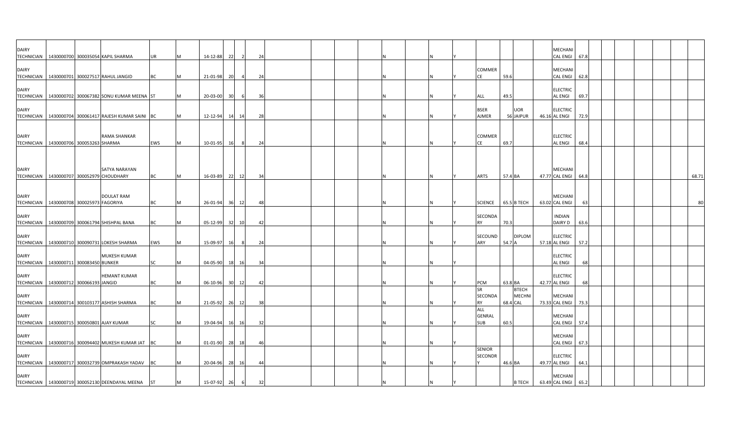| | | | | | | | | | | | | | | | | | | | | | | | | | | | | | | |
|---|---|---|---|---|---|---|---|---|---|---|---|---|---|---|---|---|---|---|---|---|---|---|---|---|---|---|---|---|---|---|
| DAIRY TECHNICIAN | 1430000700 | 300035054 | KAPIL SHARMA | UR | M | 14-12-88 | 22 | 2 | 24 | | | | | N | | N | Y | | | | | MECHANICAL ENGI | 67.8 | | | | | | | |
| DAIRY TECHNICIAN | 1430000701 | 300027517 | RAHUL JANGID | BC | M | 21-01-98 | 20 | 4 | 24 | | | | | N | | N | Y | COMMERCE | 59.6 | | | MECHANICAL ENGI | 62.8 | | | | | | | |
| DAIRY TECHNICIAN | 1430000702 | 300067382 | SONU KUMAR MEENA | ST | M | 20-03-00 | 30 | 6 | 36 | | | | | N | | N | Y | ALL | 49.5 | | | ELECTRICAL ENGI | 69.7 | | | | | | | |
| DAIRY TECHNICIAN | 1430000704 | 300061417 | RAJESH KUMAR SAINI | BC | M | 12-12-94 | 14 | 14 | 28 | | | | | N | | N | Y | BSER AJMER | 56 | UOR JAIPUR | 46.16 | ELECTRICAL ENGI | 72.9 | | | | | | | |
| DAIRY TECHNICIAN | 1430000706 | 300053263 | RAMA SHANKAR SHARMA | EWS | M | 10-01-95 | 16 | 8 | 24 | | | | | N | | N | Y | COMMERCE | 69.7 | | | ELECTRICAL ENGI | 68.4 | | | | | | | |
| DAIRY TECHNICIAN | 1430000707 | 300052979 | SATYA NARAYAN CHOUDHARY | BC | M | 16-03-89 | 22 | 12 | 34 | | | | | N | | N | Y | ARTS | 57.4 | BA | 47.77 | MECHANICAL ENGI | 64.8 | | | | | | | 68.71 |
| DAIRY TECHNICIAN | 1430000708 | 300025973 | DOULAT RAM FAGORIYA | BC | M | 26-01-94 | 36 | 12 | 48 | | | | | N | | N | Y | SCIENCE | 65.5 | B TECH | 63.02 | MECHANICAL ENGI | 63 | | | | | | | 80 |
| DAIRY TECHNICIAN | 1430000709 | 300061794 | SHISHPAL BANA | BC | M | 05-12-99 | 32 | 10 | 42 | | | | | N | | N | Y | SECONDARY | 70.3 | | | INDIAN DAIRY D | 63.6 | | | | | | | |
| DAIRY TECHNICIAN | 1430000710 | 300090731 | LOKESH SHARMA | EWS | M | 15-09-97 | 16 | 8 | 24 | | | | | N | | N | Y | SECOUNDARY | 54.7 | DIPLOMA | 57.18 | ELECTRICAL ENGI | 57.2 | | | | | | | |
| DAIRY TECHNICIAN | 1430000711 | 300083450 | MUKESH KUMAR BUNKER | SC | M | 04-05-90 | 18 | 16 | 34 | | | | | N | | N | Y | | | | | ELECTRICAL ENGI | 68 | | | | | | | |
| DAIRY TECHNICIAN | 1430000712 | 300066193 | HEMANT KUMAR JANGID | BC | M | 06-10-96 | 30 | 12 | 42 | | | | | N | | N | Y | PCM | 63.8 | BA | 42.77 | ELECTRICAL ENGI | 68 | | | | | | | |
| DAIRY TECHNICIAN | 1430000714 | 300103177 | ASHISH SHARMA | BC | M | 21-05-92 | 26 | 12 | 38 | | | | | N | | N | Y | SR SECONDARY | 68.4 | BTECH MECHNICAL | 73.33 | MECHANICAL ENGI | 73.3 | | | | | | | |
| DAIRY TECHNICIAN | 1430000715 | 300050801 | AJAY KUMAR | SC | M | 19-04-94 | 16 | 16 | 32 | | | | | N | | N | Y | ALL GENRAL SUB | 60.5 | | | MECHANICAL ENGI | 57.4 | | | | | | | |
| DAIRY TECHNICIAN | 1430000716 | 300094402 | MUKESH KUMAR JAT | BC | M | 01-01-90 | 28 | 18 | 46 | | | | | N | | N | Y | | | | | MECHANICAL ENGI | 67.3 | | | | | | | |
| DAIRY TECHNICIAN | 1430000717 | 300032739 | OMPRAKASH YADAV | BC | M | 20-04-96 | 28 | 16 | 44 | | | | | N | | N | Y | SENIOR SECONDRY | 46.6 | BA | 49.77 | ELECTRICAL ENGI | 64.1 | | | | | | | |
| DAIRY TECHNICIAN | 1430000719 | 300052130 | DEENDAYAL MEENA | ST | M | 15-07-92 | 26 | 6 | 32 | | | | | N | | N | Y | | | B TECH | 63.49 | MECHANICAL ENGI | 65.2 | | | | | | | |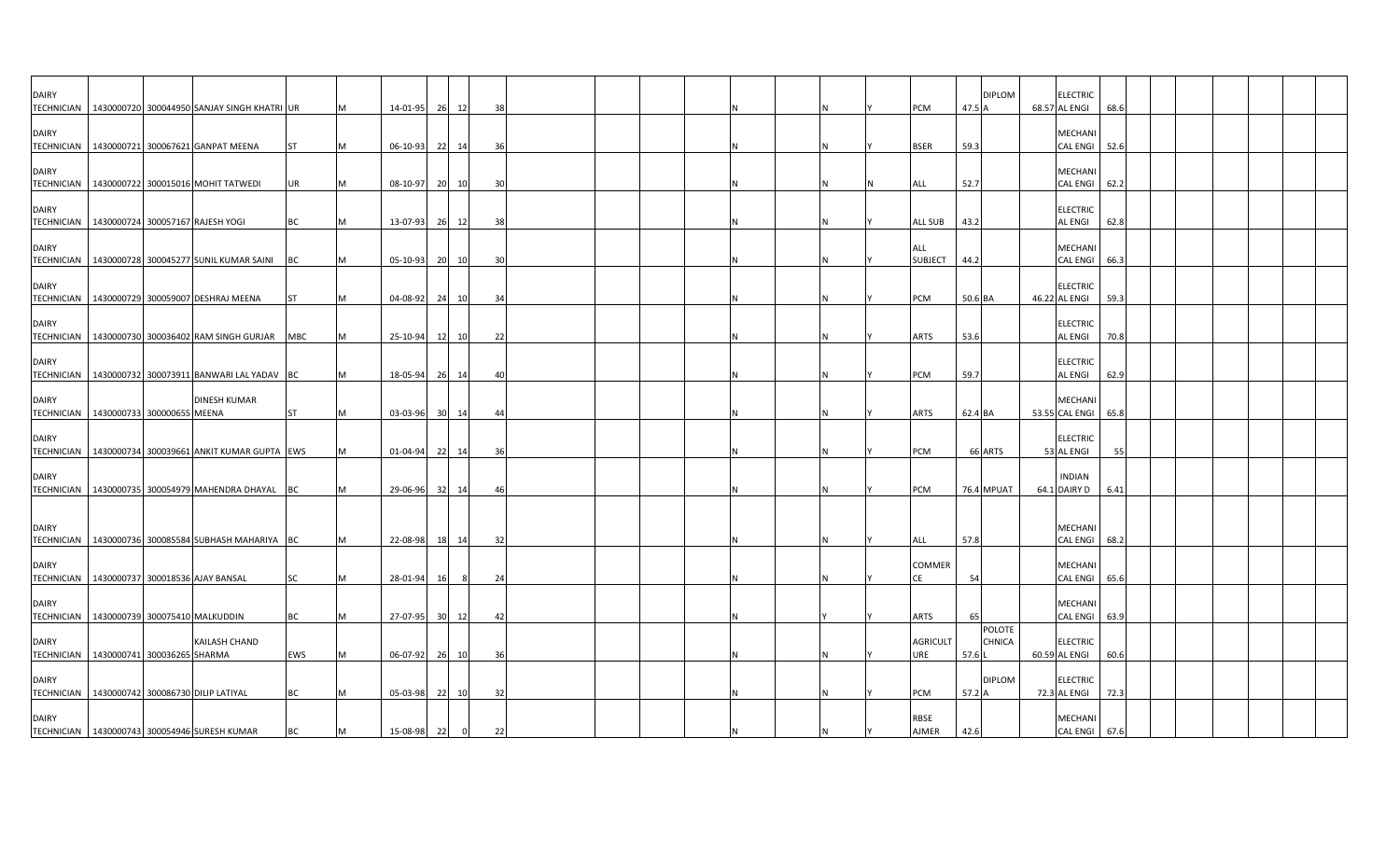| | | | | | | | | | | | | | | | | | | | | | | | | | | | | | | |
|---|---|---|---|---|---|---|---|---|---|---|---|---|---|---|---|---|---|---|---|---|---|---|---|---|---|---|---|---|---|---|
| DAIRY TECHNICIAN | 1430000720 | 300044950 | SANJAY SINGH KHATRI | UR | M | 14-01-95 | 26 | 12 | 38 | | | | | N | | N | Y | PCM | 47.5 | DIPLOMA | 68.57 | ELECTRICAL ENGI | 68.6 | | | | | | | |
| DAIRY TECHNICIAN | 1430000721 | 300067621 | GANPAT MEENA | ST | M | 06-10-93 | 22 | 14 | 36 | | | | | N | | N | Y | BSER | 59.3 | | | MECHANICAL ENGI | 52.6 | | | | | | | |
| DAIRY TECHNICIAN | 1430000722 | 300015016 | MOHIT TATWEDI | UR | M | 08-10-97 | 20 | 10 | 30 | | | | | N | | N | N | ALL | 52.7 | | | MECHANICAL ENGI | 62.2 | | | | | | | |
| DAIRY TECHNICIAN | 1430000724 | 300057167 | RAJESH YOGI | BC | M | 13-07-93 | 26 | 12 | 38 | | | | | N | | N | Y | ALL SUB | 43.2 | | | ELECTRICAL ENGI | 62.8 | | | | | | | |
| DAIRY TECHNICIAN | 1430000728 | 300045277 | SUNIL KUMAR SAINI | BC | M | 05-10-93 | 20 | 10 | 30 | | | | | N | | N | Y | ALL SUBJECT | 44.2 | | | MECHANICAL ENGI | 66.3 | | | | | | | |
| DAIRY TECHNICIAN | 1430000729 | 300059007 | DESHRAJ MEENA | ST | M | 04-08-92 | 24 | 10 | 34 | | | | | N | | N | Y | PCM | 50.6 | BA | 46.22 | ELECTRICAL ENGI | 59.3 | | | | | | | |
| DAIRY TECHNICIAN | 1430000730 | 300036402 | RAM SINGH GURJAR | MBC | M | 25-10-94 | 12 | 10 | 22 | | | | | N | | N | Y | ARTS | 53.6 | | | ELECTRICAL ENGI | 70.8 | | | | | | | |
| DAIRY TECHNICIAN | 1430000732 | 300073911 | BANWARI LAL YADAV | BC | M | 18-05-94 | 26 | 14 | 40 | | | | | N | | N | Y | PCM | 59.7 | | | ELECTRICAL ENGI | 62.9 | | | | | | | |
| DAIRY TECHNICIAN | 1430000733 | 300000655 | DINESH KUMAR MEENA | ST | M | 03-03-96 | 30 | 14 | 44 | | | | | N | | N | Y | ARTS | 62.4 | BA | 53.55 | MECHANICAL ENGI | 65.8 | | | | | | | |
| DAIRY TECHNICIAN | 1430000734 | 300039661 | ANKIT KUMAR GUPTA | EWS | M | 01-04-94 | 22 | 14 | 36 | | | | | N | | N | Y | PCM | 66 | ARTS | 53 | ELECTRICAL ENGI | 55 | | | | | | | |
| DAIRY TECHNICIAN | 1430000735 | 300054979 | MAHENDRA DHAYAL | BC | M | 29-06-96 | 32 | 14 | 46 | | | | | N | | N | Y | PCM | 76.4 | MPUAT | 64.1 | INDIAN DAIRY D | 6.41 | | | | | | | |
| DAIRY TECHNICIAN | 1430000736 | 300085584 | SUBHASH MAHARIYA | BC | M | 22-08-98 | 18 | 14 | 32 | | | | | N | | N | Y | ALL | 57.8 | | | MECHANICAL ENGI | 68.2 | | | | | | | |
| DAIRY TECHNICIAN | 1430000737 | 300018536 | AJAY BANSAL | SC | M | 28-01-94 | 16 | 8 | 24 | | | | | N | | N | Y | COMMERCE | 54 | | | MECHANICAL ENGI | 65.6 | | | | | | | |
| DAIRY TECHNICIAN | 1430000739 | 300075410 | MALKUDDIN | BC | M | 27-07-95 | 30 | 12 | 42 | | | | | N | | Y | Y | ARTS | 65 | | | MECHANICAL ENGI | 63.9 | | | | | | | |
| DAIRY TECHNICIAN | 1430000741 | 300036265 | KAILASH CHAND SHARMA | EWS | M | 06-07-92 | 26 | 10 | 36 | | | | | N | | N | Y | AGRICULTURE | 57.6 | POLOTECHNICAL | 60.59 | ELECTRICAL ENGI | 60.6 | | | | | | | |
| DAIRY TECHNICIAN | 1430000742 | 300086730 | DILIP LATIYAL | BC | M | 05-03-98 | 22 | 10 | 32 | | | | | N | | N | Y | PCM | 57.2 | DIPLOMA | 72.3 | ELECTRICAL ENGI | 72.3 | | | | | | | |
| DAIRY TECHNICIAN | 1430000743 | 300054946 | SURESH KUMAR | BC | M | 15-08-98 | 22 | 0 | 22 | | | | | N | | N | Y | RBSE AJMER | 42.6 | | | MECHANICAL ENGI | 67.6 | | | | | | | |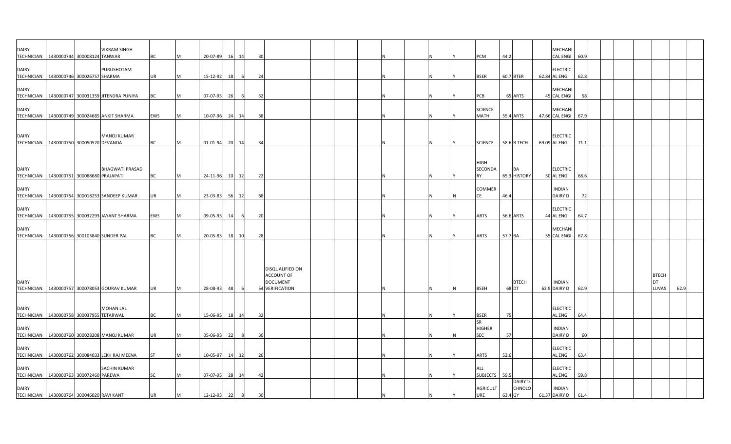| | | | | | | | | | | | | | | | | | | | | | | | | | | | | | |
|---|---|---|---|---|---|---|---|---|---|---|---|---|---|---|---|---|---|---|---|---|---|---|---|---|---|---|---|---|---|
| DAIRY TECHNICIAN | 1430000744 | 300008124 | VIKRAM SINGH TANWAR | BC | M | 20-07-89 | 16 | 14 | 30 | | | | N | | N | Y | PCM | 44.2 | | | MECHANICAL ENGI | 60.9 | | | | | | | |
| DAIRY TECHNICIAN | 1430000746 | 300026757 | PURUSHOTAM SHARMA | UR | M | 15-12-92 | 18 | 6 | 24 | | | | N | | N | Y | BSER | 60.7 | BTER | 62.84 | ELECTRICAL ENGI | 62.8 | | | | | | | |
| DAIRY TECHNICIAN | 1430000747 | 300031359 | JITENDRA PUNIYA | BC | M | 07-07-95 | 26 | 6 | 32 | | | | N | | N | Y | PCB | 65 | ARTS | 45 | MECHANICAL ENGI | 58 | | | | | | | |
| DAIRY TECHNICIAN | 1430000749 | 300024685 | ANKIT SHARMA | EWS | M | 10-07-96 | 24 | 14 | 38 | | | | N | | N | Y | SCIENCE MATH | 55.4 | ARTS | 47.66 | MECHANICAL ENGI | 67.9 | | | | | | | |
| DAIRY TECHNICIAN | 1430000750 | 300050520 | MANOJ KUMAR DEVANDA | BC | M | 01-01-94 | 20 | 14 | 34 | | | | N | | N | Y | SCIENCE | 58.6 | B TECH | 69.09 | ELECTRICAL ENGI | 71.1 | | | | | | | |
| DAIRY TECHNICIAN | 1430000751 | 300088680 | BHAGWATI PRASAD PRAJAPATI | BC | M | 24-11-96 | 10 | 12 | 22 | | | | N | | N | Y | HIGH SECONDARY | 65.3 | BA HISTORY | 50 | ELECTRICAL ENGI | 68.6 | | | | | | | |
| DAIRY TECHNICIAN | 1430000754 | 300018253 | SANDEEP KUMAR | UR | M | 23-03-83 | 56 | 12 | 68 | | | | N | | N | N | COMMERCE | 46.4 | | | INDIAN DAIRY D | 72 | | | | | | | |
| DAIRY TECHNICIAN | 1430000755 | 300032293 | JAYANT SHARMA | EWS | M | 09-05-93 | 14 | 6 | 20 | | | | N | | N | Y | ARTS | 56.6 | ARTS | 44 | ELECTRICAL ENGI | 64.7 | | | | | | | |
| DAIRY TECHNICIAN | 1430000756 | 300103840 | SUNDER PAL | BC | M | 20-05-83 | 18 | 10 | 28 | | | | N | | N | Y | ARTS | 57.7 | BA | 55 | MECHANICAL ENGI | 67.8 | | | | | | | |
| DAIRY TECHNICIAN | 1430000757 | 300078053 | GOURAV KUMAR | UR | M | 28-08-93 | 48 | 6 | 54 | DISQUALIFIED ON ACCOUNT OF DOCUMENT VERIFICATION | | | N | | N | N | BSEH | 68 | BTECH DT | 62.9 | INDIAN DAIRY D | 62.9 | | | | | BTECH DT LUVAS | 62.9 | |
| DAIRY TECHNICIAN | 1430000758 | 300037955 | MOHAN LAL TETARWAL | BC | M | 15-06-95 | 18 | 14 | 32 | | | | N | | N | Y | BSER | 75 | | | ELECTRICAL ENGI | 64.4 | | | | | | | |
| DAIRY TECHNICIAN | 1430000760 | 300028208 | MANOJ KUMAR | UR | M | 05-06-93 | 22 | 8 | 30 | | | | N | | N | N | SR HIGHER SEC | 57 | | | INDIAN DAIRY D | 60 | | | | | | | |
| DAIRY TECHNICIAN | 1430000762 | 300084033 | LEKH RAJ MEENA | ST | M | 10-05-97 | 14 | 12 | 26 | | | | N | | N | Y | ARTS | 52.6 | | | ELECTRICAL ENGI | 63.4 | | | | | | | |
| DAIRY TECHNICIAN | 1430000763 | 300072460 | SACHIN KUMAR PAREWA | SC | M | 07-07-95 | 28 | 14 | 42 | | | | N | | N | Y | ALL SUBJECTS | 59.5 | | | ELECTRICAL ENGI | 59.8 | | | | | | | |
| DAIRY TECHNICIAN | 1430000764 | 300046020 | RAVI KANT | UR | M | 12-12-93 | 22 | 8 | 30 | | | | N | | N | Y | AGRICULTURE | 63.4 | DAIRYTECHNOLOGY | 61.37 | INDIAN DAIRY D | 61.4 | | | | | | | |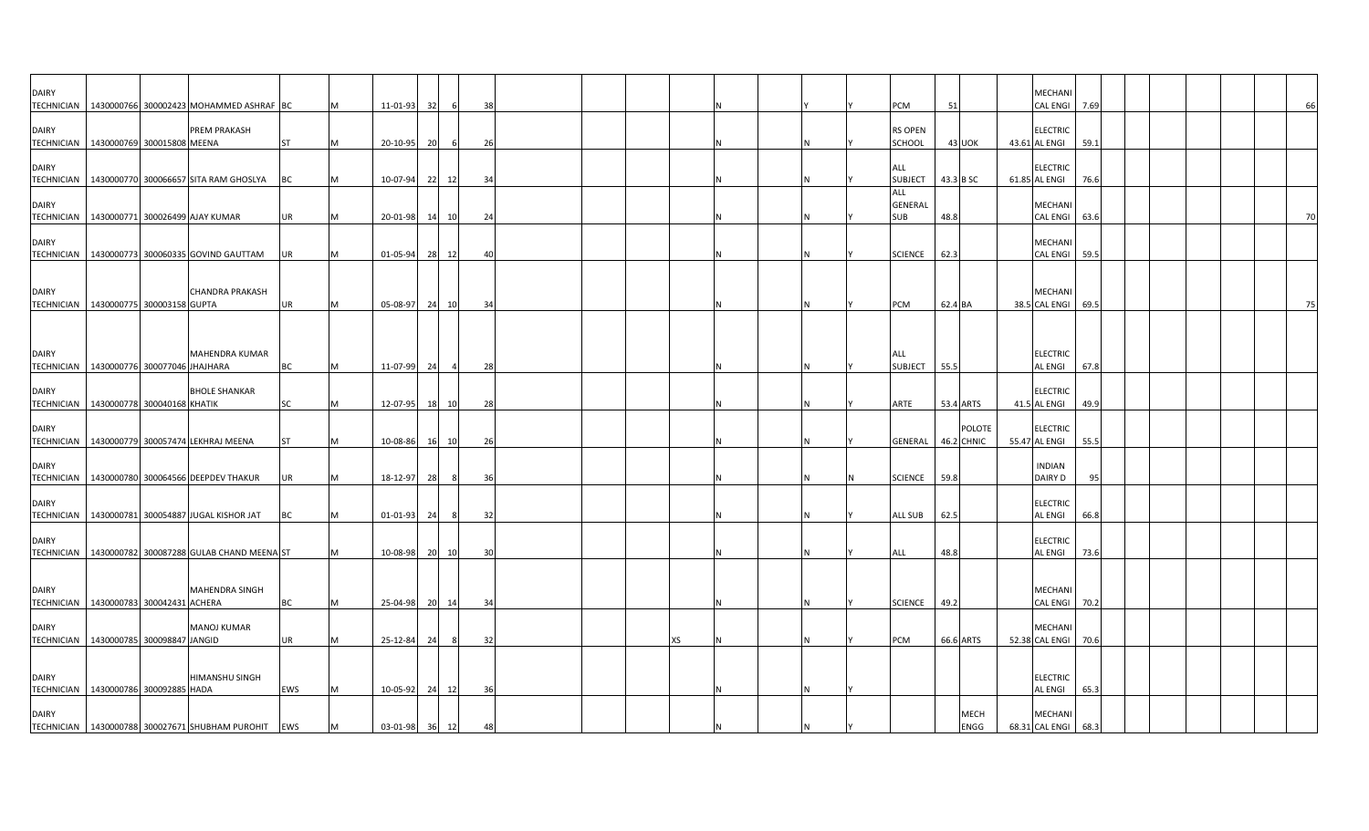| | | | | | | | | | | | | | | | | | | | | | | | | | | | | | | | | | |
|---|---|---|---|---|---|---|---|---|---|---|---|---|---|---|---|---|---|---|---|---|---|---|---|---|---|---|---|---|---|---|---|---|---|
| DAIRY TECHNICIAN | 1430000766 | 300002423 | MOHAMMED ASHRAF | BC | M | 11-01-93 | 32 | 6 | 38 | | | | | | N | | Y | Y | PCM | 51 | | | MECHANICAL ENGI | 7.69 | | | | | | | | | 66 |
| DAIRY TECHNICIAN | 1430000769 | 300015808 | PREM PRAKASH MEENA | ST | M | 20-10-95 | 20 | 6 | 26 | | | | | | N | | N | Y | RS OPEN SCHOOL | 43 | UOK | 43.61 | ELECTRICAL ENGI | 59.1 | | | | | | | | | |
| DAIRY TECHNICIAN | 1430000770 | 300066657 | SITA RAM GHOSLYA | BC | M | 10-07-94 | 22 | 12 | 34 | | | | | | N | | N | Y | ALL SUBJECT | 43.3 | B SC | 61.85 | ELECTRICAL ENGI | 76.6 | | | | | | | | | |
| DAIRY TECHNICIAN | 1430000771 | 300026499 | AJAY KUMAR | UR | M | 20-01-98 | 14 | 10 | 24 | | | | | | N | | N | Y | ALL GENERAL SUB | 48.8 | | | MECHANICAL ENGI | 63.6 | | | | | | | | | 70 |
| DAIRY TECHNICIAN | 1430000773 | 300060335 | GOVIND GAUTTAM | UR | M | 01-05-94 | 28 | 12 | 40 | | | | | | N | | N | Y | SCIENCE | 62.3 | | | MECHANICAL ENGI | 59.5 | | | | | | | | | |
| DAIRY TECHNICIAN | 1430000775 | 300003158 | CHANDRA PRAKASH GUPTA | UR | M | 05-08-97 | 24 | 10 | 34 | | | | | | N | | N | Y | PCM | 62.4 | BA | 38.5 | MECHANICAL ENGI | 69.5 | | | | | | | | | 75 |
| DAIRY TECHNICIAN | 1430000776 | 300077046 | MAHENDRA KUMAR JHAJHARA | BC | M | 11-07-99 | 24 | 4 | 28 | | | | | | N | | N | Y | ALL SUBJECT | 55.5 | | | ELECTRICAL ENGI | 67.8 | | | | | | | | | |
| DAIRY TECHNICIAN | 1430000778 | 300040168 | BHOLE SHANKAR KHATIK | SC | M | 12-07-95 | 18 | 10 | 28 | | | | | | N | | N | Y | ARTE | 53.4 | ARTS | 41.5 | ELECTRICAL ENGI | 49.9 | | | | | | | | | |
| DAIRY TECHNICIAN | 1430000779 | 300057474 | LEKHRAJ MEENA | ST | M | 10-08-86 | 16 | 10 | 26 | | | | | | N | | N | Y | GENERAL | 46.2 | POLOTECHNIC | 55.47 | ELECTRICAL ENGI | 55.5 | | | | | | | | | |
| DAIRY TECHNICIAN | 1430000780 | 300064566 | DEEPDEV THAKUR | UR | M | 18-12-97 | 28 | 8 | 36 | | | | | | N | | N | N | SCIENCE | 59.8 | | | INDIAN DAIRY D | 95 | | | | | | | | | |
| DAIRY TECHNICIAN | 1430000781 | 300054887 | JUGAL KISHOR JAT | BC | M | 01-01-93 | 24 | 8 | 32 | | | | | | N | | N | Y | ALL SUB | 62.5 | | | ELECTRICAL ENGI | 66.8 | | | | | | | | | |
| DAIRY TECHNICIAN | 1430000782 | 300087288 | GULAB CHAND MEENA | ST | M | 10-08-98 | 20 | 10 | 30 | | | | | | N | | N | Y | ALL | 48.8 | | | ELECTRICAL ENGI | 73.6 | | | | | | | | | |
| DAIRY TECHNICIAN | 1430000783 | 300042431 | MAHENDRA SINGH ACHERA | BC | M | 25-04-98 | 20 | 14 | 34 | | | | | | N | | N | Y | SCIENCE | 49.2 | | | MECHANICAL ENGI | 70.2 | | | | | | | | | |
| DAIRY TECHNICIAN | 1430000785 | 300098847 | MANOJ KUMAR JANGID | UR | M | 25-12-84 | 24 | 8 | 32 | | | | | XS | N | | N | Y | PCM | 66.6 | ARTS | 52.38 | MECHANICAL ENGI | 70.6 | | | | | | | | | |
| DAIRY TECHNICIAN | 1430000786 | 300092885 | HIMANSHU SINGH HADA | EWS | M | 10-05-92 | 24 | 12 | 36 | | | | | | N | | N | Y | | | | | ELECTRICAL ENGI | 65.3 | | | | | | | | | |
| DAIRY TECHNICIAN | 1430000788 | 300027671 | SHUBHAM PUROHIT | EWS | M | 03-01-98 | 36 | 12 | 48 | | | | | | N | | N | Y | | | MECH ENGG | 68.31 | MECHANICAL ENGI | 68.3 | | | | | | | | | |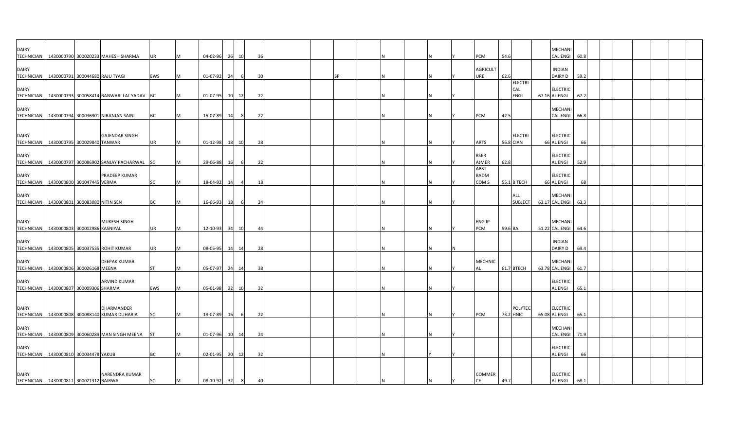| | | | | | | | | | | | | | | | | | | | | | | | | | | | | |
|---|---|---|---|---|---|---|---|---|---|---|---|---|---|---|---|---|---|---|---|---|---|---|---|---|---|---|---|---|
| DAIRY TECHNICIAN | 1430000790 | 300020233 | MAHESH SHARMA | UR | M | 04-02-96 | 26 | 10 | 36 | | | | | N | | N | Y | PCM | 54.6 | | | MECHANICAL ENGI | 60.8 | | | | | |
| DAIRY TECHNICIAN | 1430000791 | 300044680 | RAJU TYAGI | EWS | M | 01-07-92 | 24 | 6 | 30 | | | SP | | N | | N | Y | AGRICULTURE | 62.6 | | | INDIAN DAIRY D | 59.2 | | | | | |
| DAIRY TECHNICIAN | 1430000793 | 300058414 | BANWARI LAL YADAV | BC | M | 01-07-95 | 10 | 12 | 22 | | | | | N | | N | Y | | | ELECTRICAL ENGI | 67.16 | ELECTRICAL ENGI | 67.2 | | | | | |
| DAIRY TECHNICIAN | 1430000794 | 300036901 | NIRANJAN SAINI | BC | M | 15-07-89 | 14 | 8 | 22 | | | | | N | | N | Y | PCM | 42.5 | | | MECHANICAL ENGI | 66.8 | | | | | |
| DAIRY TECHNICIAN | 1430000795 | 300029840 | GAJENDAR SINGH TANWAR | UR | M | 01-12-98 | 18 | 10 | 28 | | | | | N | | N | Y | ARTS | 56.8 | ELECTRICIAN | 66 | ELECTRICAL ENGI | 66 | | | | | |
| DAIRY TECHNICIAN | 1430000797 | 300086902 | SANJAY PACHARWAL | SC | M | 29-06-88 | 16 | 6 | 22 | | | | | N | | N | Y | BSER AJMER | 62.8 | | | ELECTRICAL ENGI | 52.9 | | | | | |
| DAIRY TECHNICIAN | 1430000800 | 300047445 | PRADEEP KUMAR VERMA | SC | M | 18-04-92 | 14 | 4 | 18 | | | | | N | | N | Y | ABST BADM COM S | 55.1 | B TECH | 66 | ELECTRICAL ENGI | 68 | | | | | |
| DAIRY TECHNICIAN | 1430000801 | 300083080 | NITIN SEN | BC | M | 16-06-93 | 18 | 6 | 24 | | | | | N | | N | Y | | | ALL SUBJECT | 63.17 | MECHANICAL ENGI | 63.3 | | | | | |
| DAIRY TECHNICIAN | 1430000803 | 300002986 | MUKESH SINGH KASNIYAL | UR | M | 12-10-93 | 34 | 10 | 44 | | | | | N | | N | Y | ENG IP PCM | 59.6 | BA | 51.22 | MECHANICAL ENGI | 64.6 | | | | | |
| DAIRY TECHNICIAN | 1430000805 | 300037535 | ROHIT KUMAR | UR | M | 08-05-95 | 14 | 14 | 28 | | | | | N | | N | N | | | | | INDIAN DAIRY D | 69.4 | | | | | |
| DAIRY TECHNICIAN | 1430000806 | 300026168 | DEEPAK KUMAR MEENA | ST | M | 05-07-97 | 24 | 14 | 38 | | | | | N | | N | Y | MECHNICAL | 61.7 | BTECH | 63.78 | MECHANICAL ENGI | 61.7 | | | | | |
| DAIRY TECHNICIAN | 1430000807 | 300009306 | ARVIND KUMAR SHARMA | EWS | M | 05-01-98 | 22 | 10 | 32 | | | | | N | | N | Y | | | | | ELECTRICAL ENGI | 65.1 | | | | | |
| DAIRY TECHNICIAN | 1430000808 | 300088140 | DHARMANDER KUMAR DUHARIA | SC | M | 19-07-89 | 16 | 6 | 22 | | | | | N | | N | Y | PCM | 73.2 | POLYTECHNIC | 65.08 | ELECTRICAL ENGI | 65.1 | | | | | |
| DAIRY TECHNICIAN | 1430000809 | 300060289 | MAN SINGH MEENA | ST | M | 01-07-96 | 10 | 14 | 24 | | | | | N | | N | Y | | | | | MECHANICAL ENGI | 71.9 | | | | | |
| DAIRY TECHNICIAN | 1430000810 | 300034478 | YAKUB | BC | M | 02-01-95 | 20 | 12 | 32 | | | | | N | | Y | Y | | | | | ELECTRICAL ENGI | 66 | | | | | |
| DAIRY TECHNICIAN | 1430000811 | 300021312 | NARENDRA KUMAR BAIRWA | SC | M | 08-10-92 | 32 | 8 | 40 | | | | | N | | N | Y | COMMERCE | 49.7 | | | ELECTRICAL ENGI | 68.1 | | | | | |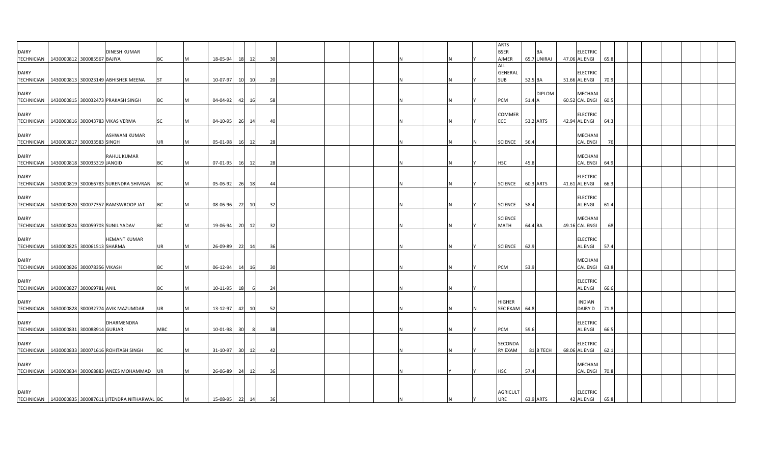| | | | | | | | | | | | | | | | | | | | | | | | | | | | | | | | |
|---|---|---|---|---|---|---|---|---|---|---|---|---|---|---|---|---|---|---|---|---|---|---|---|---|---|---|---|---|---|---|---|
| DAIRY TECHNICIAN | 1430000812 | 300085567 | DINESH KUMAR BAJIYA | BC | M | 18-05-94 | 18 | 12 | 30 | | | | | N | | N | Y | ARTS BSER AJMER | 65.7 | BA UNIRAJ | 47.06 | ELECTRIC AL ENGI | 65.8 | | | | | | | | |
| DAIRY TECHNICIAN | 1430000813 | 300023149 | ABHISHEK MEENA | ST | M | 10-07-97 | 10 | 10 | 20 | | | | | N | | N | Y | ALL GENERAL SUB | 52.5 | BA | 51.66 | ELECTRIC AL ENGI | 70.9 | | | | | | | | |
| DAIRY TECHNICIAN | 1430000815 | 300032473 | PRAKASH SINGH | BC | M | 04-04-92 | 42 | 16 | 58 | | | | | N | | N | Y | PCM | 51.4 | DIPLOM A | 60.52 | MECHANI CAL ENGI | 60.5 | | | | | | | | |
| DAIRY TECHNICIAN | 1430000816 | 300043783 | VIKAS VERMA | SC | M | 04-10-95 | 26 | 14 | 40 | | | | | N | | N | Y | COMMER ECE | 53.2 | ARTS | 42.94 | ELECTRIC AL ENGI | 64.3 | | | | | | | | |
| DAIRY TECHNICIAN | 1430000817 | 300033583 | ASHWANI KUMAR SINGH | UR | M | 05-01-98 | 16 | 12 | 28 | | | | | N | | N | N | SCIENCE | 56.4 | | | MECHANI CAL ENGI | 76 | | | | | | | | |
| DAIRY TECHNICIAN | 1430000818 | 300035319 | RAHUL KUMAR JANGID | BC | M | 07-01-95 | 16 | 12 | 28 | | | | | N | | N | Y | HSC | 45.8 | | | MECHANI CAL ENGI | 64.9 | | | | | | | | |
| DAIRY TECHNICIAN | 1430000819 | 300066783 | SURENDRA SHIVRAN | BC | M | 05-06-92 | 26 | 18 | 44 | | | | | N | | N | Y | SCIENCE | 60.3 | ARTS | 41.61 | ELECTRIC AL ENGI | 66.3 | | | | | | | | |
| DAIRY TECHNICIAN | 1430000820 | 300077357 | RAMSWROOP JAT | BC | M | 08-06-96 | 22 | 10 | 32 | | | | | N | | N | Y | SCIENCE | 58.4 | | | ELECTRIC AL ENGI | 61.4 | | | | | | | | |
| DAIRY TECHNICIAN | 1430000824 | 300059703 | SUNIL YADAV | BC | M | 19-06-94 | 20 | 12 | 32 | | | | | N | | N | Y | SCIENCE MATH | 64.4 | BA | 49.16 | MECHANI CAL ENGI | 68 | | | | | | | | |
| DAIRY TECHNICIAN | 1430000825 | 300061513 | HEMANT KUMAR SHARMA | UR | M | 26-09-89 | 22 | 14 | 36 | | | | | N | | N | Y | SCIENCE | 62.9 | | | ELECTRIC AL ENGI | 57.4 | | | | | | | | |
| DAIRY TECHNICIAN | 1430000826 | 300078356 | VIKASH | BC | M | 06-12-94 | 14 | 16 | 30 | | | | | N | | N | Y | PCM | 53.9 | | | MECHANI CAL ENGI | 63.8 | | | | | | | | |
| DAIRY TECHNICIAN | 1430000827 | 300069781 | ANIL | BC | M | 10-11-95 | 18 | 6 | 24 | | | | | N | | N | Y | | | | | ELECTRIC AL ENGI | 66.6 | | | | | | | | |
| DAIRY TECHNICIAN | 1430000828 | 300032774 | AVIK MAZUMDAR | UR | M | 13-12-97 | 42 | 10 | 52 | | | | | N | | N | N | HIGHER SEC EXAM | 64.8 | | | INDIAN DAIRY D | 71.8 | | | | | | | | |
| DAIRY TECHNICIAN | 1430000831 | 300088914 | DHARMENDRA GURJAR | MBC | M | 10-01-98 | 30 | 8 | 38 | | | | | N | | N | Y | PCM | 59.6 | | | ELECTRIC AL ENGI | 66.5 | | | | | | | | |
| DAIRY TECHNICIAN | 1430000833 | 300071616 | ROHITASH SINGH | BC | M | 31-10-97 | 30 | 12 | 42 | | | | | N | | N | Y | SECONDA RY EXAM | 81 | B TECH | 68.06 | ELECTRIC AL ENGI | 62.1 | | | | | | | | |
| DAIRY TECHNICIAN | 1430000834 | 300068883 | ANEES MOHAMMAD | UR | M | 26-06-89 | 24 | 12 | 36 | | | | | N | | Y | Y | HSC | 57.4 | | | MECHANI CAL ENGI | 70.8 | | | | | | | | |
| DAIRY TECHNICIAN | 1430000835 | 300087611 | JITENDRA NITHARWAL | BC | M | 15-08-95 | 22 | 14 | 36 | | | | | N | | N | Y | AGRICULT URE | 63.9 | ARTS | 42 | ELECTRIC AL ENGI | 65.8 | | | | | | | | |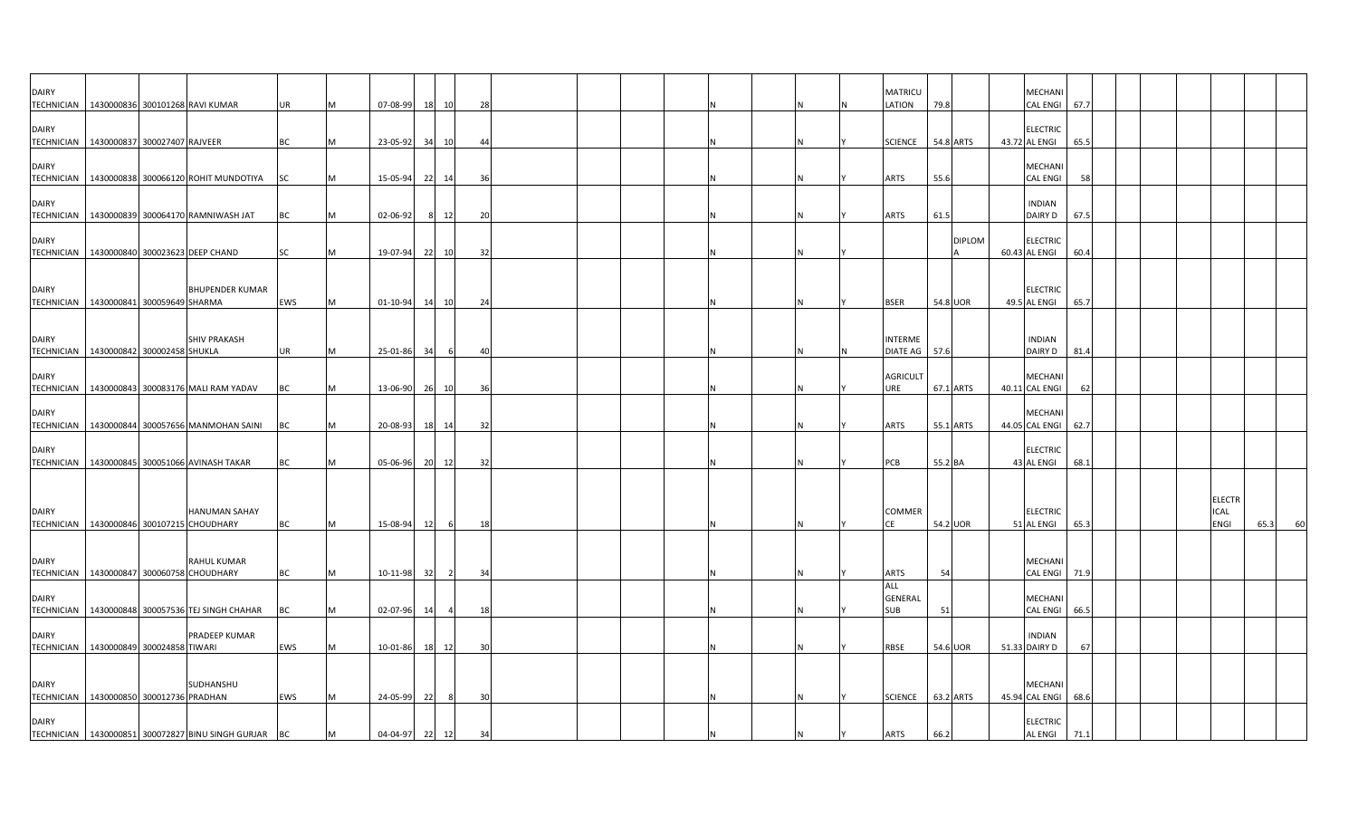| | | | | | | | | | | | | | | | | | | | | | | | | | | | | | | | |
|---|---|---|---|---|---|---|---|---|---|---|---|---|---|---|---|---|---|---|---|---|---|---|---|---|---|---|---|---|---|---|---|
| DAIRY TECHNICIAN | 1430000836 | 300101268 | RAVI KUMAR | UR | M | 07-08-99 | 18 | 10 | 28 | | | | | N | | N | N | | | MATRICULATION | 79.8 | | | MECHANICAL ENGI | 67.7 | | | | | | |
| DAIRY TECHNICIAN | 1430000837 | 300027407 | RAJVEER | BC | M | 23-05-92 | 34 | 10 | 44 | | | | | N | | N | Y | | | SCIENCE | 54.8 | ARTS | 43.72 | ELECTRICAL ENGI | 65.5 | | | | | | |
| DAIRY TECHNICIAN | 1430000838 | 300066120 | ROHIT MUNDOTIYA | SC | M | 15-05-94 | 22 | 14 | 36 | | | | | N | | N | Y | | | ARTS | 55.6 | | | MECHANICAL ENGI | 58 | | | | | | |
| DAIRY TECHNICIAN | 1430000839 | 300064170 | RAMNIWASH JAT | BC | M | 02-06-92 | 8 | 12 | 20 | | | | | N | | N | Y | | | ARTS | 61.5 | | | INDIAN DAIRY D | 67.5 | | | | | | |
| DAIRY TECHNICIAN | 1430000840 | 300023623 | DEEP CHAND | SC | M | 19-07-94 | 22 | 10 | 32 | | | | | N | | N | Y | | | | | DIPLOMA | 60.43 | ELECTRICAL ENGI | 60.4 | | | | | | |
| DAIRY TECHNICIAN | 1430000841 | 300059649 | BHUPENDER KUMAR SHARMA | EWS | M | 01-10-94 | 14 | 10 | 24 | | | | | N | | N | Y | | | BSER | 54.8 | UOR | 49.5 | ELECTRICAL ENGI | 65.7 | | | | | | |
| DAIRY TECHNICIAN | 1430000842 | 300002458 | SHIV PRAKASH SHUKLA | UR | M | 25-01-86 | 34 | 6 | 40 | | | | | N | | N | N | | | INTERMEDIATE AG | 57.6 | | | INDIAN DAIRY D | 81.4 | | | | | | |
| DAIRY TECHNICIAN | 1430000843 | 300083176 | MALI RAM YADAV | BC | M | 13-06-90 | 26 | 10 | 36 | | | | | N | | N | Y | | | AGRICULTURE | 67.1 | ARTS | 40.11 | MECHANICAL ENGI | 62 | | | | | | |
| DAIRY TECHNICIAN | 1430000844 | 300057656 | MANMOHAN SAINI | BC | M | 20-08-93 | 18 | 14 | 32 | | | | | N | | N | Y | | | ARTS | 55.1 | ARTS | 44.05 | MECHANICAL ENGI | 62.7 | | | | | | |
| DAIRY TECHNICIAN | 1430000845 | 300051066 | AVINASH TAKAR | BC | M | 05-06-96 | 20 | 12 | 32 | | | | | N | | N | Y | | | PCB | 55.2 | BA | 43 | ELECTRICAL ENGI | 68.1 | | | | | | |
| DAIRY TECHNICIAN | 1430000846 | 300107215 | HANUMAN SAHAY CHOUDHARY | BC | M | 15-08-94 | 12 | 6 | 18 | | | | | N | | N | Y | | | COMMERCE | 54.2 | UOR | 51 | ELECTRICAL ENGI | 65.3 | | | | ELECTRICAL ENGI | 65.3 | 60 |
| DAIRY TECHNICIAN | 1430000847 | 300060758 | RAHUL KUMAR CHOUDHARY | BC | M | 10-11-98 | 32 | 2 | 34 | | | | | N | | N | Y | | | ARTS | 54 | | | MECHANICAL ENGI | 71.9 | | | | | | |
| DAIRY TECHNICIAN | 1430000848 | 300057536 | TEJ SINGH CHAHAR | BC | M | 02-07-96 | 14 | 4 | 18 | | | | | N | | N | Y | | | ALL GENERAL SUB | 51 | | | MECHANICAL ENGI | 66.5 | | | | | | |
| DAIRY TECHNICIAN | 1430000849 | 300024858 | PRADEEP KUMAR TIWARI | EWS | M | 10-01-86 | 18 | 12 | 30 | | | | | N | | N | Y | | | RBSE | 54.6 | UOR | 51.33 | INDIAN DAIRY D | 67 | | | | | | |
| DAIRY TECHNICIAN | 1430000850 | 300012736 | SUDHANSHU PRADHAN | EWS | M | 24-05-99 | 22 | 8 | 30 | | | | | N | | N | Y | | | SCIENCE | 63.2 | ARTS | 45.94 | MECHANICAL ENGI | 68.6 | | | | | | |
| DAIRY TECHNICIAN | 1430000851 | 300072827 | BINU SINGH GURJAR | BC | M | 04-04-97 | 22 | 12 | 34 | | | | | N | | N | Y | | | ARTS | 66.2 | | | ELECTRICAL ENGI | 71.1 | | | | | | |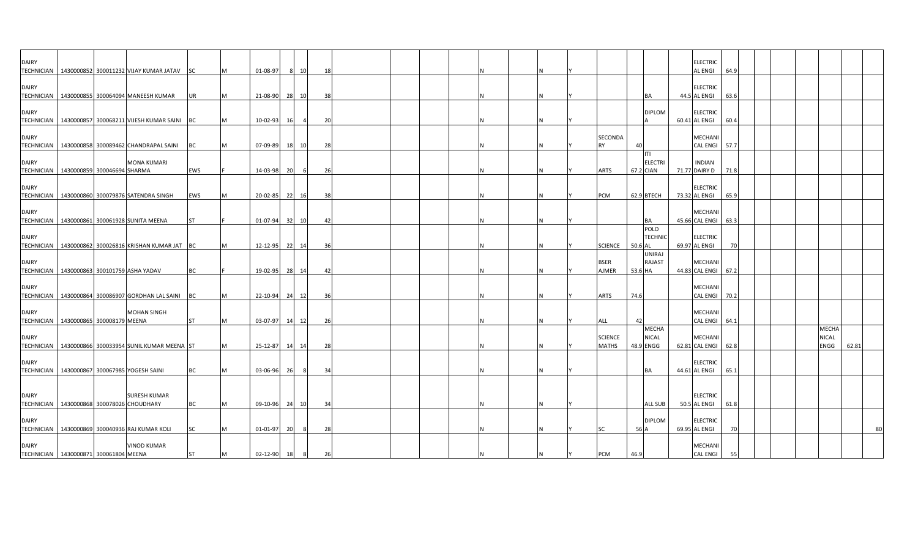| | | | | | | | | | | | | | | | | | | | | | | | | | | | | | | |
|---|---|---|---|---|---|---|---|---|---|---|---|---|---|---|---|---|---|---|---|---|---|---|---|---|---|---|---|---|---|---|
| DAIRY TECHNICIAN | 1430000852 | 300011232 | VIJAY KUMAR JATAV | SC | M | 01-08-97 | 8 | 10 | 18 | | | | | N | | N | Y | | | | | ELECTRICAL ENGI | 64.9 | | | | | | | |
| DAIRY TECHNICIAN | 1430000855 | 300064094 | MANEESH KUMAR | UR | M | 21-08-90 | 28 | 10 | 38 | | | | | N | | N | Y | | | BA | 44.5 | ELECTRICAL ENGI | 63.6 | | | | | | | |
| DAIRY TECHNICIAN | 1430000857 | 300068211 | VIJESH KUMAR SAINI | BC | M | 10-02-93 | 16 | 4 | 20 | | | | | N | | N | Y | | | DIPLOMA | 60.41 | ELECTRICAL ENGI | 60.4 | | | | | | | |
| DAIRY TECHNICIAN | 1430000858 | 300089462 | CHANDRAPAL SAINI | BC | M | 07-09-89 | 18 | 10 | 28 | | | | | N | | N | Y | SECONDARY | 40 | | | MECHANICAL ENGI | 57.7 | | | | | | | |
| DAIRY TECHNICIAN | 1430000859 | 300046694 | MONA KUMARI SHARMA | EWS | F | 14-03-98 | 20 | 6 | 26 | | | | | N | | N | Y | ARTS | 67.2 | ITI ELECTRICIAN | 71.77 | INDIAN DAIRY D | 71.8 | | | | | | | |
| DAIRY TECHNICIAN | 1430000860 | 300079876 | SATENDRA SINGH | EWS | M | 20-02-85 | 22 | 16 | 38 | | | | | N | | N | Y | PCM | 62.9 | BTECH | 73.32 | ELECTRICAL ENGI | 65.9 | | | | | | | |
| DAIRY TECHNICIAN | 1430000861 | 300061928 | SUNITA MEENA | ST | F | 01-07-94 | 32 | 10 | 42 | | | | | N | | N | Y | | | BA | 45.66 | MECHANICAL ENGI | 63.3 | | | | | | | |
| DAIRY TECHNICIAN | 1430000862 | 300026816 | KRISHAN KUMAR JAT | BC | M | 12-12-95 | 22 | 14 | 36 | | | | | N | | N | Y | SCIENCE | 50.6 | POLO TECHNICAL | 69.97 | ELECTRICAL ENGI | 70 | | | | | | | |
| DAIRY TECHNICIAN | 1430000863 | 300101759 | ASHA YADAV | BC | F | 19-02-95 | 28 | 14 | 42 | | | | | N | | N | Y | BSER AJMER | 53.6 | UNIRAJ RAJASTHA | 44.83 | MECHANICAL ENGI | 67.2 | | | | | | | |
| DAIRY TECHNICIAN | 1430000864 | 300086907 | GORDHAN LAL SAINI | BC | M | 22-10-94 | 24 | 12 | 36 | | | | | N | | N | Y | ARTS | 74.6 | | | MECHANICAL ENGI | 70.2 | | | | | | | |
| DAIRY TECHNICIAN | 1430000865 | 300008179 | MOHAN SINGH MEENA | ST | M | 03-07-97 | 14 | 12 | 26 | | | | | N | | N | Y | ALL | 42 | | | MECHANICAL ENGI | 64.1 | | | | | | | |
| DAIRY TECHNICIAN | 1430000866 | 300033954 | SUNIL KUMAR MEENA | ST | M | 25-12-87 | 14 | 14 | 28 | | | | | N | | N | Y | SCIENCE MATHS | 48.9 | MECHANICAL ENGG | 62.81 | MECHANICAL ENGI | 62.8 | | | | | MECHANICAL ENGG | 62.81 | |
| DAIRY TECHNICIAN | 1430000867 | 300067985 | YOGESH SAINI | BC | M | 03-06-96 | 26 | 8 | 34 | | | | | N | | N | Y | | | BA | 44.61 | ELECTRICAL ENGI | 65.1 | | | | | | | |
| DAIRY TECHNICIAN | 1430000868 | 300078026 | SURESH KUMAR CHOUDHARY | BC | M | 09-10-96 | 24 | 10 | 34 | | | | | N | | N | Y | | | ALL SUB | 50.5 | ELECTRICAL ENGI | 61.8 | | | | | | | |
| DAIRY TECHNICIAN | 1430000869 | 300040936 | RAJ KUMAR KOLI | SC | M | 01-01-97 | 20 | 8 | 28 | | | | | N | | N | Y | SC | 56 | DIPLOMA | 69.95 | ELECTRICAL ENGI | 70 | | | | | | | 80 |
| DAIRY TECHNICIAN | 1430000871 | 300061804 | VINOD KUMAR MEENA | ST | M | 02-12-90 | 18 | 8 | 26 | | | | | N | | N | Y | PCM | 46.9 | | | MECHANICAL ENGI | 55 | | | | | | | |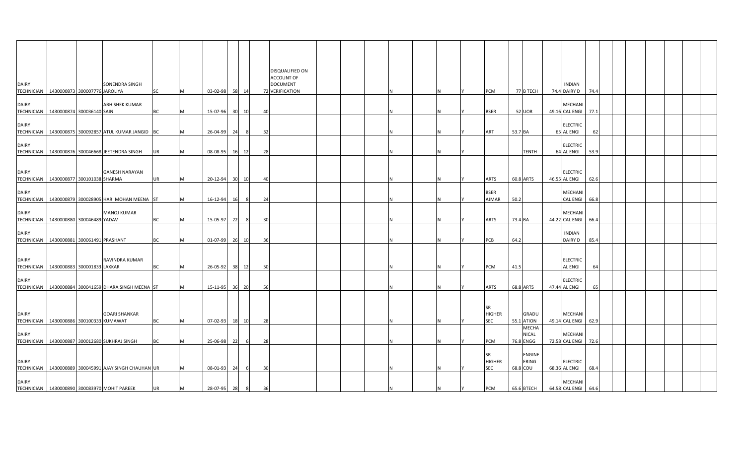| | | | | | | | | | | | | | | | | | | | | | | | | | | | | | | | | |
|---|---|---|---|---|---|---|---|---|---|---|---|---|---|---|---|---|---|---|---|---|---|---|---|---|---|---|---|---|---|---|---|---|
| DAIRY TECHNICIAN | 1430000873 | 300007776 | SONENDRA SINGH JAROLIYA | SC | M | 03-02-98 | 58 | 14 | 72 | DISQUALIFIED ON ACCOUNT OF DOCUMENT VERIFICATION | | | | N | | N | Y | PCM | 77 | B TECH | | 74.4 | INDIAN DAIRY D | 74.4 | | | | | | | | |
| DAIRY TECHNICIAN | 1430000874 | 300036140 | ABHISHEK KUMAR SAIN | BC | M | 15-07-96 | 30 | 10 | 40 | | | | | N | | N | Y | BSER | 52 | UOR | | 49.16 | MECHANI CAL ENGI | 77.1 | | | | | | | | |
| DAIRY TECHNICIAN | 1430000875 | 300092857 | ATUL KUMAR JANGID | BC | M | 26-04-99 | 24 | 8 | 32 | | | | | N | | N | Y | ART | 53.7 | BA | | 65 | ELECTRIC AL ENGI | 62 | | | | | | | | |
| DAIRY TECHNICIAN | 1430000876 | 300046668 | JEETENDRA SINGH | UR | M | 08-08-95 | 16 | 12 | 28 | | | | | N | | N | Y | | | TENTH | | 64 | ELECTRIC AL ENGI | 53.9 | | | | | | | | |
| DAIRY TECHNICIAN | 1430000877 | 300101038 | GANESH NARAYAN SHARMA | UR | M | 20-12-94 | 30 | 10 | 40 | | | | | N | | N | Y | ARTS | 60.8 | ARTS | | 46.55 | ELECTRIC AL ENGI | 62.6 | | | | | | | | |
| DAIRY TECHNICIAN | 1430000879 | 300028905 | HARI MOHAN MEENA | ST | M | 16-12-94 | 16 | 8 | 24 | | | | | N | | N | Y | BSER AJMAR | 50.2 | | | | MECHANI CAL ENGI | 66.8 | | | | | | | | |
| DAIRY TECHNICIAN | 1430000880 | 300046489 | MANOJ KUMAR YADAV | BC | M | 15-05-97 | 22 | 8 | 30 | | | | | N | | N | Y | ARTS | 73.4 | BA | | 44.22 | MECHANI CAL ENGI | 66.4 | | | | | | | | |
| DAIRY TECHNICIAN | 1430000881 | 300061491 | PRASHANT | BC | M | 01-07-99 | 26 | 10 | 36 | | | | | N | | N | Y | PCB | 64.2 | | | | INDIAN DAIRY D | 85.4 | | | | | | | | |
| DAIRY TECHNICIAN | 1430000883 | 300001833 | RAVINDRA KUMAR LAXKAR | BC | M | 26-05-92 | 38 | 12 | 50 | | | | | N | | N | Y | PCM | 41.5 | | | | ELECTRIC AL ENGI | 64 | | | | | | | | |
| DAIRY TECHNICIAN | 1430000884 | 300041659 | DHARA SINGH MEENA | ST | M | 15-11-95 | 36 | 20 | 56 | | | | | N | | N | Y | ARTS | 68.8 | ARTS | | 47.44 | ELECTRIC AL ENGI | 65 | | | | | | | | |
| DAIRY TECHNICIAN | 1430000886 | 300100333 | GOARI SHANKAR KUMAWAT | BC | M | 07-02-93 | 18 | 10 | 28 | | | | | N | | N | Y | SR HIGHER SEC | 55.1 | GRADU ATION | | 49.14 | MECHANI CAL ENGI | 62.9 | | | | | | | | |
| DAIRY TECHNICIAN | 1430000887 | 300012680 | SUKHRAJ SINGH | BC | M | 25-06-98 | 22 | 6 | 28 | | | | | N | | N | Y | PCM | 76.8 | MECHA NICAL ENGG | | 72.58 | MECHANI CAL ENGI | 72.6 | | | | | | | | |
| DAIRY TECHNICIAN | 1430000889 | 300045991 | AJAY SINGH CHAUHAN | UR | M | 08-01-93 | 24 | 6 | 30 | | | | | N | | N | Y | SR HIGHER SEC | 68.8 | ENGINE ERING COU | | 68.36 | ELECTRIC AL ENGI | 68.4 | | | | | | | | |
| DAIRY TECHNICIAN | 1430000890 | 300083970 | MOHIT PAREEK | UR | M | 28-07-95 | 28 | 8 | 36 | | | | | N | | N | Y | PCM | 65.6 | BTECH | | 64.58 | MECHANI CAL ENGI | 64.6 | | | | | | | | |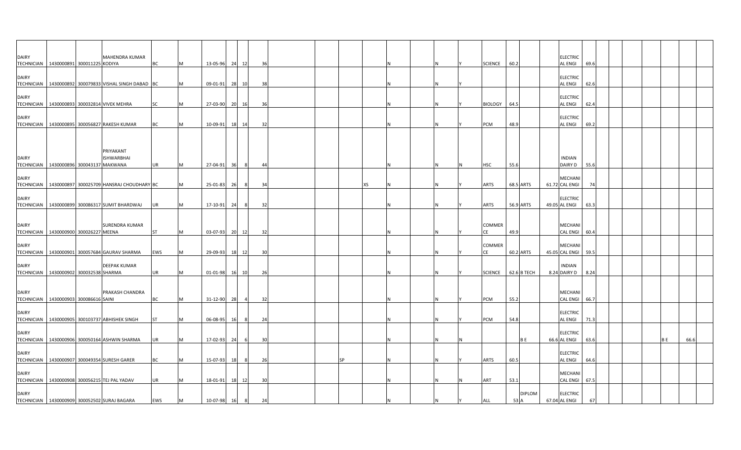| | | | | | | | | | | | | | | | | | | | | | | | | | | | | | |
|---|---|---|---|---|---|---|---|---|---|---|---|---|---|---|---|---|---|---|---|---|---|---|---|---|---|---|---|---|---|
| DAIRY TECHNICIAN | 1430000891 | 300011225 | MAHENDRA KUMAR KODIYA | BC | M | 13-05-96 | 24 | 12 | 36 | | | | | N | | N | Y | SCIENCE | 60.2 | | | ELECTRICAL ENGI | 69.6 | | | | | | |
| DAIRY TECHNICIAN | 1430000892 | 300079833 | VISHAL SINGH DABAD | BC | M | 09-01-91 | 28 | 10 | 38 | | | | | N | | N | Y | | | | | ELECTRICAL ENGI | 62.6 | | | | | | |
| DAIRY TECHNICIAN | 1430000893 | 300032814 | VIVEK MEHRA | SC | M | 27-03-90 | 20 | 16 | 36 | | | | | N | | N | Y | BIOLOGY | 64.5 | | | ELECTRICAL ENGI | 62.4 | | | | | | |
| DAIRY TECHNICIAN | 1430000895 | 300056827 | RAKESH KUMAR | BC | M | 10-09-91 | 18 | 14 | 32 | | | | | N | | N | Y | PCM | 48.9 | | | ELECTRICAL ENGI | 69.2 | | | | | | |
| DAIRY TECHNICIAN | 1430000896 | 300043137 | PRIYAKANT ISHWARBHAI MAKWANA | UR | M | 27-04-91 | 36 | 8 | 44 | | | | | N | | N | N | HSC | 55.6 | | | INDIAN DAIRY D | 55.6 | | | | | | |
| DAIRY TECHNICIAN | 1430000897 | 300025709 | HANSRAJ CHOUDHARY | BC | M | 25-01-83 | 26 | 8 | 34 | | | | XS | N | | N | Y | ARTS | 68.5 | ARTS | 61.72 | MECHANICAL ENGI | 74 | | | | | | |
| DAIRY TECHNICIAN | 1430000899 | 300086317 | SUMIT BHARDWAJ | UR | M | 17-10-91 | 24 | 8 | 32 | | | | | N | | N | Y | ARTS | 56.9 | ARTS | 49.05 | ELECTRICAL ENGI | 63.3 | | | | | | |
| DAIRY TECHNICIAN | 1430000900 | 300026227 | SURENDRA KUMAR MEENA | ST | M | 03-07-93 | 20 | 12 | 32 | | | | | N | | N | Y | COMMERCE | 49.9 | | | MECHANICAL ENGI | 60.4 | | | | | | |
| DAIRY TECHNICIAN | 1430000901 | 300057684 | GAURAV SHARMA | EWS | M | 29-09-93 | 18 | 12 | 30 | | | | | N | | N | Y | COMMERCE | 60.2 | ARTS | 45.05 | MECHANICAL ENGI | 59.5 | | | | | | |
| DAIRY TECHNICIAN | 1430000902 | 300032538 | DEEPAK KUMAR SHARMA | UR | M | 01-01-98 | 16 | 10 | 26 | | | | | N | | N | Y | SCIENCE | 62.6 | B TECH | 8.24 | INDIAN DAIRY D | 8.24 | | | | | | |
| DAIRY TECHNICIAN | 1430000903 | 300086616 | PRAKASH CHANDRA SAINI | BC | M | 31-12-90 | 28 | 4 | 32 | | | | | N | | N | Y | PCM | 55.2 | | | MECHANICAL ENGI | 66.7 | | | | | | |
| DAIRY TECHNICIAN | 1430000905 | 300103737 | ABHISHEK SINGH | ST | M | 06-08-95 | 16 | 8 | 24 | | | | | N | | N | Y | PCM | 54.8 | | | ELECTRICAL ENGI | 71.3 | | | | | | |
| DAIRY TECHNICIAN | 1430000906 | 300050164 | ASHWIN SHARMA | UR | M | 17-02-93 | 24 | 6 | 30 | | | | | N | | N | N | | | B E | 66.6 | ELECTRICAL ENGI | 63.6 | | | | B E | 66.6 | |
| DAIRY TECHNICIAN | 1430000907 | 300049354 | SURESH GARER | BC | M | 15-07-93 | 18 | 8 | 26 | | | SP | | N | | N | Y | ARTS | 60.5 | | | ELECTRICAL ENGI | 64.6 | | | | | | |
| DAIRY TECHNICIAN | 1430000908 | 300056215 | TEJ PAL YADAV | UR | M | 18-01-91 | 18 | 12 | 30 | | | | | N | | N | N | ART | 53.1 | | | MECHANICAL ENGI | 67.5 | | | | | | |
| DAIRY TECHNICIAN | 1430000909 | 300052502 | SURAJ BAGARA | EWS | M | 10-07-98 | 16 | 8 | 24 | | | | | N | | N | Y | ALL | 53 | DIPLOMA | 67.04 | ELECTRICAL ENGI | 67 | | | | | | |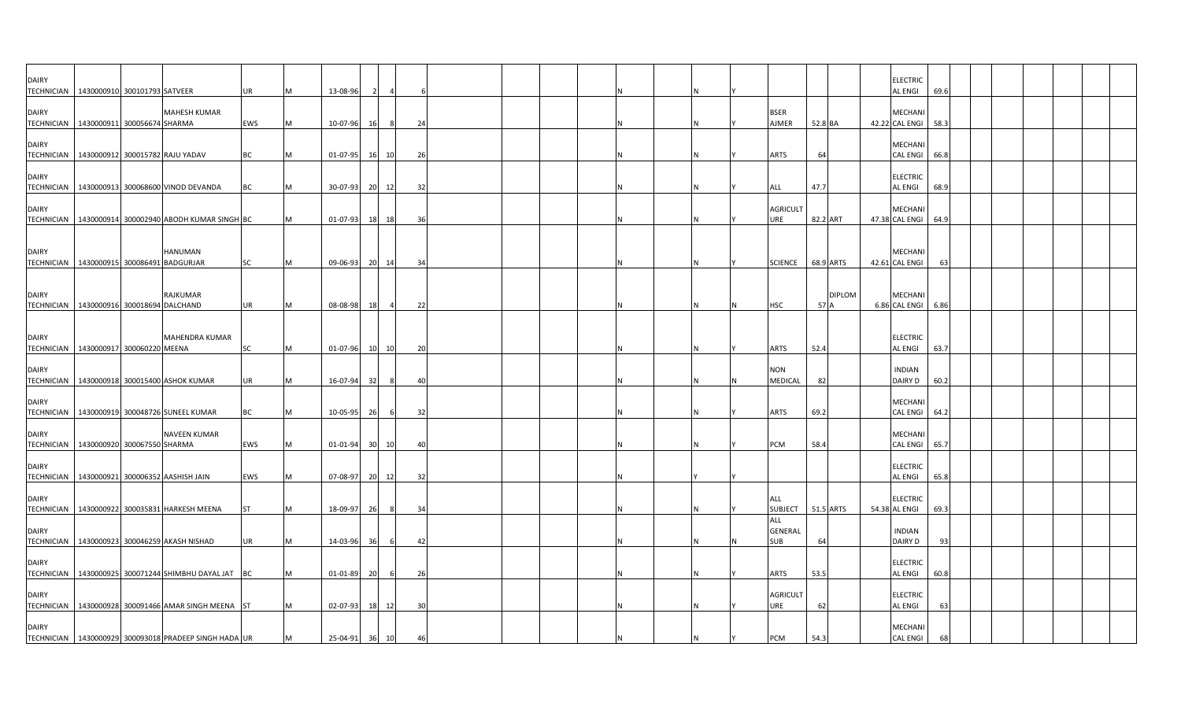| | | | | | | | | | | | | | | | | | | | | | | | | | | | |
|---|---|---|---|---|---|---|---|---|---|---|---|---|---|---|---|---|---|---|---|---|---|---|---|---|---|---|---|
| DAIRY TECHNICIAN | 1430000910 | 300101793 | SATVEER | UR | M | 13-08-96 | 2 | 4 | 6 | | | | | | N | | N | Y | | | | | ELECTRIC AL ENGI | 69.6 | | | |
| DAIRY TECHNICIAN | 1430000911 | 300056674 | MAHESH KUMAR SHARMA | EWS | M | 10-07-96 | 16 | 8 | 24 | | | | | | N | | N | Y | BSER AJMER | 52.8 | BA | 42.22 | MECHANI CAL ENGI | 58.3 | | | |
| DAIRY TECHNICIAN | 1430000912 | 300015782 | RAJU YADAV | BC | M | 01-07-95 | 16 | 10 | 26 | | | | | | N | | N | Y | ARTS | 64 | | | MECHANI CAL ENGI | 66.8 | | | |
| DAIRY TECHNICIAN | 1430000913 | 300068600 | VINOD DEVANDA | BC | M | 30-07-93 | 20 | 12 | 32 | | | | | | N | | N | Y | ALL | 47.7 | | | ELECTRIC AL ENGI | 68.9 | | | |
| DAIRY TECHNICIAN | 1430000914 | 300002940 | ABODH KUMAR SINGH | BC | M | 01-07-93 | 18 | 18 | 36 | | | | | | N | | N | Y | AGRICULT URE | 82.2 | ART | 47.38 | MECHANI CAL ENGI | 64.9 | | | |
| DAIRY TECHNICIAN | 1430000915 | 300086491 | HANUMAN BADGURJAR | SC | M | 09-06-93 | 20 | 14 | 34 | | | | | | N | | N | Y | SCIENCE | 68.9 | ARTS | 42.61 | MECHANI CAL ENGI | 63 | | | |
| DAIRY TECHNICIAN | 1430000916 | 300018694 | RAJKUMAR DALCHAND | UR | M | 08-08-98 | 18 | 4 | 22 | | | | | | N | | N | N | HSC | 57 | DIPLOM A | 6.86 | MECHANI CAL ENGI | 6.86 | | | |
| DAIRY TECHNICIAN | 1430000917 | 300060220 | MAHENDRA KUMAR MEENA | SC | M | 01-07-96 | 10 | 10 | 20 | | | | | | N | | N | Y | ARTS | 52.4 | | | ELECTRIC AL ENGI | 63.7 | | | |
| DAIRY TECHNICIAN | 1430000918 | 300015400 | ASHOK KUMAR | UR | M | 16-07-94 | 32 | 8 | 40 | | | | | | N | | N | N | NON MEDICAL | 82 | | | INDIAN DAIRY D | 60.2 | | | |
| DAIRY TECHNICIAN | 1430000919 | 300048726 | SUNEEL KUMAR | BC | M | 10-05-95 | 26 | 6 | 32 | | | | | | N | | N | Y | ARTS | 69.2 | | | MECHANI CAL ENGI | 64.2 | | | |
| DAIRY TECHNICIAN | 1430000920 | 300067550 | NAVEEN KUMAR SHARMA | EWS | M | 01-01-94 | 30 | 10 | 40 | | | | | | N | | N | Y | PCM | 58.4 | | | MECHANI CAL ENGI | 65.7 | | | |
| DAIRY TECHNICIAN | 1430000921 | 300006352 | AASHISH JAIN | EWS | M | 07-08-97 | 20 | 12 | 32 | | | | | | N | | Y | Y | | | | | ELECTRIC AL ENGI | 65.8 | | | |
| DAIRY TECHNICIAN | 1430000922 | 300035831 | HARKESH MEENA | ST | M | 18-09-97 | 26 | 8 | 34 | | | | | | N | | N | Y | ALL SUBJECT | 51.5 | ARTS | 54.38 | ELECTRIC AL ENGI | 69.3 | | | |
| DAIRY TECHNICIAN | 1430000923 | 300046259 | AKASH NISHAD | UR | M | 14-03-96 | 36 | 6 | 42 | | | | | | N | | N | N | ALL GENERAL SUB | 64 | | | INDIAN DAIRY D | 93 | | | |
| DAIRY TECHNICIAN | 1430000925 | 300071244 | SHIMBHU DAYAL JAT | BC | M | 01-01-89 | 20 | 6 | 26 | | | | | | N | | N | Y | ARTS | 53.5 | | | ELECTRIC AL ENGI | 60.8 | | | |
| DAIRY TECHNICIAN | 1430000928 | 300091466 | AMAR SINGH MEENA | ST | M | 02-07-93 | 18 | 12 | 30 | | | | | | N | | N | Y | AGRICULT URE | 62 | | | ELECTRIC AL ENGI | 63 | | | |
| DAIRY TECHNICIAN | 1430000929 | 300093018 | PRADEEP SINGH HADA | UR | M | 25-04-91 | 36 | 10 | 46 | | | | | | N | | N | Y | PCM | 54.3 | | | MECHANI CAL ENGI | 68 | | | |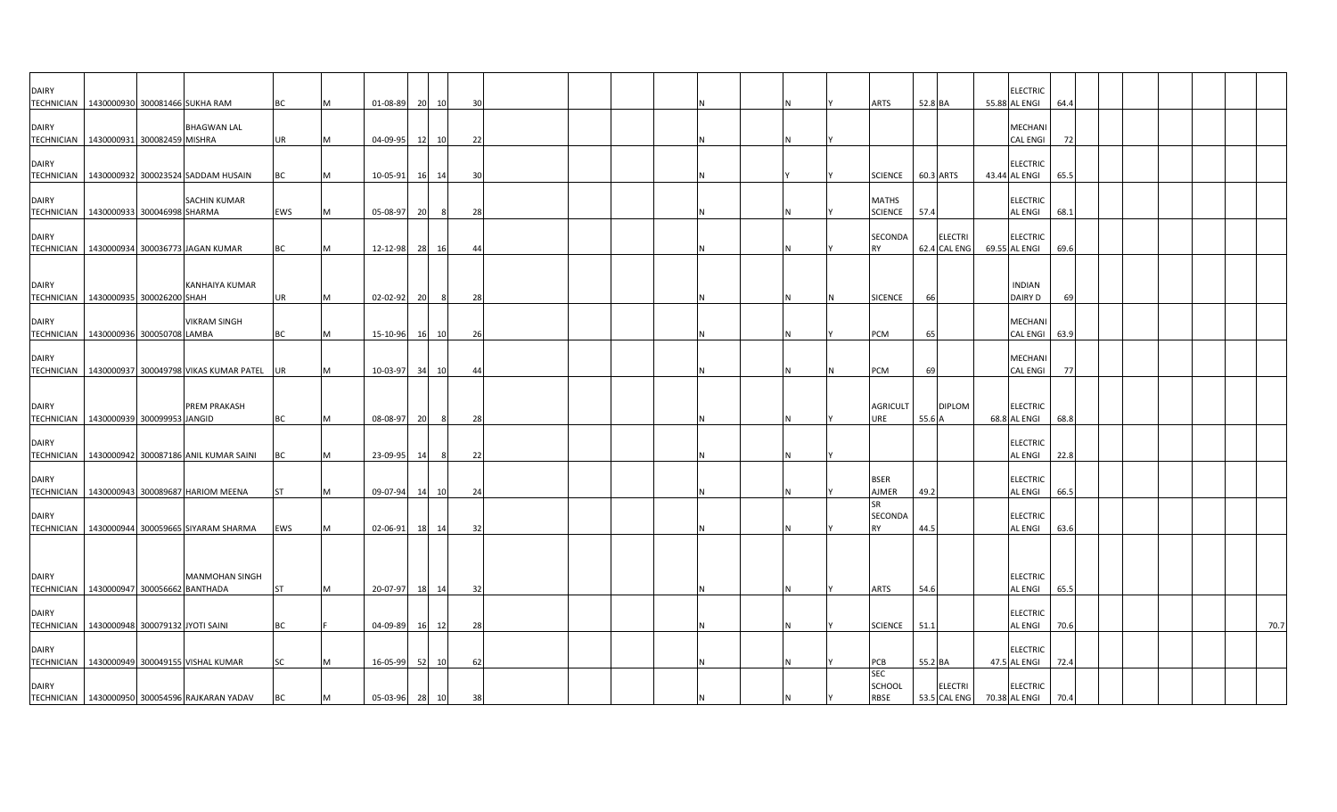| | | | | | | | | | | | | | | | | | | | | | | | | | | | | | | |
|---|---|---|---|---|---|---|---|---|---|---|---|---|---|---|---|---|---|---|---|---|---|---|---|---|---|---|---|---|---|---|
| DAIRY TECHNICIAN | 1430000930 | 300081466 | SUKHA RAM | BC | M | 01-08-89 | 20 | 10 | 30 | | | | | N | | N | Y | ARTS | 52.8 | BA | 55.88 | ELECTRIC AL ENGI | 64.4 | | | | | | | |
| DAIRY TECHNICIAN | 1430000931 | 300082459 | BHAGWAN LAL MISHRA | UR | M | 04-09-95 | 12 | 10 | 22 | | | | | N | | N | Y | | | | | MECHANI CAL ENGI | 72 | | | | | | | |
| DAIRY TECHNICIAN | 1430000932 | 300023524 | SADDAM HUSAIN | BC | M | 10-05-91 | 16 | 14 | 30 | | | | | N | | Y | Y | SCIENCE | 60.3 | ARTS | 43.44 | ELECTRIC AL ENGI | 65.5 | | | | | | | |
| DAIRY TECHNICIAN | 1430000933 | 300046998 | SACHIN KUMAR SHARMA | EWS | M | 05-08-97 | 20 | 8 | 28 | | | | | N | | N | Y | MATHS SCIENCE | 57.4 | | | ELECTRIC AL ENGI | 68.1 | | | | | | | |
| DAIRY TECHNICIAN | 1430000934 | 300036773 | JAGAN KUMAR | BC | M | 12-12-98 | 28 | 16 | 44 | | | | | N | | N | Y | SECONDA RY | 62.4 | ELECTRI CAL ENG | 69.55 | ELECTRIC AL ENGI | 69.6 | | | | | | | |
| DAIRY TECHNICIAN | 1430000935 | 300026200 | KANHAIYA KUMAR SHAH | UR | M | 02-02-92 | 20 | 8 | 28 | | | | | N | | N | N | SICENCE | 66 | | | INDIAN DAIRY D | 69 | | | | | | | |
| DAIRY TECHNICIAN | 1430000936 | 300050708 | VIKRAM SINGH LAMBA | BC | M | 15-10-96 | 16 | 10 | 26 | | | | | N | | N | Y | PCM | 65 | | | MECHANI CAL ENGI | 63.9 | | | | | | | |
| DAIRY TECHNICIAN | 1430000937 | 300049798 | VIKAS KUMAR PATEL | UR | M | 10-03-97 | 34 | 10 | 44 | | | | | N | | N | N | PCM | 69 | | | MECHANI CAL ENGI | 77 | | | | | | | |
| DAIRY TECHNICIAN | 1430000939 | 300099953 | PREM PRAKASH JANGID | BC | M | 08-08-97 | 20 | 8 | 28 | | | | | N | | N | Y | AGRICULT URE | 55.6 | DIPLOM A | 68.8 | ELECTRIC AL ENGI | 68.8 | | | | | | | |
| DAIRY TECHNICIAN | 1430000942 | 300087186 | ANIL KUMAR SAINI | BC | M | 23-09-95 | 14 | 8 | 22 | | | | | N | | N | Y | | | | | ELECTRIC AL ENGI | 22.8 | | | | | | | |
| DAIRY TECHNICIAN | 1430000943 | 300089687 | HARIOM MEENA | ST | M | 09-07-94 | 14 | 10 | 24 | | | | | N | | N | Y | BSER AJMER | 49.2 | | | ELECTRIC AL ENGI | 66.5 | | | | | | | |
| DAIRY TECHNICIAN | 1430000944 | 300059665 | SIYARAM SHARMA | EWS | M | 02-06-91 | 18 | 14 | 32 | | | | | N | | N | Y | SR SECONDA RY | 44.5 | | | ELECTRIC AL ENGI | 63.6 | | | | | | | |
| DAIRY TECHNICIAN | 1430000947 | 300056662 | MANMOHAN SINGH BANTHADA | ST | M | 20-07-97 | 18 | 14 | 32 | | | | | N | | N | Y | ARTS | 54.6 | | | ELECTRIC AL ENGI | 65.5 | | | | | | | |
| DAIRY TECHNICIAN | 1430000948 | 300079132 | JYOTI SAINI | BC | F | 04-09-89 | 16 | 12 | 28 | | | | | N | | N | Y | SCIENCE | 51.1 | | | ELECTRIC AL ENGI | 70.6 | | | | | | | 70.7 |
| DAIRY TECHNICIAN | 1430000949 | 300049155 | VISHAL KUMAR | SC | M | 16-05-99 | 52 | 10 | 62 | | | | | N | | N | Y | PCB | 55.2 | BA | 47.5 | ELECTRIC AL ENGI | 72.4 | | | | | | | |
| DAIRY TECHNICIAN | 1430000950 | 300054596 | RAJKARAN YADAV | BC | M | 05-03-96 | 28 | 10 | 38 | | | | | N | | N | Y | SEC SCHOOL RBSE | 53.5 | ELECTRI CAL ENG | 70.38 | ELECTRIC AL ENGI | 70.4 | | | | | | | |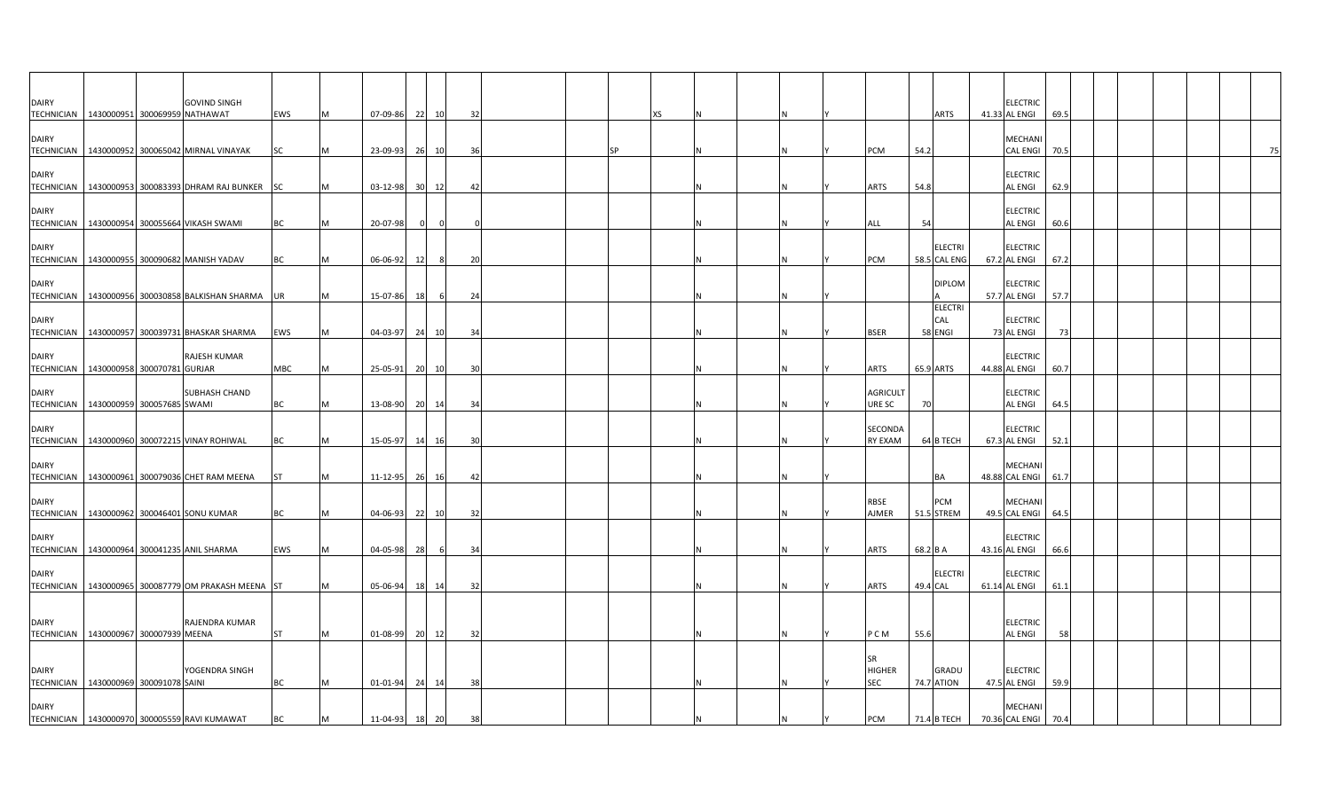| | | | | | | | | | | | | | | | | | | | | | | | | | | | | | | | | |
|---|---|---|---|---|---|---|---|---|---|---|---|---|---|---|---|---|---|---|---|---|---|---|---|---|---|---|---|---|---|---|---|---|
| DAIRY TECHNICIAN | 1430000951 | 300069959 | GOVIND SINGH NATHAWAT | EWS | M | 07-09-86 | 22 | 10 | 32 | | | | | XS | N | | N | Y | | | ARTS | 41.33 | ELECTRICAL ENGI | 69.5 | | | | | | | | |
| DAIRY TECHNICIAN | 1430000952 | 300065042 | MIRNAL VINAYAK | SC | M | 23-09-93 | 26 | 10 | 36 | | | SP | | | N | | N | Y | PCM | 54.2 | | | MECHANICAL ENGI | 70.5 | | | | | | | | 75 |
| DAIRY TECHNICIAN | 1430000953 | 300083393 | DHRAM RAJ BUNKER | SC | M | 03-12-98 | 30 | 12 | 42 | | | | | | N | | N | Y | ARTS | 54.8 | | | ELECTRICAL ENGI | 62.9 | | | | | | | | |
| DAIRY TECHNICIAN | 1430000954 | 300055664 | VIKASH SWAMI | BC | M | 20-07-98 | 0 | 0 | 0 | | | | | | N | | N | Y | ALL | 54 | | | ELECTRICAL ENGI | 60.6 | | | | | | | | |
| DAIRY TECHNICIAN | 1430000955 | 300090682 | MANISH YADAV | BC | M | 06-06-92 | 12 | 8 | 20 | | | | | | N | | N | Y | PCM | 58.5 | ELECTRICAL ENG | 67.2 | ELECTRICAL ENGI | 67.2 | | | | | | | | |
| DAIRY TECHNICIAN | 1430000956 | 300030858 | BALKISHAN SHARMA | UR | M | 15-07-86 | 18 | 6 | 24 | | | | | | N | | N | Y | | | DIPLOMA | 57.7 | ELECTRICAL ENGI | 57.7 | | | | | | | | |
| DAIRY TECHNICIAN | 1430000957 | 300039731 | BHASKAR SHARMA | EWS | M | 04-03-97 | 24 | 10 | 34 | | | | | | N | | N | Y | BSER | 58 | ELECTRICAL ENGI | 73 | ELECTRICAL ENGI | 73 | | | | | | | | |
| DAIRY TECHNICIAN | 1430000958 | 300070781 | RAJESH KUMAR GURJAR | MBC | M | 25-05-91 | 20 | 10 | 30 | | | | | | N | | N | Y | ARTS | 65.9 | ARTS | 44.88 | ELECTRICAL ENGI | 60.7 | | | | | | | | |
| DAIRY TECHNICIAN | 1430000959 | 300057685 | SUBHASH CHAND SWAMI | BC | M | 13-08-90 | 20 | 14 | 34 | | | | | | N | | N | Y | AGRICULTURE SC | 70 | | | ELECTRICAL ENGI | 64.5 | | | | | | | | |
| DAIRY TECHNICIAN | 1430000960 | 300072215 | VINAY ROHIWAL | BC | M | 15-05-97 | 14 | 16 | 30 | | | | | | N | | N | Y | SECONDARY EXAM | 64 | B TECH | 67.3 | ELECTRICAL ENGI | 52.1 | | | | | | | | |
| DAIRY TECHNICIAN | 1430000961 | 300079036 | CHET RAM MEENA | ST | M | 11-12-95 | 26 | 16 | 42 | | | | | | N | | N | Y | | | BA | 48.88 | MECHANICAL ENGI | 61.7 | | | | | | | | |
| DAIRY TECHNICIAN | 1430000962 | 300046401 | SONU KUMAR | BC | M | 04-06-93 | 22 | 10 | 32 | | | | | | N | | N | Y | RBSE AJMER | 51.5 | PCM STREM | 49.5 | MECHANICAL ENGI | 64.5 | | | | | | | | |
| DAIRY TECHNICIAN | 1430000964 | 300041235 | ANIL SHARMA | EWS | M | 04-05-98 | 28 | 6 | 34 | | | | | | N | | N | Y | ARTS | 68.2 | B A | 43.16 | ELECTRICAL ENGI | 66.6 | | | | | | | | |
| DAIRY TECHNICIAN | 1430000965 | 300087779 | OM PRAKASH MEENA | ST | M | 05-06-94 | 18 | 14 | 32 | | | | | | N | | N | Y | ARTS | 49.4 | ELECTRICAL | 61.14 | ELECTRICAL ENGI | 61.1 | | | | | | | | |
| DAIRY TECHNICIAN | 1430000967 | 300007939 | RAJENDRA KUMAR MEENA | ST | M | 01-08-99 | 20 | 12 | 32 | | | | | | N | | N | Y | P C M | 55.6 | | | ELECTRICAL ENGI | 58 | | | | | | | | |
| DAIRY TECHNICIAN | 1430000969 | 300091078 | YOGENDRA SINGH SAINI | BC | M | 01-01-94 | 24 | 14 | 38 | | | | | | N | | N | Y | SR HIGHER SEC | 74.7 | GRADUATION | 47.5 | ELECTRICAL ENGI | 59.9 | | | | | | | | |
| DAIRY TECHNICIAN | 1430000970 | 300005559 | RAVI KUMAWAT | BC | M | 11-04-93 | 18 | 20 | 38 | | | | | | N | | N | Y | PCM | 71.4 | B TECH | 70.36 | MECHANICAL ENGI | 70.4 | | | | | | | | |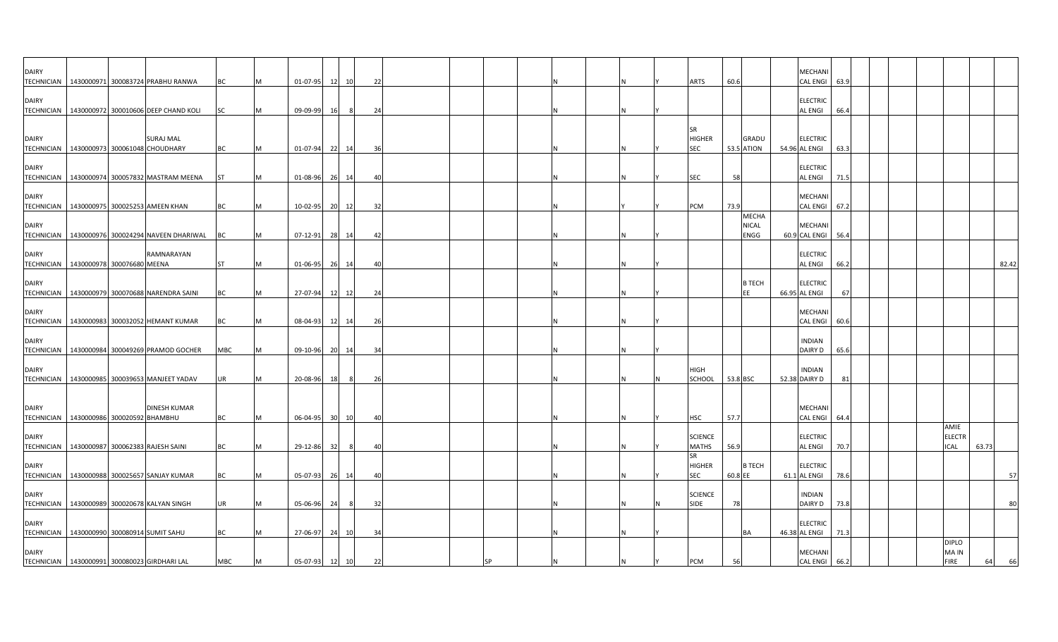| | | | | | | | | | | | | | | | | | | | | | | | | | | | | | |
|---|---|---|---|---|---|---|---|---|---|---|---|---|---|---|---|---|---|---|---|---|---|---|---|---|---|---|---|---|---|
| DAIRY TECHNICIAN | 1430000971 | 300083724 | PRABHU RANWA | BC | M | 01-07-95 | 12 | 10 | 22 | | | | | N | | N | Y | ARTS | 60.6 | | | MECHANICAL ENGI | 63.9 | | | | | | |
| DAIRY TECHNICIAN | 1430000972 | 300010606 | DEEP CHAND KOLI | SC | M | 09-09-99 | 16 | 8 | 24 | | | | | N | | N | Y | | | | | ELECTRICAL ENGI | 66.4 | | | | | | |
| DAIRY TECHNICIAN | 1430000973 | 300061048 | SURAJ MAL CHOUDHARY | BC | M | 01-07-94 | 22 | 14 | 36 | | | | | N | | N | Y | SR HIGHER SEC | 53.5 | GRADUATION | 54.96 | ELECTRICAL ENGI | 63.3 | | | | | | |
| DAIRY TECHNICIAN | 1430000974 | 300057832 | MASTRAM MEENA | ST | M | 01-08-96 | 26 | 14 | 40 | | | | | N | | N | Y | SEC | 58 | | | ELECTRICAL ENGI | 71.5 | | | | | | |
| DAIRY TECHNICIAN | 1430000975 | 300025253 | AMEEN KHAN | BC | M | 10-02-95 | 20 | 12 | 32 | | | | | N | | Y | Y | PCM | 73.9 | | | MECHANICAL ENGI | 67.2 | | | | | | |
| DAIRY TECHNICIAN | 1430000976 | 300024294 | NAVEEN DHARIWAL | BC | M | 07-12-91 | 28 | 14 | 42 | | | | | N | | N | Y | | | MECHANICAL ENGG | 60.9 | MECHANICAL ENGI | 56.4 | | | | | | |
| DAIRY TECHNICIAN | 1430000978 | 300076680 | RAMNARAYAN MEENA | ST | M | 01-06-95 | 26 | 14 | 40 | | | | | N | | N | Y | | | | | ELECTRICAL ENGI | 66.2 | | | | | | 82.42 |
| DAIRY TECHNICIAN | 1430000979 | 300070688 | NARENDRA SAINI | BC | M | 27-07-94 | 12 | 12 | 24 | | | | | N | | N | Y | | | B TECH EE | 66.95 | ELECTRICAL ENGI | 67 | | | | | | |
| DAIRY TECHNICIAN | 1430000983 | 300032052 | HEMANT KUMAR | BC | M | 08-04-93 | 12 | 14 | 26 | | | | | N | | N | Y | | | | | MECHANICAL ENGI | 60.6 | | | | | | |
| DAIRY TECHNICIAN | 1430000984 | 300049269 | PRAMOD GOCHER | MBC | M | 09-10-96 | 20 | 14 | 34 | | | | | N | | N | Y | | | | | INDIAN DAIRY D | 65.6 | | | | | | |
| DAIRY TECHNICIAN | 1430000985 | 300039653 | MANJEET YADAV | UR | M | 20-08-96 | 18 | 8 | 26 | | | | | N | | N | N | HIGH SCHOOL | 53.8 | BSC | 52.38 | INDIAN DAIRY D | 81 | | | | | | |
| DAIRY TECHNICIAN | 1430000986 | 300020592 | DINESH KUMAR BHAMBHU | BC | M | 06-04-95 | 30 | 10 | 40 | | | | | N | | N | Y | HSC | 57.7 | | | MECHANICAL ENGI | 64.4 | | | | | | |
| DAIRY TECHNICIAN | 1430000987 | 300062383 | RAJESH SAINI | BC | M | 29-12-86 | 32 | 8 | 40 | | | | | N | | N | Y | SCIENCE MATHS | 56.9 | | | ELECTRICAL ENGI | 70.7 | | | | AMIE ELECTRICAL | 63.73 | |
| DAIRY TECHNICIAN | 1430000988 | 300025657 | SANJAY KUMAR | BC | M | 05-07-93 | 26 | 14 | 40 | | | | | N | | N | Y | SR HIGHER SEC | 60.8 | B TECH EE | 61.1 | ELECTRICAL ENGI | 78.6 | | | | | | 57 |
| DAIRY TECHNICIAN | 1430000989 | 300020678 | KALYAN SINGH | UR | M | 05-06-96 | 24 | 8 | 32 | | | | | N | | N | N | SCIENCE SIDE | 78 | | | INDIAN DAIRY D | 73.8 | | | | | | 80 |
| DAIRY TECHNICIAN | 1430000990 | 300080914 | SUMIT SAHU | BC | M | 27-06-97 | 24 | 10 | 34 | | | | | N | | N | Y | | | BA | 46.38 | ELECTRICAL ENGI | 71.3 | | | | | | |
| DAIRY TECHNICIAN | 1430000991 | 300080023 | GIRDHARI LAL | MBC | M | 05-07-93 | 12 | 10 | 22 | | | SP | | N | | N | Y | PCM | 56 | | | MECHANICAL ENGI | 66.2 | | | | DIPLOMA IN FIRE | 64 | 66 |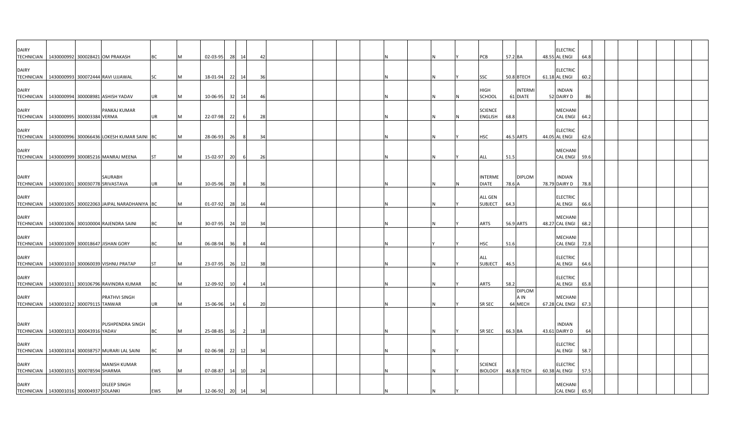| | | | | | | | | | | | | | | | | | | | | | | | | | | | | | | | | |
|---|---|---|---|---|---|---|---|---|---|---|---|---|---|---|---|---|---|---|---|---|---|---|---|---|---|---|---|---|---|---|---|---|
| DAIRY TECHNICIAN | 1430000992 | 300028421 | OM PRAKASH | BC | M | 02-03-95 | 28 | 14 | 42 | | | | | | N | | N | Y | PCB | 57.2 | BA | 48.55 | ELECTRICAL ENGI | 64.8 | | | | | | | | |
| DAIRY TECHNICIAN | 1430000993 | 300072444 | RAVI UJJAWAL | SC | M | 18-01-94 | 22 | 14 | 36 | | | | | | N | | N | Y | SSC | 50.8 | BTECH | 61.18 | ELECTRICAL ENGI | 60.2 | | | | | | | | |
| DAIRY TECHNICIAN | 1430000994 | 300008981 | ASHISH YADAV | UR | M | 10-06-95 | 32 | 14 | 46 | | | | | | N | | N | N | HIGH SCHOOL | 61 | INTERMIDIATE | 52 | INDIAN DAIRY D | 86 | | | | | | | | |
| DAIRY TECHNICIAN | 1430000995 | 300003384 | PANKAJ KUMAR VERMA | UR | M | 22-07-98 | 22 | 6 | 28 | | | | | | N | | N | N | SCIENCE ENGLISH | 68.8 | | | MECHANICAL ENGI | 64.2 | | | | | | | | |
| DAIRY TECHNICIAN | 1430000996 | 300066436 | LOKESH KUMAR SAINI | BC | M | 28-06-93 | 26 | 8 | 34 | | | | | | N | | N | Y | HSC | 46.5 | ARTS | 44.05 | ELECTRICAL ENGI | 62.6 | | | | | | | | |
| DAIRY TECHNICIAN | 1430000999 | 300085216 | MANRAJ MEENA | ST | M | 15-02-97 | 20 | 6 | 26 | | | | | | N | | N | Y | ALL | 51.5 | | | MECHANICAL ENGI | 59.6 | | | | | | | | |
| DAIRY TECHNICIAN | 1430001001 | 300030778 | SAURABH SRIVASTAVA | UR | M | 10-05-96 | 28 | 8 | 36 | | | | | | N | | N | N | INTERMEDIATE | 78.6 | DIPLOMA | 78.79 | INDIAN DAIRY D | 78.8 | | | | | | | | |
| DAIRY TECHNICIAN | 1430001005 | 300022063 | JAIPAL NARADHANIYA | BC | M | 01-07-92 | 28 | 16 | 44 | | | | | | N | | N | Y | ALL GEN SUBJECT | 64.3 | | | ELECTRICAL ENGI | 66.6 | | | | | | | | |
| DAIRY TECHNICIAN | 1430001006 | 300100004 | RAJENDRA SAINI | BC | M | 30-07-95 | 24 | 10 | 34 | | | | | | N | | N | Y | ARTS | 56.9 | ARTS | 48.27 | MECHANICAL ENGI | 68.2 | | | | | | | | |
| DAIRY TECHNICIAN | 1430001009 | 300018647 | JISHAN GORY | BC | M | 06-08-94 | 36 | 8 | 44 | | | | | | N | | Y | Y | HSC | 51.6 | | | MECHANICAL ENGI | 72.8 | | | | | | | | |
| DAIRY TECHNICIAN | 1430001010 | 300060039 | VISHNU PRATAP | ST | M | 23-07-95 | 26 | 12 | 38 | | | | | | N | | N | Y | ALL SUBJECT | 46.5 | | | ELECTRICAL ENGI | 64.6 | | | | | | | | |
| DAIRY TECHNICIAN | 1430001011 | 300106796 | RAVINDRA KUMAR | BC | M | 12-09-92 | 10 | 4 | 14 | | | | | | N | | N | Y | ARTS | 58.2 | | | ELECTRICAL ENGI | 65.8 | | | | | | | | |
| DAIRY TECHNICIAN | 1430001012 | 300079115 | PRATHVI SINGH TANWAR | UR | M | 15-06-96 | 14 | 6 | 20 | | | | | | N | | N | Y | SR SEC | 64 | DIPLOMA IN MECH | 67.28 | MECHANICAL ENGI | 67.3 | | | | | | | | |
| DAIRY TECHNICIAN | 1430001013 | 300043916 | PUSHPENDRA SINGH YADAV | BC | M | 25-08-85 | 16 | 2 | 18 | | | | | | N | | N | Y | SR SEC | 66.3 | BA | 43.61 | INDIAN DAIRY D | 64 | | | | | | | | |
| DAIRY TECHNICIAN | 1430001014 | 300038757 | MURARI LAL SAINI | BC | M | 02-06-98 | 22 | 12 | 34 | | | | | | N | | N | Y | | | | | ELECTRICAL ENGI | 58.7 | | | | | | | | |
| DAIRY TECHNICIAN | 1430001015 | 300078594 | MANISH KUMAR SHARMA | EWS | M | 07-08-87 | 14 | 10 | 24 | | | | | | N | | N | Y | SCIENCE BIOLOGY | 46.8 | B TECH | 60.38 | ELECTRICAL ENGI | 57.5 | | | | | | | | |
| DAIRY TECHNICIAN | 1430001016 | 300004937 | DILEEP SINGH SOLANKI | EWS | M | 12-06-92 | 20 | 14 | 34 | | | | | | N | | N | Y | | | | | MECHANICAL ENGI | 65.9 | | | | | | | | |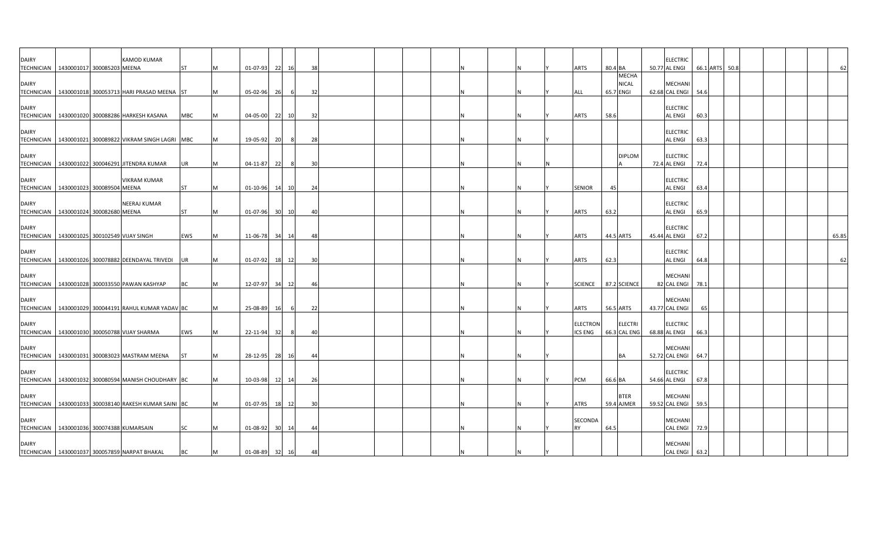| | | | | | | | | | | | | | | | | | | | | | | | | | | | | | | | |
|---|---|---|---|---|---|---|---|---|---|---|---|---|---|---|---|---|---|---|---|---|---|---|---|---|---|---|---|---|---|---|---|
| DAIRY TECHNICIAN | 1430001017 | 300085203 | KAMOD KUMAR MEENA | ST | M | 01-07-93 | 22 | 16 | 38 | | | | | | N | | N | Y | ARTS | 80.4 | BA | 50.77 | ELECTRICAL ENGI | 66.1 | ARTS | 50.8 | | | | | 62 |
| DAIRY TECHNICIAN | 1430001018 | 300053713 | HARI PRASAD MEENA | ST | M | 05-02-96 | 26 | 6 | 32 | | | | | | N | | N | Y | ALL | 65.7 | MECHANICAL ENGI | 62.68 | MECHANICAL ENGI | 54.6 | | | | | | | |
| DAIRY TECHNICIAN | 1430001020 | 300088286 | HARKESH KASANA | MBC | M | 04-05-00 | 22 | 10 | 32 | | | | | | N | | N | Y | ARTS | 58.6 | | | ELECTRICAL ENGI | 60.3 | | | | | | | |
| DAIRY TECHNICIAN | 1430001021 | 300089822 | VIKRAM SINGH LAGRI | MBC | M | 19-05-92 | 20 | 8 | 28 | | | | | | N | | N | Y | | | | | ELECTRICAL ENGI | 63.3 | | | | | | | |
| DAIRY TECHNICIAN | 1430001022 | 300046291 | JITENDRA KUMAR | UR | M | 04-11-87 | 22 | 8 | 30 | | | | | | N | | N | N | | | DIPLOMA | 72.4 | ELECTRICAL ENGI | 72.4 | | | | | | | |
| DAIRY TECHNICIAN | 1430001023 | 300089504 | VIKRAM KUMAR MEENA | ST | M | 01-10-96 | 14 | 10 | 24 | | | | | | N | | N | Y | SENIOR | 45 | | | ELECTRICAL ENGI | 63.4 | | | | | | | |
| DAIRY TECHNICIAN | 1430001024 | 300082680 | NEERAJ KUMAR MEENA | ST | M | 01-07-96 | 30 | 10 | 40 | | | | | | N | | N | Y | ARTS | 63.2 | | | ELECTRICAL ENGI | 65.9 | | | | | | | |
| DAIRY TECHNICIAN | 1430001025 | 300102549 | VIJAY SINGH | EWS | M | 11-06-78 | 34 | 14 | 48 | | | | | | N | | N | Y | ARTS | 44.5 | ARTS | 45.44 | ELECTRICAL ENGI | 67.2 | | | | | | | 65.85 |
| DAIRY TECHNICIAN | 1430001026 | 300078882 | DEENDAYAL TRIVEDI | UR | M | 01-07-92 | 18 | 12 | 30 | | | | | | N | | N | Y | ARTS | 62.3 | | | ELECTRICAL ENGI | 64.8 | | | | | | | 62 |
| DAIRY TECHNICIAN | 1430001028 | 300033550 | PAWAN KASHYAP | BC | M | 12-07-97 | 34 | 12 | 46 | | | | | | N | | N | Y | SCIENCE | 87.2 | SCIENCE | 82 | MECHANICAL ENGI | 78.1 | | | | | | | |
| DAIRY TECHNICIAN | 1430001029 | 300044191 | RAHUL KUMAR YADAV | BC | M | 25-08-89 | 16 | 6 | 22 | | | | | | N | | N | Y | ARTS | 56.5 | ARTS | 43.77 | MECHANICAL ENGI | 65 | | | | | | | |
| DAIRY TECHNICIAN | 1430001030 | 300050788 | VIJAY SHARMA | EWS | M | 22-11-94 | 32 | 8 | 40 | | | | | | N | | N | Y | ELECTRONICS ENG | 66.3 | ELECTRICAL ENG | 68.88 | ELECTRICAL ENGI | 66.3 | | | | | | | |
| DAIRY TECHNICIAN | 1430001031 | 300083023 | MASTRAM MEENA | ST | M | 28-12-95 | 28 | 16 | 44 | | | | | | N | | N | Y | | | BA | 52.72 | MECHANICAL ENGI | 64.7 | | | | | | | |
| DAIRY TECHNICIAN | 1430001032 | 300080594 | MANISH CHOUDHARY | BC | M | 10-03-98 | 12 | 14 | 26 | | | | | | N | | N | Y | PCM | 66.6 | BA | 54.66 | ELECTRICAL ENGI | 67.8 | | | | | | | |
| DAIRY TECHNICIAN | 1430001033 | 300038140 | RAKESH KUMAR SAINI | BC | M | 01-07-95 | 18 | 12 | 30 | | | | | | N | | N | Y | ATRS | 59.4 | BTER AJMER | 59.52 | MECHANICAL ENGI | 59.5 | | | | | | | |
| DAIRY TECHNICIAN | 1430001036 | 300074388 | KUMARSAIN | SC | M | 01-08-92 | 30 | 14 | 44 | | | | | | N | | N | Y | SECONDARY | 64.5 | | | MECHANICAL ENGI | 72.9 | | | | | | | |
| DAIRY TECHNICIAN | 1430001037 | 300057859 | NARPAT BHAKAL | BC | M | 01-08-89 | 32 | 16 | 48 | | | | | | N | | N | Y | | | | | MECHANICAL ENGI | 63.2 | | | | | | | |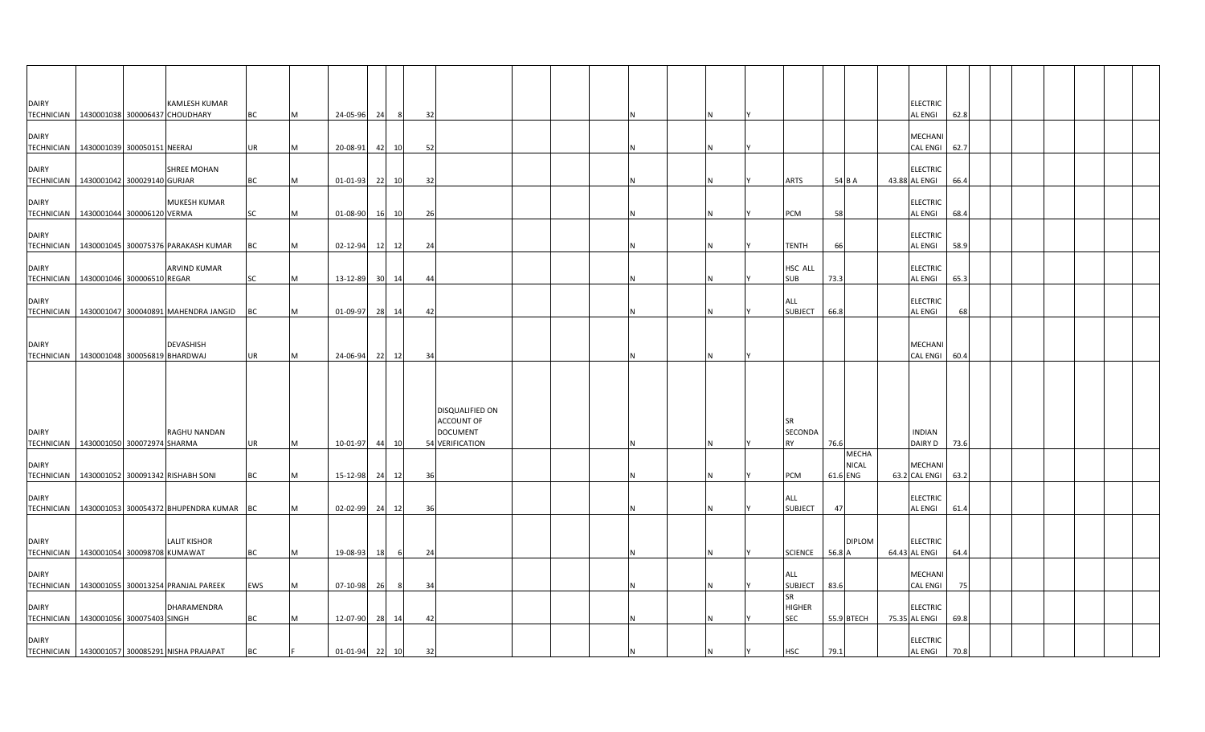| | | | | | | | | | | | | | | | | | | | | | | | | | | | | | | |
|---|---|---|---|---|---|---|---|---|---|---|---|---|---|---|---|---|---|---|---|---|---|---|---|---|---|---|---|---|---|---|
| DAIRY TECHNICIAN | 1430001038 | 300006437 | KAMLESH KUMAR CHOUDHARY | BC | M | 24-05-96 | 24 | 8 | 32 | | | | | N | | N | Y | | | | | ELECTRICAL ENGI | 62.8 | | | | | | | |
| DAIRY TECHNICIAN | 1430001039 | 300050151 | NEERAJ | UR | M | 20-08-91 | 42 | 10 | 52 | | | | | N | | N | Y | | | | | MECHANICAL ENGI | 62.7 | | | | | | | |
| DAIRY TECHNICIAN | 1430001042 | 300029140 | SHREE MOHAN GURJAR | BC | M | 01-01-93 | 22 | 10 | 32 | | | | | N | | N | Y | ARTS | 54 | B A | 43.88 | ELECTRICAL ENGI | 66.4 | | | | | | | |
| DAIRY TECHNICIAN | 1430001044 | 300006120 | MUKESH KUMAR VERMA | SC | M | 01-08-90 | 16 | 10 | 26 | | | | | N | | N | Y | PCM | 58 | | | ELECTRICAL ENGI | 68.4 | | | | | | | |
| DAIRY TECHNICIAN | 1430001045 | 300075376 | PARAKASH KUMAR | BC | M | 02-12-94 | 12 | 12 | 24 | | | | | N | | N | Y | TENTH | 66 | | | ELECTRICAL ENGI | 58.9 | | | | | | | |
| DAIRY TECHNICIAN | 1430001046 | 300006510 | ARVIND KUMAR REGAR | SC | M | 13-12-89 | 30 | 14 | 44 | | | | | N | | N | Y | HSC ALL SUB | 73.3 | | | ELECTRICAL ENGI | 65.3 | | | | | | | |
| DAIRY TECHNICIAN | 1430001047 | 300040891 | MAHENDRA JANGID | BC | M | 01-09-97 | 28 | 14 | 42 | | | | | N | | N | Y | ALL SUBJECT | 66.8 | | | ELECTRICAL ENGI | 68 | | | | | | | |
| DAIRY TECHNICIAN | 1430001048 | 300056819 | DEVASHISH BHARDWAJ | UR | M | 24-06-94 | 22 | 12 | 34 | | | | | N | | N | Y | | | | | MECHANICAL ENGI | 60.4 | | | | | | | |
| DAIRY TECHNICIAN | 1430001050 | 300072974 | RAGHU NANDAN SHARMA | UR | M | 10-01-97 | 44 | 10 | 54 | DISQUALIFIED ON ACCOUNT OF DOCUMENT VERIFICATION | | | | N | | N | Y | SR SECONDARY | 76.6 | | | INDIAN DAIRY D | 73.6 | | | | | | | |
| DAIRY TECHNICIAN | 1430001052 | 300091342 | RISHABH SONI | BC | M | 15-12-98 | 24 | 12 | 36 | | | | | N | | N | Y | PCM | 61.6 | MECHANICAL ENG | 63.2 | MECHANICAL ENGI | 63.2 | | | | | | | |
| DAIRY TECHNICIAN | 1430001053 | 300054372 | BHUPENDRA KUMAR | BC | M | 02-02-99 | 24 | 12 | 36 | | | | | N | | N | Y | ALL SUBJECT | 47 | | | ELECTRICAL ENGI | 61.4 | | | | | | | |
| DAIRY TECHNICIAN | 1430001054 | 300098708 | LALIT KISHOR KUMAWAT | BC | M | 19-08-93 | 18 | 6 | 24 | | | | | N | | N | Y | SCIENCE | 56.8 | DIPLOMA | 64.43 | ELECTRICAL ENGI | 64.4 | | | | | | | |
| DAIRY TECHNICIAN | 1430001055 | 300013254 | PRANJAL PAREEK | EWS | M | 07-10-98 | 26 | 8 | 34 | | | | | N | | N | Y | ALL SUBJECT | 83.6 | | | MECHANICAL ENGI | 75 | | | | | | | |
| DAIRY TECHNICIAN | 1430001056 | 300075403 | DHARAMENDRA SINGH | BC | M | 12-07-90 | 28 | 14 | 42 | | | | | N | | N | Y | SR HIGHER SEC | 55.9 | BTECH | 75.35 | ELECTRICAL ENGI | 69.8 | | | | | | | |
| DAIRY TECHNICIAN | 1430001057 | 300085291 | NISHA PRAJAPAT | BC | F | 01-01-94 | 22 | 10 | 32 | | | | | N | | N | Y | HSC | 79.1 | | | ELECTRICAL ENGI | 70.8 | | | | | | | |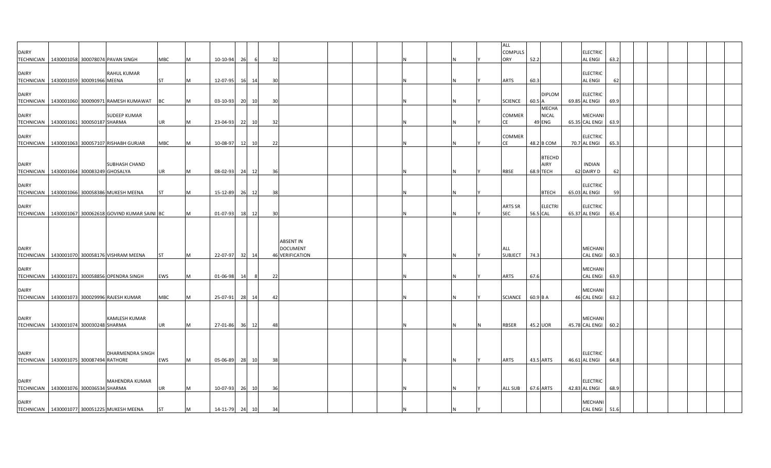| | | | | | | | | | | | | | | | | | | | | | | | |
|---|---|---|---|---|---|---|---|---|---|---|---|---|---|---|---|---|---|---|---|---|---|---|---|
| DAIRY TECHNICIAN | 1430001058 | 300078074 | PAVAN SINGH | MBC | M | 10-10-94 | 26 | 6 | 32 | | | | | N | | N | Y | ALL COMPULSORY | 52.2 | | | ELECTRICAL ENGI | 63.2 |
| DAIRY TECHNICIAN | 1430001059 | 300091966 | RAHUL KUMAR MEENA | ST | M | 12-07-95 | 16 | 14 | 30 | | | | | N | | N | Y | ARTS | 60.3 | | | ELECTRICAL ENGI | 62 |
| DAIRY TECHNICIAN | 1430001060 | 300090971 | RAMESH KUMAWAT | BC | M | 03-10-93 | 20 | 10 | 30 | | | | | N | | N | Y | SCIENCE | 60.5 | DIPLOMA | 69.85 | ELECTRICAL ENGI | 69.9 |
| DAIRY TECHNICIAN | 1430001061 | 300050187 | SUDEEP KUMAR SHARMA | UR | M | 23-04-93 | 22 | 10 | 32 | | | | | N | | N | Y | COMMERCE | 49 | MECHANICAL ENG | 65.35 | MECHANICAL ENGI | 63.9 |
| DAIRY TECHNICIAN | 1430001063 | 300057107 | RISHABH GURJAR | MBC | M | 10-08-97 | 12 | 10 | 22 | | | | | N | | N | Y | COMMERCE | 48.2 | B COM | 70.7 | ELECTRICAL ENGI | 65.3 |
| DAIRY TECHNICIAN | 1430001064 | 300083249 | SUBHASH CHAND GHOSALYA | UR | M | 08-02-93 | 24 | 12 | 36 | | | | | N | | N | Y | RBSE | 68.9 | BTECHDAIRY TECH | 62 | INDIAN DAIRY D | 62 |
| DAIRY TECHNICIAN | 1430001066 | 300058386 | MUKESH MEENA | ST | M | 15-12-89 | 26 | 12 | 38 | | | | | N | | N | Y | | | BTECH | 65.03 | ELECTRICAL ENGI | 59 |
| DAIRY TECHNICIAN | 1430001067 | 300062618 | GOVIND KUMAR SAINI | BC | M | 01-07-93 | 18 | 12 | 30 | | | | | N | | N | Y | ARTS SR SEC | 56.5 | ELECTRICAL | 65.37 | ELECTRICAL ENGI | 65.4 |
| DAIRY TECHNICIAN | 1430001070 | 300058176 | VISHRAM MEENA | ST | M | 22-07-97 | 32 | 14 | 46 | ABSENT IN DOCUMENT VERIFICATION | | | | N | | N | Y | ALL SUBJECT | 74.3 | | | MECHANICAL ENGI | 60.3 |
| DAIRY TECHNICIAN | 1430001071 | 300058856 | OPENDRA SINGH | EWS | M | 01-06-98 | 14 | 8 | 22 | | | | | N | | N | Y | ARTS | 67.6 | | | MECHANICAL ENGI | 63.9 |
| DAIRY TECHNICIAN | 1430001073 | 300029996 | RAJESH KUMAR | MBC | M | 25-07-91 | 28 | 14 | 42 | | | | | N | | N | Y | SCIANCE | 60.9 | B A | 46 | MECHANICAL ENGI | 63.2 |
| DAIRY TECHNICIAN | 1430001074 | 300030248 | KAMLESH KUMAR SHARMA | UR | M | 27-01-86 | 36 | 12 | 48 | | | | | N | | N | N | RBSER | 45.2 | UOR | 45.78 | MECHANICAL ENGI | 60.2 |
| DAIRY TECHNICIAN | 1430001075 | 300087494 | DHARMENDRA SINGH RATHORE | EWS | M | 05-06-89 | 28 | 10 | 38 | | | | | N | | N | Y | ARTS | 43.5 | ARTS | 46.61 | ELECTRICAL ENGI | 64.8 |
| DAIRY TECHNICIAN | 1430001076 | 300036534 | MAHENDRA KUMAR SHARMA | UR | M | 10-07-93 | 26 | 10 | 36 | | | | | N | | N | Y | ALL SUB | 67.6 | ARTS | 42.83 | ELECTRICAL ENGI | 68.9 |
| DAIRY TECHNICIAN | 1430001077 | 300051225 | MUKESH MEENA | ST | M | 14-11-79 | 24 | 10 | 34 | | | | | N | | N | Y | | | | | MECHANICAL ENGI | 51.6 |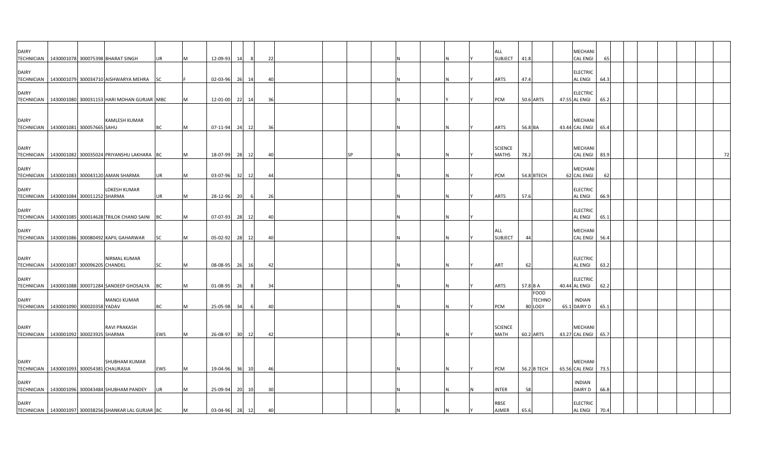| | | | | | | | | | | | | | | | | | | | | | | | | | | | | | | | |
|---|---|---|---|---|---|---|---|---|---|---|---|---|---|---|---|---|---|---|---|---|---|---|---|---|---|---|---|---|---|---|---|
| DAIRY TECHNICIAN | 1430001078 | 300075398 | BHARAT SINGH | UR | M | 12-09-93 | 14 | 8 | 22 | | | | | N | | N | Y | ALL SUBJECT | 41.8 | | | MECHANI CAL ENGI | 65 | | | | | | | | |
| DAIRY TECHNICIAN | 1430001079 | 300034710 | AISHWARYA MEHRA | SC | F | 02-03-96 | 26 | 14 | 40 | | | | | N | | N | Y | ARTS | 47.4 | | | ELECTRIC AL ENGI | 64.3 | | | | | | | | |
| DAIRY TECHNICIAN | 1430001080 | 300031153 | HARI MOHAN GURJAR | MBC | M | 12-01-00 | 22 | 14 | 36 | | | | | N | | Y | Y | PCM | 50.6 | ARTS | 47.55 | ELECTRIC AL ENGI | 65.2 | | | | | | | | |
| DAIRY TECHNICIAN | 1430001081 | 300057665 | KAMLESH KUMAR SAHU | BC | M | 07-11-94 | 24 | 12 | 36 | | | | | N | | N | Y | ARTS | 56.8 | BA | 43.44 | MECHANI CAL ENGI | 65.4 | | | | | | | | |
| DAIRY TECHNICIAN | 1430001082 | 300035024 | PRIYANSHU LAKHARA | BC | M | 18-07-99 | 28 | 12 | 40 | | | SP | | N | | N | Y | SCIENCE MATHS | 78.2 | | | MECHANI CAL ENGI | 83.9 | | | | | | | | 72 |
| DAIRY TECHNICIAN | 1430001083 | 300043120 | AMAN SHARMA | UR | M | 03-07-96 | 32 | 12 | 44 | | | | | N | | N | Y | PCM | 54.8 | BTECH | 62 | CAL ENGI | 62 | | | | | | | | |
| DAIRY TECHNICIAN | 1430001084 | 300011252 | LOKESH KUMAR SHARMA | UR | M | 28-12-96 | 20 | 6 | 26 | | | | | N | | N | Y | ARTS | 57.6 | | | ELECTRIC AL ENGI | 66.9 | | | | | | | | |
| DAIRY TECHNICIAN | 1430001085 | 300014628 | TRILOK CHAND SAINI | BC | M | 07-07-93 | 28 | 12 | 40 | | | | | N | | N | Y | | | | | ELECTRIC AL ENGI | 65.1 | | | | | | | | |
| DAIRY TECHNICIAN | 1430001086 | 300080492 | KAPIL GAHARWAR | SC | M | 05-02-92 | 28 | 12 | 40 | | | | | N | | N | Y | ALL SUBJECT | 44 | | | MECHANI CAL ENGI | 56.4 | | | | | | | | |
| DAIRY TECHNICIAN | 1430001087 | 300096205 | NIRMAL KUMAR CHANDEL | SC | M | 08-08-95 | 26 | 16 | 42 | | | | | N | | N | Y | ART | 62 | | | ELECTRIC AL ENGI | 63.2 | | | | | | | | |
| DAIRY TECHNICIAN | 1430001088 | 300071284 | SANDEEP GHOSALYA | BC | M | 01-08-95 | 26 | 8 | 34 | | | | | N | | N | Y | ARTS | 57.8 | B A | 40.44 | ELECTRIC AL ENGI | 62.2 | | | | | | | | |
| DAIRY TECHNICIAN | 1430001090 | 300020358 | MANOJ KUMAR YADAV | BC | M | 25-05-98 | 34 | 6 | 40 | | | | | N | | N | Y | PCM | 80 | FOOD TECHNO LOGY | 65.1 | INDIAN DAIRY D | 65.1 | | | | | | | | |
| DAIRY TECHNICIAN | 1430001092 | 300023925 | RAVI PRAKASH SHARMA | EWS | M | 26-08-97 | 30 | 12 | 42 | | | | | N | | N | Y | SCIENCE MATH | 60.2 | ARTS | 43.27 | MECHANI CAL ENGI | 65.7 | | | | | | | | |
| DAIRY TECHNICIAN | 1430001093 | 300054381 | SHUBHAM KUMAR CHAURASIA | EWS | M | 19-04-96 | 36 | 10 | 46 | | | | | N | | N | Y | PCM | 56.2 | B TECH | 65.56 | MECHANI CAL ENGI | 73.5 | | | | | | | | |
| DAIRY TECHNICIAN | 1430001096 | 300043484 | SHUBHAM PANDEY | UR | M | 25-09-94 | 20 | 10 | 30 | | | | | N | | N | N | INTER | 58 | | | INDIAN DAIRY D | 66.8 | | | | | | | | |
| DAIRY TECHNICIAN | 1430001097 | 300038256 | SHANKAR LAL GURJAR | BC | M | 03-04-96 | 28 | 12 | 40 | | | | | N | | N | Y | RBSE AJMER | 65.6 | | | ELECTRIC AL ENGI | 70.4 | | | | | | | | |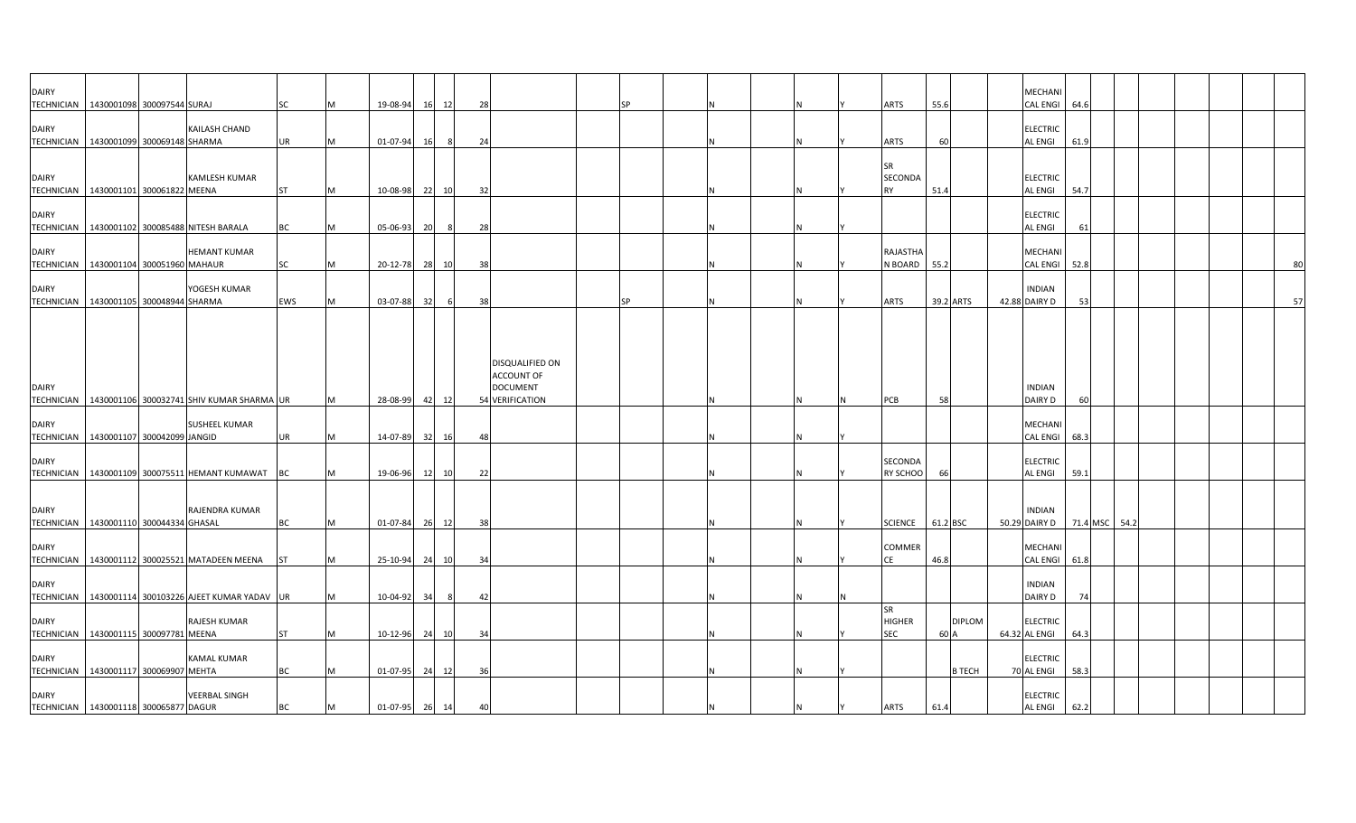| | | | | | | | | | | | | | | | | | | | | | | | | | | | | | | | | | |
|---|---|---|---|---|---|---|---|---|---|---|---|---|---|---|---|---|---|---|---|---|---|---|---|---|---|---|---|---|---|---|---|---|---|
| DAIRY TECHNICIAN | 1430001098 | 300097544 | SURAJ | SC | M | 19-08-94 | 16 | 12 | 28 | | | SP | | N | | N | Y | ARTS | 55.6 | | | MECHANI CAL ENGI | 64.6 | | | | | | | | | | |
| DAIRY TECHNICIAN | 1430001099 | 300069148 | KAILASH CHAND SHARMA | UR | M | 01-07-94 | 16 | 8 | 24 | | | | | N | | N | Y | ARTS | 60 | | | ELECTRIC AL ENGI | 61.9 | | | | | | | | | | |
| DAIRY TECHNICIAN | 1430001101 | 300061822 | KAMLESH KUMAR MEENA | ST | M | 10-08-98 | 22 | 10 | 32 | | | | | N | | N | Y | SR SECONDA RY | 51.4 | | | ELECTRIC AL ENGI | 54.7 | | | | | | | | | | |
| DAIRY TECHNICIAN | 1430001102 | 300085488 | NITESH BARALA | BC | M | 05-06-93 | 20 | 8 | 28 | | | | | N | | N | Y | | | | | ELECTRIC AL ENGI | 61 | | | | | | | | | | |
| DAIRY TECHNICIAN | 1430001104 | 300051960 | HEMANT KUMAR MAHAUR | SC | M | 20-12-78 | 28 | 10 | 38 | | | | | N | | N | Y | RAJASTHA N BOARD | 55.2 | | | MECHANI CAL ENGI | 52.8 | | | | | | | | | | 80 |
| DAIRY TECHNICIAN | 1430001105 | 300048944 | YOGESH KUMAR SHARMA | EWS | M | 03-07-88 | 32 | 6 | 38 | | | SP | | N | | N | Y | ARTS | 39.2 | ARTS | 42.88 | INDIAN DAIRY D | 53 | | | | | | | | | | 57 |
| DAIRY TECHNICIAN | 1430001106 | 300032741 | SHIV KUMAR SHARMA | UR | M | 28-08-99 | 42 | 12 | 54 | DISQUALIFIED ON ACCOUNT OF DOCUMENT VERIFICATION | | | | N | | N | N | PCB | 58 | | | INDIAN DAIRY D | 60 | | | | | | | | | | |
| DAIRY TECHNICIAN | 1430001107 | 300042099 | SUSHEEL KUMAR JANGID | UR | M | 14-07-89 | 32 | 16 | 48 | | | | | N | | N | Y | | | | | MECHANI CAL ENGI | 68.3 | | | | | | | | | | |
| DAIRY TECHNICIAN | 1430001109 | 300075511 | HEMANT KUMAWAT | BC | M | 19-06-96 | 12 | 10 | 22 | | | | | N | | N | Y | SECONDA RY SCHOO | 66 | | | ELECTRIC AL ENGI | 59.1 | | | | | | | | | | |
| DAIRY TECHNICIAN | 1430001110 | 300044334 | RAJENDRA KUMAR GHASAL | BC | M | 01-07-84 | 26 | 12 | 38 | | | | | N | | N | Y | SCIENCE | 61.2 | BSC | 50.29 | INDIAN DAIRY D | 71.4 | MSC | 54.2 | | | | | | | | |
| DAIRY TECHNICIAN | 1430001112 | 300025521 | MATADEEN MEENA | ST | M | 25-10-94 | 24 | 10 | 34 | | | | | N | | N | Y | COMMER CE | 46.8 | | | MECHANI CAL ENGI | 61.8 | | | | | | | | | | |
| DAIRY TECHNICIAN | 1430001114 | 300103226 | AJEET KUMAR YADAV | UR | M | 10-04-92 | 34 | 8 | 42 | | | | | N | | N | N | | | | | INDIAN DAIRY D | 74 | | | | | | | | | | |
| DAIRY TECHNICIAN | 1430001115 | 300097781 | RAJESH KUMAR MEENA | ST | M | 10-12-96 | 24 | 10 | 34 | | | | | N | | N | Y | SR HIGHER SEC | 60 | DIPLOM A | 64.32 | ELECTRIC AL ENGI | 64.3 | | | | | | | | | | |
| DAIRY TECHNICIAN | 1430001117 | 300069907 | KAMAL KUMAR MEHTA | BC | M | 01-07-95 | 24 | 12 | 36 | | | | | N | | N | Y | | | B TECH | 70 | ELECTRIC AL ENGI | 58.3 | | | | | | | | | | |
| DAIRY TECHNICIAN | 1430001118 | 300065877 | VEERBAL SINGH DAGUR | BC | M | 01-07-95 | 26 | 14 | 40 | | | | | N | | N | Y | ARTS | 61.4 | | | ELECTRIC AL ENGI | 62.2 | | | | | | | | | | |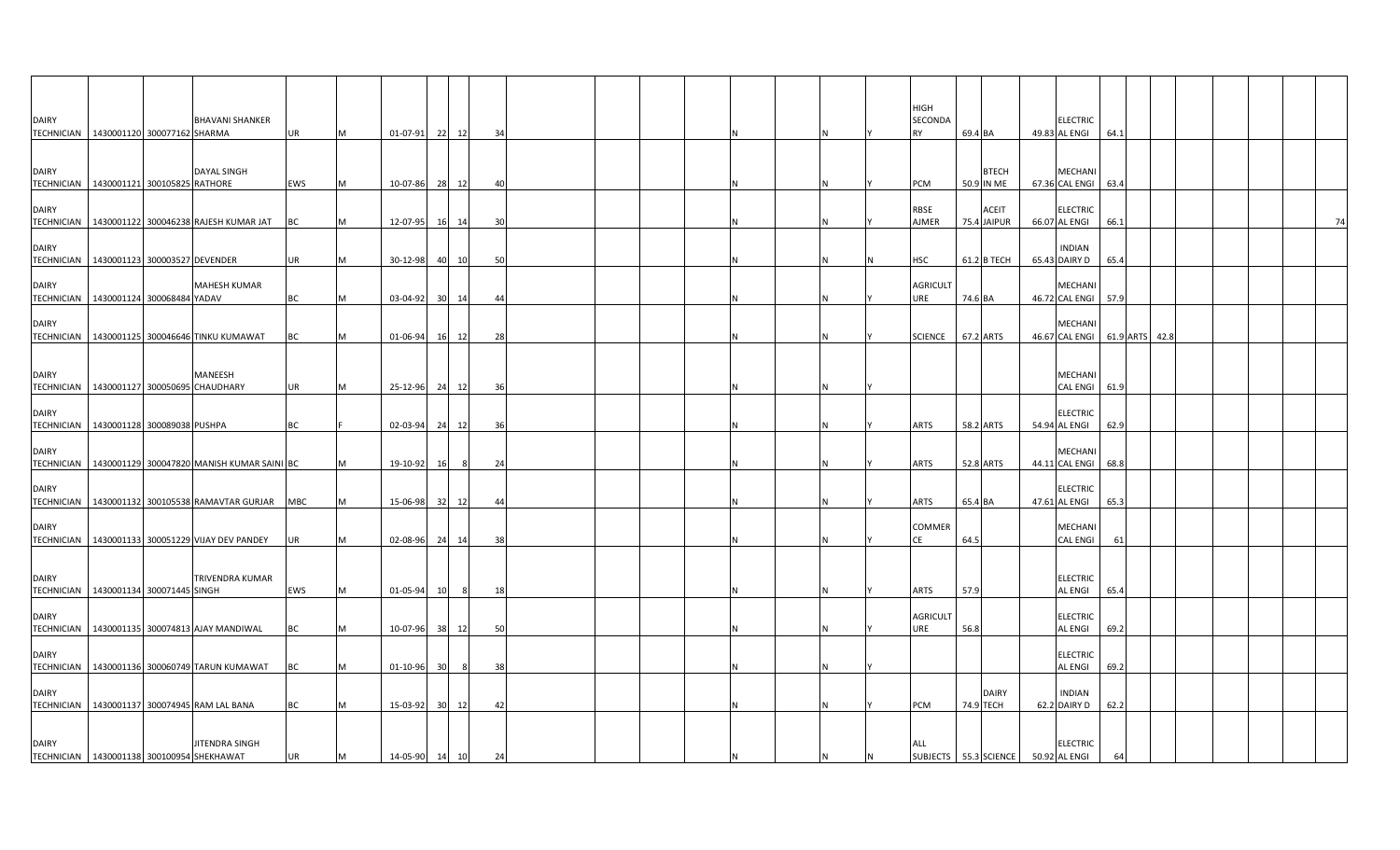| | | | | | | | | | | | | | | | | | | | | | | | | | | | | | | | |
|---|---|---|---|---|---|---|---|---|---|---|---|---|---|---|---|---|---|---|---|---|---|---|---|---|---|---|---|---|---|---|---|
| DAIRY TECHNICIAN | 1430001120 | 300077162 | BHAVANI SHANKER SHARMA | UR | M | 01-07-91 | 22 | 12 | 34 | | | | | N | | N | Y | HIGH SECONDARY | 69.4 | BA | 49.83 | ELECTRICAL ENGI | 64.1 | | | | | | | | |
| DAIRY TECHNICIAN | 1430001121 | 300105825 | DAYAL SINGH RATHORE | EWS | M | 10-07-86 | 28 | 12 | 40 | | | | | N | | N | Y | PCM | 50.9 | BTECH IN ME | 67.36 | MECHANICAL ENGI | 63.4 | | | | | | | | |
| DAIRY TECHNICIAN | 1430001122 | 300046238 | RAJESH KUMAR JAT | BC | M | 12-07-95 | 16 | 14 | 30 | | | | | N | | N | Y | RBSE AJMER | 75.4 | ACEIT JAIPUR | 66.07 | ELECTRICAL ENGI | 66.1 | | | | | | | | 74 |
| DAIRY TECHNICIAN | 1430001123 | 300003527 | DEVENDER | UR | M | 30-12-98 | 40 | 10 | 50 | | | | | N | | N | N | HSC | 61.2 | B TECH | 65.43 | INDIAN DAIRY D | 65.4 | | | | | | | | |
| DAIRY TECHNICIAN | 1430001124 | 300068484 | MAHESH KUMAR YADAV | BC | M | 03-04-92 | 30 | 14 | 44 | | | | | N | | N | Y | AGRICULTURE | 74.6 | BA | 46.72 | MECHANICAL ENGI | 57.9 | | | | | | | | |
| DAIRY TECHNICIAN | 1430001125 | 300046646 | TINKU KUMAWAT | BC | M | 01-06-94 | 16 | 12 | 28 | | | | | N | | N | Y | SCIENCE | 67.2 | ARTS | 46.67 | MECHANICAL ENGI | 61.9 | ARTS | 42.8 | | | | | | |
| DAIRY TECHNICIAN | 1430001127 | 300050695 | MANEESH CHAUDHARY | UR | M | 25-12-96 | 24 | 12 | 36 | | | | | N | | N | Y | | | | | MECHANICAL ENGI | 61.9 | | | | | | | | |
| DAIRY TECHNICIAN | 1430001128 | 300089038 | PUSHPA | BC | F | 02-03-94 | 24 | 12 | 36 | | | | | N | | N | Y | ARTS | 58.2 | ARTS | 54.94 | ELECTRICAL ENGI | 62.9 | | | | | | | | |
| DAIRY TECHNICIAN | 1430001129 | 300047820 | MANISH KUMAR SAINI | BC | M | 19-10-92 | 16 | 8 | 24 | | | | | N | | N | Y | ARTS | 52.8 | ARTS | 44.11 | MECHANICAL ENGI | 68.8 | | | | | | | | |
| DAIRY TECHNICIAN | 1430001132 | 300105538 | RAMAVTAR GURJAR | MBC | M | 15-06-98 | 32 | 12 | 44 | | | | | N | | N | Y | ARTS | 65.4 | BA | 47.61 | ELECTRICAL ENGI | 65.3 | | | | | | | | |
| DAIRY TECHNICIAN | 1430001133 | 300051229 | VIJAY DEV PANDEY | UR | M | 02-08-96 | 24 | 14 | 38 | | | | | N | | N | Y | COMMERCE | 64.5 | | | MECHANICAL ENGI | 61 | | | | | | | | |
| DAIRY TECHNICIAN | 1430001134 | 300071445 | TRIVENDRA KUMAR SINGH | EWS | M | 01-05-94 | 10 | 8 | 18 | | | | | N | | N | Y | ARTS | 57.9 | | | ELECTRICAL ENGI | 65.4 | | | | | | | | |
| DAIRY TECHNICIAN | 1430001135 | 300074813 | AJAY MANDIWAL | BC | M | 10-07-96 | 38 | 12 | 50 | | | | | N | | N | Y | AGRICULTURE | 56.8 | | | ELECTRICAL ENGI | 69.2 | | | | | | | | |
| DAIRY TECHNICIAN | 1430001136 | 300060749 | TARUN KUMAWAT | BC | M | 01-10-96 | 30 | 8 | 38 | | | | | N | | N | Y | | | | | ELECTRICAL ENGI | 69.2 | | | | | | | | |
| DAIRY TECHNICIAN | 1430001137 | 300074945 | RAM LAL BANA | BC | M | 15-03-92 | 30 | 12 | 42 | | | | | N | | N | Y | PCM | 74.9 | DAIRY TECH | 62.2 | INDIAN DAIRY D | 62.2 | | | | | | | | |
| DAIRY TECHNICIAN | 1430001138 | 300100954 | JITENDRA SINGH SHEKHAWAT | UR | M | 14-05-90 | 14 | 10 | 24 | | | | | N | | N | N | ALL SUBJECTS | 55.3 | SCIENCE | 50.92 | ELECTRICAL ENGI | 64 | | | | | | | | |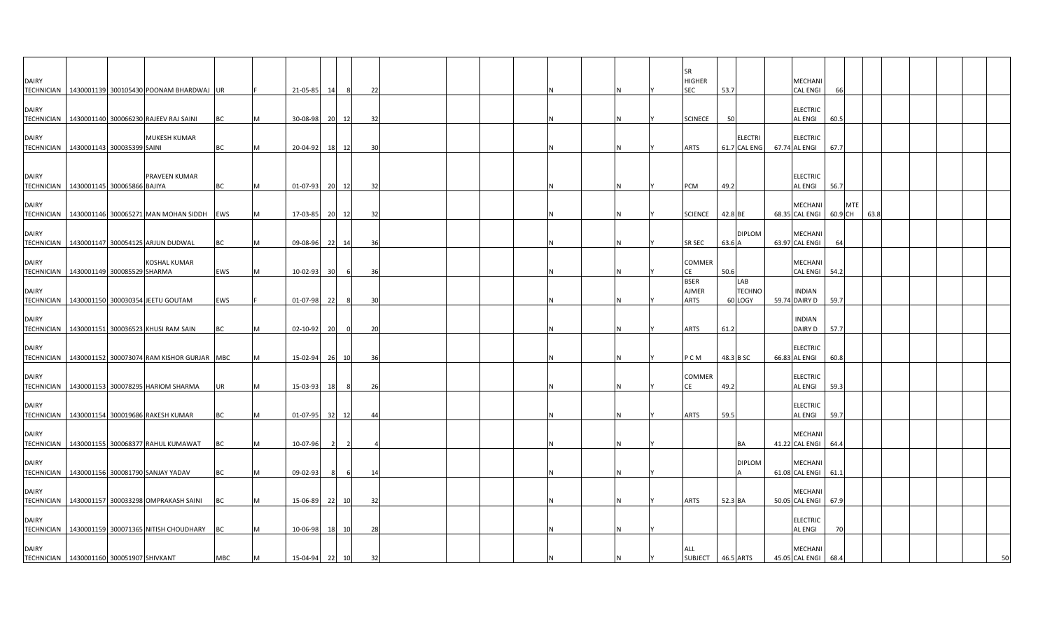| | | | | | | | | | | | | | | | | | | | | | | | | | | | | | | | |
|---|---|---|---|---|---|---|---|---|---|---|---|---|---|---|---|---|---|---|---|---|---|---|---|---|---|---|---|---|---|---|---|
| DAIRY TECHNICIAN | 1430001139 | 300105430 | POONAM BHARDWAJ | UR | F | 21-05-85 | 14 | 8 | 22 | | | | | | N | | N | Y | SR HIGHER SEC | 53.7 | | | MECHANICAL ENGI | 66 | | | | | | | |
| DAIRY TECHNICIAN | 1430001140 | 300066230 | RAJEEV RAJ SAINI | BC | M | 30-08-98 | 20 | 12 | 32 | | | | | | N | | N | Y | SCINECE | 50 | | | ELECTRICAL ENGI | 60.5 | | | | | | | |
| DAIRY TECHNICIAN | 1430001143 | 300035399 | MUKESH KUMAR SAINI | BC | M | 20-04-92 | 18 | 12 | 30 | | | | | | N | | N | Y | ARTS | 61.7 | ELECTRICAL ENG | 67.74 | ELECTRICAL ENGI | 67.7 | | | | | | | |
| DAIRY TECHNICIAN | 1430001145 | 300065866 | PRAVEEN KUMAR BAJIYA | BC | M | 01-07-93 | 20 | 12 | 32 | | | | | | N | | N | Y | PCM | 49.2 | | | ELECTRICAL ENGI | 56.7 | | | | | | | |
| DAIRY TECHNICIAN | 1430001146 | 300065271 | MAN MOHAN SIDDH | EWS | M | 17-03-85 | 20 | 12 | 32 | | | | | | N | | N | Y | SCIENCE | 42.8 | BE | 68.35 | MECHANICAL ENGI | 60.9 | MTECH | 63.8 | | | | | |
| DAIRY TECHNICIAN | 1430001147 | 300054125 | ARJUN DUDWAL | BC | M | 09-08-96 | 22 | 14 | 36 | | | | | | N | | N | Y | SR SEC | 63.6 | DIPLOMA | 63.97 | MECHANICAL ENGI | 64 | | | | | | | |
| DAIRY TECHNICIAN | 1430001149 | 300085529 | KOSHAL KUMAR SHARMA | EWS | M | 10-02-93 | 30 | 6 | 36 | | | | | | N | | N | Y | COMMERCE | 50.6 | | | MECHANICAL ENGI | 54.2 | | | | | | | |
| DAIRY TECHNICIAN | 1430001150 | 300030354 | JEETU GOUTAM | EWS | F | 01-07-98 | 22 | 8 | 30 | | | | | | N | | N | Y | BSER AJMER ARTS | 60 | LAB TECHNOLOGY | 59.74 | INDIAN DAIRY D | 59.7 | | | | | | | |
| DAIRY TECHNICIAN | 1430001151 | 300036523 | KHUSI RAM SAIN | BC | M | 02-10-92 | 20 | 0 | 20 | | | | | | N | | N | Y | ARTS | 61.2 | | | INDIAN DAIRY D | 57.7 | | | | | | | |
| DAIRY TECHNICIAN | 1430001152 | 300073074 | RAM KISHOR GURJAR | MBC | M | 15-02-94 | 26 | 10 | 36 | | | | | | N | | N | Y | P C M | 48.3 | B SC | 66.83 | ELECTRICAL ENGI | 60.8 | | | | | | | |
| DAIRY TECHNICIAN | 1430001153 | 300078295 | HARIOM SHARMA | UR | M | 15-03-93 | 18 | 8 | 26 | | | | | | N | | N | Y | COMMERCE | 49.2 | | | ELECTRICAL ENGI | 59.3 | | | | | | | |
| DAIRY TECHNICIAN | 1430001154 | 300019686 | RAKESH KUMAR | BC | M | 01-07-95 | 32 | 12 | 44 | | | | | | N | | N | Y | ARTS | 59.5 | | | ELECTRICAL ENGI | 59.7 | | | | | | | |
| DAIRY TECHNICIAN | 1430001155 | 300068377 | RAHUL KUMAWAT | BC | M | 10-07-96 | 2 | 2 | 4 | | | | | | N | | N | Y | | | BA | 41.22 | MECHANICAL ENGI | 64.4 | | | | | | | |
| DAIRY TECHNICIAN | 1430001156 | 300081790 | SANJAY YADAV | BC | M | 09-02-93 | 8 | 6 | 14 | | | | | | N | | N | Y | | | DIPLOMA | 61.08 | MECHANICAL ENGI | 61.1 | | | | | | | |
| DAIRY TECHNICIAN | 1430001157 | 300033298 | OMPRAKASH SAINI | BC | M | 15-06-89 | 22 | 10 | 32 | | | | | | N | | N | Y | ARTS | 52.3 | BA | 50.05 | MECHANICAL ENGI | 67.9 | | | | | | | |
| DAIRY TECHNICIAN | 1430001159 | 300071365 | NITISH CHOUDHARY | BC | M | 10-06-98 | 18 | 10 | 28 | | | | | | N | | N | Y | | | | | ELECTRICAL ENGI | 70 | | | | | | | |
| DAIRY TECHNICIAN | 1430001160 | 300051907 | SHIVKANT | MBC | M | 15-04-94 | 22 | 10 | 32 | | | | | | N | | N | Y | ALL SUBJECT | 46.5 | ARTS | 45.05 | MECHANICAL ENGI | 68.4 | | | | | | | 50 |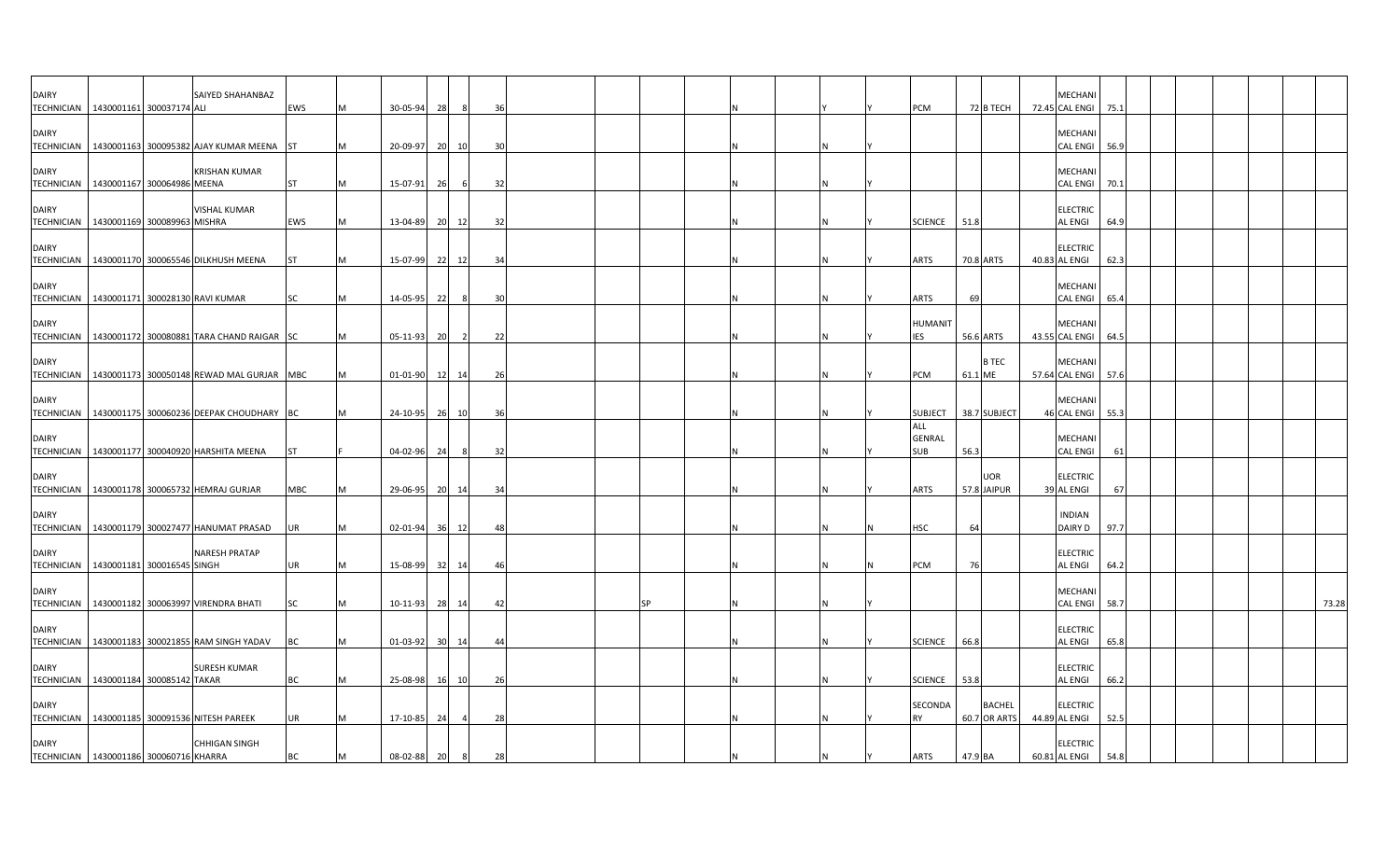| | | | | | | | | | | | | | | | | | | | | | | | | | | | | | | |
|---|---|---|---|---|---|---|---|---|---|---|---|---|---|---|---|---|---|---|---|---|---|---|---|---|---|---|---|---|---|---|
| DAIRY TECHNICIAN | 1430001161 | 300037174 | SAIYED SHAHANBAZ ALI | EWS | M | 30-05-94 | 28 | 8 | 36 | | | | | N | | Y | Y | PCM | 72 | B TECH | 72.45 | MECHANICAL ENGI | 75.1 | | | | | | | |
| DAIRY TECHNICIAN | 1430001163 | 300095382 | AJAY KUMAR MEENA | ST | M | 20-09-97 | 20 | 10 | 30 | | | | | N | | N | Y | | | | | MECHANICAL ENGI | 56.9 | | | | | | | |
| DAIRY TECHNICIAN | 1430001167 | 300064986 | KRISHAN KUMAR MEENA | ST | M | 15-07-91 | 26 | 6 | 32 | | | | | N | | N | Y | | | | | MECHANICAL ENGI | 70.1 | | | | | | | |
| DAIRY TECHNICIAN | 1430001169 | 300089963 | VISHAL KUMAR MISHRA | EWS | M | 13-04-89 | 20 | 12 | 32 | | | | | N | | N | Y | SCIENCE | 51.8 | | | ELECTRICAL ENGI | 64.9 | | | | | | | |
| DAIRY TECHNICIAN | 1430001170 | 300065546 | DILKHUSH MEENA | ST | M | 15-07-99 | 22 | 12 | 34 | | | | | N | | N | Y | ARTS | 70.8 | ARTS | 40.83 | ELECTRICAL ENGI | 62.3 | | | | | | | |
| DAIRY TECHNICIAN | 1430001171 | 300028130 | RAVI KUMAR | SC | M | 14-05-95 | 22 | 8 | 30 | | | | | N | | N | Y | ARTS | 69 | | | MECHANICAL ENGI | 65.4 | | | | | | | |
| DAIRY TECHNICIAN | 1430001172 | 300080881 | TARA CHAND RAIGAR | SC | M | 05-11-93 | 20 | 2 | 22 | | | | | N | | N | Y | HUMANITIES | 56.6 | ARTS | 43.55 | MECHANICAL ENGI | 64.5 | | | | | | | |
| DAIRY TECHNICIAN | 1430001173 | 300050148 | REWAD MAL GURJAR | MBC | M | 01-01-90 | 12 | 14 | 26 | | | | | N | | N | Y | PCM | 61.1 | B TEC ME | 57.64 | MECHANICAL ENGI | 57.6 | | | | | | | |
| DAIRY TECHNICIAN | 1430001175 | 300060236 | DEEPAK CHOUDHARY | BC | M | 24-10-95 | 26 | 10 | 36 | | | | | N | | N | Y | SUBJECT | 38.7 | SUBJECT | 46 | MECHANICAL ENGI | 55.3 | | | | | | | |
| DAIRY TECHNICIAN | 1430001177 | 300040920 | HARSHITA MEENA | ST | F | 04-02-96 | 24 | 8 | 32 | | | | | N | | N | Y | ALL GENRAL SUB | 56.3 | | | MECHANICAL ENGI | 61 | | | | | | | |
| DAIRY TECHNICIAN | 1430001178 | 300065732 | HEMRAJ GURJAR | MBC | M | 29-06-95 | 20 | 14 | 34 | | | | | N | | N | Y | ARTS | 57.8 | UOR JAIPUR | 39 | ELECTRICAL ENGI | 67 | | | | | | | |
| DAIRY TECHNICIAN | 1430001179 | 300027477 | HANUMAT PRASAD | UR | M | 02-01-94 | 36 | 12 | 48 | | | | | N | | N | N | HSC | 64 | | | INDIAN DAIRY D | 97.7 | | | | | | | |
| DAIRY TECHNICIAN | 1430001181 | 300016545 | NARESH PRATAP SINGH | UR | M | 15-08-99 | 32 | 14 | 46 | | | | | N | | N | N | PCM | 76 | | | ELECTRICAL ENGI | 64.2 | | | | | | | |
| DAIRY TECHNICIAN | 1430001182 | 300063997 | VIRENDRA BHATI | SC | M | 10-11-93 | 28 | 14 | 42 | | | SP | | N | | N | Y | | | | | MECHANICAL ENGI | 58.7 | | | | | | | 73.28 |
| DAIRY TECHNICIAN | 1430001183 | 300021855 | RAM SINGH YADAV | BC | M | 01-03-92 | 30 | 14 | 44 | | | | | N | | N | Y | SCIENCE | 66.8 | | | ELECTRICAL ENGI | 65.8 | | | | | | | |
| DAIRY TECHNICIAN | 1430001184 | 300085142 | SURESH KUMAR TAKAR | BC | M | 25-08-98 | 16 | 10 | 26 | | | | | N | | N | Y | SCIENCE | 53.8 | | | ELECTRICAL ENGI | 66.2 | | | | | | | |
| DAIRY TECHNICIAN | 1430001185 | 300091536 | NITESH PAREEK | UR | M | 17-10-85 | 24 | 4 | 28 | | | | | N | | N | Y | SECONDARY | 60.7 | BACHELOR ARTS | 44.89 | ELECTRICAL ENGI | 52.5 | | | | | | | |
| DAIRY TECHNICIAN | 1430001186 | 300060716 | CHHIGAN SINGH KHARRA | BC | M | 08-02-88 | 20 | 8 | 28 | | | | | N | | N | Y | ARTS | 47.9 | BA | 60.81 | ELECTRICAL ENGI | 54.8 | | | | | | | |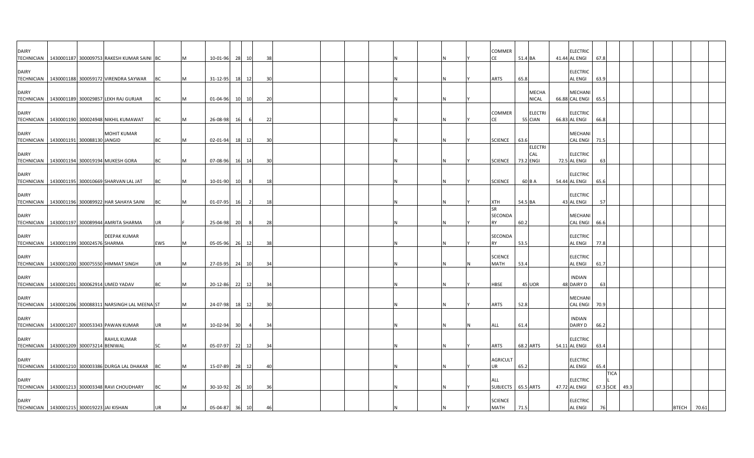| | | | | | | | | | | | | | | | | | | | | | | | | | | | | |
|---|---|---|---|---|---|---|---|---|---|---|---|---|---|---|---|---|---|---|---|---|---|---|---|---|---|---|---|---|
| DAIRY TECHNICIAN | 1430001187 | 300009753 | RAKESH KUMAR SAINI | BC | M | 10-01-96 | 28 | 10 | 38 | | | | | N | | N | Y | COMMERCE | 51.4 | BA | 41.44 | ELECTRICAL ENGI | 67.8 | | | | | | |
| DAIRY TECHNICIAN | 1430001188 | 300059172 | VIRENDRA SAYWAR | BC | M | 31-12-95 | 18 | 12 | 30 | | | | | N | | N | Y | ARTS | 65.8 | | | ELECTRICAL ENGI | 63.9 | | | | | | |
| DAIRY TECHNICIAN | 1430001189 | 300029857 | LEKH RAJ GURJAR | BC | M | 01-04-96 | 10 | 10 | 20 | | | | | N | | N | Y | | | MECHANICAL | 66.88 | MECHANICAL ENGI | 65.5 | | | | | | |
| DAIRY TECHNICIAN | 1430001190 | 300024948 | NIKHIL KUMAWAT | BC | M | 26-08-98 | 16 | 6 | 22 | | | | | N | | N | Y | COMMERCE | 55 | ELECTRICIAN | 66.83 | ELECTRICAL ENGI | 66.8 | | | | | | |
| DAIRY TECHNICIAN | 1430001191 | 300088130 | MOHIT KUMAR JANGID | BC | M | 02-01-94 | 18 | 12 | 30 | | | | | N | | N | Y | SCIENCE | 63.6 | | | MECHANICAL ENGI | 71.5 | | | | | | |
| DAIRY TECHNICIAN | 1430001194 | 300019194 | MUKESH GORA | BC | M | 07-08-96 | 16 | 14 | 30 | | | | | N | | N | Y | SCIENCE | 73.2 | ELECTRICAL ENGI | 72.5 | ELECTRICAL ENGI | 63 | | | | | | |
| DAIRY TECHNICIAN | 1430001195 | 300010669 | SHARVAN LAL JAT | BC | M | 10-01-90 | 10 | 8 | 18 | | | | | N | | N | Y | SCIENCE | 60 | B A | 54.44 | ELECTRICAL ENGI | 65.6 | | | | | | |
| DAIRY TECHNICIAN | 1430001196 | 300089922 | HAR SAHAYA SAINI | BC | M | 01-07-95 | 16 | 2 | 18 | | | | | N | | N | Y | XTH | 54.5 | BA | 43 | ELECTRICAL ENGI | 57 | | | | | | |
| DAIRY TECHNICIAN | 1430001197 | 300089944 | AMRITA SHARMA | UR | F | 25-04-98 | 20 | 8 | 28 | | | | | N | | N | Y | SR SECONDARY | 60.2 | | | MECHANICAL ENGI | 66.6 | | | | | | |
| DAIRY TECHNICIAN | 1430001199 | 300024576 | DEEPAK KUMAR SHARMA | EWS | M | 05-05-96 | 26 | 12 | 38 | | | | | N | | N | Y | SECONDARY | 53.5 | | | ELECTRICAL ENGI | 77.8 | | | | | | |
| DAIRY TECHNICIAN | 1430001200 | 300075550 | HIMMAT SINGH | UR | M | 27-03-95 | 24 | 10 | 34 | | | | | N | | N | N | SCIENCE MATH | 53.4 | | | ELECTRICAL ENGI | 61.7 | | | | | | |
| DAIRY TECHNICIAN | 1430001201 | 300062914 | UMED YADAV | BC | M | 20-12-86 | 22 | 12 | 34 | | | | | N | | N | Y | HBSE | 45 | UOR | 48 | INDIAN DAIRY D | 63 | | | | | | |
| DAIRY TECHNICIAN | 1430001206 | 300088311 | NARSINGH LAL MEENA | ST | M | 24-07-98 | 18 | 12 | 30 | | | | | N | | N | Y | ARTS | 52.8 | | | MECHANICAL ENGI | 70.9 | | | | | | |
| DAIRY TECHNICIAN | 1430001207 | 300053343 | PAWAN KUMAR | UR | M | 10-02-94 | 30 | 4 | 34 | | | | | N | | N | N | ALL | 61.4 | | | INDIAN DAIRY D | 66.2 | | | | | | |
| DAIRY TECHNICIAN | 1430001209 | 300073214 | RAHUL KUMAR BENIWAL | SC | M | 05-07-97 | 22 | 12 | 34 | | | | | N | | N | Y | ARTS | 68.2 | ARTS | 54.11 | ELECTRICAL ENGI | 63.4 | | | | | | |
| DAIRY TECHNICIAN | 1430001210 | 300003386 | DURGA LAL DHAKAR | BC | M | 15-07-89 | 28 | 12 | 40 | | | | | N | | N | Y | AGRICULTURE | 65.2 | | | ELECTRICAL ENGI | 65.4 | | | | | | |
| DAIRY TECHNICIAN | 1430001213 | 300003348 | RAVI CHOUDHARY | BC | M | 30-10-92 | 26 | 10 | 36 | | | | | N | | N | Y | ALL SUBJECTS | 65.5 | ARTS | 47.72 | ELECTRICAL ENGI | 67.3 | TICAL SCIE | 49.3 | | | | |
| DAIRY TECHNICIAN | 1430001215 | 300019223 | JAI KISHAN | UR | M | 05-04-87 | 36 | 10 | 46 | | | | | N | | N | Y | SCIENCE MATH | 71.5 | | | ELECTRICAL ENGI | 76 | | | | | BTECH | 70.61 |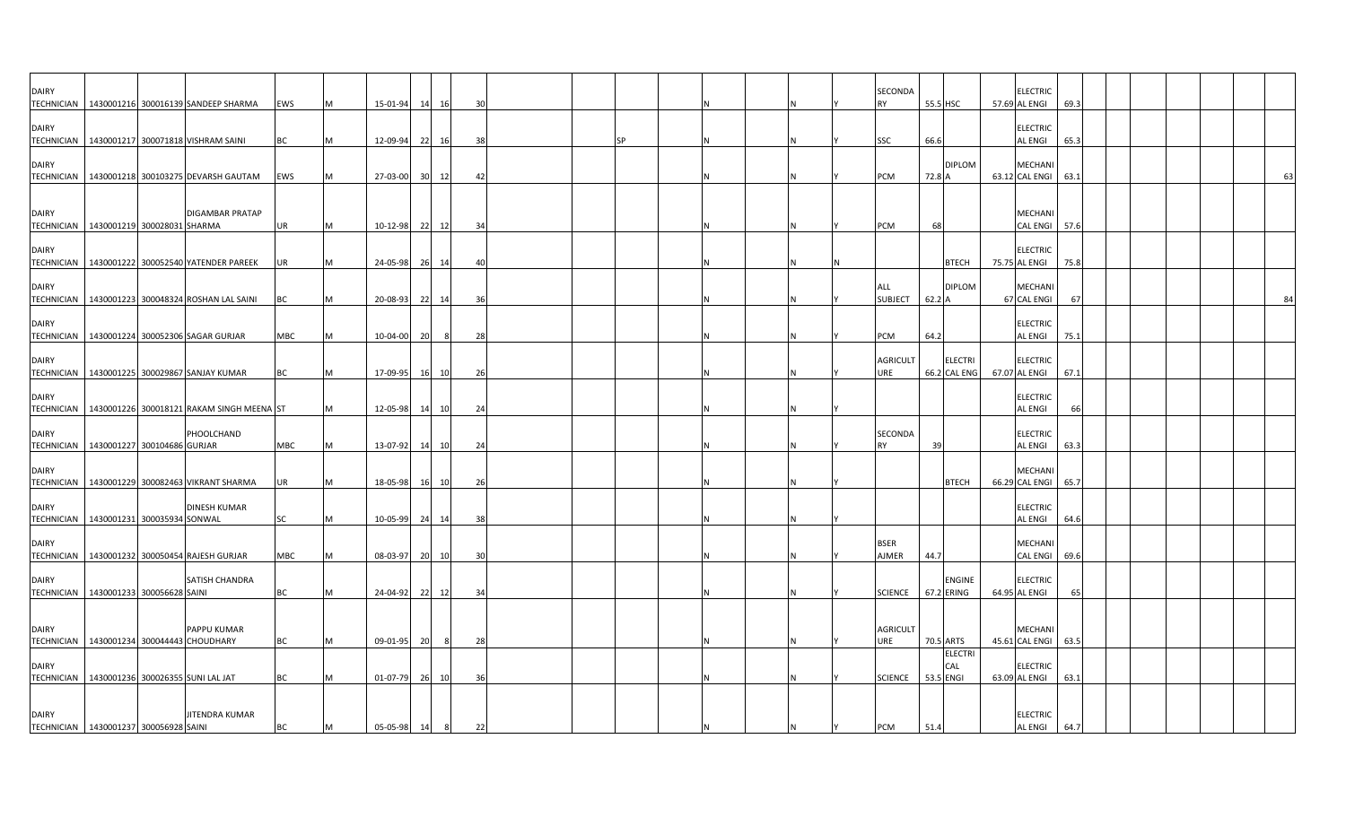| | | | | | | | | | | | | | | | | | | | | | | | | | | | | | | |
|---|---|---|---|---|---|---|---|---|---|---|---|---|---|---|---|---|---|---|---|---|---|---|---|---|---|---|---|---|---|---|
| DAIRY TECHNICIAN | 1430001216 | 300016139 | SANDEEP SHARMA | EWS | M | 15-01-94 | 14 | 16 | 30 | | | | | N | | N | Y | SECONDARY | 55.5 | HSC | 57.69 | ELECTRICAL ENGI | 69.3 | | | | | | | |
| DAIRY TECHNICIAN | 1430001217 | 300071818 | VISHRAM SAINI | BC | M | 12-09-94 | 22 | 16 | 38 | | | SP | | N | | N | Y | SSC | 66.6 | | | ELECTRICAL ENGI | 65.3 | | | | | | | |
| DAIRY TECHNICIAN | 1430001218 | 300103275 | DEVARSH GAUTAM | EWS | M | 27-03-00 | 30 | 12 | 42 | | | | | N | | N | Y | PCM | 72.8 | DIPLOMA | 63.12 | MECHANICAL ENGI | 63.1 | | | | | | | 63 |
| DAIRY TECHNICIAN | 1430001219 | 300028031 | DIGAMBAR PRATAP SHARMA | UR | M | 10-12-98 | 22 | 12 | 34 | | | | | N | | N | Y | PCM | 68 | | | MECHANICAL ENGI | 57.6 | | | | | | | |
| DAIRY TECHNICIAN | 1430001222 | 300052540 | YATENDER PAREEK | UR | M | 24-05-98 | 26 | 14 | 40 | | | | | N | | N | N | | | BTECH | 75.75 | ELECTRICAL ENGI | 75.8 | | | | | | | |
| DAIRY TECHNICIAN | 1430001223 | 300048324 | ROSHAN LAL SAINI | BC | M | 20-08-93 | 22 | 14 | 36 | | | | | N | | N | Y | ALL SUBJECT | 62.2 | DIPLOMA | 67 | MECHANICAL ENGI | 67 | | | | | | | 84 |
| DAIRY TECHNICIAN | 1430001224 | 300052306 | SAGAR GURJAR | MBC | M | 10-04-00 | 20 | 8 | 28 | | | | | N | | N | Y | PCM | 64.2 | | | ELECTRICAL ENGI | 75.1 | | | | | | | |
| DAIRY TECHNICIAN | 1430001225 | 300029867 | SANJAY KUMAR | BC | M | 17-09-95 | 16 | 10 | 26 | | | | | N | | N | Y | AGRICULTURE | 66.2 | ELECTRICAL ENG | 67.07 | ELECTRICAL ENGI | 67.1 | | | | | | | |
| DAIRY TECHNICIAN | 1430001226 | 300018121 | RAKAM SINGH MEENA | ST | M | 12-05-98 | 14 | 10 | 24 | | | | | N | | N | Y | | | | | ELECTRICAL ENGI | 66 | | | | | | | |
| DAIRY TECHNICIAN | 1430001227 | 300104686 | PHOOLCHAND GURJAR | MBC | M | 13-07-92 | 14 | 10 | 24 | | | | | N | | N | Y | SECONDARY | 39 | | | ELECTRICAL ENGI | 63.3 | | | | | | | |
| DAIRY TECHNICIAN | 1430001229 | 300082463 | VIKRANT SHARMA | UR | M | 18-05-98 | 16 | 10 | 26 | | | | | N | | N | Y | | | BTECH | 66.29 | MECHANICAL ENGI | 65.7 | | | | | | | |
| DAIRY TECHNICIAN | 1430001231 | 300035934 | DINESH KUMAR SONWAL | SC | M | 10-05-99 | 24 | 14 | 38 | | | | | N | | N | Y | | | | | ELECTRICAL ENGI | 64.6 | | | | | | | |
| DAIRY TECHNICIAN | 1430001232 | 300050454 | RAJESH GURJAR | MBC | M | 08-03-97 | 20 | 10 | 30 | | | | | N | | N | Y | BSER AJMER | 44.7 | | | MECHANICAL ENGI | 69.6 | | | | | | | |
| DAIRY TECHNICIAN | 1430001233 | 300056628 | SATISH CHANDRA SAINI | BC | M | 24-04-92 | 22 | 12 | 34 | | | | | N | | N | Y | SCIENCE | 67.2 | ENGINEERING | 64.95 | ELECTRICAL ENGI | 65 | | | | | | | |
| DAIRY TECHNICIAN | 1430001234 | 300044443 | PAPPU KUMAR CHOUDHARY | BC | M | 09-01-95 | 20 | 8 | 28 | | | | | N | | N | Y | AGRICULTURE | 70.5 | ARTS | 45.61 | MECHANICAL ENGI | 63.5 | | | | | | | |
| DAIRY TECHNICIAN | 1430001236 | 300026355 | SUNI LAL JAT | BC | M | 01-07-79 | 26 | 10 | 36 | | | | | N | | N | Y | SCIENCE | 53.5 | ELECTRICAL ENGI | 63.09 | ELECTRICAL ENGI | 63.1 | | | | | | | |
| DAIRY TECHNICIAN | 1430001237 | 300056928 | JITENDRA KUMAR SAINI | BC | M | 05-05-98 | 14 | 8 | 22 | | | | | N | | N | Y | PCM | 51.4 | | | ELECTRICAL ENGI | 64.7 | | | | | | | |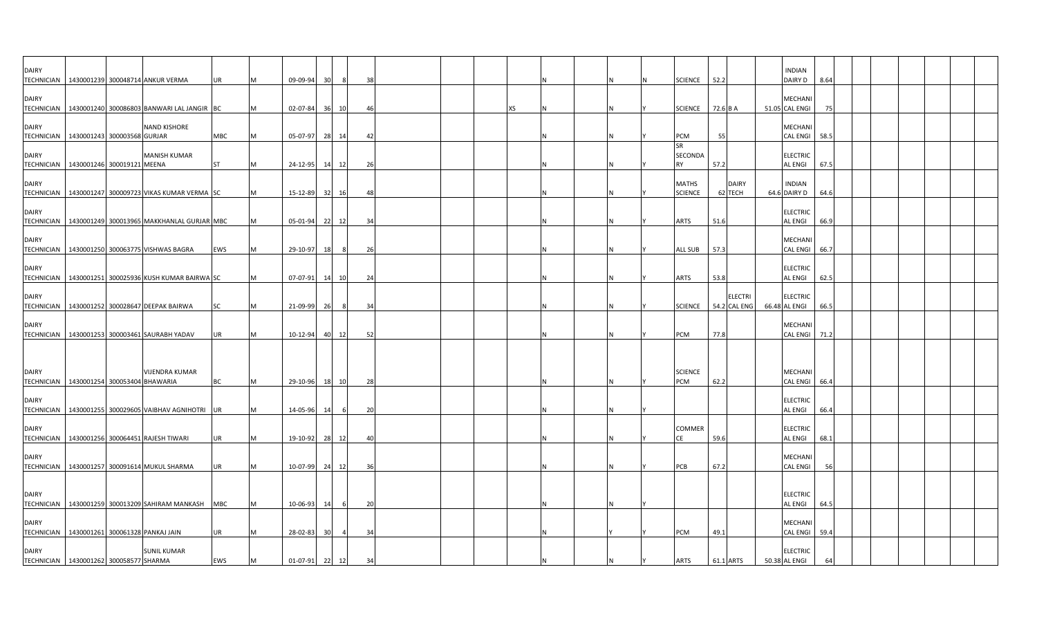| DAIRY TECHNICIAN | 1430001239 | 300048714 | ANKUR VERMA | UR | M | 09-09-94 | 30 | 8 | 38 | | | | | N | | N | N | SCIENCE | 52.2 | | | INDIAN DAIRY D | 8.64 | | | | |
|---|---|---|---|---|---|---|---|---|---|---|---|---|---|---|---|---|---|---|---|---|---|---|---|---|---|---|---|
| DAIRY TECHNICIAN | 1430001240 | 300086803 | BANWARI LAL JANGIR | BC | M | 02-07-84 | 36 | 10 | 46 | | | | XS | N | | N | Y | SCIENCE | 72.6 | B A | 51.05 | MECHANICAL ENGI | 75 | | | | |
| DAIRY TECHNICIAN | 1430001243 | 300003568 | NAND KISHORE GURJAR | MBC | M | 05-07-97 | 28 | 14 | 42 | | | | | N | | N | Y | PCM | 55 | | | MECHANICAL ENGI | 58.5 | | | | |
| DAIRY TECHNICIAN | 1430001246 | 300019121 | MANISH KUMAR MEENA | ST | M | 24-12-95 | 14 | 12 | 26 | | | | | N | | N | Y | SR SECONDARY | 57.2 | | | ELECTRICAL ENGI | 67.5 | | | | |
| DAIRY TECHNICIAN | 1430001247 | 300009723 | VIKAS KUMAR VERMA | SC | M | 15-12-89 | 32 | 16 | 48 | | | | | N | | N | Y | MATHS SCIENCE | 62 | DAIRY TECH | 64.6 | INDIAN DAIRY D | 64.6 | | | | |
| DAIRY TECHNICIAN | 1430001249 | 300013965 | MAKKHANLAL GURJAR | MBC | M | 05-01-94 | 22 | 12 | 34 | | | | | N | | N | Y | ARTS | 51.6 | | | ELECTRICAL ENGI | 66.9 | | | | |
| DAIRY TECHNICIAN | 1430001250 | 300063775 | VISHWAS BAGRA | EWS | M | 29-10-97 | 18 | 8 | 26 | | | | | N | | N | Y | ALL SUB | 57.3 | | | MECHANICAL ENGI | 66.7 | | | | |
| DAIRY TECHNICIAN | 1430001251 | 300025936 | KUSH KUMAR BAIRWA | SC | M | 07-07-91 | 14 | 10 | 24 | | | | | N | | N | Y | ARTS | 53.8 | | | ELECTRICAL ENGI | 62.5 | | | | |
| DAIRY TECHNICIAN | 1430001252 | 300028647 | DEEPAK BAIRWA | SC | M | 21-09-99 | 26 | 8 | 34 | | | | | N | | N | Y | SCIENCE | 54.2 | ELECTRICAL ENG | 66.48 | ELECTRICAL ENGI | 66.5 | | | | |
| DAIRY TECHNICIAN | 1430001253 | 300003461 | SAURABH YADAV | UR | M | 10-12-94 | 40 | 12 | 52 | | | | | N | | N | Y | PCM | 77.8 | | | MECHANICAL ENGI | 71.2 | | | | |
| DAIRY TECHNICIAN | 1430001254 | 300053404 | VIJENDRA KUMAR BHAWARIA | BC | M | 29-10-96 | 18 | 10 | 28 | | | | | N | | N | Y | SCIENCE PCM | 62.2 | | | MECHANICAL ENGI | 66.4 | | | | |
| DAIRY TECHNICIAN | 1430001255 | 300029605 | VAIBHAV AGNIHOTRI | UR | M | 14-05-96 | 14 | 6 | 20 | | | | | N | | N | Y | | | | | ELECTRICAL ENGI | 66.4 | | | | |
| DAIRY TECHNICIAN | 1430001256 | 300064451 | RAJESH TIWARI | UR | M | 19-10-92 | 28 | 12 | 40 | | | | | N | | N | Y | COMMERCE | 59.6 | | | ELECTRICAL ENGI | 68.1 | | | | |
| DAIRY TECHNICIAN | 1430001257 | 300091614 | MUKUL SHARMA | UR | M | 10-07-99 | 24 | 12 | 36 | | | | | N | | N | Y | PCB | 67.2 | | | MECHANICAL ENGI | 56 | | | | |
| DAIRY TECHNICIAN | 1430001259 | 300013209 | SAHIRAM MANKASH | MBC | M | 10-06-93 | 14 | 6 | 20 | | | | | N | | N | Y | | | | | ELECTRICAL ENGI | 64.5 | | | | |
| DAIRY TECHNICIAN | 1430001261 | 300061328 | PANKAJ JAIN | UR | M | 28-02-83 | 30 | 4 | 34 | | | | | N | | Y | Y | PCM | 49.1 | | | MECHANICAL ENGI | 59.4 | | | | |
| DAIRY TECHNICIAN | 1430001262 | 300058577 | SUNIL KUMAR SHARMA | EWS | M | 01-07-91 | 22 | 12 | 34 | | | | | N | | N | Y | ARTS | 61.1 | ARTS | 50.38 | ELECTRICAL ENGI | 64 | | | | |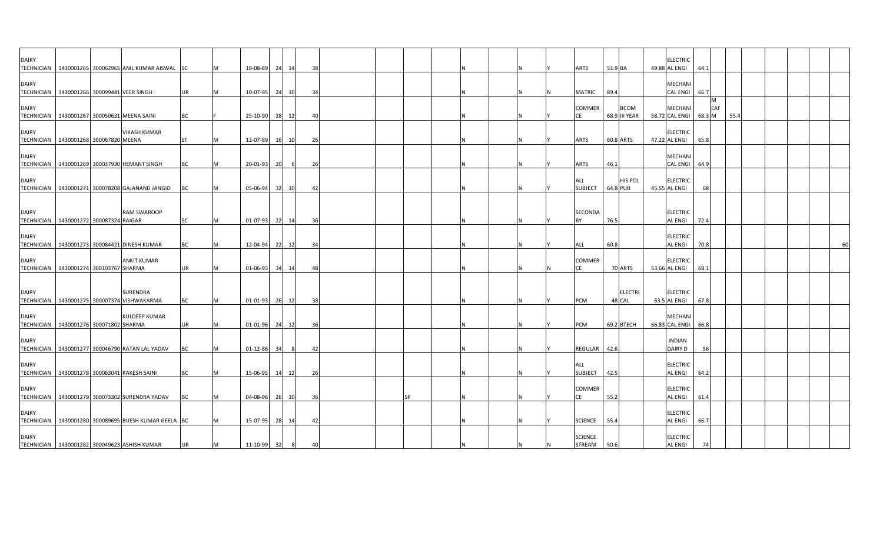| | | | | | | | | | | | | | | | | | | | | | | | | | | | | | | | |
|---|---|---|---|---|---|---|---|---|---|---|---|---|---|---|---|---|---|---|---|---|---|---|---|---|---|---|---|---|---|---|---|
| DAIRY TECHNICIAN | 1430001265 | 300062965 | ANIL KUMAR AISWAL | SC | M | 18-08-89 | 24 | 14 | 38 | | | | | N | | N | Y | ARTS | 51.9 | BA | 49.88 | ELECTRICAL ENGI | 64.1 | | | | | | | | |
| DAIRY TECHNICIAN | 1430001266 | 300099441 | VEER SINGH | UR | M | 10-07-95 | 24 | 10 | 34 | | | | | N | | N | N | MATRIC | 89.4 | | | MECHANICAL ENGI | 66.7 | | | | | | | | |
| DAIRY TECHNICIAN | 1430001267 | 300050631 | MEENA SAINI | BC | F | 25-10-90 | 28 | 12 | 40 | | | | | N | | N | Y | COMMERCE | 68.9 | BCOM III YEAR | 58.72 | MECHANICAL ENGI | 68.3 | M EAF M | 55.4 | | | | | | |
| DAIRY TECHNICIAN | 1430001268 | 300067820 | VIKASH KUMAR MEENA | ST | M | 12-07-89 | 16 | 10 | 26 | | | | | N | | N | Y | ARTS | 60.8 | ARTS | 47.22 | ELECTRICAL ENGI | 65.8 | | | | | | | | |
| DAIRY TECHNICIAN | 1430001269 | 300037930 | HEMANT SINGH | BC | M | 20-01-93 | 20 | 6 | 26 | | | | | N | | N | Y | ARTS | 46.1 | | | MECHANICAL ENGI | 64.9 | | | | | | | | |
| DAIRY TECHNICIAN | 1430001271 | 300078208 | GAJANAND JANGID | BC | M | 05-06-94 | 32 | 10 | 42 | | | | | N | | N | Y | ALL SUBJECT | 64.8 | HIS POL PUB | 45.55 | ELECTRICAL ENGI | 68 | | | | | | | | |
| DAIRY TECHNICIAN | 1430001272 | 300087324 | RAM SWAROOP RAIGAR | SC | M | 01-07-93 | 22 | 14 | 36 | | | | | N | | N | Y | SECONDARY | 76.5 | | | ELECTRICAL ENGI | 72.4 | | | | | | | | |
| DAIRY TECHNICIAN | 1430001273 | 300084421 | DINESH KUMAR | BC | M | 12-04-94 | 22 | 12 | 34 | | | | | N | | N | Y | ALL | 60.8 | | | ELECTRICAL ENGI | 70.8 | | | | | | | | 60 |
| DAIRY TECHNICIAN | 1430001274 | 300103767 | ANKIT KUMAR SHARMA | UR | M | 01-06-95 | 34 | 14 | 48 | | | | | N | | N | N | COMMERCE | 70 | ARTS | 53.66 | ELECTRICAL ENGI | 68.1 | | | | | | | | |
| DAIRY TECHNICIAN | 1430001275 | 300007374 | SURENDRA VISHWAKARMA | BC | M | 01-01-93 | 26 | 12 | 38 | | | | | N | | N | Y | PCM | 48 | ELECTRICAL | 63.5 | ELECTRICAL ENGI | 67.8 | | | | | | | | |
| DAIRY TECHNICIAN | 1430001276 | 300071802 | KULDEEP KUMAR SHARMA | UR | M | 01-01-96 | 24 | 12 | 36 | | | | | N | | N | Y | PCM | 69.2 | BTECH | 66.83 | MECHANICAL ENGI | 66.8 | | | | | | | | |
| DAIRY TECHNICIAN | 1430001277 | 300046790 | RATAN LAL YADAV | BC | M | 01-12-86 | 34 | 8 | 42 | | | | | N | | N | Y | REGULAR | 42.6 | | | INDIAN DAIRY D | 56 | | | | | | | | |
| DAIRY TECHNICIAN | 1430001278 | 300063041 | RAKESH SAINI | BC | M | 15-06-95 | 14 | 12 | 26 | | | | | N | | N | Y | ALL SUBJECT | 42.5 | | | ELECTRICAL ENGI | 64.2 | | | | | | | | |
| DAIRY TECHNICIAN | 1430001279 | 300073302 | SURENDRA YADAV | BC | M | 04-08-96 | 26 | 10 | 36 | | | SP | | N | | N | Y | COMMERCE | 55.2 | | | ELECTRICAL ENGI | 61.4 | | | | | | | | |
| DAIRY TECHNICIAN | 1430001280 | 300089695 | BIJESH KUMAR GEELA | BC | M | 15-07-95 | 28 | 14 | 42 | | | | | N | | N | Y | SCIENCE | 55.4 | | | ELECTRICAL ENGI | 66.7 | | | | | | | | |
| DAIRY TECHNICIAN | 1430001282 | 300049623 | ASHISH KUMAR | UR | M | 11-10-99 | 32 | 8 | 40 | | | | | N | | N | N | SCIENCE STREAM | 50.6 | | | ELECTRICAL ENGI | 74 | | | | | | | | |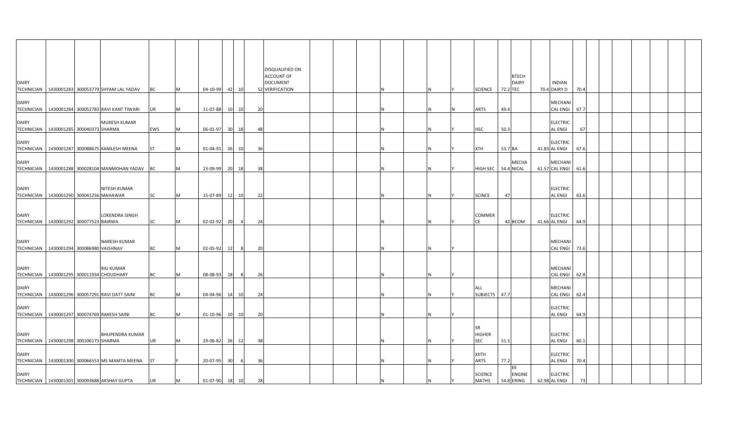| | | | | | | | | | | | | | | | | | | | | | | | |
|---|---|---|---|---|---|---|---|---|---|---|---|---|---|---|---|---|---|---|---|---|---|---|---|
| DAIRY TECHNICIAN | 1430001283 | 300053779 | SHYAM LAL YADAV | BC | M | 04-10-99 | 42 | 10 | 52 | DISQUALIFIED ON ACCOUNT OF DOCUMENT VERIFICATION | | | | N | | N | Y | SCIENCE | 72.2 | BTECH DAIRY TEC | 70.4 | INDIAN DAIRY D | 70.4 |
| DAIRY TECHNICIAN | 1430001284 | 300052783 | RAVI KANT TIWARI | UR | M | 11-07-88 | 10 | 10 | 20 | | | | | N | | N | N | ARTS | 49.4 | | | MECHANICAL ENGI | 67.7 |
| DAIRY TECHNICIAN | 1430001285 | 300040373 | MUKESH KUMAR SHARMA | EWS | M | 06-01-97 | 30 | 18 | 48 | | | | | N | | N | Y | HSC | 50.3 | | | ELECTRICAL ENGI | 67 |
| DAIRY TECHNICIAN | 1430001287 | 300088675 | KAMLESH MEENA | ST | M | 01-04-91 | 26 | 10 | 36 | | | | | N | | N | Y | XTH | 53.7 | BA | 41.83 | ELECTRICAL ENGI | 67.6 |
| DAIRY TECHNICIAN | 1430001288 | 300028104 | MANMOHAN YADAV | BC | M | 23-09-99 | 20 | 18 | 38 | | | | | N | | N | Y | HIGH SEC | 54.4 | MECHANICAL | 61.57 | MECHANICAL ENGI | 61.6 |
| DAIRY TECHNICIAN | 1430001290 | 300041256 | NITESH KUMAR MAHAWAR | SC | M | 15-07-89 | 12 | 10 | 22 | | | | | N | | N | Y | SCINCE | 47 | | | ELECTRICAL ENGI | 63.6 |
| DAIRY TECHNICIAN | 1430001292 | 300077523 | LOKENDRA SINGH BAIRWA | SC | M | 02-02-92 | 20 | 4 | 24 | | | | | N | | N | Y | COMMERCE | 42 | BCOM | 41.66 | ELECTRICAL ENGI | 64.9 |
| DAIRY TECHNICIAN | 1430001294 | 300086980 | NARESH KUMAR VAISHNAV | BC | M | 02-05-92 | 12 | 8 | 20 | | | | | N | | N | Y | | | | | MECHANICAL ENGI | 73.6 |
| DAIRY TECHNICIAN | 1430001295 | 300011934 | RAJ KUMAR CHOUDHARY | BC | M | 08-08-93 | 18 | 8 | 26 | | | | | N | | N | Y | | | | | MECHANICAL ENGI | 62.8 |
| DAIRY TECHNICIAN | 1430001296 | 300057291 | RAVI DATT SAINI | BC | M | 04-04-96 | 14 | 10 | 24 | | | | | N | | N | Y | ALL SUBJECTS | 47.7 | | | MECHANICAL ENGI | 62.4 |
| DAIRY TECHNICIAN | 1430001297 | 300074769 | RAKESH SAINI | BC | M | 01-10-96 | 10 | 10 | 20 | | | | | N | | N | Y | | | | | ELECTRICAL ENGI | 64.9 |
| DAIRY TECHNICIAN | 1430001298 | 300106173 | BHUPENDRA KUMAR SHARMA | UR | M | 29-06-82 | 26 | 12 | 38 | | | | | N | | N | Y | SR HIGHER SEC | 51.5 | | | ELECTRICAL ENGI | 60.1 |
| DAIRY TECHNICIAN | 1430001300 | 300066553 | MS MAMTA MEENA | ST | F | 20-07-95 | 30 | 6 | 36 | | | | | N | | N | Y | XIITH ARTS | 77.2 | | | ELECTRICAL ENGI | 70.4 |
| DAIRY TECHNICIAN | 1430001301 | 300093688 | AKSHAY GUPTA | UR | M | 01-07-90 | 18 | 10 | 28 | | | | | N | | N | Y | SCIENCE MATHS | 54.8 | EE ENGINEERING | 62.98 | ELECTRICAL ENGI | 73 |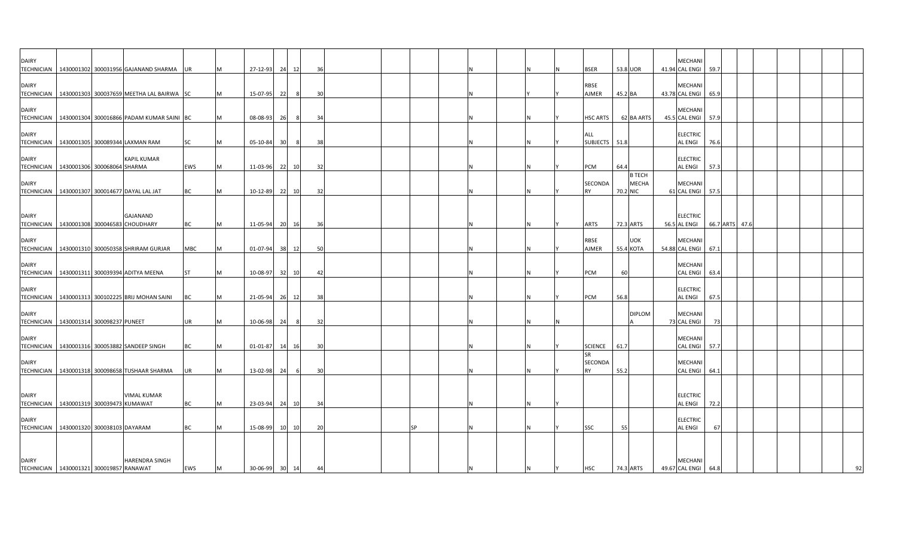| | | | | | | | | | | | | | | | | | | | | | | | | | |
|---|---|---|---|---|---|---|---|---|---|---|---|---|---|---|---|---|---|---|---|---|---|---|---|---|---|
| DAIRY TECHNICIAN | 1430001302 | 300031956 | GAJANAND SHARMA | UR | M | 27-12-93 | 24 | 12 | 36 | | | N | N | N | BSER | 53.8 | UOR | 41.94 | MECHANICAL ENGI | 59.7 | | | | | |
| DAIRY TECHNICIAN | 1430001303 | 300037659 | MEETHA LAL BAIRWA | SC | M | 15-07-95 | 22 | 8 | 30 | | | N | Y | Y | RBSE AJMER | 45.2 | BA | 43.78 | MECHANICAL ENGI | 65.9 | | | | | |
| DAIRY TECHNICIAN | 1430001304 | 300016866 | PADAM KUMAR SAINI | BC | M | 08-08-93 | 26 | 8 | 34 | | | N | N | Y | HSC ARTS | 62 | BA ARTS | 45.5 | MECHANICAL ENGI | 57.9 | | | | | |
| DAIRY TECHNICIAN | 1430001305 | 300089344 | LAXMAN RAM | SC | M | 05-10-84 | 30 | 8 | 38 | | | N | N | Y | ALL SUBJECTS | 51.8 | | | ELECTRICAL ENGI | 76.6 | | | | | |
| DAIRY TECHNICIAN | 1430001306 | 300068064 | KAPIL KUMAR SHARMA | EWS | M | 11-03-96 | 22 | 10 | 32 | | | N | N | Y | PCM | 64.4 | | | ELECTRICAL ENGI | 57.3 | | | | | |
| DAIRY TECHNICIAN | 1430001307 | 300014677 | DAYAL LAL JAT | BC | M | 10-12-89 | 22 | 10 | 32 | | | N | N | Y | SECONDARY | 70.2 | B TECH MECHANIC | 61 | MECHANICAL ENGI | 57.5 | | | | | |
| DAIRY TECHNICIAN | 1430001308 | 300046583 | GAJANAND CHOUDHARY | BC | M | 11-05-94 | 20 | 16 | 36 | | | N | N | Y | ARTS | 72.3 | ARTS | 56.5 | ELECTRICAL ENGI | 66.7 | ARTS | 47.6 | | | |
| DAIRY TECHNICIAN | 1430001310 | 300050358 | SHRIRAM GURJAR | MBC | M | 01-07-94 | 38 | 12 | 50 | | | N | N | Y | RBSE AJMER | 55.4 | UOK KOTA | 54.88 | MECHANICAL ENGI | 67.1 | | | | | |
| DAIRY TECHNICIAN | 1430001311 | 300039394 | ADITYA MEENA | ST | M | 10-08-97 | 32 | 10 | 42 | | | N | N | Y | PCM | 60 | | | MECHANICAL ENGI | 63.4 | | | | | |
| DAIRY TECHNICIAN | 1430001313 | 300102225 | BRIJ MOHAN SAINI | BC | M | 21-05-94 | 26 | 12 | 38 | | | N | N | Y | PCM | 56.8 | | | ELECTRICAL ENGI | 67.5 | | | | | |
| DAIRY TECHNICIAN | 1430001314 | 300098237 | PUNEET | UR | M | 10-06-98 | 24 | 8 | 32 | | | N | N | N | | | DIPLOMA | 73 | MECHANICAL ENGI | 73 | | | | | |
| DAIRY TECHNICIAN | 1430001316 | 300053882 | SANDEEP SINGH | BC | M | 01-01-87 | 14 | 16 | 30 | | | N | N | Y | SCIENCE | 61.7 | | | MECHANICAL ENGI | 57.7 | | | | | |
| DAIRY TECHNICIAN | 1430001318 | 300098658 | TUSHAAR SHARMA | UR | M | 13-02-98 | 24 | 6 | 30 | | | N | N | Y | SR SECONDARY | 55.2 | | | MECHANICAL ENGI | 64.1 | | | | | |
| DAIRY TECHNICIAN | 1430001319 | 300039473 | VIMAL KUMAR KUMAWAT | BC | M | 23-03-94 | 24 | 10 | 34 | | | N | N | Y | | | | | ELECTRICAL ENGI | 72.2 | | | | | |
| DAIRY TECHNICIAN | 1430001320 | 300038103 | DAYARAM | BC | M | 15-08-99 | 10 | 10 | 20 | | SP | N | N | Y | SSC | 55 | | | ELECTRICAL ENGI | 67 | | | | | |
| DAIRY TECHNICIAN | 1430001321 | 300019857 | HARENDRA SINGH RANAWAT | EWS | M | 30-06-99 | 30 | 14 | 44 | | | N | N | Y | HSC | 74.3 | ARTS | 49.67 | MECHANICAL ENGI | 64.8 | | | | | 92 |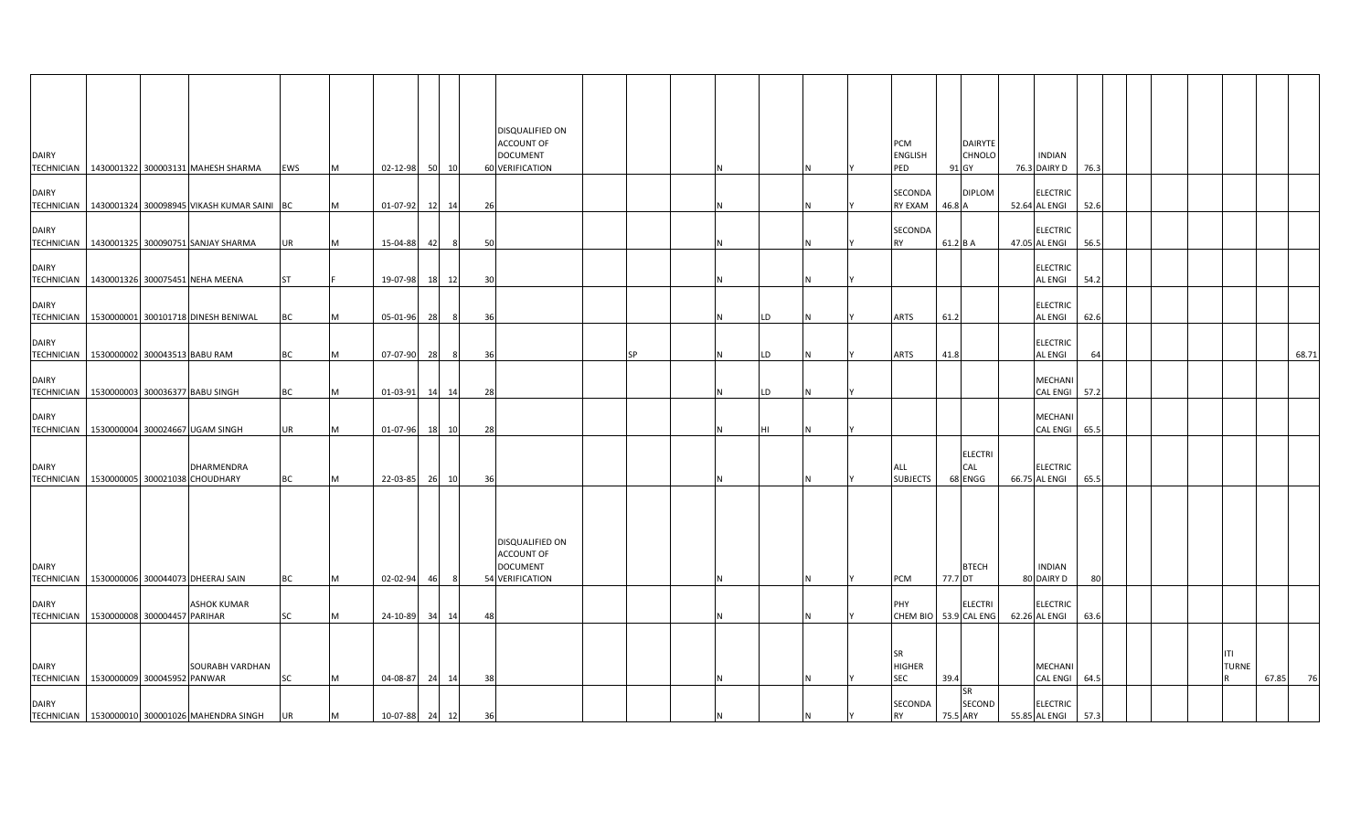| | | | | | | | | | | | | | | | | | | | | | | | | | | | | | | |
|---|---|---|---|---|---|---|---|---|---|---|---|---|---|---|---|---|---|---|---|---|---|---|---|---|---|---|---|---|---|---|
| DAIRY TECHNICIAN | 1430001322 | 300003131 | MAHESH SHARMA | EWS | M | 02-12-98 | 50 | 10 | 60 | DISQUALIFIED ON ACCOUNT OF DOCUMENT VERIFICATION | | | | N | | N | Y | PCM ENGLISH PED | 91 | DAIRYTECHNOLOGY | 76.3 | INDIAN DAIRY D | 76.3 | | | | | | | |
| DAIRY TECHNICIAN | 1430001324 | 300098945 | VIKASH KUMAR SAINI | BC | M | 01-07-92 | 12 | 14 | 26 | | | | | N | | N | Y | SECONDARY EXAM | 46.8 | DIPLOMA | 52.64 | ELECTRICAL ENGI | 52.6 | | | | | | | |
| DAIRY TECHNICIAN | 1430001325 | 300090751 | SANJAY SHARMA | UR | M | 15-04-88 | 42 | 8 | 50 | | | | | N | | N | Y | SECONDARY | 61.2 | B A | 47.05 | ELECTRICAL ENGI | 56.5 | | | | | | | |
| DAIRY TECHNICIAN | 1430001326 | 300075451 | NEHA MEENA | ST | F | 19-07-98 | 18 | 12 | 30 | | | | | N | | N | Y | | | | | ELECTRICAL ENGI | 54.2 | | | | | | | |
| DAIRY TECHNICIAN | 1530000001 | 300101718 | DINESH BENIWAL | BC | M | 05-01-96 | 28 | 8 | 36 | | | | | N | LD | N | Y | ARTS | 61.2 | | | ELECTRICAL ENGI | 62.6 | | | | | | | |
| DAIRY TECHNICIAN | 1530000002 | 300043513 | BABU RAM | BC | M | 07-07-90 | 28 | 8 | 36 | | | SP | | N | LD | N | Y | ARTS | 41.8 | | | ELECTRICAL ENGI | 64 | | | | | | | 68.71 |
| DAIRY TECHNICIAN | 1530000003 | 300036377 | BABU SINGH | BC | M | 01-03-91 | 14 | 14 | 28 | | | | | N | LD | N | Y | | | | | MECHANICAL ENGI | 57.2 | | | | | | | |
| DAIRY TECHNICIAN | 1530000004 | 300024667 | UGAM SINGH | UR | M | 01-07-96 | 18 | 10 | 28 | | | | | N | HI | N | Y | | | | | MECHANICAL ENGI | 65.5 | | | | | | | |
| DAIRY TECHNICIAN | 1530000005 | 300021038 | DHARMENDRA CHOUDHARY | BC | M | 22-03-85 | 26 | 10 | 36 | | | | | N | | N | Y | ALL SUBJECTS | 68 | ELECTRICAL ENGG | 66.75 | ELECTRICAL ENGI | 65.5 | | | | | | | |
| DAIRY TECHNICIAN | 1530000006 | 300044073 | DHEERAJ SAIN | BC | M | 02-02-94 | 46 | 8 | 54 | DISQUALIFIED ON ACCOUNT OF DOCUMENT VERIFICATION | | | | N | | N | Y | PCM | 77.7 | BTECH DT | 80 | INDIAN DAIRY D | 80 | | | | | | | |
| DAIRY TECHNICIAN | 1530000008 | 300004457 | ASHOK KUMAR PARIHAR | SC | M | 24-10-89 | 34 | 14 | 48 | | | | | N | | N | Y | PHY CHEM BIO | 53.9 | ELECTRICAL ENG | 62.26 | ELECTRICAL ENGI | 63.6 | | | | | | | |
| DAIRY TECHNICIAN | 1530000009 | 300045952 | SOURABH VARDHAN PANWAR | SC | M | 04-08-87 | 24 | 14 | 38 | | | | | N | | N | Y | SR HIGHER SEC | 39.4 | | | MECHANICAL ENGI | 64.5 | | | | | ITI TURNER | 67.85 | 76 |
| DAIRY TECHNICIAN | 1530000010 | 300001026 | MAHENDRA SINGH | UR | M | 10-07-88 | 24 | 12 | 36 | | | | | N | | N | Y | SECONDARY | 75.5 | SR SECONDARY | 55.85 | ELECTRICAL ENGI | 57.3 | | | | | | | |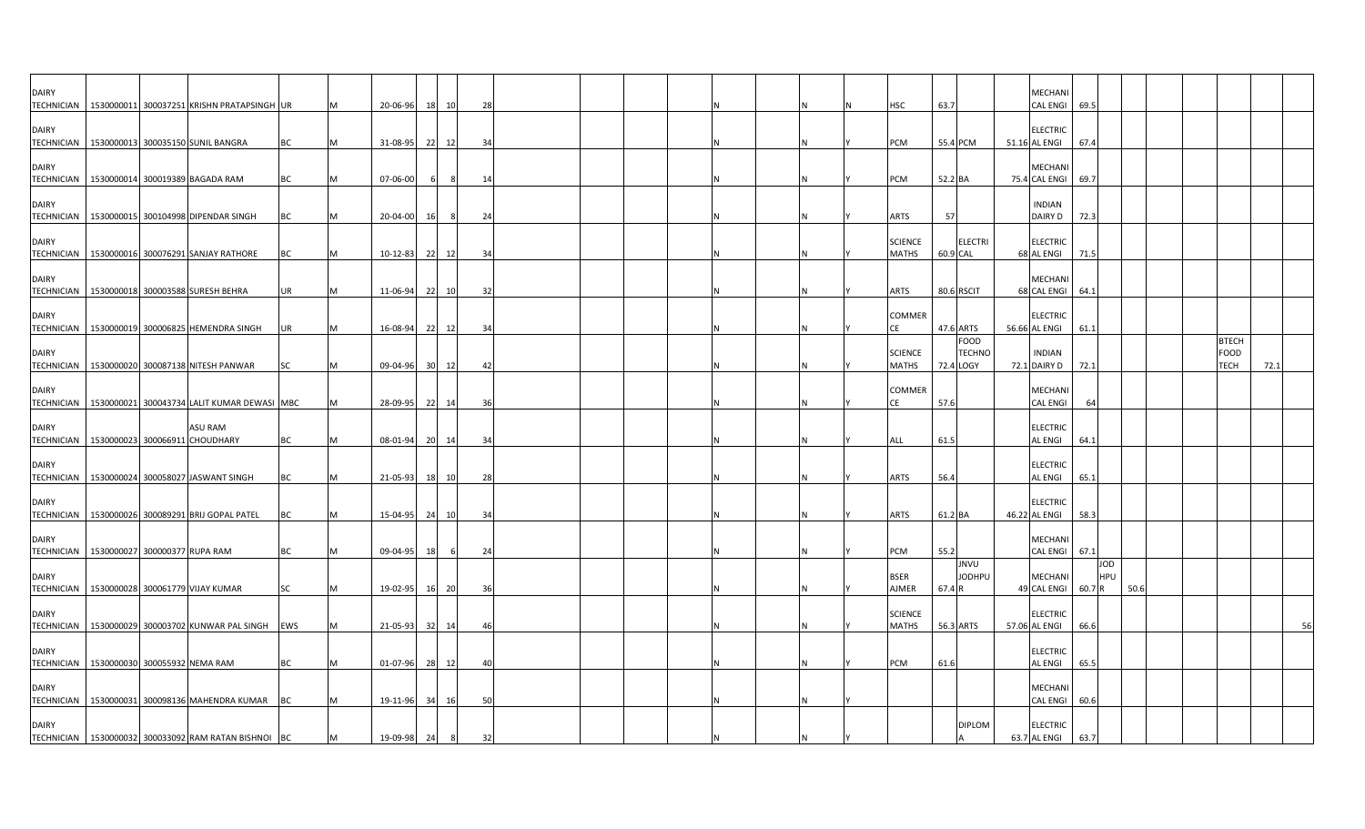| | | | | | | | | | | | | | | | | | | | | | | | | | | | | | |
|---|---|---|---|---|---|---|---|---|---|---|---|---|---|---|---|---|---|---|---|---|---|---|---|---|---|---|---|---|---|
| DAIRY TECHNICIAN | 1530000011 | 300037251 | KRISHN PRATAPSINGH | UR | M | 20-06-96 | 18 | 10 | 28 | | | | | N | | N | N | HSC | 63.7 | | | MECHANICAL ENGI | 69.5 | | | | | | |
| DAIRY TECHNICIAN | 1530000013 | 300035150 | SUNIL BANGRA | BC | M | 31-08-95 | 22 | 12 | 34 | | | | | N | | N | Y | PCM | 55.4 | PCM | 51.16 | ELECTRICAL ENGI | 67.4 | | | | | | |
| DAIRY TECHNICIAN | 1530000014 | 300019389 | BAGADA RAM | BC | M | 07-06-00 | 6 | 8 | 14 | | | | | N | | N | Y | PCM | 52.2 | BA | 75.4 | MECHANICAL ENGI | 69.7 | | | | | | |
| DAIRY TECHNICIAN | 1530000015 | 300104998 | DIPENDAR SINGH | BC | M | 20-04-00 | 16 | 8 | 24 | | | | | N | | N | Y | ARTS | 57 | | | INDIAN DAIRY D | 72.3 | | | | | | |
| DAIRY TECHNICIAN | 1530000016 | 300076291 | SANJAY RATHORE | BC | M | 10-12-83 | 22 | 12 | 34 | | | | | N | | N | Y | SCIENCE MATHS | 60.9 | ELECTRICAL | 68 | ELECTRICAL ENGI | 71.5 | | | | | | |
| DAIRY TECHNICIAN | 1530000018 | 300003588 | SURESH BEHRA | UR | M | 11-06-94 | 22 | 10 | 32 | | | | | N | | N | Y | ARTS | 80.6 | RSCIT | 68 | MECHANICAL ENGI | 64.1 | | | | | | |
| DAIRY TECHNICIAN | 1530000019 | 300006825 | HEMENDRA SINGH | UR | M | 16-08-94 | 22 | 12 | 34 | | | | | N | | N | Y | COMMERCE | 47.6 | ARTS | 56.66 | ELECTRICAL ENGI | 61.1 | | | | | | |
| DAIRY TECHNICIAN | 1530000020 | 300087138 | NITESH PANWAR | SC | M | 09-04-96 | 30 | 12 | 42 | | | | | N | | N | Y | SCIENCE MATHS | 72.4 | FOOD TECHNOLOGY | 72.1 | INDIAN DAIRY D | 72.1 | | | | BTECH FOOD TECH | 72.1 | |
| DAIRY TECHNICIAN | 1530000021 | 300043734 | LALIT KUMAR DEWASI | MBC | M | 28-09-95 | 22 | 14 | 36 | | | | | N | | N | Y | COMMERCE | 57.6 | | | MECHANICAL ENGI | 64 | | | | | | |
| DAIRY TECHNICIAN | 1530000023 | 300066911 | ASU RAM CHOUDHARY | BC | M | 08-01-94 | 20 | 14 | 34 | | | | | N | | N | Y | ALL | 61.5 | | | ELECTRICAL ENGI | 64.1 | | | | | | |
| DAIRY TECHNICIAN | 1530000024 | 300058027 | JASWANT SINGH | BC | M | 21-05-93 | 18 | 10 | 28 | | | | | N | | N | Y | ARTS | 56.4 | | | ELECTRICAL ENGI | 65.1 | | | | | | |
| DAIRY TECHNICIAN | 1530000026 | 300089291 | BRIJ GOPAL PATEL | BC | M | 15-04-95 | 24 | 10 | 34 | | | | | N | | N | Y | ARTS | 61.2 | BA | 46.22 | ELECTRICAL ENGI | 58.3 | | | | | | |
| DAIRY TECHNICIAN | 1530000027 | 300000377 | RUPA RAM | BC | M | 09-04-95 | 18 | 6 | 24 | | | | | N | | N | Y | PCM | 55.2 | | | MECHANICAL ENGI | 67.1 | | | | | | |
| DAIRY TECHNICIAN | 1530000028 | 300061779 | VIJAY KUMAR | SC | M | 19-02-95 | 16 | 20 | 36 | | | | | N | | N | Y | BSER AJMER | 67.4 | JNVU JODHPUR | 49 | MECHANICAL ENGI | 60.7 | JODHPUR | 50.6 | | | | |
| DAIRY TECHNICIAN | 1530000029 | 300003702 | KUNWAR PAL SINGH | EWS | M | 21-05-93 | 32 | 14 | 46 | | | | | N | | N | Y | SCIENCE MATHS | 56.3 | ARTS | 57.06 | ELECTRICAL ENGI | 66.6 | | | | | | 56 |
| DAIRY TECHNICIAN | 1530000030 | 300055932 | NEMA RAM | BC | M | 01-07-96 | 28 | 12 | 40 | | | | | N | | N | Y | PCM | 61.6 | | | ELECTRICAL ENGI | 65.5 | | | | | | |
| DAIRY TECHNICIAN | 1530000031 | 300098136 | MAHENDRA KUMAR | BC | M | 19-11-96 | 34 | 16 | 50 | | | | | N | | N | Y | | | | | MECHANICAL ENGI | 60.6 | | | | | | |
| DAIRY TECHNICIAN | 1530000032 | 300033092 | RAM RATAN BISHNOI | BC | M | 19-09-98 | 24 | 8 | 32 | | | | | N | | N | Y | | | DIPLOMA | 63.7 | ELECTRICAL ENGI | 63.7 | | | | | | |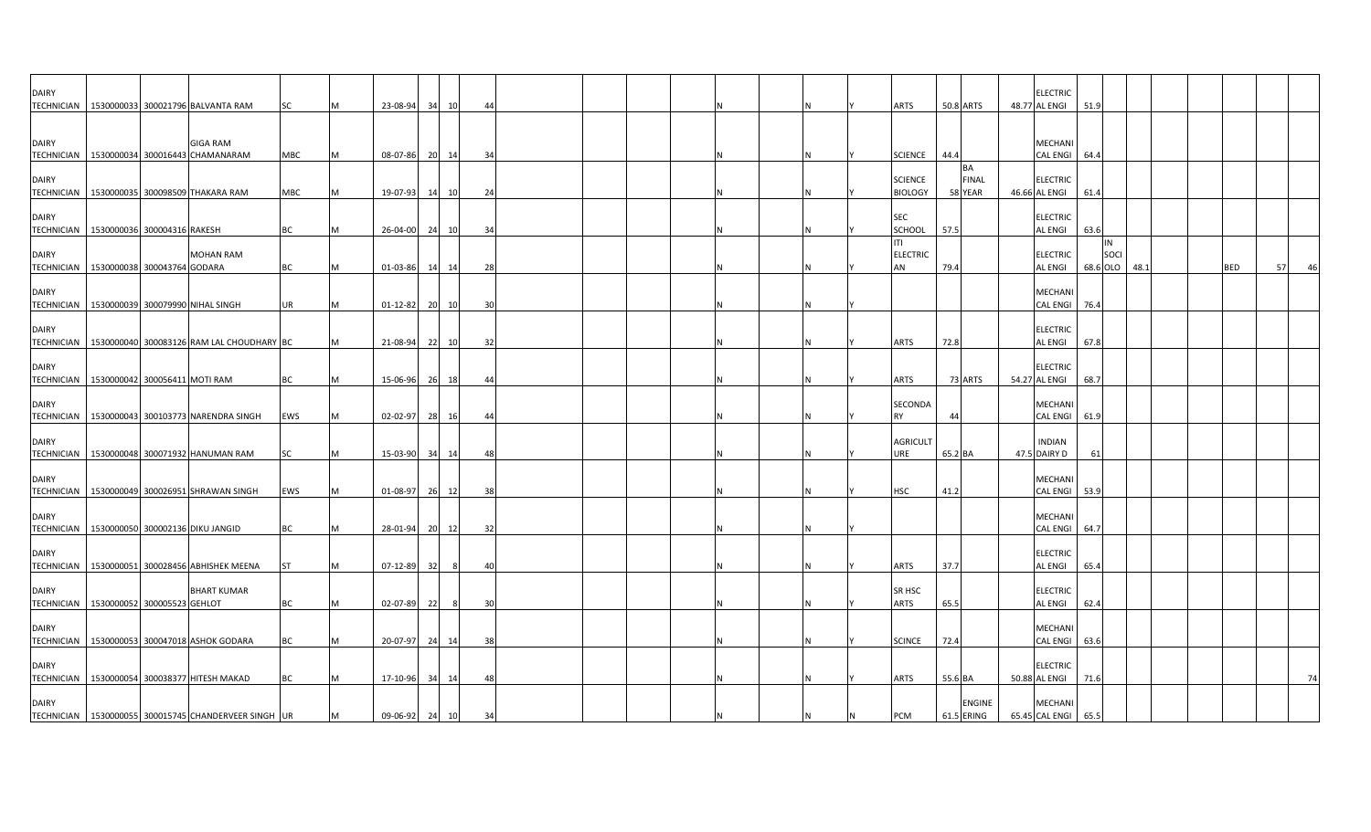| | | | | | | | | | | | | | | | | | | | | | | | | | | | | | | |
|---|---|---|---|---|---|---|---|---|---|---|---|---|---|---|---|---|---|---|---|---|---|---|---|---|---|---|---|---|---|---|
| DAIRY TECHNICIAN | 1530000033 | 300021796 | BALVANTA RAM | SC | M | 23-08-94 | 34 | 10 | 44 | | | | | N | | N | Y | ARTS | 50.8 | ARTS | 48.77 | ELECTRICAL ENGI | 51.9 | | | | | | | |
| DAIRY TECHNICIAN | 1530000034 | 300016443 | GIGA RAM CHAMANARAM | MBC | M | 08-07-86 | 20 | 14 | 34 | | | | | N | | N | Y | SCIENCE | 44.4 | | | MECHANICAL ENGI | 64.4 | | | | | | | |
| DAIRY TECHNICIAN | 1530000035 | 300098509 | THAKARA RAM | MBC | M | 19-07-93 | 14 | 10 | 24 | | | | | N | | N | Y | SCIENCE BIOLOGY | 58 | BA FINAL YEAR | 46.66 | ELECTRICAL ENGI | 61.4 | | | | | | | |
| DAIRY TECHNICIAN | 1530000036 | 300004316 | RAKESH | BC | M | 26-04-00 | 24 | 10 | 34 | | | | | N | | N | Y | SEC SCHOOL | 57.5 | | | ELECTRICAL ENGI | 63.6 | | | | | | | |
| DAIRY TECHNICIAN | 1530000038 | 300043764 | MOHAN RAM GODARA | BC | M | 01-03-86 | 14 | 14 | 28 | | | | | N | | N | Y | ITI ELECTRICAN | 79.4 | | | ELECTRICAL ENGI | 68.6 | IN SOCIOLO | 48.1 | | | BED | 57 | 46 |
| DAIRY TECHNICIAN | 1530000039 | 300079990 | NIHAL SINGH | UR | M | 01-12-82 | 20 | 10 | 30 | | | | | N | | N | Y | | | | | MECHANICAL ENGI | 76.4 | | | | | | | |
| DAIRY TECHNICIAN | 1530000040 | 300083126 | RAM LAL CHOUDHARY | BC | M | 21-08-94 | 22 | 10 | 32 | | | | | N | | N | Y | ARTS | 72.8 | | | ELECTRICAL ENGI | 67.8 | | | | | | | |
| DAIRY TECHNICIAN | 1530000042 | 300056411 | MOTI RAM | BC | M | 15-06-96 | 26 | 18 | 44 | | | | | N | | N | Y | ARTS | 73 | ARTS | 54.27 | ELECTRICAL ENGI | 68.7 | | | | | | | |
| DAIRY TECHNICIAN | 1530000043 | 300103773 | NARENDRA SINGH | EWS | M | 02-02-97 | 28 | 16 | 44 | | | | | N | | N | Y | SECONDARY | 44 | | | MECHANICAL ENGI | 61.9 | | | | | | | |
| DAIRY TECHNICIAN | 1530000048 | 300071932 | HANUMAN RAM | SC | M | 15-03-90 | 34 | 14 | 48 | | | | | N | | N | Y | AGRICULTURE | 65.2 | BA | 47.5 | INDIAN DAIRY D | 61 | | | | | | | |
| DAIRY TECHNICIAN | 1530000049 | 300026951 | SHRAWAN SINGH | EWS | M | 01-08-97 | 26 | 12 | 38 | | | | | N | | N | Y | HSC | 41.2 | | | MECHANICAL ENGI | 53.9 | | | | | | | |
| DAIRY TECHNICIAN | 1530000050 | 300002136 | DIKU JANGID | BC | M | 28-01-94 | 20 | 12 | 32 | | | | | N | | N | Y | | | | | MECHANICAL ENGI | 64.7 | | | | | | | |
| DAIRY TECHNICIAN | 1530000051 | 300028456 | ABHISHEK MEENA | ST | M | 07-12-89 | 32 | 8 | 40 | | | | | N | | N | Y | ARTS | 37.7 | | | ELECTRICAL ENGI | 65.4 | | | | | | | |
| DAIRY TECHNICIAN | 1530000052 | 300005523 | BHART KUMAR GEHLOT | BC | M | 02-07-89 | 22 | 8 | 30 | | | | | N | | N | Y | SR HSC ARTS | 65.5 | | | ELECTRICAL ENGI | 62.4 | | | | | | | |
| DAIRY TECHNICIAN | 1530000053 | 300047018 | ASHOK GODARA | BC | M | 20-07-97 | 24 | 14 | 38 | | | | | N | | N | Y | SCINCE | 72.4 | | | MECHANICAL ENGI | 63.6 | | | | | | | |
| DAIRY TECHNICIAN | 1530000054 | 300038377 | HITESH MAKAD | BC | M | 17-10-96 | 34 | 14 | 48 | | | | | N | | N | Y | ARTS | 55.6 | BA | 50.88 | ELECTRICAL ENGI | 71.6 | | | | | | | 74 |
| DAIRY TECHNICIAN | 1530000055 | 300015745 | CHANDERVEER SINGH | UR | M | 09-06-92 | 24 | 10 | 34 | | | | | N | | N | N | PCM | 61.5 | ENGINEERING | 65.45 | MECHANICAL ENGI | 65.5 | | | | | | | |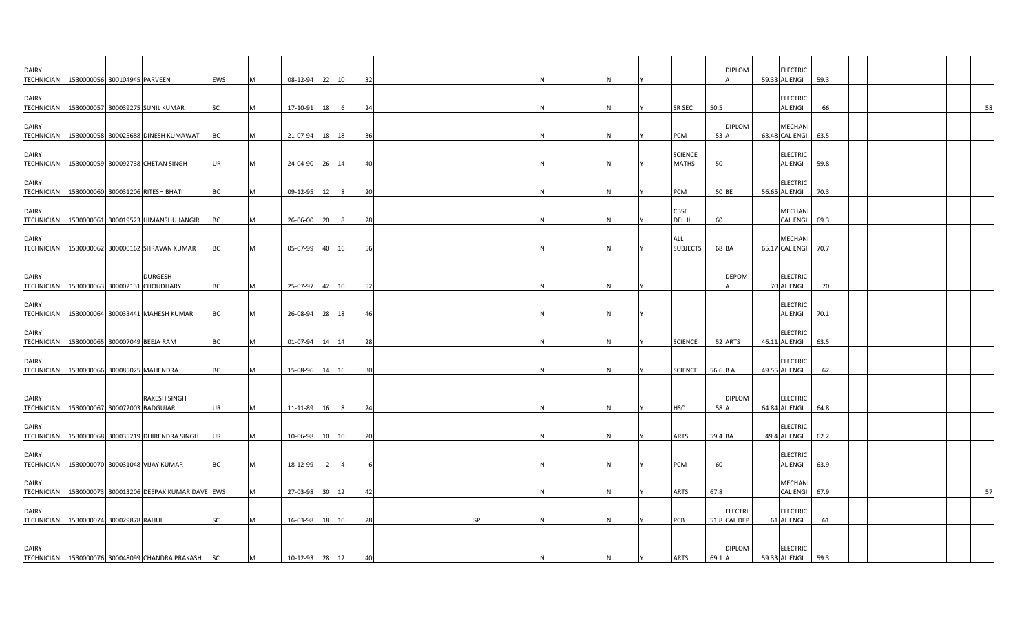| | | | | | | | | | | | | | | | | | | | | | | | | | | | | | | |
|---|---|---|---|---|---|---|---|---|---|---|---|---|---|---|---|---|---|---|---|---|---|---|---|---|---|---|---|---|---|---|
| DAIRY TECHNICIAN | 1530000056 | 300104945 | PARVEEN | EWS | M | 08-12-94 | 22 | 10 | 32 | | | | | N | | N | Y | | | DIPLOMA | 59.33 | ELECTRICAL ENGI | 59.3 | | | | | | | |
| DAIRY TECHNICIAN | 1530000057 | 300039275 | SUNIL KUMAR | SC | M | 17-10-91 | 18 | 6 | 24 | | | | | N | | N | Y | SR SEC | 50.5 | | | ELECTRICAL ENGI | 66 | | | | | | | 58 |
| DAIRY TECHNICIAN | 1530000058 | 300025688 | DINESH KUMAWAT | BC | M | 21-07-94 | 18 | 18 | 36 | | | | | N | | N | Y | PCM | 53 | DIPLOMA | 63.48 | MECHANICAL ENGI | 63.5 | | | | | | | |
| DAIRY TECHNICIAN | 1530000059 | 300092738 | CHETAN SINGH | UR | M | 24-04-90 | 26 | 14 | 40 | | | | | N | | N | Y | SCIENCE MATHS | 50 | | | ELECTRICAL ENGI | 59.8 | | | | | | | |
| DAIRY TECHNICIAN | 1530000060 | 300031206 | RITESH BHATI | BC | M | 09-12-95 | 12 | 8 | 20 | | | | | N | | N | Y | PCM | 50 | BE | 56.65 | ELECTRICAL ENGI | 70.3 | | | | | | | |
| DAIRY TECHNICIAN | 1530000061 | 300019523 | HIMANSHU JANGIR | BC | M | 26-06-00 | 20 | 8 | 28 | | | | | N | | N | Y | CBSE DELHI | 60 | | | MECHANICAL ENGI | 69.3 | | | | | | | |
| DAIRY TECHNICIAN | 1530000062 | 300000162 | SHRAVAN KUMAR | BC | M | 05-07-99 | 40 | 16 | 56 | | | | | N | | N | Y | ALL SUBJECTS | 68 | BA | 65.17 | MECHANICAL ENGI | 70.7 | | | | | | | |
| DAIRY TECHNICIAN | 1530000063 | 300002131 | DURGESH CHOUDHARY | BC | M | 25-07-97 | 42 | 10 | 52 | | | | | N | | N | Y | | | DEPOMA | 70 | ELECTRICAL ENGI | 70 | | | | | | | |
| DAIRY TECHNICIAN | 1530000064 | 300033441 | MAHESH KUMAR | BC | M | 26-08-94 | 28 | 18 | 46 | | | | | N | | N | Y | | | | | ELECTRICAL ENGI | 70.1 | | | | | | | |
| DAIRY TECHNICIAN | 1530000065 | 300007049 | BEEJA RAM | BC | M | 01-07-94 | 14 | 14 | 28 | | | | | N | | N | Y | SCIENCE | 52 | ARTS | 46.11 | ELECTRICAL ENGI | 63.5 | | | | | | | |
| DAIRY TECHNICIAN | 1530000066 | 300085025 | MAHENDRA | BC | M | 15-08-96 | 14 | 16 | 30 | | | | | N | | N | Y | SCIENCE | 56.6 | B A | 49.55 | ELECTRICAL ENGI | 62 | | | | | | | |
| DAIRY TECHNICIAN | 1530000067 | 300072003 | RAKESH SINGH BADGUJAR | UR | M | 11-11-89 | 16 | 8 | 24 | | | | | N | | N | Y | HSC | 58 | DIPLOMA | 64.84 | ELECTRICAL ENGI | 64.8 | | | | | | | |
| DAIRY TECHNICIAN | 1530000068 | 300035219 | DHIRENDRA SINGH | UR | M | 10-06-98 | 10 | 10 | 20 | | | | | N | | N | Y | ARTS | 59.4 | BA | 49.4 | ELECTRICAL ENGI | 62.2 | | | | | | | |
| DAIRY TECHNICIAN | 1530000070 | 300031048 | VIJAY KUMAR | BC | M | 18-12-99 | 2 | 4 | 6 | | | | | N | | N | Y | PCM | 60 | | | ELECTRICAL ENGI | 63.9 | | | | | | | |
| DAIRY TECHNICIAN | 1530000073 | 300013206 | DEEPAK KUMAR DAVE | EWS | M | 27-03-98 | 30 | 12 | 42 | | | | | N | | N | Y | ARTS | 67.8 | | | MECHANICAL ENGI | 67.9 | | | | | | | 57 |
| DAIRY TECHNICIAN | 1530000074 | 300029878 | RAHUL | SC | M | 16-03-98 | 18 | 10 | 28 | | | SP | | N | | N | Y | PCB | 51.8 | ELECTRICAL DEP | 61 | ELECTRICAL ENGI | 61 | | | | | | | |
| DAIRY TECHNICIAN | 1530000076 | 300048099 | CHANDRA PRAKASH | SC | M | 10-12-93 | 28 | 12 | 40 | | | | | N | | N | Y | ARTS | 69.1 | DIPLOMA | 59.33 | ELECTRICAL ENGI | 59.3 | | | | | | | |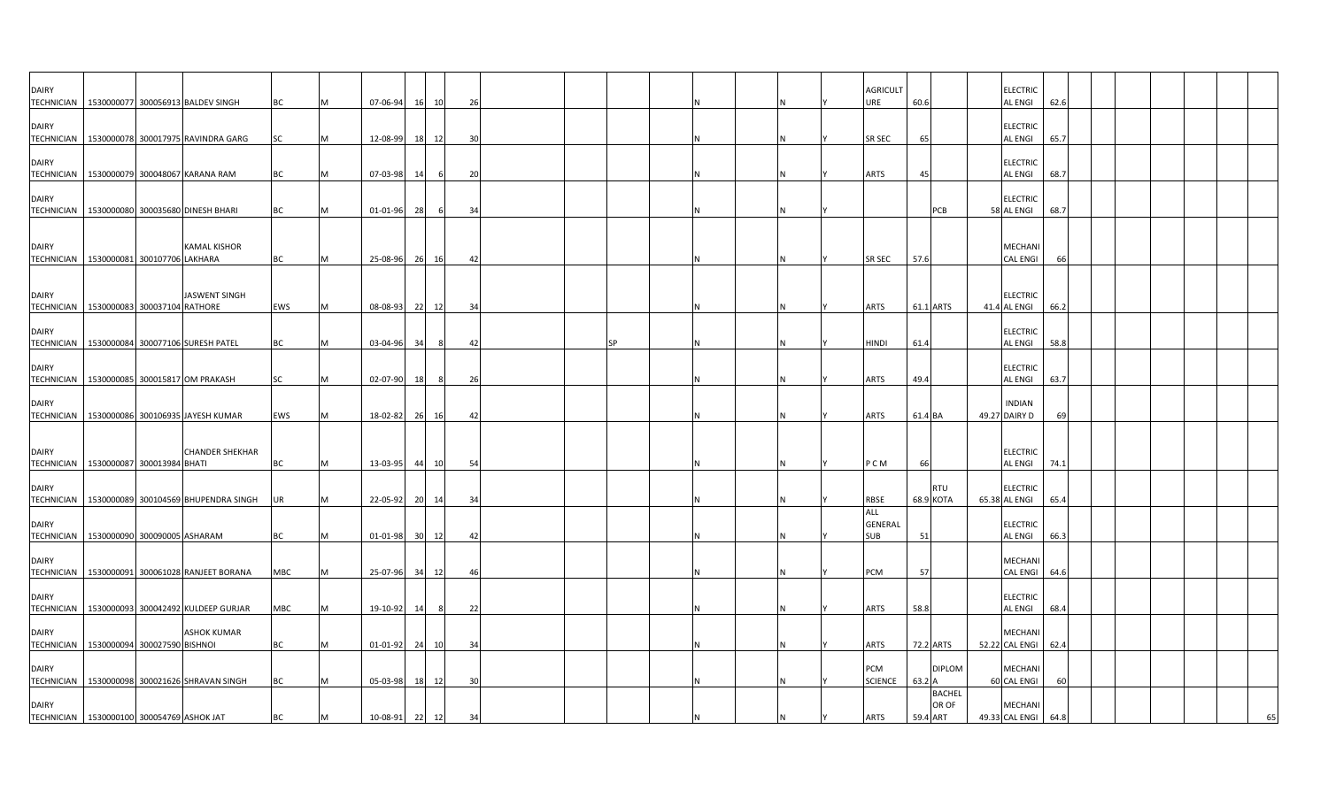| | | | | | | | | | | | | | | | | | | | | | | | | | | | | | | |
|---|---|---|---|---|---|---|---|---|---|---|---|---|---|---|---|---|---|---|---|---|---|---|---|---|---|---|---|---|---|---|
| DAIRY TECHNICIAN | 1530000077 | 300056913 | BALDEV SINGH | BC | M | 07-06-94 | 16 | 10 | 26 | | | | | N | | N | Y | AGRICULTURE | 60.6 | | | ELECTRICAL ENGI | 62.6 | | | | | | | |
| DAIRY TECHNICIAN | 1530000078 | 300017975 | RAVINDRA GARG | SC | M | 12-08-99 | 18 | 12 | 30 | | | | | N | | N | Y | SR SEC | 65 | | | ELECTRICAL ENGI | 65.7 | | | | | | | |
| DAIRY TECHNICIAN | 1530000079 | 300048067 | KARANA RAM | BC | M | 07-03-98 | 14 | 6 | 20 | | | | | N | | N | Y | ARTS | 45 | | | ELECTRICAL ENGI | 68.7 | | | | | | | |
| DAIRY TECHNICIAN | 1530000080 | 300035680 | DINESH BHARI | BC | M | 01-01-96 | 28 | 6 | 34 | | | | | N | | N | Y | | | PCB | 58 | ELECTRICAL ENGI | 68.7 | | | | | | | |
| DAIRY TECHNICIAN | 1530000081 | 300107706 | KAMAL KISHOR LAKHARA | BC | M | 25-08-96 | 26 | 16 | 42 | | | | | N | | N | Y | SR SEC | 57.6 | | | MECHANICAL ENGI | 66 | | | | | | | |
| DAIRY TECHNICIAN | 1530000083 | 300037104 | JASWENT SINGH RATHORE | EWS | M | 08-08-93 | 22 | 12 | 34 | | | | | N | | N | Y | ARTS | 61.1 | ARTS | 41.4 | ELECTRICAL ENGI | 66.2 | | | | | | | |
| DAIRY TECHNICIAN | 1530000084 | 300077106 | SURESH PATEL | BC | M | 03-04-96 | 34 | 8 | 42 | | | SP | | N | | N | Y | HINDI | 61.4 | | | ELECTRICAL ENGI | 58.8 | | | | | | | |
| DAIRY TECHNICIAN | 1530000085 | 300015817 | OM PRAKASH | SC | M | 02-07-90 | 18 | 8 | 26 | | | | | N | | N | Y | ARTS | 49.4 | | | ELECTRICAL ENGI | 63.7 | | | | | | | |
| DAIRY TECHNICIAN | 1530000086 | 300106935 | JAYESH KUMAR | EWS | M | 18-02-82 | 26 | 16 | 42 | | | | | N | | N | Y | ARTS | 61.4 | BA | 49.27 | INDIAN DAIRY D | 69 | | | | | | | |
| DAIRY TECHNICIAN | 1530000087 | 300013984 | CHANDER SHEKHAR BHATI | BC | M | 13-03-95 | 44 | 10 | 54 | | | | | N | | N | Y | P C M | 66 | | | ELECTRICAL ENGI | 74.1 | | | | | | | |
| DAIRY TECHNICIAN | 1530000089 | 300104569 | BHUPENDRA SINGH | UR | M | 22-05-92 | 20 | 14 | 34 | | | | | N | | N | Y | RBSE | 68.9 | RTU KOTA | 65.38 | ELECTRICAL ENGI | 65.4 | | | | | | | |
| DAIRY TECHNICIAN | 1530000090 | 300090005 | ASHARAM | BC | M | 01-01-98 | 30 | 12 | 42 | | | | | N | | N | Y | ALL GENERAL SUB | 51 | | | ELECTRICAL ENGI | 66.3 | | | | | | | |
| DAIRY TECHNICIAN | 1530000091 | 300061028 | RANJEET BORANA | MBC | M | 25-07-96 | 34 | 12 | 46 | | | | | N | | N | Y | PCM | 57 | | | MECHANICAL ENGI | 64.6 | | | | | | | |
| DAIRY TECHNICIAN | 1530000093 | 300042492 | KULDEEP GURJAR | MBC | M | 19-10-92 | 14 | 8 | 22 | | | | | N | | N | Y | ARTS | 58.8 | | | ELECTRICAL ENGI | 68.4 | | | | | | | |
| DAIRY TECHNICIAN | 1530000094 | 300027590 | ASHOK KUMAR BISHNOI | BC | M | 01-01-92 | 24 | 10 | 34 | | | | | N | | N | Y | ARTS | 72.2 | ARTS | 52.22 | MECHANICAL ENGI | 62.4 | | | | | | | |
| DAIRY TECHNICIAN | 1530000098 | 300021626 | SHRAVAN SINGH | BC | M | 05-03-98 | 18 | 12 | 30 | | | | | N | | N | Y | PCM SCIENCE | 63.2 | DIPLOMA | 60 | MECHANICAL ENGI | 60 | | | | | | | |
| DAIRY TECHNICIAN | 1530000100 | 300054769 | ASHOK JAT | BC | M | 10-08-91 | 22 | 12 | 34 | | | | | N | | N | Y | ARTS | 59.4 | BACHELOR OF ART | 49.33 | MECHANICAL ENGI | 64.8 | | | | | | | 65 |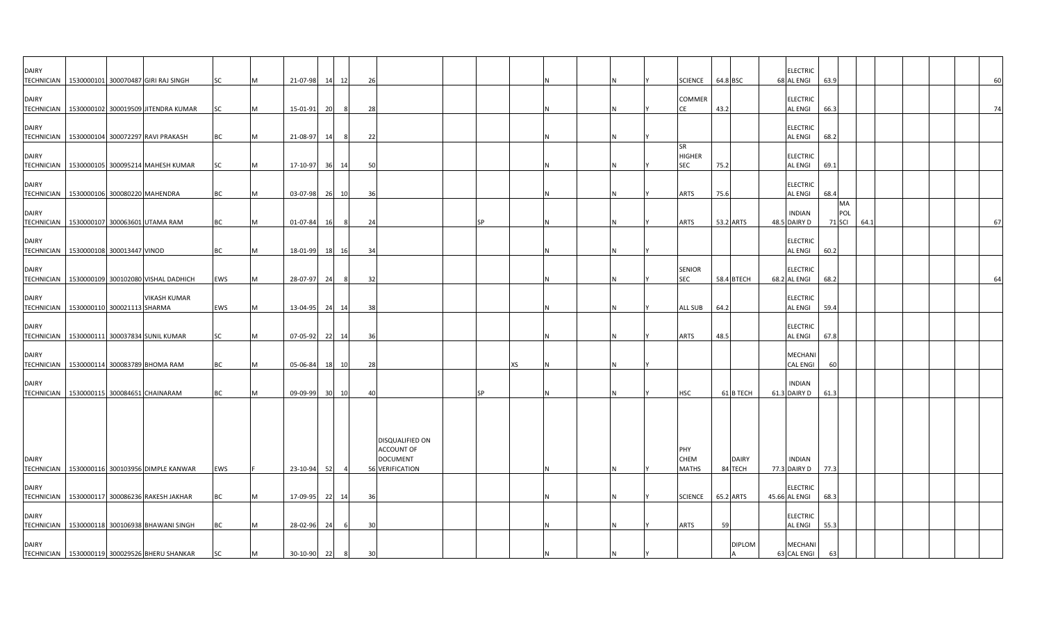| | | | | | | | | | | | | | | | | | | | | | | | | | | | | | | | |
|---|---|---|---|---|---|---|---|---|---|---|---|---|---|---|---|---|---|---|---|---|---|---|---|---|---|---|---|---|---|---|---|
| DAIRY TECHNICIAN | 1530000101 | 300070487 | GIRI RAJ SINGH | SC | M | 21-07-98 | 14 | 12 | 26 | | | | | N | | N | Y | SCIENCE | 64.8 | BSC | 68 | ELECTRICAL ENGI | 63.9 | | | | | | | | 60 |
| DAIRY TECHNICIAN | 1530000102 | 300019509 | JITENDRA KUMAR | SC | M | 15-01-91 | 20 | 8 | 28 | | | | | N | | N | Y | COMMERCE | 43.2 | | | ELECTRICAL ENGI | 66.3 | | | | | | | | 74 |
| DAIRY TECHNICIAN | 1530000104 | 300072297 | RAVI PRAKASH | BC | M | 21-08-97 | 14 | 8 | 22 | | | | | N | | N | Y | | | | | ELECTRICAL ENGI | 68.2 | | | | | | | | |
| DAIRY TECHNICIAN | 1530000105 | 300095214 | MAHESH KUMAR | SC | M | 17-10-97 | 36 | 14 | 50 | | | | | N | | N | Y | SR HIGHER SEC | 75.2 | | | ELECTRICAL ENGI | 69.1 | | | | | | | | |
| DAIRY TECHNICIAN | 1530000106 | 300080220 | MAHENDRA | BC | M | 03-07-98 | 26 | 10 | 36 | | | | | N | | N | Y | ARTS | 75.6 | | | ELECTRICAL ENGI | 68.4 | | | | | | | | |
| DAIRY TECHNICIAN | 1530000107 | 300063601 | UTAMA RAM | BC | M | 01-07-84 | 16 | 8 | 24 | | | SP | | N | | N | Y | ARTS | 53.2 | ARTS | 48.5 | INDIAN DAIRY D | 71 | MA POL SCI | 64.1 | | | | | | 67 |
| DAIRY TECHNICIAN | 1530000108 | 300013447 | VINOD | BC | M | 18-01-99 | 18 | 16 | 34 | | | | | N | | N | Y | | | | | ELECTRICAL ENGI | 60.2 | | | | | | | | |
| DAIRY TECHNICIAN | 1530000109 | 300102080 | VISHAL DADHICH | EWS | M | 28-07-97 | 24 | 8 | 32 | | | | | N | | N | Y | SENIOR SEC | 58.4 | BTECH | 68.2 | ELECTRICAL ENGI | 68.2 | | | | | | | | 64 |
| DAIRY TECHNICIAN | 1530000110 | 300021113 | VIKASH KUMAR SHARMA | EWS | M | 13-04-95 | 24 | 14 | 38 | | | | | N | | N | Y | ALL SUB | 64.2 | | | ELECTRICAL ENGI | 59.4 | | | | | | | | |
| DAIRY TECHNICIAN | 1530000111 | 300037834 | SUNIL KUMAR | SC | M | 07-05-92 | 22 | 14 | 36 | | | | | N | | N | Y | ARTS | 48.5 | | | ELECTRICAL ENGI | 67.8 | | | | | | | | |
| DAIRY TECHNICIAN | 1530000114 | 300083789 | BHOMA RAM | BC | M | 05-06-84 | 18 | 10 | 28 | | | | XS | N | | N | Y | | | | | MECHANICAL ENGI | 60 | | | | | | | | |
| DAIRY TECHNICIAN | 1530000115 | 300084651 | CHAINARAM | BC | M | 09-09-99 | 30 | 10 | 40 | | | SP | | N | | N | Y | HSC | 61 | B TECH | 61.3 | INDIAN DAIRY D | 61.3 | | | | | | | | |
| DAIRY TECHNICIAN | 1530000116 | 300103956 | DIMPLE KANWAR | EWS | F | 23-10-94 | 52 | 4 | 56 | DISQUALIFIED ON ACCOUNT OF DOCUMENT VERIFICATION | | | | N | | N | Y | PHY CHEM MATHS | 84 | DAIRY TECH | 77.3 | INDIAN DAIRY D | 77.3 | | | | | | | | |
| DAIRY TECHNICIAN | 1530000117 | 300086236 | RAKESH JAKHAR | BC | M | 17-09-95 | 22 | 14 | 36 | | | | | N | | N | Y | SCIENCE | 65.2 | ARTS | 45.66 | ELECTRICAL ENGI | 68.3 | | | | | | | | |
| DAIRY TECHNICIAN | 1530000118 | 300106938 | BHAWANI SINGH | BC | M | 28-02-96 | 24 | 6 | 30 | | | | | N | | N | Y | ARTS | 59 | | | ELECTRICAL ENGI | 55.3 | | | | | | | | |
| DAIRY TECHNICIAN | 1530000119 | 300029526 | BHERU SHANKAR | SC | M | 30-10-90 | 22 | 8 | 30 | | | | | N | | N | Y | | | DIPLOMA | 63 | MECHANICAL ENGI | 63 | | | | | | | | |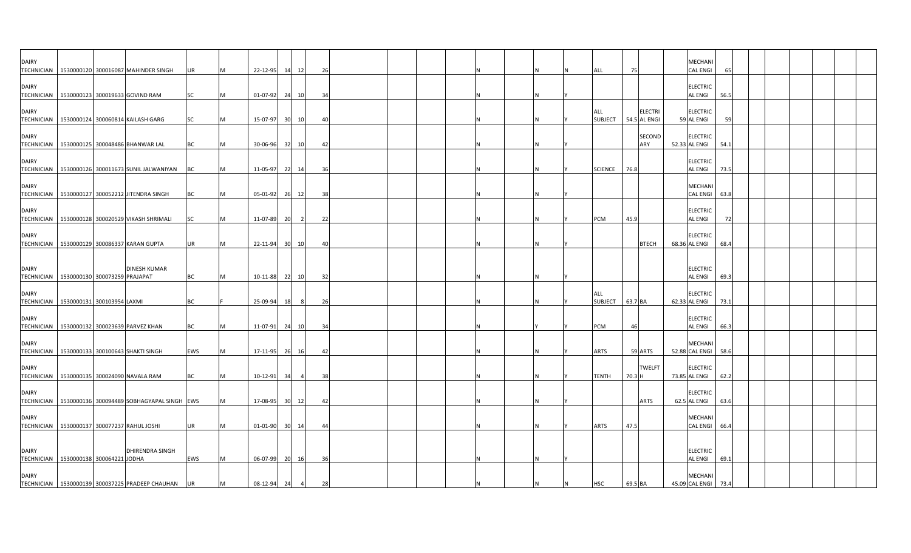| | | | | | | | | | | | | | | | | | | | | | | | | | | | | | | | |
|---|---|---|---|---|---|---|---|---|---|---|---|---|---|---|---|---|---|---|---|---|---|---|---|---|---|---|---|---|---|---|---|
| DAIRY TECHNICIAN | 1530000120 | 300016087 | MAHINDER SINGH | UR | M | 22-12-95 | 14 | 12 | 26 | | | | | | N | | N | N | ALL | 75 | | | MECHANICAL ENGI | 65 | | | | | | | |
| DAIRY TECHNICIAN | 1530000123 | 300019633 | GOVIND RAM | SC | M | 01-07-92 | 24 | 10 | 34 | | | | | | N | | N | Y | | | | | ELECTRICAL ENGI | 56.5 | | | | | | | |
| DAIRY TECHNICIAN | 1530000124 | 300060814 | KAILASH GARG | SC | M | 15-07-97 | 30 | 10 | 40 | | | | | | N | | N | Y | ALL SUBJECT | 54.5 | ELECTRI AL ENGI | 59 | ELECTRICAL ENGI | 59 | | | | | | | |
| DAIRY TECHNICIAN | 1530000125 | 300048486 | BHANWAR LAL | BC | M | 30-06-96 | 32 | 10 | 42 | | | | | | N | | N | Y | | | SECONDARY | 52.33 | ELECTRICAL ENGI | 54.1 | | | | | | | |
| DAIRY TECHNICIAN | 1530000126 | 300011673 | SUNIL JALWANIYAN | BC | M | 11-05-97 | 22 | 14 | 36 | | | | | | N | | N | Y | SCIENCE | 76.8 | | | ELECTRICAL ENGI | 73.5 | | | | | | | |
| DAIRY TECHNICIAN | 1530000127 | 300052212 | JITENDRA SINGH | BC | M | 05-01-92 | 26 | 12 | 38 | | | | | | N | | N | Y | | | | | MECHANICAL ENGI | 63.8 | | | | | | | |
| DAIRY TECHNICIAN | 1530000128 | 300020529 | VIKASH SHRIMALI | SC | M | 11-07-89 | 20 | 2 | 22 | | | | | | N | | N | Y | PCM | 45.9 | | | ELECTRICAL ENGI | 72 | | | | | | | |
| DAIRY TECHNICIAN | 1530000129 | 300086337 | KARAN GUPTA | UR | M | 22-11-94 | 30 | 10 | 40 | | | | | | N | | N | Y | | | BTECH | 68.36 | ELECTRICAL ENGI | 68.4 | | | | | | | |
| DAIRY TECHNICIAN | 1530000130 | 300073259 | DINESH KUMAR PRAJAPAT | BC | M | 10-11-88 | 22 | 10 | 32 | | | | | | N | | N | Y | | | | | ELECTRICAL ENGI | 69.3 | | | | | | | |
| DAIRY TECHNICIAN | 1530000131 | 300103954 | LAXMI | BC | F | 25-09-94 | 18 | 8 | 26 | | | | | | N | | N | Y | ALL SUBJECT | 63.7 | BA | 62.33 | ELECTRICAL ENGI | 73.1 | | | | | | | |
| DAIRY TECHNICIAN | 1530000132 | 300023639 | PARVEZ KHAN | BC | M | 11-07-91 | 24 | 10 | 34 | | | | | | N | | Y | Y | PCM | 46 | | | ELECTRICAL ENGI | 66.3 | | | | | | | |
| DAIRY TECHNICIAN | 1530000133 | 300100643 | SHAKTI SINGH | EWS | M | 17-11-95 | 26 | 16 | 42 | | | | | | N | | N | Y | ARTS | 59 | ARTS | 52.88 | MECHANICAL ENGI | 58.6 | | | | | | | |
| DAIRY TECHNICIAN | 1530000135 | 300024090 | NAVALA RAM | BC | M | 10-12-91 | 34 | 4 | 38 | | | | | | N | | N | Y | TENTH | 70.3 | TWELFTH | 73.85 | ELECTRICAL ENGI | 62.2 | | | | | | | |
| DAIRY TECHNICIAN | 1530000136 | 300094489 | SOBHAGYAPAL SINGH | EWS | M | 17-08-95 | 30 | 12 | 42 | | | | | | N | | N | Y | | | ARTS | 62.5 | ELECTRICAL ENGI | 63.6 | | | | | | | |
| DAIRY TECHNICIAN | 1530000137 | 300077237 | RAHUL JOSHI | UR | M | 01-01-90 | 30 | 14 | 44 | | | | | | N | | N | Y | ARTS | 47.5 | | | MECHANICAL ENGI | 66.4 | | | | | | | |
| DAIRY TECHNICIAN | 1530000138 | 300064221 | DHIRENDRA SINGH JODHA | EWS | M | 06-07-99 | 20 | 16 | 36 | | | | | | N | | N | Y | | | | | ELECTRICAL ENGI | 69.1 | | | | | | | |
| DAIRY TECHNICIAN | 1530000139 | 300037225 | PRADEEP CHAUHAN | UR | M | 08-12-94 | 24 | 4 | 28 | | | | | | N | | N | N | HSC | 69.5 | BA | 45.09 | MECHANICAL ENGI | 73.4 | | | | | | | |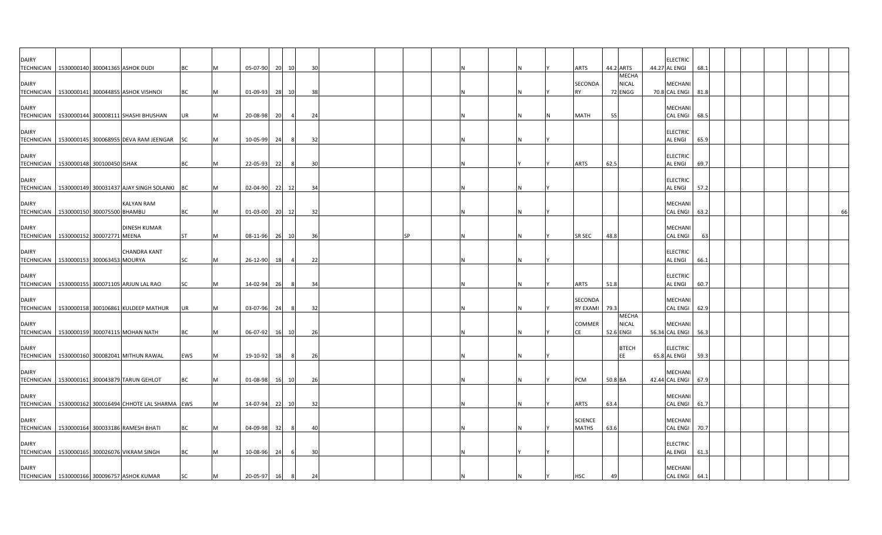| | | | | | | | | | | | | | | | | | | | | | | | | | | | | | | | | |
|---|---|---|---|---|---|---|---|---|---|---|---|---|---|---|---|---|---|---|---|---|---|---|---|---|---|---|---|---|---|---|---|---|
| DAIRY TECHNICIAN | 1530000140 | 300041365 | ASHOK DUDI | BC | M | 05-07-90 | 20 | 10 | 30 | | | | | N | | N | Y | ARTS | 44.2 | ARTS | 44.27 | ELECTRIC AL ENGI | 68.1 | | | | | | | | | |
| DAIRY TECHNICIAN | 1530000141 | 300044855 | ASHOK VISHNOI | BC | M | 01-09-93 | 28 | 10 | 38 | | | | | N | | N | Y | SECONDA RY | 72 | MECHA NICAL ENGG | 70.8 | MECHANI CAL ENGI | 81.8 | | | | | | | | | |
| DAIRY TECHNICIAN | 1530000144 | 300008111 | SHASHI BHUSHAN | UR | M | 20-08-98 | 20 | 4 | 24 | | | | | N | | N | N | MATH | 55 | | | MECHANI CAL ENGI | 68.5 | | | | | | | | | |
| DAIRY TECHNICIAN | 1530000145 | 300068955 | DEVA RAM JEENGAR | SC | M | 10-05-99 | 24 | 8 | 32 | | | | | N | | N | Y | | | | | ELECTRIC AL ENGI | 65.9 | | | | | | | | | |
| DAIRY TECHNICIAN | 1530000148 | 300100450 | ISHAK | BC | M | 22-05-93 | 22 | 8 | 30 | | | | | N | | Y | Y | ARTS | 62.5 | | | ELECTRIC AL ENGI | 69.7 | | | | | | | | | |
| DAIRY TECHNICIAN | 1530000149 | 300031437 | AJAY SINGH SOLANKI | BC | M | 02-04-90 | 22 | 12 | 34 | | | | | N | | N | Y | | | | | ELECTRIC AL ENGI | 57.2 | | | | | | | | | |
| DAIRY TECHNICIAN | 1530000150 | 300075500 | KALYAN RAM BHAMBU | BC | M | 01-03-00 | 20 | 12 | 32 | | | | | N | | N | Y | | | | | MECHANI CAL ENGI | 63.2 | | | | | | | | | 66 |
| DAIRY TECHNICIAN | 1530000152 | 300072771 | DINESH KUMAR MEENA | ST | M | 08-11-96 | 26 | 10 | 36 | | | SP | | N | | N | Y | SR SEC | 48.8 | | | MECHANI CAL ENGI | 63 | | | | | | | | | |
| DAIRY TECHNICIAN | 1530000153 | 300063453 | CHANDRA KANT MOURYA | SC | M | 26-12-90 | 18 | 4 | 22 | | | | | N | | N | Y | | | | | ELECTRIC AL ENGI | 66.1 | | | | | | | | | |
| DAIRY TECHNICIAN | 1530000155 | 300071105 | ARJUN LAL RAO | SC | M | 14-02-94 | 26 | 8 | 34 | | | | | N | | N | Y | ARTS | 51.8 | | | ELECTRIC AL ENGI | 60.7 | | | | | | | | | |
| DAIRY TECHNICIAN | 1530000158 | 300106861 | KULDEEP MATHUR | UR | M | 03-07-96 | 24 | 8 | 32 | | | | | N | | N | Y | SECONDA RY EXAMI | 79.3 | | | MECHANI CAL ENGI | 62.9 | | | | | | | | | |
| DAIRY TECHNICIAN | 1530000159 | 300074115 | MOHAN NATH | BC | M | 06-07-92 | 16 | 10 | 26 | | | | | N | | N | Y | COMMER CE | 52.6 | MECHA NICAL ENGI | 56.34 | MECHANI CAL ENGI | 56.3 | | | | | | | | | |
| DAIRY TECHNICIAN | 1530000160 | 300082041 | MITHUN RAWAL | EWS | M | 19-10-92 | 18 | 8 | 26 | | | | | N | | N | Y | | | BTECH EE | 65.8 | ELECTRIC AL ENGI | 59.3 | | | | | | | | | |
| DAIRY TECHNICIAN | 1530000161 | 300043879 | TARUN GEHLOT | BC | M | 01-08-98 | 16 | 10 | 26 | | | | | N | | N | Y | PCM | 50.8 | BA | 42.44 | MECHANI CAL ENGI | 67.9 | | | | | | | | | |
| DAIRY TECHNICIAN | 1530000162 | 300016494 | CHHOTE LAL SHARMA | EWS | M | 14-07-94 | 22 | 10 | 32 | | | | | N | | N | Y | ARTS | 63.4 | | | MECHANI CAL ENGI | 61.7 | | | | | | | | | |
| DAIRY TECHNICIAN | 1530000164 | 300033186 | RAMESH BHATI | BC | M | 04-09-98 | 32 | 8 | 40 | | | | | N | | N | Y | SCIENCE MATHS | 63.6 | | | MECHANI CAL ENGI | 70.7 | | | | | | | | | |
| DAIRY TECHNICIAN | 1530000165 | 300026076 | VIKRAM SINGH | BC | M | 10-08-96 | 24 | 6 | 30 | | | | | N | | Y | Y | | | | | ELECTRIC AL ENGI | 61.3 | | | | | | | | | |
| DAIRY TECHNICIAN | 1530000166 | 300096757 | ASHOK KUMAR | SC | M | 20-05-97 | 16 | 8 | 24 | | | | | N | | N | Y | HSC | 49 | | | MECHANI CAL ENGI | 64.1 | | | | | | | | | |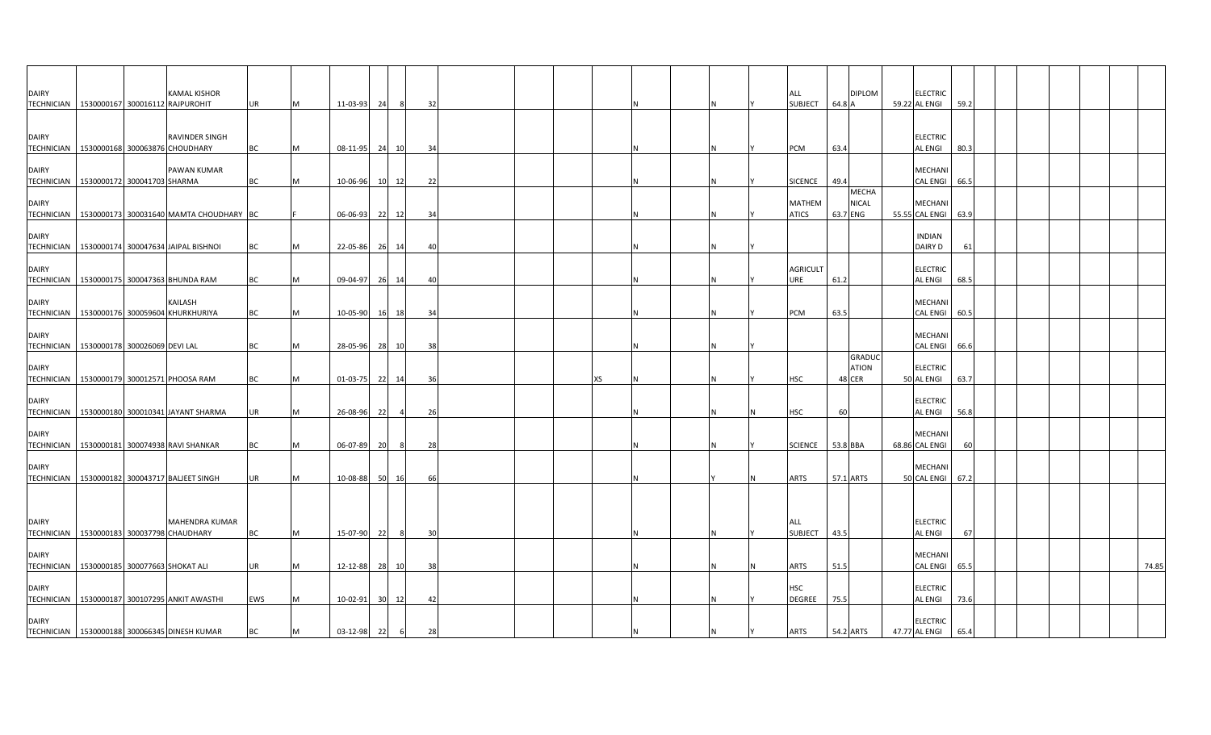| | | | | | | | | | | | | | | | | | | | | | | | | | | | | | | |
|---|---|---|---|---|---|---|---|---|---|---|---|---|---|---|---|---|---|---|---|---|---|---|---|---|---|---|---|---|---|---|
| DAIRY TECHNICIAN | 1530000167 | 300016112 | KAMAL KISHOR RAJPUROHIT | UR | M | 11-03-93 | 24 | 8 | 32 | | | | | N | | N | Y | ALL SUBJECT | 64.8 | DIPLOMA | 59.22 | ELECTRICAL ENGI | 59.2 | | | | | | | |
| DAIRY TECHNICIAN | 1530000168 | 300063876 | RAVINDER SINGH CHOUDHARY | BC | M | 08-11-95 | 24 | 10 | 34 | | | | | N | | N | Y | PCM | 63.4 | | | ELECTRICAL ENGI | 80.3 | | | | | | | |
| DAIRY TECHNICIAN | 1530000172 | 300041703 | PAWAN KUMAR SHARMA | BC | M | 10-06-96 | 10 | 12 | 22 | | | | | N | | N | Y | SICENCE | 49.4 | | | MECHANICAL ENGI | 66.5 | | | | | | | |
| DAIRY TECHNICIAN | 1530000173 | 300031640 | MAMTA CHOUDHARY | BC | F | 06-06-93 | 22 | 12 | 34 | | | | | N | | N | Y | MATHEMATICS | 63.7 | MECHANICAL ENG | 55.55 | MECHANICAL ENGI | 63.9 | | | | | | | |
| DAIRY TECHNICIAN | 1530000174 | 300047634 | JAIPAL BISHNOI | BC | M | 22-05-86 | 26 | 14 | 40 | | | | | N | | N | Y | | | | | INDIAN DAIRY D | 61 | | | | | | | |
| DAIRY TECHNICIAN | 1530000175 | 300047363 | BHUNDA RAM | BC | M | 09-04-97 | 26 | 14 | 40 | | | | | N | | N | Y | AGRICULTURE | 61.2 | | | ELECTRICAL ENGI | 68.5 | | | | | | | |
| DAIRY TECHNICIAN | 1530000176 | 300059604 | KAILASH KHURKHURIYA | BC | M | 10-05-90 | 16 | 18 | 34 | | | | | N | | N | Y | PCM | 63.5 | | | MECHANICAL ENGI | 60.5 | | | | | | | |
| DAIRY TECHNICIAN | 1530000178 | 300026069 | DEVI LAL | BC | M | 28-05-96 | 28 | 10 | 38 | | | | | N | | N | Y | | | | | MECHANICAL ENGI | 66.6 | | | | | | | |
| DAIRY TECHNICIAN | 1530000179 | 300012571 | PHOOSA RAM | BC | M | 01-03-75 | 22 | 14 | 36 | | | | XS | N | | N | Y | HSC | 48 | GRADUCATION CER | 50 | ELECTRICAL ENGI | 63.7 | | | | | | | |
| DAIRY TECHNICIAN | 1530000180 | 300010341 | JAYANT SHARMA | UR | M | 26-08-96 | 22 | 4 | 26 | | | | | N | | N | N | HSC | 60 | | | ELECTRICAL ENGI | 56.8 | | | | | | | |
| DAIRY TECHNICIAN | 1530000181 | 300074938 | RAVI SHANKAR | BC | M | 06-07-89 | 20 | 8 | 28 | | | | | N | | N | Y | SCIENCE | 53.8 | BBA | 68.86 | MECHANICAL ENGI | 60 | | | | | | | |
| DAIRY TECHNICIAN | 1530000182 | 300043717 | BALJEET SINGH | UR | M | 10-08-88 | 50 | 16 | 66 | | | | | N | | Y | N | ARTS | 57.1 | ARTS | 50 | MECHANICAL ENGI | 67.2 | | | | | | | |
| DAIRY TECHNICIAN | 1530000183 | 300037798 | MAHENDRA KUMAR CHAUDHARY | BC | M | 15-07-90 | 22 | 8 | 30 | | | | | N | | N | Y | ALL SUBJECT | 43.5 | | | ELECTRICAL ENGI | 67 | | | | | | | |
| DAIRY TECHNICIAN | 1530000185 | 300077663 | SHOKAT ALI | UR | M | 12-12-88 | 28 | 10 | 38 | | | | | N | | N | N | ARTS | 51.5 | | | MECHANICAL ENGI | 65.5 | | | | | | | 74.85 |
| DAIRY TECHNICIAN | 1530000187 | 300107295 | ANKIT AWASTHI | EWS | M | 10-02-91 | 30 | 12 | 42 | | | | | N | | N | Y | HSC DEGREE | 75.5 | | | ELECTRICAL ENGI | 73.6 | | | | | | | |
| DAIRY TECHNICIAN | 1530000188 | 300066345 | DINESH KUMAR | BC | M | 03-12-98 | 22 | 6 | 28 | | | | | N | | N | Y | ARTS | 54.2 | ARTS | 47.77 | ELECTRICAL ENGI | 65.4 | | | | | | | |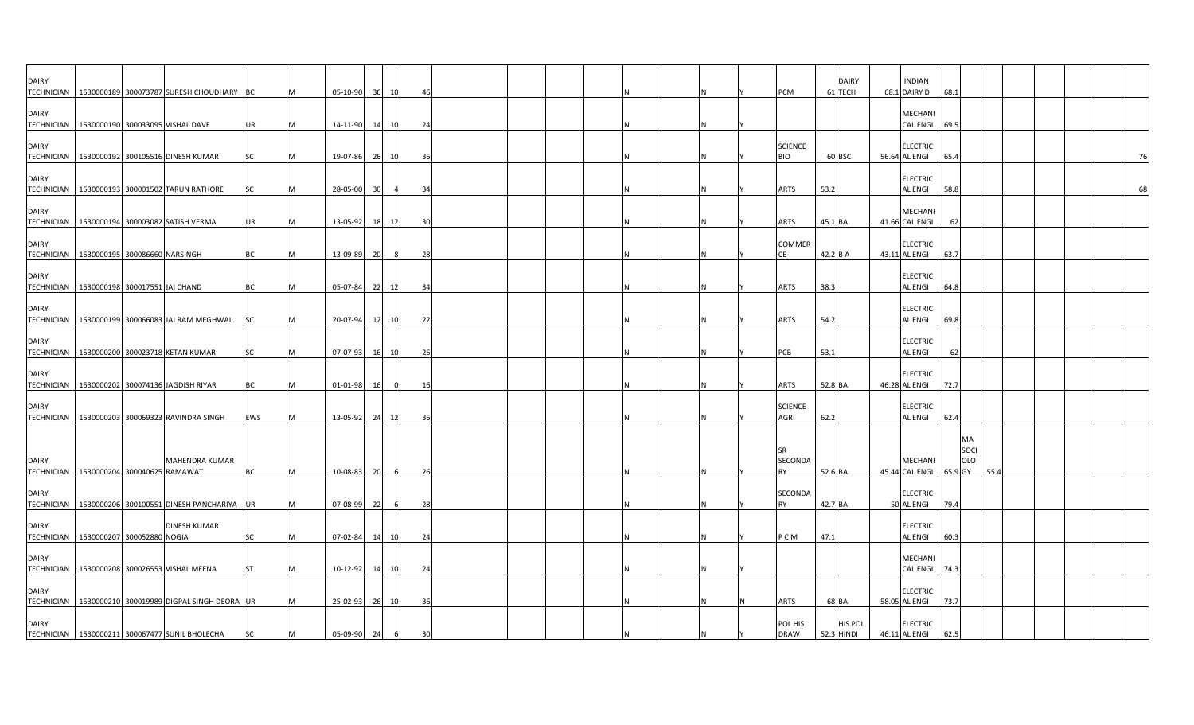| | | | | | | | | | | | | | | | | | | | | | | | | | | | | | | |
|---|---|---|---|---|---|---|---|---|---|---|---|---|---|---|---|---|---|---|---|---|---|---|---|---|---|---|---|---|---|---|
| DAIRY TECHNICIAN | 1530000189 | 300073787 | SURESH CHOUDHARY | BC | M | 05-10-90 | 36 | 10 | 46 | | | | | N | | N | Y | PCM | 61 | DAIRY TECH | 68.1 | INDIAN DAIRY D | 68.1 | | | | | | | |
| DAIRY TECHNICIAN | 1530000190 | 300033095 | VISHAL DAVE | UR | M | 14-11-90 | 14 | 10 | 24 | | | | | N | | N | Y | | | | | MECHANICAL ENGI | 69.5 | | | | | | | |
| DAIRY TECHNICIAN | 1530000192 | 300105516 | DINESH KUMAR | SC | M | 19-07-86 | 26 | 10 | 36 | | | | | N | | N | Y | SCIENCE BIO | 60 | BSC | 56.64 | ELECTRICAL ENGI | 65.4 | | | | | | | 76 |
| DAIRY TECHNICIAN | 1530000193 | 300001502 | TARUN RATHORE | SC | M | 28-05-00 | 30 | 4 | 34 | | | | | N | | N | Y | ARTS | 53.2 | | | ELECTRICAL ENGI | 58.8 | | | | | | | 68 |
| DAIRY TECHNICIAN | 1530000194 | 300003082 | SATISH VERMA | UR | M | 13-05-92 | 18 | 12 | 30 | | | | | N | | N | Y | ARTS | 45.1 | BA | 41.66 | MECHANICAL ENGI | 62 | | | | | | | |
| DAIRY TECHNICIAN | 1530000195 | 300086660 | NARSINGH | BC | M | 13-09-89 | 20 | 8 | 28 | | | | | N | | N | Y | COMMERCE | 42.2 | B A | 43.11 | ELECTRICAL ENGI | 63.7 | | | | | | | |
| DAIRY TECHNICIAN | 1530000198 | 300017551 | JAI CHAND | BC | M | 05-07-84 | 22 | 12 | 34 | | | | | N | | N | Y | ARTS | 38.3 | | | ELECTRICAL ENGI | 64.8 | | | | | | | |
| DAIRY TECHNICIAN | 1530000199 | 300066083 | JAI RAM MEGHWAL | SC | M | 20-07-94 | 12 | 10 | 22 | | | | | N | | N | Y | ARTS | 54.2 | | | ELECTRICAL ENGI | 69.8 | | | | | | | |
| DAIRY TECHNICIAN | 1530000200 | 300023718 | KETAN KUMAR | SC | M | 07-07-93 | 16 | 10 | 26 | | | | | N | | N | Y | PCB | 53.1 | | | ELECTRICAL ENGI | 62 | | | | | | | |
| DAIRY TECHNICIAN | 1530000202 | 300074136 | JAGDISH RIYAR | BC | M | 01-01-98 | 16 | 0 | 16 | | | | | N | | N | Y | ARTS | 52.8 | BA | 46.28 | ELECTRICAL ENGI | 72.7 | | | | | | | |
| DAIRY TECHNICIAN | 1530000203 | 300069323 | RAVINDRA SINGH | EWS | M | 13-05-92 | 24 | 12 | 36 | | | | | N | | N | Y | SCIENCE AGRI | 62.2 | | | ELECTRICAL ENGI | 62.4 | | | | | | | |
| DAIRY TECHNICIAN | 1530000204 | 300040625 | MAHENDRA KUMAR RAMAWAT | BC | M | 10-08-83 | 20 | 6 | 26 | | | | | N | | N | Y | SR SECONDARY | 52.6 | BA | 45.44 | MECHANICAL ENGI | 65.9 | MA SOCIOLOGY | 55.4 | | | | | |
| DAIRY TECHNICIAN | 1530000206 | 300100551 | DINESH PANCHARIYA | UR | M | 07-08-99 | 22 | 6 | 28 | | | | | N | | N | Y | SECONDARY | 42.7 | BA | 50 | ELECTRICAL ENGI | 79.4 | | | | | | | |
| DAIRY TECHNICIAN | 1530000207 | 300052880 | DINESH KUMAR NOGIA | SC | M | 07-02-84 | 14 | 10 | 24 | | | | | N | | N | Y | P C M | 47.1 | | | ELECTRICAL ENGI | 60.3 | | | | | | | |
| DAIRY TECHNICIAN | 1530000208 | 300026553 | VISHAL MEENA | ST | M | 10-12-92 | 14 | 10 | 24 | | | | | N | | N | Y | | | | | MECHANICAL ENGI | 74.3 | | | | | | | |
| DAIRY TECHNICIAN | 1530000210 | 300019989 | DIGPAL SINGH DEORA | UR | M | 25-02-93 | 26 | 10 | 36 | | | | | N | | N | N | ARTS | 68 | BA | 58.05 | ELECTRICAL ENGI | 73.7 | | | | | | | |
| DAIRY TECHNICIAN | 1530000211 | 300067477 | SUNIL BHOLECHA | SC | M | 05-09-90 | 24 | 6 | 30 | | | | | N | | N | Y | POL HIS DRAW | 52.3 | HIS POL HINDI | 46.11 | ELECTRICAL ENGI | 62.5 | | | | | | | |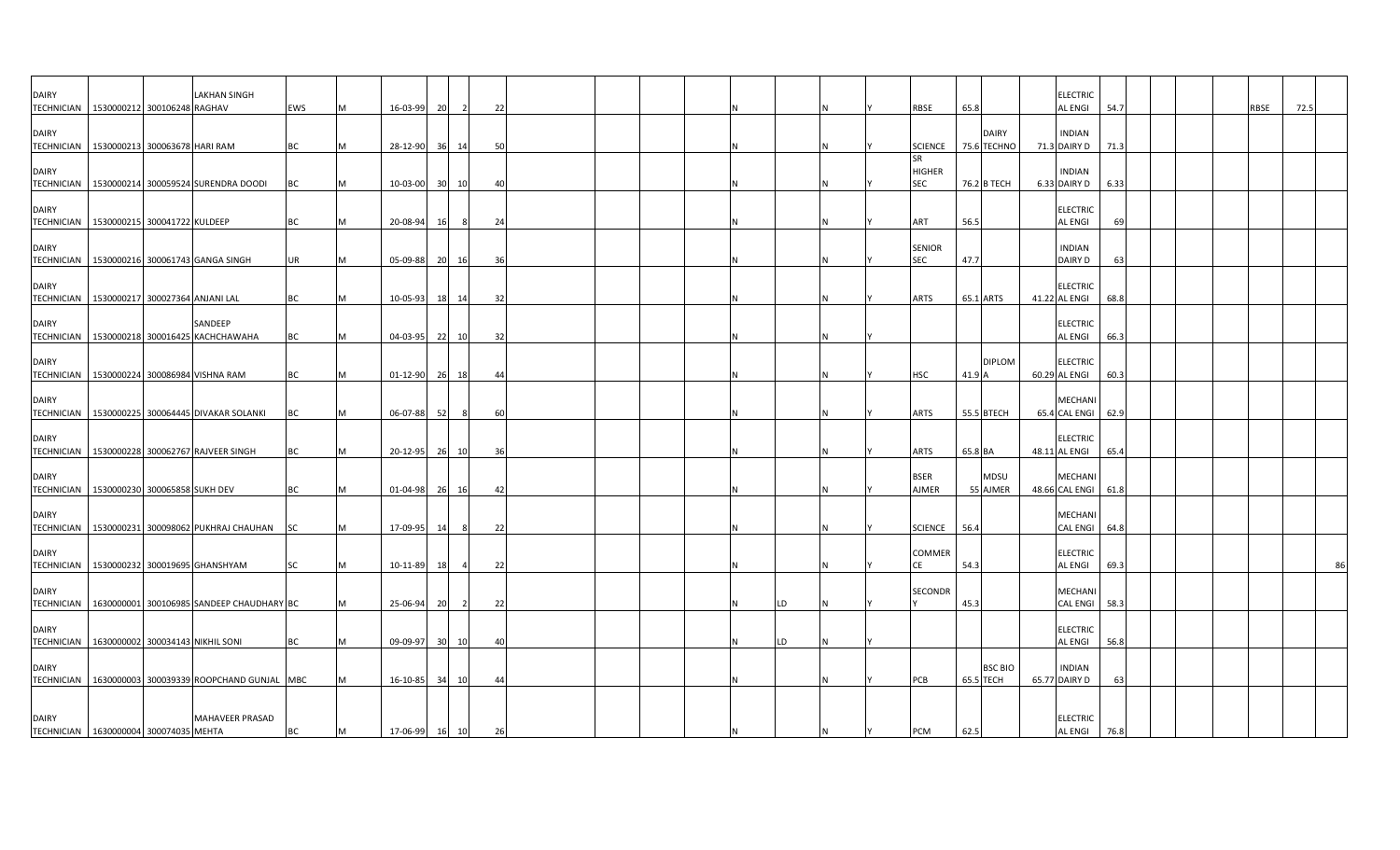| | | | | | | | | | | | | | | | | | | | | | | | | | | | | | | | | | | |
|---|---|---|---|---|---|---|---|---|---|---|---|---|---|---|---|---|---|---|---|---|---|---|---|---|---|---|---|---|---|---|---|---|---|---|
| DAIRY TECHNICIAN | 1530000212 | 300106248 | LAKHAN SINGH RAGHAV | EWS | M | 16-03-99 | 20 | 2 | 22 | | | | | N | | N | Y | RBSE | 65.8 | | | ELECTRIC AL ENGI | 54.7 | | | | | RBSE | 72.5 | |
| DAIRY TECHNICIAN | 1530000213 | 300063678 | HARI RAM | BC | M | 28-12-90 | 36 | 14 | 50 | | | | | N | | N | Y | SCIENCE | 75.6 | DAIRY TECHNO | 71.3 | INDIAN DAIRY D | 71.3 | | | | | | | |
| DAIRY TECHNICIAN | 1530000214 | 300059524 | SURENDRA DOODI | BC | M | 10-03-00 | 30 | 10 | 40 | | | | | N | | N | Y | SR HIGHER SEC | 76.2 | B TECH | 6.33 | INDIAN DAIRY D | 6.33 | | | | | | | |
| DAIRY TECHNICIAN | 1530000215 | 300041722 | KULDEEP | BC | M | 20-08-94 | 16 | 8 | 24 | | | | | N | | N | Y | ART | 56.5 | | | ELECTRIC AL ENGI | 69 | | | | | | | |
| DAIRY TECHNICIAN | 1530000216 | 300061743 | GANGA SINGH | UR | M | 05-09-88 | 20 | 16 | 36 | | | | | N | | N | Y | SENIOR SEC | 47.7 | | | INDIAN DAIRY D | 63 | | | | | | | |
| DAIRY TECHNICIAN | 1530000217 | 300027364 | ANJANI LAL | BC | M | 10-05-93 | 18 | 14 | 32 | | | | | N | | N | Y | ARTS | 65.1 | ARTS | 41.22 | ELECTRIC AL ENGI | 68.8 | | | | | | | |
| DAIRY TECHNICIAN | 1530000218 | 300016425 | SANDEEP KACHCHAWAHA | BC | M | 04-03-95 | 22 | 10 | 32 | | | | | N | | N | Y | | | | | ELECTRIC AL ENGI | 66.3 | | | | | | | |
| DAIRY TECHNICIAN | 1530000224 | 300086984 | VISHNA RAM | BC | M | 01-12-90 | 26 | 18 | 44 | | | | | N | | N | Y | HSC | 41.9 | DIPLOM A | 60.29 | ELECTRIC AL ENGI | 60.3 | | | | | | | |
| DAIRY TECHNICIAN | 1530000225 | 300064445 | DIVAKAR SOLANKI | BC | M | 06-07-88 | 52 | 8 | 60 | | | | | N | | N | Y | ARTS | 55.5 | BTECH | 65.4 | MECHANI CAL ENGI | 62.9 | | | | | | | |
| DAIRY TECHNICIAN | 1530000228 | 300062767 | RAJVEER SINGH | BC | M | 20-12-95 | 26 | 10 | 36 | | | | | N | | N | Y | ARTS | 65.8 | BA | 48.11 | ELECTRIC AL ENGI | 65.4 | | | | | | | |
| DAIRY TECHNICIAN | 1530000230 | 300065858 | SUKH DEV | BC | M | 01-04-98 | 26 | 16 | 42 | | | | | N | | N | Y | BSER AJMER | 55 | MDSU AJMER | 48.66 | MECHANI CAL ENGI | 61.8 | | | | | | | |
| DAIRY TECHNICIAN | 1530000231 | 300098062 | PUKHRAJ CHAUHAN | SC | M | 17-09-95 | 14 | 8 | 22 | | | | | N | | N | Y | SCIENCE | 56.4 | | | MECHANI CAL ENGI | 64.8 | | | | | | | |
| DAIRY TECHNICIAN | 1530000232 | 300019695 | GHANSHYAM | SC | M | 10-11-89 | 18 | 4 | 22 | | | | | N | | N | Y | COMMER CE | 54.3 | | | ELECTRIC AL ENGI | 69.3 | | | | | | | 86 |
| DAIRY TECHNICIAN | 1630000001 | 300106985 | SANDEEP CHAUDHARY | BC | M | 25-06-94 | 20 | 2 | 22 | | | | | N | LD | N | Y | SECONDR Y | 45.3 | | | MECHANI CAL ENGI | 58.3 | | | | | | | |
| DAIRY TECHNICIAN | 1630000002 | 300034143 | NIKHIL SONI | BC | M | 09-09-97 | 30 | 10 | 40 | | | | | N | LD | N | Y | | | | | ELECTRIC AL ENGI | 56.8 | | | | | | | |
| DAIRY TECHNICIAN | 1630000003 | 300039339 | ROOPCHAND GUNJAL | MBC | M | 16-10-85 | 34 | 10 | 44 | | | | | N | | N | Y | PCB | 65.5 | BSC BIO TECH | 65.77 | INDIAN DAIRY D | 63 | | | | | | | |
| DAIRY TECHNICIAN | 1630000004 | 300074035 | MAHAVEER PRASAD MEHTA | BC | M | 17-06-99 | 16 | 10 | 26 | | | | | N | | N | Y | PCM | 62.5 | | | ELECTRIC AL ENGI | 76.8 | | | | | | | |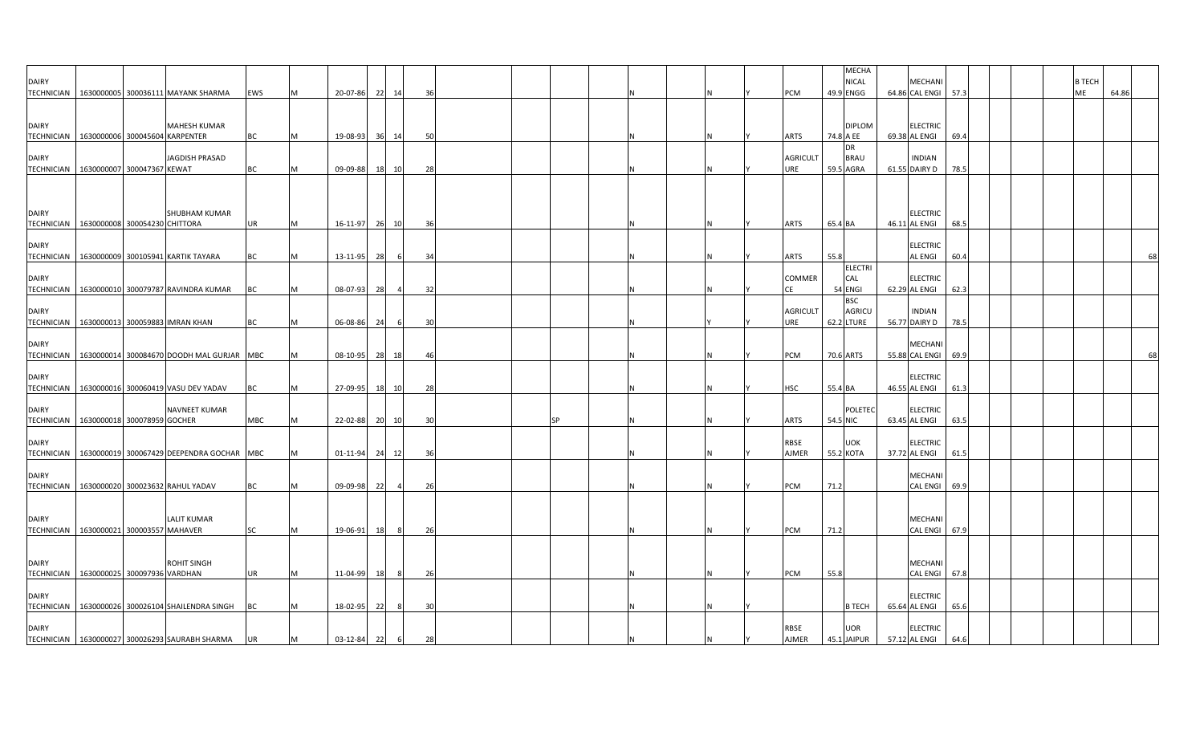| | | | | | | | | | | | | | | | | | | | | | | | | | | | | | | |
|---|---|---|---|---|---|---|---|---|---|---|---|---|---|---|---|---|---|---|---|---|---|---|---|---|---|---|---|---|---|---|
| DAIRY TECHNICIAN | 1630000005 | 300036111 | MAYANK SHARMA | EWS | M | 20-07-86 | 22 | 14 | 36 | | | | | N | | N | Y | PCM | 49.9 | MECHANICAL ENGG | 64.86 | MECHANICAL ENGI | 57.3 | | | | | B TECH ME | 64.86 | |
| DAIRY TECHNICIAN | 1630000006 | 300045604 | MAHESH KUMAR KARPENTER | BC | M | 19-08-93 | 36 | 14 | 50 | | | | | N | | N | Y | ARTS | 74.8 | DIPLOMA EE | 69.38 | ELECTRICAL ENGI | 69.4 | | | | | | | |
| DAIRY TECHNICIAN | 1630000007 | 300047367 | JAGDISH PRASAD KEWAT | BC | M | 09-09-88 | 18 | 10 | 28 | | | | | N | | N | Y | AGRICULTURE | 59.5 | DR BRAU AGRA | 61.55 | INDIAN DAIRY D | 78.5 | | | | | | | |
| DAIRY TECHNICIAN | 1630000008 | 300054230 | SHUBHAM KUMAR CHITTORA | UR | M | 16-11-97 | 26 | 10 | 36 | | | | | N | | N | Y | ARTS | 65.4 | BA | 46.11 | ELECTRICAL ENGI | 68.5 | | | | | | | |
| DAIRY TECHNICIAN | 1630000009 | 300105941 | KARTIK TAYARA | BC | M | 13-11-95 | 28 | 6 | 34 | | | | | N | | N | Y | ARTS | 55.8 | | | ELECTRICAL ENGI | 60.4 | | | | | | | 68 |
| DAIRY TECHNICIAN | 1630000010 | 300079787 | RAVINDRA KUMAR | BC | M | 08-07-93 | 28 | 4 | 32 | | | | | N | | N | Y | COMMERCE | 54 | ELECTRICAL ENGI | 62.29 | ELECTRICAL ENGI | 62.3 | | | | | | | |
| DAIRY TECHNICIAN | 1630000013 | 300059883 | IMRAN KHAN | BC | M | 06-08-86 | 24 | 6 | 30 | | | | | N | | Y | Y | AGRICULTURE | 62.2 | BSC AGRICULTURE | 56.77 | INDIAN DAIRY D | 78.5 | | | | | | | |
| DAIRY TECHNICIAN | 1630000014 | 300084670 | DOODH MAL GURJAR | MBC | M | 08-10-95 | 28 | 18 | 46 | | | | | N | | N | Y | PCM | 70.6 | ARTS | 55.88 | MECHANICAL ENGI | 69.9 | | | | | | | 68 |
| DAIRY TECHNICIAN | 1630000016 | 300060419 | VASU DEV YADAV | BC | M | 27-09-95 | 18 | 10 | 28 | | | | | N | | N | Y | HSC | 55.4 | BA | 46.55 | ELECTRICAL ENGI | 61.3 | | | | | | | |
| DAIRY TECHNICIAN | 1630000018 | 300078959 | NAVNEET KUMAR GOCHER | MBC | M | 22-02-88 | 20 | 10 | 30 | | | SP | | N | | N | Y | ARTS | 54.5 | POLETECNIC | 63.45 | ELECTRICAL ENGI | 63.5 | | | | | | | |
| DAIRY TECHNICIAN | 1630000019 | 300067429 | DEEPENDRA GOCHAR | MBC | M | 01-11-94 | 24 | 12 | 36 | | | | | N | | N | Y | RBSE AJMER | 55.2 | UOK KOTA | 37.72 | ELECTRICAL ENGI | 61.5 | | | | | | | |
| DAIRY TECHNICIAN | 1630000020 | 300023632 | RAHUL YADAV | BC | M | 09-09-98 | 22 | 4 | 26 | | | | | N | | N | Y | PCM | 71.2 | | | MECHANICAL ENGI | 69.9 | | | | | | | |
| DAIRY TECHNICIAN | 1630000021 | 300003557 | LALIT KUMAR MAHAVER | SC | M | 19-06-91 | 18 | 8 | 26 | | | | | N | | N | Y | PCM | 71.2 | | | MECHANICAL ENGI | 67.9 | | | | | | | |
| DAIRY TECHNICIAN | 1630000025 | 300097936 | ROHIT SINGH VARDHAN | UR | M | 11-04-99 | 18 | 8 | 26 | | | | | N | | N | Y | PCM | 55.8 | | | MECHANICAL ENGI | 67.8 | | | | | | | |
| DAIRY TECHNICIAN | 1630000026 | 300026104 | SHAILENDRA SINGH | BC | M | 18-02-95 | 22 | 8 | 30 | | | | | N | | N | Y | | | B TECH | 65.64 | ELECTRICAL ENGI | 65.6 | | | | | | | |
| DAIRY TECHNICIAN | 1630000027 | 300026293 | SAURABH SHARMA | UR | M | 03-12-84 | 22 | 6 | 28 | | | | | N | | N | Y | RBSE AJMER | 45.1 | UOR JAIPUR | 57.12 | ELECTRICAL ENGI | 64.6 | | | | | | | |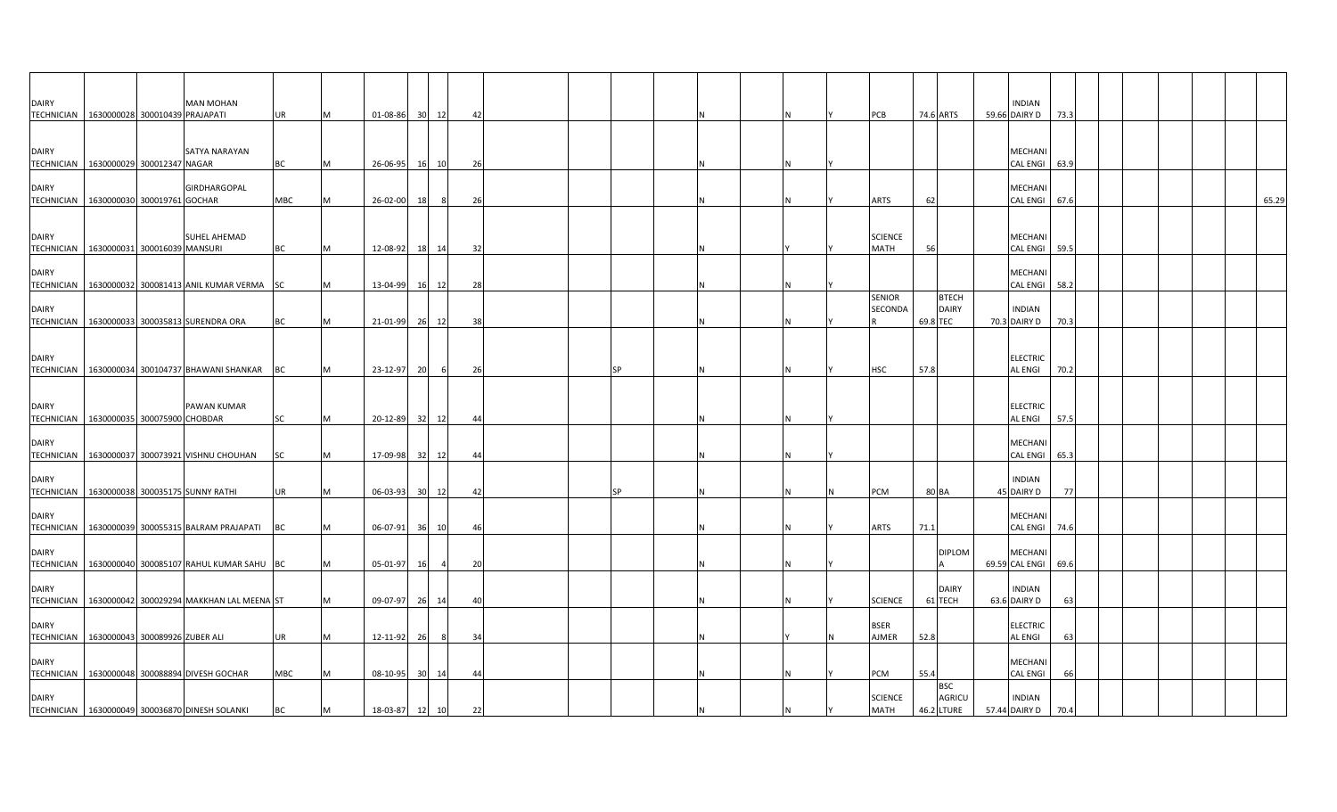| | | | | | | | | | | | | | | | | | | | | | | | | | | | | | | |
|---|---|---|---|---|---|---|---|---|---|---|---|---|---|---|---|---|---|---|---|---|---|---|---|---|---|---|---|---|---|---|
| DAIRY TECHNICIAN | 1630000028 | 300010439 | MAN MOHAN PRAJAPATI | UR | M | 01-08-86 | 30 | 12 | 42 | | | | | N | | N | Y | PCB | 74.6 | ARTS | 59.66 | INDIAN DAIRY D | 73.3 | | | | | | | |
| DAIRY TECHNICIAN | 1630000029 | 300012347 | SATYA NARAYAN NAGAR | BC | M | 26-06-95 | 16 | 10 | 26 | | | | | N | | N | Y | | | | | MECHANICAL ENGI | 63.9 | | | | | | | |
| DAIRY TECHNICIAN | 1630000030 | 300019761 | GIRDHARGOPAL GOCHAR | MBC | M | 26-02-00 | 18 | 8 | 26 | | | | | N | | N | Y | ARTS | 62 | | | MECHANICAL ENGI | 67.6 | | | | | | | 65.29 |
| DAIRY TECHNICIAN | 1630000031 | 300016039 | SUHEL AHEMAD MANSURI | BC | M | 12-08-92 | 18 | 14 | 32 | | | | | N | | Y | Y | SCIENCE MATH | 56 | | | MECHANICAL ENGI | 59.5 | | | | | | | |
| DAIRY TECHNICIAN | 1630000032 | 300081413 | ANIL KUMAR VERMA | SC | M | 13-04-99 | 16 | 12 | 28 | | | | | N | | N | Y | | | | | MECHANICAL ENGI | 58.2 | | | | | | | |
| DAIRY TECHNICIAN | 1630000033 | 300035813 | SURENDRA ORA | BC | M | 21-01-99 | 26 | 12 | 38 | | | | | N | | N | Y | SENIOR SECONDAR | 69.8 | BTECH DAIRY TEC | 70.3 | INDIAN DAIRY D | 70.3 | | | | | | | |
| DAIRY TECHNICIAN | 1630000034 | 300104737 | BHAWANI SHANKAR | BC | M | 23-12-97 | 20 | 6 | 26 | | | SP | | N | | N | Y | HSC | 57.8 | | | ELECTRICAL ENGI | 70.2 | | | | | | | |
| DAIRY TECHNICIAN | 1630000035 | 300075900 | PAWAN KUMAR CHOBDAR | SC | M | 20-12-89 | 32 | 12 | 44 | | | | | N | | N | Y | | | | | ELECTRICAL ENGI | 57.5 | | | | | | | |
| DAIRY TECHNICIAN | 1630000037 | 300073921 | VISHNU CHOUHAN | SC | M | 17-09-98 | 32 | 12 | 44 | | | | | N | | N | Y | | | | | MECHANICAL ENGI | 65.3 | | | | | | | |
| DAIRY TECHNICIAN | 1630000038 | 300035175 | SUNNY RATHI | UR | M | 06-03-93 | 30 | 12 | 42 | | | SP | | N | | N | N | PCM | 80 | BA | 45 | INDIAN DAIRY D | 77 | | | | | | | |
| DAIRY TECHNICIAN | 1630000039 | 300055315 | BALRAM PRAJAPATI | BC | M | 06-07-91 | 36 | 10 | 46 | | | | | N | | N | Y | ARTS | 71.1 | | | MECHANICAL ENGI | 74.6 | | | | | | | |
| DAIRY TECHNICIAN | 1630000040 | 300085107 | RAHUL KUMAR SAHU | BC | M | 05-01-97 | 16 | 4 | 20 | | | | | N | | N | Y | | | DIPLOMA | 69.59 | MECHANICAL ENGI | 69.6 | | | | | | | |
| DAIRY TECHNICIAN | 1630000042 | 300029294 | MAKKHAN LAL MEENA | ST | M | 09-07-97 | 26 | 14 | 40 | | | | | N | | N | Y | SCIENCE | 61 | DAIRY TECH | 63.6 | INDIAN DAIRY D | 63 | | | | | | | |
| DAIRY TECHNICIAN | 1630000043 | 300089926 | ZUBER ALI | UR | M | 12-11-92 | 26 | 8 | 34 | | | | | N | | Y | N | BSER AJMER | 52.8 | | | ELECTRICAL ENGI | 63 | | | | | | | |
| DAIRY TECHNICIAN | 1630000048 | 300088894 | DIVESH GOCHAR | MBC | M | 08-10-95 | 30 | 14 | 44 | | | | | N | | N | Y | PCM | 55.4 | | | MECHANICAL ENGI | 66 | | | | | | | |
| DAIRY TECHNICIAN | 1630000049 | 300036870 | DINESH SOLANKI | BC | M | 18-03-87 | 12 | 10 | 22 | | | | | N | | N | Y | SCIENCE MATH | 46.2 | BSC AGRICULTURE | 57.44 | INDIAN DAIRY D | 70.4 | | | | | | | |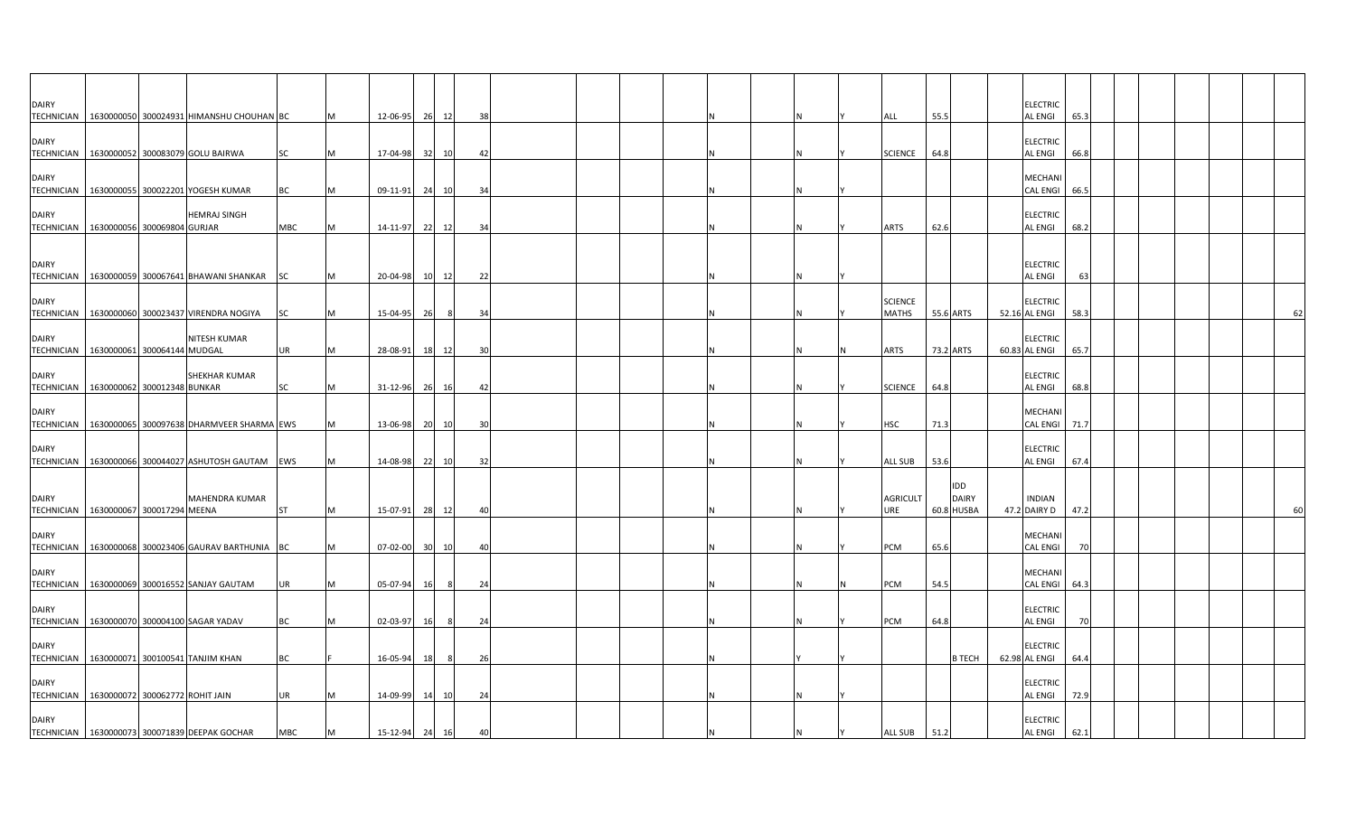| | | | | | | | | | | | | | | | | | | | | | | | | | | | | | | | |
|---|---|---|---|---|---|---|---|---|---|---|---|---|---|---|---|---|---|---|---|---|---|---|---|---|---|---|---|---|---|---|---|
| DAIRY TECHNICIAN | 1630000050 | 300024931 | HIMANSHU CHOUHAN | BC | M | 12-06-95 | 26 | 12 | 38 | | | | | | N | | N | Y | ALL | 55.5 | | | ELECTRICAL ENGI | 65.3 | | | | | | | |
| DAIRY TECHNICIAN | 1630000052 | 300083079 | GOLU BAIRWA | SC | M | 17-04-98 | 32 | 10 | 42 | | | | | | N | | N | Y | SCIENCE | 64.8 | | | ELECTRICAL ENGI | 66.8 | | | | | | | |
| DAIRY TECHNICIAN | 1630000055 | 300022201 | YOGESH KUMAR | BC | M | 09-11-91 | 24 | 10 | 34 | | | | | | N | | N | Y | | | | | MECHANICAL ENGI | 66.5 | | | | | | | |
| DAIRY TECHNICIAN | 1630000056 | 300069804 | HEMRAJ SINGH GURJAR | MBC | M | 14-11-97 | 22 | 12 | 34 | | | | | | N | | N | Y | ARTS | 62.6 | | | ELECTRICAL ENGI | 68.2 | | | | | | | |
| DAIRY TECHNICIAN | 1630000059 | 300067641 | BHAWANI SHANKAR | SC | M | 20-04-98 | 10 | 12 | 22 | | | | | | N | | N | Y | | | | | ELECTRICAL ENGI | 63 | | | | | | | |
| DAIRY TECHNICIAN | 1630000060 | 300023437 | VIRENDRA NOGIYA | SC | M | 15-04-95 | 26 | 8 | 34 | | | | | | N | | N | Y | SCIENCE MATHS | 55.6 | ARTS | 52.16 | ELECTRICAL ENGI | 58.3 | | | | | | | 62 |
| DAIRY TECHNICIAN | 1630000061 | 300064144 | NITESH KUMAR MUDGAL | UR | M | 28-08-91 | 18 | 12 | 30 | | | | | | N | | N | N | ARTS | 73.2 | ARTS | 60.83 | ELECTRICAL ENGI | 65.7 | | | | | | | |
| DAIRY TECHNICIAN | 1630000062 | 300012348 | SHEKHAR KUMAR BUNKAR | SC | M | 31-12-96 | 26 | 16 | 42 | | | | | | N | | N | Y | SCIENCE | 64.8 | | | ELECTRICAL ENGI | 68.8 | | | | | | | |
| DAIRY TECHNICIAN | 1630000065 | 300097638 | DHARMVEER SHARMA | EWS | M | 13-06-98 | 20 | 10 | 30 | | | | | | N | | N | Y | HSC | 71.3 | | | MECHANICAL ENGI | 71.7 | | | | | | | |
| DAIRY TECHNICIAN | 1630000066 | 300044027 | ASHUTOSH GAUTAM | EWS | M | 14-08-98 | 22 | 10 | 32 | | | | | | N | | N | Y | ALL SUB | 53.6 | | | ELECTRICAL ENGI | 67.4 | | | | | | | |
| DAIRY TECHNICIAN | 1630000067 | 300017294 | MAHENDRA KUMAR MEENA | ST | M | 15-07-91 | 28 | 12 | 40 | | | | | | N | | N | Y | AGRICULTURE | 60.8 | IDD DAIRY HUSBA | 47.2 | INDIAN DAIRY D | 47.2 | | | | | | | 60 |
| DAIRY TECHNICIAN | 1630000068 | 300023406 | GAURAV BARTHUNIA | BC | M | 07-02-00 | 30 | 10 | 40 | | | | | | N | | N | Y | PCM | 65.6 | | | MECHANICAL ENGI | 70 | | | | | | | |
| DAIRY TECHNICIAN | 1630000069 | 300016552 | SANJAY GAUTAM | UR | M | 05-07-94 | 16 | 8 | 24 | | | | | | N | | N | N | PCM | 54.5 | | | MECHANICAL ENGI | 64.3 | | | | | | | |
| DAIRY TECHNICIAN | 1630000070 | 300004100 | SAGAR YADAV | BC | M | 02-03-97 | 16 | 8 | 24 | | | | | | N | | N | Y | PCM | 64.8 | | | ELECTRICAL ENGI | 70 | | | | | | | |
| DAIRY TECHNICIAN | 1630000071 | 300100541 | TANJIM KHAN | BC | F | 16-05-94 | 18 | 8 | 26 | | | | | | N | | Y | Y | | | B TECH | 62.98 | ELECTRICAL ENGI | 64.4 | | | | | | | |
| DAIRY TECHNICIAN | 1630000072 | 300062772 | ROHIT JAIN | UR | M | 14-09-99 | 14 | 10 | 24 | | | | | | N | | N | Y | | | | | ELECTRICAL ENGI | 72.9 | | | | | | | |
| DAIRY TECHNICIAN | 1630000073 | 300071839 | DEEPAK GOCHAR | MBC | M | 15-12-94 | 24 | 16 | 40 | | | | | | N | | N | Y | ALL SUB | 51.2 | | | ELECTRICAL ENGI | 62.1 | | | | | | | |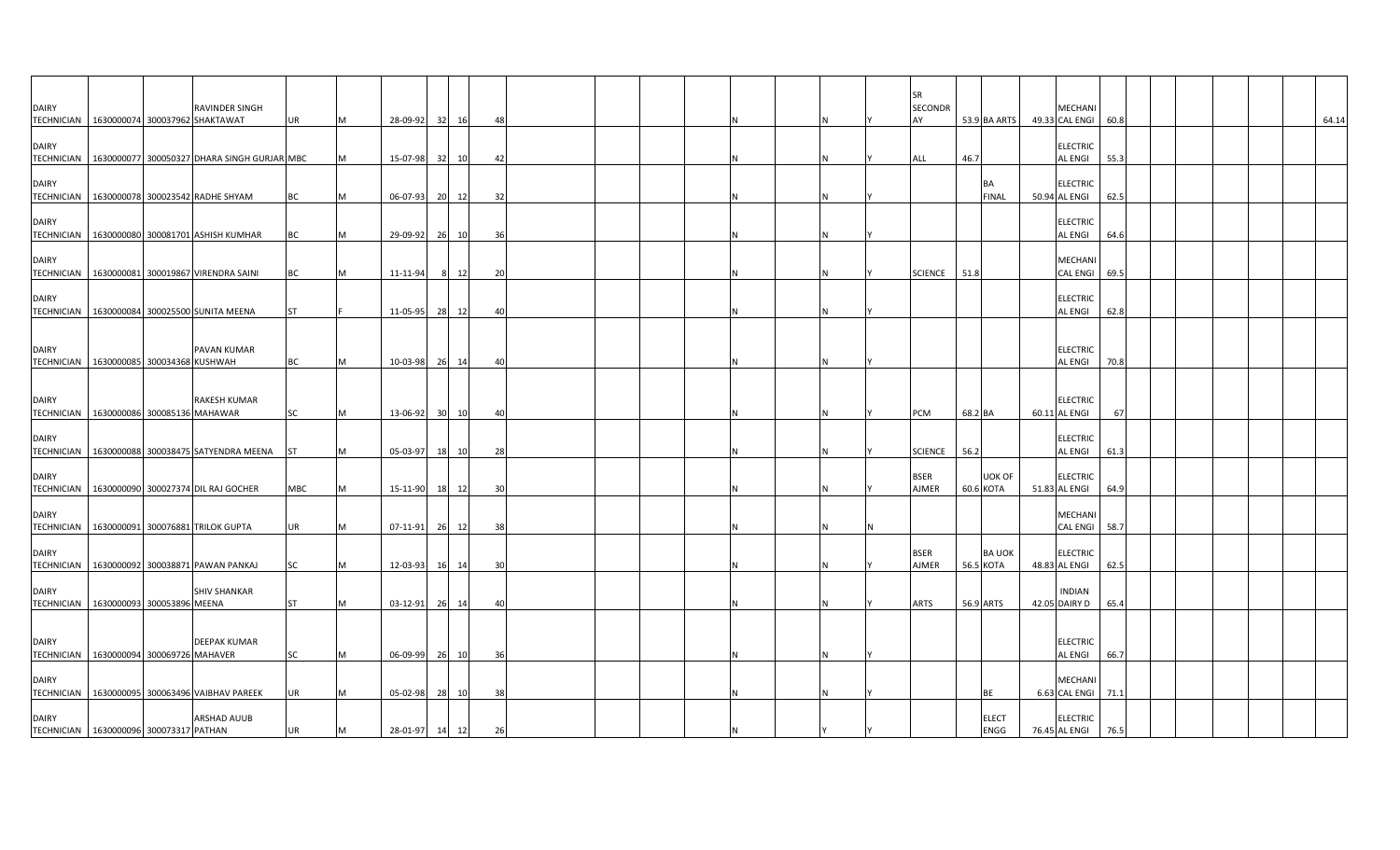| | | | | | | | | | | | | | | | | | | | | | | | | | | | | | | | | |
|---|---|---|---|---|---|---|---|---|---|---|---|---|---|---|---|---|---|---|---|---|---|---|---|---|---|---|---|---|---|---|---|---|
| DAIRY TECHNICIAN | 1630000074 | 300037962 | RAVINDER SINGH SHAKTAWAT | UR | M | 28-09-92 | 32 | 16 | 48 | | | | | N | | N | Y | SR SECONDR AY | 53.9 | BA ARTS | 49.33 | MECHANI CAL ENGI | 60.8 | | | | | | | | | 64.14 |
| DAIRY TECHNICIAN | 1630000077 | 300050327 | DHARA SINGH GURJAR | MBC | M | 15-07-98 | 32 | 10 | 42 | | | | | N | | N | Y | ALL | 46.7 | | | ELECTRIC AL ENGI | 55.3 | | | | | | | | | |
| DAIRY TECHNICIAN | 1630000078 | 300023542 | RADHE SHYAM | BC | M | 06-07-93 | 20 | 12 | 32 | | | | | N | | N | Y | | | BA FINAL | 50.94 | ELECTRIC AL ENGI | 62.5 | | | | | | | | | |
| DAIRY TECHNICIAN | 1630000080 | 300081701 | ASHISH KUMHAR | BC | M | 29-09-92 | 26 | 10 | 36 | | | | | N | | N | Y | | | | | ELECTRIC AL ENGI | 64.6 | | | | | | | | | |
| DAIRY TECHNICIAN | 1630000081 | 300019867 | VIRENDRA SAINI | BC | M | 11-11-94 | 8 | 12 | 20 | | | | | N | | N | Y | SCIENCE | 51.8 | | | MECHANI CAL ENGI | 69.5 | | | | | | | | | |
| DAIRY TECHNICIAN | 1630000084 | 300025500 | SUNITA MEENA | ST | F | 11-05-95 | 28 | 12 | 40 | | | | | N | | N | Y | | | | | ELECTRIC AL ENGI | 62.8 | | | | | | | | | |
| DAIRY TECHNICIAN | 1630000085 | 300034368 | PAVAN KUMAR KUSHWAH | BC | M | 10-03-98 | 26 | 14 | 40 | | | | | N | | N | Y | | | | | ELECTRIC AL ENGI | 70.8 | | | | | | | | | |
| DAIRY TECHNICIAN | 1630000086 | 300085136 | RAKESH KUMAR MAHAWAR | SC | M | 13-06-92 | 30 | 10 | 40 | | | | | N | | N | Y | PCM | 68.2 | BA | 60.11 | ELECTRIC AL ENGI | 67 | | | | | | | | | |
| DAIRY TECHNICIAN | 1630000088 | 300038475 | SATYENDRA MEENA | ST | M | 05-03-97 | 18 | 10 | 28 | | | | | N | | N | Y | SCIENCE | 56.2 | | | ELECTRIC AL ENGI | 61.3 | | | | | | | | | |
| DAIRY TECHNICIAN | 1630000090 | 300027374 | DIL RAJ GOCHER | MBC | M | 15-11-90 | 18 | 12 | 30 | | | | | N | | N | Y | BSER AJMER | 60.6 | UOK OF KOTA | 51.83 | ELECTRIC AL ENGI | 64.9 | | | | | | | | | |
| DAIRY TECHNICIAN | 1630000091 | 300076881 | TRILOK GUPTA | UR | M | 07-11-91 | 26 | 12 | 38 | | | | | N | | N | N | | | | | MECHANI CAL ENGI | 58.7 | | | | | | | | | |
| DAIRY TECHNICIAN | 1630000092 | 300038871 | PAWAN PANKAJ | SC | M | 12-03-93 | 16 | 14 | 30 | | | | | N | | N | Y | BSER AJMER | 56.5 | BA UOK KOTA | 48.83 | ELECTRIC AL ENGI | 62.5 | | | | | | | | | |
| DAIRY TECHNICIAN | 1630000093 | 300053896 | SHIV SHANKAR MEENA | ST | M | 03-12-91 | 26 | 14 | 40 | | | | | N | | N | Y | ARTS | 56.9 | ARTS | 42.05 | INDIAN DAIRY D | 65.4 | | | | | | | | | |
| DAIRY TECHNICIAN | 1630000094 | 300069726 | DEEPAK KUMAR MAHAVER | SC | M | 06-09-99 | 26 | 10 | 36 | | | | | N | | N | Y | | | | | ELECTRIC AL ENGI | 66.7 | | | | | | | | | |
| DAIRY TECHNICIAN | 1630000095 | 300063496 | VAIBHAV PAREEK | UR | M | 05-02-98 | 28 | 10 | 38 | | | | | N | | N | Y | | | BE | 6.63 | MECHANI CAL ENGI | 71.1 | | | | | | | | | |
| DAIRY TECHNICIAN | 1630000096 | 300073317 | ARSHAD AUUB PATHAN | UR | M | 28-01-97 | 14 | 12 | 26 | | | | | N | | Y | Y | | | ELECT ENGG | 76.45 | ELECTRIC AL ENGI | 76.5 | | | | | | | | | |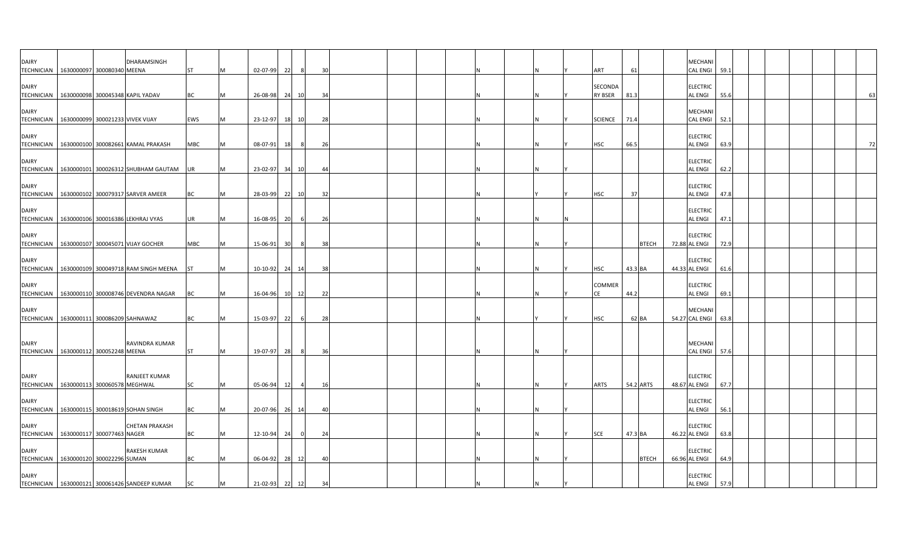| | | | | | | | | | | | | | | | | | | | | | | | | | | | | | | | |
|---|---|---|---|---|---|---|---|---|---|---|---|---|---|---|---|---|---|---|---|---|---|---|---|---|---|---|---|---|---|---|---|
| DAIRY TECHNICIAN | 1630000097 | 300080340 | DHARAMSINGH MEENA | ST | M | 02-07-99 | 22 | 8 | 30 | | | | | | N | | N | Y | ART | 61 | | | MECHANICAL ENGI | 59.1 | | | | | | | |
| DAIRY TECHNICIAN | 1630000098 | 300045348 | KAPIL YADAV | BC | M | 26-08-98 | 24 | 10 | 34 | | | | | | N | | N | Y | SECONDARY BSER | 81.3 | | | ELECTRICAL ENGI | 55.6 | | | | | | | 63 |
| DAIRY TECHNICIAN | 1630000099 | 300021233 | VIVEK VIJAY | EWS | M | 23-12-97 | 18 | 10 | 28 | | | | | | N | | N | Y | SCIENCE | 71.4 | | | MECHANICAL ENGI | 52.1 | | | | | | | |
| DAIRY TECHNICIAN | 1630000100 | 300082661 | KAMAL PRAKASH | MBC | M | 08-07-91 | 18 | 8 | 26 | | | | | | N | | N | Y | HSC | 66.5 | | | ELECTRICAL ENGI | 63.9 | | | | | | | 72 |
| DAIRY TECHNICIAN | 1630000101 | 300026312 | SHUBHAM GAUTAM | UR | M | 23-02-97 | 34 | 10 | 44 | | | | | | N | | N | Y | | | | | ELECTRICAL ENGI | 62.2 | | | | | | | |
| DAIRY TECHNICIAN | 1630000102 | 300079317 | SARVER AMEER | BC | M | 28-03-99 | 22 | 10 | 32 | | | | | | N | | Y | Y | HSC | 37 | | | ELECTRICAL ENGI | 47.8 | | | | | | | |
| DAIRY TECHNICIAN | 1630000106 | 300016386 | LEKHRAJ VYAS | UR | M | 16-08-95 | 20 | 6 | 26 | | | | | | N | | N | N | | | | | ELECTRICAL ENGI | 47.1 | | | | | | | |
| DAIRY TECHNICIAN | 1630000107 | 300045071 | VIJAY GOCHER | MBC | M | 15-06-91 | 30 | 8 | 38 | | | | | | N | | N | Y | | | BTECH | 72.88 | ELECTRICAL ENGI | 72.9 | | | | | | | |
| DAIRY TECHNICIAN | 1630000109 | 300049718 | RAM SINGH MEENA | ST | M | 10-10-92 | 24 | 14 | 38 | | | | | | N | | N | Y | HSC | 43.3 | BA | 44.33 | ELECTRICAL ENGI | 61.6 | | | | | | | |
| DAIRY TECHNICIAN | 1630000110 | 300008746 | DEVENDRA NAGAR | BC | M | 16-04-96 | 10 | 12 | 22 | | | | | | N | | N | Y | COMMERCE | 44.2 | | | ELECTRICAL ENGI | 69.1 | | | | | | | |
| DAIRY TECHNICIAN | 1630000111 | 300086209 | SAHNAWAZ | BC | M | 15-03-97 | 22 | 6 | 28 | | | | | | N | | Y | Y | HSC | 62 | BA | 54.27 | MECHANICAL ENGI | 63.8 | | | | | | | |
| DAIRY TECHNICIAN | 1630000112 | 300052248 | RAVINDRA KUMAR MEENA | ST | M | 19-07-97 | 28 | 8 | 36 | | | | | | N | | N | Y | | | | | MECHANICAL ENGI | 57.6 | | | | | | | |
| DAIRY TECHNICIAN | 1630000113 | 300060578 | RANJEET KUMAR MEGHWAL | SC | M | 05-06-94 | 12 | 4 | 16 | | | | | | N | | N | Y | ARTS | 54.2 | ARTS | 48.67 | ELECTRICAL ENGI | 67.7 | | | | | | | |
| DAIRY TECHNICIAN | 1630000115 | 300018619 | SOHAN SINGH | BC | M | 20-07-96 | 26 | 14 | 40 | | | | | | N | | N | Y | | | | | ELECTRICAL ENGI | 56.1 | | | | | | | |
| DAIRY TECHNICIAN | 1630000117 | 300077463 | CHETAN PRAKASH NAGER | BC | M | 12-10-94 | 24 | 0 | 24 | | | | | | N | | N | Y | SCE | 47.3 | BA | 46.22 | ELECTRICAL ENGI | 63.8 | | | | | | | |
| DAIRY TECHNICIAN | 1630000120 | 300022296 | RAKESH KUMAR SUMAN | BC | M | 06-04-92 | 28 | 12 | 40 | | | | | | N | | N | Y | | | BTECH | 66.96 | ELECTRICAL ENGI | 64.9 | | | | | | | |
| DAIRY TECHNICIAN | 1630000121 | 300061426 | SANDEEP KUMAR | SC | M | 21-02-93 | 22 | 12 | 34 | | | | | | N | | N | Y | | | | | ELECTRICAL ENGI | 57.9 | | | | | | | |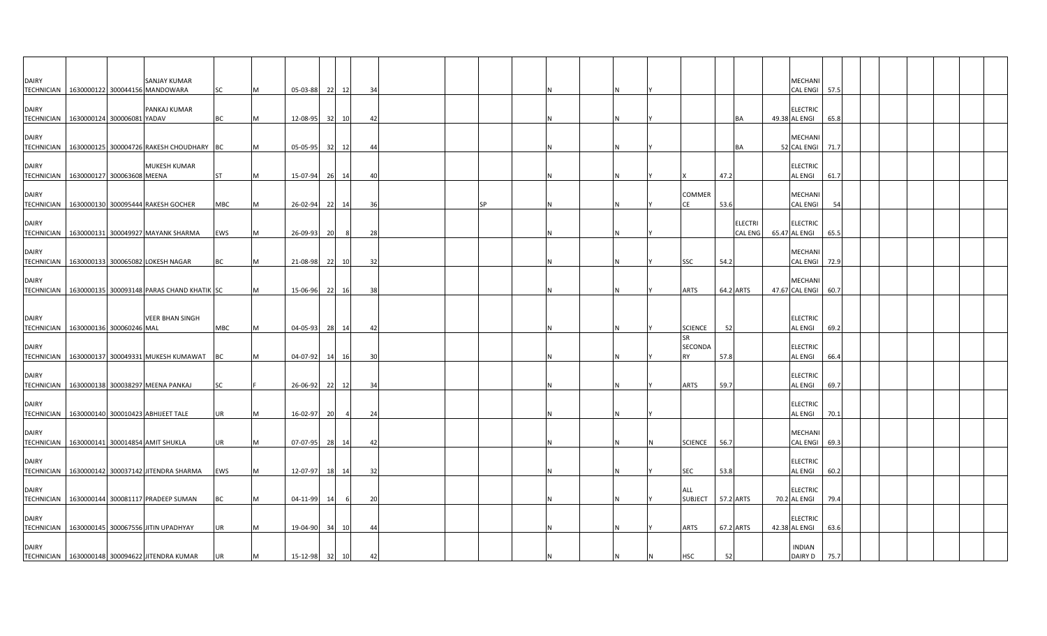| | | | | | | | | | | | | | | | | | | | | | | | | | | | | | |
|---|---|---|---|---|---|---|---|---|---|---|---|---|---|---|---|---|---|---|---|---|---|---|---|---|---|---|---|---|---|
| DAIRY TECHNICIAN | 1630000122 | 300044156 | SANJAY KUMAR MANDOWARA | SC | M | 05-03-88 | 22 | 12 | 34 | | | | | N | | N | Y | | | | | MECHANICAL ENGI | 57.5 | | | | | | |
| DAIRY TECHNICIAN | 1630000124 | 300006081 | PANKAJ KUMAR YADAV | BC | M | 12-08-95 | 32 | 10 | 42 | | | | | N | | N | Y | | | BA | 49.38 | ELECTRICAL ENGI | 65.8 | | | | | | |
| DAIRY TECHNICIAN | 1630000125 | 300004726 | RAKESH CHOUDHARY | BC | M | 05-05-95 | 32 | 12 | 44 | | | | | N | | N | Y | | | BA | 52 | MECHANICAL ENGI | 71.7 | | | | | | |
| DAIRY TECHNICIAN | 1630000127 | 300063608 | MUKESH KUMAR MEENA | ST | M | 15-07-94 | 26 | 14 | 40 | | | | | N | | N | Y | X | 47.2 | | | ELECTRICAL ENGI | 61.7 | | | | | | |
| DAIRY TECHNICIAN | 1630000130 | 300095444 | RAKESH GOCHER | MBC | M | 26-02-94 | 22 | 14 | 36 | | | SP | | N | | N | Y | COMMERCE | 53.6 | | | MECHANICAL ENGI | 54 | | | | | | |
| DAIRY TECHNICIAN | 1630000131 | 300049927 | MAYANK SHARMA | EWS | M | 26-09-93 | 20 | 8 | 28 | | | | | N | | N | Y | | | ELECTRICAL ENG | 65.47 | ELECTRICAL ENGI | 65.5 | | | | | | |
| DAIRY TECHNICIAN | 1630000133 | 300065082 | LOKESH NAGAR | BC | M | 21-08-98 | 22 | 10 | 32 | | | | | N | | N | Y | SSC | 54.2 | | | MECHANICAL ENGI | 72.9 | | | | | | |
| DAIRY TECHNICIAN | 1630000135 | 300093148 | PARAS CHAND KHATIK | SC | M | 15-06-96 | 22 | 16 | 38 | | | | | N | | N | Y | ARTS | 64.2 | ARTS | 47.67 | MECHANICAL ENGI | 60.7 | | | | | | |
| DAIRY TECHNICIAN | 1630000136 | 300060246 | VEER BHAN SINGH MAL | MBC | M | 04-05-93 | 28 | 14 | 42 | | | | | N | | N | Y | SCIENCE | 52 | | | ELECTRICAL ENGI | 69.2 | | | | | | |
| DAIRY TECHNICIAN | 1630000137 | 300049331 | MUKESH KUMAWAT | BC | M | 04-07-92 | 14 | 16 | 30 | | | | | N | | N | Y | SR SECONDARY | 57.8 | | | ELECTRICAL ENGI | 66.4 | | | | | | |
| DAIRY TECHNICIAN | 1630000138 | 300038297 | MEENA PANKAJ | SC | F | 26-06-92 | 22 | 12 | 34 | | | | | N | | N | Y | ARTS | 59.7 | | | ELECTRICAL ENGI | 69.7 | | | | | | |
| DAIRY TECHNICIAN | 1630000140 | 300010423 | ABHIJEET TALE | UR | M | 16-02-97 | 20 | 4 | 24 | | | | | N | | N | Y | | | | | ELECTRICAL ENGI | 70.1 | | | | | | |
| DAIRY TECHNICIAN | 1630000141 | 300014854 | AMIT SHUKLA | UR | M | 07-07-95 | 28 | 14 | 42 | | | | | N | | N | N | SCIENCE | 56.7 | | | MECHANICAL ENGI | 69.3 | | | | | | |
| DAIRY TECHNICIAN | 1630000142 | 300037142 | JITENDRA SHARMA | EWS | M | 12-07-97 | 18 | 14 | 32 | | | | | N | | N | Y | SEC | 53.8 | | | ELECTRICAL ENGI | 60.2 | | | | | | |
| DAIRY TECHNICIAN | 1630000144 | 300081117 | PRADEEP SUMAN | BC | M | 04-11-99 | 14 | 6 | 20 | | | | | N | | N | Y | ALL SUBJECT | 57.2 | ARTS | 70.2 | ELECTRICAL ENGI | 79.4 | | | | | | |
| DAIRY TECHNICIAN | 1630000145 | 300067556 | JITIN UPADHYAY | UR | M | 19-04-90 | 34 | 10 | 44 | | | | | N | | N | Y | ARTS | 67.2 | ARTS | 42.38 | ELECTRICAL ENGI | 63.6 | | | | | | |
| DAIRY TECHNICIAN | 1630000148 | 300094622 | JITENDRA KUMAR | UR | M | 15-12-98 | 32 | 10 | 42 | | | | | N | | N | N | HSC | 52 | | | INDIAN DAIRY D | 75.7 | | | | | | |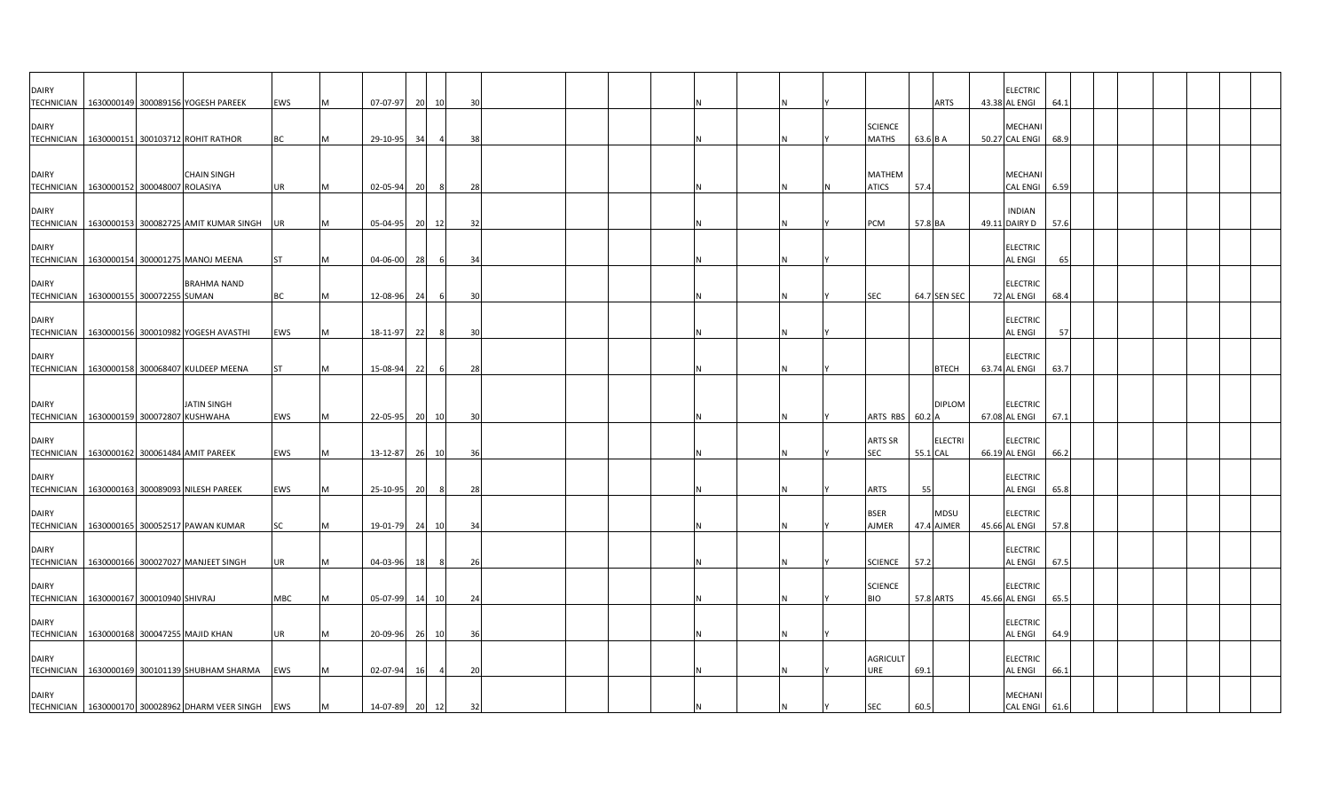| | | | | | | | | | | | | | | | | | | | | | | | | | | | | | | |
|---|---|---|---|---|---|---|---|---|---|---|---|---|---|---|---|---|---|---|---|---|---|---|---|---|---|---|---|---|---|---|
| DAIRY TECHNICIAN | 1630000149 | 300089156 | YOGESH PAREEK | EWS | M | 07-07-97 | 20 | 10 | 30 | | | | | N | | N | Y | | | ARTS | 43.38 | ELECTRICAL ENGI | 64.1 | | | | | | | |
| DAIRY TECHNICIAN | 1630000151 | 300103712 | ROHIT RATHOR | BC | M | 29-10-95 | 34 | 4 | 38 | | | | | N | | N | Y | SCIENCE MATHS | 63.6 | B A | 50.27 | MECHANICAL ENGI | 68.9 | | | | | | | |
| DAIRY TECHNICIAN | 1630000152 | 300048007 | CHAIN SINGH ROLASIYA | UR | M | 02-05-94 | 20 | 8 | 28 | | | | | N | | N | N | MATHEMATICS | 57.4 | | | MECHANICAL ENGI | 6.59 | | | | | | | |
| DAIRY TECHNICIAN | 1630000153 | 300082725 | AMIT KUMAR SINGH | UR | M | 05-04-95 | 20 | 12 | 32 | | | | | N | | N | Y | PCM | 57.8 | BA | 49.11 | INDIAN DAIRY D | 57.6 | | | | | | | |
| DAIRY TECHNICIAN | 1630000154 | 300001275 | MANOJ MEENA | ST | M | 04-06-00 | 28 | 6 | 34 | | | | | N | | N | Y | | | | | ELECTRICAL ENGI | 65 | | | | | | | |
| DAIRY TECHNICIAN | 1630000155 | 300072255 | BRAHMA NAND SUMAN | BC | M | 12-08-96 | 24 | 6 | 30 | | | | | N | | N | Y | SEC | 64.7 | SEN SEC | 72 | ELECTRICAL ENGI | 68.4 | | | | | | | |
| DAIRY TECHNICIAN | 1630000156 | 300010982 | YOGESH AVASTHI | EWS | M | 18-11-97 | 22 | 8 | 30 | | | | | N | | N | Y | | | | | ELECTRICAL ENGI | 57 | | | | | | | |
| DAIRY TECHNICIAN | 1630000158 | 300068407 | KULDEEP MEENA | ST | M | 15-08-94 | 22 | 6 | 28 | | | | | N | | N | Y | | | BTECH | 63.74 | ELECTRICAL ENGI | 63.7 | | | | | | | |
| DAIRY TECHNICIAN | 1630000159 | 300072807 | JATIN SINGH KUSHWAHA | EWS | M | 22-05-95 | 20 | 10 | 30 | | | | | N | | N | Y | ARTS RBS | 60.2 | DIPLOMA | 67.08 | ELECTRICAL ENGI | 67.1 | | | | | | | |
| DAIRY TECHNICIAN | 1630000162 | 300061484 | AMIT PAREEK | EWS | M | 13-12-87 | 26 | 10 | 36 | | | | | N | | N | Y | ARTS SR SEC | 55.1 | ELECTRICAL | 66.19 | ELECTRICAL ENGI | 66.2 | | | | | | | |
| DAIRY TECHNICIAN | 1630000163 | 300089093 | NILESH PAREEK | EWS | M | 25-10-95 | 20 | 8 | 28 | | | | | N | | N | Y | ARTS | 55 | | | ELECTRICAL ENGI | 65.8 | | | | | | | |
| DAIRY TECHNICIAN | 1630000165 | 300052517 | PAWAN KUMAR | SC | M | 19-01-79 | 24 | 10 | 34 | | | | | N | | N | Y | BSER AJMER | 47.4 | MDSU AJMER | 45.66 | ELECTRICAL ENGI | 57.8 | | | | | | | |
| DAIRY TECHNICIAN | 1630000166 | 300027027 | MANJEET SINGH | UR | M | 04-03-96 | 18 | 8 | 26 | | | | | N | | N | Y | SCIENCE | 57.2 | | | ELECTRICAL ENGI | 67.5 | | | | | | | |
| DAIRY TECHNICIAN | 1630000167 | 300010940 | SHIVRAJ | MBC | M | 05-07-99 | 14 | 10 | 24 | | | | | N | | N | Y | SCIENCE BIO | 57.8 | ARTS | 45.66 | ELECTRICAL ENGI | 65.5 | | | | | | | |
| DAIRY TECHNICIAN | 1630000168 | 300047255 | MAJID KHAN | UR | M | 20-09-96 | 26 | 10 | 36 | | | | | N | | N | Y | | | | | ELECTRICAL ENGI | 64.9 | | | | | | | |
| DAIRY TECHNICIAN | 1630000169 | 300101139 | SHUBHAM SHARMA | EWS | M | 02-07-94 | 16 | 4 | 20 | | | | | N | | N | Y | AGRICULTURE | 69.1 | | | ELECTRICAL ENGI | 66.1 | | | | | | | |
| DAIRY TECHNICIAN | 1630000170 | 300028962 | DHARM VEER SINGH | EWS | M | 14-07-89 | 20 | 12 | 32 | | | | | N | | N | Y | SEC | 60.5 | | | MECHANICAL ENGI | 61.6 | | | | | | | |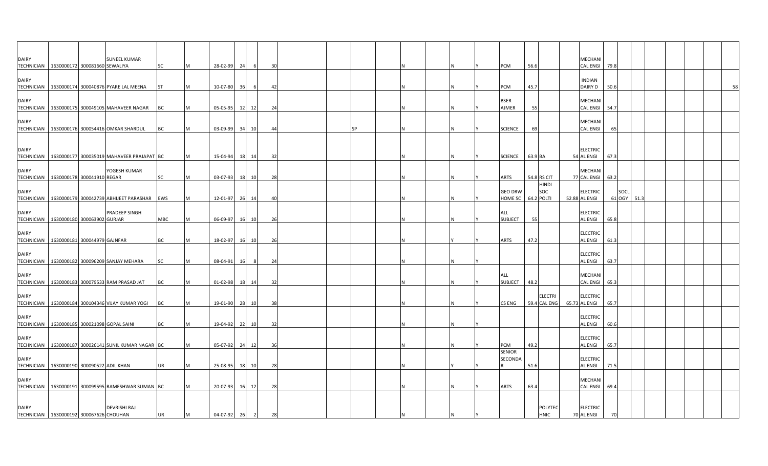| | | | | | | | | | | | | | | | | | | | | | | | | | | | | | | |
|---|---|---|---|---|---|---|---|---|---|---|---|---|---|---|---|---|---|---|---|---|---|---|---|---|---|---|---|---|---|---|
| DAIRY TECHNICIAN | 1630000172 | 300081660 | SUNEEL KUMAR SEWALIYA | SC | M | 28-02-99 | 24 | 6 | 30 | | | | | N | | N | Y | PCM | 56.6 | | | MECHANICAL ENGI | 79.8 | | | | | | | |
| DAIRY TECHNICIAN | 1630000174 | 300040876 | PYARE LAL MEENA | ST | M | 10-07-80 | 36 | 6 | 42 | | | | | N | | N | Y | PCM | 45.7 | | | INDIAN DAIRY D | 50.6 | | | | | | | 58 |
| DAIRY TECHNICIAN | 1630000175 | 300049105 | MAHAVEER NAGAR | BC | M | 05-05-95 | 12 | 12 | 24 | | | | | N | | N | Y | BSER AJMER | 55 | | | MECHANICAL ENGI | 54.7 | | | | | | | |
| DAIRY TECHNICIAN | 1630000176 | 300054416 | OMKAR SHARDUL | BC | M | 03-09-99 | 34 | 10 | 44 | | | SP | | N | | N | Y | SCIENCE | 69 | | | MECHANICAL ENGI | 65 | | | | | | | |
| DAIRY TECHNICIAN | 1630000177 | 300035019 | MAHAVEER PRAJAPAT | BC | M | 15-04-94 | 18 | 14 | 32 | | | | | N | | N | Y | SCIENCE | 63.9 | BA | 54 | ELECTRICAL ENGI | 67.3 | | | | | | | |
| DAIRY TECHNICIAN | 1630000178 | 300041910 | YOGESH KUMAR REGAR | SC | M | 03-07-93 | 18 | 10 | 28 | | | | | N | | N | Y | ARTS | 54.8 | RS CIT | 77 | MECHANICAL ENGI | 63.2 | | | | | | | |
| DAIRY TECHNICIAN | 1630000179 | 300042739 | ABHIJEET PARASHAR | EWS | M | 12-01-97 | 26 | 14 | 40 | | | | | N | | N | Y | GEO DRW HOME SC | 64.2 | HINDI SOC POLTI | 52.88 | ELECTRICAL ENGI | 61 | SOCLOGY | 51.3 | | | | | |
| DAIRY TECHNICIAN | 1630000180 | 300063902 | PRADEEP SINGH GURJAR | MBC | M | 06-09-97 | 16 | 10 | 26 | | | | | N | | N | Y | ALL SUBJECT | 55 | | | ELECTRICAL ENGI | 65.8 | | | | | | | |
| DAIRY TECHNICIAN | 1630000181 | 300044979 | GAJNFAR | BC | M | 18-02-97 | 16 | 10 | 26 | | | | | N | | Y | Y | ARTS | 47.2 | | | ELECTRICAL ENGI | 61.3 | | | | | | | |
| DAIRY TECHNICIAN | 1630000182 | 300096209 | SANJAY MEHARA | SC | M | 08-04-91 | 16 | 8 | 24 | | | | | N | | N | Y | | | | | ELECTRICAL ENGI | 63.7 | | | | | | | |
| DAIRY TECHNICIAN | 1630000183 | 300079533 | RAM PRASAD JAT | BC | M | 01-02-98 | 18 | 14 | 32 | | | | | N | | N | Y | ALL SUBJECT | 48.2 | | | MECHANICAL ENGI | 65.3 | | | | | | | |
| DAIRY TECHNICIAN | 1630000184 | 300104346 | VIJAY KUMAR YOGI | BC | M | 19-01-90 | 28 | 10 | 38 | | | | | N | | N | Y | CS ENG | 59.4 | ELECTRICAL ENG | 65.73 | ELECTRICAL ENGI | 65.7 | | | | | | | |
| DAIRY TECHNICIAN | 1630000185 | 300021098 | GOPAL SAINI | BC | M | 19-04-92 | 22 | 10 | 32 | | | | | N | | N | Y | | | | | ELECTRICAL ENGI | 60.6 | | | | | | | |
| DAIRY TECHNICIAN | 1630000187 | 300026141 | SUNIL KUMAR NAGAR | BC | M | 05-07-92 | 24 | 12 | 36 | | | | | N | | N | Y | PCM | 49.2 | | | ELECTRICAL ENGI | 65.7 | | | | | | | |
| DAIRY TECHNICIAN | 1630000190 | 300090522 | ADIL KHAN | UR | M | 25-08-95 | 18 | 10 | 28 | | | | | N | | Y | Y | SENIOR SECONDAR | 51.6 | | | ELECTRICAL ENGI | 71.5 | | | | | | | |
| DAIRY TECHNICIAN | 1630000191 | 300099595 | RAMESHWAR SUMAN | BC | M | 20-07-93 | 16 | 12 | 28 | | | | | N | | N | Y | ARTS | 63.4 | | | MECHANICAL ENGI | 69.4 | | | | | | | |
| DAIRY TECHNICIAN | 1630000192 | 300067626 | DEVRISHI RAJ CHOUHAN | UR | M | 04-07-92 | 26 | 2 | 28 | | | | | N | | N | Y | | | POLYTECHNIC | 70 | ELECTRICAL ENGI | 70 | | | | | | | |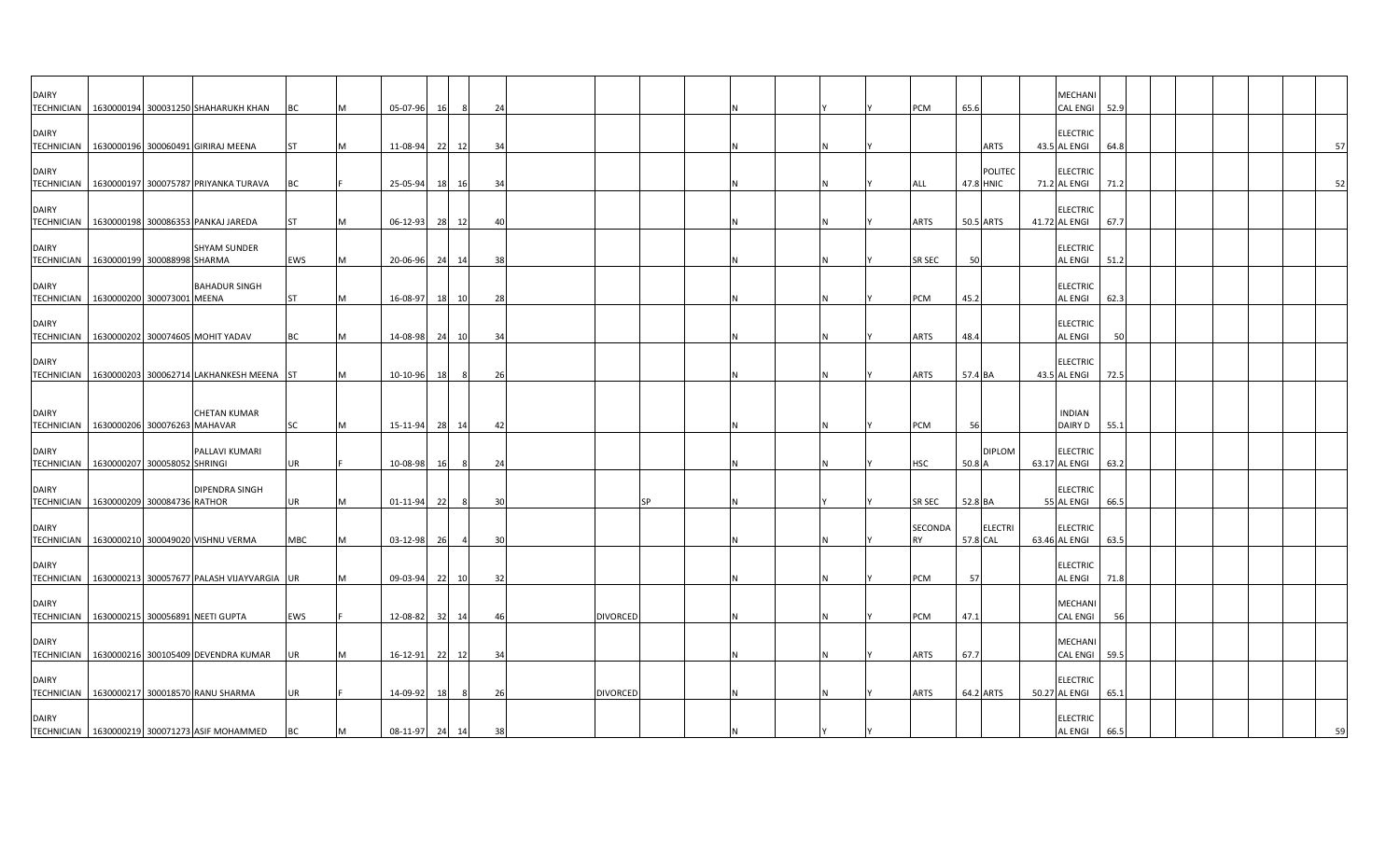| | | | | | | | | | | | | | | | | | | | | | | | | | | | | | | |
|---|---|---|---|---|---|---|---|---|---|---|---|---|---|---|---|---|---|---|---|---|---|---|---|---|---|---|---|---|---|---|
| DAIRY TECHNICIAN | 1630000194 | 300031250 | SHAHARUKH KHAN | BC | M | 05-07-96 | 16 | 8 | 24 | | | | | N | | Y | Y | PCM | 65.6 | | | MECHANICAL ENGI | 52.9 | | | | | | | |
| DAIRY TECHNICIAN | 1630000196 | 300060491 | GIRIRAJ MEENA | ST | M | 11-08-94 | 22 | 12 | 34 | | | | | N | | N | Y | | | ARTS | 43.5 | ELECTRICAL ENGI | 64.8 | | | | | | | 57 |
| DAIRY TECHNICIAN | 1630000197 | 300075787 | PRIYANKA TURAVA | BC | F | 25-05-94 | 18 | 16 | 34 | | | | | N | | N | Y | ALL | 47.8 | POLITECHNIC | 71.2 | ELECTRICAL ENGI | 71.2 | | | | | | | 52 |
| DAIRY TECHNICIAN | 1630000198 | 300086353 | PANKAJ JAREDA | ST | M | 06-12-93 | 28 | 12 | 40 | | | | | N | | N | Y | ARTS | 50.5 | ARTS | 41.72 | ELECTRICAL ENGI | 67.7 | | | | | | | |
| DAIRY TECHNICIAN | 1630000199 | 300088998 | SHYAM SUNDER SHARMA | EWS | M | 20-06-96 | 24 | 14 | 38 | | | | | N | | N | Y | SR SEC | 50 | | | ELECTRICAL ENGI | 51.2 | | | | | | | |
| DAIRY TECHNICIAN | 1630000200 | 300073001 | BAHADUR SINGH MEENA | ST | M | 16-08-97 | 18 | 10 | 28 | | | | | N | | N | Y | PCM | 45.2 | | | ELECTRICAL ENGI | 62.3 | | | | | | | |
| DAIRY TECHNICIAN | 1630000202 | 300074605 | MOHIT YADAV | BC | M | 14-08-98 | 24 | 10 | 34 | | | | | N | | N | Y | ARTS | 48.4 | | | ELECTRICAL ENGI | 50 | | | | | | | |
| DAIRY TECHNICIAN | 1630000203 | 300062714 | LAKHANKESH MEENA | ST | M | 10-10-96 | 18 | 8 | 26 | | | | | N | | N | Y | ARTS | 57.4 | BA | 43.5 | ELECTRICAL ENGI | 72.5 | | | | | | | |
| DAIRY TECHNICIAN | 1630000206 | 300076263 | CHETAN KUMAR MAHAVAR | SC | M | 15-11-94 | 28 | 14 | 42 | | | | | N | | N | Y | PCM | 56 | | | INDIAN DAIRY D | 55.1 | | | | | | | |
| DAIRY TECHNICIAN | 1630000207 | 300058052 | PALLAVI KUMARI SHRINGI | UR | F | 10-08-98 | 16 | 8 | 24 | | | | | N | | N | Y | HSC | 50.8 | DIPLOMA | 63.17 | ELECTRICAL ENGI | 63.2 | | | | | | | |
| DAIRY TECHNICIAN | 1630000209 | 300084736 | DIPENDRA SINGH RATHOR | UR | M | 01-11-94 | 22 | 8 | 30 | | | SP | | N | | Y | Y | SR SEC | 52.8 | BA | 55 | ELECTRICAL ENGI | 66.5 | | | | | | | |
| DAIRY TECHNICIAN | 1630000210 | 300049020 | VISHNU VERMA | MBC | M | 03-12-98 | 26 | 4 | 30 | | | | | N | | N | Y | SECONDARY | 57.8 | ELECTRICAL | 63.46 | ELECTRICAL ENGI | 63.5 | | | | | | | |
| DAIRY TECHNICIAN | 1630000213 | 300057677 | PALASH VIJAYVARGIA | UR | M | 09-03-94 | 22 | 10 | 32 | | | | | N | | N | Y | PCM | 57 | | | ELECTRICAL ENGI | 71.8 | | | | | | | |
| DAIRY TECHNICIAN | 1630000215 | 300056891 | NEETI GUPTA | EWS | F | 12-08-82 | 32 | 14 | 46 | | DIVORCED | | | N | | N | Y | PCM | 47.1 | | | MECHANICAL ENGI | 56 | | | | | | | |
| DAIRY TECHNICIAN | 1630000216 | 300105409 | DEVENDRA KUMAR | UR | M | 16-12-91 | 22 | 12 | 34 | | | | | N | | N | Y | ARTS | 67.7 | | | MECHANICAL ENGI | 59.5 | | | | | | | |
| DAIRY TECHNICIAN | 1630000217 | 300018570 | RANU SHARMA | UR | F | 14-09-92 | 18 | 8 | 26 | | DIVORCED | | | N | | N | Y | ARTS | 64.2 | ARTS | 50.27 | ELECTRICAL ENGI | 65.1 | | | | | | | |
| DAIRY TECHNICIAN | 1630000219 | 300071273 | ASIF MOHAMMED | BC | M | 08-11-97 | 24 | 14 | 38 | | | | | N | | Y | Y | | | | | ELECTRICAL ENGI | 66.5 | | | | | | | 59 |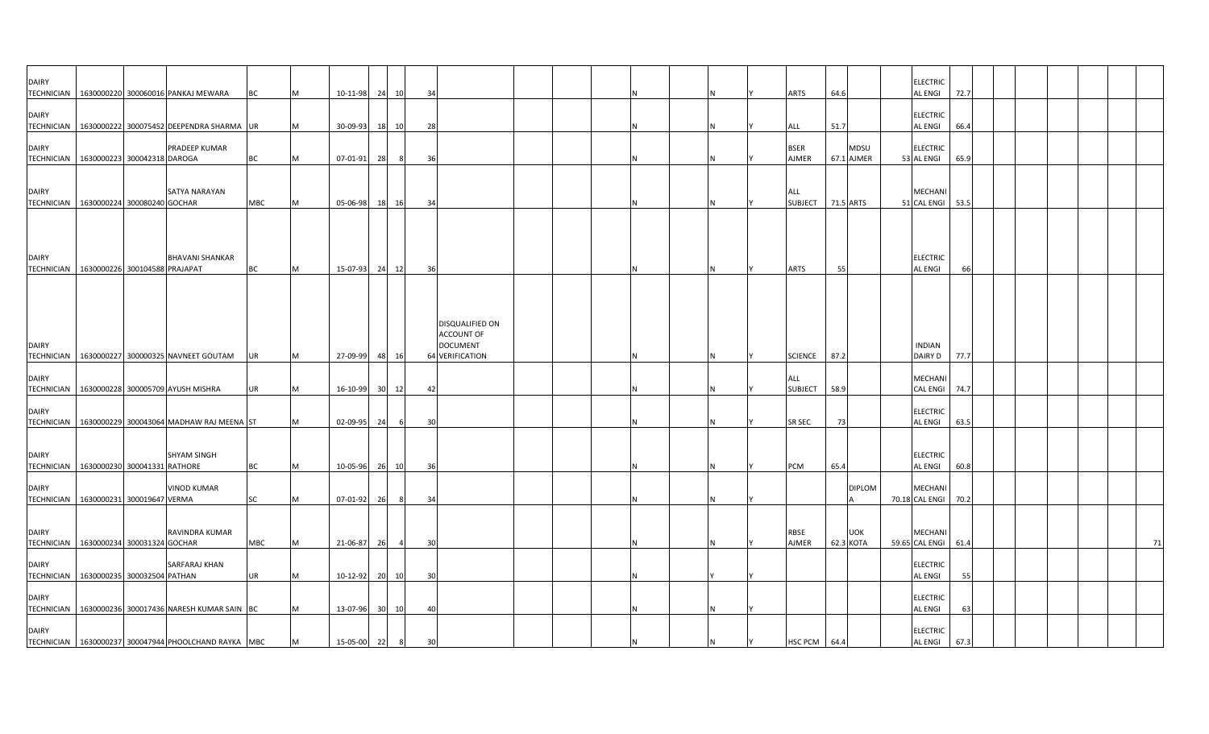| | | | | | | | | | | | | | | | | | | | | | | | | | | | | | | |
|---|---|---|---|---|---|---|---|---|---|---|---|---|---|---|---|---|---|---|---|---|---|---|---|---|---|---|---|---|---|---|
| DAIRY TECHNICIAN | 1630000220 | 300060016 | PANKAJ MEWARA | BC | M | 10-11-98 | 24 | 10 | 34 | | | | | N | | N | Y | ARTS | 64.6 | | | ELECTRICAL ENGI | 72.7 | | | | | | | |
| DAIRY TECHNICIAN | 1630000222 | 300075452 | DEEPENDRA SHARMA | UR | M | 30-09-93 | 18 | 10 | 28 | | | | | N | | N | Y | ALL | 51.7 | | | ELECTRICAL ENGI | 66.4 | | | | | | | |
| DAIRY TECHNICIAN | 1630000223 | 300042318 | PRADEEP KUMAR DAROGA | BC | M | 07-01-91 | 28 | 8 | 36 | | | | | N | | N | Y | BSER AJMER | 67.1 | MDSU AJMER | 53 | ELECTRICAL ENGI | 65.9 | | | | | | | |
| DAIRY TECHNICIAN | 1630000224 | 300080240 | SATYA NARAYAN GOCHAR | MBC | M | 05-06-98 | 18 | 16 | 34 | | | | | N | | N | Y | ALL SUBJECT | 71.5 | ARTS | 51 | MECHANICAL ENGI | 53.5 | | | | | | | |
| DAIRY TECHNICIAN | 1630000226 | 300104588 | BHAVANI SHANKAR PRAJAPAT | BC | M | 15-07-93 | 24 | 12 | 36 | | | | | N | | N | Y | ARTS | 55 | | | ELECTRICAL ENGI | 66 | | | | | | | |
| DAIRY TECHNICIAN | 1630000227 | 300000325 | NAVNEET GOUTAM | UR | M | 27-09-99 | 48 | 16 | 64 | DISQUALIFIED ON ACCOUNT OF DOCUMENT VERIFICATION | | | | N | | N | Y | SCIENCE | 87.2 | | | INDIAN DAIRY D | 77.7 | | | | | | | |
| DAIRY TECHNICIAN | 1630000228 | 300005709 | AYUSH MISHRA | UR | M | 16-10-99 | 30 | 12 | 42 | | | | | N | | N | Y | ALL SUBJECT | 58.9 | | | MECHANICAL ENGI | 74.7 | | | | | | | |
| DAIRY TECHNICIAN | 1630000229 | 300043064 | MADHAW RAJ MEENA | ST | M | 02-09-95 | 24 | 6 | 30 | | | | | N | | N | Y | SR SEC | 73 | | | ELECTRICAL ENGI | 63.5 | | | | | | | |
| DAIRY TECHNICIAN | 1630000230 | 300041331 | SHYAM SINGH RATHORE | BC | M | 10-05-96 | 26 | 10 | 36 | | | | | N | | N | Y | PCM | 65.4 | | | ELECTRICAL ENGI | 60.8 | | | | | | | |
| DAIRY TECHNICIAN | 1630000231 | 300019647 | VINOD KUMAR VERMA | SC | M | 07-01-92 | 26 | 8 | 34 | | | | | N | | N | Y | | | DIPLOMA | 70.18 | MECHANICAL ENGI | 70.2 | | | | | | | |
| DAIRY TECHNICIAN | 1630000234 | 300031324 | RAVINDRA KUMAR GOCHAR | MBC | M | 21-06-87 | 26 | 4 | 30 | | | | | N | | N | Y | RBSE AJMER | 62.3 | UOK KOTA | 59.65 | MECHANICAL ENGI | 61.4 | | | | | | | 71 |
| DAIRY TECHNICIAN | 1630000235 | 300032504 | SARFARAJ KHAN PATHAN | UR | M | 10-12-92 | 20 | 10 | 30 | | | | | N | | Y | Y | | | | | ELECTRICAL ENGI | 55 | | | | | | | |
| DAIRY TECHNICIAN | 1630000236 | 300017436 | NARESH KUMAR SAIN | BC | M | 13-07-96 | 30 | 10 | 40 | | | | | N | | N | Y | | | | | ELECTRICAL ENGI | 63 | | | | | | | |
| DAIRY TECHNICIAN | 1630000237 | 300047944 | PHOOLCHAND RAYKA | MBC | M | 15-05-00 | 22 | 8 | 30 | | | | | N | | N | Y | HSC PCM | 64.4 | | | ELECTRICAL ENGI | 67.3 | | | | | | | |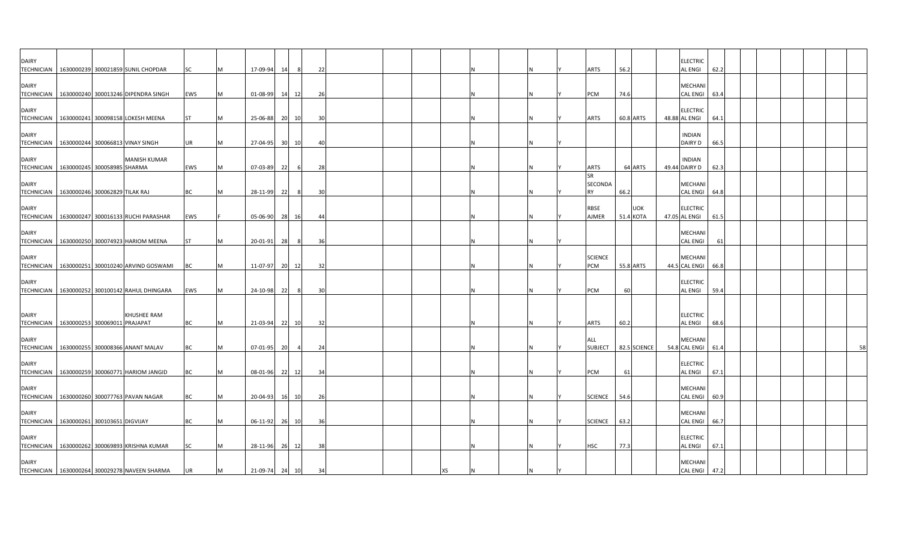| | | | | | | | | | | | | | | | | | | | | | | | | | | | | | | |
|---|---|---|---|---|---|---|---|---|---|---|---|---|---|---|---|---|---|---|---|---|---|---|---|---|---|---|---|---|---|---|
| DAIRY TECHNICIAN | 1630000239 | 300021859 | SUNIL CHOPDAR | SC | M | 17-09-94 | 14 | 8 | 22 | | | | | N | | N | Y | ARTS | 56.2 | | | ELECTRICAL ENGI | 62.2 | | | | | | | |
| DAIRY TECHNICIAN | 1630000240 | 300013246 | DIPENDRA SINGH | EWS | M | 01-08-99 | 14 | 12 | 26 | | | | | N | | N | Y | PCM | 74.6 | | | MECHANICAL ENGI | 63.4 | | | | | | | |
| DAIRY TECHNICIAN | 1630000241 | 300098158 | LOKESH MEENA | ST | M | 25-06-88 | 20 | 10 | 30 | | | | | N | | N | Y | ARTS | 60.8 | ARTS | 48.88 | ELECTRICAL ENGI | 64.1 | | | | | | | |
| DAIRY TECHNICIAN | 1630000244 | 300066813 | VINAY SINGH | UR | M | 27-04-95 | 30 | 10 | 40 | | | | | N | | N | Y | | | | | INDIAN DAIRY D | 66.5 | | | | | | | |
| DAIRY TECHNICIAN | 1630000245 | 300058985 | MANISH KUMAR SHARMA | EWS | M | 07-03-89 | 22 | 6 | 28 | | | | | N | | N | Y | ARTS | 64 | ARTS | 49.44 | INDIAN DAIRY D | 62.3 | | | | | | | |
| DAIRY TECHNICIAN | 1630000246 | 300062829 | TILAK RAJ | BC | M | 28-11-99 | 22 | 8 | 30 | | | | | N | | N | Y | SR SECONDARY | 66.2 | | | MECHANICAL ENGI | 64.8 | | | | | | | |
| DAIRY TECHNICIAN | 1630000247 | 300016133 | RUCHI PARASHAR | EWS | F | 05-06-90 | 28 | 16 | 44 | | | | | N | | N | Y | RBSE AJMER | 51.4 | UOK KOTA | 47.05 | ELECTRICAL ENGI | 61.5 | | | | | | | |
| DAIRY TECHNICIAN | 1630000250 | 300074923 | HARIOM MEENA | ST | M | 20-01-91 | 28 | 8 | 36 | | | | | N | | N | Y | | | | | MECHANICAL ENGI | 61 | | | | | | | |
| DAIRY TECHNICIAN | 1630000251 | 300010240 | ARVIND GOSWAMI | BC | M | 11-07-97 | 20 | 12 | 32 | | | | | N | | N | Y | SCIENCE PCM | 55.8 | ARTS | 44.5 | MECHANICAL ENGI | 66.8 | | | | | | | |
| DAIRY TECHNICIAN | 1630000252 | 300100142 | RAHUL DHINGARA | EWS | M | 24-10-98 | 22 | 8 | 30 | | | | | N | | N | Y | PCM | 60 | | | ELECTRICAL ENGI | 59.4 | | | | | | | |
| DAIRY TECHNICIAN | 1630000253 | 300069011 | KHUSHEE RAM PRAJAPAT | BC | M | 21-03-94 | 22 | 10 | 32 | | | | | N | | N | Y | ARTS | 60.2 | | | ELECTRICAL ENGI | 68.6 | | | | | | | |
| DAIRY TECHNICIAN | 1630000255 | 300008366 | ANANT MALAV | BC | M | 07-01-95 | 20 | 4 | 24 | | | | | N | | N | Y | ALL SUBJECT | 82.5 | SCIENCE | 54.8 | MECHANICAL ENGI | 61.4 | | | | | | | 58 |
| DAIRY TECHNICIAN | 1630000259 | 300060771 | HARIOM JANGID | BC | M | 08-01-96 | 22 | 12 | 34 | | | | | N | | N | Y | PCM | 61 | | | ELECTRICAL ENGI | 67.1 | | | | | | | |
| DAIRY TECHNICIAN | 1630000260 | 300077763 | PAVAN NAGAR | BC | M | 20-04-93 | 16 | 10 | 26 | | | | | N | | N | Y | SCIENCE | 54.6 | | | MECHANICAL ENGI | 60.9 | | | | | | | |
| DAIRY TECHNICIAN | 1630000261 | 300103651 | DIGVIJAY | BC | M | 06-11-92 | 26 | 10 | 36 | | | | | N | | N | Y | SCIENCE | 63.2 | | | MECHANICAL ENGI | 66.7 | | | | | | | |
| DAIRY TECHNICIAN | 1630000262 | 300069893 | KRISHNA KUMAR | SC | M | 28-11-96 | 26 | 12 | 38 | | | | | N | | N | Y | HSC | 77.3 | | | ELECTRICAL ENGI | 67.1 | | | | | | | |
| DAIRY TECHNICIAN | 1630000264 | 300029278 | NAVEEN SHARMA | UR | M | 21-09-74 | 24 | 10 | 34 | | | | XS | N | | N | Y | | | | | MECHANICAL ENGI | 47.2 | | | | | | | |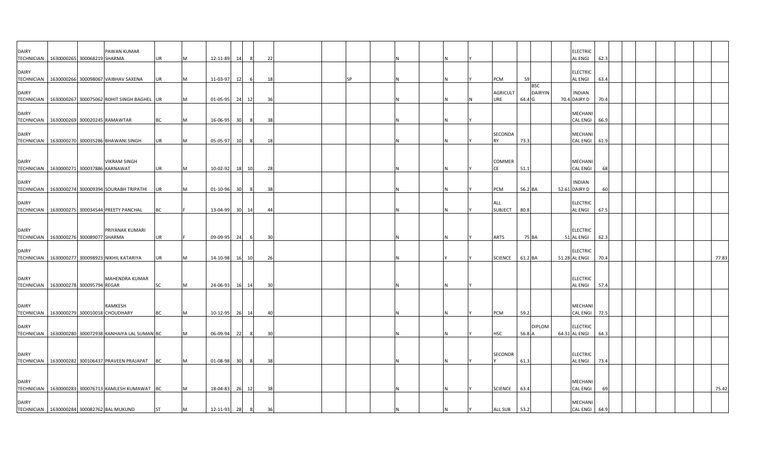| | | | | | | | | | | | | | | | | | | | | | | | | | | | | | |
|---|---|---|---|---|---|---|---|---|---|---|---|---|---|---|---|---|---|---|---|---|---|---|---|---|---|---|---|---|---|
| DAIRY TECHNICIAN | 1630000265 | 300068219 | PAWAN KUMAR SHARMA | UR | M | 12-11-89 | 14 | 8 | 22 | | | | | N | | N | Y | | | | | ELECTRICAL ENGI | 62.3 | | | | | | |
| DAIRY TECHNICIAN | 1630000266 | 300098067 | VAIBHAV SAXENA | UR | M | 11-03-97 | 12 | 6 | 18 | | SP | | | N | | N | Y | PCM | 59 | | | ELECTRICAL ENGI | 63.4 | | | | | | |
| DAIRY TECHNICIAN | 1630000267 | 300075062 | ROHIT SINGH BAGHEL | UR | M | 01-05-95 | 24 | 12 | 36 | | | | | N | | N | N | AGRICULTURE | 64.4 | BSC DAIRYING | 70.4 | INDIAN DAIRY D | 70.4 | | | | | | |
| DAIRY TECHNICIAN | 1630000269 | 300020245 | RAMAWTAR | BC | M | 16-06-95 | 30 | 8 | 38 | | | | | N | | N | Y | | | | | MECHANICAL ENGI | 66.9 | | | | | | |
| DAIRY TECHNICIAN | 1630000270 | 300035286 | BHAWANI SINGH | UR | M | 05-05-97 | 10 | 8 | 18 | | | | | N | | N | Y | SECONDARY | 73.3 | | | MECHANICAL ENGI | 61.9 | | | | | | |
| DAIRY TECHNICIAN | 1630000271 | 300037886 | VIKRAM SINGH KARNAWAT | UR | M | 10-02-92 | 18 | 10 | 28 | | | | | N | | N | Y | COMMERCE | 51.1 | | | MECHANICAL ENGI | 68 | | | | | | |
| DAIRY TECHNICIAN | 1630000274 | 300009394 | SOURABH TRIPATHI | UR | M | 01-10-96 | 30 | 8 | 38 | | | | | N | | N | Y | PCM | 56.2 | BA | 52.61 | INDIAN DAIRY D | 60 | | | | | | |
| DAIRY TECHNICIAN | 1630000275 | 300034544 | PREETY PANCHAL | BC | F | 13-04-99 | 30 | 14 | 44 | | | | | N | | N | Y | ALL SUBJECT | 80.8 | | | ELECTRICAL ENGI | 67.5 | | | | | | |
| DAIRY TECHNICIAN | 1630000276 | 300089077 | PRIYANAK KUMARI SHARMA | UR | F | 09-09-95 | 24 | 6 | 30 | | | | | N | | N | Y | ARTS | 75 | BA | 51 | ELECTRICAL ENGI | 62.3 | | | | | | |
| DAIRY TECHNICIAN | 1630000277 | 300098923 | NIKHIL KATARIYA | UR | M | 14-10-98 | 16 | 10 | 26 | | | | | N | | Y | Y | SCIENCE | 61.2 | BA | 51.28 | ELECTRICAL ENGI | 70.4 | | | | | | 77.83 |
| DAIRY TECHNICIAN | 1630000278 | 300095794 | MAHENDRA KUMAR REGAR | SC | M | 24-06-93 | 16 | 14 | 30 | | | | | N | | N | Y | | | | | ELECTRICAL ENGI | 57.4 | | | | | | |
| DAIRY TECHNICIAN | 1630000279 | 300010018 | RAMKESH CHOUDHARY | BC | M | 10-12-95 | 26 | 14 | 40 | | | | | N | | N | Y | PCM | 59.2 | | | MECHANICAL ENGI | 72.5 | | | | | | |
| DAIRY TECHNICIAN | 1630000280 | 300072938 | KANHAIYA LAL SUMAN | BC | M | 06-09-94 | 22 | 8 | 30 | | | | | N | | N | Y | HSC | 56.8 | DIPLOMA | 64.31 | ELECTRICAL ENGI | 64.3 | | | | | | |
| DAIRY TECHNICIAN | 1630000282 | 300106437 | PRAVEEN PRAJAPAT | BC | M | 01-08-98 | 30 | 8 | 38 | | | | | N | | N | Y | SECONDRY | 61.3 | | | ELECTRICAL ENGI | 73.4 | | | | | | |
| DAIRY TECHNICIAN | 1630000283 | 300076713 | KAMLESH KUMAWAT | BC | M | 18-04-83 | 26 | 12 | 38 | | | | | N | | N | Y | SCIENCE | 63.4 | | | MECHANICAL ENGI | 69 | | | | | | 75.42 |
| DAIRY TECHNICIAN | 1630000284 | 300082762 | BAL MUKUND | ST | M | 12-11-93 | 28 | 8 | 36 | | | | | N | | N | Y | ALL SUB | 53.2 | | | MECHANICAL ENGI | 64.9 | | | | | | |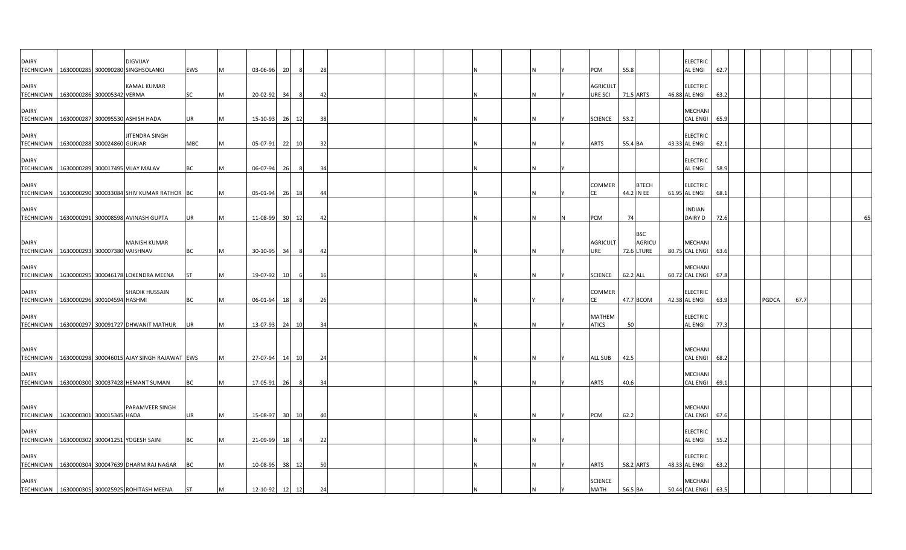| | | | | | | | | | | | | | | | | | | | | | | | | | | | | |
|---|---|---|---|---|---|---|---|---|---|---|---|---|---|---|---|---|---|---|---|---|---|---|---|---|---|---|---|---|
| DAIRY TECHNICIAN | 1630000285 | 300090280 | DIGVIJAY SINGHSOLANKI | EWS | M | 03-06-96 | 20 | 8 | 28 | | | | | N | N | Y | PCM | 55.8 | | | ELECTRICAL ENGI | 62.7 | | | | | | |
| DAIRY TECHNICIAN | 1630000286 | 300005342 | KAMAL KUMAR VERMA | SC | M | 20-02-92 | 34 | 8 | 42 | | | | | N | N | Y | AGRICULTURE SCI | 71.5 | ARTS | 46.88 | ELECTRICAL ENGI | 63.2 | | | | | | |
| DAIRY TECHNICIAN | 1630000287 | 300095530 | ASHISH HADA | UR | M | 15-10-93 | 26 | 12 | 38 | | | | | N | N | Y | SCIENCE | 53.2 | | | MECHANICAL ENGI | 65.9 | | | | | | |
| DAIRY TECHNICIAN | 1630000288 | 300024860 | JITENDRA SINGH GURJAR | MBC | M | 05-07-91 | 22 | 10 | 32 | | | | | N | N | Y | ARTS | 55.4 | BA | 43.33 | ELECTRICAL ENGI | 62.1 | | | | | | |
| DAIRY TECHNICIAN | 1630000289 | 300017495 | VIJAY MALAV | BC | M | 06-07-94 | 26 | 8 | 34 | | | | | N | N | Y | | | | | ELECTRICAL ENGI | 58.9 | | | | | | |
| DAIRY TECHNICIAN | 1630000290 | 300033084 | SHIV KUMAR RATHOR | BC | M | 05-01-94 | 26 | 18 | 44 | | | | | N | N | Y | COMMERCE | 44.2 | BTECH IN EE | 61.95 | ELECTRICAL ENGI | 68.1 | | | | | | |
| DAIRY TECHNICIAN | 1630000291 | 300008598 | AVINASH GUPTA | UR | M | 11-08-99 | 30 | 12 | 42 | | | | | N | N | N | PCM | 74 | | | INDIAN DAIRY D | 72.6 | | | | | | 65 |
| DAIRY TECHNICIAN | 1630000293 | 300007380 | MANISH KUMAR VAISHNAV | BC | M | 30-10-95 | 34 | 8 | 42 | | | | | N | N | Y | AGRICULTURE | 72.6 | BSC AGRICULTURE | 80.75 | MECHANICAL ENGI | 63.6 | | | | | | |
| DAIRY TECHNICIAN | 1630000295 | 300046178 | LOKENDRA MEENA | ST | M | 19-07-92 | 10 | 6 | 16 | | | | | N | N | Y | SCIENCE | 62.2 | ALL | 60.72 | MECHANICAL ENGI | 67.8 | | | | | | |
| DAIRY TECHNICIAN | 1630000296 | 300104594 | SHADIK HUSSAIN HASHMI | BC | M | 06-01-94 | 18 | 8 | 26 | | | | | N | Y | Y | COMMERCE | 47.7 | BCOM | 42.38 | ELECTRICAL ENGI | 63.9 | | PGDCA | 67.7 | | | |
| DAIRY TECHNICIAN | 1630000297 | 300091727 | DHWANIT MATHUR | UR | M | 13-07-93 | 24 | 10 | 34 | | | | | N | N | Y | MATHEMATICS | 50 | | | ELECTRICAL ENGI | 77.3 | | | | | | |
| DAIRY TECHNICIAN | 1630000298 | 300046015 | AJAY SINGH RAJAWAT | EWS | M | 27-07-94 | 14 | 10 | 24 | | | | | N | N | Y | ALL SUB | 42.5 | | | MECHANICAL ENGI | 68.2 | | | | | | |
| DAIRY TECHNICIAN | 1630000300 | 300037428 | HEMANT SUMAN | BC | M | 17-05-91 | 26 | 8 | 34 | | | | | N | N | Y | ARTS | 40.6 | | | MECHANICAL ENGI | 69.1 | | | | | | |
| DAIRY TECHNICIAN | 1630000301 | 300015345 | PARAMVEER SINGH HADA | UR | M | 15-08-97 | 30 | 10 | 40 | | | | | N | N | Y | PCM | 62.2 | | | MECHANICAL ENGI | 67.6 | | | | | | |
| DAIRY TECHNICIAN | 1630000302 | 300041251 | YOGESH SAINI | BC | M | 21-09-99 | 18 | 4 | 22 | | | | | N | N | Y | | | | | ELECTRICAL ENGI | 55.2 | | | | | | |
| DAIRY TECHNICIAN | 1630000304 | 300047639 | DHARM RAJ NAGAR | BC | M | 10-08-95 | 38 | 12 | 50 | | | | | N | N | Y | ARTS | 58.2 | ARTS | 48.33 | ELECTRICAL ENGI | 63.2 | | | | | | |
| DAIRY TECHNICIAN | 1630000305 | 300025925 | ROHITASH MEENA | ST | M | 12-10-92 | 12 | 12 | 24 | | | | | N | N | Y | SCIENCE MATH | 56.5 | BA | 50.44 | MECHANICAL ENGI | 63.5 | | | | | | |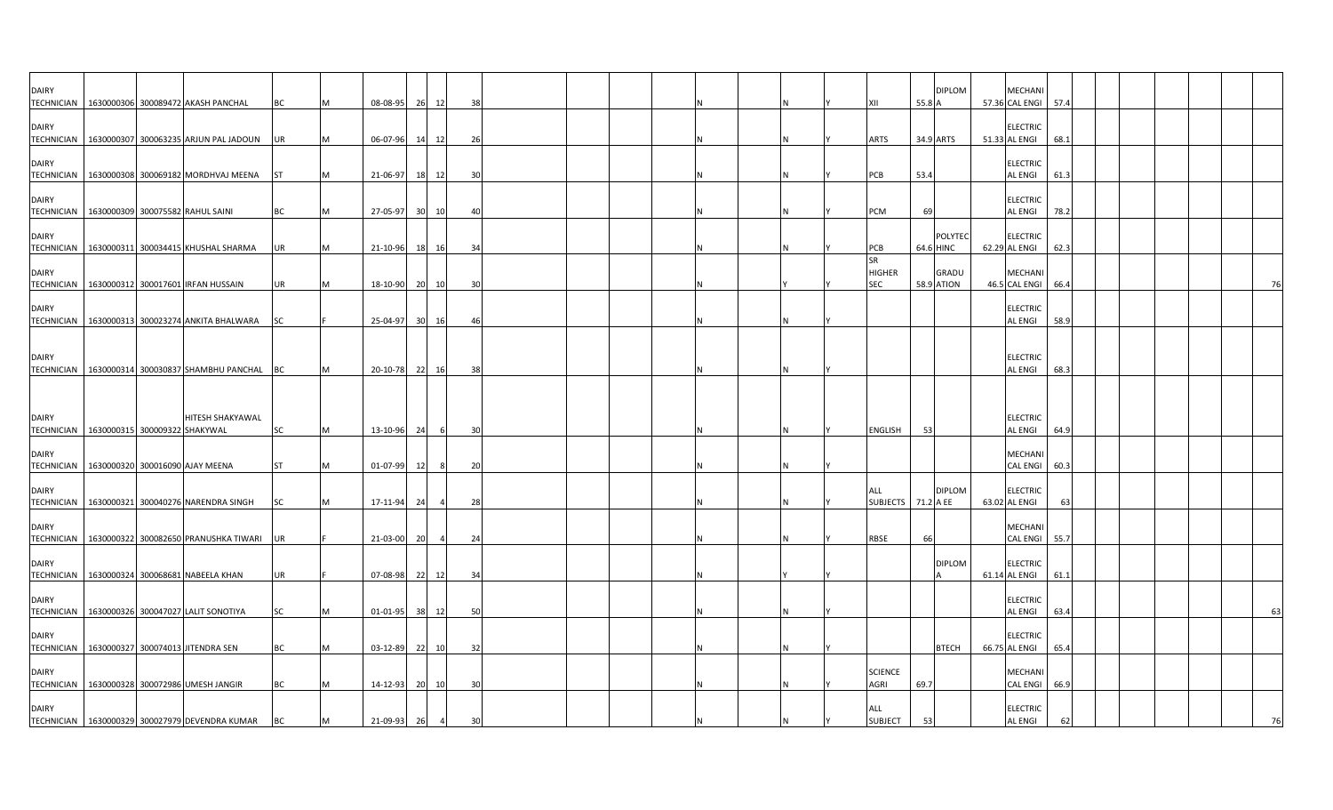| | | | | | | | | | | | | | | | | | | | | | | | | | | | | | | | | |
|---|---|---|---|---|---|---|---|---|---|---|---|---|---|---|---|---|---|---|---|---|---|---|---|---|---|---|---|---|---|---|---|---|
| DAIRY TECHNICIAN | 1630000306 | 300089472 | AKASH PANCHAL | BC | M | 08-08-95 | 26 | 12 | 38 | | | | | N | | N | Y | XII | 55.8 | DIPLOMA | | 57.36 | MECHANICAL ENGI | 57.4 | | | | | | | | |
| DAIRY TECHNICIAN | 1630000307 | 300063235 | ARJUN PAL JADOUN | UR | M | 06-07-96 | 14 | 12 | 26 | | | | | N | | N | Y | ARTS | 34.9 | ARTS | | 51.33 | ELECTRICAL ENGI | 68.1 | | | | | | | | |
| DAIRY TECHNICIAN | 1630000308 | 300069182 | MORDHVAJ MEENA | ST | M | 21-06-97 | 18 | 12 | 30 | | | | | N | | N | Y | PCB | 53.4 | | | | ELECTRICAL ENGI | 61.3 | | | | | | | | |
| DAIRY TECHNICIAN | 1630000309 | 300075582 | RAHUL SAINI | BC | M | 27-05-97 | 30 | 10 | 40 | | | | | N | | N | Y | PCM | 69 | | | | ELECTRICAL ENGI | 78.2 | | | | | | | | |
| DAIRY TECHNICIAN | 1630000311 | 300034415 | KHUSHAL SHARMA | UR | M | 21-10-96 | 18 | 16 | 34 | | | | | N | | N | Y | PCB | 64.6 | POLYTECHNIC | | 62.29 | ELECTRICAL ENGI | 62.3 | | | | | | | | |
| DAIRY TECHNICIAN | 1630000312 | 300017601 | IRFAN HUSSAIN | UR | M | 18-10-90 | 20 | 10 | 30 | | | | | N | | Y | Y | SR HIGHER SEC | 58.9 | GRADUATION | | 46.5 | MECHANICAL ENGI | 66.4 | | | | | | | | 76 |
| DAIRY TECHNICIAN | 1630000313 | 300023274 | ANKITA BHALWARA | SC | F | 25-04-97 | 30 | 16 | 46 | | | | | N | | N | Y | | | | | | ELECTRICAL ENGI | 58.9 | | | | | | | | |
| DAIRY TECHNICIAN | 1630000314 | 300030837 | SHAMBHU PANCHAL | BC | M | 20-10-78 | 22 | 16 | 38 | | | | | N | | N | Y | | | | | | ELECTRICAL ENGI | 68.3 | | | | | | | | |
| DAIRY TECHNICIAN | 1630000315 | 300009322 | HITESH SHAKYAWAL SHAKYWAL | SC | M | 13-10-96 | 24 | 6 | 30 | | | | | N | | N | Y | ENGLISH | 53 | | | | ELECTRICAL ENGI | 64.9 | | | | | | | | |
| DAIRY TECHNICIAN | 1630000320 | 300016090 | AJAY MEENA | ST | M | 01-07-99 | 12 | 8 | 20 | | | | | N | | N | Y | | | | | | MECHANICAL ENGI | 60.3 | | | | | | | | |
| DAIRY TECHNICIAN | 1630000321 | 300040276 | NARENDRA SINGH | SC | M | 17-11-94 | 24 | 4 | 28 | | | | | N | | N | Y | ALL SUBJECTS | 71.2 | DIPLOMA EE | | 63.02 | ELECTRICAL ENGI | 63 | | | | | | | | |
| DAIRY TECHNICIAN | 1630000322 | 300082650 | PRANUSHKA TIWARI | UR | F | 21-03-00 | 20 | 4 | 24 | | | | | N | | N | Y | RBSE | 66 | | | | MECHANICAL ENGI | 55.7 | | | | | | | | |
| DAIRY TECHNICIAN | 1630000324 | 300068681 | NABEELA KHAN | UR | F | 07-08-98 | 22 | 12 | 34 | | | | | N | | Y | Y | | | DIPLOMA | | 61.14 | ELECTRICAL ENGI | 61.1 | | | | | | | | |
| DAIRY TECHNICIAN | 1630000326 | 300047027 | LALIT SONOTIYA | SC | M | 01-01-95 | 38 | 12 | 50 | | | | | N | | N | Y | | | | | | ELECTRICAL ENGI | 63.4 | | | | | | | | 63 |
| DAIRY TECHNICIAN | 1630000327 | 300074013 | JITENDRA SEN | BC | M | 03-12-89 | 22 | 10 | 32 | | | | | N | | N | Y | | | BTECH | | 66.75 | ELECTRICAL ENGI | 65.4 | | | | | | | | |
| DAIRY TECHNICIAN | 1630000328 | 300072986 | UMESH JANGIR | BC | M | 14-12-93 | 20 | 10 | 30 | | | | | N | | N | Y | SCIENCE AGRI | 69.7 | | | | MECHANICAL ENGI | 66.9 | | | | | | | | |
| DAIRY TECHNICIAN | 1630000329 | 300027979 | DEVENDRA KUMAR | BC | M | 21-09-93 | 26 | 4 | 30 | | | | | N | | N | Y | ALL SUBJECT | 53 | | | | ELECTRICAL ENGI | 62 | | | | | | | | 76 |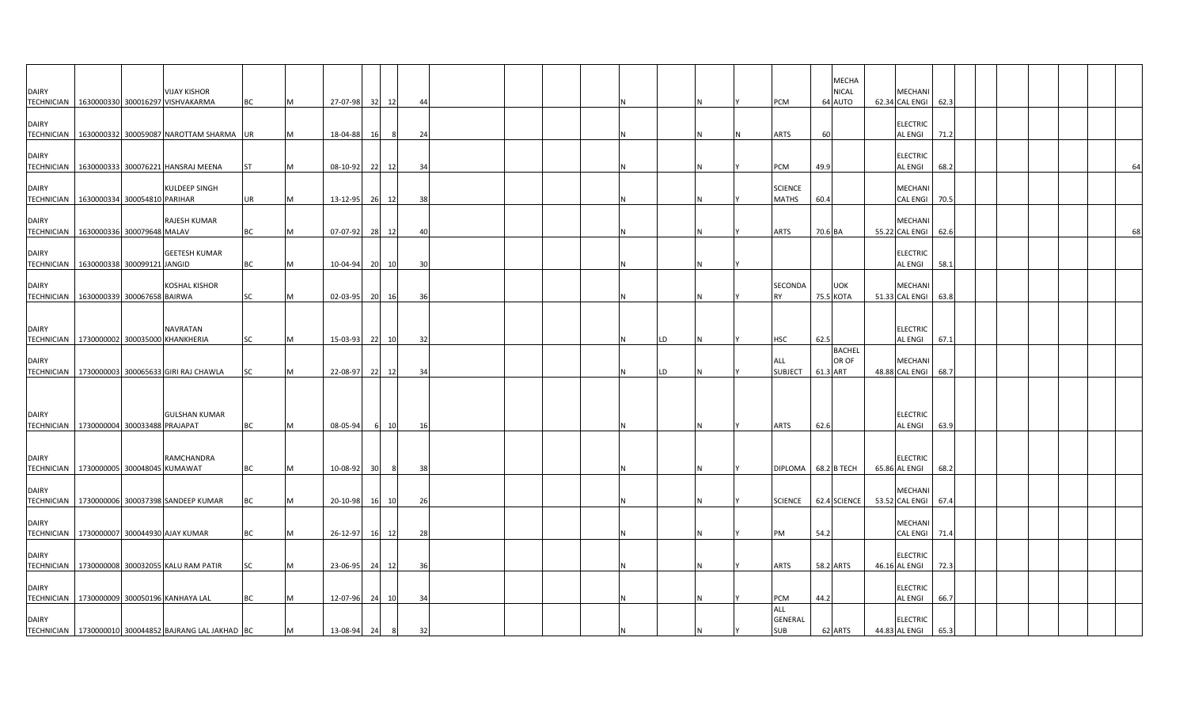| | | | | | | | | | | | | | | | | | | | | | | | | | | | | | | | | | |
|---|---|---|---|---|---|---|---|---|---|---|---|---|---|---|---|---|---|---|---|---|---|---|---|---|---|---|---|---|---|---|---|---|---|
| DAIRY TECHNICIAN | 1630000330 | 300016297 | VIJAY KISHOR VISHVAKARMA | BC | M | 27-07-98 | 32 | 12 | 44 | | | | | | N | | N | Y | PCM | 64 | MECHANICAL AUTO | 62.34 | MECHANICAL ENGI | 62.3 | | | | | | | | | |
| DAIRY TECHNICIAN | 1630000332 | 300059087 | NAROTTAM SHARMA | UR | M | 18-04-88 | 16 | 8 | 24 | | | | | | N | | N | N | ARTS | 60 | | | ELECTRICAL ENGI | 71.2 | | | | | | | | | |
| DAIRY TECHNICIAN | 1630000333 | 300076221 | HANSRAJ MEENA | ST | M | 08-10-92 | 22 | 12 | 34 | | | | | | N | | N | Y | PCM | 49.9 | | | ELECTRICAL ENGI | 68.2 | | | | | | | | | 64 |
| DAIRY TECHNICIAN | 1630000334 | 300054810 | KULDEEP SINGH PARIHAR | UR | M | 13-12-95 | 26 | 12 | 38 | | | | | | N | | N | Y | SCIENCE MATHS | 60.4 | | | MECHANICAL ENGI | 70.5 | | | | | | | | | |
| DAIRY TECHNICIAN | 1630000336 | 300079648 | RAJESH KUMAR MALAV | BC | M | 07-07-92 | 28 | 12 | 40 | | | | | | N | | N | Y | ARTS | 70.6 | BA | 55.22 | MECHANICAL ENGI | 62.6 | | | | | | | | | 68 |
| DAIRY TECHNICIAN | 1630000338 | 300099121 | GEETESH KUMAR JANGID | BC | M | 10-04-94 | 20 | 10 | 30 | | | | | | N | | N | Y | | | | | ELECTRICAL ENGI | 58.1 | | | | | | | | | |
| DAIRY TECHNICIAN | 1630000339 | 300067658 | KOSHAL KISHOR BAIRWA | SC | M | 02-03-95 | 20 | 16 | 36 | | | | | | N | | N | Y | SECONDARY | 75.5 | UOK KOTA | 51.33 | MECHANICAL ENGI | 63.8 | | | | | | | | | |
| DAIRY TECHNICIAN | 1730000002 | 300035000 | NAVRATAN KHANKHERIA | SC | M | 15-03-93 | 22 | 10 | 32 | | | | | | N | LD | N | Y | HSC | 62.5 | | | ELECTRICAL ENGI | 67.1 | | | | | | | | | |
| DAIRY TECHNICIAN | 1730000003 | 300065633 | GIRI RAJ CHAWLA | SC | M | 22-08-97 | 22 | 12 | 34 | | | | | | N | LD | N | Y | ALL SUBJECT | 61.3 | BACHELOR OF ART | 48.88 | MECHANICAL ENGI | 68.7 | | | | | | | | | |
| DAIRY TECHNICIAN | 1730000004 | 300033488 | GULSHAN KUMAR PRAJAPAT | BC | M | 08-05-94 | 6 | 10 | 16 | | | | | | N | | N | Y | ARTS | 62.6 | | | ELECTRICAL ENGI | 63.9 | | | | | | | | | |
| DAIRY TECHNICIAN | 1730000005 | 300048045 | RAMCHANDRA KUMAWAT | BC | M | 10-08-92 | 30 | 8 | 38 | | | | | | N | | N | Y | DIPLOMA | 68.2 | B TECH | 65.86 | ELECTRICAL ENGI | 68.2 | | | | | | | | | |
| DAIRY TECHNICIAN | 1730000006 | 300037398 | SANDEEP KUMAR | BC | M | 20-10-98 | 16 | 10 | 26 | | | | | | N | | N | Y | SCIENCE | 62.4 | SCIENCE | 53.52 | MECHANICAL ENGI | 67.4 | | | | | | | | | |
| DAIRY TECHNICIAN | 1730000007 | 300044930 | AJAY KUMAR | BC | M | 26-12-97 | 16 | 12 | 28 | | | | | | N | | N | Y | PM | 54.2 | | | MECHANICAL ENGI | 71.4 | | | | | | | | | |
| DAIRY TECHNICIAN | 1730000008 | 300032055 | KALU RAM PATIR | SC | M | 23-06-95 | 24 | 12 | 36 | | | | | | N | | N | Y | ARTS | 58.2 | ARTS | 46.16 | ELECTRICAL ENGI | 72.3 | | | | | | | | | |
| DAIRY TECHNICIAN | 1730000009 | 300050196 | KANHAYA LAL | BC | M | 12-07-96 | 24 | 10 | 34 | | | | | | N | | N | Y | PCM | 44.2 | | | ELECTRICAL ENGI | 66.7 | | | | | | | | | |
| DAIRY TECHNICIAN | 1730000010 | 300044852 | BAJRANG LAL JAKHAD | BC | M | 13-08-94 | 24 | 8 | 32 | | | | | | N | | N | Y | ALL GENERAL SUB | 62 | ARTS | 44.83 | ELECTRICAL ENGI | 65.3 | | | | | | | | | |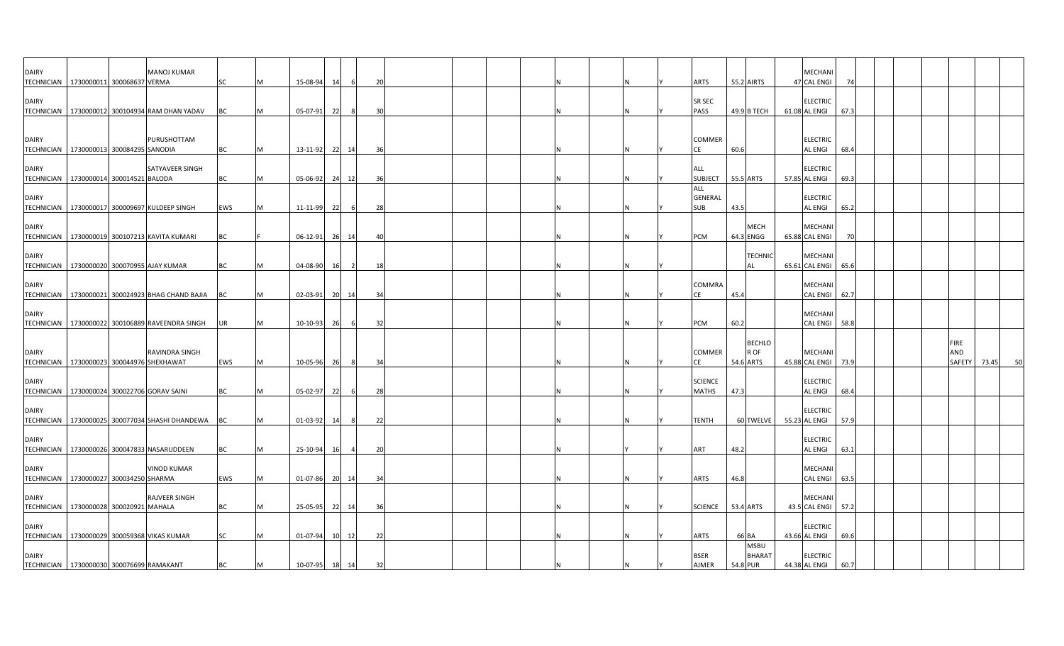| | | | | | | | | | | | | | | | | | | | | | | | | | | | | | | | | | | |
|---|---|---|---|---|---|---|---|---|---|---|---|---|---|---|---|---|---|---|---|---|---|---|---|---|---|---|---|---|---|---|---|---|---|---|
| DAIRY TECHNICIAN | 1730000011 | 300068637 | MANOJ KUMAR VERMA | SC | M | 15-08-94 | 14 | 6 | 20 | | | | | | N | | N | Y | ARTS | 55.2 | AIRTS | 47 | MECHANI CAL ENGI | 74 | | | | | | | | | | |
| DAIRY TECHNICIAN | 1730000012 | 300104934 | RAM DHAN YADAV | BC | M | 05-07-91 | 22 | 8 | 30 | | | | | | N | | N | Y | SR SEC PASS | 49.9 | B TECH | 61.08 | ELECTRIC AL ENGI | 67.3 | | | | | | | | | | |
| DAIRY TECHNICIAN | 1730000013 | 300084295 | PURUSHOTTAM SANODIA | BC | M | 13-11-92 | 22 | 14 | 36 | | | | | | N | | N | Y | COMMER CE | 60.6 | | | ELECTRIC AL ENGI | 68.4 | | | | | | | | | | |
| DAIRY TECHNICIAN | 1730000014 | 300014521 | SATYAVEER SINGH BALODA | BC | M | 05-06-92 | 24 | 12 | 36 | | | | | | N | | N | Y | ALL SUBJECT | 55.5 | ARTS | 57.85 | ELECTRIC AL ENGI | 69.3 | | | | | | | | | | |
| DAIRY TECHNICIAN | 1730000017 | 300009697 | KULDEEP SINGH | EWS | M | 11-11-99 | 22 | 6 | 28 | | | | | | N | | N | Y | ALL GENERAL SUB | 43.5 | | | ELECTRIC AL ENGI | 65.2 | | | | | | | | | | |
| DAIRY TECHNICIAN | 1730000019 | 300107213 | KAVITA KUMARI | BC | F | 06-12-91 | 26 | 14 | 40 | | | | | | N | | N | Y | PCM | 64.3 | MECH ENGG | 65.88 | MECHANI CAL ENGI | 70 | | | | | | | | | | |
| DAIRY TECHNICIAN | 1730000020 | 300070955 | AJAY KUMAR | BC | M | 04-08-90 | 16 | 2 | 18 | | | | | | N | | N | Y | | | TECHNIC AL | 65.61 | MECHANI CAL ENGI | 65.6 | | | | | | | | | | |
| DAIRY TECHNICIAN | 1730000021 | 300024923 | BHAG CHAND BAJIA | BC | M | 02-03-91 | 20 | 14 | 34 | | | | | | N | | N | Y | COMMRA CE | 45.4 | | | MECHANI CAL ENGI | 62.7 | | | | | | | | | | |
| DAIRY TECHNICIAN | 1730000022 | 300106889 | RAVEENDRA SINGH | UR | M | 10-10-93 | 26 | 6 | 32 | | | | | | N | | N | Y | PCM | 60.2 | | | MECHANI CAL ENGI | 58.8 | | | | | | | | | | |
| DAIRY TECHNICIAN | 1730000023 | 300044976 | RAVINDRA SINGH SHEKHAWAT | EWS | M | 10-05-96 | 26 | 8 | 34 | | | | | | N | | N | Y | COMMER CE | 54.6 | BECHLO R OF ARTS | 45.88 | MECHANI CAL ENGI | 73.9 | | | | | | | FIRE AND SAFETY | 73.45 | 50 |
| DAIRY TECHNICIAN | 1730000024 | 300022706 | GORAV SAINI | BC | M | 05-02-97 | 22 | 6 | 28 | | | | | | N | | N | Y | SCIENCE MATHS | 47.3 | | | ELECTRIC AL ENGI | 68.4 | | | | | | | | | | |
| DAIRY TECHNICIAN | 1730000025 | 300077034 | SHASHI DHANDEWA | BC | M | 01-03-92 | 14 | 8 | 22 | | | | | | N | | N | Y | TENTH | 60 | TWELVE | 55.23 | ELECTRIC AL ENGI | 57.9 | | | | | | | | | | |
| DAIRY TECHNICIAN | 1730000026 | 300047833 | NASARUDDEEN | BC | M | 25-10-94 | 16 | 4 | 20 | | | | | | N | | Y | Y | ART | 48.2 | | | ELECTRIC AL ENGI | 63.1 | | | | | | | | | | |
| DAIRY TECHNICIAN | 1730000027 | 300034250 | VINOD KUMAR SHARMA | EWS | M | 01-07-86 | 20 | 14 | 34 | | | | | | N | | N | Y | ARTS | 46.8 | | | MECHANI CAL ENGI | 63.5 | | | | | | | | | | |
| DAIRY TECHNICIAN | 1730000028 | 300020921 | RAJVEER SINGH MAHALA | BC | M | 25-05-95 | 22 | 14 | 36 | | | | | | N | | N | Y | SCIENCE | 53.4 | ARTS | 43.5 | MECHANI CAL ENGI | 57.2 | | | | | | | | | | |
| DAIRY TECHNICIAN | 1730000029 | 300059368 | VIKAS KUMAR | SC | M | 01-07-94 | 10 | 12 | 22 | | | | | | N | | N | Y | ARTS | 66 | BA | 43.66 | ELECTRIC AL ENGI | 69.6 | | | | | | | | | | |
| DAIRY TECHNICIAN | 1730000030 | 300076699 | RAMAKANT | BC | M | 10-07-95 | 18 | 14 | 32 | | | | | | N | | N | Y | BSER AJMER | 54.8 | MSBU BHARAT PUR | 44.38 | ELECTRIC AL ENGI | 60.7 | | | | | | | | | | |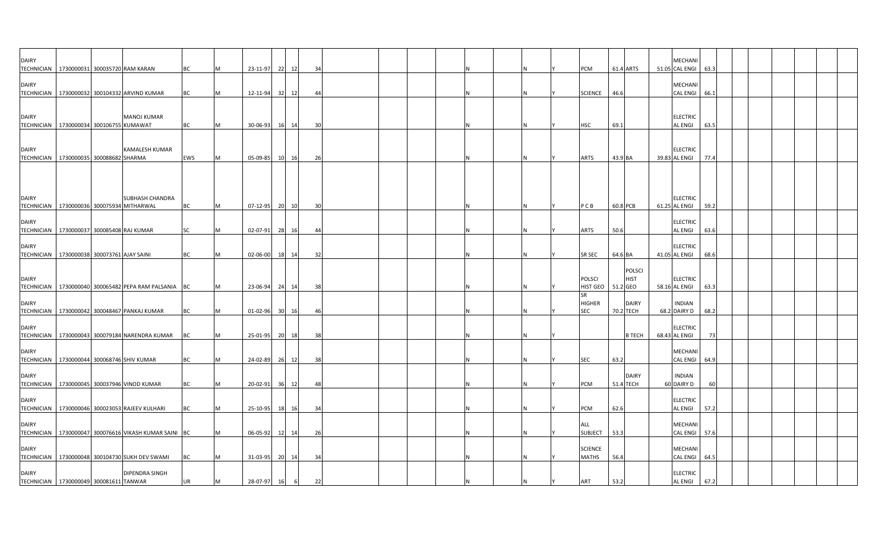| | | | | | | | | | | | | | | | | | | | | | | | | | | | | | | | | | |
|---|---|---|---|---|---|---|---|---|---|---|---|---|---|---|---|---|---|---|---|---|---|---|---|---|---|---|---|---|---|---|---|---|---|
| DAIRY TECHNICIAN | 1730000031 | 300035720 | RAM KARAN | BC | M | 23-11-97 | 22 | 12 | 34 | | | | | | N | | N | Y | PCM | 61.4 | ARTS | 51.05 | MECHANI CAL ENGI | 63.3 | | | | | | | | | |
| DAIRY TECHNICIAN | 1730000032 | 300104332 | ARVIND KUMAR | BC | M | 12-11-94 | 32 | 12 | 44 | | | | | | N | | N | Y | SCIENCE | 46.6 | | | MECHANI CAL ENGI | 66.1 | | | | | | | | | |
| DAIRY TECHNICIAN | 1730000034 | 300106755 | MANOJ KUMAR KUMAWAT | BC | M | 30-06-93 | 16 | 14 | 30 | | | | | | N | | N | Y | HSC | 69.1 | | | ELECTRIC AL ENGI | 63.5 | | | | | | | | | |
| DAIRY TECHNICIAN | 1730000035 | 300088682 | KAMALESH KUMAR SHARMA | EWS | M | 05-09-85 | 10 | 16 | 26 | | | | | | N | | N | Y | ARTS | 43.9 | BA | 39.83 | ELECTRIC AL ENGI | 77.4 | | | | | | | | | |
| DAIRY TECHNICIAN | 1730000036 | 300075934 | SUBHASH CHANDRA MITHARWAL | BC | M | 07-12-95 | 20 | 10 | 30 | | | | | | N | | N | Y | P C B | 60.8 | PCB | 61.25 | ELECTRIC AL ENGI | 59.2 | | | | | | | | | |
| DAIRY TECHNICIAN | 1730000037 | 300085408 | RAJ KUMAR | SC | M | 02-07-91 | 28 | 16 | 44 | | | | | | N | | N | Y | ARTS | 50.6 | | | ELECTRIC AL ENGI | 63.6 | | | | | | | | | |
| DAIRY TECHNICIAN | 1730000038 | 300073761 | AJAY SAINI | BC | M | 02-06-00 | 18 | 14 | 32 | | | | | | N | | N | Y | SR SEC | 64.6 | BA | 41.05 | ELECTRIC AL ENGI | 68.6 | | | | | | | | | |
| DAIRY TECHNICIAN | 1730000040 | 300065482 | PEPA RAM PALSANIA | BC | M | 23-06-94 | 24 | 14 | 38 | | | | | | N | | N | Y | POLSCI HIST GEO | 51.2 | POLSCI HIST GEO | 58.16 | ELECTRIC AL ENGI | 63.3 | | | | | | | | | |
| DAIRY TECHNICIAN | 1730000042 | 300048467 | PANKAJ KUMAR | BC | M | 01-02-96 | 30 | 16 | 46 | | | | | | N | | N | Y | SR HIGHER SEC | 70.2 | DAIRY TECH | 68.2 | INDIAN DAIRY D | 68.2 | | | | | | | | | |
| DAIRY TECHNICIAN | 1730000043 | 300079184 | NARENDRA KUMAR | BC | M | 25-01-95 | 20 | 18 | 38 | | | | | | N | | N | Y | | | B TECH | 68.43 | ELECTRIC AL ENGI | 73 | | | | | | | | | |
| DAIRY TECHNICIAN | 1730000044 | 300068746 | SHIV KUMAR | BC | M | 24-02-89 | 26 | 12 | 38 | | | | | | N | | N | Y | SEC | 63.2 | | | MECHANI CAL ENGI | 64.9 | | | | | | | | | |
| DAIRY TECHNICIAN | 1730000045 | 300037946 | VINOD KUMAR | BC | M | 20-02-91 | 36 | 12 | 48 | | | | | | N | | N | Y | PCM | 51.4 | DAIRY TECH | 60 | INDIAN DAIRY D | 60 | | | | | | | | | |
| DAIRY TECHNICIAN | 1730000046 | 300023053 | RAJEEV KULHARI | BC | M | 25-10-95 | 18 | 16 | 34 | | | | | | N | | N | Y | PCM | 62.6 | | | ELECTRIC AL ENGI | 57.2 | | | | | | | | | |
| DAIRY TECHNICIAN | 1730000047 | 300076616 | VIKASH KUMAR SAINI | BC | M | 06-05-92 | 12 | 14 | 26 | | | | | | N | | N | Y | ALL SUBJECT | 53.3 | | | MECHANI CAL ENGI | 57.6 | | | | | | | | | |
| DAIRY TECHNICIAN | 1730000048 | 300104730 | SUKH DEV SWAMI | BC | M | 31-03-95 | 20 | 14 | 34 | | | | | | N | | N | Y | SCIENCE MATHS | 56.4 | | | MECHANI CAL ENGI | 64.5 | | | | | | | | | |
| DAIRY TECHNICIAN | 1730000049 | 300081611 | DIPENDRA SINGH TANWAR | UR | M | 28-07-97 | 16 | 6 | 22 | | | | | | N | | N | Y | ART | 53.2 | | | ELECTRIC AL ENGI | 67.2 | | | | | | | | | |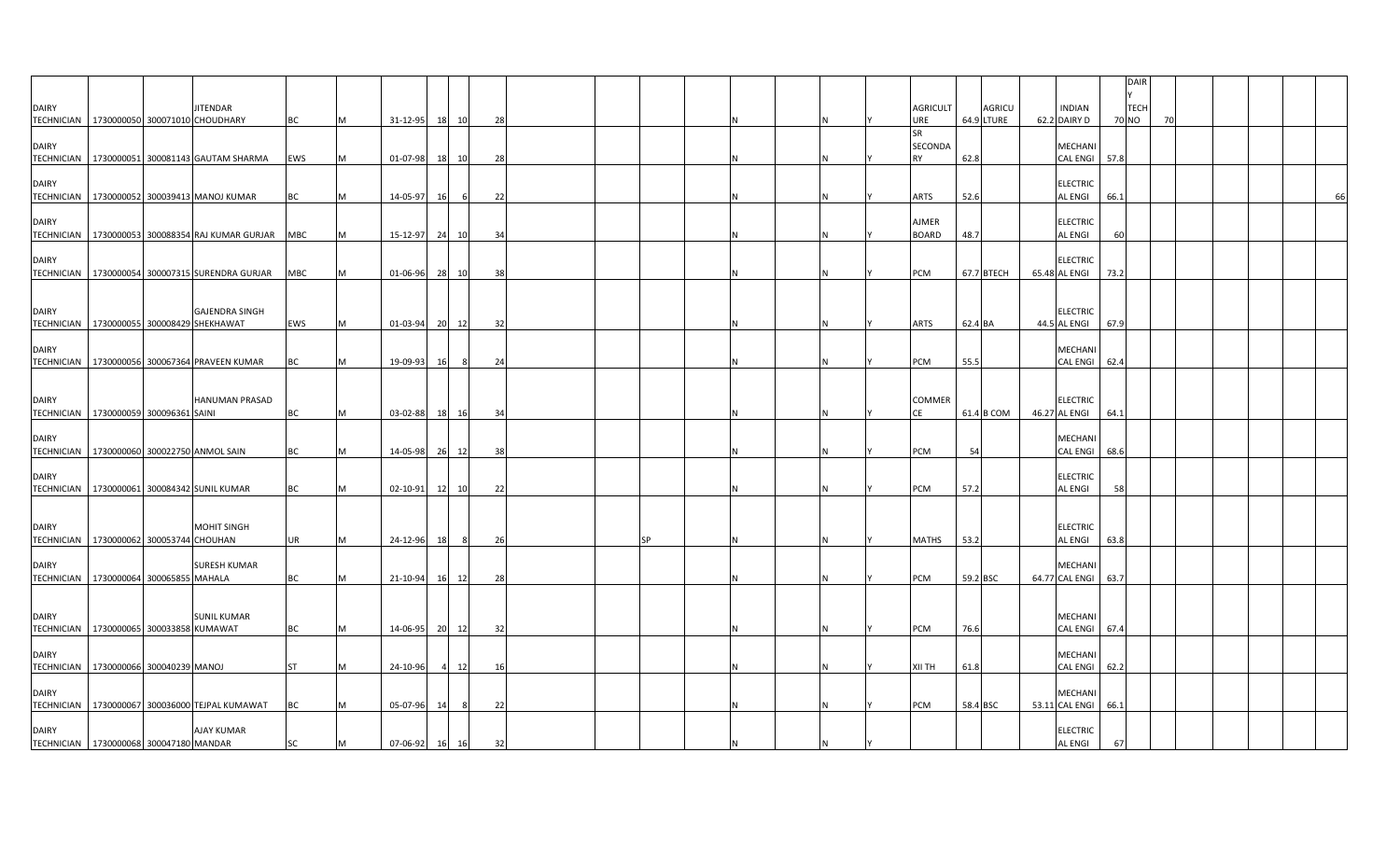| | | | | | | | | | | | | | | | | | | | | | | | | | | | | | | | |
|---|---|---|---|---|---|---|---|---|---|---|---|---|---|---|---|---|---|---|---|---|---|---|---|---|---|---|---|---|---|---|---|
| DAIRY TECHNICIAN | 1730000050 | 300071010 | JITENDAR CHOUDHARY | BC | M | 31-12-95 | 18 | 10 | 28 | | | | | N | | N | Y | AGRICULTURE | 64.9 | AGRICULTURE | 62.2 | INDIAN DAIRY D | 70 | DAIRY TECH NO | 70 | | | | | | |
| DAIRY TECHNICIAN | 1730000051 | 300081143 | GAUTAM SHARMA | EWS | M | 01-07-98 | 18 | 10 | 28 | | | | | N | | N | Y | SR SECONDARY | 62.8 | | | MECHANICAL ENGI | 57.8 | | | | | | | | |
| DAIRY TECHNICIAN | 1730000052 | 300039413 | MANOJ KUMAR | BC | M | 14-05-97 | 16 | 6 | 22 | | | | | N | | N | Y | ARTS | 52.6 | | | ELECTRICAL ENGI | 66.1 | | | | | | | | 66 |
| DAIRY TECHNICIAN | 1730000053 | 300088354 | RAJ KUMAR GURJAR | MBC | M | 15-12-97 | 24 | 10 | 34 | | | | | N | | N | Y | AJMER BOARD | 48.7 | | | ELECTRICAL ENGI | 60 | | | | | | | | |
| DAIRY TECHNICIAN | 1730000054 | 300007315 | SURENDRA GURJAR | MBC | M | 01-06-96 | 28 | 10 | 38 | | | | | N | | N | Y | PCM | 67.7 | BTECH | 65.48 | ELECTRICAL ENGI | 73.2 | | | | | | | | |
| DAIRY TECHNICIAN | 1730000055 | 300008429 | GAJENDRA SINGH SHEKHAWAT | EWS | M | 01-03-94 | 20 | 12 | 32 | | | | | N | | N | Y | ARTS | 62.4 | BA | 44.5 | ELECTRICAL ENGI | 67.9 | | | | | | | | |
| DAIRY TECHNICIAN | 1730000056 | 300067364 | PRAVEEN KUMAR | BC | M | 19-09-93 | 16 | 8 | 24 | | | | | N | | N | Y | PCM | 55.5 | | | MECHANICAL ENGI | 62.4 | | | | | | | | |
| DAIRY TECHNICIAN | 1730000059 | 300096361 | HANUMAN PRASAD SAINI | BC | M | 03-02-88 | 18 | 16 | 34 | | | | | N | | N | Y | COMMERCE | 61.4 | B COM | 46.27 | ELECTRICAL ENGI | 64.1 | | | | | | | | |
| DAIRY TECHNICIAN | 1730000060 | 300022750 | ANMOL SAIN | BC | M | 14-05-98 | 26 | 12 | 38 | | | | | N | | N | Y | PCM | 54 | | | MECHANICAL ENGI | 68.6 | | | | | | | | |
| DAIRY TECHNICIAN | 1730000061 | 300084342 | SUNIL KUMAR | BC | M | 02-10-91 | 12 | 10 | 22 | | | | | N | | N | Y | PCM | 57.2 | | | ELECTRICAL ENGI | 58 | | | | | | | | |
| DAIRY TECHNICIAN | 1730000062 | 300053744 | MOHIT SINGH CHOUHAN | UR | M | 24-12-96 | 18 | 8 | 26 | | | SP | | N | | N | Y | MATHS | 53.2 | | | ELECTRICAL ENGI | 63.8 | | | | | | | | |
| DAIRY TECHNICIAN | 1730000064 | 300065855 | SURESH KUMAR MAHALA | BC | M | 21-10-94 | 16 | 12 | 28 | | | | | N | | N | Y | PCM | 59.2 | BSC | 64.77 | MECHANICAL ENGI | 63.7 | | | | | | | | |
| DAIRY TECHNICIAN | 1730000065 | 300033858 | SUNIL KUMAR KUMAWAT | BC | M | 14-06-95 | 20 | 12 | 32 | | | | | N | | N | Y | PCM | 76.6 | | | MECHANICAL ENGI | 67.4 | | | | | | | | |
| DAIRY TECHNICIAN | 1730000066 | 300040239 | MANOJ | ST | M | 24-10-96 | 4 | 12 | 16 | | | | | N | | N | Y | XII TH | 61.8 | | | MECHANICAL ENGI | 62.2 | | | | | | | | |
| DAIRY TECHNICIAN | 1730000067 | 300036000 | TEJPAL KUMAWAT | BC | M | 05-07-96 | 14 | 8 | 22 | | | | | N | | N | Y | PCM | 58.4 | BSC | 53.11 | MECHANICAL ENGI | 66.1 | | | | | | | | |
| DAIRY TECHNICIAN | 1730000068 | 300047180 | AJAY KUMAR MANDAR | SC | M | 07-06-92 | 16 | 16 | 32 | | | | | N | | N | Y | | | | | ELECTRICAL ENGI | 67 | | | | | | | | |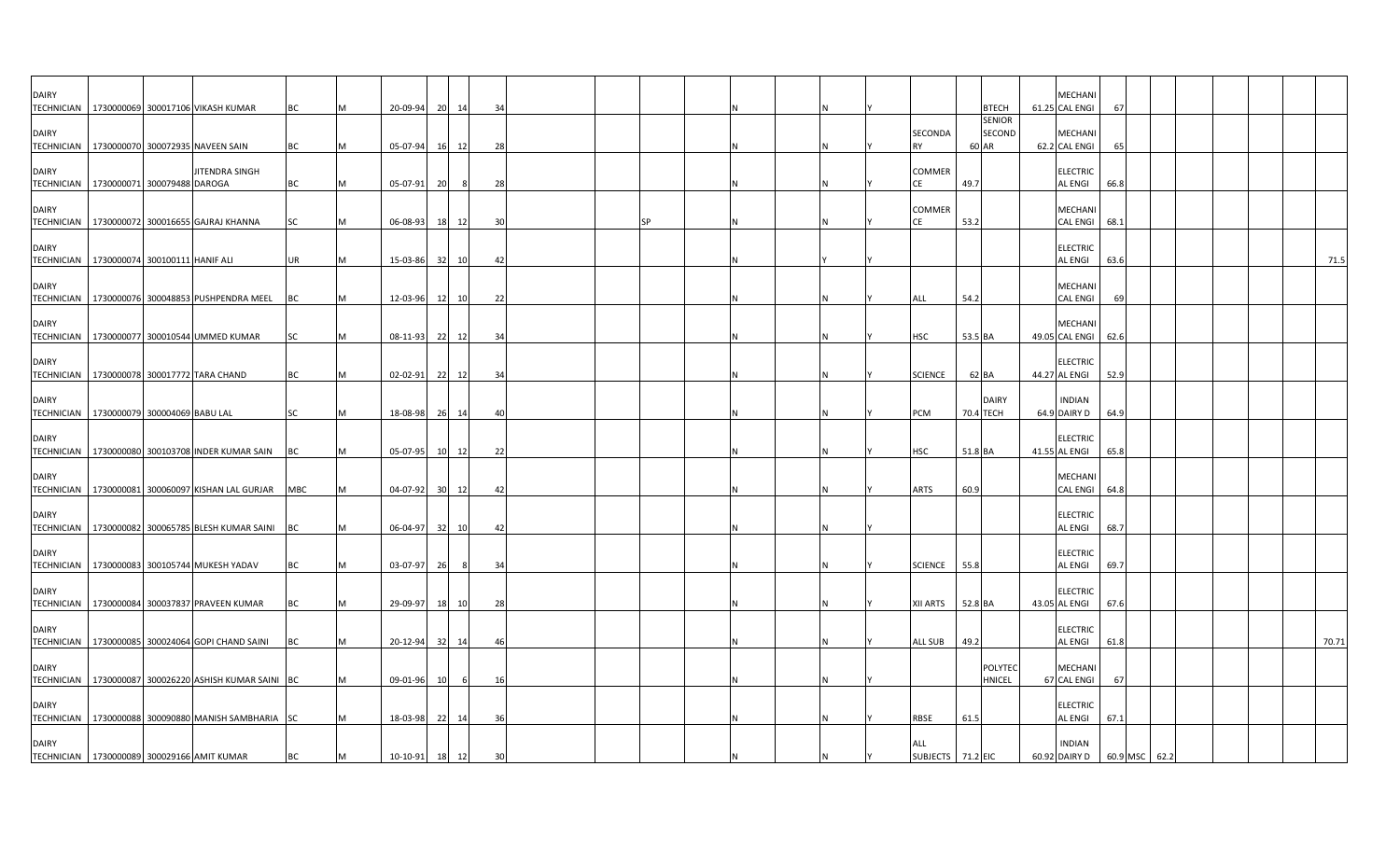| | | | | | | | | | | | | | | | | | | | | | | | | | | | | | |
|---|---|---|---|---|---|---|---|---|---|---|---|---|---|---|---|---|---|---|---|---|---|---|---|---|---|---|---|---|---|
| DAIRY TECHNICIAN | 1730000069 | 300017106 | VIKASH KUMAR | BC | M | 20-09-94 | 20 | 14 | 34 | | | | | N | | N | Y | | | BTECH | 61.25 | MECHANICAL ENGI | 67 | | | | | | |
| DAIRY TECHNICIAN | 1730000070 | 300072935 | NAVEEN SAIN | BC | M | 05-07-94 | 16 | 12 | 28 | | | | | N | | N | Y | SECONDARY | 60 | SENIOR SECONDAR | 62.2 | MECHANICAL ENGI | 65 | | | | | | |
| DAIRY TECHNICIAN | 1730000071 | 300079488 | JITENDRA SINGH DAROGA | BC | M | 05-07-91 | 20 | 8 | 28 | | | | | N | | N | Y | COMMERCE | 49.7 | | | ELECTRICAL ENGI | 66.8 | | | | | | |
| DAIRY TECHNICIAN | 1730000072 | 300016655 | GAJRAJ KHANNA | SC | M | 06-08-93 | 18 | 12 | 30 | | | SP | | N | | N | Y | COMMERCE | 53.2 | | | MECHANICAL ENGI | 68.1 | | | | | | |
| DAIRY TECHNICIAN | 1730000074 | 300100111 | HANIF ALI | UR | M | 15-03-86 | 32 | 10 | 42 | | | | | N | | Y | Y | | | | | ELECTRICAL ENGI | 63.6 | | | | | | 71.5 |
| DAIRY TECHNICIAN | 1730000076 | 300048853 | PUSHPENDRA MEEL | BC | M | 12-03-96 | 12 | 10 | 22 | | | | | N | | N | Y | ALL | 54.2 | | | MECHANICAL ENGI | 69 | | | | | | |
| DAIRY TECHNICIAN | 1730000077 | 300010544 | UMMED KUMAR | SC | M | 08-11-93 | 22 | 12 | 34 | | | | | N | | N | Y | HSC | 53.5 | BA | 49.05 | MECHANICAL ENGI | 62.6 | | | | | | |
| DAIRY TECHNICIAN | 1730000078 | 300017772 | TARA CHAND | BC | M | 02-02-91 | 22 | 12 | 34 | | | | | N | | N | Y | SCIENCE | 62 | BA | 44.27 | ELECTRICAL ENGI | 52.9 | | | | | | |
| DAIRY TECHNICIAN | 1730000079 | 300004069 | BABU LAL | SC | M | 18-08-98 | 26 | 14 | 40 | | | | | N | | N | Y | PCM | 70.4 | DAIRY TECH | 64.9 | INDIAN DAIRY D | 64.9 | | | | | | |
| DAIRY TECHNICIAN | 1730000080 | 300103708 | INDER KUMAR SAIN | BC | M | 05-07-95 | 10 | 12 | 22 | | | | | N | | N | Y | HSC | 51.8 | BA | 41.55 | ELECTRICAL ENGI | 65.8 | | | | | | |
| DAIRY TECHNICIAN | 1730000081 | 300060097 | KISHAN LAL GURJAR | MBC | M | 04-07-92 | 30 | 12 | 42 | | | | | N | | N | Y | ARTS | 60.9 | | | MECHANICAL ENGI | 64.8 | | | | | | |
| DAIRY TECHNICIAN | 1730000082 | 300065785 | BLESH KUMAR SAINI | BC | M | 06-04-97 | 32 | 10 | 42 | | | | | N | | N | Y | | | | | ELECTRICAL ENGI | 68.7 | | | | | | |
| DAIRY TECHNICIAN | 1730000083 | 300105744 | MUKESH YADAV | BC | M | 03-07-97 | 26 | 8 | 34 | | | | | N | | N | Y | SCIENCE | 55.8 | | | ELECTRICAL ENGI | 69.7 | | | | | | |
| DAIRY TECHNICIAN | 1730000084 | 300037837 | PRAVEEN KUMAR | BC | M | 29-09-97 | 18 | 10 | 28 | | | | | N | | N | Y | XII ARTS | 52.8 | BA | 43.05 | ELECTRICAL ENGI | 67.6 | | | | | | |
| DAIRY TECHNICIAN | 1730000085 | 300024064 | GOPI CHAND SAINI | BC | M | 20-12-94 | 32 | 14 | 46 | | | | | N | | N | Y | ALL SUB | 49.2 | | | ELECTRICAL ENGI | 61.8 | | | | | | 70.71 |
| DAIRY TECHNICIAN | 1730000087 | 300026220 | ASHISH KUMAR SAINI | BC | M | 09-01-96 | 10 | 6 | 16 | | | | | N | | N | Y | | | POLYTECHNICEL | 67 | MECHANICAL ENGI | 67 | | | | | | |
| DAIRY TECHNICIAN | 1730000088 | 300090880 | MANISH SAMBHARIA | SC | M | 18-03-98 | 22 | 14 | 36 | | | | | N | | N | Y | RBSE | 61.5 | | | ELECTRICAL ENGI | 67.1 | | | | | | |
| DAIRY TECHNICIAN | 1730000089 | 300029166 | AMIT KUMAR | BC | M | 10-10-91 | 18 | 12 | 30 | | | | | N | | N | Y | ALL SUBJECTS | 71.2 | EIC | 60.92 | INDIAN DAIRY D | 60.9 | MSC | 62.2 | | | | |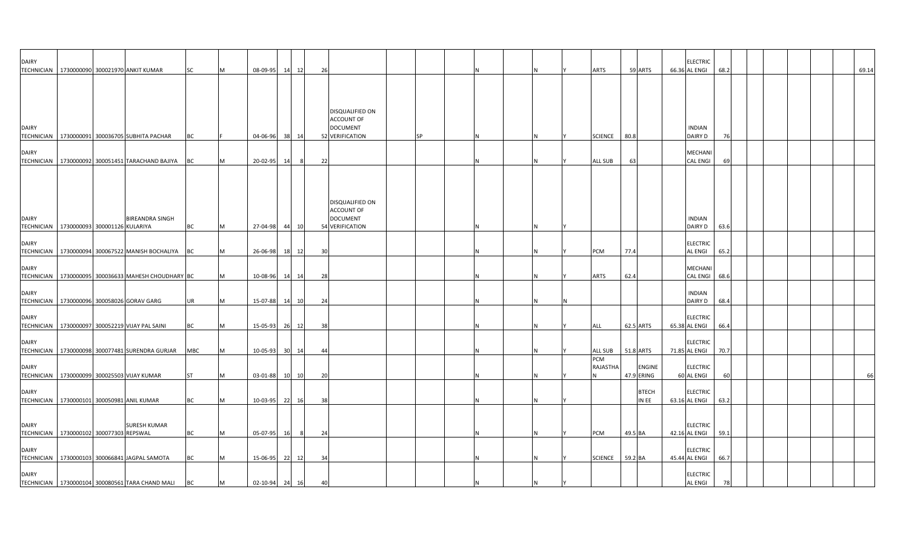| | | | | | | | | | | | | | | | | | | | | | | | | | | | | | | | | |
|---|---|---|---|---|---|---|---|---|---|---|---|---|---|---|---|---|---|---|---|---|---|---|---|---|---|---|---|---|---|---|---|---|
| DAIRY TECHNICIAN | 1730000090 | 300021970 | ANKIT KUMAR | SC | M | 08-09-95 | 14 | 12 | 26 | | | | | N | | N | Y | ARTS | 59 | ARTS | 66.36 | ELECTRICAL ENGI | 68.2 | | | | | | | | | 69.14 |
| DAIRY TECHNICIAN | 1730000091 | 300036705 | SUBHITA PACHAR | BC | F | 04-06-96 | 38 | 14 | 52 | DISQUALIFIED ON ACCOUNT OF DOCUMENT VERIFICATION | SP | | | N | | N | Y | SCIENCE | 80.8 | | | INDIAN DAIRY D | 76 | | | | | | | | | |
| DAIRY TECHNICIAN | 1730000092 | 300051451 | TARACHAND BAJIYA | BC | M | 20-02-95 | 14 | 8 | 22 | | | | | N | | N | Y | ALL SUB | 63 | | | MECHANICAL ENGI | 69 | | | | | | | | | |
| DAIRY TECHNICIAN | 1730000093 | 300001126 | BIREANDRA SINGH KULARIYA | BC | M | 27-04-98 | 44 | 10 | 54 | DISQUALIFIED ON ACCOUNT OF DOCUMENT VERIFICATION | | | | N | | N | Y | | | | | INDIAN DAIRY D | 63.6 | | | | | | | | | |
| DAIRY TECHNICIAN | 1730000094 | 300067522 | MANISH BOCHALIYA | BC | M | 26-06-98 | 18 | 12 | 30 | | | | | N | | N | Y | PCM | 77.4 | | | ELECTRICAL ENGI | 65.2 | | | | | | | | | |
| DAIRY TECHNICIAN | 1730000095 | 300036633 | MAHESH CHOUDHARY | BC | M | 10-08-96 | 14 | 14 | 28 | | | | | N | | N | Y | ARTS | 62.4 | | | MECHANICAL ENGI | 68.6 | | | | | | | | | |
| DAIRY TECHNICIAN | 1730000096 | 300058026 | GORAV GARG | UR | M | 15-07-88 | 14 | 10 | 24 | | | | | N | | N | N | | | | | INDIAN DAIRY D | 68.4 | | | | | | | | | |
| DAIRY TECHNICIAN | 1730000097 | 300052219 | VIJAY PAL SAINI | BC | M | 15-05-93 | 26 | 12 | 38 | | | | | N | | N | Y | ALL | 62.5 | ARTS | 65.38 | ELECTRICAL ENGI | 66.4 | | | | | | | | | |
| DAIRY TECHNICIAN | 1730000098 | 300077481 | SURENDRA GURJAR | MBC | M | 10-05-93 | 30 | 14 | 44 | | | | | N | | N | Y | ALL SUB | 51.8 | ARTS | 71.85 | ELECTRICAL ENGI | 70.7 | | | | | | | | | |
| DAIRY TECHNICIAN | 1730000099 | 300025503 | VIJAY KUMAR | ST | M | 03-01-88 | 10 | 10 | 20 | | | | | N | | N | Y | PCM RAJASTHAN | 47.9 | ENGINEERING | 60 | ELECTRICAL ENGI | 60 | | | | | | | | | 66 |
| DAIRY TECHNICIAN | 1730000101 | 300050981 | ANIL KUMAR | BC | M | 10-03-95 | 22 | 16 | 38 | | | | | N | | N | Y | | | BTECH IN EE | 63.16 | ELECTRICAL ENGI | 63.2 | | | | | | | | | |
| DAIRY TECHNICIAN | 1730000102 | 300077303 | SURESH KUMAR REPSWAL | BC | M | 05-07-95 | 16 | 8 | 24 | | | | | N | | N | Y | PCM | 49.5 | BA | 42.16 | ELECTRICAL ENGI | 59.1 | | | | | | | | | |
| DAIRY TECHNICIAN | 1730000103 | 300066841 | JAGPAL SAMOTA | BC | M | 15-06-95 | 22 | 12 | 34 | | | | | N | | N | Y | SCIENCE | 59.2 | BA | 45.44 | ELECTRICAL ENGI | 66.7 | | | | | | | | | |
| DAIRY TECHNICIAN | 1730000104 | 300080561 | TARA CHAND MALI | BC | M | 02-10-94 | 24 | 16 | 40 | | | | | N | | N | Y | | | | | ELECTRICAL ENGI | 78 | | | | | | | | | |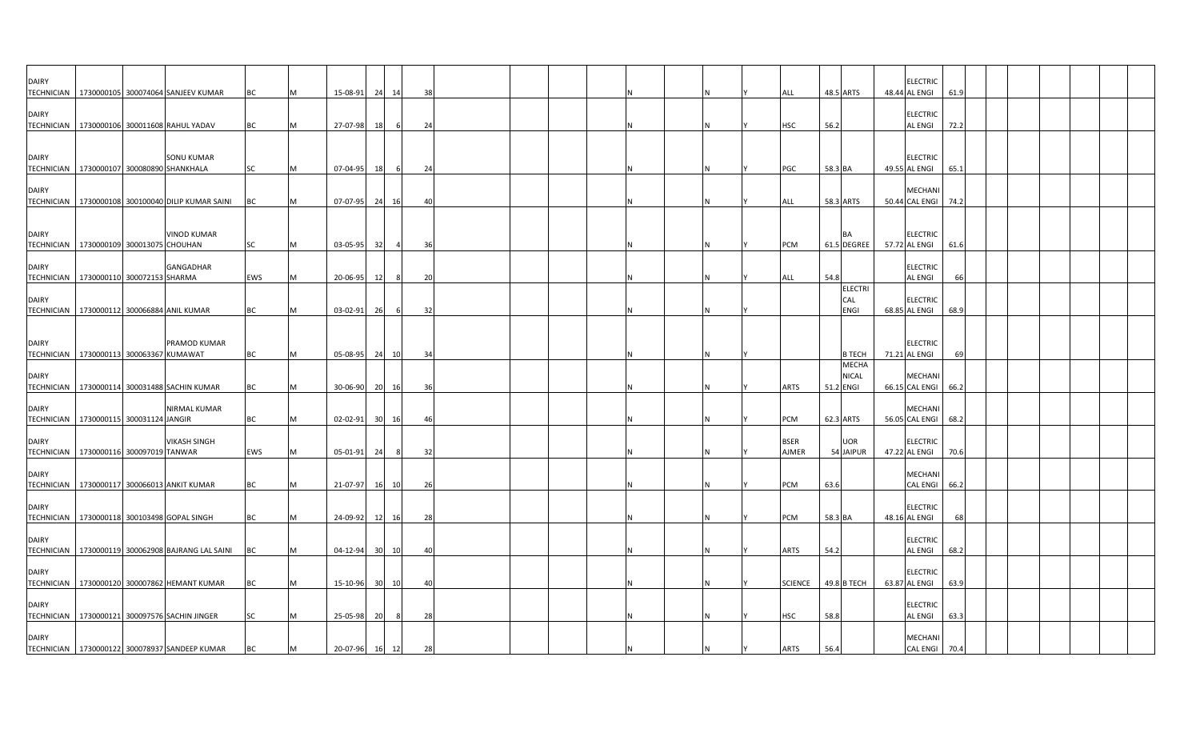| | | | | | | | | | | | | | | | | | | | | | | | | | | | | | | | | | |
|---|---|---|---|---|---|---|---|---|---|---|---|---|---|---|---|---|---|---|---|---|---|---|---|---|---|---|---|---|---|---|---|---|---|
| DAIRY TECHNICIAN | 1730000105 | 300074064 | SANJEEV KUMAR | BC | M | 15-08-91 | 24 | 14 | 38 | | | | | N | | N | Y | ALL | 48.5 | ARTS | 48.44 | ELECTRIC AL ENGI | 61.9 | | | | | | | | | | |
| DAIRY TECHNICIAN | 1730000106 | 300011608 | RAHUL YADAV | BC | M | 27-07-98 | 18 | 6 | 24 | | | | | N | | N | Y | HSC | 56.2 | | | ELECTRIC AL ENGI | 72.2 | | | | | | | | | | |
| DAIRY TECHNICIAN | 1730000107 | 300080890 | SONU KUMAR SHANKHALA | SC | M | 07-04-95 | 18 | 6 | 24 | | | | | N | | N | Y | PGC | 58.3 | BA | 49.55 | ELECTRIC AL ENGI | 65.1 | | | | | | | | | | |
| DAIRY TECHNICIAN | 1730000108 | 300100040 | DILIP KUMAR SAINI | BC | M | 07-07-95 | 24 | 16 | 40 | | | | | N | | N | Y | ALL | 58.3 | ARTS | 50.44 | MECHANI CAL ENGI | 74.2 | | | | | | | | | | |
| DAIRY TECHNICIAN | 1730000109 | 300013075 | VINOD KUMAR CHOUHAN | SC | M | 03-05-95 | 32 | 4 | 36 | | | | | N | | N | Y | PCM | 61.5 | BA DEGREE | 57.72 | ELECTRIC AL ENGI | 61.6 | | | | | | | | | | |
| DAIRY TECHNICIAN | 1730000110 | 300072153 | GANGADHAR SHARMA | EWS | M | 20-06-95 | 12 | 8 | 20 | | | | | N | | N | Y | ALL | 54.8 | | | ELECTRIC AL ENGI | 66 | | | | | | | | | | |
| DAIRY TECHNICIAN | 1730000112 | 300066884 | ANIL KUMAR | BC | M | 03-02-91 | 26 | 6 | 32 | | | | | N | | N | Y | | | ELECTRI CAL ENGI | 68.85 | ELECTRIC AL ENGI | 68.9 | | | | | | | | | | |
| DAIRY TECHNICIAN | 1730000113 | 300063367 | PRAMOD KUMAR KUMAWAT | BC | M | 05-08-95 | 24 | 10 | 34 | | | | | N | | N | Y | | | B TECH | 71.21 | ELECTRIC AL ENGI | 69 | | | | | | | | | | |
| DAIRY TECHNICIAN | 1730000114 | 300031488 | SACHIN KUMAR | BC | M | 30-06-90 | 20 | 16 | 36 | | | | | N | | N | Y | ARTS | 51.2 | MECHA NICAL ENGI | 66.15 | MECHANI CAL ENGI | 66.2 | | | | | | | | | | |
| DAIRY TECHNICIAN | 1730000115 | 300031124 | NIRMAL KUMAR JANGIR | BC | M | 02-02-91 | 30 | 16 | 46 | | | | | N | | N | Y | PCM | 62.3 | ARTS | 56.05 | MECHANI CAL ENGI | 68.2 | | | | | | | | | | |
| DAIRY TECHNICIAN | 1730000116 | 300097019 | VIKASH SINGH TANWAR | EWS | M | 05-01-91 | 24 | 8 | 32 | | | | | N | | N | Y | BSER AJMER | 54 | UOR JAIPUR | 47.22 | ELECTRIC AL ENGI | 70.6 | | | | | | | | | | |
| DAIRY TECHNICIAN | 1730000117 | 300066013 | ANKIT KUMAR | BC | M | 21-07-97 | 16 | 10 | 26 | | | | | N | | N | Y | PCM | 63.6 | | | MECHANI CAL ENGI | 66.2 | | | | | | | | | | |
| DAIRY TECHNICIAN | 1730000118 | 300103498 | GOPAL SINGH | BC | M | 24-09-92 | 12 | 16 | 28 | | | | | N | | N | Y | PCM | 58.3 | BA | 48.16 | ELECTRIC AL ENGI | 68 | | | | | | | | | | |
| DAIRY TECHNICIAN | 1730000119 | 300062908 | BAJRANG LAL SAINI | BC | M | 04-12-94 | 30 | 10 | 40 | | | | | N | | N | Y | ARTS | 54.2 | | | ELECTRIC AL ENGI | 68.2 | | | | | | | | | | |
| DAIRY TECHNICIAN | 1730000120 | 300007862 | HEMANT KUMAR | BC | M | 15-10-96 | 30 | 10 | 40 | | | | | N | | N | Y | SCIENCE | 49.8 | B TECH | 63.87 | ELECTRIC AL ENGI | 63.9 | | | | | | | | | | |
| DAIRY TECHNICIAN | 1730000121 | 300097576 | SACHIN JINGER | SC | M | 25-05-98 | 20 | 8 | 28 | | | | | N | | N | Y | HSC | 58.8 | | | ELECTRIC AL ENGI | 63.3 | | | | | | | | | | |
| DAIRY TECHNICIAN | 1730000122 | 300078937 | SANDEEP KUMAR | BC | M | 20-07-96 | 16 | 12 | 28 | | | | | N | | N | Y | ARTS | 56.4 | | | MECHANI CAL ENGI | 70.4 | | | | | | | | | | |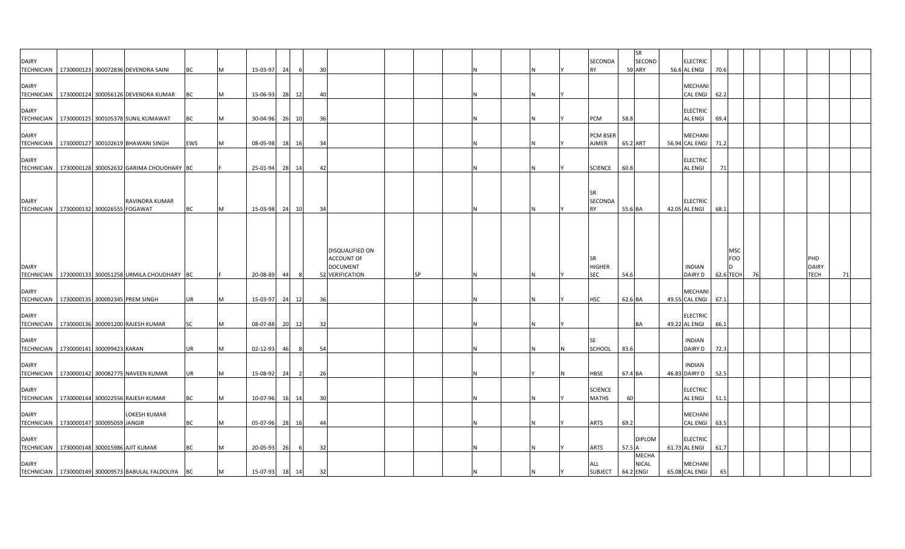| | | | | | | | | | | | | | | | | | | | | | | | | | | | | | | |
|---|---|---|---|---|---|---|---|---|---|---|---|---|---|---|---|---|---|---|---|---|---|---|---|---|---|---|---|---|---|---|
| DAIRY TECHNICIAN | 1730000123 | 300072836 | DEVENDRA SAINI | BC | M | 15-03-97 | 24 | 6 | 30 | | | | | N | | N | Y | SECONDARY | 59 | SR SECONDARY | 56.6 | ELECTRICAL ENGI | 70.6 | | | | | | | |
| DAIRY TECHNICIAN | 1730000124 | 300056126 | DEVENDRA KUMAR | BC | M | 15-06-93 | 28 | 12 | 40 | | | | | N | | N | Y | | | | | MECHANICAL ENGI | 62.2 | | | | | | | |
| DAIRY TECHNICIAN | 1730000125 | 300105378 | SUNIL KUMAWAT | BC | M | 30-04-96 | 26 | 10 | 36 | | | | | N | | N | Y | PCM | 58.8 | | | ELECTRICAL ENGI | 69.4 | | | | | | | |
| DAIRY TECHNICIAN | 1730000127 | 300102619 | BHAWANI SINGH | EWS | M | 08-05-98 | 18 | 16 | 34 | | | | | N | | N | Y | PCM BSER AJMER | 65.2 | ART | 56.94 | MECHANICAL ENGI | 71.2 | | | | | | | |
| DAIRY TECHNICIAN | 1730000128 | 300052632 | GARIMA CHOUDHARY | BC | F | 25-01-94 | 28 | 14 | 42 | | | | | N | | N | Y | SCIENCE | 60.8 | | | ELECTRICAL ENGI | 71 | | | | | | | |
| DAIRY TECHNICIAN | 1730000132 | 300026555 | RAVINDRA KUMAR FOGAWAT | BC | M | 15-03-98 | 24 | 10 | 34 | | | | | N | | N | Y | SR SECONDARY | 55.6 | BA | 42.05 | ELECTRICAL ENGI | 68.1 | | | | | | | |
| DAIRY TECHNICIAN | 1730000133 | 300051258 | URMILA CHOUDHARY | BC | F | 20-08-89 | 44 | 8 | 52 | DISQUALIFIED ON ACCOUNT OF DOCUMENT VERIFICATION | | SP | | N | | N | Y | SR HIGHER SEC | 54.6 | | | INDIAN DAIRY D | 62.6 | MSC FOOD TECH | 76 | | | PHD DAIRY TECH | 71 | |
| DAIRY TECHNICIAN | 1730000135 | 300092345 | PREM SINGH | UR | M | 15-03-97 | 24 | 12 | 36 | | | | | N | | N | Y | HSC | 62.6 | BA | 49.55 | MECHANICAL ENGI | 67.1 | | | | | | | |
| DAIRY TECHNICIAN | 1730000136 | 300091200 | RAJESH KUMAR | SC | M | 08-07-88 | 20 | 12 | 32 | | | | | N | | N | Y | | | BA | 49.22 | ELECTRICAL ENGI | 66.1 | | | | | | | |
| DAIRY TECHNICIAN | 1730000141 | 300099423 | KARAN | UR | M | 02-12-93 | 46 | 8 | 54 | | | | | N | | N | N | SE SCHOOL | 83.6 | | | INDIAN DAIRY D | 72.3 | | | | | | | |
| DAIRY TECHNICIAN | 1730000142 | 300082775 | NAVEEN KUMAR | UR | M | 15-08-92 | 24 | 2 | 26 | | | | | N | | Y | N | HBSE | 67.4 | BA | 46.83 | INDIAN DAIRY D | 52.5 | | | | | | | |
| DAIRY TECHNICIAN | 1730000144 | 300022556 | RAJESH KUMAR | BC | M | 10-07-96 | 16 | 14 | 30 | | | | | N | | N | Y | SCIENCE MATHS | 60 | | | ELECTRICAL ENGI | 51.1 | | | | | | | |
| DAIRY TECHNICIAN | 1730000147 | 300095059 | LOKESH KUMAR JANGIR | BC | M | 05-07-96 | 28 | 16 | 44 | | | | | N | | N | Y | ARTS | 69.2 | | | MECHANICAL ENGI | 63.5 | | | | | | | |
| DAIRY TECHNICIAN | 1730000148 | 300015986 | AJIT KUMAR | BC | M | 20-05-93 | 26 | 6 | 32 | | | | | N | | N | Y | ARTS | 57.5 | DIPLOMA | 61.73 | ELECTRICAL ENGI | 61.7 | | | | | | | |
| DAIRY TECHNICIAN | 1730000149 | 300009573 | BABULAL FALDOLIYA | BC | M | 15-07-93 | 18 | 14 | 32 | | | | | N | | N | Y | ALL SUBJECT | 64.2 | MECHANICAL ENGI | 65.08 | MECHANICAL ENGI | 65 | | | | | | | |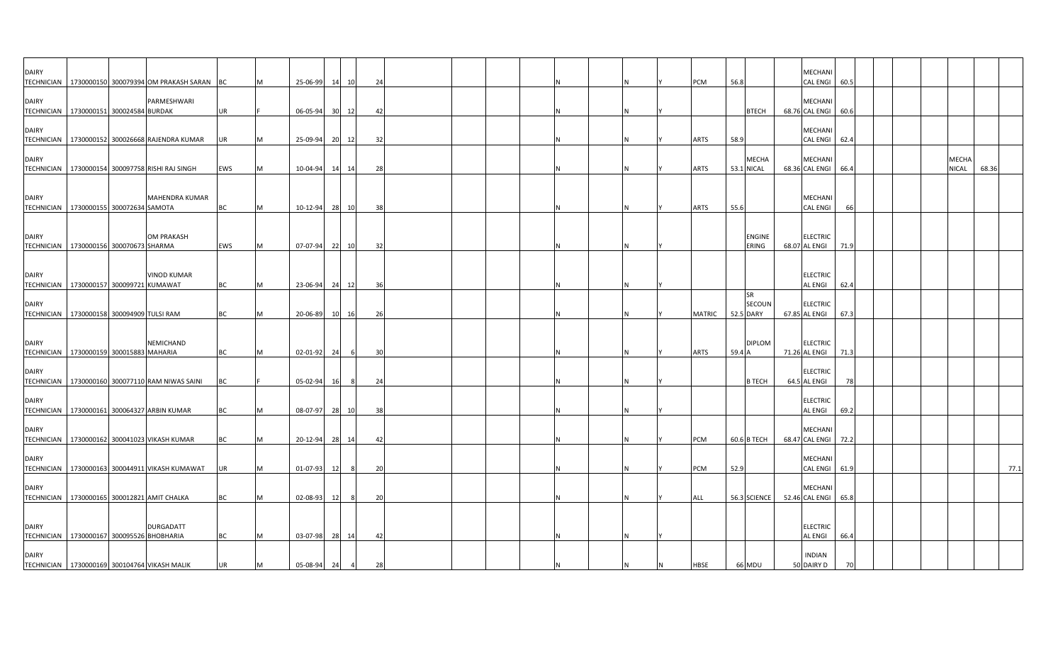| | | | | | | | | | | | | | | | | | | | | | | | | | | | | | |
|---|---|---|---|---|---|---|---|---|---|---|---|---|---|---|---|---|---|---|---|---|---|---|---|---|---|---|---|---|---|
| DAIRY TECHNICIAN | 1730000150 | 300079394 | OM PRAKASH SARAN | BC | M | 25-06-99 | 14 | 10 | 24 | | | | | N | | N | Y | PCM | 56.8 | | | MECHANICAL ENGI | 60.5 | | | | | | |
| DAIRY TECHNICIAN | 1730000151 | 300024584 | PARMESHWARI BURDAK | UR | F | 06-05-94 | 30 | 12 | 42 | | | | | N | | N | Y | | | BTECH | 68.76 | MECHANICAL ENGI | 60.6 | | | | | | |
| DAIRY TECHNICIAN | 1730000152 | 300026668 | RAJENDRA KUMAR | UR | M | 25-09-94 | 20 | 12 | 32 | | | | | N | | N | Y | ARTS | 58.9 | | | MECHANICAL ENGI | 62.4 | | | | | | |
| DAIRY TECHNICIAN | 1730000154 | 300097758 | RISHI RAJ SINGH | EWS | M | 10-04-94 | 14 | 14 | 28 | | | | | N | | N | Y | ARTS | 53.1 | MECHANICAL | 68.36 | MECHANICAL ENGI | 66.4 | | | | MECHANICAL | 68.36 | |
| DAIRY TECHNICIAN | 1730000155 | 300072634 | MAHENDRA KUMAR SAMOTA | BC | M | 10-12-94 | 28 | 10 | 38 | | | | | N | | N | Y | ARTS | 55.6 | | | MECHANICAL ENGI | 66 | | | | | | |
| DAIRY TECHNICIAN | 1730000156 | 300070673 | OM PRAKASH SHARMA | EWS | M | 07-07-94 | 22 | 10 | 32 | | | | | N | | N | Y | | | ENGINEERING | 68.07 | ELECTRICAL ENGI | 71.9 | | | | | | |
| DAIRY TECHNICIAN | 1730000157 | 300099721 | VINOD KUMAR KUMAWAT | BC | M | 23-06-94 | 24 | 12 | 36 | | | | | N | | N | Y | | | | | ELECTRICAL ENGI | 62.4 | | | | | | |
| DAIRY TECHNICIAN | 1730000158 | 300094909 | TULSI RAM | BC | M | 20-06-89 | 10 | 16 | 26 | | | | | N | | N | Y | MATRIC | 52.5 | SR SECOUNDARY | 67.85 | ELECTRICAL ENGI | 67.3 | | | | | | |
| DAIRY TECHNICIAN | 1730000159 | 300015883 | NEMICHAND MAHARIA | BC | M | 02-01-92 | 24 | 6 | 30 | | | | | N | | N | Y | ARTS | 59.4 | DIPLOMA | 71.26 | ELECTRICAL ENGI | 71.3 | | | | | | |
| DAIRY TECHNICIAN | 1730000160 | 300077110 | RAM NIWAS SAINI | BC | F | 05-02-94 | 16 | 8 | 24 | | | | | N | | N | Y | | | B TECH | 64.5 | ELECTRICAL ENGI | 78 | | | | | | |
| DAIRY TECHNICIAN | 1730000161 | 300064327 | ARBIN KUMAR | BC | M | 08-07-97 | 28 | 10 | 38 | | | | | N | | N | Y | | | | | ELECTRICAL ENGI | 69.2 | | | | | | |
| DAIRY TECHNICIAN | 1730000162 | 300041023 | VIKASH KUMAR | BC | M | 20-12-94 | 28 | 14 | 42 | | | | | N | | N | Y | PCM | 60.6 | B TECH | 68.47 | MECHANICAL ENGI | 72.2 | | | | | | |
| DAIRY TECHNICIAN | 1730000163 | 300044911 | VIKASH KUMAWAT | UR | M | 01-07-93 | 12 | 8 | 20 | | | | | N | | N | Y | PCM | 52.9 | | | MECHANICAL ENGI | 61.9 | | | | | | 77.1 |
| DAIRY TECHNICIAN | 1730000165 | 300012821 | AMIT CHALKA | BC | M | 02-08-93 | 12 | 8 | 20 | | | | | N | | N | Y | ALL | 56.3 | SCIENCE | 52.46 | MECHANICAL ENGI | 65.8 | | | | | | |
| DAIRY TECHNICIAN | 1730000167 | 300095526 | DURGADATT BHOBHARIA | BC | M | 03-07-98 | 28 | 14 | 42 | | | | | N | | N | Y | | | | | ELECTRICAL ENGI | 66.4 | | | | | | |
| DAIRY TECHNICIAN | 1730000169 | 300104764 | VIKASH MALIK | UR | M | 05-08-94 | 24 | 4 | 28 | | | | | N | | N | N | HBSE | 66 | MDU | 50 | INDIAN DAIRY D | 70 | | | | | | |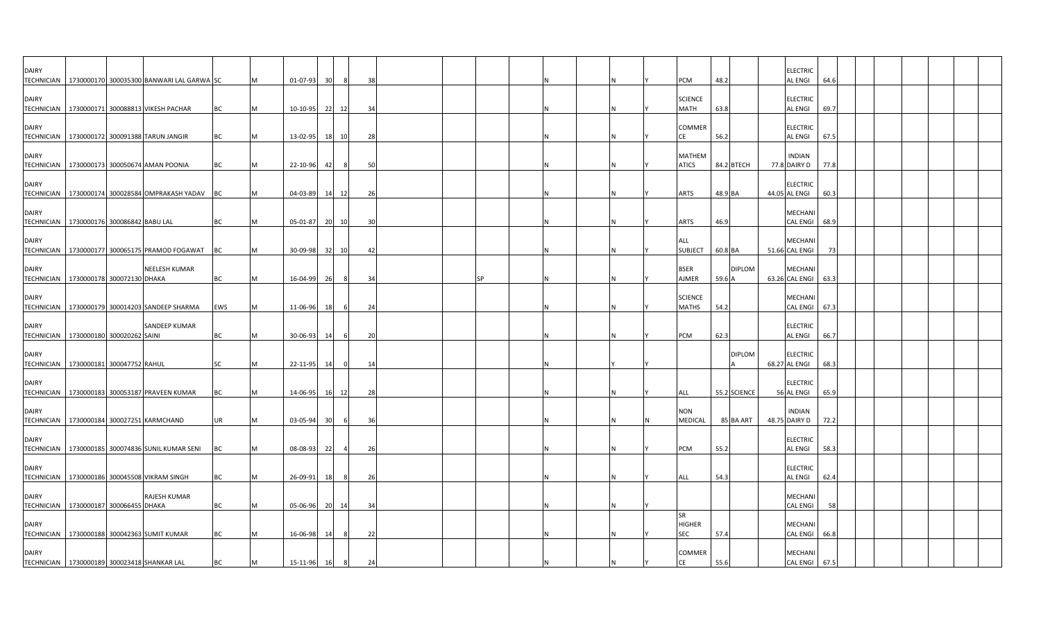| | | | | | | | | | | | | | | | | | | | | | | | | | | | | | | | | |
|---|---|---|---|---|---|---|---|---|---|---|---|---|---|---|---|---|---|---|---|---|---|---|---|---|---|---|---|---|---|---|---|---|
| DAIRY TECHNICIAN | 1730000170 | 300035300 | BANWARI LAL GARWA | SC | M | 01-07-93 | 30 | 8 | 38 | | | | | N | N | Y | PCM | 48.2 | | | ELECTRICAL ENGI | 64.6 | | | | | | | | | | |
| DAIRY TECHNICIAN | 1730000171 | 300088813 | VIKESH PACHAR | BC | M | 10-10-95 | 22 | 12 | 34 | | | | | N | N | Y | SCIENCE MATH | 63.8 | | | ELECTRICAL ENGI | 69.7 | | | | | | | | | | |
| DAIRY TECHNICIAN | 1730000172 | 300091388 | TARUN JANGIR | BC | M | 13-02-95 | 18 | 10 | 28 | | | | | N | N | Y | COMMERCE | 56.2 | | | ELECTRICAL ENGI | 67.5 | | | | | | | | | | |
| DAIRY TECHNICIAN | 1730000173 | 300050674 | AMAN POONIA | BC | M | 22-10-96 | 42 | 8 | 50 | | | | | N | N | Y | MATHEMATICS | 84.2 | BTECH | 77.8 | INDIAN DAIRY D | 77.8 | | | | | | | | | | |
| DAIRY TECHNICIAN | 1730000174 | 300028584 | OMPRAKASH YADAV | BC | M | 04-03-89 | 14 | 12 | 26 | | | | | N | N | Y | ARTS | 48.9 | BA | 44.05 | ELECTRICAL ENGI | 60.3 | | | | | | | | | | |
| DAIRY TECHNICIAN | 1730000176 | 300086842 | BABU LAL | BC | M | 05-01-87 | 20 | 10 | 30 | | | | | N | N | Y | ARTS | 46.9 | | | MECHANICAL ENGI | 68.9 | | | | | | | | | | |
| DAIRY TECHNICIAN | 1730000177 | 300065175 | PRAMOD FOGAWAT | BC | M | 30-09-98 | 32 | 10 | 42 | | | | | N | N | Y | ALL SUBJECT | 60.8 | BA | 51.66 | MECHANICAL ENGI | 73 | | | | | | | | | | |
| DAIRY TECHNICIAN | 1730000178 | 300072130 | NEELESH KUMAR DHAKA | BC | M | 16-04-99 | 26 | 8 | 34 | | | SP | | N | N | Y | BSER AJMER | 59.6 | DIPLOMA | 63.26 | MECHANICAL ENGI | 63.3 | | | | | | | | | | |
| DAIRY TECHNICIAN | 1730000179 | 300014203 | SANDEEP SHARMA | EWS | M | 11-06-96 | 18 | 6 | 24 | | | | | N | N | Y | SCIENCE MATHS | 54.2 | | | MECHANICAL ENGI | 67.3 | | | | | | | | | | |
| DAIRY TECHNICIAN | 1730000180 | 300020262 | SANDEEP KUMAR SAINI | BC | M | 30-06-93 | 14 | 6 | 20 | | | | | N | N | Y | PCM | 62.3 | | | ELECTRICAL ENGI | 66.7 | | | | | | | | | | |
| DAIRY TECHNICIAN | 1730000181 | 300047752 | RAHUL | SC | M | 22-11-95 | 14 | 0 | 14 | | | | | N | Y | Y | | | DIPLOMA | 68.27 | ELECTRICAL ENGI | 68.3 | | | | | | | | | | |
| DAIRY TECHNICIAN | 1730000183 | 300053187 | PRAVEEN KUMAR | BC | M | 14-06-95 | 16 | 12 | 28 | | | | | N | N | Y | ALL | 55.2 | SCIENCE | 56 | ELECTRICAL ENGI | 65.9 | | | | | | | | | | |
| DAIRY TECHNICIAN | 1730000184 | 300027251 | KARMCHAND | UR | M | 03-05-94 | 30 | 6 | 36 | | | | | N | N | N | NON MEDICAL | 85 | BA ART | 48.75 | INDIAN DAIRY D | 72.2 | | | | | | | | | | |
| DAIRY TECHNICIAN | 1730000185 | 300074836 | SUNIL KUMAR SENI | BC | M | 08-08-93 | 22 | 4 | 26 | | | | | N | N | Y | PCM | 55.2 | | | ELECTRICAL ENGI | 58.3 | | | | | | | | | | |
| DAIRY TECHNICIAN | 1730000186 | 300045508 | VIKRAM SINGH | BC | M | 26-09-91 | 18 | 8 | 26 | | | | | N | N | Y | ALL | 54.3 | | | ELECTRICAL ENGI | 62.4 | | | | | | | | | | |
| DAIRY TECHNICIAN | 1730000187 | 300066455 | RAJESH KUMAR DHAKA | BC | M | 05-06-96 | 20 | 14 | 34 | | | | | N | N | Y | | | | | MECHANICAL ENGI | 58 | | | | | | | | | | |
| DAIRY TECHNICIAN | 1730000188 | 300042363 | SUMIT KUMAR | BC | M | 16-06-98 | 14 | 8 | 22 | | | | | N | N | Y | SR HIGHER SEC | 57.4 | | | MECHANICAL ENGI | 66.8 | | | | | | | | | | |
| DAIRY TECHNICIAN | 1730000189 | 300023418 | SHANKAR LAL | BC | M | 15-11-96 | 16 | 8 | 24 | | | | | N | N | Y | COMMERCE | 55.6 | | | MECHANICAL ENGI | 67.5 | | | | | | | | | | |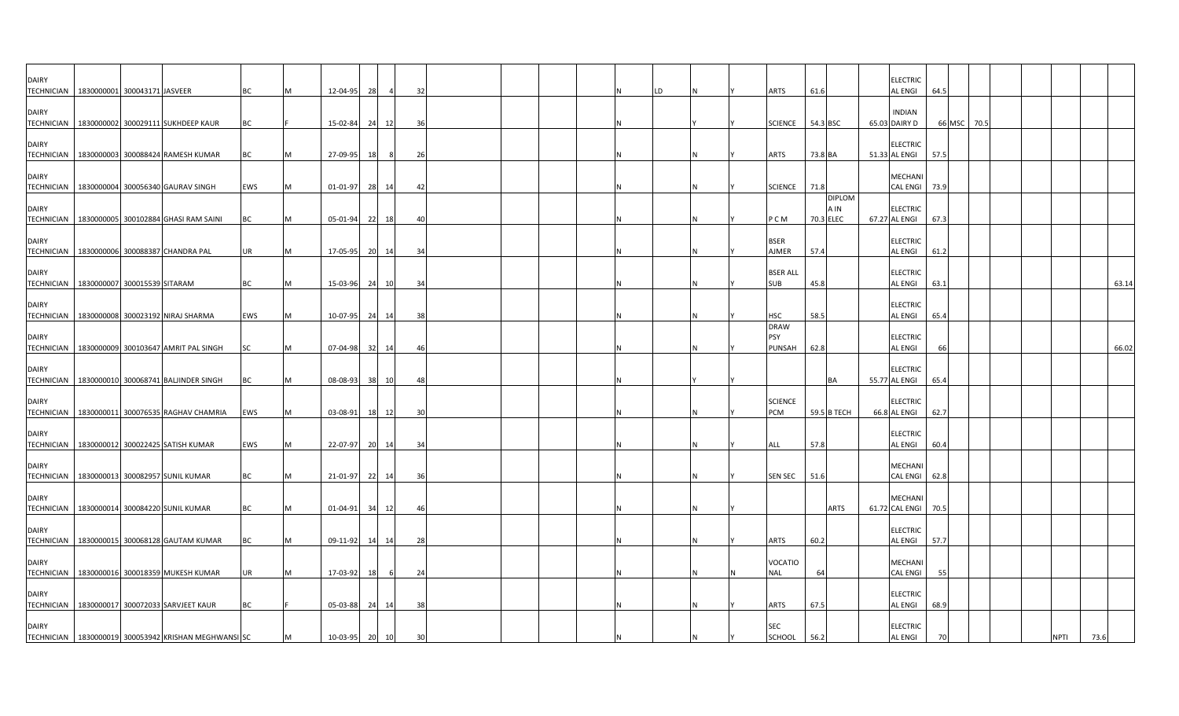| | | | | | | | | | | | | | | | | | | | | | | | | | | | | | | | | | | |
|---|---|---|---|---|---|---|---|---|---|---|---|---|---|---|---|---|---|---|---|---|---|---|---|---|---|---|---|---|---|---|---|---|---|---|
| DAIRY TECHNICIAN | 1830000001 | 300043171 | JASVEER | BC | M | 12-04-95 | 28 | 4 | 32 | | | | | | N | LD | N | Y | ARTS | 61.6 | | | ELECTRIC AL ENGI | 64.5 | | | | | | | | | | |
| DAIRY TECHNICIAN | 1830000002 | 300029111 | SUKHDEEP KAUR | BC | F | 15-02-84 | 24 | 12 | 36 | | | | | | N | | Y | Y | SCIENCE | 54.3 | BSC | 65.03 | INDIAN DAIRY D | | 66 | MSC | 70.5 | | | | | | | |
| DAIRY TECHNICIAN | 1830000003 | 300088424 | RAMESH KUMAR | BC | M | 27-09-95 | 18 | 8 | 26 | | | | | | N | | N | Y | ARTS | 73.8 | BA | 51.33 | ELECTRIC AL ENGI | 57.5 | | | | | | | | | | |
| DAIRY TECHNICIAN | 1830000004 | 300056340 | GAURAV SINGH | EWS | M | 01-01-97 | 28 | 14 | 42 | | | | | | N | | N | Y | SCIENCE | 71.8 | | | MECHANI CAL ENGI | 73.9 | | | | | | | | | | |
| DAIRY TECHNICIAN | 1830000005 | 300102884 | GHASI RAM SAINI | BC | M | 05-01-94 | 22 | 18 | 40 | | | | | | N | | N | Y | P C M | 70.3 | DIPLOM A IN ELEC | 67.27 | ELECTRIC AL ENGI | 67.3 | | | | | | | | | | |
| DAIRY TECHNICIAN | 1830000006 | 300088387 | CHANDRA PAL | UR | M | 17-05-95 | 20 | 14 | 34 | | | | | | N | | N | Y | BSER AJMER | 57.4 | | | ELECTRIC AL ENGI | 61.2 | | | | | | | | | | |
| DAIRY TECHNICIAN | 1830000007 | 300015539 | SITARAM | BC | M | 15-03-96 | 24 | 10 | 34 | | | | | | N | | N | Y | BSER ALL SUB | 45.8 | | | ELECTRIC AL ENGI | 63.1 | | | | | | | | | | 63.14 |
| DAIRY TECHNICIAN | 1830000008 | 300023192 | NIRAJ SHARMA | EWS | M | 10-07-95 | 24 | 14 | 38 | | | | | | N | | N | Y | HSC | 58.5 | | | ELECTRIC AL ENGI | 65.4 | | | | | | | | | | |
| DAIRY TECHNICIAN | 1830000009 | 300103647 | AMRIT PAL SINGH | SC | M | 07-04-98 | 32 | 14 | 46 | | | | | | N | | N | Y | DRAW PSY PUNSAH | 62.8 | | | ELECTRIC AL ENGI | 66 | | | | | | | | | | 66.02 |
| DAIRY TECHNICIAN | 1830000010 | 300068741 | BALJINDER SINGH | BC | M | 08-08-93 | 38 | 10 | 48 | | | | | | N | | Y | Y | | | BA | 55.77 | ELECTRIC AL ENGI | 65.4 | | | | | | | | | | |
| DAIRY TECHNICIAN | 1830000011 | 300076535 | RAGHAV CHAMRIA | EWS | M | 03-08-91 | 18 | 12 | 30 | | | | | | N | | N | Y | SCIENCE PCM | 59.5 | B TECH | 66.8 | ELECTRIC AL ENGI | 62.7 | | | | | | | | | | |
| DAIRY TECHNICIAN | 1830000012 | 300022425 | SATISH KUMAR | EWS | M | 22-07-97 | 20 | 14 | 34 | | | | | | N | | N | Y | ALL | 57.8 | | | ELECTRIC AL ENGI | 60.4 | | | | | | | | | | |
| DAIRY TECHNICIAN | 1830000013 | 300082957 | SUNIL KUMAR | BC | M | 21-01-97 | 22 | 14 | 36 | | | | | | N | | N | Y | SEN SEC | 51.6 | | | MECHANI CAL ENGI | 62.8 | | | | | | | | | | |
| DAIRY TECHNICIAN | 1830000014 | 300084220 | SUNIL KUMAR | BC | M | 01-04-91 | 34 | 12 | 46 | | | | | | N | | N | Y | | | ARTS | 61.72 | MECHANI CAL ENGI | 70.5 | | | | | | | | | | |
| DAIRY TECHNICIAN | 1830000015 | 300068128 | GAUTAM KUMAR | BC | M | 09-11-92 | 14 | 14 | 28 | | | | | | N | | N | Y | ARTS | 60.2 | | | ELECTRIC AL ENGI | 57.7 | | | | | | | | | | |
| DAIRY TECHNICIAN | 1830000016 | 300018359 | MUKESH KUMAR | UR | M | 17-03-92 | 18 | 6 | 24 | | | | | | N | | N | N | VOCATIO NAL | 64 | | | MECHANI CAL ENGI | 55 | | | | | | | | | | |
| DAIRY TECHNICIAN | 1830000017 | 300072033 | SARVJEET KAUR | BC | F | 05-03-88 | 24 | 14 | 38 | | | | | | N | | N | Y | ARTS | 67.5 | | | ELECTRIC AL ENGI | 68.9 | | | | | | | | NPTI | 73.6 | |
| DAIRY TECHNICIAN | 1830000019 | 300053942 | KRISHAN MEGHWANSI | SC | M | 10-03-95 | 20 | 10 | 30 | | | | | | N | | N | Y | SEC SCHOOL | 56.2 | | | ELECTRIC AL ENGI | 70 | | | | | | | | NPTI | 73.6 | |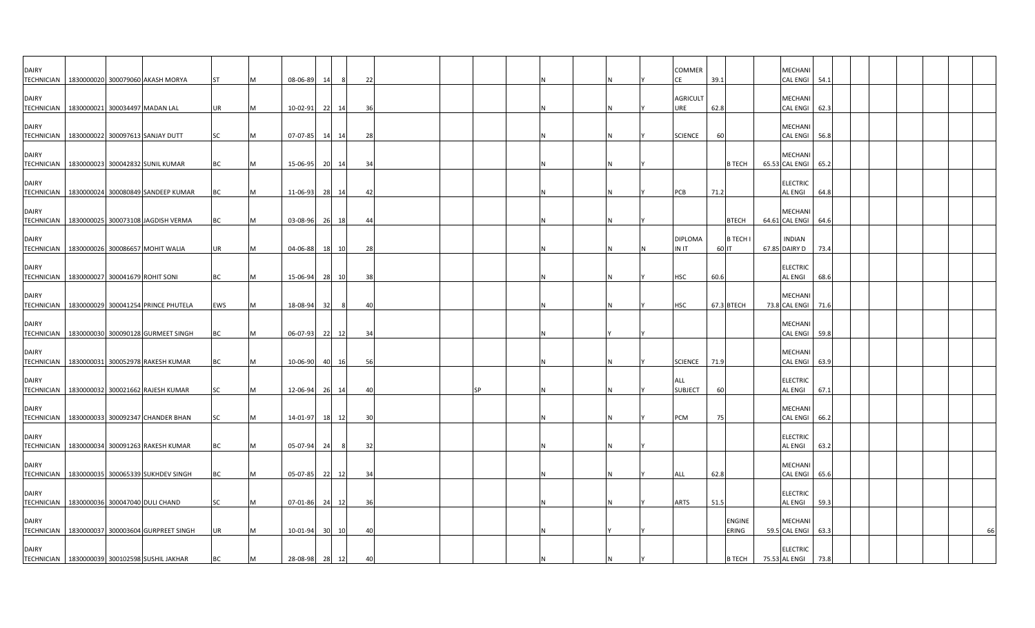| | | | | | | | | | | | | | | | | | | | | | | | | | | | | |
|---|---|---|---|---|---|---|---|---|---|---|---|---|---|---|---|---|---|---|---|---|---|---|---|---|---|---|---|---|
| DAIRY TECHNICIAN | 1830000020 | 300079060 | AKASH MORYA | ST | M | 08-06-89 | 14 | 8 | 22 | | | | | N | N | Y | COMMERCE | 39.1 | | | MECHANICAL ENGI | 54.1 | | | | | | |
| DAIRY TECHNICIAN | 1830000021 | 300034497 | MADAN LAL | UR | M | 10-02-91 | 22 | 14 | 36 | | | | | N | N | Y | AGRICULTURE | 62.8 | | | MECHANICAL ENGI | 62.3 | | | | | | |
| DAIRY TECHNICIAN | 1830000022 | 300097613 | SANJAY DUTT | SC | M | 07-07-85 | 14 | 14 | 28 | | | | | N | N | Y | SCIENCE | 60 | | | MECHANICAL ENGI | 56.8 | | | | | | |
| DAIRY TECHNICIAN | 1830000023 | 300042832 | SUNIL KUMAR | BC | M | 15-06-95 | 20 | 14 | 34 | | | | | N | N | Y | | | B TECH | 65.53 | MECHANICAL ENGI | 65.2 | | | | | | |
| DAIRY TECHNICIAN | 1830000024 | 300080849 | SANDEEP KUMAR | BC | M | 11-06-93 | 28 | 14 | 42 | | | | | N | N | Y | PCB | 71.2 | | | ELECTRICAL ENGI | 64.8 | | | | | | |
| DAIRY TECHNICIAN | 1830000025 | 300073108 | JAGDISH VERMA | BC | M | 03-08-96 | 26 | 18 | 44 | | | | | N | N | Y | | | BTECH | 64.61 | MECHANICAL ENGI | 64.6 | | | | | | |
| DAIRY TECHNICIAN | 1830000026 | 300086657 | MOHIT WALIA | UR | M | 04-06-88 | 18 | 10 | 28 | | | | | N | N | N | DIPLOMA IN IT | 60 | B TECH IT | 67.85 | INDIAN DAIRY D | 73.4 | | | | | | |
| DAIRY TECHNICIAN | 1830000027 | 300041679 | ROHIT SONI | BC | M | 15-06-94 | 28 | 10 | 38 | | | | | N | N | Y | HSC | 60.6 | | | ELECTRICAL ENGI | 68.6 | | | | | | |
| DAIRY TECHNICIAN | 1830000029 | 300041254 | PRINCE PHUTELA | EWS | M | 18-08-94 | 32 | 8 | 40 | | | | | N | N | Y | HSC | 67.3 | BTECH | 73.8 | MECHANICAL ENGI | 71.6 | | | | | | |
| DAIRY TECHNICIAN | 1830000030 | 300090128 | GURMEET SINGH | BC | M | 06-07-93 | 22 | 12 | 34 | | | | | N | Y | Y | | | | | MECHANICAL ENGI | 59.8 | | | | | | |
| DAIRY TECHNICIAN | 1830000031 | 300052978 | RAKESH KUMAR | BC | M | 10-06-90 | 40 | 16 | 56 | | | | | N | N | Y | SCIENCE | 71.9 | | | MECHANICAL ENGI | 63.9 | | | | | | |
| DAIRY TECHNICIAN | 1830000032 | 300021662 | RAJESH KUMAR | SC | M | 12-06-94 | 26 | 14 | 40 | | | SP | | N | N | Y | ALL SUBJECT | 60 | | | ELECTRICAL ENGI | 67.1 | | | | | | |
| DAIRY TECHNICIAN | 1830000033 | 300092347 | CHANDER BHAN | SC | M | 14-01-97 | 18 | 12 | 30 | | | | | N | N | Y | PCM | 75 | | | MECHANICAL ENGI | 66.2 | | | | | | |
| DAIRY TECHNICIAN | 1830000034 | 300091263 | RAKESH KUMAR | BC | M | 05-07-94 | 24 | 8 | 32 | | | | | N | N | Y | | | | | ELECTRICAL ENGI | 63.2 | | | | | | |
| DAIRY TECHNICIAN | 1830000035 | 300065339 | SUKHDEV SINGH | BC | M | 05-07-85 | 22 | 12 | 34 | | | | | N | N | Y | ALL | 62.8 | | | MECHANICAL ENGI | 65.6 | | | | | | |
| DAIRY TECHNICIAN | 1830000036 | 300047040 | DULI CHAND | SC | M | 07-01-86 | 24 | 12 | 36 | | | | | N | N | Y | ARTS | 51.5 | | | ELECTRICAL ENGI | 59.3 | | | | | | |
| DAIRY TECHNICIAN | 1830000037 | 300003604 | GURPREET SINGH | UR | M | 10-01-94 | 30 | 10 | 40 | | | | | N | Y | Y | | | ENGINEERING | 59.5 | MECHANICAL ENGI | 63.3 | | | | | | 66 |
| DAIRY TECHNICIAN | 1830000039 | 300102598 | SUSHIL JAKHAR | BC | M | 28-08-98 | 28 | 12 | 40 | | | | | N | N | Y | | | B TECH | 75.53 | ELECTRICAL ENGI | 73.8 | | | | | | |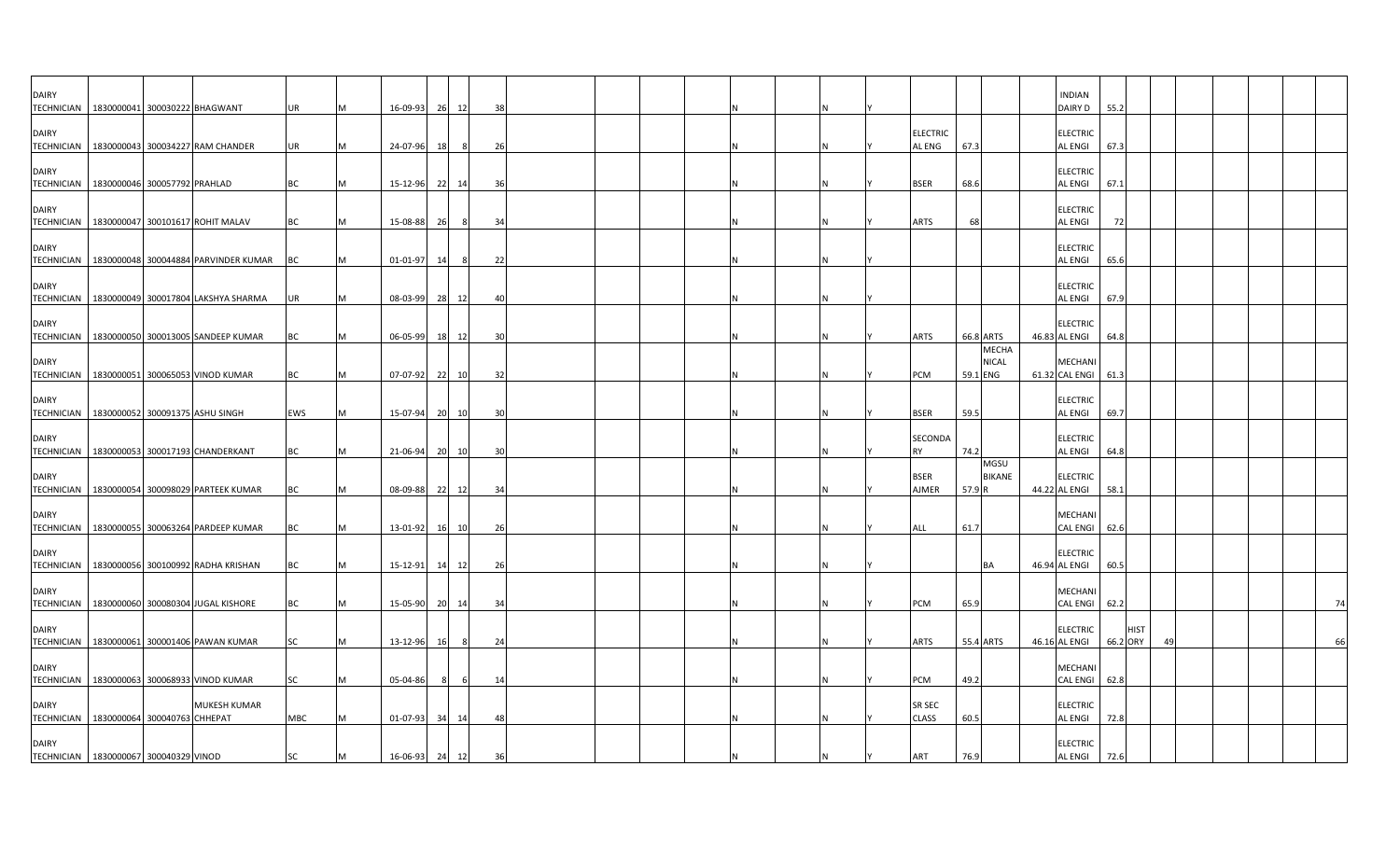| | | | | | | | | | | | | | | | | | | | | | | | | | | | | | | | |
|---|---|---|---|---|---|---|---|---|---|---|---|---|---|---|---|---|---|---|---|---|---|---|---|---|---|---|---|---|---|---|---|
| DAIRY TECHNICIAN | 1830000041 | 300030222 | BHAGWANT | UR | M | 16-09-93 | 26 | 12 | 38 | | | | | | N | | N | Y | | | | | INDIAN DAIRY D | 55.2 | | | | | | | |
| DAIRY TECHNICIAN | 1830000043 | 300034227 | RAM CHANDER | UR | M | 24-07-96 | 18 | 8 | 26 | | | | | | N | | N | Y | ELECTRIC AL ENG | 67.3 | | | ELECTRIC AL ENGI | 67.3 | | | | | | | |
| DAIRY TECHNICIAN | 1830000046 | 300057792 | PRAHLAD | BC | M | 15-12-96 | 22 | 14 | 36 | | | | | | N | | N | Y | BSER | 68.6 | | | ELECTRIC AL ENGI | 67.1 | | | | | | | |
| DAIRY TECHNICIAN | 1830000047 | 300101617 | ROHIT MALAV | BC | M | 15-08-88 | 26 | 8 | 34 | | | | | | N | | N | Y | ARTS | 68 | | | ELECTRIC AL ENGI | 72 | | | | | | | |
| DAIRY TECHNICIAN | 1830000048 | 300044884 | PARVINDER KUMAR | BC | M | 01-01-97 | 14 | 8 | 22 | | | | | | N | | N | Y | | | | | ELECTRIC AL ENGI | 65.6 | | | | | | | |
| DAIRY TECHNICIAN | 1830000049 | 300017804 | LAKSHYA SHARMA | UR | M | 08-03-99 | 28 | 12 | 40 | | | | | | N | | N | Y | | | | | ELECTRIC AL ENGI | 67.9 | | | | | | | |
| DAIRY TECHNICIAN | 1830000050 | 300013005 | SANDEEP KUMAR | BC | M | 06-05-99 | 18 | 12 | 30 | | | | | | N | | N | Y | ARTS | 66.8 | ARTS | 46.83 | ELECTRIC AL ENGI | 64.8 | | | | | | | |
| DAIRY TECHNICIAN | 1830000051 | 300065053 | VINOD KUMAR | BC | M | 07-07-92 | 22 | 10 | 32 | | | | | | N | | N | Y | PCM | 59.1 | MECHA NICAL ENG | 61.32 | MECHANI CAL ENGI | 61.3 | | | | | | | |
| DAIRY TECHNICIAN | 1830000052 | 300091375 | ASHU SINGH | EWS | M | 15-07-94 | 20 | 10 | 30 | | | | | | N | | N | Y | BSER | 59.5 | | | ELECTRIC AL ENGI | 69.7 | | | | | | | |
| DAIRY TECHNICIAN | 1830000053 | 300017193 | CHANDERKANT | BC | M | 21-06-94 | 20 | 10 | 30 | | | | | | N | | N | Y | SECONDA RY | 74.2 | | | ELECTRIC AL ENGI | 64.8 | | | | | | | |
| DAIRY TECHNICIAN | 1830000054 | 300098029 | PARTEEK KUMAR | BC | M | 08-09-88 | 22 | 12 | 34 | | | | | | N | | N | Y | BSER AJMER | 57.9 | MGSU BIKANE R | 44.22 | ELECTRIC AL ENGI | 58.1 | | | | | | | |
| DAIRY TECHNICIAN | 1830000055 | 300063264 | PARDEEP KUMAR | BC | M | 13-01-92 | 16 | 10 | 26 | | | | | | N | | N | Y | ALL | 61.7 | | | MECHANI CAL ENGI | 62.6 | | | | | | | |
| DAIRY TECHNICIAN | 1830000056 | 300100992 | RADHA KRISHAN | BC | M | 15-12-91 | 14 | 12 | 26 | | | | | | N | | N | Y | | | BA | 46.94 | ELECTRIC AL ENGI | 60.5 | | | | | | | |
| DAIRY TECHNICIAN | 1830000060 | 300080304 | JUGAL KISHORE | BC | M | 15-05-90 | 20 | 14 | 34 | | | | | | N | | N | Y | PCM | 65.9 | | | MECHANI CAL ENGI | 62.2 | | | | | | | 74 |
| DAIRY TECHNICIAN | 1830000061 | 300001406 | PAWAN KUMAR | SC | M | 13-12-96 | 16 | 8 | 24 | | | | | | N | | N | Y | ARTS | 55.4 | ARTS | 46.16 | ELECTRIC AL ENGI | 66.2 | HIST ORY | 49 | | | | | 66 |
| DAIRY TECHNICIAN | 1830000063 | 300068933 | VINOD KUMAR | SC | M | 05-04-86 | 8 | 6 | 14 | | | | | | N | | N | Y | PCM | 49.2 | | | MECHANI CAL ENGI | 62.8 | | | | | | | |
| DAIRY TECHNICIAN | 1830000064 | 300040763 | MUKESH KUMAR CHHEPAT | MBC | M | 01-07-93 | 34 | 14 | 48 | | | | | | N | | N | Y | SR SEC CLASS | 60.5 | | | ELECTRIC AL ENGI | 72.8 | | | | | | | |
| DAIRY TECHNICIAN | 1830000067 | 300040329 | VINOD | SC | M | 16-06-93 | 24 | 12 | 36 | | | | | | N | | N | Y | ART | 76.9 | | | ELECTRIC AL ENGI | 72.6 | | | | | | | |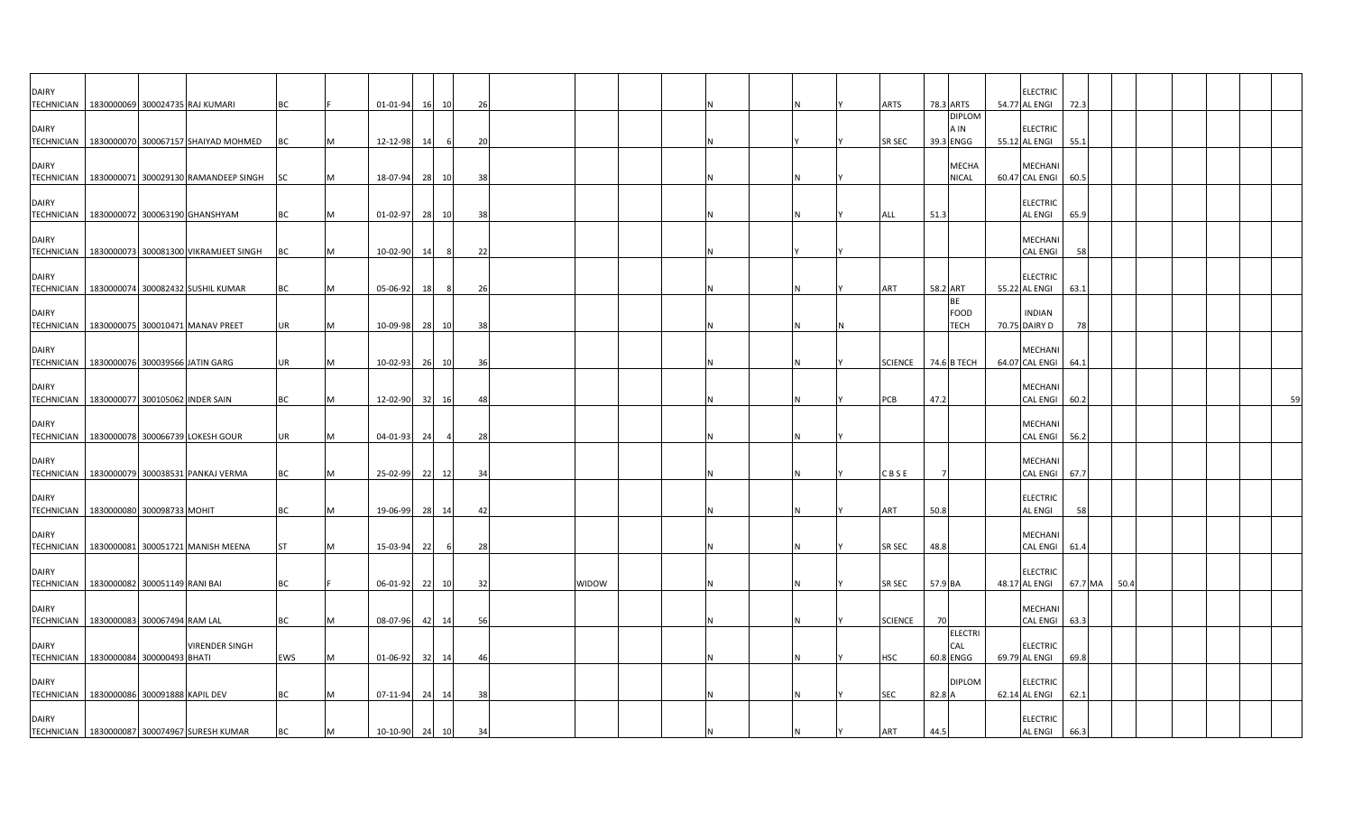| | | | | | | | | | | | | | | | | | | | | | | | | | | | | | | | | |
|---|---|---|---|---|---|---|---|---|---|---|---|---|---|---|---|---|---|---|---|---|---|---|---|---|---|---|---|---|---|---|---|---|
| DAIRY TECHNICIAN | 1830000069 | 300024735 | RAJ KUMARI | BC | F | 01-01-94 | 16 | 10 | 26 | | | | | N | N | Y | ARTS | 78.3 | ARTS | 54.77 | ELECTRIC AL ENGI | 72.3 | | | | | | | | | | |
| DAIRY TECHNICIAN | 1830000070 | 300067157 | SHAIYAD MOHMED | BC | M | 12-12-98 | 14 | 6 | 20 | | | | | N | Y | Y | SR SEC | 39.3 | DIPLOM A IN ENGG | 55.12 | ELECTRIC AL ENGI | 55.1 | | | | | | | | | | |
| DAIRY TECHNICIAN | 1830000071 | 300029130 | RAMANDEEP SINGH | SC | M | 18-07-94 | 28 | 10 | 38 | | | | | N | N | Y | | | MECHA NICAL | 60.47 | MECHANI CAL ENGI | 60.5 | | | | | | | | | | |
| DAIRY TECHNICIAN | 1830000072 | 300063190 | GHANSHYAM | BC | M | 01-02-97 | 28 | 10 | 38 | | | | | N | N | Y | ALL | 51.3 | | | ELECTRIC AL ENGI | 65.9 | | | | | | | | | | |
| DAIRY TECHNICIAN | 1830000073 | 300081300 | VIKRAMJEET SINGH | BC | M | 10-02-90 | 14 | 8 | 22 | | | | | N | Y | Y | | | | | MECHANI CAL ENGI | 58 | | | | | | | | | | |
| DAIRY TECHNICIAN | 1830000074 | 300082432 | SUSHIL KUMAR | BC | M | 05-06-92 | 18 | 8 | 26 | | | | | N | N | Y | ART | 58.2 | ART | 55.22 | ELECTRIC AL ENGI | 63.1 | | | | | | | | | | |
| DAIRY TECHNICIAN | 1830000075 | 300010471 | MANAV PREET | UR | M | 10-09-98 | 28 | 10 | 38 | | | | | N | N | N | | | BE FOOD TECH | 70.75 | INDIAN DAIRY D | 78 | | | | | | | | | | |
| DAIRY TECHNICIAN | 1830000076 | 300039566 | JATIN GARG | UR | M | 10-02-93 | 26 | 10 | 36 | | | | | N | N | Y | SCIENCE | 74.6 | B TECH | 64.07 | MECHANI CAL ENGI | 64.1 | | | | | | | | | | |
| DAIRY TECHNICIAN | 1830000077 | 300105062 | INDER SAIN | BC | M | 12-02-90 | 32 | 16 | 48 | | | | | N | N | Y | PCB | 47.2 | | | MECHANI CAL ENGI | 60.2 | | | | | | | | | | 59 |
| DAIRY TECHNICIAN | 1830000078 | 300066739 | LOKESH GOUR | UR | M | 04-01-93 | 24 | 4 | 28 | | | | | N | N | Y | | | | | MECHANI CAL ENGI | 56.2 | | | | | | | | | | |
| DAIRY TECHNICIAN | 1830000079 | 300038531 | PANKAJ VERMA | BC | M | 25-02-99 | 22 | 12 | 34 | | | | | N | N | Y | C B S E | 7 | | | MECHANI CAL ENGI | 67.7 | | | | | | | | | | |
| DAIRY TECHNICIAN | 1830000080 | 300098733 | MOHIT | BC | M | 19-06-99 | 28 | 14 | 42 | | | | | N | N | Y | ART | 50.8 | | | ELECTRIC AL ENGI | 58 | | | | | | | | | | |
| DAIRY TECHNICIAN | 1830000081 | 300051721 | MANISH MEENA | ST | M | 15-03-94 | 22 | 6 | 28 | | | | | N | N | Y | SR SEC | 48.8 | | | MECHANI CAL ENGI | 61.4 | | | | | | | | | | |
| DAIRY TECHNICIAN | 1830000082 | 300051149 | RANI BAI | BC | F | 06-01-92 | 22 | 10 | 32 | | WIDOW | | | N | N | Y | SR SEC | 57.9 | BA | 48.17 | ELECTRIC AL ENGI | 67.7 | MA | 50.4 | | | | | | | | |
| DAIRY TECHNICIAN | 1830000083 | 300067494 | RAM LAL | BC | M | 08-07-96 | 42 | 14 | 56 | | | | | N | N | Y | SCIENCE | 70 | | | MECHANI CAL ENGI | 63.3 | | | | | | | | | | |
| DAIRY TECHNICIAN | 1830000084 | 300000493 | VIRENDER SINGH BHATI | EWS | M | 01-06-92 | 32 | 14 | 46 | | | | | N | N | Y | HSC | 60.8 | ELECTRI CAL ENGG | 69.79 | ELECTRIC AL ENGI | 69.8 | | | | | | | | | | |
| DAIRY TECHNICIAN | 1830000086 | 300091888 | KAPIL DEV | BC | M | 07-11-94 | 24 | 14 | 38 | | | | | N | N | Y | SEC | 82.8 | DIPLOM A | 62.14 | ELECTRIC AL ENGI | 62.1 | | | | | | | | | | |
| DAIRY TECHNICIAN | 1830000087 | 300074967 | SURESH KUMAR | BC | M | 10-10-90 | 24 | 10 | 34 | | | | | N | N | Y | ART | 44.5 | | | ELECTRIC AL ENGI | 66.3 | | | | | | | | | | |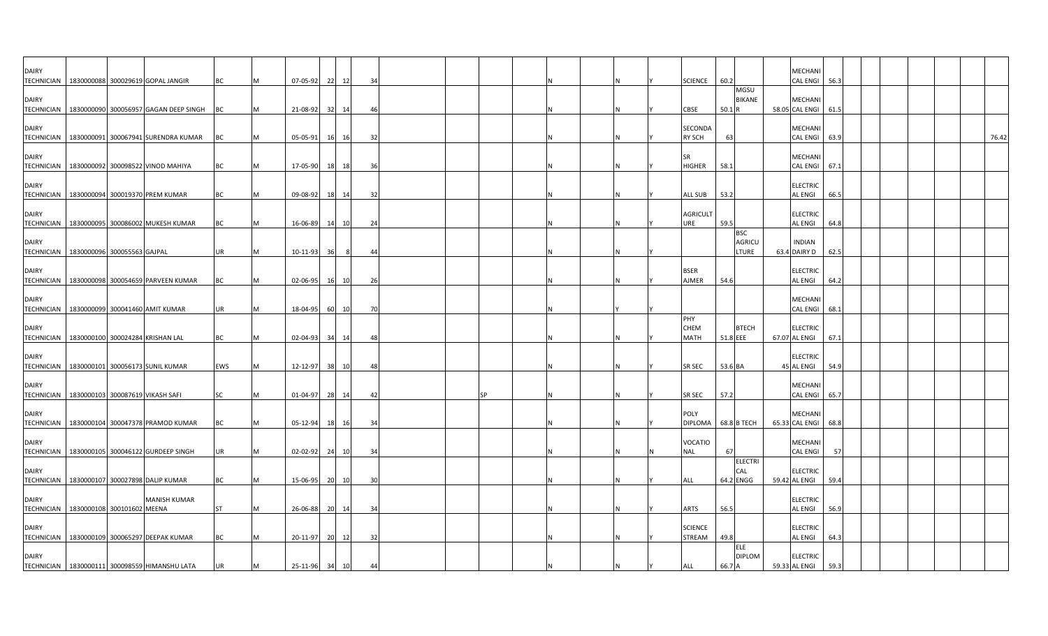| | | | | | | | | | | | | | | | | | | | | | | | | | | | | | | | |
|---|---|---|---|---|---|---|---|---|---|---|---|---|---|---|---|---|---|---|---|---|---|---|---|---|---|---|---|---|---|---|---|
| DAIRY TECHNICIAN | 1830000088 | 300029619 | GOPAL JANGIR | BC | M | 07-05-92 | 22 | 12 | 34 | | | | | | N | | N | Y | SCIENCE | 60.2 | | | MECHANICAL ENGI | 56.3 | | | | | | | |
| DAIRY TECHNICIAN | 1830000090 | 300056957 | GAGAN DEEP SINGH | BC | M | 21-08-92 | 32 | 14 | 46 | | | | | | N | | N | Y | CBSE | 50.1 | MGSU BIKANER | 58.05 | MECHANICAL ENGI | 61.5 | | | | | | | |
| DAIRY TECHNICIAN | 1830000091 | 300067941 | SURENDRA KUMAR | BC | M | 05-05-91 | 16 | 16 | 32 | | | | | | N | | N | Y | SECONDARY SCH | 63 | | | MECHANICAL ENGI | 63.9 | | | | | | | 76.42 |
| DAIRY TECHNICIAN | 1830000092 | 300098522 | VINOD MAHIYA | BC | M | 17-05-90 | 18 | 18 | 36 | | | | | | N | | N | Y | SR HIGHER | 58.1 | | | MECHANICAL ENGI | 67.1 | | | | | | | |
| DAIRY TECHNICIAN | 1830000094 | 300019370 | PREM KUMAR | BC | M | 09-08-92 | 18 | 14 | 32 | | | | | | N | | N | Y | ALL SUB | 53.2 | | | ELECTRICAL ENGI | 66.5 | | | | | | | |
| DAIRY TECHNICIAN | 1830000095 | 300086002 | MUKESH KUMAR | BC | M | 16-06-89 | 14 | 10 | 24 | | | | | | N | | N | Y | AGRICULTURE | 59.5 | | | ELECTRICAL ENGI | 64.8 | | | | | | | |
| DAIRY TECHNICIAN | 1830000096 | 300055563 | GAJPAL | UR | M | 10-11-93 | 36 | 8 | 44 | | | | | | N | | N | Y | | | BSC AGRICULTURE | 63.4 | INDIAN DAIRY D | 62.5 | | | | | | | |
| DAIRY TECHNICIAN | 1830000098 | 300054659 | PARVEEN KUMAR | BC | M | 02-06-95 | 16 | 10 | 26 | | | | | | N | | N | Y | BSER AJMER | 54.6 | | | ELECTRICAL ENGI | 64.2 | | | | | | | |
| DAIRY TECHNICIAN | 1830000099 | 300041460 | AMIT KUMAR | UR | M | 18-04-95 | 60 | 10 | 70 | | | | | | N | | Y | Y | | | | | MECHANICAL ENGI | 68.1 | | | | | | | |
| DAIRY TECHNICIAN | 1830000100 | 300024284 | KRISHAN LAL | BC | M | 02-04-93 | 34 | 14 | 48 | | | | | | N | | N | Y | PHY CHEM MATH | 51.8 | BTECH EEE | 67.07 | ELECTRICAL ENGI | 67.1 | | | | | | | |
| DAIRY TECHNICIAN | 1830000101 | 300056173 | SUNIL KUMAR | EWS | M | 12-12-97 | 38 | 10 | 48 | | | | | | N | | N | Y | SR SEC | 53.6 | BA | 45 | ELECTRICAL ENGI | 54.9 | | | | | | | |
| DAIRY TECHNICIAN | 1830000103 | 300087619 | VIKASH SAFI | SC | M | 01-04-97 | 28 | 14 | 42 | | | | SP | | N | | N | Y | SR SEC | 57.2 | | | MECHANICAL ENGI | 65.7 | | | | | | | |
| DAIRY TECHNICIAN | 1830000104 | 300047378 | PRAMOD KUMAR | BC | M | 05-12-94 | 18 | 16 | 34 | | | | | | N | | N | Y | POLY DIPLOMA | 68.8 | B TECH | 65.33 | MECHANICAL ENGI | 68.8 | | | | | | | |
| DAIRY TECHNICIAN | 1830000105 | 300046122 | GURDEEP SINGH | UR | M | 02-02-92 | 24 | 10 | 34 | | | | | | N | | N | N | VOCATIONAL | 67 | | | MECHANICAL ENGI | 57 | | | | | | | |
| DAIRY TECHNICIAN | 1830000107 | 300027898 | DALIP KUMAR | BC | M | 15-06-95 | 20 | 10 | 30 | | | | | | N | | N | Y | ALL | 64.2 | ELECTRICAL ENGG | 59.42 | ELECTRICAL ENGI | 59.4 | | | | | | | |
| DAIRY TECHNICIAN | 1830000108 | 300101602 | MANISH KUMAR MEENA | ST | M | 26-08-88 | 20 | 14 | 34 | | | | | | N | | N | Y | ARTS | 56.5 | | | ELECTRICAL ENGI | 56.9 | | | | | | | |
| DAIRY TECHNICIAN | 1830000109 | 300065297 | DEEPAK KUMAR | BC | M | 20-11-97 | 20 | 12 | 32 | | | | | | N | | N | Y | SCIENCE STREAM | 49.8 | | | ELECTRICAL ENGI | 64.3 | | | | | | | |
| DAIRY TECHNICIAN | 1830000111 | 300098559 | HIMANSHU LATA | UR | M | 25-11-96 | 34 | 10 | 44 | | | | | | N | | N | Y | ALL | 66.7 | ELE DIPLOMA | 59.33 | ELECTRICAL ENGI | 59.3 | | | | | | | |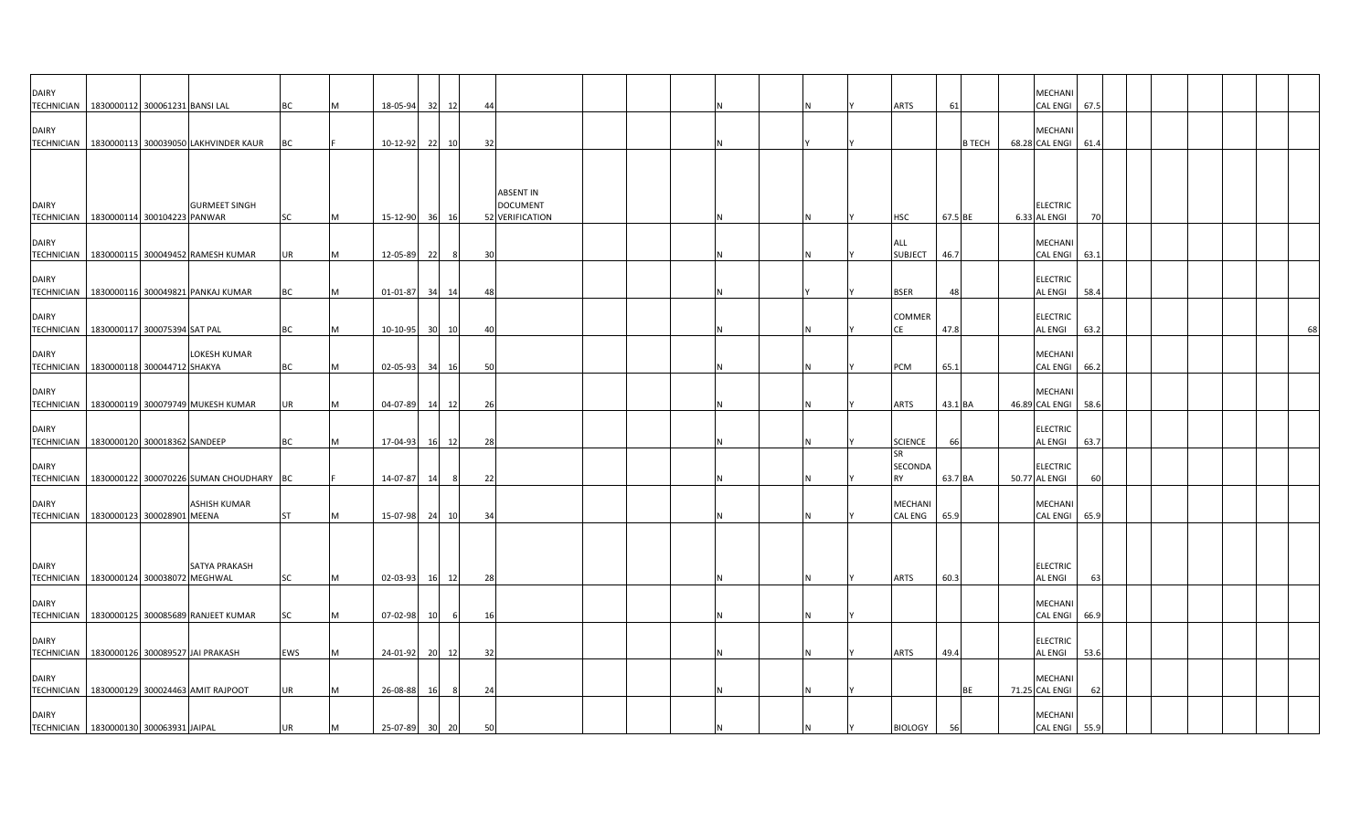| | | | | | | | | | | | | | | | | | | | | | | | | | | | | | | | | |
|---|---|---|---|---|---|---|---|---|---|---|---|---|---|---|---|---|---|---|---|---|---|---|---|---|---|---|---|---|---|---|---|---|
| DAIRY TECHNICIAN | 1830000112 | 300061231 | BANSI LAL | BC | M | 18-05-94 | 32 | 12 | 44 | | | | | N | | N | Y | ARTS | 61 | | | MECHANICAL ENGI | 67.5 | | | | | | | | | |
| DAIRY TECHNICIAN | 1830000113 | 300039050 | LAKHVINDER KAUR | BC | F | 10-12-92 | 22 | 10 | 32 | | | | | N | | Y | Y | | | B TECH | 68.28 | MECHANICAL ENGI | 61.4 | | | | | | | | | |
| DAIRY TECHNICIAN | 1830000114 | 300104223 | GURMEET SINGH PANWAR | SC | M | 15-12-90 | 36 | 16 | 52 | ABSENT IN DOCUMENT VERIFICATION | | | | N | | N | Y | HSC | 67.5 | BE | 6.33 | ELECTRICAL ENGI | 70 | | | | | | | | | |
| DAIRY TECHNICIAN | 1830000115 | 300049452 | RAMESH KUMAR | UR | M | 12-05-89 | 22 | 8 | 30 | | | | | N | | N | Y | ALL SUBJECT | 46.7 | | | MECHANICAL ENGI | 63.1 | | | | | | | | | |
| DAIRY TECHNICIAN | 1830000116 | 300049821 | PANKAJ KUMAR | BC | M | 01-01-87 | 34 | 14 | 48 | | | | | N | | Y | Y | BSER | 48 | | | ELECTRICAL ENGI | 58.4 | | | | | | | | | |
| DAIRY TECHNICIAN | 1830000117 | 300075394 | SAT PAL | BC | M | 10-10-95 | 30 | 10 | 40 | | | | | N | | N | Y | COMMERCE | 47.8 | | | ELECTRICAL ENGI | 63.2 | | | | | | | | | 68 |
| DAIRY TECHNICIAN | 1830000118 | 300044712 | LOKESH KUMAR SHAKYA | BC | M | 02-05-93 | 34 | 16 | 50 | | | | | N | | N | Y | PCM | 65.1 | | | MECHANICAL ENGI | 66.2 | | | | | | | | | |
| DAIRY TECHNICIAN | 1830000119 | 300079749 | MUKESH KUMAR | UR | M | 04-07-89 | 14 | 12 | 26 | | | | | N | | N | Y | ARTS | 43.1 | BA | 46.89 | MECHANICAL ENGI | 58.6 | | | | | | | | | |
| DAIRY TECHNICIAN | 1830000120 | 300018362 | SANDEEP | BC | M | 17-04-93 | 16 | 12 | 28 | | | | | N | | N | Y | SCIENCE | 66 | | | ELECTRICAL ENGI | 63.7 | | | | | | | | | |
| DAIRY TECHNICIAN | 1830000122 | 300070226 | SUMAN CHOUDHARY | BC | F | 14-07-87 | 14 | 8 | 22 | | | | | N | | N | Y | SR SECONDARY | 63.7 | BA | 50.77 | ELECTRICAL ENGI | 60 | | | | | | | | | |
| DAIRY TECHNICIAN | 1830000123 | 300028901 | ASHISH KUMAR MEENA | ST | M | 15-07-98 | 24 | 10 | 34 | | | | | N | | N | Y | MECHANICAL ENG | 65.9 | | | MECHANICAL ENGI | 65.9 | | | | | | | | | |
| DAIRY TECHNICIAN | 1830000124 | 300038072 | SATYA PRAKASH MEGHWAL | SC | M | 02-03-93 | 16 | 12 | 28 | | | | | N | | N | Y | ARTS | 60.3 | | | ELECTRICAL ENGI | 63 | | | | | | | | | |
| DAIRY TECHNICIAN | 1830000125 | 300085689 | RANJEET KUMAR | SC | M | 07-02-98 | 10 | 6 | 16 | | | | | N | | N | Y | | | | | MECHANICAL ENGI | 66.9 | | | | | | | | | |
| DAIRY TECHNICIAN | 1830000126 | 300089527 | JAI PRAKASH | EWS | M | 24-01-92 | 20 | 12 | 32 | | | | | N | | N | Y | ARTS | 49.4 | | | ELECTRICAL ENGI | 53.6 | | | | | | | | | |
| DAIRY TECHNICIAN | 1830000129 | 300024463 | AMIT RAJPOOT | UR | M | 26-08-88 | 16 | 8 | 24 | | | | | N | | N | Y | | | BE | 71.25 | MECHANICAL ENGI | 62 | | | | | | | | | |
| DAIRY TECHNICIAN | 1830000130 | 300063931 | JAIPAL | UR | M | 25-07-89 | 30 | 20 | 50 | | | | | N | | N | Y | BIOLOGY | 56 | | | MECHANICAL ENGI | 55.9 | | | | | | | | | |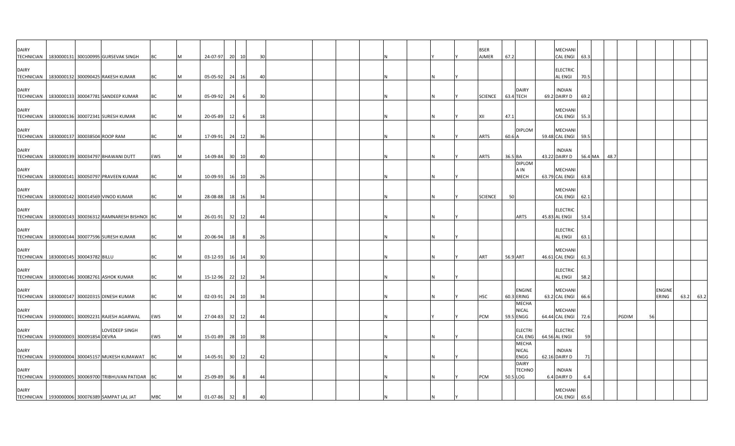| | | | | | | | | | | | | | | | | | | | | | | | | | | | | | | |
|---|---|---|---|---|---|---|---|---|---|---|---|---|---|---|---|---|---|---|---|---|---|---|---|---|---|---|---|---|---|---|
| DAIRY TECHNICIAN | 1830000131 | 300100995 | GURSEVAK SINGH | BC | M | 24-07-97 | 20 | 10 | 30 | | | | | | N | Y | Y | BSER AJMER | 67.2 | | | MECHANICAL ENGI | 63.3 | | | | | | | |
| DAIRY TECHNICIAN | 1830000132 | 300090425 | RAKESH KUMAR | BC | M | 05-05-92 | 24 | 16 | 40 | | | | | | N | N | Y | | | | | ELECTRICAL ENGI | 70.5 | | | | | | | |
| DAIRY TECHNICIAN | 1830000133 | 300047781 | SANDEEP KUMAR | BC | M | 05-09-92 | 24 | 6 | 30 | | | | | | N | N | Y | SCIENCE | 63.4 | DAIRY TECH | 69.2 | INDIAN DAIRY D | 69.2 | | | | | | | |
| DAIRY TECHNICIAN | 1830000136 | 300072341 | SURESH KUMAR | BC | M | 20-05-89 | 12 | 6 | 18 | | | | | | N | N | Y | XII | 47.1 | | | MECHANICAL ENGI | 55.3 | | | | | | | |
| DAIRY TECHNICIAN | 1830000137 | 300038504 | ROOP RAM | BC | M | 17-09-91 | 24 | 12 | 36 | | | | | | N | N | Y | ARTS | 60.6 | DIPLOMA | 59.48 | MECHANICAL ENGI | 59.5 | | | | | | | |
| DAIRY TECHNICIAN | 1830000139 | 300034797 | BHAWANI DUTT | EWS | M | 14-09-84 | 30 | 10 | 40 | | | | | | N | N | Y | ARTS | 36.5 | BA | 43.22 | INDIAN DAIRY D | 56.4 | MA | 48.7 | | | | | |
| DAIRY TECHNICIAN | 1830000141 | 300050797 | PRAVEEN KUMAR | BC | M | 10-09-93 | 16 | 10 | 26 | | | | | | N | N | Y | | | DIPLOMA IN MECH | 63.79 | MECHANICAL ENGI | 63.8 | | | | | | | |
| DAIRY TECHNICIAN | 1830000142 | 300014569 | VINOD KUMAR | BC | M | 28-08-88 | 18 | 16 | 34 | | | | | | N | N | Y | SCIENCE | 50 | | | MECHANICAL ENGI | 62.1 | | | | | | | |
| DAIRY TECHNICIAN | 1830000143 | 300036312 | RAMNARESH BISHNOI | BC | M | 26-01-91 | 32 | 12 | 44 | | | | | | N | N | Y | | | ARTS | 45.83 | ELECTRICAL ENGI | 53.4 | | | | | | | |
| DAIRY TECHNICIAN | 1830000144 | 300077596 | SURESH KUMAR | BC | M | 20-06-94 | 18 | 8 | 26 | | | | | | N | N | Y | | | | | ELECTRICAL ENGI | 63.1 | | | | | | | |
| DAIRY TECHNICIAN | 1830000145 | 300043782 | BILLU | BC | M | 03-12-93 | 16 | 14 | 30 | | | | | | N | N | Y | ART | 56.9 | ART | 46.61 | MECHANICAL ENGI | 61.3 | | | | | | | |
| DAIRY TECHNICIAN | 1830000146 | 300082761 | ASHOK KUMAR | BC | M | 15-12-96 | 22 | 12 | 34 | | | | | | N | N | Y | | | | | ELECTRICAL ENGI | 58.2 | | | | | | | |
| DAIRY TECHNICIAN | 1830000147 | 300020315 | DINESH KUMAR | BC | M | 02-03-91 | 24 | 10 | 34 | | | | | | N | N | Y | HSC | 60.3 | ENGINEERING | 63.2 | MECHANICAL ENGI | 66.6 | | | | | ENGINEERING | 63.2 | 63.2 |
| DAIRY TECHNICIAN | 1930000001 | 300092231 | RAJESH AGARWAL | EWS | M | 27-04-83 | 32 | 12 | 44 | | | | | | N | Y | Y | PCM | 59.5 | MECHANICAL ENGG | 64.44 | MECHANICAL ENGI | 72.6 | | | PGDIM | 56 | | | |
| DAIRY TECHNICIAN | 1930000003 | 300091854 | LOVEDEEP SINGH DEVRA | EWS | M | 15-01-89 | 28 | 10 | 38 | | | | | | N | N | Y | | | ELECTRICAL ENG | 64.56 | ELECTRICAL ENGI | 59 | | | | | | | |
| DAIRY TECHNICIAN | 1930000004 | 300045157 | MUKESH KUMAWAT | BC | M | 14-05-91 | 30 | 12 | 42 | | | | | | N | N | Y | | | MECHANICAL ENGG | 62.16 | INDIAN DAIRY D | 71 | | | | | | | |
| DAIRY TECHNICIAN | 1930000005 | 300069700 | TRIBHUVAN PATIDAR | BC | M | 25-09-89 | 36 | 8 | 44 | | | | | | N | N | Y | PCM | 50.5 | DAIRY TECHNOLOG | 6.4 | INDIAN DAIRY D | 6.4 | | | | | | | |
| DAIRY TECHNICIAN | 1930000006 | 300076389 | SAMPAT LAL JAT | MBC | M | 01-07-86 | 32 | 8 | 40 | | | | | | N | N | Y | | | | | MECHANICAL ENGI | 65.6 | | | | | | | |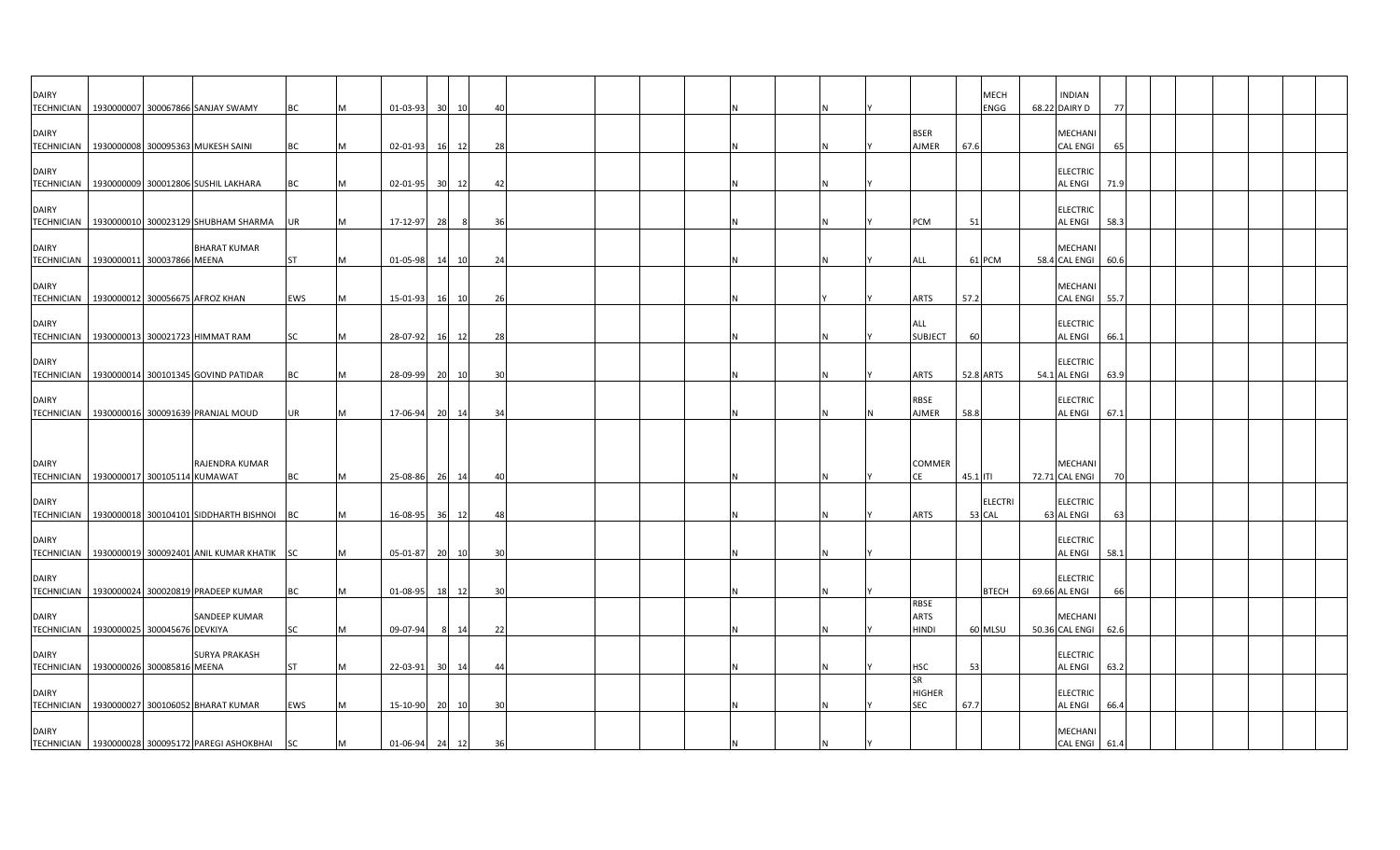| | | | | | | | | | | | | | | | | | | | | | | | | | | | | |
|---|---|---|---|---|---|---|---|---|---|---|---|---|---|---|---|---|---|---|---|---|---|---|---|---|---|---|---|---|
| DAIRY TECHNICIAN | 1930000007 | 300067866 | SANJAY SWAMY | BC | M | 01-03-93 | 30 | 10 | 40 | | | | | N | | N | Y | | | MECH ENGG | 68.22 | INDIAN DAIRY D | 77 | | | | | |
| DAIRY TECHNICIAN | 1930000008 | 300095363 | MUKESH SAINI | BC | M | 02-01-93 | 16 | 12 | 28 | | | | | N | | N | Y | BSER AJMER | 67.6 | | | MECHANICAL ENGI | 65 | | | | | |
| DAIRY TECHNICIAN | 1930000009 | 300012806 | SUSHIL LAKHARA | BC | M | 02-01-95 | 30 | 12 | 42 | | | | | N | | N | Y | | | | | ELECTRICAL ENGI | 71.9 | | | | | |
| DAIRY TECHNICIAN | 1930000010 | 300023129 | SHUBHAM SHARMA | UR | M | 17-12-97 | 28 | 8 | 36 | | | | | N | | N | Y | PCM | 51 | | | ELECTRICAL ENGI | 58.3 | | | | | |
| DAIRY TECHNICIAN | 1930000011 | 300037866 | BHARAT KUMAR MEENA | ST | M | 01-05-98 | 14 | 10 | 24 | | | | | N | | N | Y | ALL | 61 | PCM | 58.4 | MECHANICAL ENGI | 60.6 | | | | | |
| DAIRY TECHNICIAN | 1930000012 | 300056675 | AFROZ KHAN | EWS | M | 15-01-93 | 16 | 10 | 26 | | | | | N | | Y | Y | ARTS | 57.2 | | | MECHANICAL ENGI | 55.7 | | | | | |
| DAIRY TECHNICIAN | 1930000013 | 300021723 | HIMMAT RAM | SC | M | 28-07-92 | 16 | 12 | 28 | | | | | N | | N | Y | ALL SUBJECT | 60 | | | ELECTRICAL ENGI | 66.1 | | | | | |
| DAIRY TECHNICIAN | 1930000014 | 300101345 | GOVIND PATIDAR | BC | M | 28-09-99 | 20 | 10 | 30 | | | | | N | | N | Y | ARTS | 52.8 | ARTS | 54.1 | ELECTRICAL ENGI | 63.9 | | | | | |
| DAIRY TECHNICIAN | 1930000016 | 300091639 | PRANJAL MOUD | UR | M | 17-06-94 | 20 | 14 | 34 | | | | | N | | N | N | RBSE AJMER | 58.8 | | | ELECTRICAL ENGI | 67.1 | | | | | |
| DAIRY TECHNICIAN | 1930000017 | 300105114 | RAJENDRA KUMAR KUMAWAT | BC | M | 25-08-86 | 26 | 14 | 40 | | | | | N | | N | Y | COMMERCE | 45.1 | ITI | 72.71 | MECHANICAL ENGI | 70 | | | | | |
| DAIRY TECHNICIAN | 1930000018 | 300104101 | SIDDHARTH BISHNOI | BC | M | 16-08-95 | 36 | 12 | 48 | | | | | N | | N | Y | ARTS | 53 | ELECTRICAL | 63 | ELECTRICAL ENGI | 63 | | | | | |
| DAIRY TECHNICIAN | 1930000019 | 300092401 | ANIL KUMAR KHATIK | SC | M | 05-01-87 | 20 | 10 | 30 | | | | | N | | N | Y | | | | | ELECTRICAL ENGI | 58.1 | | | | | |
| DAIRY TECHNICIAN | 1930000024 | 300020819 | PRADEEP KUMAR | BC | M | 01-08-95 | 18 | 12 | 30 | | | | | N | | N | Y | | | BTECH | 69.66 | ELECTRICAL ENGI | 66 | | | | | |
| DAIRY TECHNICIAN | 1930000025 | 300045676 | SANDEEP KUMAR DEVKIYA | SC | M | 09-07-94 | 8 | 14 | 22 | | | | | N | | N | Y | RBSE ARTS HINDI | 60 | MLSU | 50.36 | MECHANICAL ENGI | 62.6 | | | | | |
| DAIRY TECHNICIAN | 1930000026 | 300085816 | SURYA PRAKASH MEENA | ST | M | 22-03-91 | 30 | 14 | 44 | | | | | N | | N | Y | HSC | 53 | | | ELECTRICAL ENGI | 63.2 | | | | | |
| DAIRY TECHNICIAN | 1930000027 | 300106052 | BHARAT KUMAR | EWS | M | 15-10-90 | 20 | 10 | 30 | | | | | N | | N | Y | SR HIGHER SEC | 67.7 | | | ELECTRICAL ENGI | 66.4 | | | | | |
| DAIRY TECHNICIAN | 1930000028 | 300095172 | PAREGI ASHOKBHAI | SC | M | 01-06-94 | 24 | 12 | 36 | | | | | N | | N | Y | | | | | MECHANICAL ENGI | 61.4 | | | | | |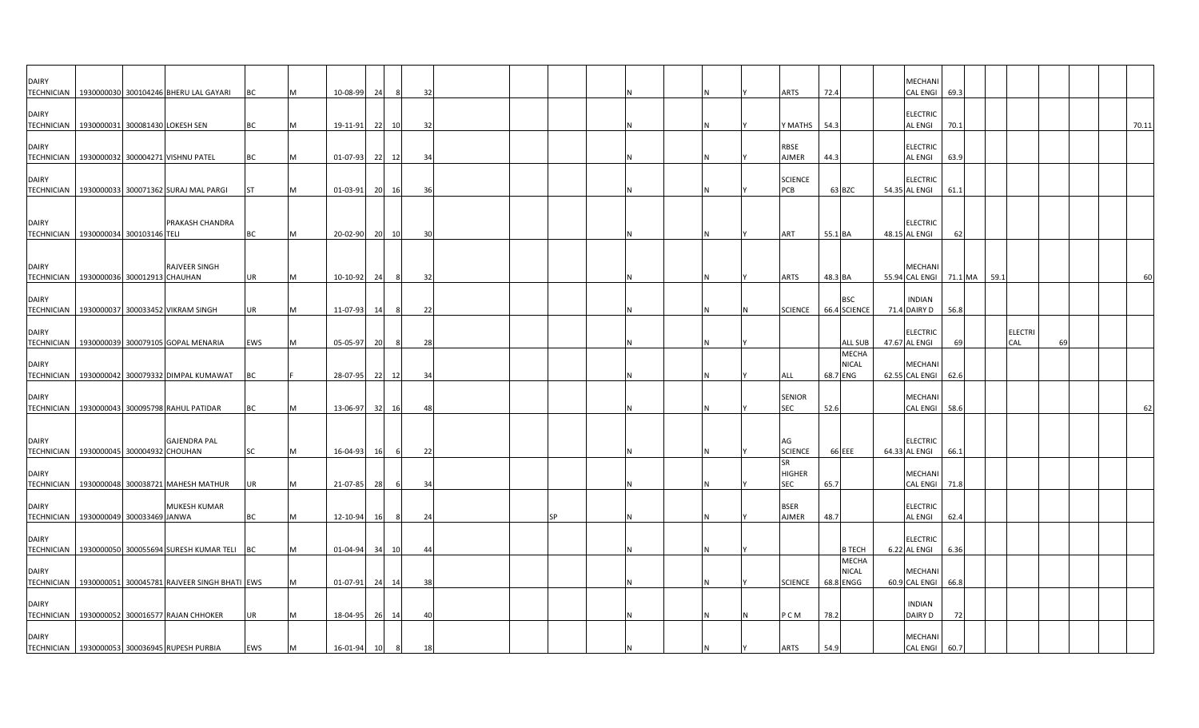| | | | | | | | | | | | | | | | | | | | | | | | | | | | | | | |
|---|---|---|---|---|---|---|---|---|---|---|---|---|---|---|---|---|---|---|---|---|---|---|---|---|---|---|---|---|---|---|
| DAIRY TECHNICIAN | 1930000030 | 300104246 | BHERU LAL GAYARI | BC | M | 10-08-99 | 24 | 8 | 32 | | | | | N | | N | Y | ARTS | 72.4 | | | MECHANICAL ENGI | 69.3 | | | | | | | |
| DAIRY TECHNICIAN | 1930000031 | 300081430 | LOKESH SEN | BC | M | 19-11-91 | 22 | 10 | 32 | | | | | N | | N | Y | Y MATHS | 54.3 | | | ELECTRICAL ENGI | 70.1 | | | | | | | 70.11 |
| DAIRY TECHNICIAN | 1930000032 | 300004271 | VISHNU PATEL | BC | M | 01-07-93 | 22 | 12 | 34 | | | | | N | | N | Y | RBSE AJMER | 44.3 | | | ELECTRICAL ENGI | 63.9 | | | | | | | |
| DAIRY TECHNICIAN | 1930000033 | 300071362 | SURAJ MAL PARGI | ST | M | 01-03-91 | 20 | 16 | 36 | | | | | N | | N | Y | SCIENCE PCB | 63 | BZC | 54.35 | ELECTRICAL ENGI | 61.1 | | | | | | | |
| DAIRY TECHNICIAN | 1930000034 | 300103146 | PRAKASH CHANDRA TELI | BC | M | 20-02-90 | 20 | 10 | 30 | | | | | N | | N | Y | ART | 55.1 | BA | 48.15 | ELECTRICAL ENGI | 62 | | | | | | | |
| DAIRY TECHNICIAN | 1930000036 | 300012913 | RAJVEER SINGH CHAUHAN | UR | M | 10-10-92 | 24 | 8 | 32 | | | | | N | | N | Y | ARTS | 48.3 | BA | 55.94 | MECHANICAL ENGI | 71.1 | MA | 59.1 | | | | | 60 |
| DAIRY TECHNICIAN | 1930000037 | 300033452 | VIKRAM SINGH | UR | M | 11-07-93 | 14 | 8 | 22 | | | | | N | | N | N | SCIENCE | 66.4 | BSC SCIENCE | 71.4 | INDIAN DAIRY D | 56.8 | | | | | | | |
| DAIRY TECHNICIAN | 1930000039 | 300079105 | GOPAL MENARIA | EWS | M | 05-05-97 | 20 | 8 | 28 | | | | | N | | N | Y | | | ALL SUB | 47.67 | ELECTRICAL ENGI | 69 | | | ELECTRICAL | 69 | | | |
| DAIRY TECHNICIAN | 1930000042 | 300079332 | DIMPAL KUMAWAT | BC | F | 28-07-95 | 22 | 12 | 34 | | | | | N | | N | Y | ALL | 68.7 | MECHANICAL ENG | 62.55 | MECHANICAL ENGI | 62.6 | | | | | | | |
| DAIRY TECHNICIAN | 1930000043 | 300095798 | RAHUL PATIDAR | BC | M | 13-06-97 | 32 | 16 | 48 | | | | | N | | N | Y | SENIOR SEC | 52.6 | | | MECHANICAL ENGI | 58.6 | | | | | | | 62 |
| DAIRY TECHNICIAN | 1930000045 | 300004932 | GAJENDRA PAL CHOUHAN | SC | M | 16-04-93 | 16 | 6 | 22 | | | | | N | | N | Y | AG SCIENCE | 66 | EEE | 64.33 | ELECTRICAL ENGI | 66.1 | | | | | | | |
| DAIRY TECHNICIAN | 1930000048 | 300038721 | MAHESH MATHUR | UR | M | 21-07-85 | 28 | 6 | 34 | | | | | N | | N | Y | SR HIGHER SEC | 65.7 | | | MECHANICAL ENGI | 71.8 | | | | | | | |
| DAIRY TECHNICIAN | 1930000049 | 300033469 | MUKESH KUMAR JANWA | BC | M | 12-10-94 | 16 | 8 | 24 | | | SP | | N | | N | Y | BSER AJMER | 48.7 | | | ELECTRICAL ENGI | 62.4 | | | | | | | |
| DAIRY TECHNICIAN | 1930000050 | 300055694 | SURESH KUMAR TELI | BC | M | 01-04-94 | 34 | 10 | 44 | | | | | N | | N | Y | | | B TECH | 6.22 | ELECTRICAL ENGI | 6.36 | | | | | | | |
| DAIRY TECHNICIAN | 1930000051 | 300045781 | RAJVEER SINGH BHATI | EWS | M | 01-07-91 | 24 | 14 | 38 | | | | | N | | N | Y | SCIENCE | 68.8 | MECHANICAL ENGG | 60.9 | MECHANICAL ENGI | 66.8 | | | | | | | |
| DAIRY TECHNICIAN | 1930000052 | 300016577 | RAJAN CHHOKER | UR | M | 18-04-95 | 26 | 14 | 40 | | | | | N | | N | N | P C M | 78.2 | | | INDIAN DAIRY D | 72 | | | | | | | |
| DAIRY TECHNICIAN | 1930000053 | 300036945 | RUPESH PURBIA | EWS | M | 16-01-94 | 10 | 8 | 18 | | | | | N | | N | Y | ARTS | 54.9 | | | MECHANICAL ENGI | 60.7 | | | | | | | |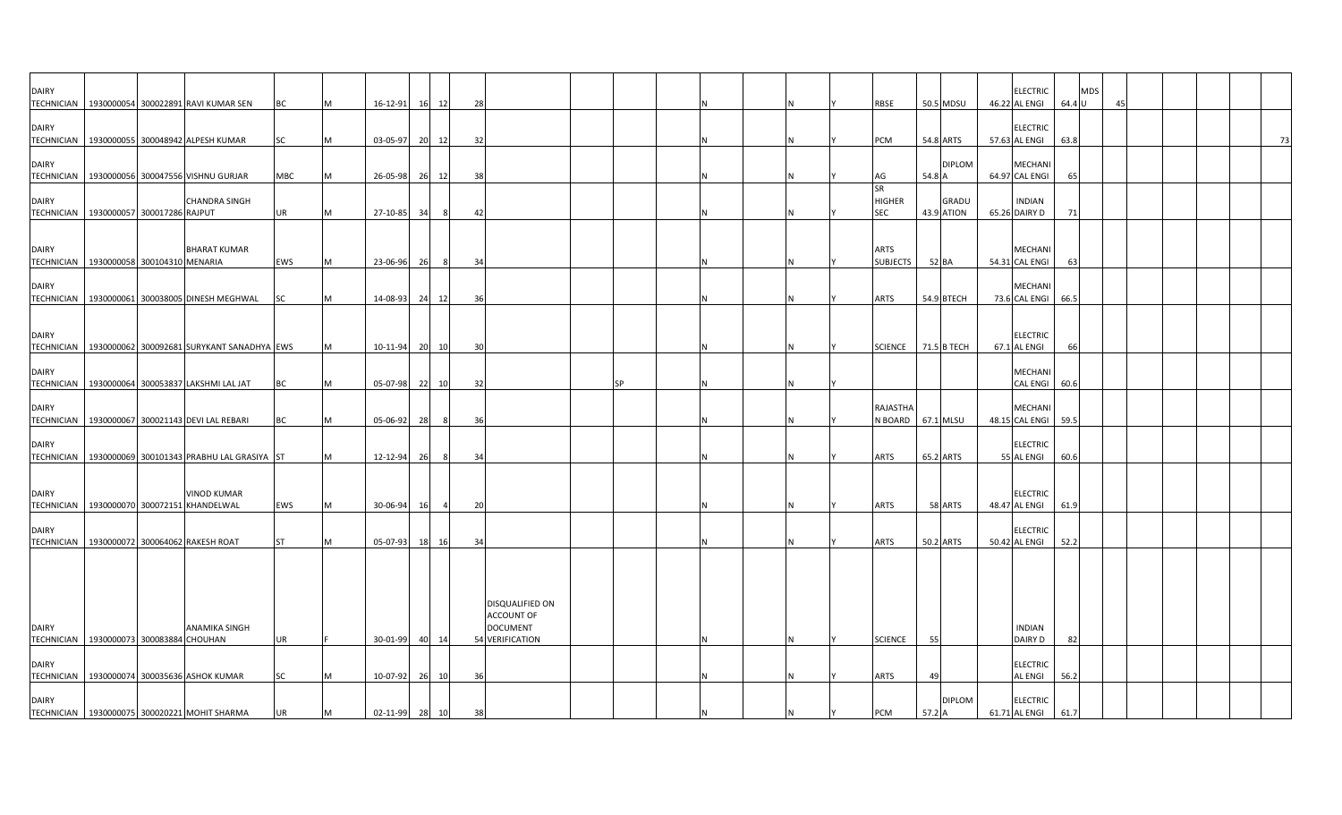| | | | | | | | | | | | | | | | | | | | | | | | | | | | | | | | | |
|---|---|---|---|---|---|---|---|---|---|---|---|---|---|---|---|---|---|---|---|---|---|---|---|---|---|---|---|---|---|---|---|---|
| DAIRY TECHNICIAN | 1930000054 | 300022891 | RAVI KUMAR SEN | BC | M | 16-12-91 | 16 | 12 | 28 | | | | | N | | N | Y | RBSE | 50.5 | MDSU | 46.22 | ELECTRIC AL ENGI | 64.4 | U | MDS | 45 | | | | | | |
| DAIRY TECHNICIAN | 1930000055 | 300048942 | ALPESH KUMAR | SC | M | 03-05-97 | 20 | 12 | 32 | | | | | N | | N | Y | PCM | 54.8 | ARTS | 57.63 | ELECTRIC AL ENGI | 63.8 | | | | | | | | | 73 |
| DAIRY TECHNICIAN | 1930000056 | 300047556 | VISHNU GURJAR | MBC | M | 26-05-98 | 26 | 12 | 38 | | | | | N | | N | Y | AG | 54.8 | DIPLOMA | 64.97 | MECHANICAL ENGI | 65 | | | | | | | | | |
| DAIRY TECHNICIAN | 1930000057 | 300017286 | CHANDRA SINGH RAJPUT | UR | M | 27-10-85 | 34 | 8 | 42 | | | | | N | | N | Y | SR HIGHER SEC | 43.9 | GRADUATION | 65.26 | INDIAN DAIRY D | 71 | | | | | | | | | |
| DAIRY TECHNICIAN | 1930000058 | 300104310 | BHARAT KUMAR MENARIA | EWS | M | 23-06-96 | 26 | 8 | 34 | | | | | N | | N | Y | ARTS SUBJECTS | 52 | BA | 54.31 | MECHANICAL ENGI | 63 | | | | | | | | | |
| DAIRY TECHNICIAN | 1930000061 | 300038005 | DINESH MEGHWAL | SC | M | 14-08-93 | 24 | 12 | 36 | | | | | N | | N | Y | ARTS | 54.9 | BTECH | 73.6 | MECHANICAL ENGI | 66.5 | | | | | | | | | |
| DAIRY TECHNICIAN | 1930000062 | 300092681 | SURYKANT SANADHYA | EWS | M | 10-11-94 | 20 | 10 | 30 | | | | | N | | N | Y | SCIENCE | 71.5 | B TECH | 67.1 | ELECTRIC AL ENGI | 66 | | | | | | | | | |
| DAIRY TECHNICIAN | 1930000064 | 300053837 | LAKSHMI LAL JAT | BC | M | 05-07-98 | 22 | 10 | 32 | | | SP | | N | | N | Y | | | | | MECHANICAL ENGI | 60.6 | | | | | | | | | |
| DAIRY TECHNICIAN | 1930000067 | 300021143 | DEVI LAL REBARI | BC | M | 05-06-92 | 28 | 8 | 36 | | | | | N | | N | Y | RAJASTHAN BOARD | 67.1 | MLSU | 48.15 | MECHANICAL ENGI | 59.5 | | | | | | | | | |
| DAIRY TECHNICIAN | 1930000069 | 300101343 | PRABHU LAL GRASIYA | ST | M | 12-12-94 | 26 | 8 | 34 | | | | | N | | N | Y | ARTS | 65.2 | ARTS | 55 | ELECTRIC AL ENGI | 60.6 | | | | | | | | | |
| DAIRY TECHNICIAN | 1930000070 | 300072151 | VINOD KUMAR KHANDELWAL | EWS | M | 30-06-94 | 16 | 4 | 20 | | | | | N | | N | Y | ARTS | 58 | ARTS | 48.47 | ELECTRIC AL ENGI | 61.9 | | | | | | | | | |
| DAIRY TECHNICIAN | 1930000072 | 300064062 | RAKESH ROAT | ST | M | 05-07-93 | 18 | 16 | 34 | | | | | N | | N | Y | ARTS | 50.2 | ARTS | 50.42 | ELECTRIC AL ENGI | 52.2 | | | | | | | | | |
| DAIRY TECHNICIAN | 1930000073 | 300083884 | ANAMIKA SINGH CHOUHAN | UR | F | 30-01-99 | 40 | 14 | 54 | DISQUALIFIED ON ACCOUNT OF DOCUMENT VERIFICATION | | | | N | | N | Y | SCIENCE | 55 | | | INDIAN DAIRY D | 82 | | | | | | | | | |
| DAIRY TECHNICIAN | 1930000074 | 300035636 | ASHOK KUMAR | SC | M | 10-07-92 | 26 | 10 | 36 | | | | | N | | N | Y | ARTS | 49 | | | ELECTRIC AL ENGI | 56.2 | | | | | | | | | |
| DAIRY TECHNICIAN | 1930000075 | 300020221 | MOHIT SHARMA | UR | M | 02-11-99 | 28 | 10 | 38 | | | | | N | | N | Y | PCM | 57.2 | DIPLOMA | 61.71 | ELECTRIC AL ENGI | 61.7 | | | | | | | | | |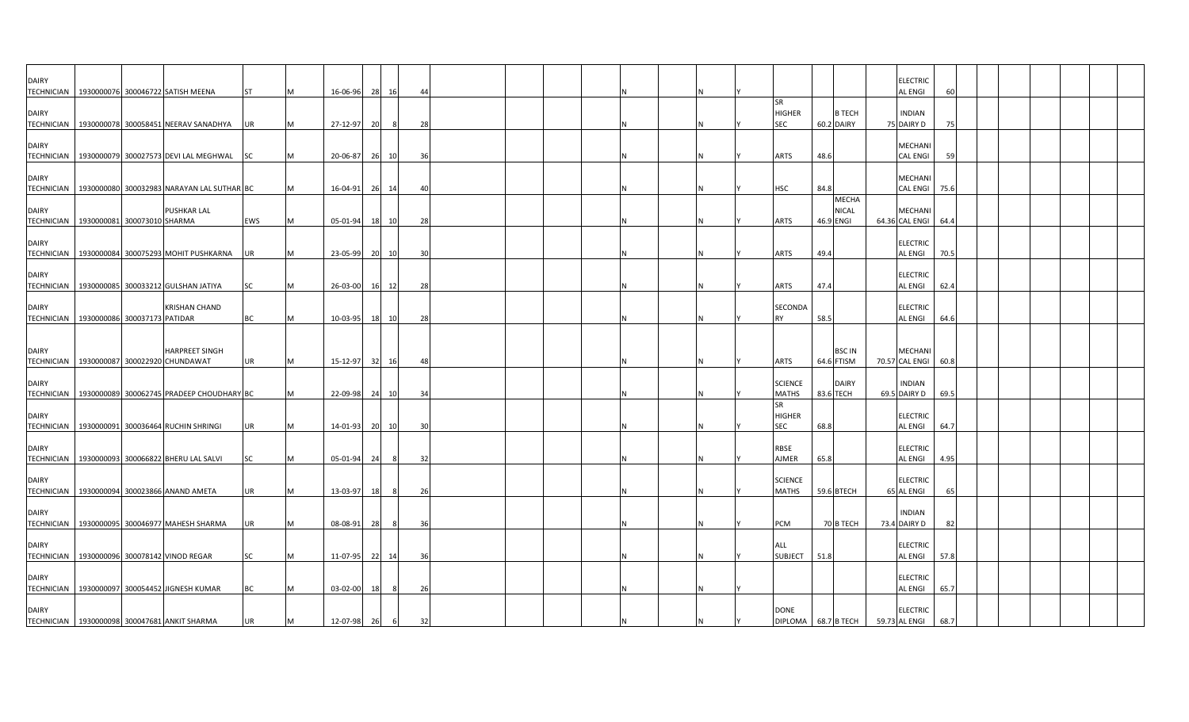| | | | | | | | | | | | | | | | | | | | | | | | | | | | | | | | | | | | | | |
|---|---|---|---|---|---|---|---|---|---|---|---|---|---|---|---|---|---|---|---|---|---|---|---|---|---|---|---|---|---|---|---|---|---|---|---|---|---|
| DAIRY TECHNICIAN | 1930000076 | 300046722 | SATISH MEENA | ST | M | 16-06-96 | 28 | 16 | 44 | | | | | | N | | N | Y | | | | | ELECTRIC AL ENGI | 60 | | | | | | | | |
| DAIRY TECHNICIAN | 1930000078 | 300058451 | NEERAV SANADHYA | UR | M | 27-12-97 | 20 | 8 | 28 | | | | | | N | | N | Y | SR HIGHER SEC | 60.2 | B TECH DAIRY | 75 | INDIAN DAIRY D | 75 | | | | | | | | |
| DAIRY TECHNICIAN | 1930000079 | 300027573 | DEVI LAL MEGHWAL | SC | M | 20-06-87 | 26 | 10 | 36 | | | | | | N | | N | Y | ARTS | 48.6 | | | MECHANI CAL ENGI | 59 | | | | | | | | |
| DAIRY TECHNICIAN | 1930000080 | 300032983 | NARAYAN LAL SUTHAR | BC | M | 16-04-91 | 26 | 14 | 40 | | | | | | N | | N | Y | HSC | 84.8 | | | MECHANI CAL ENGI | 75.6 | | | | | | | | |
| DAIRY TECHNICIAN | 1930000081 | 300073010 | PUSHKAR LAL SHARMA | EWS | M | 05-01-94 | 18 | 10 | 28 | | | | | | N | | N | Y | ARTS | 46.9 | MECHA NICAL ENGI | 64.36 | MECHANI CAL ENGI | 64.4 | | | | | | | | |
| DAIRY TECHNICIAN | 1930000084 | 300075293 | MOHIT PUSHKARNA | UR | M | 23-05-99 | 20 | 10 | 30 | | | | | | N | | N | Y | ARTS | 49.4 | | | ELECTRIC AL ENGI | 70.5 | | | | | | | | |
| DAIRY TECHNICIAN | 1930000085 | 300033212 | GULSHAN JATIYA | SC | M | 26-03-00 | 16 | 12 | 28 | | | | | | N | | N | Y | ARTS | 47.4 | | | ELECTRIC AL ENGI | 62.4 | | | | | | | | |
| DAIRY TECHNICIAN | 1930000086 | 300037173 | KRISHAN CHAND PATIDAR | BC | M | 10-03-95 | 18 | 10 | 28 | | | | | | N | | N | Y | SECONDA RY | 58.5 | | | ELECTRIC AL ENGI | 64.6 | | | | | | | | |
| DAIRY TECHNICIAN | 1930000087 | 300022920 | HARPREET SINGH CHUNDAWAT | UR | M | 15-12-97 | 32 | 16 | 48 | | | | | | N | | N | Y | ARTS | 64.6 | BSC IN FTISM | 70.57 | MECHANI CAL ENGI | 60.8 | | | | | | | | |
| DAIRY TECHNICIAN | 1930000089 | 300062745 | PRADEEP CHOUDHARY | BC | M | 22-09-98 | 24 | 10 | 34 | | | | | | N | | N | Y | SCIENCE MATHS | 83.6 | DAIRY TECH | 69.5 | INDIAN DAIRY D | 69.5 | | | | | | | | |
| DAIRY TECHNICIAN | 1930000091 | 300036464 | RUCHIN SHRINGI | UR | M | 14-01-93 | 20 | 10 | 30 | | | | | | N | | N | Y | SR HIGHER SEC | 68.8 | | | ELECTRIC AL ENGI | 64.7 | | | | | | | | |
| DAIRY TECHNICIAN | 1930000093 | 300066822 | BHERU LAL SALVI | SC | M | 05-01-94 | 24 | 8 | 32 | | | | | | N | | N | Y | RBSE AJMER | 65.8 | | | ELECTRIC AL ENGI | 4.95 | | | | | | | | |
| DAIRY TECHNICIAN | 1930000094 | 300023866 | ANAND AMETA | UR | M | 13-03-97 | 18 | 8 | 26 | | | | | | N | | N | Y | SCIENCE MATHS | 59.6 | BTECH | 65 | ELECTRIC AL ENGI | 65 | | | | | | | | |
| DAIRY TECHNICIAN | 1930000095 | 300046977 | MAHESH SHARMA | UR | M | 08-08-91 | 28 | 8 | 36 | | | | | | N | | N | Y | PCM | 70 | B TECH | 73.4 | INDIAN DAIRY D | 82 | | | | | | | | |
| DAIRY TECHNICIAN | 1930000096 | 300078142 | VINOD REGAR | SC | M | 11-07-95 | 22 | 14 | 36 | | | | | | N | | N | Y | ALL SUBJECT | 51.8 | | | ELECTRIC AL ENGI | 57.8 | | | | | | | | |
| DAIRY TECHNICIAN | 1930000097 | 300054452 | JIGNESH KUMAR | BC | M | 03-02-00 | 18 | 8 | 26 | | | | | | N | | N | Y | | | | | ELECTRIC AL ENGI | 65.7 | | | | | | | | |
| DAIRY TECHNICIAN | 1930000098 | 300047681 | ANKIT SHARMA | UR | M | 12-07-98 | 26 | 6 | 32 | | | | | | N | | N | Y | DONE DIPLOMA | 68.7 | B TECH | 59.73 | ELECTRIC AL ENGI | 68.7 | | | | | | | | |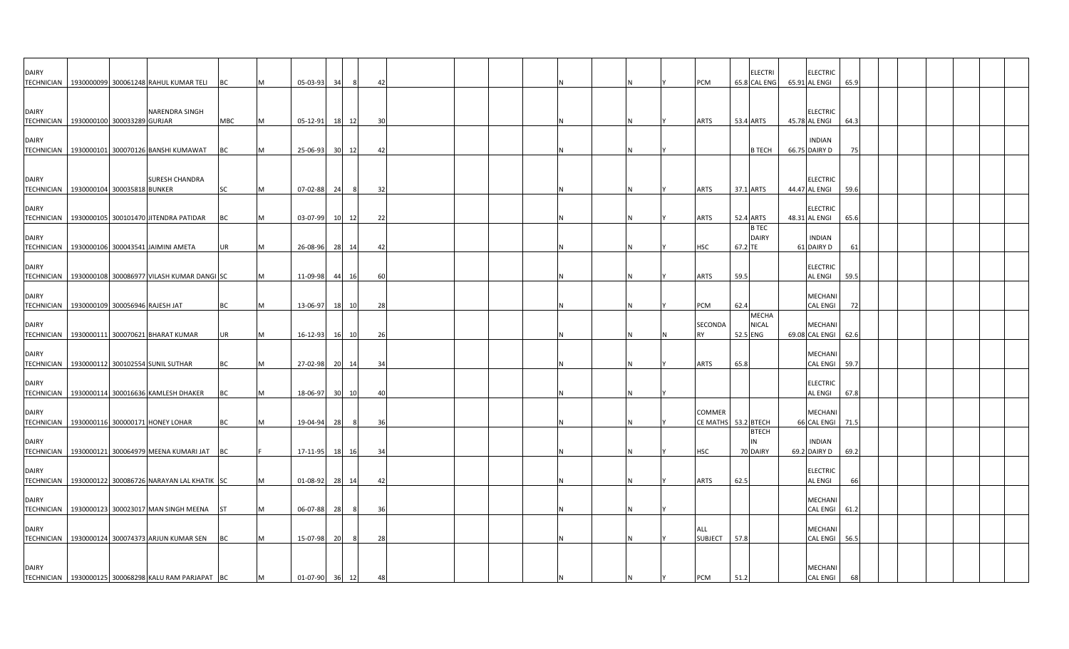| | | | | | | | | | | | | | | | | | | | | | | | | | | | | | |
|---|---|---|---|---|---|---|---|---|---|---|---|---|---|---|---|---|---|---|---|---|---|---|---|---|---|---|---|---|---|
| DAIRY TECHNICIAN | 1930000099 | 300061248 | RAHUL KUMAR TELI | BC | M | 05-03-93 | 34 | 8 | 42 | | | | | N | | N | Y | PCM | 65.8 | ELECTRICAL ENG | 65.91 | ELECTRICAL ENGI | 65.9 | | | | | | |
| DAIRY TECHNICIAN | 1930000100 | 300033289 | NARENDRA SINGH GURJAR | MBC | M | 05-12-91 | 18 | 12 | 30 | | | | | N | | N | Y | ARTS | 53.4 | ARTS | 45.78 | ELECTRICAL ENGI | 64.3 | | | | | | |
| DAIRY TECHNICIAN | 1930000101 | 300070126 | BANSHI KUMAWAT | BC | M | 25-06-93 | 30 | 12 | 42 | | | | | N | | N | Y | | | B TECH | 66.75 | INDIAN DAIRY D | 75 | | | | | | |
| DAIRY TECHNICIAN | 1930000104 | 300035818 | SURESH CHANDRA BUNKER | SC | M | 07-02-88 | 24 | 8 | 32 | | | | | N | | N | Y | ARTS | 37.1 | ARTS | 44.47 | ELECTRICAL ENGI | 59.6 | | | | | | |
| DAIRY TECHNICIAN | 1930000105 | 300101470 | JITENDRA PATIDAR | BC | M | 03-07-99 | 10 | 12 | 22 | | | | | N | | N | Y | ARTS | 52.4 | ARTS | 48.31 | ELECTRICAL ENGI | 65.6 | | | | | | |
| DAIRY TECHNICIAN | 1930000106 | 300043541 | JAIMINI AMETA | UR | M | 26-08-96 | 28 | 14 | 42 | | | | | N | | N | Y | HSC | 67.2 | B TEC DAIRY TE | 61 | INDIAN DAIRY D | 61 | | | | | | |
| DAIRY TECHNICIAN | 1930000108 | 300086977 | VILASH KUMAR DANGI | SC | M | 11-09-98 | 44 | 16 | 60 | | | | | N | | N | Y | ARTS | 59.5 | | | ELECTRICAL ENGI | 59.5 | | | | | | |
| DAIRY TECHNICIAN | 1930000109 | 300056946 | RAJESH JAT | BC | M | 13-06-97 | 18 | 10 | 28 | | | | | N | | N | Y | PCM | 62.4 | | | MECHANICAL ENGI | 72 | | | | | | |
| DAIRY TECHNICIAN | 1930000111 | 300070621 | BHARAT KUMAR | UR | M | 16-12-93 | 16 | 10 | 26 | | | | | N | | N | N | SECONDARY | 52.5 | MECHANICAL ENG | 69.08 | MECHANICAL ENGI | 62.6 | | | | | | |
| DAIRY TECHNICIAN | 1930000112 | 300102554 | SUNIL SUTHAR | BC | M | 27-02-98 | 20 | 14 | 34 | | | | | N | | N | Y | ARTS | 65.8 | | | MECHANICAL ENGI | 59.7 | | | | | | |
| DAIRY TECHNICIAN | 1930000114 | 300016636 | KAMLESH DHAKER | BC | M | 18-06-97 | 30 | 10 | 40 | | | | | N | | N | Y | | | | | ELECTRICAL ENGI | 67.8 | | | | | | |
| DAIRY TECHNICIAN | 1930000116 | 300000171 | HONEY LOHAR | BC | M | 19-04-94 | 28 | 8 | 36 | | | | | N | | N | Y | COMMERCE MATHS | 53.2 | BTECH | 66 | MECHANICAL ENGI | 71.5 | | | | | | |
| DAIRY TECHNICIAN | 1930000121 | 300064979 | MEENA KUMARI JAT | BC | F | 17-11-95 | 18 | 16 | 34 | | | | | N | | N | Y | HSC | 70 | BTECH IN DAIRY | 69.2 | INDIAN DAIRY D | 69.2 | | | | | | |
| DAIRY TECHNICIAN | 1930000122 | 300086726 | NARAYAN LAL KHATIK | SC | M | 01-08-92 | 28 | 14 | 42 | | | | | N | | N | Y | ARTS | 62.5 | | | ELECTRICAL ENGI | 66 | | | | | | |
| DAIRY TECHNICIAN | 1930000123 | 300023017 | MAN SINGH MEENA | ST | M | 06-07-88 | 28 | 8 | 36 | | | | | N | | N | Y | | | | | MECHANICAL ENGI | 61.2 | | | | | | |
| DAIRY TECHNICIAN | 1930000124 | 300074373 | ARJUN KUMAR SEN | BC | M | 15-07-98 | 20 | 8 | 28 | | | | | N | | N | Y | ALL SUBJECT | 57.8 | | | MECHANICAL ENGI | 56.5 | | | | | | |
| DAIRY TECHNICIAN | 1930000125 | 300068298 | KALU RAM PARJAPAT | BC | M | 01-07-90 | 36 | 12 | 48 | | | | | N | | N | Y | PCM | 51.2 | | | MECHANICAL ENGI | 68 | | | | | | |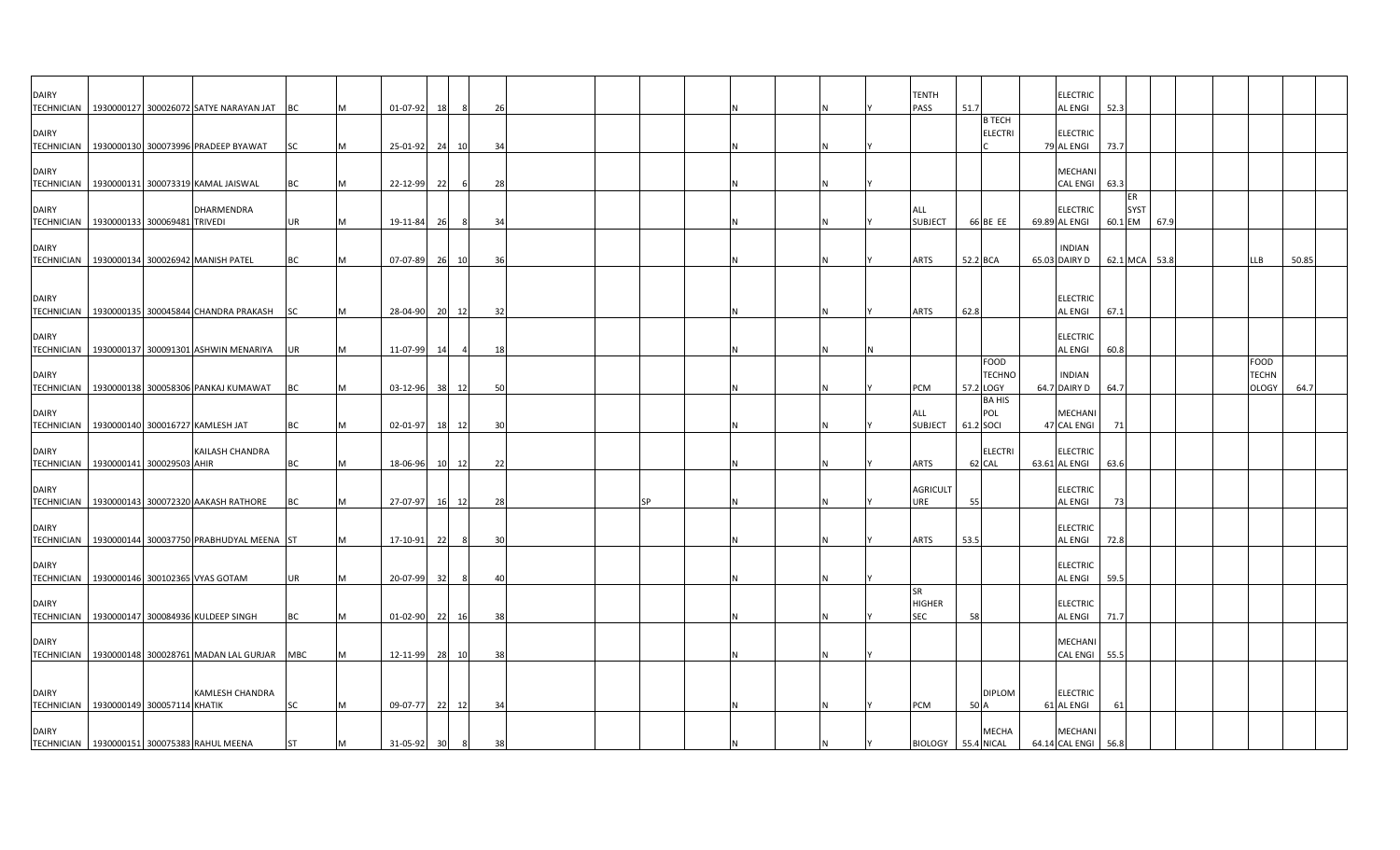| | | | | | | | | | | | | | | | | | | | | | | | | | | | | | | | | |
|---|---|---|---|---|---|---|---|---|---|---|---|---|---|---|---|---|---|---|---|---|---|---|---|---|---|---|---|---|---|---|---|---|
| DAIRY TECHNICIAN | 1930000127 | 300026072 | SATYE NARAYAN JAT | BC | M | 01-07-92 | 18 | 8 | 26 | | | | | N | | N | Y | TENTH PASS | 51.7 | | | ELECTRIC AL ENGI | 52.3 | | | | | | | | | |
| DAIRY TECHNICIAN | 1930000130 | 300073996 | PRADEEP BYAWAT | SC | M | 25-01-92 | 24 | 10 | 34 | | | | | N | | N | Y | | | B TECH ELECTRI C | 79 | ELECTRIC AL ENGI | 73.7 | | | | | | | | | |
| DAIRY TECHNICIAN | 1930000131 | 300073319 | KAMAL JAISWAL | BC | M | 22-12-99 | 22 | 6 | 28 | | | | | N | | N | Y | | | | | MECHANI CAL ENGI | 63.3 | | | | | | | | | |
| DAIRY TECHNICIAN | 1930000133 | 300069481 | DHARMENDRA TRIVEDI | UR | M | 19-11-84 | 26 | 8 | 34 | | | | | N | | N | Y | ALL SUBJECT | 66 | BE EE | 69.89 | ELECTRIC AL ENGI | 60.1 | ER SYST EM | 67.9 | | | | | | | |
| DAIRY TECHNICIAN | 1930000134 | 300026942 | MANISH PATEL | BC | M | 07-07-89 | 26 | 10 | 36 | | | | | N | | N | Y | ARTS | 52.2 | BCA | 65.03 | INDIAN DAIRY D | 62.1 | MCA | 53.8 | | | | LLB | 50.85 | | |
| DAIRY TECHNICIAN | 1930000135 | 300045844 | CHANDRA PRAKASH | SC | M | 28-04-90 | 20 | 12 | 32 | | | | | N | | N | Y | ARTS | 62.8 | | | ELECTRIC AL ENGI | 67.1 | | | | | | | | | |
| DAIRY TECHNICIAN | 1930000137 | 300091301 | ASHWIN MENARIYA | UR | M | 11-07-99 | 14 | 4 | 18 | | | | | N | | N | N | | | | | ELECTRIC AL ENGI | 60.8 | | | | | | | | | |
| DAIRY TECHNICIAN | 1930000138 | 300058306 | PANKAJ KUMAWAT | BC | M | 03-12-96 | 38 | 12 | 50 | | | | | N | | N | Y | PCM | 57.2 | FOOD TECHNO LOGY | 64.7 | INDIAN DAIRY D | 64.7 | | | | | | FOOD TECHN OLOGY | 64.7 | | |
| DAIRY TECHNICIAN | 1930000140 | 300016727 | KAMLESH JAT | BC | M | 02-01-97 | 18 | 12 | 30 | | | | | N | | N | Y | ALL SUBJECT | 61.2 | BA HIS POL SOCI | 47 | MECHANI CAL ENGI | 71 | | | | | | | | | |
| DAIRY TECHNICIAN | 1930000141 | 300029503 | KAILASH CHANDRA AHIR | BC | M | 18-06-96 | 10 | 12 | 22 | | | | | N | | N | Y | ARTS | 62 | ELECTRI CAL | 63.61 | ELECTRIC AL ENGI | 63.6 | | | | | | | | | |
| DAIRY TECHNICIAN | 1930000143 | 300072320 | AAKASH RATHORE | BC | M | 27-07-97 | 16 | 12 | 28 | | | SP | | N | | N | Y | AGRICULT URE | 55 | | | ELECTRIC AL ENGI | 73 | | | | | | | | | |
| DAIRY TECHNICIAN | 1930000144 | 300037750 | PRABHUDYAL MEENA | ST | M | 17-10-91 | 22 | 8 | 30 | | | | | N | | N | Y | ARTS | 53.5 | | | ELECTRIC AL ENGI | 72.8 | | | | | | | | | |
| DAIRY TECHNICIAN | 1930000146 | 300102365 | VYAS GOTAM | UR | M | 20-07-99 | 32 | 8 | 40 | | | | | N | | N | Y | | | | | ELECTRIC AL ENGI | 59.5 | | | | | | | | | |
| DAIRY TECHNICIAN | 1930000147 | 300084936 | KULDEEP SINGH | BC | M | 01-02-90 | 22 | 16 | 38 | | | | | N | | N | Y | SR HIGHER SEC | 58 | | | ELECTRIC AL ENGI | 71.7 | | | | | | | | | |
| DAIRY TECHNICIAN | 1930000148 | 300028761 | MADAN LAL GURJAR | MBC | M | 12-11-99 | 28 | 10 | 38 | | | | | N | | N | Y | | | | | MECHANI CAL ENGI | 55.5 | | | | | | | | | |
| DAIRY TECHNICIAN | 1930000149 | 300057114 | KAMLESH CHANDRA KHATIK | SC | M | 09-07-77 | 22 | 12 | 34 | | | | | N | | N | Y | PCM | 50 | DIPLOM A | 61 | ELECTRIC AL ENGI | 61 | | | | | | | | | |
| DAIRY TECHNICIAN | 1930000151 | 300075383 | RAHUL MEENA | ST | M | 31-05-92 | 30 | 8 | 38 | | | | | N | | N | Y | BIOLOGY | 55.4 | MECHA NICAL | 64.14 | MECHANI CAL ENGI | 56.8 | | | | | | | | | |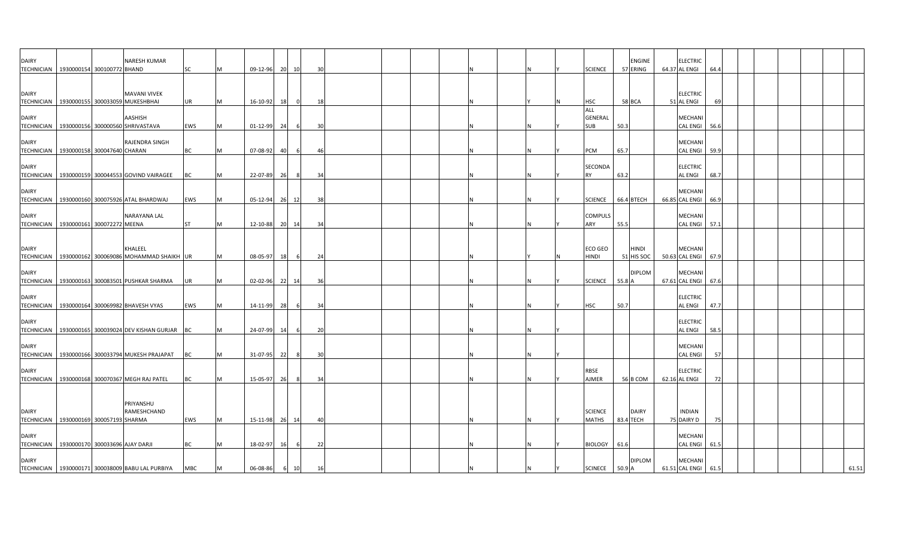| | | | | | | | | | | | | | | | | | | | | | | | | | | | | | | |
|---|---|---|---|---|---|---|---|---|---|---|---|---|---|---|---|---|---|---|---|---|---|---|---|---|---|---|---|---|---|---|
| DAIRY TECHNICIAN | 1930000154 | 300100772 | NARESH KUMAR BHAND | SC | M | 09-12-96 | 20 | 10 | 30 | | | | | N | | N | Y | SCIENCE | 57 | ENGINEERING | 64.37 | ELECTRICAL ENGI | 64.4 | | | | | | | |
| DAIRY TECHNICIAN | 1930000155 | 300033059 | MAVANI VIVEK MUKESHBHAI | UR | M | 16-10-92 | 18 | 0 | 18 | | | | | N | | Y | N | HSC | 58 | BCA | 51 | ELECTRICAL ENGI | 69 | | | | | | | |
| DAIRY TECHNICIAN | 1930000156 | 300000560 | AASHISH SHRIVASTAVA | EWS | M | 01-12-99 | 24 | 6 | 30 | | | | | N | | N | Y | ALL GENERAL SUB | 50.3 | | | MECHANICAL ENGI | 56.6 | | | | | | | |
| DAIRY TECHNICIAN | 1930000158 | 300047640 | RAJENDRA SINGH CHARAN | BC | M | 07-08-92 | 40 | 6 | 46 | | | | | N | | N | Y | PCM | 65.7 | | | MECHANICAL ENGI | 59.9 | | | | | | | |
| DAIRY TECHNICIAN | 1930000159 | 300044553 | GOVIND VAIRAGEE | BC | M | 22-07-89 | 26 | 8 | 34 | | | | | N | | N | Y | SECONDARY | 63.2 | | | ELECTRICAL ENGI | 68.7 | | | | | | | |
| DAIRY TECHNICIAN | 1930000160 | 300075926 | ATAL BHARDWAJ | EWS | M | 05-12-94 | 26 | 12 | 38 | | | | | N | | N | Y | SCIENCE | 66.4 | BTECH | 66.85 | MECHANICAL ENGI | 66.9 | | | | | | | |
| DAIRY TECHNICIAN | 1930000161 | 300072272 | NARAYANA LAL MEENA | ST | M | 12-10-88 | 20 | 14 | 34 | | | | | N | | N | Y | COMPULSARY | 55.5 | | | MECHANICAL ENGI | 57.1 | | | | | | | |
| DAIRY TECHNICIAN | 1930000162 | 300069086 | KHALEEL MOHAMMAD SHAIKH | UR | M | 08-05-97 | 18 | 6 | 24 | | | | | N | | Y | N | ECO GEO HINDI | 51 | HINDI HIS SOC | 50.63 | MECHANICAL ENGI | 67.9 | | | | | | | |
| DAIRY TECHNICIAN | 1930000163 | 300083501 | PUSHKAR SHARMA | UR | M | 02-02-96 | 22 | 14 | 36 | | | | | N | | N | Y | SCIENCE | 55.8 | DIPLOMA | 67.61 | MECHANICAL ENGI | 67.6 | | | | | | | |
| DAIRY TECHNICIAN | 1930000164 | 300069982 | BHAVESH VYAS | EWS | M | 14-11-99 | 28 | 6 | 34 | | | | | N | | N | Y | HSC | 50.7 | | | ELECTRICAL ENGI | 47.7 | | | | | | | |
| DAIRY TECHNICIAN | 1930000165 | 300039024 | DEV KISHAN GURJAR | BC | M | 24-07-99 | 14 | 6 | 20 | | | | | N | | N | Y | | | | | ELECTRICAL ENGI | 58.5 | | | | | | | |
| DAIRY TECHNICIAN | 1930000166 | 300033794 | MUKESH PRAJAPAT | BC | M | 31-07-95 | 22 | 8 | 30 | | | | | N | | N | Y | | | | | MECHANICAL ENGI | 57 | | | | | | | |
| DAIRY TECHNICIAN | 1930000168 | 300070367 | MEGH RAJ PATEL | BC | M | 15-05-97 | 26 | 8 | 34 | | | | | N | | N | Y | RBSE AJMER | 56 | B COM | 62.16 | ELECTRICAL ENGI | 72 | | | | | | | |
| DAIRY TECHNICIAN | 1930000169 | 300057193 | PRIYANSHU RAMESHCHAND SHARMA | EWS | M | 15-11-98 | 26 | 14 | 40 | | | | | N | | N | Y | SCIENCE MATHS | 83.4 | DAIRY TECH | 75 | INDIAN DAIRY D | 75 | | | | | | | |
| DAIRY TECHNICIAN | 1930000170 | 300033696 | AJAY DARJI | BC | M | 18-02-97 | 16 | 6 | 22 | | | | | N | | N | Y | BIOLOGY | 61.6 | | | MECHANICAL ENGI | 61.5 | | | | | | | |
| DAIRY TECHNICIAN | 1930000171 | 300038009 | BABU LAL PURBIYA | MBC | M | 06-08-86 | 6 | 10 | 16 | | | | | N | | N | Y | SCINECE | 50.9 | DIPLOMA | 61.51 | MECHANICAL ENGI | 61.5 | | | | | | | 61.51 |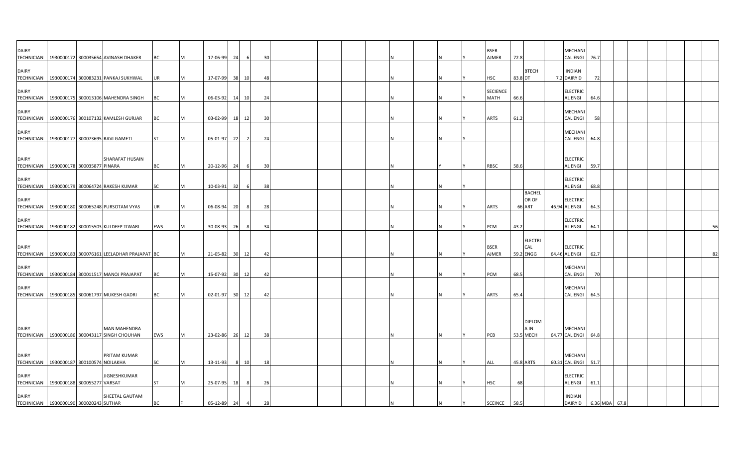| | | | | | | | | | | | | | | | | | | | | | | | | | | | | | | |
|---|---|---|---|---|---|---|---|---|---|---|---|---|---|---|---|---|---|---|---|---|---|---|---|---|---|---|---|---|---|---|
| DAIRY TECHNICIAN | 1930000172 | 300035654 | AVINASH DHAKER | BC | M | 17-06-99 | 24 | 6 | 30 | | | | | N | | N | Y | BSER AJMER | 72.8 | | | MECHANICAL ENGI | 76.7 | | | | | | | |
| DAIRY TECHNICIAN | 1930000174 | 300083231 | PANKAJ SUKHWAL | UR | M | 17-07-99 | 38 | 10 | 48 | | | | | N | | N | Y | HSC | 83.8 | BTECH DT | 7.2 | INDIAN DAIRY D | 72 | | | | | | | |
| DAIRY TECHNICIAN | 1930000175 | 300013106 | MAHENDRA SINGH | BC | M | 06-03-92 | 14 | 10 | 24 | | | | | N | | N | Y | SECIENCE MATH | 66.6 | | | ELECTRICAL ENGI | 64.6 | | | | | | | |
| DAIRY TECHNICIAN | 1930000176 | 300107132 | KAMLESH GURJAR | BC | M | 03-02-99 | 18 | 12 | 30 | | | | | N | | N | Y | ARTS | 61.2 | | | MECHANICAL ENGI | 58 | | | | | | | |
| DAIRY TECHNICIAN | 1930000177 | 300073695 | RAVI GAMETI | ST | M | 05-01-97 | 22 | 2 | 24 | | | | | N | | N | Y | | | | | MECHANICAL ENGI | 64.8 | | | | | | | |
| DAIRY TECHNICIAN | 1930000178 | 300035877 | SHARAFAT HUSAIN PINARA | BC | M | 20-12-96 | 24 | 6 | 30 | | | | | N | | Y | Y | RBSC | 58.6 | | | ELECTRICAL ENGI | 59.7 | | | | | | | |
| DAIRY TECHNICIAN | 1930000179 | 300064724 | RAKESH KUMAR | SC | M | 10-03-91 | 32 | 6 | 38 | | | | | N | | N | Y | | | | | ELECTRICAL ENGI | 68.8 | | | | | | | |
| DAIRY TECHNICIAN | 1930000180 | 300065248 | PURSOTAM VYAS | UR | M | 06-08-94 | 20 | 8 | 28 | | | | | N | | N | Y | ARTS | 66 | BACHELOR OF ART | 46.94 | ELECTRICAL ENGI | 64.3 | | | | | | | |
| DAIRY TECHNICIAN | 1930000182 | 300015503 | KULDEEP TIWARI | EWS | M | 30-08-93 | 26 | 8 | 34 | | | | | N | | N | Y | PCM | 43.2 | | | ELECTRICAL ENGI | 64.1 | | | | | | | 56 |
| DAIRY TECHNICIAN | 1930000183 | 300076161 | LEELADHAR PRAJAPAT | BC | M | 21-05-82 | 30 | 12 | 42 | | | | | N | | N | Y | BSER AJMER | 59.2 | ELECTRICAL ENGG | 64.46 | ELECTRICAL ENGI | 62.7 | | | | | | | 82 |
| DAIRY TECHNICIAN | 1930000184 | 300011517 | MANOJ PRAJAPAT | BC | M | 15-07-92 | 30 | 12 | 42 | | | | | N | | N | Y | PCM | 68.5 | | | MECHANICAL ENGI | 70 | | | | | | | |
| DAIRY TECHNICIAN | 1930000185 | 300061797 | MUKESH GADRI | BC | M | 02-01-97 | 30 | 12 | 42 | | | | | N | | N | Y | ARTS | 65.4 | | | MECHANICAL ENGI | 64.5 | | | | | | | |
| DAIRY TECHNICIAN | 1930000186 | 300043117 | MAN MAHENDRA SINGH CHOUHAN | EWS | M | 23-02-86 | 26 | 12 | 38 | | | | | N | | N | Y | PCB | 53.5 | DIPLOMA IN MECH | 64.77 | MECHANICAL ENGI | 64.8 | | | | | | | |
| DAIRY TECHNICIAN | 1930000187 | 300100574 | PRITAM KUMAR NOILAKHA | SC | M | 13-11-93 | 8 | 10 | 18 | | | | | N | | N | Y | ALL | 45.8 | ARTS | 60.31 | MECHANICAL ENGI | 51.7 | | | | | | | |
| DAIRY TECHNICIAN | 1930000188 | 300055277 | JIGNESHKUMAR VARSAT | ST | M | 25-07-95 | 18 | 8 | 26 | | | | | N | | N | Y | HSC | 68 | | | ELECTRICAL ENGI | 61.1 | | | | | | | |
| DAIRY TECHNICIAN | 1930000190 | 300020243 | SHEETAL GAUTAM SUTHAR | BC | F | 05-12-89 | 24 | 4 | 28 | | | | | N | | N | Y | SCEINCE | 58.5 | | | INDIAN DAIRY D | 6.36 | MBA | 67.8 | | | | | |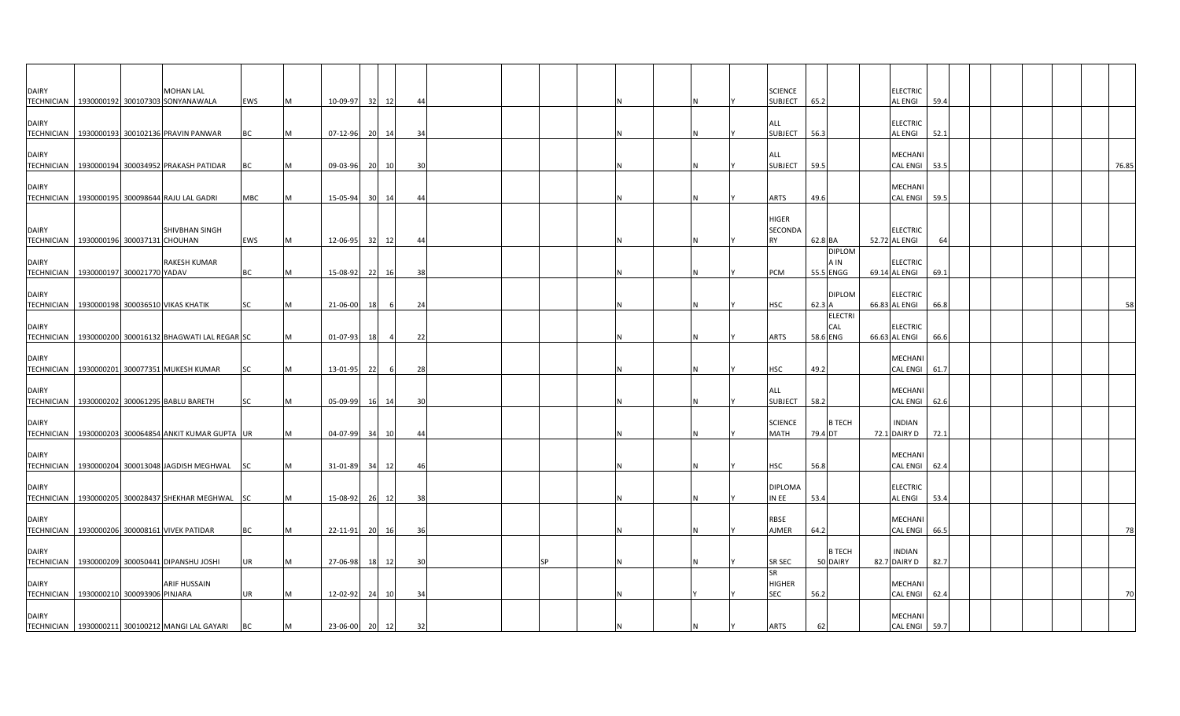| | | | | | | | | | | | | | | | | | | | | | | | | | | | | | | |
|---|---|---|---|---|---|---|---|---|---|---|---|---|---|---|---|---|---|---|---|---|---|---|---|---|---|---|---|---|---|---|
| DAIRY TECHNICIAN | 1930000192 | 300107303 | MOHAN LAL SONYANAWALA | EWS | M | 10-09-97 | 32 | 12 | 44 | | | | | N | | N | Y | SCIENCE SUBJECT | 65.2 | | | ELECTRIC AL ENGI | 59.4 | | | | | | | |
| DAIRY TECHNICIAN | 1930000193 | 300102136 | PRAVIN PANWAR | BC | M | 07-12-96 | 20 | 14 | 34 | | | | | N | | N | Y | ALL SUBJECT | 56.3 | | | ELECTRIC AL ENGI | 52.1 | | | | | | | |
| DAIRY TECHNICIAN | 1930000194 | 300034952 | PRAKASH PATIDAR | BC | M | 09-03-96 | 20 | 10 | 30 | | | | | N | | N | Y | ALL SUBJECT | 59.5 | | | MECHANI CAL ENGI | 53.5 | | | | | | | 76.85 |
| DAIRY TECHNICIAN | 1930000195 | 300098644 | RAJU LAL GADRI | MBC | M | 15-05-94 | 30 | 14 | 44 | | | | | N | | N | Y | ARTS | 49.6 | | | MECHANI CAL ENGI | 59.5 | | | | | | | |
| DAIRY TECHNICIAN | 1930000196 | 300037131 | SHIVBHAN SINGH CHOUHAN | EWS | M | 12-06-95 | 32 | 12 | 44 | | | | | N | | N | Y | HIGER SECONDA RY | 62.8 | BA | 52.72 | ELECTRIC AL ENGI | 64 | | | | | | | |
| DAIRY TECHNICIAN | 1930000197 | 300021770 | RAKESH KUMAR YADAV | BC | M | 15-08-92 | 22 | 16 | 38 | | | | | N | | N | Y | PCM | 55.5 | DIPLOM A IN ENGG | 69.14 | ELECTRIC AL ENGI | 69.1 | | | | | | | |
| DAIRY TECHNICIAN | 1930000198 | 300036510 | VIKAS KHATIK | SC | M | 21-06-00 | 18 | 6 | 24 | | | | | N | | N | Y | HSC | 62.3 | DIPLOM A | 66.83 | ELECTRIC AL ENGI | 66.8 | | | | | | | 58 |
| DAIRY TECHNICIAN | 1930000200 | 300016132 | BHAGWATI LAL REGAR | SC | M | 01-07-93 | 18 | 4 | 22 | | | | | N | | N | Y | ARTS | 58.6 | ELECTRI CAL ENG | 66.63 | ELECTRIC AL ENGI | 66.6 | | | | | | | |
| DAIRY TECHNICIAN | 1930000201 | 300077351 | MUKESH KUMAR | SC | M | 13-01-95 | 22 | 6 | 28 | | | | | N | | N | Y | HSC | 49.2 | | | MECHANI CAL ENGI | 61.7 | | | | | | | |
| DAIRY TECHNICIAN | 1930000202 | 300061295 | BABLU BARETH | SC | M | 05-09-99 | 16 | 14 | 30 | | | | | N | | N | Y | ALL SUBJECT | 58.2 | | | MECHANI CAL ENGI | 62.6 | | | | | | | |
| DAIRY TECHNICIAN | 1930000203 | 300064854 | ANKIT KUMAR GUPTA | UR | M | 04-07-99 | 34 | 10 | 44 | | | | | N | | N | Y | SCIENCE MATH | 79.4 | B TECH DT | 72.1 | INDIAN DAIRY D | 72.1 | | | | | | | |
| DAIRY TECHNICIAN | 1930000204 | 300013048 | JAGDISH MEGHWAL | SC | M | 31-01-89 | 34 | 12 | 46 | | | | | N | | N | Y | HSC | 56.8 | | | MECHANI CAL ENGI | 62.4 | | | | | | | |
| DAIRY TECHNICIAN | 1930000205 | 300028437 | SHEKHAR MEGHWAL | SC | M | 15-08-92 | 26 | 12 | 38 | | | | | N | | N | Y | DIPLOMA IN EE | 53.4 | | | ELECTRIC AL ENGI | 53.4 | | | | | | | |
| DAIRY TECHNICIAN | 1930000206 | 300008161 | VIVEK PATIDAR | BC | M | 22-11-91 | 20 | 16 | 36 | | | | | N | | N | Y | RBSE AJMER | 64.2 | | | MECHANI CAL ENGI | 66.5 | | | | | | | 78 |
| DAIRY TECHNICIAN | 1930000209 | 300050441 | DIPANSHU JOSHI | UR | M | 27-06-98 | 18 | 12 | 30 | | | SP | | N | | N | Y | SR SEC | 50 | B TECH DAIRY | 82.7 | INDIAN DAIRY D | 82.7 | | | | | | | |
| DAIRY TECHNICIAN | 1930000210 | 300093906 | ARIF HUSSAIN PINJARA | UR | M | 12-02-92 | 24 | 10 | 34 | | | | | N | | Y | Y | SR HIGHER SEC | 56.2 | | | MECHANI CAL ENGI | 62.4 | | | | | | | 70 |
| DAIRY TECHNICIAN | 1930000211 | 300100212 | MANGI LAL GAYARI | BC | M | 23-06-00 | 20 | 12 | 32 | | | | | N | | N | Y | ARTS | 62 | | | MECHANI CAL ENGI | 59.7 | | | | | | | |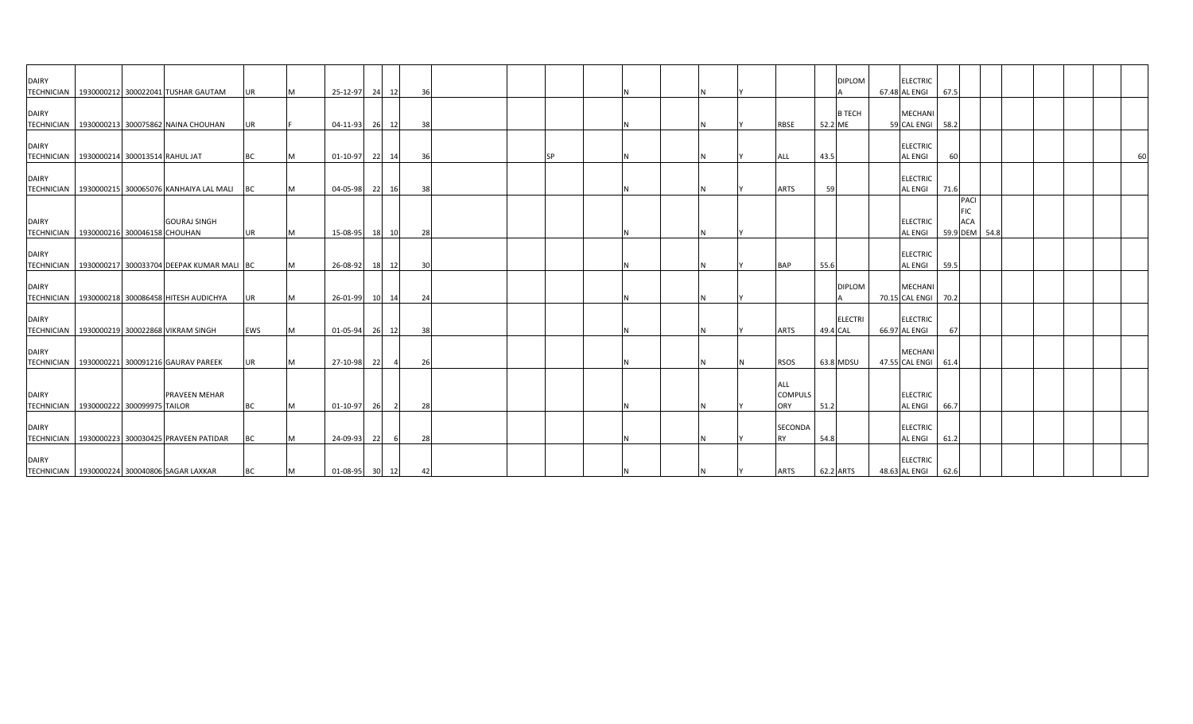| | | | | | | | | | | | | | | | | | | | | | | | | | | | | | | |
|---|---|---|---|---|---|---|---|---|---|---|---|---|---|---|---|---|---|---|---|---|---|---|---|---|---|---|---|---|---|---|
| DAIRY TECHNICIAN | 1930000212 | 300022041 | TUSHAR GAUTAM | UR | M | 25-12-97 | 24 | 12 | 36 | | | | | N | | N | Y | | | DIPLOMA | 67.48 | ELECTRICAL ENGI | 67.5 | | | | | | | |
| DAIRY TECHNICIAN | 1930000213 | 300075862 | NAINA CHOUHAN | UR | F | 04-11-93 | 26 | 12 | 38 | | | | | N | | N | Y | RBSE | 52.2 | B TECH ME | 59 | MECHANICAL ENGI | 58.2 | | | | | | | |
| DAIRY TECHNICIAN | 1930000214 | 300013514 | RAHUL JAT | BC | M | 01-10-97 | 22 | 14 | 36 | | | SP | | N | | N | Y | ALL | 43.5 | | | ELECTRICAL ENGI | 60 | | | | | | | 60 |
| DAIRY TECHNICIAN | 1930000215 | 300065076 | KANHAIYA LAL MALI | BC | M | 04-05-98 | 22 | 16 | 38 | | | | | N | | N | Y | ARTS | 59 | | | ELECTRICAL ENGI | 71.6 | | | | | | | |
| DAIRY TECHNICIAN | 1930000216 | 300046158 | GOURAJ SINGH CHOUHAN | UR | M | 15-08-95 | 18 | 10 | 28 | | | | | N | | N | Y | | | | | ELECTRICAL ENGI | 59.9 | PACIFIC ACADEM | 54.8 | | | | | |
| DAIRY TECHNICIAN | 1930000217 | 300033704 | DEEPAK KUMAR MALI | BC | M | 26-08-92 | 18 | 12 | 30 | | | | | N | | N | Y | BAP | 55.6 | | | ELECTRICAL ENGI | 59.5 | | | | | | | |
| DAIRY TECHNICIAN | 1930000218 | 300086458 | HITESH AUDICHYA | UR | M | 26-01-99 | 10 | 14 | 24 | | | | | N | | N | Y | | | DIPLOMA | 70.15 | MECHANICAL ENGI | 70.2 | | | | | | | |
| DAIRY TECHNICIAN | 1930000219 | 300022868 | VIKRAM SINGH | EWS | M | 01-05-94 | 26 | 12 | 38 | | | | | N | | N | Y | ARTS | 49.4 | ELECTRICAL | 66.97 | ELECTRICAL ENGI | 67 | | | | | | | |
| DAIRY TECHNICIAN | 1930000221 | 300091216 | GAURAV PAREEK | UR | M | 27-10-98 | 22 | 4 | 26 | | | | | N | | N | N | RSOS | 63.8 | MDSU | 47.55 | MECHANICAL ENGI | 61.4 | | | | | | | |
| DAIRY TECHNICIAN | 1930000222 | 300099975 | PRAVEEN MEHAR TAILOR | BC | M | 01-10-97 | 26 | 2 | 28 | | | | | N | | N | Y | ALL COMPULSORY | 51.2 | | | ELECTRICAL ENGI | 66.7 | | | | | | | |
| DAIRY TECHNICIAN | 1930000223 | 300030425 | PRAVEEN PATIDAR | BC | M | 24-09-93 | 22 | 6 | 28 | | | | | N | | N | Y | SECONDARY | 54.8 | | | ELECTRICAL ENGI | 61.2 | | | | | | | |
| DAIRY TECHNICIAN | 1930000224 | 300040806 | SAGAR LAXKAR | BC | M | 01-08-95 | 30 | 12 | 42 | | | | | N | | N | Y | ARTS | 62.2 | ARTS | 48.63 | ELECTRICAL ENGI | 62.6 | | | | | | | |